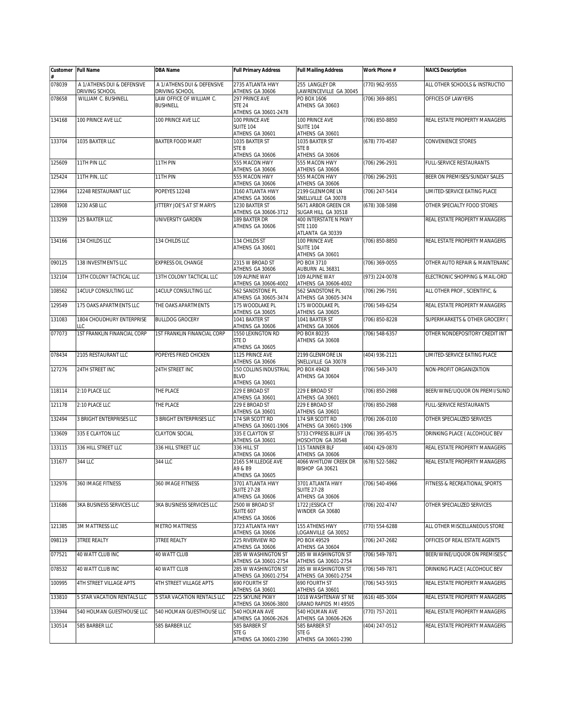| Customer # | Full Name | DBA Name | Full Primary Address | Full Mailing Address | Work Phone # | NAICS Description |
|---|---|---|---|---|---|---|
| 078039 | A 1/ATHENS DUI & DEFENSIVE DRIVING SCHOOL | A 1/ATHENS DUI & DEFENSIVE DRIVING SCHOOL | 2735 ATLANTA HWY ATHENS GA 30606 | 255 LANGLEY DR LAWRENCEVILLE GA 30045 | (770) 962-9555 | ALL OTHER SCHOOLS & INSTRUCTIO |
| 078658 | WILLIAM C. BUSHNELL | LAW OFFICE OF WILLIAM C. BUSHNELL | 297 PRINCE AVE STE 24 ATHENS GA 30601-2478 | PO BOX 1606 ATHENS GA 30603 | (706) 369-8851 | OFFICES OF LAWYERS |
| 134168 | 100 PRINCE AVE LLC | 100 PRINCE AVE LLC | 100 PRINCE AVE SUITE 104 ATHENS GA 30601 | 100 PRINCE AVE SUITE 104 ATHENS GA 30601 | (706) 850-8850 | REAL ESTATE PROPERTY MANAGERS |
| 133704 | 1035 BAXTER LLC | BAXTER FOOD MART | 1035 BAXTER ST STE B ATHENS GA 30606 | 1035 BAXTER ST STE B ATHENS GA 30606 | (678) 770-4587 | CONVENIENCE STORES |
| 125609 | 11TH PIN LLC | 11TH PIN | 555 MACON HWY ATHENS GA 30606 | 555 MACON HWY ATHENS GA 30606 | (706) 296-2931 | FULL-SERVICE RESTAURANTS |
| 125424 | 11TH PIN, LLC | 11TH PIN | 555 MACON HWY ATHENS GA 30606 | 555 MACON HWY ATHENS GA 30606 | (706) 296-2931 | BEER ON PREMISES/SUNDAY SALES |
| 123964 | 12248 RESTAURANT LLC | POPEYES 12248 | 3160 ATLANTA HWY ATHENS GA 30606 | 2199 GLENMORE LN SNELLVILLE GA 30078 | (706) 247-5414 | LIMITED-SERVICE EATING PLACE |
| 128908 | 1230 ASB LLC | JITTERY JOE'S AT ST MARYS | 1230 BAXTER ST ATHENS GA 30606-3712 | 5671 ARBOR GREEN CIR SUGAR HILL GA 30518 | (678) 308-5898 | OTHER SPECIALTY FOOD STORES |
| 113299 | 125 BAXTER LLC | UNIVERSITY GARDEN | 189 BAXTER DR ATHENS GA 30606 | 400 INTERSTATE N PKWY STE 1100 ATLANTA GA 30339 | | REAL ESTATE PROPERTY MANAGERS |
| 134166 | 134 CHILDS LLC | 134 CHILDS LLC | 134 CHILDS ST ATHENS GA 30601 | 100 PRINCE AVE SUITE 104 ATHENS GA 30601 | (706) 850-8850 | REAL ESTATE PROPERTY MANAGERS |
| 090125 | 138 INVESTMENTS LLC | EXPRESS OIL CHANGE | 2315 W BROAD ST ATHENS GA 30606 | PO BOX 3710 AUBURN AL 36831 | (706) 369-0055 | OTHER AUTO REPAIR & MAINTENANC |
| 132104 | 13TH COLONY TACTICAL LLC | 13TH COLONY TACTICAL LLC | 109 ALPINE WAY ATHENS GA 30606-4002 | 109 ALPINE WAY ATHENS GA 30606-4002 | (973) 224-0078 | ELECTRONIC SHOPPING & MAIL-ORD |
| 108562 | 14CULP CONSULTING LLC | 14CULP CONSULTING LLC | 562 SANDSTONE PL ATHENS GA 30605-3474 | 562 SANDSTONE PL ATHENS GA 30605-3474 | (706) 296-7591 | ALL OTHER PROF., SCIENTIFIC, & |
| 129549 | 175 OAKS APARTMENTS LLC | THE OAKS APARTMENTS | 175 WOODLAKE PL ATHENS GA 30605 | 175 WOODLAKE PL ATHENS GA 30605 | (706) 549-6254 | REAL ESTATE PROPERTY MANAGERS |
| 131083 | 1804 CHOUDHURY ENTERPRISE LLC | BULLDOG GROCERY | 1041 BAXTER ST ATHENS GA 30606 | 1041 BAXTER ST ATHENS GA 30606 | (706) 850-8228 | SUPERMARKETS & OTHER GROCERY ( |
| 077073 | 1ST FRANKLIN FINANCIAL CORP | 1ST FRANKLIN FINANCIAL CORP | 1550 LEXINGTON RD STE D ATHENS GA 30605 | PO BOX 80235 ATHENS GA 30608 | (706) 548-6357 | OTHER NONDEPOSITORY CREDIT INT |
| 078434 | 2105 RESTAURANT LLC | POPEYES FRIED CHICKEN | 1125 PRINCE AVE ATHENS GA 30606 | 2199 GLENMORE LN SNELLVILLE GA 30078 | (404) 936-2121 | LIMITED-SERVICE EATING PLACE |
| 127276 | 24TH STREET INC | 24TH STREET INC | 150 COLLINS INDUSTRIAL BLVD ATHENS GA 30601 | PO BOX 49428 ATHENS GA 30604 | (706) 549-3470 | NON-PROFIT ORGANIZATION |
| 118114 | 2:10 PLACE LLC | THE PLACE | 229 E BROAD ST ATHENS GA 30601 | 229 E BROAD ST ATHENS GA 30601 | (706) 850-2988 | BEER/WINE/LIQUOR ON PREMI/SUND |
| 121178 | 2:10 PLACE LLC | THE PLACE | 229 E BROAD ST ATHENS GA 30601 | 229 E BROAD ST ATHENS GA 30601 | (706) 850-2988 | FULL-SERVICE RESTAURANTS |
| 132494 | 3 BRIGHT ENTERPRISES LLC | 3 BRIGHT ENTERPRISES LLC | 174 SIR SCOTT RD ATHENS GA 30601-1906 | 174 SIR SCOTT RD ATHENS GA 30601-1906 | (706) 206-0100 | OTHER SPECIALIZED SERVICES |
| 133609 | 335 E CLAYTON LLC | CLAYTON SOCIAL | 335 E CLAYTON ST ATHENS GA 30601 | 5733 CYPRESS BLUFF LN HOSCHTON GA 30548 | (706) 395-6575 | DRINKING PLACE ( ALCOHOLIC BEV |
| 133115 | 336 HILL STREET LLC | 336 HILL STREET LLC | 336 HILL ST ATHENS GA 30606 | 115 TANNER BLF ATHENS GA 30606 | (404) 429-0870 | REAL ESTATE PROPERTY MANAGERS |
| 131677 | 344 LLC | 344 LLC | 2165 S MILLEDGE AVE A9 & B9 ATHENS GA 30605 | 4066 WHITLOW CREEK DR BISHOP GA 30621 | (678) 522-5862 | REAL ESTATE PROPERTY MANAGERS |
| 132976 | 360 IMAGE FITNESS | 360 IMAGE FITNESS | 3701 ATLANTA HWY SUITE 27-28 ATHENS GA 30606 | 3701 ATLANTA HWY SUITE 27-28 ATHENS GA 30606 | (706) 540-4966 | FITNESS & RECREATIONAL SPORTS |
| 131686 | 3KA BUSINESS SERVICES LLC | 3KA BUSINESS SERVICES LLC | 2500 W BROAD ST SUITE 607 ATHENS GA 30606 | 1722 JESSICA CT WINDER GA 30680 | (706) 202-4747 | OTHER SPECIALIZED SERVICES |
| 121385 | 3M MATTRESS LLC | METRO MATTRESS | 3723 ATLANTA HWY ATHENS GA 30606 | 155 ATHENS HWY LOGANVILLE GA 30052 | (770) 554-6288 | ALL OTHER MISCELLANEOUS STORE |
| 098119 | 3TREE REALTY | 3TREE REALTY | 225 RIVERVIEW RD ATHENS GA 30606 | PO BOX 49529 ATHENS GA 30604 | (706) 247-2682 | OFFICES OF REAL ESTATE AGENTS |
| 077521 | 40 WATT CLUB INC | 40 WATT CLUB | 285 W WASHINGTON ST ATHENS GA 30601-2754 | 285 W WASHINGTON ST ATHENS GA 30601-2754 | (706) 549-7871 | BEER/WINE/LIQUOR ON PREMISES C |
| 078532 | 40 WATT CLUB INC | 40 WATT CLUB | 285 W WASHINGTON ST ATHENS GA 30601-2754 | 285 W WASHINGTON ST ATHENS GA 30601-2754 | (706) 549-7871 | DRINKING PLACE ( ALCOHOLIC BEV |
| 100995 | 4TH STREET VILLAGE APTS | 4TH STREET VILLAGE APTS | 690 FOURTH ST ATHENS GA 30601 | 690 FOURTH ST ATHENS GA 30601 | (706) 543-5915 | REAL ESTATE PROPERTY MANAGERS |
| 133810 | 5 STAR VACATION RENTALS LLC | 5 STAR VACATION RENTALS LLC | 225 SKYLINE PKWY ATHENS GA 30606-3800 | 1018 WASHTENAW ST NE GRAND RAPIDS MI 49505 | (616) 485-3004 | REAL ESTATE PROPERTY MANAGERS |
| 133944 | 540 HOLMAN GUESTHOUSE LLC | 540 HOLMAN GUESTHOUSE LLC | 540 HOLMAN AVE ATHENS GA 30606-2626 | 540 HOLMAN AVE ATHENS GA 30606-2626 | (770) 757-2011 | REAL ESTATE PROPERTY MANAGERS |
| 130514 | 585 BARBER LLC | 585 BARBER LLC | 585 BARBER ST STE G ATHENS GA 30601-2390 | 585 BARBER ST STE G ATHENS GA 30601-2390 | (404) 247-0512 | REAL ESTATE PROPERTY MANAGERS |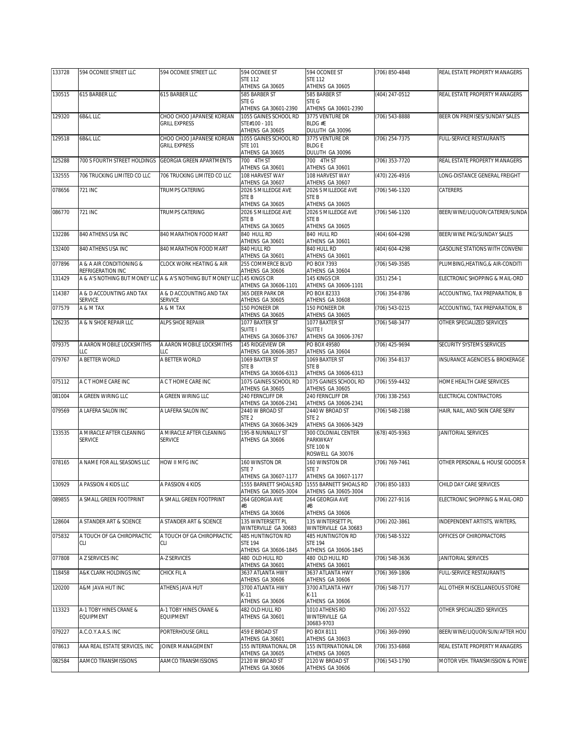| 133728 | 594 OCONEE STREET LLC | 594 OCONEE STREET LLC | 594 OCONEE ST<br>STE 112<br>ATHENS GA 30605 | 594 OCONEE ST<br>STE 112<br>ATHENS GA 30605 | (706) 850-4848 | REAL ESTATE PROPERTY MANAGERS |
|---|---|---|---|---|---|---|
| 130515 | 615 BARBER LLC | 615 BARBER LLC | 585 BARBER ST<br>STE G<br>ATHENS GA 30601-2390 | 585 BARBER ST<br>STE G<br>ATHENS GA 30601-2390 | (404) 247-0512 | REAL ESTATE PROPERTY MANAGERS |
| 129320 | 6B&L LLC | CHOO CHOO JAPANESE KOREAN GRILL EXPRESS | 1055 GAINES SCHOOL RD<br>STE#100 - 101<br>ATHENS GA 30605 | 3775 VENTURE DR<br>BLDG #E<br>DULUTH GA 30096 | (706) 543-8888 | BEER ON PREMISES/SUNDAY SALES |
| 129518 | 6B&L LLC | CHOO CHOO JAPANESE KOREAN GRILL EXPRESS | 1055 GAINES SCHOOL RD<br>STE 101<br>ATHENS GA 30605 | 3775 VENTURE DR<br>BLDG E<br>DULUTH GA 30096 | (706) 254-7375 | FULL-SERVICE RESTAURANTS |
| 125288 | 700 S FOURTH STREET HOLDINGS | GEORGIA GREEN APARTMENTS | 700 4TH ST<br>ATHENS GA 30601 | 700 4TH ST<br>ATHENS GA 30601 | (706) 353-7720 | REAL ESTATE PROPERTY MANAGERS |
| 132555 | 706 TRUCKING LIMITED CO LLC | 706 TRUCKING LIMITED CO LLC | 108 HARVEST WAY<br>ATHENS GA 30607 | 108 HARVEST WAY<br>ATHENS GA 30607 | (470) 226-4916 | LONG-DISTANCE GENERAL FREIGHT |
| 078656 | 721 INC | TRUMPS CATERING | 2026 S MILLEDGE AVE<br>STE B<br>ATHENS GA 30605 | 2026 S MILLEDGE AVE<br>STE B<br>ATHENS GA 30605 | (706) 546-1320 | CATERERS |
| 086770 | 721 INC | TRUMPS CATERING | 2026 S MILLEDGE AVE<br>STE B<br>ATHENS GA 30605 | 2026 S MILLEDGE AVE<br>STE B<br>ATHENS GA 30605 | (706) 546-1320 | BEER/WINE/LIQUOR/CATERER/SUNDA |
| 132286 | 840 ATHENS USA INC | 840 MARATHON FOOD MART | 840 HULL RD<br>ATHENS GA 30601 | 840 HULL RD<br>ATHENS GA 30601 | (404) 604-4298 | BEER/WINE PKG/SUNDAY SALES |
| 132400 | 840 ATHENS USA INC | 840 MARATHON FOOD MART | 840 HULL RD<br>ATHENS GA 30601 | 840 HULL RD<br>ATHENS GA 30601 | (404) 604-4298 | GASOLINE STATIONS WITH CONVENI |
| 077896 | A & A AIR CONDITIONING & REFRIGERATION INC | CLOCK WORK HEATING & AIR | 255 COMMERCE BLVD<br>ATHENS GA 30606 | PO BOX 7393<br>ATHENS GA 30604 | (706) 549-3585 | PLUMBING,HEATING,& AIR-CONDITI |
| 131429 | A & A'S NOTHING BUT MONEY LLC | A & A'S NOTHING BUT MONEY LLC | 145 KINGS CIR<br>ATHENS GA 30606-1101 | 145 KINGS CIR<br>ATHENS GA 30606-1101 | (351) 254-1 | ELECTRONIC SHOPPING & MAIL-ORD |
| 114387 | A & D ACCOUNTING AND TAX SERVICE | A & D ACCOUNTING AND TAX SERVICE | 365 DEER PARK DR<br>ATHENS GA 30605 | PO BOX 82333<br>ATHENS GA 30608 | (706) 354-8786 | ACCOUNTING, TAX PREPARATION, B |
| 077579 | A & M TAX | A & M TAX | 150 PIONEER DR<br>ATHENS GA 30605 | 150 PIONEER DR<br>ATHENS GA 30605 | (706) 543-0215 | ACCOUNTING, TAX PREPARATION, B |
| 126235 | A & N SHOE REPAIR LLC | ALPS SHOE REPAIIR | 1077 BAXTER ST<br>SUITE I<br>ATHENS GA 30606-3767 | 1077 BAXTER ST<br>SUITE I<br>ATHENS GA 30606-3767 | (706) 548-3477 | OTHER SPECIALIZED SERVICES |
| 079375 | A AARON MOBILE LOCKSMITHS LLC | A AARON MOBILE LOCKSMITHS LLC | 145 RIDGEVIEW DR<br>ATHENS GA 30606-3857 | PO BOX 49580<br>ATHENS GA 30604 | (706) 425-9694 | SECURITY SYSTEMS SERVICES |
| 079767 | A BETTER WORLD | A BETTER WORLD | 1069 BAXTER ST<br>STE B<br>ATHENS GA 30606-6313 | 1069 BAXTER ST<br>STE B<br>ATHENS GA 30606-6313 | (706) 354-8137 | INSURANCE AGENCIES & BROKERAGE |
| 075112 | A C T HOME CARE INC | A C T HOME CARE INC | 1075 GAINES SCHOOL RD<br>ATHENS GA 30605 | 1075 GAINES SCHOOL RD<br>ATHENS GA 30605 | (706) 559-4432 | HOME HEALTH CARE SERVICES |
| 081004 | A GREEN WIRING LLC | A GREEN WIRING LLC | 240 FERNCLIFF DR<br>ATHENS GA 30606-2341 | 240 FERNCLIFF DR<br>ATHENS GA 30606-2341 | (706) 338-2563 | ELECTRICAL CONTRACTORS |
| 079569 | A LAFERA SALON INC | A LAFERA SALON INC | 2440 W BROAD ST<br>STE 2<br>ATHENS GA 30606-3429 | 2440 W BROAD ST<br>STE 2<br>ATHENS GA 30606-3429 | (706) 548-2188 | HAIR, NAIL, AND SKIN CARE SERV |
| 133535 | A MIRACLE AFTER CLEANING SERVICE | A MIRACLE AFTER CLEANING SERVICE | 195-B NUNNALLY ST<br>ATHENS GA 30606 | 300 COLONIAL CENTER PARKWKAY<br>STE 100 N<br>ROSWELL GA 30076 | (678) 405-9363 | JANITORIAL SERVICES |
| 078165 | A NAME FOR ALL SEASONS LLC | HOW II MFG INC | 160 WINSTON DR<br>STE 7<br>ATHENS GA 30607-1177 | 160 WINSTON DR<br>STE 7<br>ATHENS GA 30607-1177 | (706) 769-7461 | OTHER PERSONAL & HOUSE GOODS R |
| 130929 | A PASSION 4 KIDS LLC | A PASSION 4 KIDS | 1555 BARNETT SHOALS RD<br>ATHENS GA 30605-3004 | 1555 BARNETT SHOALS RD<br>ATHENS GA 30605-3004 | (706) 850-1833 | CHILD DAY CARE SERVICES |
| 089855 | A SMALL GREEN FOOTPRINT | A SMALL GREEN FOOTPRINT | 264 GEORGIA AVE<br>#B<br>ATHENS GA 30606 | 264 GEORGIA AVE<br>#B<br>ATHENS GA 30606 | (706) 227-9116 | ELECTRONIC SHOPPING & MAIL-ORD |
| 128604 | A STANDER ART & SCIENCE | A STANDER ART & SCIENCE | 135 WINTERSETT PL<br>WINTERVILLE GA 30683 | 135 WINTERSETT PL<br>WINTERVILLE GA 30683 | (706) 202-3861 | INDEPENDENT ARTISTS, WRITERS, |
| 075832 | A TOUCH OF GA CHIROPRACTIC CLI | A TOUCH OF GA CHIROPRACTIC CLI | 485 HUNTINGTON RD<br>STE 194<br>ATHENS GA 30606-1845 | 485 HUNTINGTON RD<br>STE 194<br>ATHENS GA 30606-1845 | (706) 548-5322 | OFFICES OF CHIROPRACTORS |
| 077808 | A Z SERVICES INC | A-Z SERVICES | 480 OLD HULL RD<br>ATHENS GA 30601 | 480 OLD HULL RD<br>ATHENS GA 30601 | (706) 548-3636 | JANITORIAL SERVICES |
| 118458 | A&K CLARK HOLDINGS INC | CHICK FIL A | 3637 ATLANTA HWY<br>ATHENS GA 30606 | 3637 ATLANTA HWY<br>ATHENS GA 30606 | (706) 369-1806 | FULL-SERVICE RESTAURANTS |
| 120200 | A&M JAVA HUT INC | ATHENS JAVA HUT | 3700 ATLANTA HWY<br>K-11<br>ATHENS GA 30606 | 3700 ATLANTA HWY<br>K-11<br>ATHENS GA 30606 | (706) 548-7177 | ALL OTHER MISCELLANEOUS STORE |
| 113323 | A-1 TOBY HINES CRANE & EQUIPMENT | A-1 TOBY HINES CRANE & EQUIPMENT | 482 OLD HULL RD<br>ATHENS GA 30601 | 1010 ATHENS RD<br>WINTERVILLE GA 30683-9703 | (706) 207-5522 | OTHER SPECIALIZED SERVICES |
| 079227 | A.C.O.Y.A.A.S. INC | PORTERHOUSE GRILL | 459 E BROAD ST<br>ATHENS GA 30601 | PO BOX 8111<br>ATHENS GA 30603 | (706) 369-0990 | BEER/WINE/LIQUOR/SUN/AFTER HOU |
| 078613 | AAA REAL ESTATE SERVICES, INC | JOINER MANAGEMENT | 155 INTERNATIONAL DR<br>ATHENS GA 30605 | 155 INTERNATIONAL DR<br>ATHENS GA 30605 | (706) 353-6868 | REAL ESTATE PROPERTY MANAGERS |
| 082584 | AAMCO TRANSMISSIONS | AAMCO TRANSMISSIONS | 2120 W BROAD ST<br>ATHENS GA 30606 | 2120 W BROAD ST<br>ATHENS GA 30606 | (706) 543-1790 | MOTOR VEH. TRANSMISSION & POWE |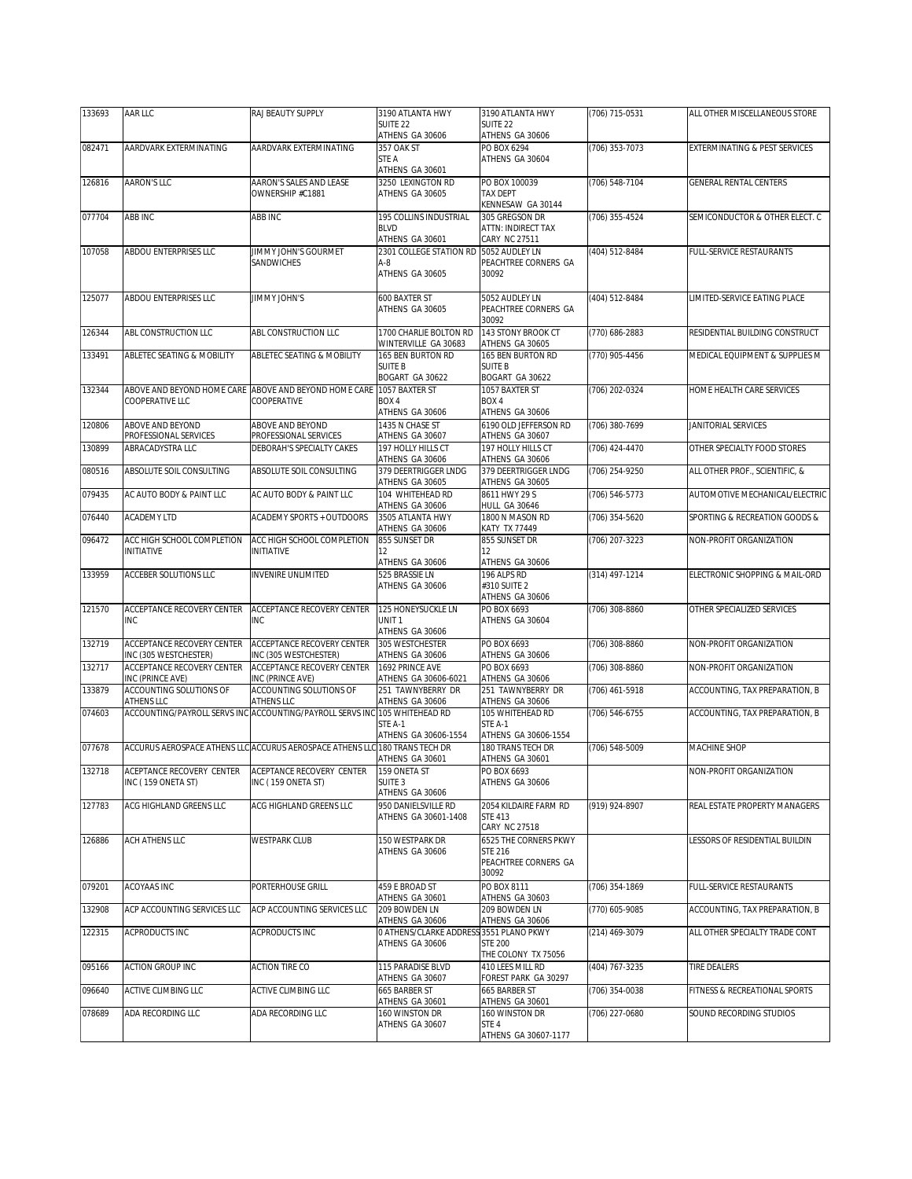| 133693 | AAR LLC | RAJ BEAUTY SUPPLY | 3190 ATLANTA HWY SUITE 22 ATHENS GA 30606 | 3190 ATLANTA HWY SUITE 22 ATHENS GA 30606 | (706) 715-0531 | ALL OTHER MISCELLANEOUS STORE |
|---|---|---|---|---|---|---|
| 082471 | AARDVARK EXTERMINATING | AARDVARK EXTERMINATING | 357 OAK ST STE A ATHENS GA 30601 | PO BOX 6294 ATHENS GA 30604 | (706) 353-7073 | EXTERMINATING & PEST SERVICES |
| 126816 | AARON'S LLC | AARON'S SALES AND LEASE OWNERSHIP #C1881 | 3250 LEXINGTON RD ATHENS GA 30605 | PO BOX 100039 TAX DEPT KENNESAW GA 30144 | (706) 548-7104 | GENERAL RENTAL CENTERS |
| 077704 | ABB INC | ABB INC | 195 COLLINS INDUSTRIAL BLVD ATHENS GA 30601 | 305 GREGSON DR ATTN: INDIRECT TAX CARY NC 27511 | (706) 355-4524 | SEMICONDUCTOR & OTHER ELECT. C |
| 107058 | ABDOU ENTERPRISES LLC | JIMMY JOHN'S GOURMET SANDWICHES | 2301 COLLEGE STATION RD A-8 ATHENS GA 30605 | 5052 AUDLEY LN PEACHTREE CORNERS GA 30092 | (404) 512-8484 | FULL-SERVICE RESTAURANTS |
| 125077 | ABDOU ENTERPRISES LLC | JIMMY JOHN'S | 600 BAXTER ST ATHENS GA 30605 | 5052 AUDLEY LN PEACHTREE CORNERS GA 30092 | (404) 512-8484 | LIMITED-SERVICE EATING PLACE |
| 126344 | ABL CONSTRUCTION LLC | ABL CONSTRUCTION LLC | 1700 CHARLIE BOLTON RD WINTERVILLE GA 30683 | 143 STONY BROOK CT ATHENS GA 30605 | (770) 686-2883 | RESIDENTIAL BUILDING CONSTRUCT |
| 133491 | ABLETEC SEATING & MOBILITY | ABLETEC SEATING & MOBILITY | 165 BEN BURTON RD SUITE B BOGART GA 30622 | 165 BEN BURTON RD SUITE B BOGART GA 30622 | (770) 905-4456 | MEDICAL EQUIPMENT & SUPPLIES M |
| 132344 | ABOVE AND BEYOND HOME CARE COOPERATIVE LLC | ABOVE AND BEYOND HOME CARE COOPERATIVE | 1057 BAXTER ST BOX 4 ATHENS GA 30606 | 1057 BAXTER ST BOX 4 ATHENS GA 30606 | (706) 202-0324 | HOME HEALTH CARE SERVICES |
| 120806 | ABOVE AND BEYOND PROFESSIONAL SERVICES | ABOVE AND BEYOND PROFESSIONAL SERVICES | 1435 N CHASE ST ATHENS GA 30607 | 6190 OLD JEFFERSON RD ATHENS GA 30607 | (706) 380-7699 | JANITORIAL SERVICES |
| 130899 | ABRACADYSTRA LLC | DEBORAH'S SPECIALTY CAKES | 197 HOLLY HILLS CT ATHENS GA 30606 | 197 HOLLY HILLS CT ATHENS GA 30606 | (706) 424-4470 | OTHER SPECIALTY FOOD STORES |
| 080516 | ABSOLUTE SOIL CONSULTING | ABSOLUTE SOIL CONSULTING | 379 DEERTRIGGER LNDG ATHENS GA 30605 | 379 DEERTRIGGER LNDG ATHENS GA 30605 | (706) 254-9250 | ALL OTHER PROF., SCIENTIFIC, & |
| 079435 | AC AUTO BODY & PAINT LLC | AC AUTO BODY & PAINT LLC | 104 WHITEHEAD RD ATHENS GA 30606 | 8611 HWY 29 S HULL GA 30646 | (706) 546-5773 | AUTOMOTIVE MECHANICAL/ELECTRIC |
| 076440 | ACADEMY LTD | ACADEMY SPORTS + OUTDOORS | 3505 ATLANTA HWY ATHENS GA 30606 | 1800 N MASON RD KATY TX 77449 | (706) 354-5620 | SPORTING & RECREATION GOODS & |
| 096472 | ACC HIGH SCHOOL COMPLETION INITIATIVE | ACC HIGH SCHOOL COMPLETION INITIATIVE | 855 SUNSET DR 12 ATHENS GA 30606 | 855 SUNSET DR 12 ATHENS GA 30606 | (706) 207-3223 | NON-PROFIT ORGANIZATION |
| 133959 | ACCEBER SOLUTIONS LLC | INVENIRE UNLIMITED | 525 BRASSIE LN ATHENS GA 30606 | 196 ALPS RD #310 SUITE 2 ATHENS GA 30606 | (314) 497-1214 | ELECTRONIC SHOPPING & MAIL-ORD |
| 121570 | ACCEPTANCE RECOVERY CENTER INC | ACCEPTANCE RECOVERY CENTER INC | 125 HONEYSUCKLE LN UNIT 1 ATHENS GA 30606 | PO BOX 6693 ATHENS GA 30604 | (706) 308-8860 | OTHER SPECIALIZED SERVICES |
| 132719 | ACCEPTANCE RECOVERY CENTER INC (305 WESTCHESTER) | ACCEPTANCE RECOVERY CENTER INC (305 WESTCHESTER) | 305 WESTCHESTER ATHENS GA 30606 | PO BOX 6693 ATHENS GA 30606 | (706) 308-8860 | NON-PROFIT ORGANIZATION |
| 132717 | ACCEPTANCE RECOVERY CENTER INC (PRINCE AVE) | ACCEPTANCE RECOVERY CENTER INC (PRINCE AVE) | 1692 PRINCE AVE ATHENS GA 30606-6021 | PO BOX 6693 ATHENS GA 30606 | (706) 308-8860 | NON-PROFIT ORGANIZATION |
| 133879 | ACCOUNTING SOLUTIONS OF ATHENS LLC | ACCOUNTING SOLUTIONS OF ATHENS LLC | 251 TAWNYBERRY DR ATHENS GA 30606 | 251 TAWNYBERRY DR ATHENS GA 30606 | (706) 461-5918 | ACCOUNTING, TAX PREPARATION, B |
| 074603 | ACCOUNTING/PAYROLL SERVS INC | ACCOUNTING/PAYROLL SERVS INC | 105 WHITEHEAD RD STE A-1 ATHENS GA 30606-1554 | 105 WHITEHEAD RD STE A-1 ATHENS GA 30606-1554 | (706) 546-6755 | ACCOUNTING, TAX PREPARATION, B |
| 077678 | ACCURUS AEROSPACE ATHENS LLC | ACCURUS AEROSPACE ATHENS LLC | 180 TRANS TECH DR ATHENS GA 30601 | 180 TRANS TECH DR ATHENS GA 30601 | (706) 548-5009 | MACHINE SHOP |
| 132718 | ACEPTANCE RECOVERY CENTER INC ( 159 ONETA ST) | ACEPTANCE RECOVERY CENTER INC ( 159 ONETA ST) | 159 ONETA ST SUITE 3 ATHENS GA 30606 | PO BOX 6693 ATHENS GA 30606 | | NON-PROFIT ORGANIZATION |
| 127783 | ACG HIGHLAND GREENS LLC | ACG HIGHLAND GREENS LLC | 950 DANIELSVILLE RD ATHENS GA 30601-1408 | 2054 KILDAIRE FARM RD STE 413 CARY NC 27518 | (919) 924-8907 | REAL ESTATE PROPERTY MANAGERS |
| 126886 | ACH ATHENS LLC | WESTPARK CLUB | 150 WESTPARK DR ATHENS GA 30606 | 6525 THE CORNERS PKWY STE 216 PEACHTREE CORNERS GA 30092 | | LESSORS OF RESIDENTIAL BUILDIN |
| 079201 | ACOYAAS INC | PORTERHOUSE GRILL | 459 E BROAD ST ATHENS GA 30601 | PO BOX 8111 ATHENS GA 30603 | (706) 354-1869 | FULL-SERVICE RESTAURANTS |
| 132908 | ACP ACCOUNTING SERVICES LLC | ACP ACCOUNTING SERVICES LLC | 209 BOWDEN LN ATHENS GA 30606 | 209 BOWDEN LN ATHENS GA 30606 | (770) 605-9085 | ACCOUNTING, TAX PREPARATION, B |
| 122315 | ACPRODUCTS INC | ACPRODUCTS INC | 0 ATHENS/CLARKE ADDRESS ATHENS GA 30606 | 3551 PLANO PKWY STE 200 THE COLONY TX 75056 | (214) 469-3079 | ALL OTHER SPECIALTY TRADE CONT |
| 095166 | ACTION GROUP INC | ACTION TIRE CO | 115 PARADISE BLVD ATHENS GA 30607 | 410 LEES MILL RD FOREST PARK GA 30297 | (404) 767-3235 | TIRE DEALERS |
| 096640 | ACTIVE CLIMBING LLC | ACTIVE CLIMBING LLC | 665 BARBER ST ATHENS GA 30601 | 665 BARBER ST ATHENS GA 30601 | (706) 354-0038 | FITNESS & RECREATIONAL SPORTS |
| 078689 | ADA RECORDING LLC | ADA RECORDING LLC | 160 WINSTON DR ATHENS GA 30607 | 160 WINSTON DR STE 4 ATHENS GA 30607-1177 | (706) 227-0680 | SOUND RECORDING STUDIOS |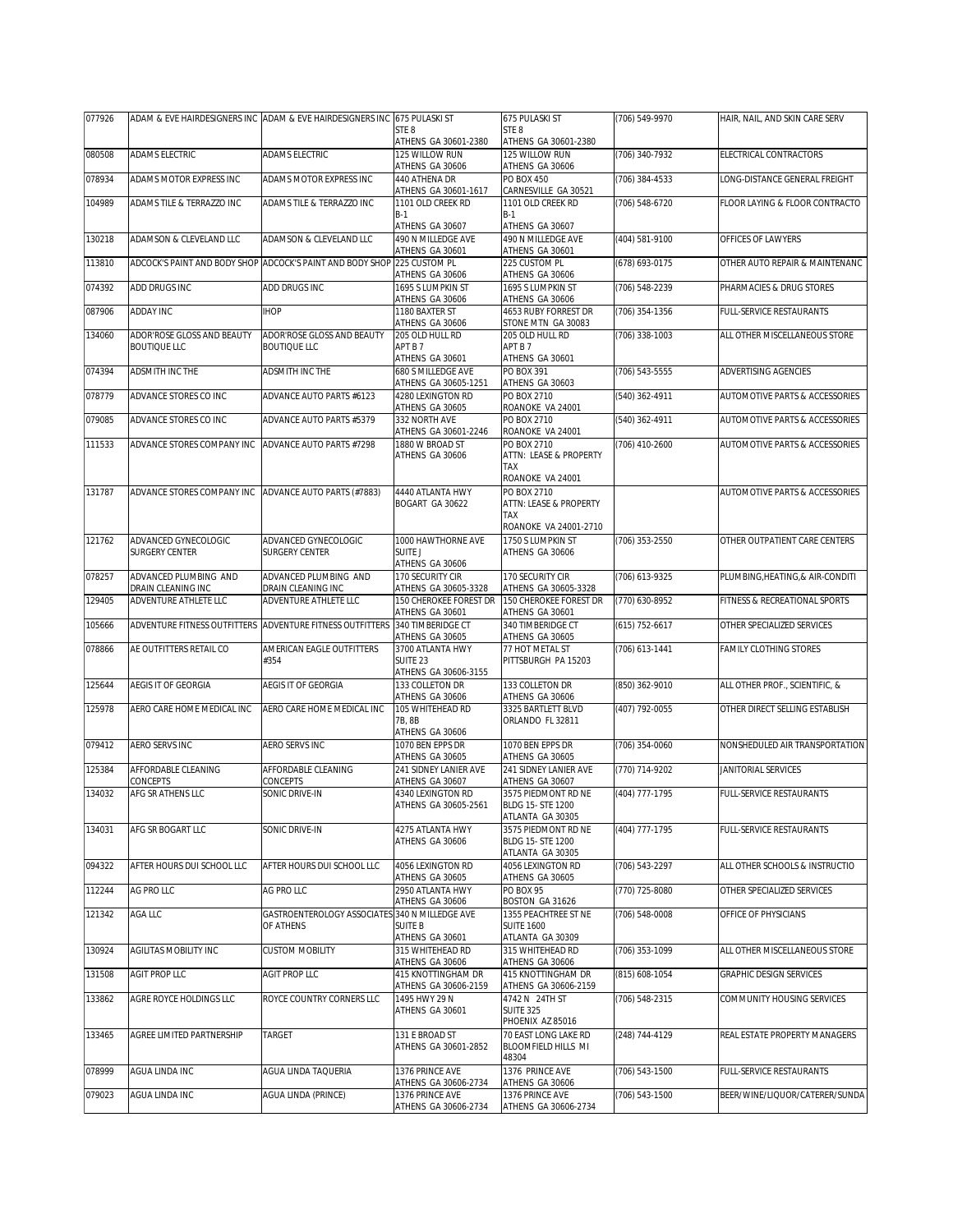| 077926 | ADAM & EVE HAIRDESIGNERS INC | ADAM & EVE HAIRDESIGNERS INC | 675 PULASKI ST STE 8 ATHENS GA 30601-2380 | 675 PULASKI ST STE 8 ATHENS GA 30601-2380 | (706) 549-9970 | HAIR, NAIL, AND SKIN CARE SERV |
|---|---|---|---|---|---|---|
| 080508 | ADAMS ELECTRIC | ADAMS ELECTRIC | 125 WILLOW RUN ATHENS GA 30606 | 125 WILLOW RUN ATHENS GA 30606 | (706) 340-7932 | ELECTRICAL CONTRACTORS |
| 078934 | ADAMS MOTOR EXPRESS INC | ADAMS MOTOR EXPRESS INC | 440 ATHENA DR ATHENS GA 30601-1617 | PO BOX 450 CARNESVILLE GA 30521 | (706) 384-4533 | LONG-DISTANCE GENERAL FREIGHT |
| 104989 | ADAMS TILE & TERRAZZO INC | ADAMS TILE & TERRAZZO INC | 1101 OLD CREEK RD B-1 ATHENS GA 30607 | 1101 OLD CREEK RD B-1 ATHENS GA 30607 | (706) 548-6720 | FLOOR LAYING & FLOOR CONTRACTO |
| 130218 | ADAMSON & CLEVELAND LLC | ADAMSON & CLEVELAND LLC | 490 N MILLEDGE AVE ATHENS GA 30601 | 490 N MILLEDGE AVE ATHENS GA 30601 | (404) 581-9100 | OFFICES OF LAWYERS |
| 113810 | ADCOCK'S PAINT AND BODY SHOP | ADCOCK'S PAINT AND BODY SHOP | 225 CUSTOM PL ATHENS GA 30606 | 225 CUSTOM PL ATHENS GA 30606 | (678) 693-0175 | OTHER AUTO REPAIR & MAINTENANC |
| 074392 | ADD DRUGS INC | ADD DRUGS INC | 1695 S LUMPKIN ST ATHENS GA 30606 | 1695 S LUMPKIN ST ATHENS GA 30606 | (706) 548-2239 | PHARMACIES & DRUG STORES |
| 087906 | ADDAY INC | IHOP | 1180 BAXTER ST ATHENS GA 30606 | 4653 RUBY FORREST DR STONE MTN GA 30083 | (706) 354-1356 | FULL-SERVICE RESTAURANTS |
| 134060 | ADOR'ROSE GLOSS AND BEAUTY BOUTIQUE LLC | ADOR'ROSE GLOSS AND BEAUTY BOUTIQUE LLC | 205 OLD HULL RD APT B 7 ATHENS GA 30601 | 205 OLD HULL RD APT B 7 ATHENS GA 30601 | (706) 338-1003 | ALL OTHER MISCELLANEOUS STORE |
| 074394 | ADSMITH INC THE | ADSMITH INC THE | 680 S MILLEDGE AVE ATHENS GA 30605-1251 | PO BOX 391 ATHENS GA 30603 | (706) 543-5555 | ADVERTISING AGENCIES |
| 078779 | ADVANCE STORES CO INC | ADVANCE AUTO PARTS #6123 | 4280 LEXINGTON RD ATHENS GA 30605 | PO BOX 2710 ROANOKE VA 24001 | (540) 362-4911 | AUTOMOTIVE PARTS & ACCESSORIES |
| 079085 | ADVANCE STORES CO INC | ADVANCE AUTO PARTS #5379 | 332 NORTH AVE ATHENS GA 30601-2246 | PO BOX 2710 ROANOKE VA 24001 | (540) 362-4911 | AUTOMOTIVE PARTS & ACCESSORIES |
| 111533 | ADVANCE STORES COMPANY INC | ADVANCE AUTO PARTS #7298 | 1880 W BROAD ST ATHENS GA 30606 | PO BOX 2710 ATTN: LEASE & PROPERTY TAX ROANOKE VA 24001 | (706) 410-2600 | AUTOMOTIVE PARTS & ACCESSORIES |
| 131787 | ADVANCE STORES COMPANY INC | ADVANCE AUTO PARTS (#7883) | 4440 ATLANTA HWY BOGART GA 30622 | PO BOX 2710 ATTN: LEASE & PROPERTY TAX ROANOKE VA 24001-2710 | | AUTOMOTIVE PARTS & ACCESSORIES |
| 121762 | ADVANCED GYNECOLOGIC SURGERY CENTER | ADVANCED GYNECOLOGIC SURGERY CENTER | 1000 HAWTHORNE AVE SUITE J ATHENS GA 30606 | 1750 S LUMPKIN ST ATHENS GA 30606 | (706) 353-2550 | OTHER OUTPATIENT CARE CENTERS |
| 078257 | ADVANCED PLUMBING AND DRAIN CLEANING INC | ADVANCED PLUMBING AND DRAIN CLEANING INC | 170 SECURITY CIR ATHENS GA 30605-3328 | 170 SECURITY CIR ATHENS GA 30605-3328 | (706) 613-9325 | PLUMBING,HEATING,& AIR-CONDITI |
| 129405 | ADVENTURE ATHLETE LLC | ADVENTURE ATHLETE LLC | 150 CHEROKEE FOREST DR ATHENS GA 30601 | 150 CHEROKEE FOREST DR ATHENS GA 30601 | (770) 630-8952 | FITNESS & RECREATIONAL SPORTS |
| 105666 | ADVENTURE FITNESS OUTFITTERS | ADVENTURE FITNESS OUTFITTERS | 340 TIMBERIDGE CT ATHENS GA 30605 | 340 TIMBERIDGE CT ATHENS GA 30605 | (615) 752-6617 | OTHER SPECIALIZED SERVICES |
| 078866 | AE OUTFITTERS RETAIL CO | AMERICAN EAGLE OUTFITTERS #354 | 3700 ATLANTA HWY SUITE 23 ATHENS GA 30606-3155 | 77 HOT METAL ST PITTSBURGH PA 15203 | (706) 613-1441 | FAMILY CLOTHING STORES |
| 125644 | AEGIS IT OF GEORGIA | AEGIS IT OF GEORGIA | 133 COLLETON DR ATHENS GA 30606 | 133 COLLETON DR ATHENS GA 30606 | (850) 362-9010 | ALL OTHER PROF., SCIENTIFIC, & |
| 125978 | AERO CARE HOME MEDICAL INC | AERO CARE HOME MEDICAL INC | 105 WHITEHEAD RD 7B, 8B ATHENS GA 30606 | 3325 BARTLETT BLVD ORLANDO FL 32811 | (407) 792-0055 | OTHER DIRECT SELLING ESTABLISH |
| 079412 | AERO SERVS INC | AERO SERVS INC | 1070 BEN EPPS DR ATHENS GA 30605 | 1070 BEN EPPS DR ATHENS GA 30605 | (706) 354-0060 | NONSHEDULED AIR TRANSPORTATION |
| 125384 | AFFORDABLE CLEANING CONCEPTS | AFFORDABLE CLEANING CONCEPTS | 241 SIDNEY LANIER AVE ATHENS GA 30607 | 241 SIDNEY LANIER AVE ATHENS GA 30607 | (770) 714-9202 | JANITORIAL SERVICES |
| 134032 | AFG SR ATHENS LLC | SONIC DRIVE-IN | 4340 LEXINGTON RD ATHENS GA 30605-2561 | 3575 PIEDMONT RD NE BLDG 15- STE 1200 ATLANTA GA 30305 | (404) 777-1795 | FULL-SERVICE RESTAURANTS |
| 134031 | AFG SR BOGART LLC | SONIC DRIVE-IN | 4275 ATLANTA HWY ATHENS GA 30606 | 3575 PIEDMONT RD NE BLDG 15- STE 1200 ATLANTA GA 30305 | (404) 777-1795 | FULL-SERVICE RESTAURANTS |
| 094322 | AFTER HOURS DUI SCHOOL LLC | AFTER HOURS DUI SCHOOL LLC | 4056 LEXINGTON RD ATHENS GA 30605 | 4056 LEXINGTON RD ATHENS GA 30605 | (706) 543-2297 | ALL OTHER SCHOOLS & INSTRUCTIO |
| 112244 | AG PRO LLC | AG PRO LLC | 2950 ATLANTA HWY ATHENS GA 30606 | PO BOX 95 BOSTON GA 31626 | (770) 725-8080 | OTHER SPECIALIZED SERVICES |
| 121342 | AGA LLC | GASTROENTEROLOGY ASSOCIATES OF ATHENS | 340 N MILLEDGE AVE SUITE B ATHENS GA 30601 | 1355 PEACHTREE ST NE SUITE 1600 ATLANTA GA 30309 | (706) 548-0008 | OFFICE OF PHYSICIANS |
| 130924 | AGILITAS MOBILITY INC | CUSTOM MOBILITY | 315 WHITEHEAD RD ATHENS GA 30606 | 315 WHITEHEAD RD ATHENS GA 30606 | (706) 353-1099 | ALL OTHER MISCELLANEOUS STORE |
| 131508 | AGIT PROP LLC | AGIT PROP LLC | 415 KNOTTINGHAM DR ATHENS GA 30606-2159 | 415 KNOTTINGHAM DR ATHENS GA 30606-2159 | (815) 608-1054 | GRAPHIC DESIGN SERVICES |
| 133862 | AGRE ROYCE HOLDINGS LLC | ROYCE COUNTRY CORNERS LLC | 1495 HWY 29 N ATHENS GA 30601 | 4742 N 24TH ST SUITE 325 PHOENIX AZ 85016 | (706) 548-2315 | COMMUNITY HOUSING SERVICES |
| 133465 | AGREE LIMITED PARTNERSHIP | TARGET | 131 E BROAD ST ATHENS GA 30601-2852 | 70 EAST LONG LAKE RD BLOOMFIELD HILLS MI 48304 | (248) 744-4129 | REAL ESTATE PROPERTY MANAGERS |
| 078999 | AGUA LINDA INC | AGUA LINDA TAQUERIA | 1376 PRINCE AVE ATHENS GA 30606-2734 | 1376 PRINCE AVE ATHENS GA 30606 | (706) 543-1500 | FULL-SERVICE RESTAURANTS |
| 079023 | AGUA LINDA INC | AGUA LINDA (PRINCE) | 1376 PRINCE AVE ATHENS GA 30606-2734 | 1376 PRINCE AVE ATHENS GA 30606-2734 | (706) 543-1500 | BEER/WINE/LIQUOR/CATERER/SUNDA |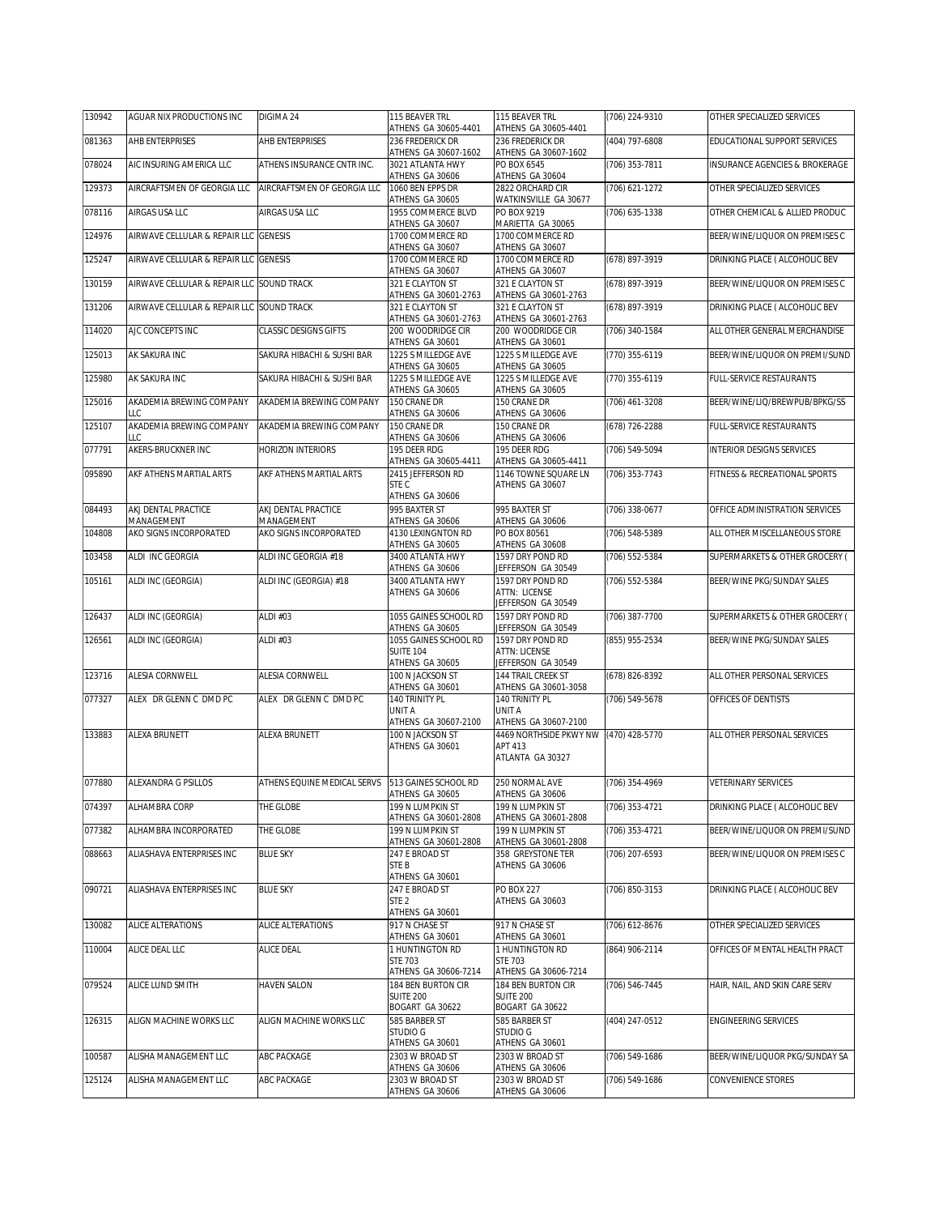| 130942 | AGUAR NIX PRODUCTIONS INC | DIGIMA 24 | 115 BEAVER TRL ATHENS GA 30605-4401 | 115 BEAVER TRL ATHENS GA 30605-4401 | (706) 224-9310 | OTHER SPECIALIZED SERVICES |
|---|---|---|---|---|---|---|
| 081363 | AHB ENTERPRISES | AHB ENTERPRISES | 236 FREDERICK DR ATHENS GA 30607-1602 | 236 FREDERICK DR ATHENS GA 30607-1602 | (404) 797-6808 | EDUCATIONAL SUPPORT SERVICES |
| 078024 | AIC INSURING AMERICA LLC | ATHENS INSURANCE CNTR INC. | 3021 ATLANTA HWY ATHENS GA 30606 | PO BOX 6545 ATHENS GA 30604 | (706) 353-7811 | INSURANCE AGENCIES & BROKERAGE |
| 129373 | AIRCRAFTSMEN OF GEORGIA LLC | AIRCRAFTSMEN OF GEORGIA LLC | 1060 BEN EPPS DR ATHENS GA 30605 | 2822 ORCHARD CIR WATKINSVILLE GA 30677 | (706) 621-1272 | OTHER SPECIALIZED SERVICES |
| 078116 | AIRGAS USA LLC | AIRGAS USA LLC | 1955 COMMERCE BLVD ATHENS GA 30607 | PO BOX 9219 MARIETTA GA 30065 | (706) 635-1338 | OTHER CHEMICAL & ALLIED PRODUC |
| 124976 | AIRWAVE CELLULAR & REPAIR LLC | GENESIS | 1700 COMMERCE RD ATHENS GA 30607 | 1700 COMMERCE RD ATHENS GA 30607 | | BEER/WINE/LIQUOR ON PREMISES C |
| 125247 | AIRWAVE CELLULAR & REPAIR LLC | GENESIS | 1700 COMMERCE RD ATHENS GA 30607 | 1700 COMMERCE RD ATHENS GA 30607 | (678) 897-3919 | DRINKING PLACE ( ALCOHOLIC BEV |
| 130159 | AIRWAVE CELLULAR & REPAIR LLC | SOUND TRACK | 321 E CLAYTON ST ATHENS GA 30601-2763 | 321 E CLAYTON ST ATHENS GA 30601-2763 | (678) 897-3919 | BEER/WINE/LIQUOR ON PREMISES C |
| 131206 | AIRWAVE CELLULAR & REPAIR LLC | SOUND TRACK | 321 E CLAYTON ST ATHENS GA 30601-2763 | 321 E CLAYTON ST ATHENS GA 30601-2763 | (678) 897-3919 | DRINKING PLACE ( ALCOHOLIC BEV |
| 114020 | AJC CONCEPTS INC | CLASSIC DESIGNS GIFTS | 200 WOODRIDGE CIR ATHENS GA 30601 | 200 WOODRIDGE CIR ATHENS GA 30601 | (706) 340-1584 | ALL OTHER GENERAL MERCHANDISE |
| 125013 | AK SAKURA INC | SAKURA HIBACHI & SUSHI BAR | 1225 S MILLEDGE AVE ATHENS GA 30605 | 1225 S MILLEDGE AVE ATHENS GA 30605 | (770) 355-6119 | BEER/WINE/LIQUOR ON PREMI/SUND |
| 125980 | AK SAKURA INC | SAKURA HIBACHI & SUSHI BAR | 1225 S MILLEDGE AVE ATHENS GA 30605 | 1225 S MILLEDGE AVE ATHENS GA 30605 | (770) 355-6119 | FULL-SERVICE RESTAURANTS |
| 125016 | AKADEMIA BREWING COMPANY LLC | AKADEMIA BREWING COMPANY | 150 CRANE DR ATHENS GA 30606 | 150 CRANE DR ATHENS GA 30606 | (706) 461-3208 | BEER/WINE/LIQ/BREWPUB/BPKG/SS |
| 125107 | AKADEMIA BREWING COMPANY LLC | AKADEMIA BREWING COMPANY | 150 CRANE DR ATHENS GA 30606 | 150 CRANE DR ATHENS GA 30606 | (678) 726-2288 | FULL-SERVICE RESTAURANTS |
| 077791 | AKERS-BRUCKNER INC | HORIZON INTERIORS | 195 DEER RDG ATHENS GA 30605-4411 | 195 DEER RDG ATHENS GA 30605-4411 | (706) 549-5094 | INTERIOR DESIGNS SERVICES |
| 095890 | AKF ATHENS MARTIAL ARTS | AKF ATHENS MARTIAL ARTS | 2415 JEFFERSON RD STE C ATHENS GA 30606 | 1146 TOWNE SQUARE LN ATHENS GA 30607 | (706) 353-7743 | FITNESS & RECREATIONAL SPORTS |
| 084493 | AKJ DENTAL PRACTICE MANAGEMENT | AKJ DENTAL PRACTICE MANAGEMENT | 995 BAXTER ST ATHENS GA 30606 | 995 BAXTER ST ATHENS GA 30606 | (706) 338-0677 | OFFICE ADMINISTRATION SERVICES |
| 104808 | AKO SIGNS INCORPORATED | AKO SIGNS INCORPORATED | 4130 LEXINGNTON RD ATHENS GA 30605 | PO BOX 80561 ATHENS GA 30608 | (706) 548-5389 | ALL OTHER MISCELLANEOUS STORE |
| 103458 | ALDI INC GEORGIA | ALDI INC GEORGIA #18 | 3400 ATLANTA HWY ATHENS GA 30606 | 1597 DRY POND RD JEFFERSON GA 30549 | (706) 552-5384 | SUPERMARKETS & OTHER GROCERY ( |
| 105161 | ALDI INC (GEORGIA) | ALDI INC (GEORGIA) #18 | 3400 ATLANTA HWY ATHENS GA 30606 | 1597 DRY POND RD ATTN: LICENSE JEFFERSON GA 30549 | (706) 552-5384 | BEER/WINE PKG/SUNDAY SALES |
| 126437 | ALDI INC (GEORGIA) | ALDI #03 | 1055 GAINES SCHOOL RD ATHENS GA 30605 | 1597 DRY POND RD JEFFERSON GA 30549 | (706) 387-7700 | SUPERMARKETS & OTHER GROCERY ( |
| 126561 | ALDI INC (GEORGIA) | ALDI #03 | 1055 GAINES SCHOOL RD SUITE 104 ATHENS GA 30605 | 1597 DRY POND RD ATTN: LICENSE JEFFERSON GA 30549 | (855) 955-2534 | BEER/WINE PKG/SUNDAY SALES |
| 123716 | ALESIA CORNWELL | ALESIA CORNWELL | 100 N JACKSON ST ATHENS GA 30601 | 144 TRAIL CREEK ST ATHENS GA 30601-3058 | (678) 826-8392 | ALL OTHER PERSONAL SERVICES |
| 077327 | ALEX DR GLENN C DMD PC | ALEX DR GLENN C DMD PC | 140 TRINITY PL UNIT A ATHENS GA 30607-2100 | 140 TRINITY PL UNIT A ATHENS GA 30607-2100 | (706) 549-5678 | OFFICES OF DENTISTS |
| 133883 | ALEXA BRUNETT | ALEXA BRUNETT | 100 N JACKSON ST ATHENS GA 30601 | 4469 NORTHSIDE PKWY NW APT 413 ATLANTA GA 30327 | (470) 428-5770 | ALL OTHER PERSONAL SERVICES |
| 077880 | ALEXANDRA G PSILLOS | ATHENS EQUINE MEDICAL SERVS | 513 GAINES SCHOOL RD ATHENS GA 30605 | 250 NORMAL AVE ATHENS GA 30606 | (706) 354-4969 | VETERINARY SERVICES |
| 074397 | ALHAMBRA CORP | THE GLOBE | 199 N LUMPKIN ST ATHENS GA 30601-2808 | 199 N LUMPKIN ST ATHENS GA 30601-2808 | (706) 353-4721 | DRINKING PLACE ( ALCOHOLIC BEV |
| 077382 | ALHAMBRA INCORPORATED | THE GLOBE | 199 N LUMPKIN ST ATHENS GA 30601-2808 | 199 N LUMPKIN ST ATHENS GA 30601-2808 | (706) 353-4721 | BEER/WINE/LIQUOR ON PREMI/SUND |
| 088663 | ALIASHAVA ENTERPRISES INC | BLUE SKY | 247 E BROAD ST STE B ATHENS GA 30601 | 358 GREYSTONE TER ATHENS GA 30606 | (706) 207-6593 | BEER/WINE/LIQUOR ON PREMISES C |
| 090721 | ALIASHAVA ENTERPRISES INC | BLUE SKY | 247 E BROAD ST STE 2 ATHENS GA 30601 | PO BOX 227 ATHENS GA 30603 | (706) 850-3153 | DRINKING PLACE ( ALCOHOLIC BEV |
| 130082 | ALICE ALTERATIONS | ALICE ALTERATIONS | 917 N CHASE ST ATHENS GA 30601 | 917 N CHASE ST ATHENS GA 30601 | (706) 612-8676 | OTHER SPECIALIZED SERVICES |
| 110004 | ALICE DEAL LLC | ALICE DEAL | 1 HUNTINGTON RD STE 703 ATHENS GA 30606-7214 | 1 HUNTINGTON RD STE 703 ATHENS GA 30606-7214 | (864) 906-2114 | OFFICES OF MENTAL HEALTH PRACT |
| 079524 | ALICE LUND SMITH | HAVEN SALON | 184 BEN BURTON CIR SUITE 200 BOGART GA 30622 | 184 BEN BURTON CIR SUITE 200 BOGART GA 30622 | (706) 546-7445 | HAIR, NAIL, AND SKIN CARE SERV |
| 126315 | ALIGN MACHINE WORKS LLC | ALIGN MACHINE WORKS LLC | 585 BARBER ST STUDIO G ATHENS GA 30601 | 585 BARBER ST STUDIO G ATHENS GA 30601 | (404) 247-0512 | ENGINEERING SERVICES |
| 100587 | ALISHA MANAGEMENT LLC | ABC PACKAGE | 2303 W BROAD ST ATHENS GA 30606 | 2303 W BROAD ST ATHENS GA 30606 | (706) 549-1686 | BEER/WINE/LIQUOR PKG/SUNDAY SA |
| 125124 | ALISHA MANAGEMENT LLC | ABC PACKAGE | 2303 W BROAD ST ATHENS GA 30606 | 2303 W BROAD ST ATHENS GA 30606 | (706) 549-1686 | CONVENIENCE STORES |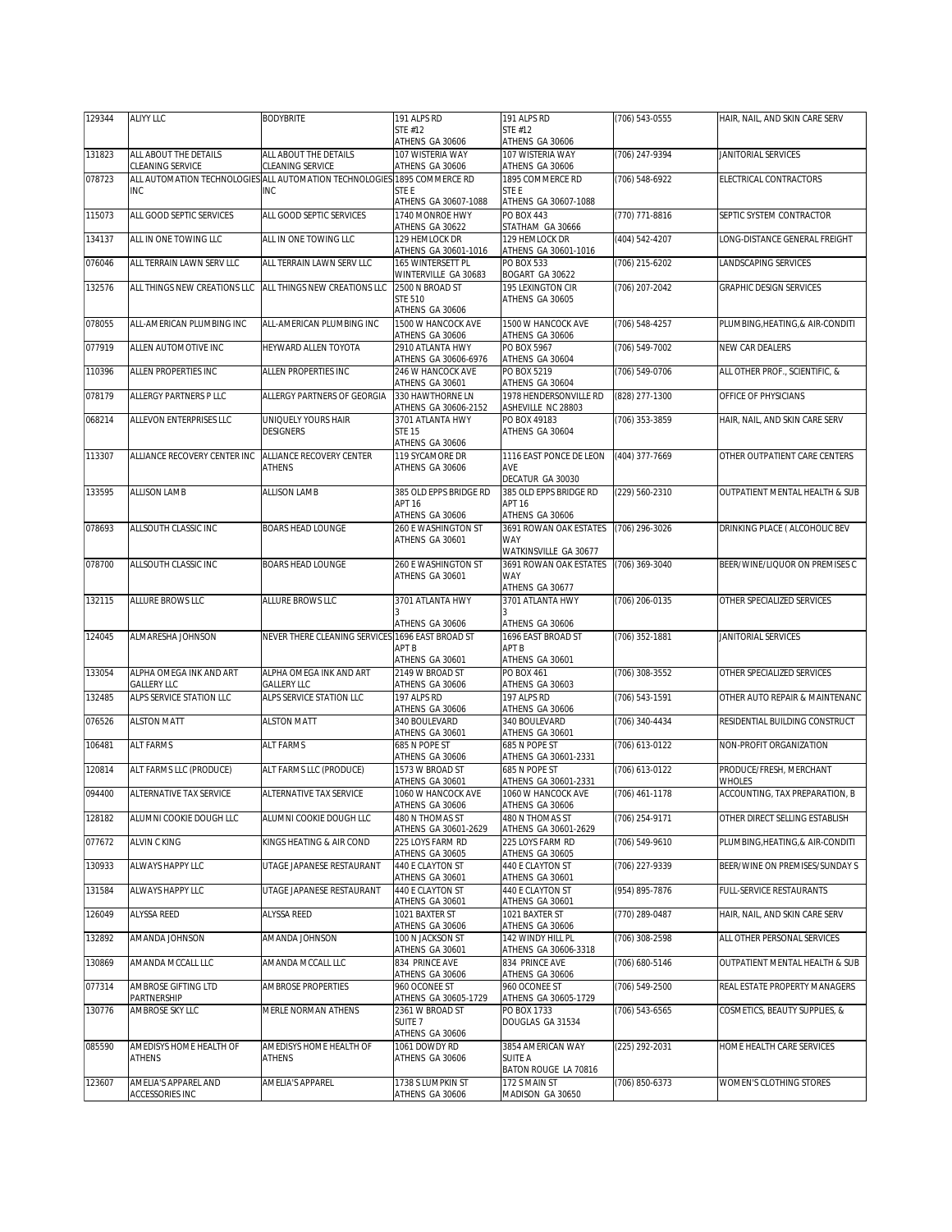| | | | | | | |
|---|---|---|---|---|---|---|
| 129344 | ALIYY LLC | BODYBRITE | 191 ALPS RD STE #12 ATHENS GA 30606 | 191 ALPS RD STE #12 ATHENS GA 30606 | (706) 543-0555 | HAIR, NAIL, AND SKIN CARE SERV |
| 131823 | ALL ABOUT THE DETAILS CLEANING SERVICE | ALL ABOUT THE DETAILS CLEANING SERVICE | 107 WISTERIA WAY ATHENS GA 30606 | 107 WISTERIA WAY ATHENS GA 30606 | (706) 247-9394 | JANITORIAL SERVICES |
| 078723 | ALL AUTOMATION TECHNOLOGIES INC | ALL AUTOMATION TECHNOLOGIES INC | 1895 COMMERCE RD STE E ATHENS GA 30607-1088 | 1895 COMMERCE RD STE E ATHENS GA 30607-1088 | (706) 548-6922 | ELECTRICAL CONTRACTORS |
| 115073 | ALL GOOD SEPTIC SERVICES | ALL GOOD SEPTIC SERVICES | 1740 MONROE HWY ATHENS GA 30622 | PO BOX 443 STATHAM GA 30666 | (770) 771-8816 | SEPTIC SYSTEM CONTRACTOR |
| 134137 | ALL IN ONE TOWING LLC | ALL IN ONE TOWING LLC | 129 HEMLOCK DR ATHENS GA 30601-1016 | 129 HEMLOCK DR ATHENS GA 30601-1016 | (404) 542-4207 | LONG-DISTANCE GENERAL FREIGHT |
| 076046 | ALL TERRAIN LAWN SERV LLC | ALL TERRAIN LAWN SERV LLC | 165 WINTERSETT PL WINTERVILLE GA 30683 | PO BOX 533 BOGART GA 30622 | (706) 215-6202 | LANDSCAPING SERVICES |
| 132576 | ALL THINGS NEW CREATIONS LLC | ALL THINGS NEW CREATIONS LLC | 2500 N BROAD ST STE 510 ATHENS GA 30606 | 195 LEXINGTON CIR ATHENS GA 30605 | (706) 207-2042 | GRAPHIC DESIGN SERVICES |
| 078055 | ALL-AMERICAN PLUMBING INC | ALL-AMERICAN PLUMBING INC | 1500 W HANCOCK AVE ATHENS GA 30606 | 1500 W HANCOCK AVE ATHENS GA 30606 | (706) 548-4257 | PLUMBING,HEATING,& AIR-CONDITI |
| 077919 | ALLEN AUTOMOTIVE INC | HEYWARD ALLEN TOYOTA | 2910 ATLANTA HWY ATHENS GA 30606-6976 | PO BOX 5967 ATHENS GA 30604 | (706) 549-7002 | NEW CAR DEALERS |
| 110396 | ALLEN PROPERTIES INC | ALLEN PROPERTIES INC | 246 W HANCOCK AVE ATHENS GA 30601 | PO BOX 5219 ATHENS GA 30604 | (706) 549-0706 | ALL OTHER PROF., SCIENTIFIC, & |
| 078179 | ALLERGY PARTNERS P LLC | ALLERGY PARTNERS OF GEORGIA | 330 HAWTHORNE LN ATHENS GA 30606-2152 | 1978 HENDERSONVILLE RD ASHEVILLE NC 28803 | (828) 277-1300 | OFFICE OF PHYSICIANS |
| 068214 | ALLEVON ENTERPRISES LLC | UNIQUELY YOURS HAIR DESIGNERS | 3701 ATLANTA HWY STE 15 ATHENS GA 30606 | PO BOX 49183 ATHENS GA 30604 | (706) 353-3859 | HAIR, NAIL, AND SKIN CARE SERV |
| 113307 | ALLIANCE RECOVERY CENTER INC | ALLIANCE RECOVERY CENTER ATHENS | 119 SYCAMORE DR ATHENS GA 30606 | 1116 EAST PONCE DE LEON AVE DECATUR GA 30030 | (404) 377-7669 | OTHER OUTPATIENT CARE CENTERS |
| 133595 | ALLISON LAMB | ALLISON LAMB | 385 OLD EPPS BRIDGE RD APT 16 ATHENS GA 30606 | 385 OLD EPPS BRIDGE RD APT 16 ATHENS GA 30606 | (229) 560-2310 | OUTPATIENT MENTAL HEALTH & SUB |
| 078693 | ALLSOUTH CLASSIC INC | BOARS HEAD LOUNGE | 260 E WASHINGTON ST ATHENS GA 30601 | 3691 ROWAN OAK ESTATES WAY WATKINSVILLE GA 30677 | (706) 296-3026 | DRINKING PLACE ( ALCOHOLIC BEV |
| 078700 | ALLSOUTH CLASSIC INC | BOARS HEAD LOUNGE | 260 E WASHINGTON ST ATHENS GA 30601 | 3691 ROWAN OAK ESTATES WAY ATHENS GA 30677 | (706) 369-3040 | BEER/WINE/LIQUOR ON PREMISES C |
| 132115 | ALLURE BROWS LLC | ALLURE BROWS LLC | 3701 ATLANTA HWY 3 ATHENS GA 30606 | 3701 ATLANTA HWY 3 ATHENS GA 30606 | (706) 206-0135 | OTHER SPECIALIZED SERVICES |
| 124045 | ALMARESHA JOHNSON | NEVER THERE CLEANING SERVICES | 1696 EAST BROAD ST APT B ATHENS GA 30601 | 1696 EAST BROAD ST APT B ATHENS GA 30601 | (706) 352-1881 | JANITORIAL SERVICES |
| 133054 | ALPHA OMEGA INK AND ART GALLERY LLC | ALPHA OMEGA INK AND ART GALLERY LLC | 2149 W BROAD ST ATHENS GA 30606 | PO BOX 461 ATHENS GA 30603 | (706) 308-3552 | OTHER SPECIALIZED SERVICES |
| 132485 | ALPS SERVICE STATION LLC | ALPS SERVICE STATION LLC | 197 ALPS RD ATHENS GA 30606 | 197 ALPS RD ATHENS GA 30606 | (706) 543-1591 | OTHER AUTO REPAIR & MAINTENANC |
| 076526 | ALSTON MATT | ALSTON MATT | 340 BOULEVARD ATHENS GA 30601 | 340 BOULEVARD ATHENS GA 30601 | (706) 340-4434 | RESIDENTIAL BUILDING CONSTRUCT |
| 106481 | ALT FARMS | ALT FARMS | 685 N POPE ST ATHENS GA 30606 | 685 N POPE ST ATHENS GA 30601-2331 | (706) 613-0122 | NON-PROFIT ORGANIZATION |
| 120814 | ALT FARMS LLC (PRODUCE) | ALT FARMS LLC (PRODUCE) | 1573 W BROAD ST ATHENS GA 30601 | 685 N POPE ST ATHENS GA 30601-2331 | (706) 613-0122 | PRODUCE/FRESH, MERCHANT WHOLES |
| 094400 | ALTERNATIVE TAX SERVICE | ALTERNATIVE TAX SERVICE | 1060 W HANCOCK AVE ATHENS GA 30606 | 1060 W HANCOCK AVE ATHENS GA 30606 | (706) 461-1178 | ACCOUNTING, TAX PREPARATION, B |
| 128182 | ALUMNI COOKIE DOUGH LLC | ALUMNI COOKIE DOUGH LLC | 480 N THOMAS ST ATHENS GA 30601-2629 | 480 N THOMAS ST ATHENS GA 30601-2629 | (706) 254-9171 | OTHER DIRECT SELLING ESTABLISH |
| 077672 | ALVIN C KING | KINGS HEATING & AIR COND | 225 LOYS FARM RD ATHENS GA 30605 | 225 LOYS FARM RD ATHENS GA 30605 | (706) 549-9610 | PLUMBING,HEATING,& AIR-CONDITI |
| 130933 | ALWAYS HAPPY LLC | UTAGE JAPANESE RESTAURANT | 440 E CLAYTON ST ATHENS GA 30601 | 440 E CLAYTON ST ATHENS GA 30601 | (706) 227-9339 | BEER/WINE ON PREMISES/SUNDAY S |
| 131584 | ALWAYS HAPPY LLC | UTAGE JAPANESE RESTAURANT | 440 E CLAYTON ST ATHENS GA 30601 | 440 E CLAYTON ST ATHENS GA 30601 | (954) 895-7876 | FULL-SERVICE RESTAURANTS |
| 126049 | ALYSSA REED | ALYSSA REED | 1021 BAXTER ST ATHENS GA 30606 | 1021 BAXTER ST ATHENS GA 30606 | (770) 289-0487 | HAIR, NAIL, AND SKIN CARE SERV |
| 132892 | AMANDA JOHNSON | AMANDA JOHNSON | 100 N JACKSON ST ATHENS GA 30601 | 142 WINDY HILL PL ATHENS GA 30606-3318 | (706) 308-2598 | ALL OTHER PERSONAL SERVICES |
| 130869 | AMANDA MCCALL LLC | AMANDA MCCALL LLC | 834 PRINCE AVE ATHENS GA 30606 | 834 PRINCE AVE ATHENS GA 30606 | (706) 680-5146 | OUTPATIENT MENTAL HEALTH & SUB |
| 077314 | AMBROSE GIFTING LTD PARTNERSHIP | AMBROSE PROPERTIES | 960 OCONEE ST ATHENS GA 30605-1729 | 960 OCONEE ST ATHENS GA 30605-1729 | (706) 549-2500 | REAL ESTATE PROPERTY MANAGERS |
| 130776 | AMBROSE SKY LLC | MERLE NORMAN ATHENS | 2361 W BROAD ST SUITE 7 ATHENS GA 30606 | PO BOX 1733 DOUGLAS GA 31534 | (706) 543-6565 | COSMETICS, BEAUTY SUPPLIES, & |
| 085590 | AMEDISYS HOME HEALTH OF ATHENS | AMEDISYS HOME HEALTH OF ATHENS | 1061 DOWDY RD ATHENS GA 30606 | 3854 AMERICAN WAY SUITE A BATON ROUGE LA 70816 | (225) 292-2031 | HOME HEALTH CARE SERVICES |
| 123607 | AMELIA'S APPAREL AND ACCESSORIES INC | AMELIA'S APPAREL | 1738 S LUMPKIN ST ATHENS GA 30606 | 172 S MAIN ST MADISON GA 30650 | (706) 850-6373 | WOMEN'S CLOTHING STORES |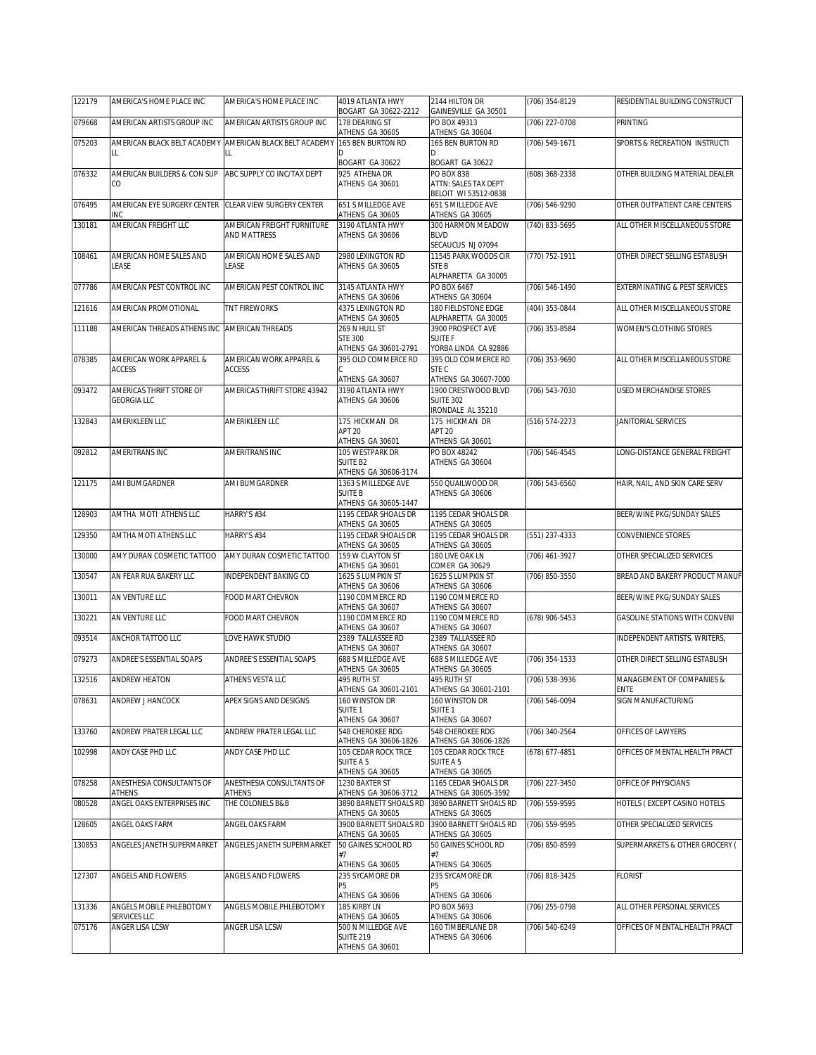| 122179 | AMERICA'S HOME PLACE INC | AMERICA'S HOME PLACE INC | 4019 ATLANTA HWY BOGART GA 30622-2212 | 2144 HILTON DR GAINESVILLE GA 30501 | (706) 354-8129 | RESIDENTIAL BUILDING CONSTRUCT |
|---|---|---|---|---|---|---|
| 079668 | AMERICAN ARTISTS GROUP INC | AMERICAN ARTISTS GROUP INC | 178 DEARING ST ATHENS GA 30605 | PO BOX 49313 ATHENS GA 30604 | (706) 227-0708 | PRINTING |
| 075203 | AMERICAN BLACK BELT ACADEMY LL | AMERICAN BLACK BELT ACADEMY LL | 165 BEN BURTON RD D BOGART GA 30622 | 165 BEN BURTON RD D BOGART GA 30622 | (706) 549-1671 | SPORTS & RECREATION INSTRUCTI |
| 076332 | AMERICAN BUILDERS & CON SUP CO | ABC SUPPLY CO INC/TAX DEPT | 925 ATHENA DR ATHENS GA 30601 | PO BOX 838 ATTN: SALES TAX DEPT BELOIT WI 53512-0838 | (608) 368-2338 | OTHER BUILDING MATERIAL DEALER |
| 076495 | AMERICAN EYE SURGERY CENTER INC | CLEAR VIEW SURGERY CENTER | 651 S MILLEDGE AVE ATHENS GA 30605 | 651 S MILLEDGE AVE ATHENS GA 30605 | (706) 546-9290 | OTHER OUTPATIENT CARE CENTERS |
| 130181 | AMERICAN FREIGHT LLC | AMERICAN FREIGHT FURNITURE AND MATTRESS | 3190 ATLANTA HWY ATHENS GA 30606 | 300 HARMON MEADOW BLVD SECAUCUS NJ 07094 | (740) 833-5695 | ALL OTHER MISCELLANEOUS STORE |
| 108461 | AMERICAN HOME SALES AND LEASE | AMERICAN HOME SALES AND LEASE | 2980 LEXINGTON RD ATHENS GA 30605 | 11545 PARK WOODS CIR STE B ALPHARETTA GA 30005 | (770) 752-1911 | OTHER DIRECT SELLING ESTABLISH |
| 077786 | AMERICAN PEST CONTROL INC | AMERICAN PEST CONTROL INC | 3145 ATLANTA HWY ATHENS GA 30606 | PO BOX 6467 ATHENS GA 30604 | (706) 546-1490 | EXTERMINATING & PEST SERVICES |
| 121616 | AMERICAN PROMOTIONAL | TNT FIREWORKS | 4375 LEXINGTON RD ATHENS GA 30605 | 180 FIELDSTONE EDGE ALPHARETTA GA 30005 | (404) 353-0844 | ALL OTHER MISCELLANEOUS STORE |
| 111188 | AMERICAN THREADS ATHENS INC | AMERICAN THREADS | 269 N HULL ST STE 300 ATHENS GA 30601-2791 | 3900 PROSPECT AVE SUITE F YORBA LINDA CA 92886 | (706) 353-8584 | WOMEN'S CLOTHING STORES |
| 078385 | AMERICAN WORK APPAREL & ACCESS | AMERICAN WORK APPAREL & ACCESS | 395 OLD COMMERCE RD C ATHENS GA 30607 | 395 OLD COMMERCE RD STE C ATHENS GA 30607-7000 | (706) 353-9690 | ALL OTHER MISCELLANEOUS STORE |
| 093472 | AMERICAS THRIFT STORE OF GEORGIA LLC | AMERICAS THRIFT STORE 43942 | 3190 ATLANTA HWY ATHENS GA 30606 | 1900 CRESTWOOD BLVD SUITE 302 IRONDALE AL 35210 | (706) 543-7030 | USED MERCHANDISE STORES |
| 132843 | AMERIKLEEN LLC | AMERIKLEEN LLC | 175 HICKMAN DR APT 20 ATHENS GA 30601 | 175 HICKMAN DR APT 20 ATHENS GA 30601 | (516) 574-2273 | JANITORIAL SERVICES |
| 092812 | AMERITRANS INC | AMERITRANS INC | 105 WESTPARK DR SUITE B2 ATHENS GA 30606-3174 | PO BOX 48242 ATHENS GA 30604 | (706) 546-4545 | LONG-DISTANCE GENERAL FREIGHT |
| 121175 | AMI BUMGARDNER | AMI BUMGARDNER | 1363 S MILLEDGE AVE SUITE B ATHENS GA 30605-1447 | 550 QUAILWOOD DR ATHENS GA 30606 | (706) 543-6560 | HAIR, NAIL, AND SKIN CARE SERV |
| 128903 | AMTHA MOTI ATHENS LLC | HARRY'S #34 | 1195 CEDAR SHOALS DR ATHENS GA 30605 | 1195 CEDAR SHOALS DR ATHENS GA 30605 | | BEER/WINE PKG/SUNDAY SALES |
| 129350 | AMTHA MOTI ATHENS LLC | HARRY'S #34 | 1195 CEDAR SHOALS DR ATHENS GA 30605 | 1195 CEDAR SHOALS DR ATHENS GA 30605 | (551) 237-4333 | CONVENIENCE STORES |
| 130000 | AMY DURAN COSMETIC TATTOO | AMY DURAN COSMETIC TATTOO | 159 W CLAYTON ST ATHENS GA 30601 | 180 LIVE OAK LN COMER GA 30629 | (706) 461-3927 | OTHER SPECIALIZED SERVICES |
| 130547 | AN FEAR RUA BAKERY LLC | INDEPENDENT BAKING CO | 1625 S LUMPKIN ST ATHENS GA 30606 | 1625 S LUMPKIN ST ATHENS GA 30606 | (706) 850-3550 | BREAD AND BAKERY PRODUCT MANUF |
| 130011 | AN VENTURE LLC | FOOD MART CHEVRON | 1190 COMMERCE RD ATHENS GA 30607 | 1190 COMMERCE RD ATHENS GA 30607 | | BEER/WINE PKG/SUNDAY SALES |
| 130221 | AN VENTURE LLC | FOOD MART CHEVRON | 1190 COMMERCE RD ATHENS GA 30607 | 1190 COMMERCE RD ATHENS GA 30607 | (678) 906-5453 | GASOLINE STATIONS WITH CONVENI |
| 093514 | ANCHOR TATTOO LLC | LOVE HAWK STUDIO | 2389 TALLASSEE RD ATHENS GA 30607 | 2389 TALLASSEE RD ATHENS GA 30607 | | INDEPENDENT ARTISTS, WRITERS, |
| 079273 | ANDREE'S ESSENTIAL SOAPS | ANDREE'S ESSENTIAL SOAPS | 688 S MILLEDGE AVE ATHENS GA 30605 | 688 S MILLEDGE AVE ATHENS GA 30605 | (706) 354-1533 | OTHER DIRECT SELLING ESTABLISH |
| 132516 | ANDREW HEATON | ATHENS VESTA LLC | 495 RUTH ST ATHENS GA 30601-2101 | 495 RUTH ST ATHENS GA 30601-2101 | (706) 538-3936 | MANAGEMENT OF COMPANIES & ENTE |
| 078631 | ANDREW J HANCOCK | APEX SIGNS AND DESIGNS | 160 WINSTON DR SUITE 1 ATHENS GA 30607 | 160 WINSTON DR SUITE 1 ATHENS GA 30607 | (706) 546-0094 | SIGN MANUFACTURING |
| 133760 | ANDREW PRATER LEGAL LLC | ANDREW PRATER LEGAL LLC | 548 CHEROKEE RDG ATHENS GA 30606-1826 | 548 CHEROKEE RDG ATHENS GA 30606-1826 | (706) 340-2564 | OFFICES OF LAWYERS |
| 102998 | ANDY CASE PHD LLC | ANDY CASE PHD LLC | 105 CEDAR ROCK TRCE SUITE A 5 ATHENS GA 30605 | 105 CEDAR ROCK TRCE SUITE A 5 ATHENS GA 30605 | (678) 677-4851 | OFFICES OF MENTAL HEALTH PRACT |
| 078258 | ANESTHESIA CONSULTANTS OF ATHENS | ANESTHESIA CONSULTANTS OF ATHENS | 1230 BAXTER ST ATHENS GA 30606-3712 | 1165 CEDAR SHOALS DR ATHENS GA 30605-3592 | (706) 227-3450 | OFFICE OF PHYSICIANS |
| 080528 | ANGEL OAKS ENTERPRISES INC | THE COLONELS B&B | 3890 BARNETT SHOALS RD ATHENS GA 30605 | 3890 BARNETT SHOALS RD ATHENS GA 30605 | (706) 559-9595 | HOTELS ( EXCEPT CASINO HOTELS |
| 128605 | ANGEL OAKS FARM | ANGEL OAKS FARM | 3900 BARNETT SHOALS RD ATHENS GA 30605 | 3900 BARNETT SHOALS RD ATHENS GA 30605 | (706) 559-9595 | OTHER SPECIALIZED SERVICES |
| 130853 | ANGELES JANETH SUPERMARKET | ANGELES JANETH SUPERMARKET | 50 GAINES SCHOOL RD #7 ATHENS GA 30605 | 50 GAINES SCHOOL RD #7 ATHENS GA 30605 | (706) 850-8599 | SUPERMARKETS & OTHER GROCERY ( |
| 127307 | ANGELS AND FLOWERS | ANGELS AND FLOWERS | 235 SYCAMORE DR P5 ATHENS GA 30606 | 235 SYCAMORE DR P5 ATHENS GA 30606 | (706) 818-3425 | FLORIST |
| 131336 | ANGELS MOBILE PHLEBOTOMY SERVICES LLC | ANGELS MOBILE PHLEBOTOMY | 185 KIRBY LN ATHENS GA 30605 | PO BOX 5693 ATHENS GA 30606 | (706) 255-0798 | ALL OTHER PERSONAL SERVICES |
| 075176 | ANGER LISA LCSW | ANGER LISA LCSW | 500 N MILLEDGE AVE SUITE 219 ATHENS GA 30601 | 160 TIMBERLANE DR ATHENS GA 30606 | (706) 540-6249 | OFFICES OF MENTAL HEALTH PRACT |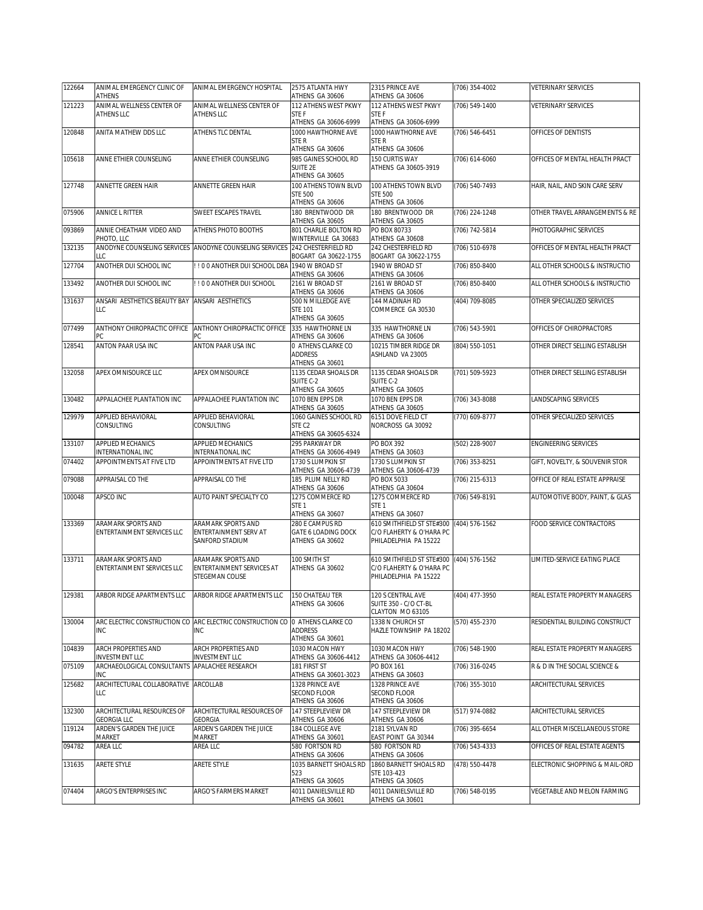| | | | | | | |
|---|---|---|---|---|---|---|
| 122664 | ANIMAL EMERGENCY CLINIC OF ATHENS | ANIMAL EMERGENCY HOSPITAL | 2575 ATLANTA HWY ATHENS GA 30606 | 2315 PRINCE AVE ATHENS GA 30606 | (706) 354-4002 | VETERINARY SERVICES |
| 121223 | ANIMAL WELLNESS CENTER OF ATHENS LLC | ANIMAL WELLNESS CENTER OF ATHENS LLC | 112 ATHENS WEST PKWY STE F ATHENS GA 30606-6999 | 112 ATHENS WEST PKWY STE F ATHENS GA 30606-6999 | (706) 549-1400 | VETERINARY SERVICES |
| 120848 | ANITA MATHEW DDS LLC | ATHENS TLC DENTAL | 1000 HAWTHORNE AVE STE R ATHENS GA 30606 | 1000 HAWTHORNE AVE STE R ATHENS GA 30606 | (706) 546-6451 | OFFICES OF DENTISTS |
| 105618 | ANNE ETHIER COUNSELING | ANNE ETHIER COUNSELING | 985 GAINES SCHOOL RD SUITE 2E ATHENS GA 30605 | 150 CURTIS WAY ATHENS GA 30605-3919 | (706) 614-6060 | OFFICES OF MENTAL HEALTH PRACT |
| 127748 | ANNETTE GREEN HAIR | ANNETTE GREEN HAIR | 100 ATHENS TOWN BLVD STE 500 ATHENS GA 30606 | 100 ATHENS TOWN BLVD STE 500 ATHENS GA 30606 | (706) 540-7493 | HAIR, NAIL, AND SKIN CARE SERV |
| 075906 | ANNICE L RITTER | SWEET ESCAPES TRAVEL | 180 BRENTWOOD DR ATHENS GA 30605 | 180 BRENTWOOD DR ATHENS GA 30605 | (706) 224-1248 | OTHER TRAVEL ARRANGEMENTS & RE |
| 093869 | ANNIE CHEATHAM VIDEO AND PHOTO, LLC | ATHENS PHOTO BOOTHS | 801 CHARLIE BOLTON RD WINTERVILLE GA 30683 | PO BOX 80733 ATHENS GA 30608 | (706) 742-5814 | PHOTOGRAPHIC SERVICES |
| 132135 | ANODYNE COUNSELING SERVICES LLC | ANODYNE COUNSELING SERVICES | 242 CHESTERFIELD RD BOGART GA 30622-1755 | 242 CHESTERFIELD RD BOGART GA 30622-1755 | (706) 510-6978 | OFFICES OF MENTAL HEALTH PRACT |
| 127704 | ANOTHER DUI SCHOOL INC | ! ! 0 0 ANOTHER DUI SCHOOL DBA | 1940 W BROAD ST ATHENS GA 30606 | 1940 W BROAD ST ATHENS GA 30606 | (706) 850-8400 | ALL OTHER SCHOOLS & INSTRUCTIO |
| 133492 | ANOTHER DUI SCHOOL INC | ! ! 0 0 ANOTHER DUI SCHOOL | 2161 W BROAD ST ATHENS GA 30606 | 2161 W BROAD ST ATHENS GA 30606 | (706) 850-8400 | ALL OTHER SCHOOLS & INSTRUCTIO |
| 131637 | ANSARI AESTHETICS BEAUTY BAY LLC | ANSARI AESTHETICS | 500 N MILLEDGE AVE STE 101 ATHENS GA 30605 | 144 MADINAH RD COMMERCE GA 30530 | (404) 709-8085 | OTHER SPECIALIZED SERVICES |
| 077499 | ANTHONY CHIROPRACTIC OFFICE PC | ANTHONY CHIROPRACTIC OFFICE PC | 335 HAWTHORNE LN ATHENS GA 30606 | 335 HAWTHORNE LN ATHENS GA 30606 | (706) 543-5901 | OFFICES OF CHIROPRACTORS |
| 128541 | ANTON PAAR USA INC | ANTON PAAR USA INC | 0 ATHENS CLARKE CO ADDRESS ATHENS GA 30601 | 10215 TIMBER RIDGE DR ASHLAND VA 23005 | (804) 550-1051 | OTHER DIRECT SELLING ESTABLISH |
| 132058 | APEX OMNISOURCE LLC | APEX OMNISOURCE | 1135 CEDAR SHOALS DR SUITE C-2 ATHENS GA 30605 | 1135 CEDAR SHOALS DR SUITE C-2 ATHENS GA 30605 | (701) 509-5923 | OTHER DIRECT SELLING ESTABLISH |
| 130482 | APPALACHEE PLANTATION INC | APPALACHEE PLANTATION INC | 1070 BEN EPPS DR ATHENS GA 30605 | 1070 BEN EPPS DR ATHENS GA 30605 | (706) 343-8088 | LANDSCAPING SERVICES |
| 129979 | APPLIED BEHAVIORAL CONSULTING | APPLIED BEHAVIORAL CONSULTING | 1060 GAINES SCHOOL RD STE C2 ATHENS GA 30605-6324 | 6151 DOVE FIELD CT NORCROSS GA 30092 | (770) 609-8777 | OTHER SPECIALIZED SERVICES |
| 133107 | APPLIED MECHANICS INTERNATIONAL INC | APPLIED MECHANICS INTERNATIONAL INC | 295 PARKWAY DR ATHENS GA 30606-4949 | PO BOX 392 ATHENS GA 30603 | (502) 228-9007 | ENGINEERING SERVICES |
| 074402 | APPOINTMENTS AT FIVE LTD | APPOINTMENTS AT FIVE LTD | 1730 S LUMPKIN ST ATHENS GA 30606-4739 | 1730 S LUMPKIN ST ATHENS GA 30606-4739 | (706) 353-8251 | GIFT, NOVELTY, & SOUVENIR STOR |
| 079088 | APPRAISAL CO THE | APPRAISAL CO THE | 185 PLUM NELLY RD ATHENS GA 30606 | PO BOX 5033 ATHENS GA 30604 | (706) 215-6313 | OFFICE OF REAL ESTATE APPRAISE |
| 100048 | APSCO INC | AUTO PAINT SPECIALTY CO | 1275 COMMERCE RD STE 1 ATHENS GA 30607 | 1275 COMMERCE RD STE 1 ATHENS GA 30607 | (706) 549-8191 | AUTOMOTIVE BODY, PAINT, & GLAS |
| 133369 | ARAMARK SPORTS AND ENTERTAINMENT SERVICES LLC | ARAMARK SPORTS AND ENTERTAINMENT SERV AT SANFORD STADIUM | 280 E CAMPUS RD GATE 6 LOADING DOCK ATHENS GA 30602 | 610 SMITHFIELD ST STE#300 C/O FLAHERTY & O'HARA PC PHILADELPHIA PA 15222 | (404) 576-1562 | FOOD SERVICE CONTRACTORS |
| 133711 | ARAMARK SPORTS AND ENTERTAINMENT SERVICES LLC | ARAMARK SPORTS AND ENTERTAINMENT SERVICES AT STEGEMAN COLISE | 100 SMITH ST ATHENS GA 30602 | 610 SMITHFIELD ST STE#300 C/O FLAHERTY & O'HARA PC PHILADELPHIA PA 15222 | (404) 576-1562 | LIMITED-SERVICE EATING PLACE |
| 129381 | ARBOR RIDGE APARTMENTS LLC | ARBOR RIDGE APARTMENTS LLC | 150 CHATEAU TER ATHENS GA 30606 | 120 S CENTRAL AVE SUITE 350 - C/O CT-BL CLAYTON MO 63105 | (404) 477-3950 | REAL ESTATE PROPERTY MANAGERS |
| 130004 | ARC ELECTRIC CONSTRUCTION CO INC | ARC ELECTRIC CONSTRUCTION CO INC | 0 ATHENS CLARKE CO ADDRESS ATHENS GA 30601 | 1338 N CHURCH ST HAZLE TOWNSHIP PA 18202 | (570) 455-2370 | RESIDENTIAL BUILDING CONSTRUCT |
| 104839 | ARCH PROPERTIES AND INVESTMENT LLC | ARCH PROPERTIES AND INVESTMENT LLC | 1030 MACON HWY ATHENS GA 30606-4412 | 1030 MACON HWY ATHENS GA 30606-4412 | (706) 548-1900 | REAL ESTATE PROPERTY MANAGERS |
| 075109 | ARCHAEOLOGICAL CONSULTANTS INC | APALACHEE RESEARCH | 181 FIRST ST ATHENS GA 30601-3023 | PO BOX 161 ATHENS GA 30603 | (706) 316-0245 | R & D IN THE SOCIAL SCIENCE & |
| 125682 | ARCHITECTURAL COLLABORATIVE LLC | ARCOLLAB | 1328 PRINCE AVE SECOND FLOOR ATHENS GA 30606 | 1328 PRINCE AVE SECOND FLOOR ATHENS GA 30606 | (706) 355-3010 | ARCHITECTURAL SERVICES |
| 132300 | ARCHITECTURAL RESOURCES OF GEORGIA LLC | ARCHITECTURAL RESOURCES OF GEORGIA | 147 STEEPLEVIEW DR ATHENS GA 30606 | 147 STEEPLEVIEW DR ATHENS GA 30606 | (517) 974-0882 | ARCHITECTURAL SERVICES |
| 119124 | ARDEN'S GARDEN THE JUICE MARKET | ARDEN'S GARDEN THE JUICE MARKET | 184 COLLEGE AVE ATHENS GA 30601 | 2181 SYLVAN RD EAST POINT GA 30344 | (706) 395-6654 | ALL OTHER MISCELLANEOUS STORE |
| 094782 | AREA LLC | AREA LLC | 580 FORTSON RD ATHENS GA 30606 | 580 FORTSON RD ATHENS GA 30606 | (706) 543-4333 | OFFICES OF REAL ESTATE AGENTS |
| 131635 | ARETE STYLE | ARETE STYLE | 1035 BARNETT SHOALS RD 523 ATHENS GA 30605 | 1860 BARNETT SHOALS RD STE 103-423 ATHENS GA 30605 | (478) 550-4478 | ELECTRONIC SHOPPING & MAIL-ORD |
| 074404 | ARGO'S ENTERPRISES INC | ARGO'S FARMERS MARKET | 4011 DANIELSVILLE RD ATHENS GA 30601 | 4011 DANIELSVILLE RD ATHENS GA 30601 | (706) 548-0195 | VEGETABLE AND MELON FARMING |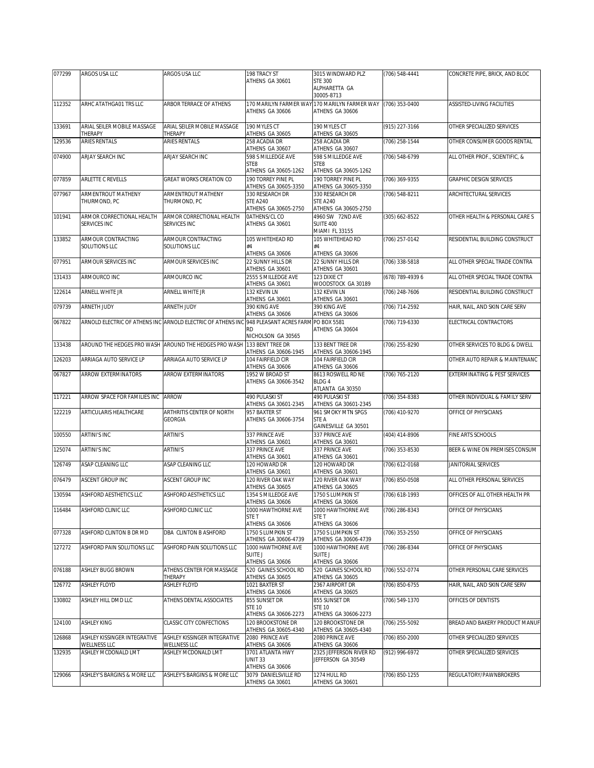| | | | | | | |
|---|---|---|---|---|---|---|
| 077299 | ARGOS USA LLC | ARGOS USA LLC | 198 TRACY ST ATHENS GA 30601 | 3015 WINDWARD PLZ STE 300 ALPHARETTA GA 30005-8713 | (706) 548-4441 | CONCRETE PIPE, BRICK, AND BLOC |
| 112352 | ARHC ATATHGA01 TRS LLC | ARBOR TERRACE OF ATHENS | 170 MARILYN FARMER WAY ATHENS GA 30606 | 170 MARILYN FARMER WAY ATHENS GA 30606 | (706) 353-0400 | ASSISTED-LIVING FACILITIES |
| 133691 | ARIAL SEILER MOBILE MASSAGE THERAPY | ARIAL SEILER MOBILE MASSAGE THERAPY | 190 MYLES CT ATHENS GA 30605 | 190 MYLES CT ATHENS GA 30605 | (915) 227-3166 | OTHER SPECIALIZED SERVICES |
| 129536 | ARIES RENTALS | ARIES RENTALS | 258 ACADIA DR ATHENS GA 30607 | 258 ACADIA DR ATHENS GA 30607 | (706) 258-1544 | OTHER CONSUMER GOODS RENTAL |
| 074900 | ARJAY SEARCH INC | ARJAY SEARCH INC | 598 S MILLEDGE AVE STE8 ATHENS GA 30605-1262 | 598 S MILLEDGE AVE STE8 ATHENS GA 30605-1262 | (706) 548-6799 | ALL OTHER PROF., SCIENTIFIC, & |
| 077859 | ARLETTE C REVELLS | GREAT WORKS CREATION CO | 190 TORREY PINE PL ATHENS GA 30605-3350 | 190 TORREY PINE PL ATHENS GA 30605-3350 | (706) 369-9355 | GRAPHIC DESIGN SERVICES |
| 077967 | ARMENTROUT MATHENY THURMOND, PC | ARMENTROUT MATHENY THURMOND, PC | 330 RESEARCH DR STE A240 ATHENS GA 30605-2750 | 330 RESEARCH DR STE A240 ATHENS GA 30605-2750 | (706) 548-8211 | ARCHITECTURAL SERVICES |
| 101941 | ARMOR CORRECTIONAL HEALTH SERVICES INC | ARMOR CORRECTIONAL HEALTH SERVICES INC | 0ATHENS/CL CO ATHENS GA 30601 | 4960 SW 72ND AVE SUITE 400 MIAMI FL 33155 | (305) 662-8522 | OTHER HEALTH & PERSONAL CARE S |
| 133852 | ARMOUR CONTRACTING SOLUTIONS LLC | ARMOUR CONTRACTING SOLUTIONS LLC | 105 WHITEHEAD RD #4 ATHENS GA 30606 | 105 WHITEHEAD RD #4 ATHENS GA 30606 | (706) 257-0142 | RESIDENTIAL BUILDING CONSTRUCT |
| 077951 | ARMOUR SERVICES INC | ARMOUR SERVICES INC | 22 SUNNY HILLS DR ATHENS GA 30601 | 22 SUNNY HILLS DR ATHENS GA 30601 | (706) 338-5818 | ALL OTHER SPECIAL TRADE CONTRA |
| 131433 | ARMOURCO INC | ARMOURCO INC | 2555 S MILLEDGE AVE ATHENS GA 30601 | 123 DIXIE CT WOODSTOCK GA 30189 | (678) 789-4939 6 | ALL OTHER SPECIAL TRADE CONTRA |
| 122614 | ARNELL WHITE JR | ARNELL WHITE JR | 132 KEVIN LN ATHENS GA 30601 | 132 KEVIN LN ATHENS GA 30601 | (706) 248-7606 | RESIDENTIAL BUILDING CONSTRUCT |
| 079739 | ARNETH JUDY | ARNETH JUDY | 390 KING AVE ATHENS GA 30606 | 390 KING AVE ATHENS GA 30606 | (706) 714-2592 | HAIR, NAIL, AND SKIN CARE SERV |
| 067822 | ARNOLD ELECTRIC OF ATHENS INC | ARNOLD ELECTRIC OF ATHENS INC | 948 PLEASANT ACRES FARM RD NICHOLSON GA 30565 | PO BOX 5581 ATHENS GA 30604 | (706) 719-6330 | ELECTRICAL CONTRACTORS |
| 133438 | AROUND THE HEDGES PRO WASH | AROUND THE HEDGES PRO WASH | 133 BENT TREE DR ATHENS GA 30606-1945 | 133 BENT TREE DR ATHENS GA 30606-1945 | (706) 255-8290 | OTHER SERVICES TO BLDG & DWELL |
| 126203 | ARRIAGA AUTO SERVICE LP | ARRIAGA AUTO SERVICE LP | 104 FAIRFIELD CIR ATHENS GA 30606 | 104 FAIRFIELD CIR ATHENS GA 30606 | | OTHER AUTO REPAIR & MAINTENANC |
| 067827 | ARROW EXTERMINATORS | ARROW EXTERMINATORS | 1952 W BROAD ST ATHENS GA 30606-3542 | 8613 ROSWELL RD NE BLDG 4 ATLANTA GA 30350 | (706) 765-2120 | EXTERMINATING & PEST SERVICES |
| 117221 | ARROW SPACE FOR FAMILIES INC | ARROW | 490 PULASKI ST ATHENS GA 30601-2345 | 490 PULASKI ST ATHENS GA 30601-2345 | (706) 354-8383 | OTHER INDIVIDUAL & FAMILY SERV |
| 122219 | ARTICULARIS HEALTHCARE | ARTHRITIS CENTER OF NORTH GEORGIA | 957 BAXTER ST ATHENS GA 30606-3754 | 961 SMOKY MTN SPGS STE A GAINESVILLE GA 30501 | (706) 410-9270 | OFFICE OF PHYSICIANS |
| 100550 | ARTINI'S INC | ARTINI'S | 337 PRINCE AVE ATHENS GA 30601 | 337 PRINCE AVE ATHENS GA 30601 | (404) 414-8906 | FINE ARTS SCHOOLS |
| 125074 | ARTINI'S INC | ARTINI'S | 337 PRINCE AVE ATHENS GA 30601 | 337 PRINCE AVE ATHENS GA 30601 | (706) 353-8530 | BEER & WINE ON PREMISES CONSUM |
| 126749 | ASAP CLEANING LLC | ASAP CLEANING LLC | 120 HOWARD DR ATHENS GA 30601 | 120 HOWARD DR ATHENS GA 30601 | (706) 612-0168 | JANITORIAL SERVICES |
| 076479 | ASCENT GROUP INC | ASCENT GROUP INC | 120 RIVER OAK WAY ATHENS GA 30605 | 120 RIVER OAK WAY ATHENS GA 30605 | (706) 850-0508 | ALL OTHER PERSONAL SERVICES |
| 130594 | ASHFORD AESTHETICS LLC | ASHFORD AESTHETICS LLC | 1354 S MILLEDGE AVE ATHENS GA 30606 | 1750 S LUMPKIN ST ATHENS GA 30606 | (706) 618-1993 | OFFICES OF ALL OTHER HEALTH PR |
| 116484 | ASHFORD CLINIC LLC | ASHFORD CLINIC LLC | 1000 HAWTHORNE AVE STE T ATHENS GA 30606 | 1000 HAWTHORNE AVE STE T ATHENS GA 30606 | (706) 286-8343 | OFFICE OF PHYSICIANS |
| 077328 | ASHFORD CLINTON B DR MD | DBA CLINTON B ASHFORD | 1750 S LUMPKIN ST ATHENS GA 30606-4739 | 1750 S LUMPKIN ST ATHENS GA 30606-4739 | (706) 353-2550 | OFFICE OF PHYSICIANS |
| 127272 | ASHFORD PAIN SOLUTIONS LLC | ASHFORD PAIN SOLUTIONS LLC | 1000 HAWTHORNE AVE SUITE J ATHENS GA 30606 | 1000 HAWTHORNE AVE SUITE J ATHENS GA 30606 | (706) 286-8344 | OFFICE OF PHYSICIANS |
| 076188 | ASHLEY BUGG BROWN | ATHENS CENTER FOR MASSAGE THERAPY | 520 GAINES SCHOOL RD ATHENS GA 30605 | 520 GAINES SCHOOL RD ATHENS GA 30605 | (706) 552-0774 | OTHER PERSONAL CARE SERVICES |
| 126772 | ASHLEY FLOYD | ASHLEY FLOYD | 1021 BAXTER ST ATHENS GA 30606 | 2367 AIRPORT DR ATHENS GA 30605 | (706) 850-6755 | HAIR, NAIL, AND SKIN CARE SERV |
| 130802 | ASHLEY HILL DMD LLC | ATHENS DENTAL ASSOCIATES | 855 SUNSET DR STE 10 ATHENS GA 30606-2273 | 855 SUNSET DR STE 10 ATHENS GA 30606-2273 | (706) 549-1370 | OFFICES OF DENTISTS |
| 124100 | ASHLEY KING | CLASSIC CITY CONFECTIONS | 120 BROOKSTONE DR ATHENS GA 30605-4340 | 120 BROOKSTONE DR ATHENS GA 30605-4340 | (706) 255-5092 | BREAD AND BAKERY PRODUCT MANUF |
| 126868 | ASHLEY KISSINGER INTEGRATIVE WELLNESS LLC | ASHLEY KISSINGER INTEGRATIVE WELLNESS LLC | 2080 PRINCE AVE ATHENS GA 30606 | 2080 PRINCE AVE ATHENS GA 30606 | (706) 850-2000 | OTHER SPECIALIZED SERVICES |
| 132935 | ASHLEY MCDONALD LMT | ASHLEY MCDONALD LMT | 3701 ATLANTA HWY UNIT 33 ATHENS GA 30606 | 2325 JEFFERSON RIVER RD JEFFERSON GA 30549 | (912) 996-6972 | OTHER SPECIALIZED SERVICES |
| 129066 | ASHLEY'S BARGINS & MORE LLC | ASHLEY'S BARGINS & MORE LLC | 3079 DANIELSVILLE RD ATHENS GA 30601 | 1274 HULL RD ATHENS GA 30601 | (706) 850-1255 | REGULATORY/PAWNBROKERS |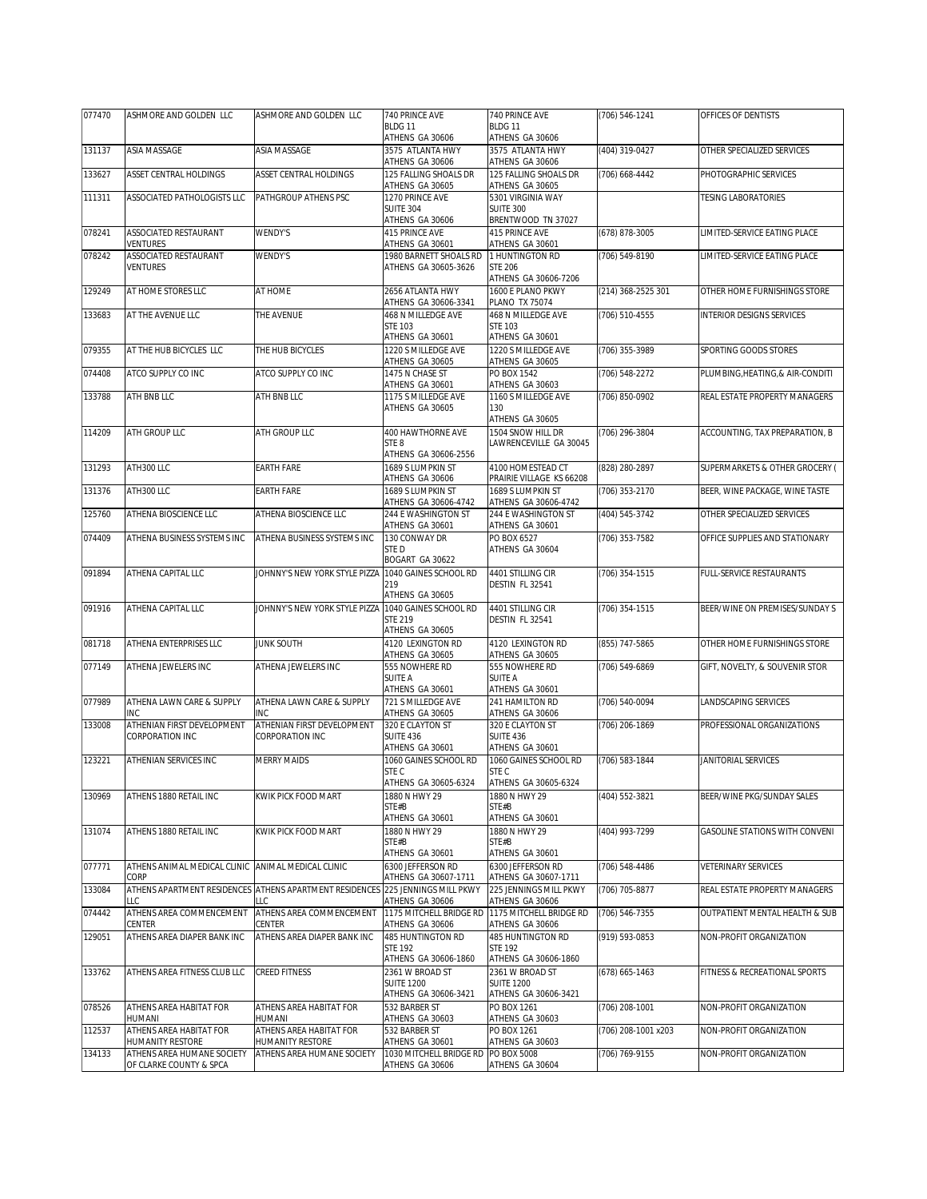| | | | | | | |
|---|---|---|---|---|---|---|
| 077470 | ASHMORE AND GOLDEN LLC | ASHMORE AND GOLDEN LLC | 740 PRINCE AVE<br>BLDG 11<br>ATHENS GA 30606 | 740 PRINCE AVE<br>BLDG 11<br>ATHENS GA 30606 | (706) 546-1241 | OFFICES OF DENTISTS |
| 131137 | ASIA MASSAGE | ASIA MASSAGE | 3575 ATLANTA HWY<br>ATHENS GA 30606 | 3575 ATLANTA HWY<br>ATHENS GA 30606 | (404) 319-0427 | OTHER SPECIALIZED SERVICES |
| 133627 | ASSET CENTRAL HOLDINGS | ASSET CENTRAL HOLDINGS | 125 FALLING SHOALS DR<br>ATHENS GA 30605 | 125 FALLING SHOALS DR<br>ATHENS GA 30605 | (706) 668-4442 | PHOTOGRAPHIC SERVICES |
| 111311 | ASSOCIATED PATHOLOGISTS LLC | PATHGROUP ATHENS PSC | 1270 PRINCE AVE<br>SUITE 304<br>ATHENS GA 30606 | 5301 VIRGINIA WAY<br>SUITE 300<br>BRENTWOOD TN 37027 | | TESING LABORATORIES |
| 078241 | ASSOCIATED RESTAURANT VENTURES | WENDY'S | 415 PRINCE AVE<br>ATHENS GA 30601 | 415 PRINCE AVE<br>ATHENS GA 30601 | (678) 878-3005 | LIMITED-SERVICE EATING PLACE |
| 078242 | ASSOCIATED RESTAURANT VENTURES | WENDY'S | 1980 BARNETT SHOALS RD<br>ATHENS GA 30605-3626 | 1 HUNTINGTON RD<br>STE 206<br>ATHENS GA 30606-7206 | (706) 549-8190 | LIMITED-SERVICE EATING PLACE |
| 129249 | AT HOME STORES LLC | AT HOME | 2656 ATLANTA HWY<br>ATHENS GA 30606-3341 | 1600 E PLANO PKWY<br>PLANO TX 75074 | (214) 368-2525 301 | OTHER HOME FURNISHINGS STORE |
| 133683 | AT THE AVENUE LLC | THE AVENUE | 468 N MILLEDGE AVE<br>STE 103<br>ATHENS GA 30601 | 468 N MILLEDGE AVE<br>STE 103<br>ATHENS GA 30601 | (706) 510-4555 | INTERIOR DESIGNS SERVICES |
| 079355 | AT THE HUB BICYCLES LLC | THE HUB BICYCLES | 1220 S MILLEDGE AVE<br>ATHENS GA 30605 | 1220 S MILLEDGE AVE<br>ATHENS GA 30605 | (706) 355-3989 | SPORTING GOODS STORES |
| 074408 | ATCO SUPPLY CO INC | ATCO SUPPLY CO INC | 1475 N CHASE ST<br>ATHENS GA 30601 | PO BOX 1542<br>ATHENS GA 30603 | (706) 548-2272 | PLUMBING,HEATING,& AIR-CONDITI |
| 133788 | ATH BNB LLC | ATH BNB LLC | 1175 S MILLEDGE AVE<br>ATHENS GA 30605 | 1160 S MILLEDGE AVE<br>130<br>ATHENS GA 30605 | (706) 850-0902 | REAL ESTATE PROPERTY MANAGERS |
| 114209 | ATH GROUP LLC | ATH GROUP LLC | 400 HAWTHORNE AVE<br>STE 8<br>ATHENS GA 30606-2556 | 1504 SNOW HILL DR<br>LAWRENCEVILLE GA 30045 | (706) 296-3804 | ACCOUNTING, TAX PREPARATION, B |
| 131293 | ATH300 LLC | EARTH FARE | 1689 S LUMPKIN ST<br>ATHENS GA 30606 | 4100 HOMESTEAD CT<br>PRAIRIE VILLAGE KS 66208 | (828) 280-2897 | SUPERMARKETS & OTHER GROCERY ( |
| 131376 | ATH300 LLC | EARTH FARE | 1689 S LUMPKIN ST<br>ATHENS GA 30606-4742 | 1689 S LUMPKIN ST<br>ATHENS GA 30606-4742 | (706) 353-2170 | BEER, WINE PACKAGE, WINE TASTE |
| 125760 | ATHENA BIOSCIENCE LLC | ATHENA BIOSCIENCE LLC | 244 E WASHINGTON ST<br>ATHENS GA 30601 | 244 E WASHINGTON ST<br>ATHENS GA 30601 | (404) 545-3742 | OTHER SPECIALIZED SERVICES |
| 074409 | ATHENA BUSINESS SYSTEMS INC | ATHENA BUSINESS SYSTEMS INC | 130 CONWAY DR<br>STE D<br>BOGART GA 30622 | PO BOX 6527<br>ATHENS GA 30604 | (706) 353-7582 | OFFICE SUPPLIES AND STATIONARY |
| 091894 | ATHENA CAPITAL LLC | JOHNNY'S NEW YORK STYLE PIZZA | 1040 GAINES SCHOOL RD<br>219<br>ATHENS GA 30605 | 4401 STILLING CIR<br>DESTIN FL 32541 | (706) 354-1515 | FULL-SERVICE RESTAURANTS |
| 091916 | ATHENA CAPITAL LLC | JOHNNY'S NEW YORK STYLE PIZZA | 1040 GAINES SCHOOL RD<br>STE 219<br>ATHENS GA 30605 | 4401 STILLING CIR<br>DESTIN FL 32541 | (706) 354-1515 | BEER/WINE ON PREMISES/SUNDAY S |
| 081718 | ATHENA ENTERPRISES LLC | JUNK SOUTH | 4120 LEXINGTON RD<br>ATHENS GA 30605 | 4120 LEXINGTON RD<br>ATHENS GA 30605 | (855) 747-5865 | OTHER HOME FURNISHINGS STORE |
| 077149 | ATHENA JEWELERS INC | ATHENA JEWELERS INC | 555 NOWHERE RD<br>SUITE A<br>ATHENS GA 30601 | 555 NOWHERE RD<br>SUITE A<br>ATHENS GA 30601 | (706) 549-6869 | GIFT, NOVELTY, & SOUVENIR STOR |
| 077989 | ATHENA LAWN CARE & SUPPLY INC | ATHENA LAWN CARE & SUPPLY INC | 721 S MILLEDGE AVE<br>ATHENS GA 30605 | 241 HAMILTON RD<br>ATHENS GA 30606 | (706) 540-0094 | LANDSCAPING SERVICES |
| 133008 | ATHENIAN FIRST DEVELOPMENT CORPORATION INC | ATHENIAN FIRST DEVELOPMENT CORPORATION INC | 320 E CLAYTON ST<br>SUITE 436<br>ATHENS GA 30601 | 320 E CLAYTON ST<br>SUITE 436<br>ATHENS GA 30601 | (706) 206-1869 | PROFESSIONAL ORGANIZATIONS |
| 123221 | ATHENIAN SERVICES INC | MERRY MAIDS | 1060 GAINES SCHOOL RD<br>STE C<br>ATHENS GA 30605-6324 | 1060 GAINES SCHOOL RD<br>STE C<br>ATHENS GA 30605-6324 | (706) 583-1844 | JANITORIAL SERVICES |
| 130969 | ATHENS 1880 RETAIL INC | KWIK PICK FOOD MART | 1880 N HWY 29<br>STE#B<br>ATHENS GA 30601 | 1880 N HWY 29<br>STE#B<br>ATHENS GA 30601 | (404) 552-3821 | BEER/WINE PKG/SUNDAY SALES |
| 131074 | ATHENS 1880 RETAIL INC | KWIK PICK FOOD MART | 1880 N HWY 29<br>STE#B<br>ATHENS GA 30601 | 1880 N HWY 29<br>STE#B<br>ATHENS GA 30601 | (404) 993-7299 | GASOLINE STATIONS WITH CONVENI |
| 077771 | ATHENS ANIMAL MEDICAL CLINIC CORP | ANIMAL MEDICAL CLINIC | 6300 JEFFERSON RD<br>ATHENS GA 30607-1711 | 6300 JEFFERSON RD<br>ATHENS GA 30607-1711 | (706) 548-4486 | VETERINARY SERVICES |
| 133084 | ATHENS APARTMENT RESIDENCES LLC | ATHENS APARTMENT RESIDENCES LLC | 225 JENNINGS MILL PKWY<br>ATHENS GA 30606 | 225 JENNINGS MILL PKWY<br>ATHENS GA 30606 | (706) 705-8877 | REAL ESTATE PROPERTY MANAGERS |
| 074442 | ATHENS AREA COMMENCEMENT CENTER | ATHENS AREA COMMENCEMENT CENTER | 1175 MITCHELL BRIDGE RD<br>ATHENS GA 30606 | 1175 MITCHELL BRIDGE RD<br>ATHENS GA 30606 | (706) 546-7355 | OUTPATIENT MENTAL HEALTH & SUB |
| 129051 | ATHENS AREA DIAPER BANK INC | ATHENS AREA DIAPER BANK INC | 485 HUNTINGTON RD<br>STE 192<br>ATHENS GA 30606-1860 | 485 HUNTINGTON RD<br>STE 192<br>ATHENS GA 30606-1860 | (919) 593-0853 | NON-PROFIT ORGANIZATION |
| 133762 | ATHENS AREA FITNESS CLUB LLC | CREED FITNESS | 2361 W BROAD ST<br>SUITE 1200<br>ATHENS GA 30606-3421 | 2361 W BROAD ST<br>SUITE 1200<br>ATHENS GA 30606-3421 | (678) 665-1463 | FITNESS & RECREATIONAL SPORTS |
| 078526 | ATHENS AREA HABITAT FOR HUMANI | ATHENS AREA HABITAT FOR HUMANI | 532 BARBER ST<br>ATHENS GA 30603 | PO BOX 1261<br>ATHENS GA 30603 | (706) 208-1001 | NON-PROFIT ORGANIZATION |
| 112537 | ATHENS AREA HABITAT FOR HUMANITY RESTORE | ATHENS AREA HABITAT FOR HUMANITY RESTORE | 532 BARBER ST<br>ATHENS GA 30601 | PO BOX 1261<br>ATHENS GA 30603 | (706) 208-1001 x203 | NON-PROFIT ORGANIZATION |
| 134133 | ATHENS AREA HUMANE SOCIETY OF CLARKE COUNTY & SPCA | ATHENS AREA HUMANE SOCIETY | 1030 MITCHELL BRIDGE RD<br>ATHENS GA 30606 | PO BOX 5008<br>ATHENS GA 30604 | (706) 769-9155 | NON-PROFIT ORGANIZATION |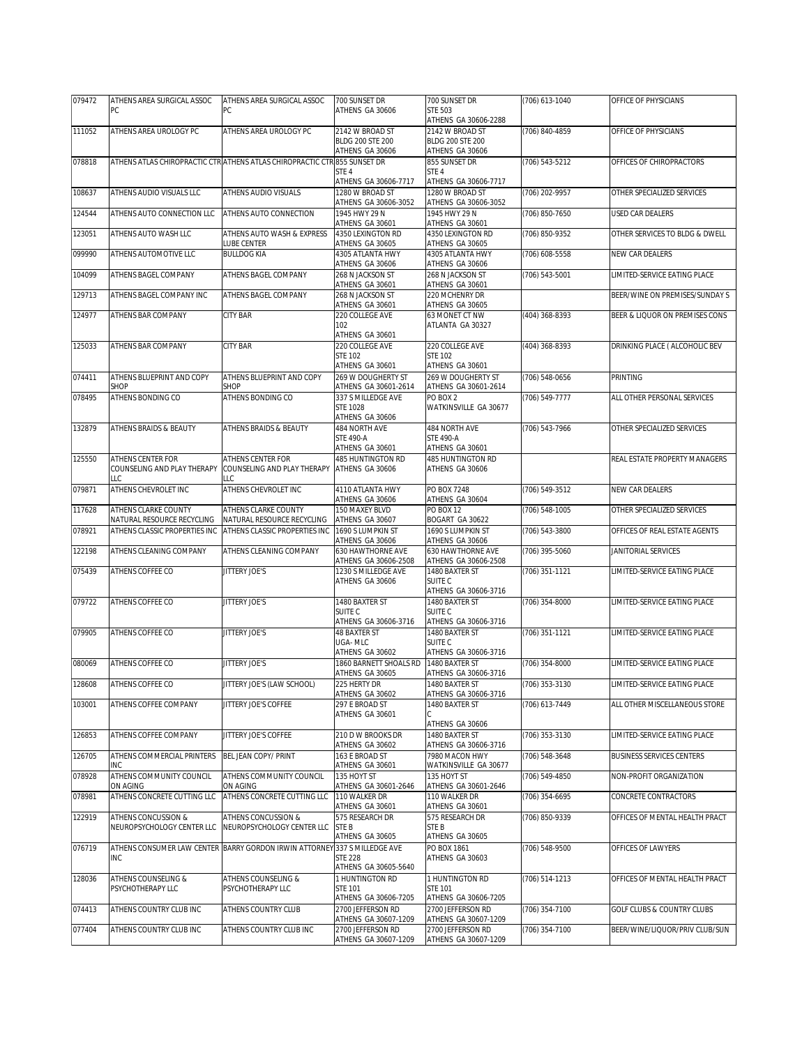| 079472 | ATHENS AREA SURGICAL ASSOC PC | ATHENS AREA SURGICAL ASSOC PC | 700 SUNSET DR ATHENS GA 30606 | 700 SUNSET DR STE 503 ATHENS GA 30606-2288 | (706) 613-1040 | OFFICE OF PHYSICIANS |
|---|---|---|---|---|---|---|
| 111052 | ATHENS AREA UROLOGY PC | ATHENS AREA UROLOGY PC | 2142 W BROAD ST BLDG 200 STE 200 ATHENS GA 30606 | 2142 W BROAD ST BLDG 200 STE 200 ATHENS GA 30606 | (706) 840-4859 | OFFICE OF PHYSICIANS |
| 078818 | ATHENS ATLAS CHIROPRACTIC CTR | ATHENS ATLAS CHIROPRACTIC CTR | 855 SUNSET DR STE 4 ATHENS GA 30606-7717 | 855 SUNSET DR STE 4 ATHENS GA 30606-7717 | (706) 543-5212 | OFFICES OF CHIROPRACTORS |
| 108637 | ATHENS AUDIO VISUALS LLC | ATHENS AUDIO VISUALS | 1280 W BROAD ST ATHENS GA 30606-3052 | 1280 W BROAD ST ATHENS GA 30606-3052 | (706) 202-9957 | OTHER SPECIALIZED SERVICES |
| 124544 | ATHENS AUTO CONNECTION LLC | ATHENS AUTO CONNECTION | 1945 HWY 29 N ATHENS GA 30601 | 1945 HWY 29 N ATHENS GA 30601 | (706) 850-7650 | USED CAR DEALERS |
| 123051 | ATHENS AUTO WASH LLC | ATHENS AUTO WASH & EXPRESS LUBE CENTER | 4350 LEXINGTON RD ATHENS GA 30605 | 4350 LEXINGTON RD ATHENS GA 30605 | (706) 850-9352 | OTHER SERVICES TO BLDG & DWELL |
| 099990 | ATHENS AUTOMOTIVE LLC | BULLDOG KIA | 4305 ATLANTA HWY ATHENS GA 30606 | 4305 ATLANTA HWY ATHENS GA 30606 | (706) 608-5558 | NEW CAR DEALERS |
| 104099 | ATHENS BAGEL COMPANY | ATHENS BAGEL COMPANY | 268 N JACKSON ST ATHENS GA 30601 | 268 N JACKSON ST ATHENS GA 30601 | (706) 543-5001 | LIMITED-SERVICE EATING PLACE |
| 129713 | ATHENS BAGEL COMPANY INC | ATHENS BAGEL COMPANY | 268 N JACKSON ST ATHENS GA 30601 | 220 MCHENRY DR ATHENS GA 30605 | | BEER/WINE ON PREMISES/SUNDAY S |
| 124977 | ATHENS BAR COMPANY | CITY BAR | 220 COLLEGE AVE 102 ATHENS GA 30601 | 63 MONET CT NW ATLANTA GA 30327 | (404) 368-8393 | BEER & LIQUOR ON PREMISES CONS |
| 125033 | ATHENS BAR COMPANY | CITY BAR | 220 COLLEGE AVE STE 102 ATHENS GA 30601 | 220 COLLEGE AVE STE 102 ATHENS GA 30601 | (404) 368-8393 | DRINKING PLACE ( ALCOHOLIC BEV |
| 074411 | ATHENS BLUEPRINT AND COPY SHOP | ATHENS BLUEPRINT AND COPY SHOP | 269 W DOUGHERTY ST ATHENS GA 30601-2614 | 269 W DOUGHERTY ST ATHENS GA 30601-2614 | (706) 548-0656 | PRINTING |
| 078495 | ATHENS BONDING CO | ATHENS BONDING CO | 337 S MILLEDGE AVE STE 1028 ATHENS GA 30606 | PO BOX 2 WATKINSVILLE GA 30677 | (706) 549-7777 | ALL OTHER PERSONAL SERVICES |
| 132879 | ATHENS BRAIDS & BEAUTY | ATHENS BRAIDS & BEAUTY | 484 NORTH AVE STE 490-A ATHENS GA 30601 | 484 NORTH AVE STE 490-A ATHENS GA 30601 | (706) 543-7966 | OTHER SPECIALIZED SERVICES |
| 125550 | ATHENS CENTER FOR COUNSELING AND PLAY THERAPY LLC | ATHENS CENTER FOR COUNSELING AND PLAY THERAPY LLC | 485 HUNTINGTON RD ATHENS GA 30606 | 485 HUNTINGTON RD ATHENS GA 30606 | | REAL ESTATE PROPERTY MANAGERS |
| 079871 | ATHENS CHEVROLET INC | ATHENS CHEVROLET INC | 4110 ATLANTA HWY ATHENS GA 30606 | PO BOX 7248 ATHENS GA 30604 | (706) 549-3512 | NEW CAR DEALERS |
| 117628 | ATHENS CLARKE COUNTY NATURAL RESOURCE RECYCLING | ATHENS CLARKE COUNTY NATURAL RESOURCE RECYCLING | 150 MAXEY BLVD ATHENS GA 30607 | PO BOX 12 BOGART GA 30622 | (706) 548-1005 | OTHER SPECIALIZED SERVICES |
| 078921 | ATHENS CLASSIC PROPERTIES INC | ATHENS CLASSIC PROPERTIES INC | 1690 S LUMPKIN ST ATHENS GA 30606 | 1690 S LUMPKIN ST ATHENS GA 30606 | (706) 543-3800 | OFFICES OF REAL ESTATE AGENTS |
| 122198 | ATHENS CLEANING COMPANY | ATHENS CLEANING COMPANY | 630 HAWTHORNE AVE ATHENS GA 30606-2508 | 630 HAWTHORNE AVE ATHENS GA 30606-2508 | (706) 395-5060 | JANITORIAL SERVICES |
| 075439 | ATHENS COFFEE CO | JITTERY JOE'S | 1230 S MILLEDGE AVE ATHENS GA 30606 | 1480 BAXTER ST SUITE C ATHENS GA 30606-3716 | (706) 351-1121 | LIMITED-SERVICE EATING PLACE |
| 079722 | ATHENS COFFEE CO | JITTERY JOE'S | 1480 BAXTER ST SUITE C ATHENS GA 30606-3716 | 1480 BAXTER ST SUITE C ATHENS GA 30606-3716 | (706) 354-8000 | LIMITED-SERVICE EATING PLACE |
| 079905 | ATHENS COFFEE CO | JITTERY JOE'S | 48 BAXTER ST UGA- MLC ATHENS GA 30602 | 1480 BAXTER ST SUITE C ATHENS GA 30606-3716 | (706) 351-1121 | LIMITED-SERVICE EATING PLACE |
| 080069 | ATHENS COFFEE CO | JITTERY JOE'S | 1860 BARNETT SHOALS RD ATHENS GA 30605 | 1480 BAXTER ST ATHENS GA 30606-3716 | (706) 354-8000 | LIMITED-SERVICE EATING PLACE |
| 128608 | ATHENS COFFEE CO | JITTERY JOE'S (LAW SCHOOL) | 225 HERTY DR ATHENS GA 30602 | 1480 BAXTER ST ATHENS GA 30606-3716 | (706) 353-3130 | LIMITED-SERVICE EATING PLACE |
| 103001 | ATHENS COFFEE COMPANY | JITTERY JOE'S COFFEE | 297 E BROAD ST ATHENS GA 30601 | 1480 BAXTER ST C ATHENS GA 30606 | (706) 613-7449 | ALL OTHER MISCELLANEOUS STORE |
| 126853 | ATHENS COFFEE COMPANY | JITTERY JOE'S COFFEE | 210 D W BROOKS DR ATHENS GA 30602 | 1480 BAXTER ST ATHENS GA 30606-3716 | (706) 353-3130 | LIMITED-SERVICE EATING PLACE |
| 126705 | ATHENS COMMERCIAL PRINTERS INC | BEL JEAN COPY/ PRINT | 163 E BROAD ST ATHENS GA 30601 | 7980 MACON HWY WATKINSVILLE GA 30677 | (706) 548-3648 | BUSINESS SERVICES CENTERS |
| 078928 | ATHENS COMMUNITY COUNCIL ON AGING | ATHENS COMMUNITY COUNCIL ON AGING | 135 HOYT ST ATHENS GA 30601-2646 | 135 HOYT ST ATHENS GA 30601-2646 | (706) 549-4850 | NON-PROFIT ORGANIZATION |
| 078981 | ATHENS CONCRETE CUTTING LLC | ATHENS CONCRETE CUTTING LLC | 110 WALKER DR ATHENS GA 30601 | 110 WALKER DR ATHENS GA 30601 | (706) 354-6695 | CONCRETE CONTRACTORS |
| 122919 | ATHENS CONCUSSION & NEUROPSYCHOLOGY CENTER LLC | ATHENS CONCUSSION & NEUROPSYCHOLOGY CENTER LLC | 575 RESEARCH DR STE B ATHENS GA 30605 | 575 RESEARCH DR STE B ATHENS GA 30605 | (706) 850-9339 | OFFICES OF MENTAL HEALTH PRACT |
| 076719 | ATHENS CONSUMER LAW CENTER INC | BARRY GORDON IRWIN ATTORNEY | 337 S MILLEDGE AVE STE 228 ATHENS GA 30605-5640 | PO BOX 1861 ATHENS GA 30603 | (706) 548-9500 | OFFICES OF LAWYERS |
| 128036 | ATHENS COUNSELING & PSYCHOTHERAPY LLC | ATHENS COUNSELING & PSYCHOTHERAPY LLC | 1 HUNTINGTON RD STE 101 ATHENS GA 30606-7205 | 1 HUNTINGTON RD STE 101 ATHENS GA 30606-7205 | (706) 514-1213 | OFFICES OF MENTAL HEALTH PRACT |
| 074413 | ATHENS COUNTRY CLUB INC | ATHENS COUNTRY CLUB | 2700 JEFFERSON RD ATHENS GA 30607-1209 | 2700 JEFFERSON RD ATHENS GA 30607-1209 | (706) 354-7100 | GOLF CLUBS & COUNTRY CLUBS |
| 077404 | ATHENS COUNTRY CLUB INC | ATHENS COUNTRY CLUB INC | 2700 JEFFERSON RD ATHENS GA 30607-1209 | 2700 JEFFERSON RD ATHENS GA 30607-1209 | (706) 354-7100 | BEER/WINE/LIQUOR/PRIV CLUB/SUN |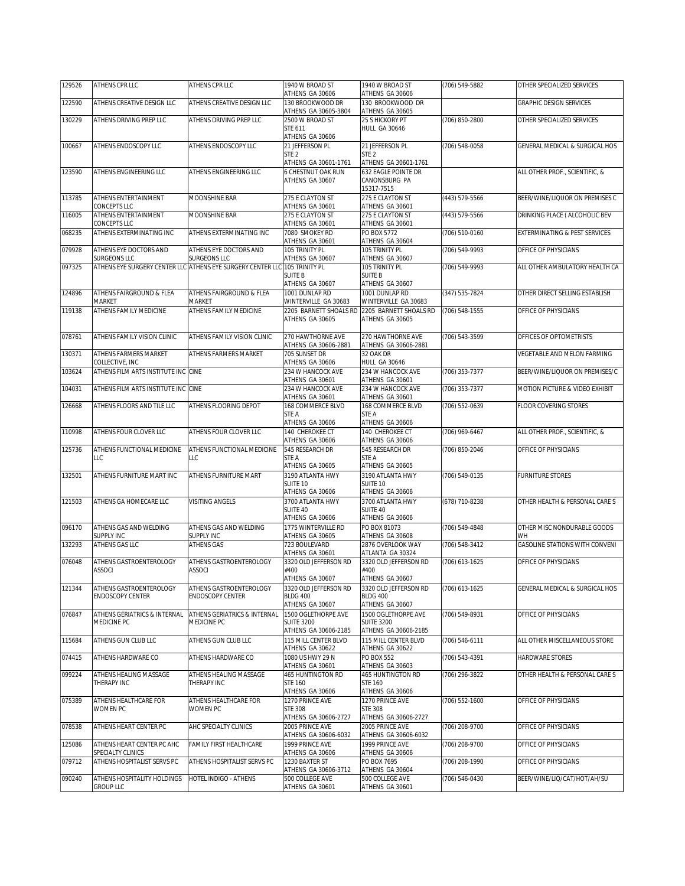| 129526 | ATHENS CPR LLC | ATHENS CPR LLC | 1940 W BROAD ST ATHENS GA 30606 | 1940 W BROAD ST ATHENS GA 30606 | (706) 549-5882 | OTHER SPECIALIZED SERVICES |
|---|---|---|---|---|---|---|
| 122590 | ATHENS CREATIVE DESIGN LLC | ATHENS CREATIVE DESIGN LLC | 130 BROOKWOOD DR ATHENS GA 30605-3804 | 130 BROOKWOOD DR ATHENS GA 30605 | | GRAPHIC DESIGN SERVICES |
| 130229 | ATHENS DRIVING PREP LLC | ATHENS DRIVING PREP LLC | 2500 W BROAD ST STE 611 ATHENS GA 30606 | 25 S HICKORY PT HULL GA 30646 | (706) 850-2800 | OTHER SPECIALIZED SERVICES |
| 100667 | ATHENS ENDOSCOPY LLC | ATHENS ENDOSCOPY LLC | 21 JEFFERSON PL STE 2 ATHENS GA 30601-1761 | 21 JEFFERSON PL STE 2 ATHENS GA 30601-1761 | (706) 548-0058 | GENERAL MEDICAL & SURGICAL HOS |
| 123590 | ATHENS ENGINEERING LLC | ATHENS ENGINEERING LLC | 6 CHESTNUT OAK RUN ATHENS GA 30607 | 632 EAGLE POINTE DR CANONSBURG PA 15317-7515 | | ALL OTHER PROF., SCIENTIFIC, & |
| 113785 | ATHENS ENTERTAINMENT CONCEPTS LLC | MOONSHINE BAR | 275 E CLAYTON ST ATHENS GA 30601 | 275 E CLAYTON ST ATHENS GA 30601 | (443) 579-5566 | BEER/WINE/LIQUOR ON PREMISES C |
| 116005 | ATHENS ENTERTAINMENT CONCEPTS LLC | MOONSHINE BAR | 275 E CLAYTON ST ATHENS GA 30601 | 275 E CLAYTON ST ATHENS GA 30601 | (443) 579-5566 | DRINKING PLACE ( ALCOHOLIC BEV |
| 068235 | ATHENS EXTERMINATING INC | ATHENS EXTERMINATING INC | 7080 SMOKEY RD ATHENS GA 30601 | PO BOX 5772 ATHENS GA 30604 | (706) 510-0160 | EXTERMINATING & PEST SERVICES |
| 079928 | ATHENS EYE DOCTORS AND SURGEONS LLC | ATHENS EYE DOCTORS AND SURGEONS LLC | 105 TRINITY PL ATHENS GA 30607 | 105 TRINITY PL ATHENS GA 30607 | (706) 549-9993 | OFFICE OF PHYSICIANS |
| 097325 | ATHENS EYE SURGERY CENTER LLC | ATHENS EYE SURGERY CENTER LLC | 105 TRINITY PL SUITE B ATHENS GA 30607 | 105 TRINITY PL SUITE B ATHENS GA 30607 | (706) 549-9993 | ALL OTHER AMBULATORY HEALTH CA |
| 124896 | ATHENS FAIRGROUND & FLEA MARKET | ATHENS FAIRGROUND & FLEA MARKET | 1001 DUNLAP RD WINTERVILLE GA 30683 | 1001 DUNLAP RD WINTERVILLE GA 30683 | (347) 535-7824 | OTHER DIRECT SELLING ESTABLISH |
| 119138 | ATHENS FAMILY MEDICINE | ATHENS FAMILY MEDICINE | 2205 BARNETT SHOALS RD ATHENS GA 30605 | 2205 BARNETT SHOALS RD ATHENS GA 30605 | (706) 548-1555 | OFFICE OF PHYSICIANS |
| 078761 | ATHENS FAMILY VISION CLINIC | ATHENS FAMILY VISION CLINIC | 270 HAWTHORNE AVE ATHENS GA 30606-2881 | 270 HAWTHORNE AVE ATHENS GA 30606-2881 | (706) 543-3599 | OFFICES OF OPTOMETRISTS |
| 130371 | ATHENS FARMERS MARKET COLLECTIVE, INC | ATHENS FARMERS MARKET | 705 SUNSET DR ATHENS GA 30606 | 32 OAK DR HULL GA 30646 | | VEGETABLE AND MELON FARMING |
| 103624 | ATHENS FILM ARTS INSTITUTE INC | CINE | 234 W HANCOCK AVE ATHENS GA 30601 | 234 W HANCOCK AVE ATHENS GA 30601 | (706) 353-7377 | BEER/WINE/LIQUOR ON PREMISES/C |
| 104031 | ATHENS FILM ARTS INSTITUTE INC | CINE | 234 W HANCOCK AVE ATHENS GA 30601 | 234 W HANCOCK AVE ATHENS GA 30601 | (706) 353-7377 | MOTION PICTURE & VIDEO EXHIBIT |
| 126668 | ATHENS FLOORS AND TILE LLC | ATHENS FLOORING DEPOT | 168 COMMERCE BLVD STE A ATHENS GA 30606 | 168 COMMERCE BLVD STE A ATHENS GA 30606 | (706) 552-0639 | FLOOR COVERING STORES |
| 110998 | ATHENS FOUR CLOVER LLC | ATHENS FOUR CLOVER LLC | 140 CHEROKEE CT ATHENS GA 30606 | 140 CHEROKEE CT ATHENS GA 30606 | (706) 969-6467 | ALL OTHER PROF., SCIENTIFIC, & |
| 125736 | ATHENS FUNCTIONAL MEDICINE LLC | ATHENS FUNCTIONAL MEDICINE LLC | 545 RESEARCH DR STE A ATHENS GA 30605 | 545 RESEARCH DR STE A ATHENS GA 30605 | (706) 850-2046 | OFFICE OF PHYSICIANS |
| 132501 | ATHENS FURNITURE MART INC | ATHENS FURNITURE MART | 3190 ATLANTA HWY SUITE 10 ATHENS GA 30606 | 3190 ATLANTA HWY SUITE 10 ATHENS GA 30606 | (706) 549-0135 | FURNITURE STORES |
| 121503 | ATHENS GA HOMECARE LLC | VISITING ANGELS | 3700 ATLANTA HWY SUITE 40 ATHENS GA 30606 | 3700 ATLANTA HWY SUITE 40 ATHENS GA 30606 | (678) 710-8238 | OTHER HEALTH & PERSONAL CARE S |
| 096170 | ATHENS GAS AND WELDING SUPPLY INC | ATHENS GAS AND WELDING SUPPLY INC | 1775 WINTERVILLE RD ATHENS GA 30605 | PO BOX 81073 ATHENS GA 30608 | (706) 549-4848 | OTHER MISC NONDURABLE GOODS WH |
| 132293 | ATHENS GAS LLC | ATHENS GAS | 723 BOULEVARD ATHENS GA 30601 | 2876 OVERLOOK WAY ATLANTA GA 30324 | (706) 548-3412 | GASOLINE STATIONS WITH CONVENI |
| 076048 | ATHENS GASTROENTEROLOGY ASSOCI | ATHENS GASTROENTEROLOGY ASSOCI | 3320 OLD JEFFERSON RD #400 ATHENS GA 30607 | 3320 OLD JEFFERSON RD #400 ATHENS GA 30607 | (706) 613-1625 | OFFICE OF PHYSICIANS |
| 121344 | ATHENS GASTROENTEROLOGY ENDOSCOPY CENTER | ATHENS GASTROENTEROLOGY ENDOSCOPY CENTER | 3320 OLD JEFFERSON RD BLDG 400 ATHENS GA 30607 | 3320 OLD JEFFERSON RD BLDG 400 ATHENS GA 30607 | (706) 613-1625 | GENERAL MEDICAL & SURGICAL HOS |
| 076847 | ATHENS GERIATRICS & INTERNAL MEDICINE PC | ATHENS GERIATRICS & INTERNAL MEDICINE PC | 1500 OGLETHORPE AVE SUITE 3200 ATHENS GA 30606-2185 | 1500 OGLETHORPE AVE SUITE 3200 ATHENS GA 30606-2185 | (706) 549-8931 | OFFICE OF PHYSICIANS |
| 115684 | ATHENS GUN CLUB LLC | ATHENS GUN CLUB LLC | 115 MILL CENTER BLVD ATHENS GA 30622 | 115 MILL CENTER BLVD ATHENS GA 30622 | (706) 546-6111 | ALL OTHER MISCELLANEOUS STORE |
| 074415 | ATHENS HARDWARE CO | ATHENS HARDWARE CO | 1080 US HWY 29 N ATHENS GA 30601 | PO BOX 552 ATHENS GA 30603 | (706) 543-4391 | HARDWARE STORES |
| 099224 | ATHENS HEALING MASSAGE THERAPY INC | ATHENS HEALING MASSAGE THERAPY INC | 465 HUNTINGTON RD STE 160 ATHENS GA 30606 | 465 HUNTINGTON RD STE 160 ATHENS GA 30606 | (706) 296-3822 | OTHER HEALTH & PERSONAL CARE S |
| 075389 | ATHENS HEALTHCARE FOR WOMEN PC | ATHENS HEALTHCARE FOR WOMEN PC | 1270 PRINCE AVE STE 308 ATHENS GA 30606-2727 | 1270 PRINCE AVE STE 308 ATHENS GA 30606-2727 | (706) 552-1600 | OFFICE OF PHYSICIANS |
| 078538 | ATHENS HEART CENTER PC | AHC SPECIALTY CLINICS | 2005 PRINCE AVE ATHENS GA 30606-6032 | 2005 PRINCE AVE ATHENS GA 30606-6032 | (706) 208-9700 | OFFICE OF PHYSICIANS |
| 125086 | ATHENS HEART CENTER PC AHC SPECIALTY CLINICS | FAMILY FIRST HEALTHCARE | 1999 PRINCE AVE ATHENS GA 30606 | 1999 PRINCE AVE ATHENS GA 30606 | (706) 208-9700 | OFFICE OF PHYSICIANS |
| 079712 | ATHENS HOSPITALIST SERVS PC | ATHENS HOSPITALIST SERVS PC | 1230 BAXTER ST ATHENS GA 30606-3712 | PO BOX 7695 ATHENS GA 30604 | (706) 208-1990 | OFFICE OF PHYSICIANS |
| 090240 | ATHENS HOSPITALITY HOLDINGS GROUP LLC | HOTEL INDIGO - ATHENS | 500 COLLEGE AVE ATHENS GA 30601 | 500 COLLEGE AVE ATHENS GA 30601 | (706) 546-0430 | BEER/WINE/LIQ/CAT/HOT/AH/SU |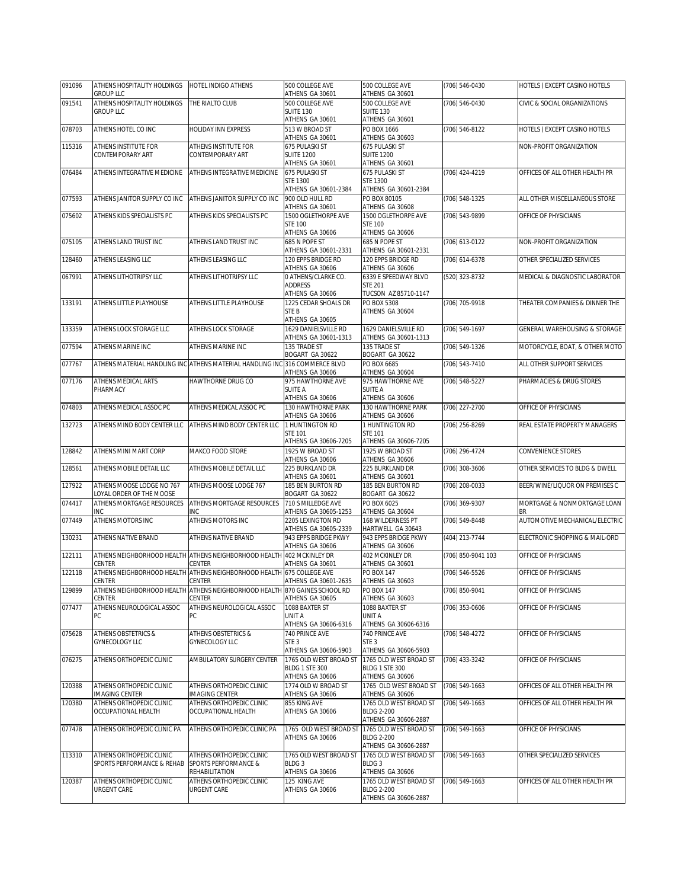| 091096 | ATHENS HOSPITALITY HOLDINGS GROUP LLC | HOTEL INDIGO ATHENS | 500 COLLEGE AVE ATHENS GA 30601 | 500 COLLEGE AVE ATHENS GA 30601 | (706) 546-0430 | HOTELS ( EXCEPT CASINO HOTELS |
|---|---|---|---|---|---|---|
| 091541 | ATHENS HOSPITALITY HOLDINGS GROUP LLC | THE RIALTO CLUB | 500 COLLEGE AVE SUITE 130 ATHENS GA 30601 | 500 COLLEGE AVE SUITE 130 ATHENS GA 30601 | (706) 546-0430 | CIVIC & SOCIAL ORGANIZATIONS |
| 078703 | ATHENS HOTEL CO INC | HOLIDAY INN EXPRESS | 513 W BROAD ST ATHENS GA 30601 | PO BOX 1666 ATHENS GA 30603 | (706) 546-8122 | HOTELS ( EXCEPT CASINO HOTELS |
| 115316 | ATHENS INSTITUTE FOR CONTEMPORARY ART | ATHENS INSTITUTE FOR CONTEMPORARY ART | 675 PULASKI ST SUITE 1200 ATHENS GA 30601 | 675 PULASKI ST SUITE 1200 ATHENS GA 30601 | | NON-PROFIT ORGANIZATION |
| 076484 | ATHENS INTEGRATIVE MEDICINE | ATHENS INTEGRATIVE MEDICINE | 675 PULASKI ST STE 1300 ATHENS GA 30601-2384 | 675 PULASKI ST STE 1300 ATHENS GA 30601-2384 | (706) 424-4219 | OFFICES OF ALL OTHER HEALTH PR |
| 077593 | ATHENS JANITOR SUPPLY CO INC | ATHENS JANITOR SUPPLY CO INC | 900 OLD HULL RD ATHENS GA 30601 | PO BOX 80105 ATHENS GA 30608 | (706) 548-1325 | ALL OTHER MISCELLANEOUS STORE |
| 075602 | ATHENS KIDS SPECIALISTS PC | ATHENS KIDS SPECIALISTS PC | 1500 OGLETHORPE AVE STE 100 ATHENS GA 30606 | 1500 OGLETHORPE AVE STE 100 ATHENS GA 30606 | (706) 543-9899 | OFFICE OF PHYSICIANS |
| 075105 | ATHENS LAND TRUST INC | ATHENS LAND TRUST INC | 685 N POPE ST ATHENS GA 30601-2331 | 685 N POPE ST ATHENS GA 30601-2331 | (706) 613-0122 | NON-PROFIT ORGANIZATION |
| 128460 | ATHENS LEASING LLC | ATHENS LEASING LLC | 120 EPPS BRIDGE RD ATHENS GA 30606 | 120 EPPS BRIDGE RD ATHENS GA 30606 | (706) 614-6378 | OTHER SPECIALIZED SERVICES |
| 067991 | ATHENS LITHOTRIPSY LLC | ATHENS LITHOTRIPSY LLC | 0 ATHENS/CLARKE CO. ADDRESS ATHENS GA 30606 | 6339 E SPEEDWAY BLVD STE 201 TUCSON AZ 85710-1147 | (520) 323-8732 | MEDICAL & DIAGNOSTIC LABORATOR |
| 133191 | ATHENS LITTLE PLAYHOUSE | ATHENS LITTLE PLAYHOUSE | 1225 CEDAR SHOALS DR STE B ATHENS GA 30605 | PO BOX 5308 ATHENS GA 30604 | (706) 705-9918 | THEATER COMPANIES & DINNER THE |
| 133359 | ATHENS LOCK STORAGE LLC | ATHENS LOCK STORAGE | 1629 DANIELSVILLE RD ATHENS GA 30601-1313 | 1629 DANIELSVILLE RD ATHENS GA 30601-1313 | (706) 549-1697 | GENERAL WAREHOUSING & STORAGE |
| 077594 | ATHENS MARINE INC | ATHENS MARINE INC | 135 TRADE ST BOGART GA 30622 | 135 TRADE ST BOGART GA 30622 | (706) 549-1326 | MOTORCYCLE, BOAT, & OTHER MOTO |
| 077767 | ATHENS MATERIAL HANDLING INC | ATHENS MATERIAL HANDLING INC | 316 COMMERCE BLVD ATHENS GA 30606 | PO BOX 6685 ATHENS GA 30604 | (706) 543-7410 | ALL OTHER SUPPORT SERVICES |
| 077176 | ATHENS MEDICAL ARTS PHARMACY | HAWTHORNE DRUG CO | 975 HAWTHORNE AVE SUITE A ATHENS GA 30606 | 975 HAWTHORNE AVE SUITE A ATHENS GA 30606 | (706) 548-5227 | PHARMACIES & DRUG STORES |
| 074803 | ATHENS MEDICAL ASSOC PC | ATHENS MEDICAL ASSOC PC | 130 HAWTHORNE PARK ATHENS GA 30606 | 130 HAWTHORNE PARK ATHENS GA 30606 | (706) 227-2700 | OFFICE OF PHYSICIANS |
| 132723 | ATHENS MIND BODY CENTER LLC | ATHENS MIND BODY CENTER LLC | 1 HUNTINGTON RD STE 101 ATHENS GA 30606-7205 | 1 HUNTINGTON RD STE 101 ATHENS GA 30606-7205 | (706) 256-8269 | REAL ESTATE PROPERTY MANAGERS |
| 128842 | ATHENS MINI MART CORP | MAKCO FOOD STORE | 1925 W BROAD ST ATHENS GA 30606 | 1925 W BROAD ST ATHENS GA 30606 | (706) 296-4724 | CONVENIENCE STORES |
| 128561 | ATHENS MOBILE DETAIL LLC | ATHENS MOBILE DETAIL LLC | 225 BURKLAND DR ATHENS GA 30601 | 225 BURKLAND DR ATHENS GA 30601 | (706) 308-3606 | OTHER SERVICES TO BLDG & DWELL |
| 127922 | ATHENS MOOSE LODGE NO 767 LOYAL ORDER OF THE MOOSE | ATHENS MOOSE LODGE 767 | 185 BEN BURTON RD BOGART GA 30622 | 185 BEN BURTON RD BOGART GA 30622 | (706) 208-0033 | BEER/WINE/LIQUOR ON PREMISES C |
| 074417 | ATHENS MORTGAGE RESOURCES INC | ATHENS MORTGAGE RESOURCES INC | 710 S MILLEDGE AVE ATHENS GA 30605-1253 | PO BOX 6025 ATHENS GA 30604 | (706) 369-9307 | MORTGAGE & NONMORTGAGE LOAN BR |
| 077449 | ATHENS MOTORS INC | ATHENS MOTORS INC | 2205 LEXINGTON RD ATHENS GA 30605-2339 | 168 WILDERNESS PT HARTWELL GA 30643 | (706) 549-8448 | AUTOMOTIVE MECHANICAL/ELECTRIC |
| 130231 | ATHENS NATIVE BRAND | ATHENS NATIVE BRAND | 943 EPPS BRIDGE PKWY ATHENS GA 30606 | 943 EPPS BRIDGE PKWY ATHENS GA 30606 | (404) 213-7744 | ELECTRONIC SHOPPING & MAIL-ORD |
| 122111 | ATHENS NEIGHBORHOOD HEALTH CENTER | ATHENS NEIGHBORHOOD HEALTH CENTER | 402 MCKINLEY DR ATHENS GA 30601 | 402 MCKINLEY DR ATHENS GA 30601 | (706) 850-9041 103 | OFFICE OF PHYSICIANS |
| 122118 | ATHENS NEIGHBORHOOD HEALTH CENTER | ATHENS NEIGHBORHOOD HEALTH CENTER | 675 COLLEGE AVE ATHENS GA 30601-2635 | PO BOX 147 ATHENS GA 30603 | (706) 546-5526 | OFFICE OF PHYSICIANS |
| 129899 | ATHENS NEIGHBORHOOD HEALTH CENTER | ATHENS NEIGHBORHOOD HEALTH CENTER | 870 GAINES SCHOOL RD ATHENS GA 30605 | PO BOX 147 ATHENS GA 30603 | (706) 850-9041 | OFFICE OF PHYSICIANS |
| 077477 | ATHENS NEUROLOGICAL ASSOC PC | ATHENS NEUROLOGICAL ASSOC PC | 1088 BAXTER ST UNIT A ATHENS GA 30606-6316 | 1088 BAXTER ST UNIT A ATHENS GA 30606-6316 | (706) 353-0606 | OFFICE OF PHYSICIANS |
| 075628 | ATHENS OBSTETRICS & GYNECOLOGY LLC | ATHENS OBSTETRICS & GYNECOLOGY LLC | 740 PRINCE AVE STE 3 ATHENS GA 30606-5903 | 740 PRINCE AVE STE 3 ATHENS GA 30606-5903 | (706) 548-4272 | OFFICE OF PHYSICIANS |
| 076275 | ATHENS ORTHOPEDIC CLINIC | AMBULATORY SURGERY CENTER | 1765 OLD WEST BROAD ST BLDG 1 STE 300 ATHENS GA 30606 | 1765 OLD WEST BROAD ST BLDG 1 STE 300 ATHENS GA 30606 | (706) 433-3242 | OFFICE OF PHYSICIANS |
| 120388 | ATHENS ORTHOPEDIC CLINIC IMAGING CENTER | ATHENS ORTHOPEDIC CLINIC IMAGING CENTER | 1774 OLD W BROAD ST ATHENS GA 30606 | 1765 OLD WEST BROAD ST ATHENS GA 30606 | (706) 549-1663 | OFFICES OF ALL OTHER HEALTH PR |
| 120380 | ATHENS ORTHOPEDIC CLINIC OCCUPATIONAL HEALTH | ATHENS ORTHOPEDIC CLINIC OCCUPATIONAL HEALTH | 855 KING AVE ATHENS GA 30606 | 1765 OLD WEST BROAD ST BLDG 2-200 ATHENS GA 30606-2887 | (706) 549-1663 | OFFICES OF ALL OTHER HEALTH PR |
| 077478 | ATHENS ORTHOPEDIC CLINIC PA | ATHENS ORTHOPEDIC CLINIC PA | 1765 OLD WEST BROAD ST ATHENS GA 30606 | 1765 OLD WEST BROAD ST BLDG 2-200 ATHENS GA 30606-2887 | (706) 549-1663 | OFFICE OF PHYSICIANS |
| 113310 | ATHENS ORTHOPEDIC CLINIC SPORTS PERFORMANCE & REHAB | ATHENS ORTHOPEDIC CLINIC SPORTS PERFORMANCE & REHABILITATION | 1765 OLD WEST BROAD ST BLDG 3 ATHENS GA 30606 | 1765 OLD WEST BROAD ST BLDG 3 ATHENS GA 30606 | (706) 549-1663 | OTHER SPECIALIZED SERVICES |
| 120387 | ATHENS ORTHOPEDIC CLINIC URGENT CARE | ATHENS ORTHOPEDIC CLINIC URGENT CARE | 125 KING AVE ATHENS GA 30606 | 1765 OLD WEST BROAD ST BLDG 2-200 ATHENS GA 30606-2887 | (706) 549-1663 | OFFICES OF ALL OTHER HEALTH PR |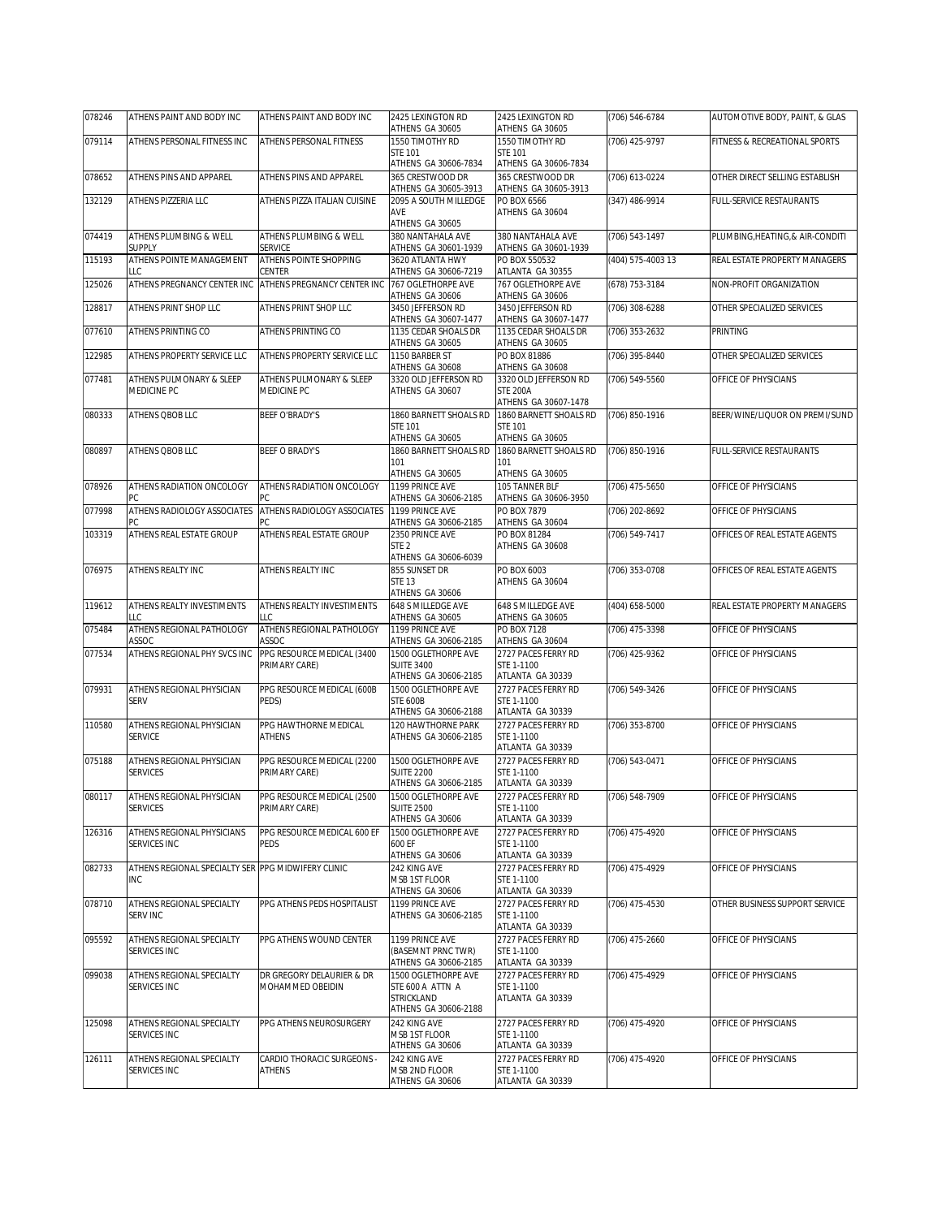| 078246 | ATHENS PAINT AND BODY INC | ATHENS PAINT AND BODY INC | 2425 LEXINGTON RD ATHENS GA 30605 | 2425 LEXINGTON RD ATHENS GA 30605 | (706) 546-6784 | AUTOMOTIVE BODY, PAINT, & GLAS |
|---|---|---|---|---|---|---|
| 079114 | ATHENS PERSONAL FITNESS INC | ATHENS PERSONAL FITNESS | 1550 TIMOTHY RD STE 101 ATHENS GA 30606-7834 | 1550 TIMOTHY RD STE 101 ATHENS GA 30606-7834 | (706) 425-9797 | FITNESS & RECREATIONAL SPORTS |
| 078652 | ATHENS PINS AND APPAREL | ATHENS PINS AND APPAREL | 365 CRESTWOOD DR ATHENS GA 30605-3913 | 365 CRESTWOOD DR ATHENS GA 30605-3913 | (706) 613-0224 | OTHER DIRECT SELLING ESTABLISH |
| 132129 | ATHENS PIZZERIA LLC | ATHENS PIZZA ITALIAN CUISINE | 2095 A SOUTH MILLEDGE AVE ATHENS GA 30605 | PO BOX 6566 ATHENS GA 30604 | (347) 486-9914 | FULL-SERVICE RESTAURANTS |
| 074419 | ATHENS PLUMBING & WELL SUPPLY | ATHENS PLUMBING & WELL SERVICE | 380 NANTAHALA AVE ATHENS GA 30601-1939 | 380 NANTAHALA AVE ATHENS GA 30601-1939 | (706) 543-1497 | PLUMBING,HEATING,& AIR-CONDITI |
| 115193 | ATHENS POINTE MANAGEMENT LLC | ATHENS POINTE SHOPPING CENTER | 3620 ATLANTA HWY ATHENS GA 30606-7219 | PO BOX 550532 ATLANTA GA 30355 | (404) 575-4003 13 | REAL ESTATE PROPERTY MANAGERS |
| 125026 | ATHENS PREGNANCY CENTER INC | ATHENS PREGNANCY CENTER INC | 767 OGLETHORPE AVE ATHENS GA 30606 | 767 OGLETHORPE AVE ATHENS GA 30606 | (678) 753-3184 | NON-PROFIT ORGANIZATION |
| 128817 | ATHENS PRINT SHOP LLC | ATHENS PRINT SHOP LLC | 3450 JEFFERSON RD ATHENS GA 30607-1477 | 3450 JEFFERSON RD ATHENS GA 30607-1477 | (706) 308-6288 | OTHER SPECIALIZED SERVICES |
| 077610 | ATHENS PRINTING CO | ATHENS PRINTING CO | 1135 CEDAR SHOALS DR ATHENS GA 30605 | 1135 CEDAR SHOALS DR ATHENS GA 30605 | (706) 353-2632 | PRINTING |
| 122985 | ATHENS PROPERTY SERVICE LLC | ATHENS PROPERTY SERVICE LLC | 1150 BARBER ST ATHENS GA 30608 | PO BOX 81886 ATHENS GA 30608 | (706) 395-8440 | OTHER SPECIALIZED SERVICES |
| 077481 | ATHENS PULMONARY & SLEEP MEDICINE PC | ATHENS PULMONARY & SLEEP MEDICINE PC | 3320 OLD JEFFERSON RD ATHENS GA 30607 | 3320 OLD JEFFERSON RD STE 200A ATHENS GA 30607-1478 | (706) 549-5560 | OFFICE OF PHYSICIANS |
| 080333 | ATHENS QBOB LLC | BEEF O'BRADY'S | 1860 BARNETT SHOALS RD STE 101 ATHENS GA 30605 | 1860 BARNETT SHOALS RD STE 101 ATHENS GA 30605 | (706) 850-1916 | BEER/WINE/LIQUOR ON PREMI/SUND |
| 080897 | ATHENS QBOB LLC | BEEF O BRADY'S | 1860 BARNETT SHOALS RD 101 ATHENS GA 30605 | 1860 BARNETT SHOALS RD 101 ATHENS GA 30605 | (706) 850-1916 | FULL-SERVICE RESTAURANTS |
| 078926 | ATHENS RADIATION ONCOLOGY PC | ATHENS RADIATION ONCOLOGY PC | 1199 PRINCE AVE ATHENS GA 30606-2185 | 105 TANNER BLF ATHENS GA 30606-3950 | (706) 475-5650 | OFFICE OF PHYSICIANS |
| 077998 | ATHENS RADIOLOGY ASSOCIATES PC | ATHENS RADIOLOGY ASSOCIATES PC | 1199 PRINCE AVE ATHENS GA 30606-2185 | PO BOX 7879 ATHENS GA 30604 | (706) 202-8692 | OFFICE OF PHYSICIANS |
| 103319 | ATHENS REAL ESTATE GROUP | ATHENS REAL ESTATE GROUP | 2350 PRINCE AVE STE 2 ATHENS GA 30606-6039 | PO BOX 81284 ATHENS GA 30608 | (706) 549-7417 | OFFICES OF REAL ESTATE AGENTS |
| 076975 | ATHENS REALTY INC | ATHENS REALTY INC | 855 SUNSET DR STE 13 ATHENS GA 30606 | PO BOX 6003 ATHENS GA 30604 | (706) 353-0708 | OFFICES OF REAL ESTATE AGENTS |
| 119612 | ATHENS REALTY INVESTIMENTS LLC | ATHENS REALTY INVESTIMENTS LLC | 648 S MILLEDGE AVE ATHENS GA 30605 | 648 S MILLEDGE AVE ATHENS GA 30605 | (404) 658-5000 | REAL ESTATE PROPERTY MANAGERS |
| 075484 | ATHENS REGIONAL PATHOLOGY ASSOC | ATHENS REGIONAL PATHOLOGY ASSOC | 1199 PRINCE AVE ATHENS GA 30606-2185 | PO BOX 7128 ATHENS GA 30604 | (706) 475-3398 | OFFICE OF PHYSICIANS |
| 077534 | ATHENS REGIONAL PHY SVCS INC | PPG RESOURCE MEDICAL (3400 PRIMARY CARE) | 1500 OGLETHORPE AVE SUITE 3400 ATHENS GA 30606-2185 | 2727 PACES FERRY RD STE 1-1100 ATLANTA GA 30339 | (706) 425-9362 | OFFICE OF PHYSICIANS |
| 079931 | ATHENS REGIONAL PHYSICIAN SERV | PPG RESOURCE MEDICAL (600B PEDS) | 1500 OGLETHORPE AVE STE 600B ATHENS GA 30606-2188 | 2727 PACES FERRY RD STE 1-1100 ATLANTA GA 30339 | (706) 549-3426 | OFFICE OF PHYSICIANS |
| 110580 | ATHENS REGIONAL PHYSICIAN SERVICE | PPG HAWTHORNE MEDICAL ATHENS | 120 HAWTHORNE PARK ATHENS GA 30606-2185 | 2727 PACES FERRY RD STE 1-1100 ATLANTA GA 30339 | (706) 353-8700 | OFFICE OF PHYSICIANS |
| 075188 | ATHENS REGIONAL PHYSICIAN SERVICES | PPG RESOURCE MEDICAL (2200 PRIMARY CARE) | 1500 OGLETHORPE AVE SUITE 2200 ATHENS GA 30606-2185 | 2727 PACES FERRY RD STE 1-1100 ATLANTA GA 30339 | (706) 543-0471 | OFFICE OF PHYSICIANS |
| 080117 | ATHENS REGIONAL PHYSICIAN SERVICES | PPG RESOURCE MEDICAL (2500 PRIMARY CARE) | 1500 OGLETHORPE AVE SUITE 2500 ATHENS GA 30606 | 2727 PACES FERRY RD STE 1-1100 ATLANTA GA 30339 | (706) 548-7909 | OFFICE OF PHYSICIANS |
| 126316 | ATHENS REGIONAL PHYSICIANS SERVICES INC | PPG RESOURCE MEDICAL 600 EF PEDS | 1500 OGLETHORPE AVE 600 EF ATHENS GA 30606 | 2727 PACES FERRY RD STE 1-1100 ATLANTA GA 30339 | (706) 475-4920 | OFFICE OF PHYSICIANS |
| 082733 | ATHENS REGIONAL SPECIALTY SER INC | PPG MIDWIFERY CLINIC | 242 KING AVE MSB 1ST FLOOR ATHENS GA 30606 | 2727 PACES FERRY RD STE 1-1100 ATLANTA GA 30339 | (706) 475-4929 | OFFICE OF PHYSICIANS |
| 078710 | ATHENS REGIONAL SPECIALTY SERV INC | PPG ATHENS PEDS HOSPITALIST | 1199 PRINCE AVE ATHENS GA 30606-2185 | 2727 PACES FERRY RD STE 1-1100 ATLANTA GA 30339 | (706) 475-4530 | OTHER BUSINESS SUPPORT SERVICE |
| 095592 | ATHENS REGIONAL SPECIALTY SERVICES INC | PPG ATHENS WOUND CENTER | 1199 PRINCE AVE (BASEMNT PRNC TWR) ATHENS GA 30606-2185 | 2727 PACES FERRY RD STE 1-1100 ATLANTA GA 30339 | (706) 475-2660 | OFFICE OF PHYSICIANS |
| 099038 | ATHENS REGIONAL SPECIALTY SERVICES INC | DR GREGORY DELAURIER & DR MOHAMMED OBEIDIN | 1500 OGLETHORPE AVE STE 600 A ATTN A STRICKLAND ATHENS GA 30606-2188 | 2727 PACES FERRY RD STE 1-1100 ATLANTA GA 30339 | (706) 475-4929 | OFFICE OF PHYSICIANS |
| 125098 | ATHENS REGIONAL SPECIALTY SERVICES INC | PPG ATHENS NEUROSURGERY | 242 KING AVE MSB 1ST FLOOR ATHENS GA 30606 | 2727 PACES FERRY RD STE 1-1100 ATLANTA GA 30339 | (706) 475-4920 | OFFICE OF PHYSICIANS |
| 126111 | ATHENS REGIONAL SPECIALTY SERVICES INC | CARDIO THORACIC SURGEONS - ATHENS | 242 KING AVE MSB 2ND FLOOR ATHENS GA 30606 | 2727 PACES FERRY RD STE 1-1100 ATLANTA GA 30339 | (706) 475-4920 | OFFICE OF PHYSICIANS |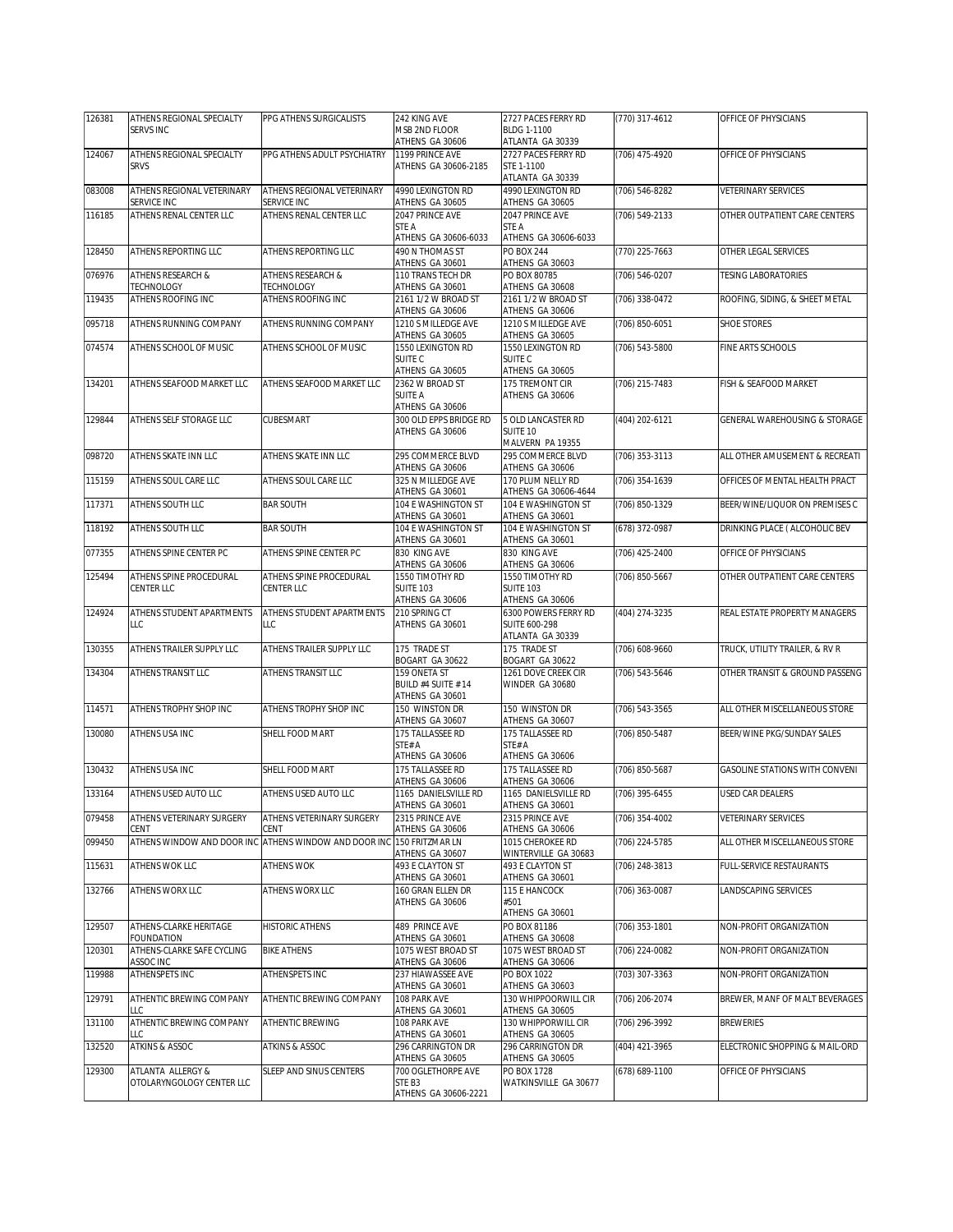| 126381 | ATHENS REGIONAL SPECIALTY SERVS INC | PPG ATHENS SURGICALISTS | 242 KING AVE MSB 2ND FLOOR ATHENS GA 30606 | 2727 PACES FERRY RD BLDG 1-1100 ATLANTA GA 30339 | (770) 317-4612 | OFFICE OF PHYSICIANS |
|---|---|---|---|---|---|---|
| 124067 | ATHENS REGIONAL SPECIALTY SRVS | PPG ATHENS ADULT PSYCHIATRY | 1199 PRINCE AVE ATHENS GA 30606-2185 | 2727 PACES FERRY RD STE 1-1100 ATLANTA GA 30339 | (706) 475-4920 | OFFICE OF PHYSICIANS |
| 083008 | ATHENS REGIONAL VETERINARY SERVICE INC | ATHENS REGIONAL VETERINARY SERVICE INC | 4990 LEXINGTON RD ATHENS GA 30605 | 4990 LEXINGTON RD ATHENS GA 30605 | (706) 546-8282 | VETERINARY SERVICES |
| 116185 | ATHENS RENAL CENTER LLC | ATHENS RENAL CENTER LLC | 2047 PRINCE AVE STE A ATHENS GA 30606-6033 | 2047 PRINCE AVE STE A ATHENS GA 30606-6033 | (706) 549-2133 | OTHER OUTPATIENT CARE CENTERS |
| 128450 | ATHENS REPORTING LLC | ATHENS REPORTING LLC | 490 N THOMAS ST ATHENS GA 30601 | PO BOX 244 ATHENS GA 30603 | (770) 225-7663 | OTHER LEGAL SERVICES |
| 076976 | ATHENS RESEARCH & TECHNOLOGY | ATHENS RESEARCH & TECHNOLOGY | 110 TRANS TECH DR ATHENS GA 30601 | PO BOX 80785 ATHENS GA 30608 | (706) 546-0207 | TESING LABORATORIES |
| 119435 | ATHENS ROOFING INC | ATHENS ROOFING INC | 2161 1/2 W BROAD ST ATHENS GA 30606 | 2161 1/2 W BROAD ST ATHENS GA 30606 | (706) 338-0472 | ROOFING, SIDING, & SHEET METAL |
| 095718 | ATHENS RUNNING COMPANY | ATHENS RUNNING COMPANY | 1210 S MILLEDGE AVE ATHENS GA 30605 | 1210 S MILLEDGE AVE ATHENS GA 30605 | (706) 850-6051 | SHOE STORES |
| 074574 | ATHENS SCHOOL OF MUSIC | ATHENS SCHOOL OF MUSIC | 1550 LEXINGTON RD SUITE C ATHENS GA 30605 | 1550 LEXINGTON RD SUITE C ATHENS GA 30605 | (706) 543-5800 | FINE ARTS SCHOOLS |
| 134201 | ATHENS SEAFOOD MARKET LLC | ATHENS SEAFOOD MARKET LLC | 2362 W BROAD ST SUITE A ATHENS GA 30606 | 175 TREMONT CIR ATHENS GA 30606 | (706) 215-7483 | FISH & SEAFOOD MARKET |
| 129844 | ATHENS SELF STORAGE LLC | CUBESMART | 300 OLD EPPS BRIDGE RD ATHENS GA 30606 | 5 OLD LANCASTER RD SUITE 10 MALVERN PA 19355 | (404) 202-6121 | GENERAL WAREHOUSING & STORAGE |
| 098720 | ATHENS SKATE INN LLC | ATHENS SKATE INN LLC | 295 COMMERCE BLVD ATHENS GA 30606 | 295 COMMERCE BLVD ATHENS GA 30606 | (706) 353-3113 | ALL OTHER AMUSEMENT & RECREATI |
| 115159 | ATHENS SOUL CARE LLC | ATHENS SOUL CARE LLC | 325 N MILLEDGE AVE ATHENS GA 30601 | 170 PLUM NELLY RD ATHENS GA 30606-4644 | (706) 354-1639 | OFFICES OF MENTAL HEALTH PRACT |
| 117371 | ATHENS SOUTH LLC | BAR SOUTH | 104 E WASHINGTON ST ATHENS GA 30601 | 104 E WASHINGTON ST ATHENS GA 30601 | (706) 850-1329 | BEER/WINE/LIQUOR ON PREMISES C |
| 118192 | ATHENS SOUTH LLC | BAR SOUTH | 104 E WASHINGTON ST ATHENS GA 30601 | 104 E WASHINGTON ST ATHENS GA 30601 | (678) 372-0987 | DRINKING PLACE ( ALCOHOLIC BEV |
| 077355 | ATHENS SPINE CENTER PC | ATHENS SPINE CENTER PC | 830 KING AVE ATHENS GA 30606 | 830 KING AVE ATHENS GA 30606 | (706) 425-2400 | OFFICE OF PHYSICIANS |
| 125494 | ATHENS SPINE PROCEDURAL CENTER LLC | ATHENS SPINE PROCEDURAL CENTER LLC | 1550 TIMOTHY RD SUITE 103 ATHENS GA 30606 | 1550 TIMOTHY RD SUITE 103 ATHENS GA 30606 | (706) 850-5667 | OTHER OUTPATIENT CARE CENTERS |
| 124924 | ATHENS STUDENT APARTMENTS LLC | ATHENS STUDENT APARTMENTS LLC | 210 SPRING CT ATHENS GA 30601 | 6300 POWERS FERRY RD SUITE 600-298 ATLANTA GA 30339 | (404) 274-3235 | REAL ESTATE PROPERTY MANAGERS |
| 130355 | ATHENS TRAILER SUPPLY LLC | ATHENS TRAILER SUPPLY LLC | 175 TRADE ST BOGART GA 30622 | 175 TRADE ST BOGART GA 30622 | (706) 608-9660 | TRUCK, UTILITY TRAILER, & RV R |
| 134304 | ATHENS TRANSIT LLC | ATHENS TRANSIT LLC | 159 ONETA ST BUILD #4 SUITE #14 ATHENS GA 30601 | 1261 DOVE CREEK CIR WINDER GA 30680 | (706) 543-5646 | OTHER TRANSIT & GROUND PASSENG |
| 114571 | ATHENS TROPHY SHOP INC | ATHENS TROPHY SHOP INC | 150 WINSTON DR ATHENS GA 30607 | 150 WINSTON DR ATHENS GA 30607 | (706) 543-3565 | ALL OTHER MISCELLANEOUS STORE |
| 130080 | ATHENS USA INC | SHELL FOOD MART | 175 TALLASSEE RD STE# A ATHENS GA 30606 | 175 TALLASSEE RD STE# A ATHENS GA 30606 | (706) 850-5487 | BEER/WINE PKG/SUNDAY SALES |
| 130432 | ATHENS USA INC | SHELL FOOD MART | 175 TALLASSEE RD ATHENS GA 30606 | 175 TALLASSEE RD ATHENS GA 30606 | (706) 850-5687 | GASOLINE STATIONS WITH CONVENI |
| 133164 | ATHENS USED AUTO LLC | ATHENS USED AUTO LLC | 1165 DANIELSVILLE RD ATHENS GA 30601 | 1165 DANIELSVILLE RD ATHENS GA 30601 | (706) 395-6455 | USED CAR DEALERS |
| 079458 | ATHENS VETERINARY SURGERY CENT | ATHENS VETERINARY SURGERY CENT | 2315 PRINCE AVE ATHENS GA 30606 | 2315 PRINCE AVE ATHENS GA 30606 | (706) 354-4002 | VETERINARY SERVICES |
| 099450 | ATHENS WINDOW AND DOOR INC | ATHENS WINDOW AND DOOR INC | 150 FRITZMAR LN ATHENS GA 30607 | 1015 CHEROKEE RD WINTERVILLE GA 30683 | (706) 224-5785 | ALL OTHER MISCELLANEOUS STORE |
| 115631 | ATHENS WOK LLC | ATHENS WOK | 493 E CLAYTON ST ATHENS GA 30601 | 493 E CLAYTON ST ATHENS GA 30601 | (706) 248-3813 | FULL-SERVICE RESTAURANTS |
| 132766 | ATHENS WORX LLC | ATHENS WORX LLC | 160 GRAN ELLEN DR ATHENS GA 30606 | 115 E HANCOCK #501 ATHENS GA 30601 | (706) 363-0087 | LANDSCAPING SERVICES |
| 129507 | ATHENS-CLARKE HERITAGE FOUNDATION | HISTORIC ATHENS | 489 PRINCE AVE ATHENS GA 30601 | PO BOX 81186 ATHENS GA 30608 | (706) 353-1801 | NON-PROFIT ORGANIZATION |
| 120301 | ATHENS-CLARKE SAFE CYCLING ASSOC INC | BIKE ATHENS | 1075 WEST BROAD ST ATHENS GA 30606 | 1075 WEST BROAD ST ATHENS GA 30606 | (706) 224-0082 | NON-PROFIT ORGANIZATION |
| 119988 | ATHENSPETS INC | ATHENSPETS INC | 237 HIAWASSEE AVE ATHENS GA 30601 | PO BOX 1022 ATHENS GA 30603 | (703) 307-3363 | NON-PROFIT ORGANIZATION |
| 129791 | ATHENTIC BREWING COMPANY LLC | ATHENTIC BREWING COMPANY | 108 PARK AVE ATHENS GA 30601 | 130 WHIPPOORWILL CIR ATHENS GA 30605 | (706) 206-2074 | BREWER, MANF OF MALT BEVERAGES |
| 131100 | ATHENTIC BREWING COMPANY LLC | ATHENTIC BREWING | 108 PARK AVE ATHENS GA 30601 | 130 WHIPPORWILL CIR ATHENS GA 30605 | (706) 296-3992 | BREWERIES |
| 132520 | ATKINS & ASSOC | ATKINS & ASSOC | 296 CARRINGTON DR ATHENS GA 30605 | 296 CARRINGTON DR ATHENS GA 30605 | (404) 421-3965 | ELECTRONIC SHOPPING & MAIL-ORD |
| 129300 | ATLANTA ALLERGY & OTOLARYNGOLOGY CENTER LLC | SLEEP AND SINUS CENTERS | 700 OGLETHORPE AVE STE B3 ATHENS GA 30606-2221 | PO BOX 1728 WATKINSVILLE GA 30677 | (678) 689-1100 | OFFICE OF PHYSICIANS |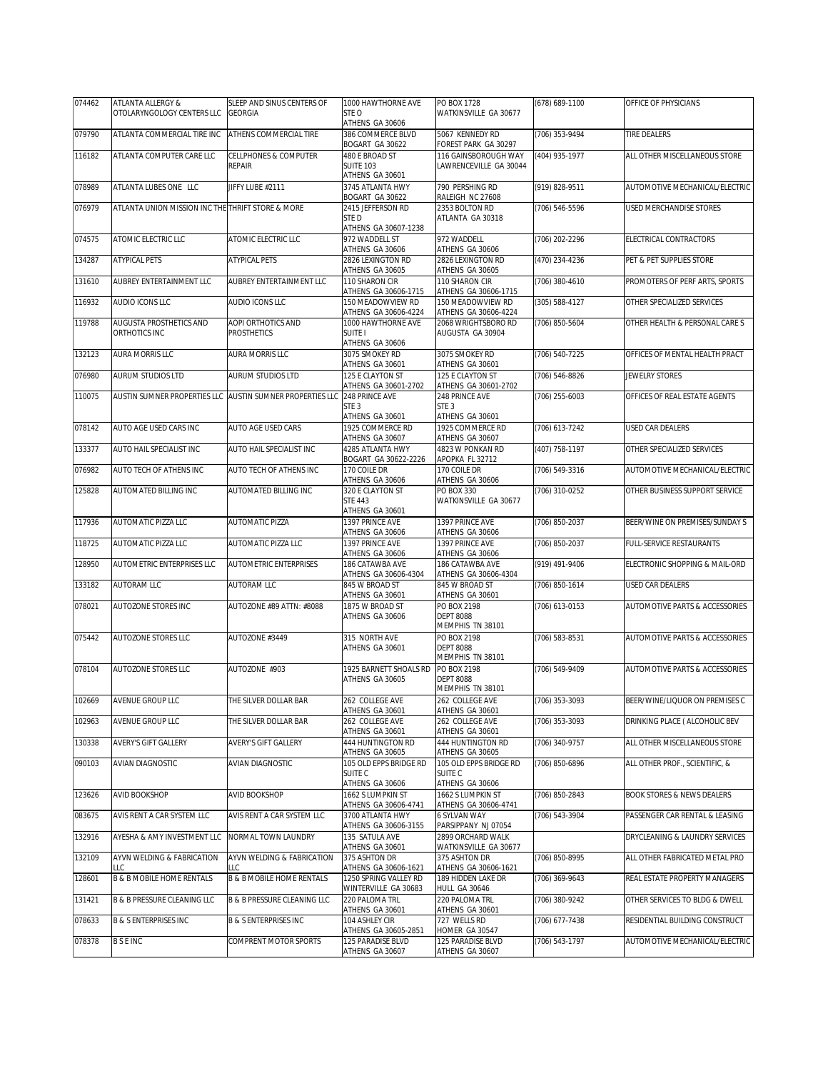| 074462 | ATLANTA ALLERGY & OTOLARYNGOLOGY CENTERS LLC | SLEEP AND SINUS CENTERS OF GEORGIA | 1000 HAWTHORNE AVE STE O ATHENS GA 30606 | PO BOX 1728 WATKINSVILLE GA 30677 | (678) 689-1100 | OFFICE OF PHYSICIANS |
|---|---|---|---|---|---|---|
| 079790 | ATLANTA COMMERCIAL TIRE INC | ATHENS COMMERCIAL TIRE | 386 COMMERCE BLVD BOGART GA 30622 | 5067 KENNEDY RD FOREST PARK GA 30297 | (706) 353-9494 | TIRE DEALERS |
| 116182 | ATLANTA COMPUTER CARE LLC | CELLPHONES & COMPUTER REPAIR | 480 E BROAD ST SUITE 103 ATHENS GA 30601 | 116 GAINSBOROUGH WAY LAWRENCEVILLE GA 30044 | (404) 935-1977 | ALL OTHER MISCELLANEOUS STORE |
| 078989 | ATLANTA LUBES ONE LLC | JIFFY LUBE #2111 | 3745 ATLANTA HWY BOGART GA 30622 | 790 PERSHING RD RALEIGH NC 27608 | (919) 828-9511 | AUTOMOTIVE MECHANICAL/ELECTRIC |
| 076979 | ATLANTA UNION MISSION INC THE | THRIFT STORE & MORE | 2415 JEFFERSON RD STE D ATHENS GA 30607-1238 | 2353 BOLTON RD ATLANTA GA 30318 | (706) 546-5596 | USED MERCHANDISE STORES |
| 074575 | ATOMIC ELECTRIC LLC | ATOMIC ELECTRIC LLC | 972 WADDELL ST ATHENS GA 30606 | 972 WADDELL ATHENS GA 30606 | (706) 202-2296 | ELECTRICAL CONTRACTORS |
| 134287 | ATYPICAL PETS | ATYPICAL PETS | 2826 LEXINGTON RD ATHENS GA 30605 | 2826 LEXINGTON RD ATHENS GA 30605 | (470) 234-4236 | PET & PET SUPPLIES STORE |
| 131610 | AUBREY ENTERTAINMENT LLC | AUBREY ENTERTAINMENT LLC | 110 SHARON CIR ATHENS GA 30606-1715 | 110 SHARON CIR ATHENS GA 30606-1715 | (706) 380-4610 | PROMOTERS OF PERF ARTS, SPORTS |
| 116932 | AUDIO ICONS LLC | AUDIO ICONS LLC | 150 MEADOWVIEW RD ATHENS GA 30606-4224 | 150 MEADOWVIEW RD ATHENS GA 30606-4224 | (305) 588-4127 | OTHER SPECIALIZED SERVICES |
| 119788 | AUGUSTA PROSTHETICS AND ORTHOTICS INC | AOPI ORTHOTICS AND PROSTHETICS | 1000 HAWTHORNE AVE SUITE I ATHENS GA 30606 | 2068 WRIGHTSBORO RD AUGUSTA GA 30904 | (706) 850-5604 | OTHER HEALTH & PERSONAL CARE S |
| 132123 | AURA MORRIS LLC | AURA MORRIS LLC | 3075 SMOKEY RD ATHENS GA 30601 | 3075 SMOKEY RD ATHENS GA 30601 | (706) 540-7225 | OFFICES OF MENTAL HEALTH PRACT |
| 076980 | AURUM STUDIOS LTD | AURUM STUDIOS LTD | 125 E CLAYTON ST ATHENS GA 30601-2702 | 125 E CLAYTON ST ATHENS GA 30601-2702 | (706) 546-8826 | JEWELRY STORES |
| 110075 | AUSTIN SUMNER PROPERTIES LLC | AUSTIN SUMNER PROPERTIES LLC | 248 PRINCE AVE STE 3 ATHENS GA 30601 | 248 PRINCE AVE STE 3 ATHENS GA 30601 | (706) 255-6003 | OFFICES OF REAL ESTATE AGENTS |
| 078142 | AUTO AGE USED CARS INC | AUTO AGE USED CARS | 1925 COMMERCE RD ATHENS GA 30607 | 1925 COMMERCE RD ATHENS GA 30607 | (706) 613-7242 | USED CAR DEALERS |
| 133377 | AUTO HAIL SPECIALIST INC | AUTO HAIL SPECIALIST INC | 4285 ATLANTA HWY BOGART GA 30622-2226 | 4823 W PONKAN RD APOPKA FL 32712 | (407) 758-1197 | OTHER SPECIALIZED SERVICES |
| 076982 | AUTO TECH OF ATHENS INC | AUTO TECH OF ATHENS INC | 170 COILE DR ATHENS GA 30606 | 170 COILE DR ATHENS GA 30606 | (706) 549-3316 | AUTOMOTIVE MECHANICAL/ELECTRIC |
| 125828 | AUTOMATED BILLING INC | AUTOMATED BILLING INC | 320 E CLAYTON ST STE 443 ATHENS GA 30601 | PO BOX 330 WATKINSVILLE GA 30677 | (706) 310-0252 | OTHER BUSINESS SUPPORT SERVICE |
| 117936 | AUTOMATIC PIZZA LLC | AUTOMATIC PIZZA | 1397 PRINCE AVE ATHENS GA 30606 | 1397 PRINCE AVE ATHENS GA 30606 | (706) 850-2037 | BEER/WINE ON PREMISES/SUNDAY S |
| 118725 | AUTOMATIC PIZZA LLC | AUTOMATIC PIZZA LLC | 1397 PRINCE AVE ATHENS GA 30606 | 1397 PRINCE AVE ATHENS GA 30606 | (706) 850-2037 | FULL-SERVICE RESTAURANTS |
| 128950 | AUTOMETRIC ENTERPRISES LLC | AUTOMETRIC ENTERPRISES | 186 CATAWBA AVE ATHENS GA 30606-4304 | 186 CATAWBA AVE ATHENS GA 30606-4304 | (919) 491-9406 | ELECTRONIC SHOPPING & MAIL-ORD |
| 133182 | AUTORAM LLC | AUTORAM LLC | 845 W BROAD ST ATHENS GA 30601 | 845 W BROAD ST ATHENS GA 30601 | (706) 850-1614 | USED CAR DEALERS |
| 078021 | AUTOZONE STORES INC | AUTOZONE #89 ATTN: #8088 | 1875 W BROAD ST ATHENS GA 30606 | PO BOX 2198 DEPT 8088 MEMPHIS TN 38101 | (706) 613-0153 | AUTOMOTIVE PARTS & ACCESSORIES |
| 075442 | AUTOZONE STORES LLC | AUTOZONE #3449 | 315 NORTH AVE ATHENS GA 30601 | PO BOX 2198 DEPT 8088 MEMPHIS TN 38101 | (706) 583-8531 | AUTOMOTIVE PARTS & ACCESSORIES |
| 078104 | AUTOZONE STORES LLC | AUTOZONE #903 | 1925 BARNETT SHOALS RD ATHENS GA 30605 | PO BOX 2198 DEPT 8088 MEMPHIS TN 38101 | (706) 549-9409 | AUTOMOTIVE PARTS & ACCESSORIES |
| 102669 | AVENUE GROUP LLC | THE SILVER DOLLAR BAR | 262 COLLEGE AVE ATHENS GA 30601 | 262 COLLEGE AVE ATHENS GA 30601 | (706) 353-3093 | BEER/WINE/LIQUOR ON PREMISES C |
| 102963 | AVENUE GROUP LLC | THE SILVER DOLLAR BAR | 262 COLLEGE AVE ATHENS GA 30601 | 262 COLLEGE AVE ATHENS GA 30601 | (706) 353-3093 | DRINKING PLACE ( ALCOHOLIC BEV |
| 130338 | AVERY'S GIFT GALLERY | AVERY'S GIFT GALLERY | 444 HUNTINGTON RD ATHENS GA 30605 | 444 HUNTINGTON RD ATHENS GA 30605 | (706) 340-9757 | ALL OTHER MISCELLANEOUS STORE |
| 090103 | AVIAN DIAGNOSTIC | AVIAN DIAGNOSTIC | 105 OLD EPPS BRIDGE RD SUITE C ATHENS GA 30606 | 105 OLD EPPS BRIDGE RD SUITE C ATHENS GA 30606 | (706) 850-6896 | ALL OTHER PROF., SCIENTIFIC, & |
| 123626 | AVID BOOKSHOP | AVID BOOKSHOP | 1662 S LUMPKIN ST ATHENS GA 30606-4741 | 1662 S LUMPKIN ST ATHENS GA 30606-4741 | (706) 850-2843 | BOOK STORES & NEWS DEALERS |
| 083675 | AVIS RENT A CAR SYSTEM LLC | AVIS RENT A CAR SYSTEM LLC | 3700 ATLANTA HWY ATHENS GA 30606-3155 | 6 SYLVAN WAY PARSIPPANY NJ 07054 | (706) 543-3904 | PASSENGER CAR RENTAL & LEASING |
| 132916 | AYESHA & AMY INVESTMENT LLC | NORMAL TOWN LAUNDRY | 135 SATULA AVE ATHENS GA 30601 | 2899 ORCHARD WALK WATKINSVILLE GA 30677 | | DRYCLEANING & LAUNDRY SERVICES |
| 132109 | AYVN WELDING & FABRICATION LLC | AYVN WELDING & FABRICATION LLC | 375 ASHTON DR ATHENS GA 30606-1621 | 375 ASHTON DR ATHENS GA 30606-1621 | (706) 850-8995 | ALL OTHER FABRICATED METAL PRO |
| 128601 | B & B MOBILE HOME RENTALS | B & B MOBILE HOME RENTALS | 1250 SPRING VALLEY RD WINTERVILLE GA 30683 | 189 HIDDEN LAKE DR HULL GA 30646 | (706) 369-9643 | REAL ESTATE PROPERTY MANAGERS |
| 131421 | B & B PRESSURE CLEANING LLC | B & B PRESSURE CLEANING LLC | 220 PALOMA TRL ATHENS GA 30601 | 220 PALOMA TRL ATHENS GA 30601 | (706) 380-9242 | OTHER SERVICES TO BLDG & DWELL |
| 078633 | B & S ENTERPRISES INC | B & S ENTERPRISES INC | 104 ASHLEY CIR ATHENS GA 30605-2851 | 727 WELLS RD HOMER GA 30547 | (706) 677-7438 | RESIDENTIAL BUILDING CONSTRUCT |
| 078378 | B S E INC | COMPRENT MOTOR SPORTS | 125 PARADISE BLVD ATHENS GA 30607 | 125 PARADISE BLVD ATHENS GA 30607 | (706) 543-1797 | AUTOMOTIVE MECHANICAL/ELECTRIC |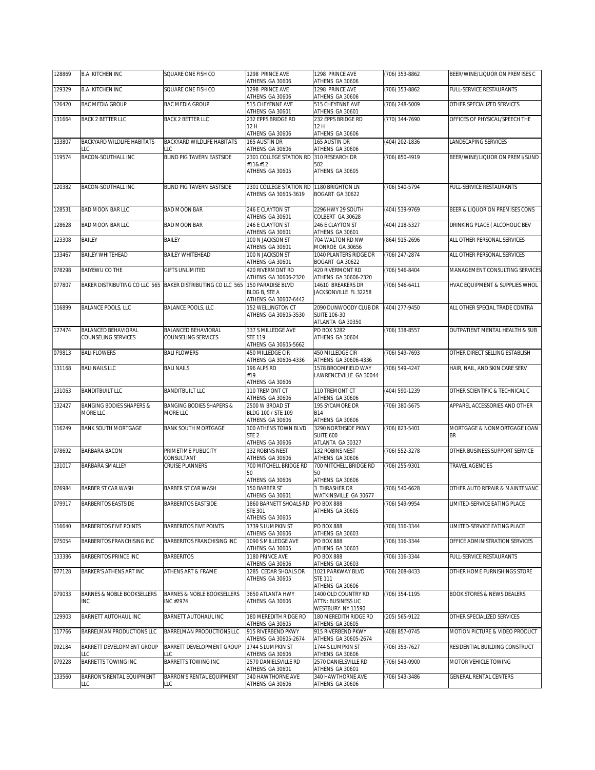| 128869 | B.A. KITCHEN INC | SQUARE ONE FISH CO | 1298 PRINCE AVE ATHENS GA 30606 | 1298 PRINCE AVE ATHENS GA 30606 | (706) 353-8862 | BEER/WINE/LIQUOR ON PREMISES C |
|---|---|---|---|---|---|---|
| 129329 | B.A. KITCHEN INC | SQUARE ONE FISH CO | 1298 PRINCE AVE ATHENS GA 30606 | 1298 PRINCE AVE ATHENS GA 30606 | (706) 353-8862 | FULL-SERVICE RESTAURANTS |
| 126420 | BAC MEDIA GROUP | BAC MEDIA GROUP | 515 CHEYENNE AVE ATHENS GA 30601 | 515 CHEYENNE AVE ATHENS GA 30601 | (706) 248-5009 | OTHER SPECIALIZED SERVICES |
| 131664 | BACK 2 BETTER LLC | BACK 2 BETTER LLC | 232 EPPS BRIDGE RD 12 H ATHENS GA 30606 | 232 EPPS BRIDGE RD 12 H ATHENS GA 30606 | (770) 344-7690 | OFFICES OF PHYSICAL/SPEECH THE |
| 133807 | BACKYARD WILDLIFE HABITATS LLC | BACKYARD WILDLIFE HABITATS LLC | 165 AUSTIN DR ATHENS GA 30606 | 165 AUSTIN DR ATHENS GA 30606 | (404) 202-1836 | LANDSCAPING SERVICES |
| 119574 | BACON-SOUTHALL INC | BLIND PIG TAVERN EASTSIDE | 2301 COLLEGE STATION RD #11&#12 ATHENS GA 30605 | 310 RESEARCH DR 502 ATHENS GA 30605 | (706) 850-4919 | BEER/WINE/LIQUOR ON PREMI/SUND |
| 120382 | BACON-SOUTHALL INC | BLIND PIG TAVERN EASTSIDE | 2301 COLLEGE STATION RD ATHENS GA 30605-3619 | 1180 BRIGHTON LN BOGART GA 30622 | (706) 540-5794 | FULL-SERVICE RESTAURANTS |
| 128531 | BAD MOON BAR LLC | BAD MOON BAR | 246 E CLAYTON ST ATHENS GA 30601 | 2296 HWY 29 SOUTH COLBERT GA 30628 | (404) 539-9769 | BEER & LIQUOR ON PREMISES CONS |
| 128628 | BAD MOON BAR LLC | BAD MOON BAR | 246 E CLAYTON ST ATHENS GA 30601 | 246 E CLAYTON ST ATHENS GA 30601 | (404) 218-5327 | DRINKING PLACE ( ALCOHOLIC BEV |
| 123308 | BAILEY | BAILEY | 100 N JACKSON ST ATHENS GA 30601 | 704 WALTON RD NW MONROE GA 30656 | (864) 915-2696 | ALL OTHER PERSONAL SERVICES |
| 133467 | BAILEY WHITEHEAD | BAILEY WHITEHEAD | 100 N JACKSON ST ATHENS GA 30601 | 1040 PLANTERS RIDGE DR BOGART GA 30622 | (706) 247-2874 | ALL OTHER PERSONAL SERVICES |
| 078298 | BAIYEWU CO THE | GIFTS UNLIMITED | 420 RIVERMONT RD ATHENS GA 30606-2320 | 420 RIVERMONT RD ATHENS GA 30606-2320 | (706) 546-8404 | MANAGEMENT CONSULTING SERVICES |
| 077807 | BAKER DISTRIBUTING CO LLC 565 | BAKER DISTRIBUTING CO LLC 565 | 150 PARADISE BLVD BLDG B, STE A ATHENS GA 30607-6442 | 14610 BREAKERS DR JACKSONVILLE FL 32258 | (706) 546-6411 | HVAC EQUIPMENT & SUPPLIES WHOL |
| 116899 | BALANCE POOLS, LLC | BALANCE POOLS, LLC | 152 WELLINGTON CT ATHENS GA 30605-3530 | 2090 DUNWOODY CLUB DR SUITE 106-30 ATLANTA GA 30350 | (404) 277-9450 | ALL OTHER SPECIAL TRADE CONTRA |
| 127474 | BALANCED BEHAVIORAL COUNSELING SERVICES | BALANCED BEHAVIORAL COUNSELING SERVICES | 337 S MILLEDGE AVE STE 119 ATHENS GA 30605-5662 | PO BOX 5282 ATHENS GA 30604 | (706) 338-8557 | OUTPATIENT MENTAL HEALTH & SUB |
| 079813 | BALI FLOWERS | BALI FLOWERS | 450 MILLEDGE CIR ATHENS GA 30606-4336 | 450 MILLEDGE CIR ATHENS GA 30606-4336 | (706) 549-7693 | OTHER DIRECT SELLING ESTABLISH |
| 131168 | BALI NAILS LLC | BALI NAILS | 196 ALPS RD #19 ATHENS GA 30606 | 1578 BROOMFIELD WAY LAWRENCEVILLE GA 30044 | (706) 549-4247 | HAIR, NAIL, AND SKIN CARE SERV |
| 131063 | BANDITBUILT LLC | BANDITBUILT LLC | 110 TREMONT CT ATHENS GA 30606 | 110 TREMONT CT ATHENS GA 30606 | (404) 590-1239 | OTHER SCIENTIFIC & TECHNICAL C |
| 132427 | BANGING BODIES SHAPERS & MORE LLC | BANGING BODIES SHAPERS & MORE LLC | 2500 W BROAD ST BLDG 100 / STE 109 ATHENS GA 30606 | 195 SYCAMORE DR B14 ATHENS GA 30606 | (706) 380-5675 | APPAREL ACCESSORIES AND OTHER |
| 116249 | BANK SOUTH MORTGAGE | BANK SOUTH MORTGAGE | 100 ATHENS TOWN BLVD STE 2 ATHENS GA 30606 | 3290 NORTHSIDE PKWY SUITE 600 ATLANTA GA 30327 | (706) 823-5401 | MORTGAGE & NONMORTGAGE LOAN BR |
| 078692 | BARBARA BACON | PRIMETIME PUBLICITY CONSULTANT | 132 ROBINS NEST ATHENS GA 30606 | 132 ROBINS NEST ATHENS GA 30606 | (706) 552-3278 | OTHER BUSINESS SUPPORT SERVICE |
| 131017 | BARBARA SMALLEY | CRUISE PLANNERS | 700 MITCHELL BRIDGE RD 50 ATHENS GA 30606 | 700 MITCHELL BRIDGE RD 50 ATHENS GA 30606 | (706) 255-9301 | TRAVEL AGENCIES |
| 076984 | BARBER ST CAR WASH | BARBER ST CAR WASH | 150 BARBER ST ATHENS GA 30601 | 3 THRASHER DR WATKINSVILLE GA 30677 | (706) 540-6628 | OTHER AUTO REPAIR & MAINTENANC |
| 079917 | BARBERITOS EASTSIDE | BARBERITOS EASTSIDE | 1860 BARNETT SHOALS RD STE 301 ATHENS GA 30605 | PO BOX 888 ATHENS GA 30605 | (706) 549-9954 | LIMITED-SERVICE EATING PLACE |
| 116640 | BARBERITOS FIVE POINTS | BARBERITOS FIVE POINTS | 1739 S LUMPKIN ST ATHENS GA 30606 | PO BOX 888 ATHENS GA 30603 | (706) 316-3344 | LIMITED-SERVICE EATING PLACE |
| 075054 | BARBERITOS FRANCHISING INC | BARBERITOS FRANCHISING INC | 1090 S MILLEDGE AVE ATHENS GA 30605 | PO BOX 888 ATHENS GA 30603 | (706) 316-3344 | OFFICE ADMINISTRATION SERVICES |
| 133386 | BARBERITOS PRINCE INC | BARBERITOS | 1180 PRINCE AVE ATHENS GA 30606 | PO BOX 888 ATHENS GA 30603 | (706) 316-3344 | FULL-SERVICE RESTAURANTS |
| 077128 | BARKER'S ATHENS ART INC | ATHENS ART & FRAME | 1285 CEDAR SHOALS DR ATHENS GA 30605 | 1021 PARKWAY BLVD STE 111 ATHENS GA 30606 | (706) 208-8433 | OTHER HOME FURNISHINGS STORE |
| 079033 | BARNES & NOBLE BOOKSELLERS INC | BARNES & NOBLE BOOKSELLERS INC #2974 | 3650 ATLANTA HWY ATHENS GA 30606 | 1400 OLD COUNTRY RD ATTN: BUSINESS LIC WESTBURY NY 11590 | (706) 354-1195 | BOOK STORES & NEWS DEALERS |
| 129903 | BARNETT AUTOHAUL INC | BARNETT AUTOHAUL INC | 180 MEREDITH RIDGE RD ATHENS GA 30605 | 180 MEREDITH RIDGE RD ATHENS GA 30605 | (205) 565-9122 | OTHER SPECIALIZED SERVICES |
| 117766 | BARRELMAN PRODUCTIONS LLC | BARRELMAN PRODUCTIONS LLC | 915 RIVERBEND PKWY ATHENS GA 30605-2674 | 915 RIVERBEND PKWY ATHENS GA 30605-2674 | (408) 857-0745 | MOTION PICTURE & VIDEO PRODUCT |
| 092184 | BARRETT DEVELOPMENT GROUP LLC | BARRETT DEVELOPMENT GROUP LLC | 1744 S LUMPKIN ST ATHENS GA 30606 | 1744 S LUMPKIN ST ATHENS GA 30606 | (706) 353-7627 | RESIDENTIAL BUILDING CONSTRUCT |
| 079228 | BARRETTS TOWING INC | BARRETTS TOWING INC | 2570 DANIELSVILLE RD ATHENS GA 30601 | 2570 DANIELSVILLE RD ATHENS GA 30601 | (706) 543-0900 | MOTOR VEHICLE TOWING |
| 133560 | BARRON'S RENTAL EQUIPMENT LLC | BARRON'S RENTAL EQUIPMENT LLC | 340 HAWTHORNE AVE ATHENS GA 30606 | 340 HAWTHORNE AVE ATHENS GA 30606 | (706) 543-3486 | GENERAL RENTAL CENTERS |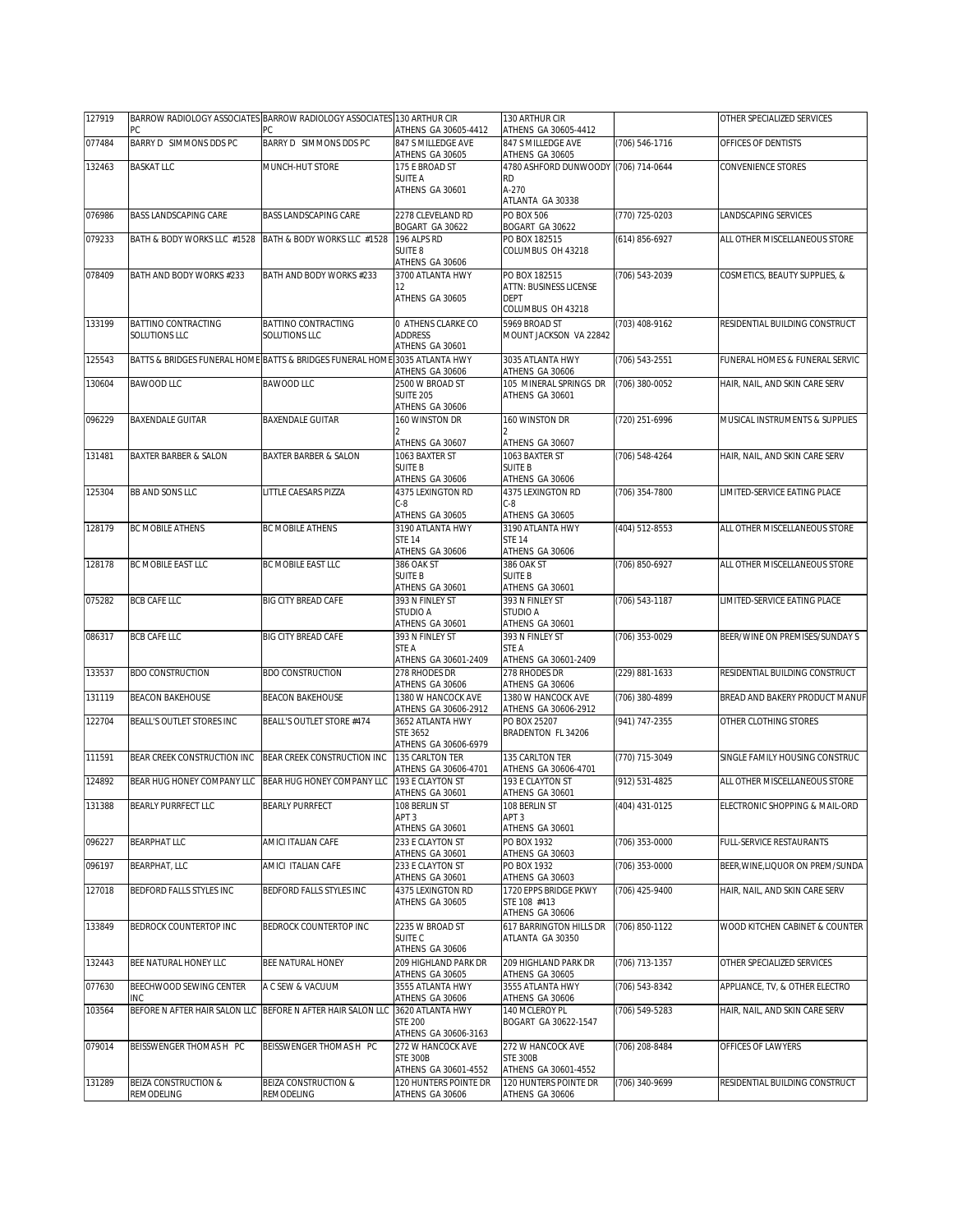| 127919 | BARROW RADIOLOGY ASSOCIATES PC | BARROW RADIOLOGY ASSOCIATES PC | 130 ARTHUR CIR ATHENS GA 30605-4412 | 130 ARTHUR CIR ATHENS GA 30605-4412 | | OTHER SPECIALIZED SERVICES |
|---|---|---|---|---|---|---|
| 077484 | BARRY D SIMMONS DDS PC | BARRY D SIMMONS DDS PC | 847 S MILLEDGE AVE ATHENS GA 30605 | 847 S MILLEDGE AVE ATHENS GA 30605 | (706) 546-1716 | OFFICES OF DENTISTS |
| 132463 | BASKAT LLC | MUNCH-HUT STORE | 175 E BROAD ST SUITE A ATHENS GA 30601 | 4780 ASHFORD DUNWOODY RD A-270 ATLANTA GA 30338 | (706) 714-0644 | CONVENIENCE STORES |
| 076986 | BASS LANDSCAPING CARE | BASS LANDSCAPING CARE | 2278 CLEVELAND RD BOGART GA 30622 | PO BOX 506 BOGART GA 30622 | (770) 725-0203 | LANDSCAPING SERVICES |
| 079233 | BATH & BODY WORKS LLC #1528 | BATH & BODY WORKS LLC #1528 | 196 ALPS RD SUITE 8 ATHENS GA 30606 | PO BOX 182515 COLUMBUS OH 43218 | (614) 856-6927 | ALL OTHER MISCELLANEOUS STORE |
| 078409 | BATH AND BODY WORKS #233 | BATH AND BODY WORKS #233 | 3700 ATLANTA HWY 12 ATHENS GA 30605 | PO BOX 182515 ATTN: BUSINESS LICENSE DEPT COLUMBUS OH 43218 | (706) 543-2039 | COSMETICS, BEAUTY SUPPLIES, & |
| 133199 | BATTINO CONTRACTING SOLUTIONS LLC | BATTINO CONTRACTING SOLUTIONS LLC | 0 ATHENS CLARKE CO ADDRESS ATHENS GA 30601 | 5969 BROAD ST MOUNT JACKSON VA 22842 | (703) 408-9162 | RESIDENTIAL BUILDING CONSTRUCT |
| 125543 | BATTS & BRIDGES FUNERAL HOME | BATTS & BRIDGES FUNERAL HOME | 3035 ATLANTA HWY ATHENS GA 30606 | 3035 ATLANTA HWY ATHENS GA 30606 | (706) 543-2551 | FUNERAL HOMES & FUNERAL SERVIC |
| 130604 | BAWOOD LLC | BAWOOD LLC | 2500 W BROAD ST SUITE 205 ATHENS GA 30606 | 105 MINERAL SPRINGS DR ATHENS GA 30601 | (706) 380-0052 | HAIR, NAIL, AND SKIN CARE SERV |
| 096229 | BAXENDALE GUITAR | BAXENDALE GUITAR | 160 WINSTON DR 2 ATHENS GA 30607 | 160 WINSTON DR 2 ATHENS GA 30607 | (720) 251-6996 | MUSICAL INSTRUMENTS & SUPPLIES |
| 131481 | BAXTER BARBER & SALON | BAXTER BARBER & SALON | 1063 BAXTER ST SUITE B ATHENS GA 30606 | 1063 BAXTER ST SUITE B ATHENS GA 30606 | (706) 548-4264 | HAIR, NAIL, AND SKIN CARE SERV |
| 125304 | BB AND SONS LLC | LITTLE CAESARS PIZZA | 4375 LEXINGTON RD C-8 ATHENS GA 30605 | 4375 LEXINGTON RD C-8 ATHENS GA 30605 | (706) 354-7800 | LIMITED-SERVICE EATING PLACE |
| 128179 | BC MOBILE ATHENS | BC MOBILE ATHENS | 3190 ATLANTA HWY STE 14 ATHENS GA 30606 | 3190 ATLANTA HWY STE 14 ATHENS GA 30606 | (404) 512-8553 | ALL OTHER MISCELLANEOUS STORE |
| 128178 | BC MOBILE EAST LLC | BC MOBILE EAST LLC | 386 OAK ST SUITE B ATHENS GA 30601 | 386 OAK ST SUITE B ATHENS GA 30601 | (706) 850-6927 | ALL OTHER MISCELLANEOUS STORE |
| 075282 | BCB CAFE LLC | BIG CITY BREAD CAFE | 393 N FINLEY ST STUDIO A ATHENS GA 30601 | 393 N FINLEY ST STUDIO A ATHENS GA 30601 | (706) 543-1187 | LIMITED-SERVICE EATING PLACE |
| 086317 | BCB CAFE LLC | BIG CITY BREAD CAFE | 393 N FINLEY ST STE A ATHENS GA 30601-2409 | 393 N FINLEY ST STE A ATHENS GA 30601-2409 | (706) 353-0029 | BEER/WINE ON PREMISES/SUNDAY S |
| 133537 | BDO CONSTRUCTION | BDO CONSTRUCTION | 278 RHODES DR ATHENS GA 30606 | 278 RHODES DR ATHENS GA 30606 | (229) 881-1633 | RESIDENTIAL BUILDING CONSTRUCT |
| 131119 | BEACON BAKEHOUSE | BEACON BAKEHOUSE | 1380 W HANCOCK AVE ATHENS GA 30606-2912 | 1380 W HANCOCK AVE ATHENS GA 30606-2912 | (706) 380-4899 | BREAD AND BAKERY PRODUCT MANUF |
| 122704 | BEALL'S OUTLET STORES INC | BEALL'S OUTLET STORE #474 | 3652 ATLANTA HWY STE 3652 ATHENS GA 30606-6979 | PO BOX 25207 BRADENTON FL 34206 | (941) 747-2355 | OTHER CLOTHING STORES |
| 111591 | BEAR CREEK CONSTRUCTION INC | BEAR CREEK CONSTRUCTION INC | 135 CARLTON TER ATHENS GA 30606-4701 | 135 CARLTON TER ATHENS GA 30606-4701 | (770) 715-3049 | SINGLE FAMILY HOUSING CONSTRUC |
| 124892 | BEAR HUG HONEY COMPANY LLC | BEAR HUG HONEY COMPANY LLC | 193 E CLAYTON ST ATHENS GA 30601 | 193 E CLAYTON ST ATHENS GA 30601 | (912) 531-4825 | ALL OTHER MISCELLANEOUS STORE |
| 131388 | BEARLY PURRFECT LLC | BEARLY PURRFECT | 108 BERLIN ST APT 3 ATHENS GA 30601 | 108 BERLIN ST APT 3 ATHENS GA 30601 | (404) 431-0125 | ELECTRONIC SHOPPING & MAIL-ORD |
| 096227 | BEARPHAT LLC | AMICI ITALIAN CAFE | 233 E CLAYTON ST ATHENS GA 30601 | PO BOX 1932 ATHENS GA 30603 | (706) 353-0000 | FULL-SERVICE RESTAURANTS |
| 096197 | BEARPHAT, LLC | AMICI ITALIAN CAFE | 233 E CLAYTON ST ATHENS GA 30601 | PO BOX 1932 ATHENS GA 30603 | (706) 353-0000 | BEER,WINE,LIQUOR ON PREM/SUNDA |
| 127018 | BEDFORD FALLS STYLES INC | BEDFORD FALLS STYLES INC | 4375 LEXINGTON RD ATHENS GA 30605 | 1720 EPPS BRIDGE PKWY STE 108 #413 ATHENS GA 30606 | (706) 425-9400 | HAIR, NAIL, AND SKIN CARE SERV |
| 133849 | BEDROCK COUNTERTOP INC | BEDROCK COUNTERTOP INC | 2235 W BROAD ST SUITE C ATHENS GA 30606 | 617 BARRINGTON HILLS DR ATLANTA GA 30350 | (706) 850-1122 | WOOD KITCHEN CABINET & COUNTER |
| 132443 | BEE NATURAL HONEY LLC | BEE NATURAL HONEY | 209 HIGHLAND PARK DR ATHENS GA 30605 | 209 HIGHLAND PARK DR ATHENS GA 30605 | (706) 713-1357 | OTHER SPECIALIZED SERVICES |
| 077630 | BEECHWOOD SEWING CENTER INC | A C SEW & VACUUM | 3555 ATLANTA HWY ATHENS GA 30606 | 3555 ATLANTA HWY ATHENS GA 30606 | (706) 543-8342 | APPLIANCE, TV, & OTHER ELECTRO |
| 103564 | BEFORE N AFTER HAIR SALON LLC | BEFORE N AFTER HAIR SALON LLC | 3620 ATLANTA HWY STE 200 ATHENS GA 30606-3163 | 140 MCLEROY PL BOGART GA 30622-1547 | (706) 549-5283 | HAIR, NAIL, AND SKIN CARE SERV |
| 079014 | BEISSWENGER THOMAS H PC | BEISSWENGER THOMAS H PC | 272 W HANCOCK AVE STE 300B ATHENS GA 30601-4552 | 272 W HANCOCK AVE STE 300B ATHENS GA 30601-4552 | (706) 208-8484 | OFFICES OF LAWYERS |
| 131289 | BEIZA CONSTRUCTION & REMODELING | BEIZA CONSTRUCTION & REMODELING | 120 HUNTERS POINTE DR ATHENS GA 30606 | 120 HUNTERS POINTE DR ATHENS GA 30606 | (706) 340-9699 | RESIDENTIAL BUILDING CONSTRUCT |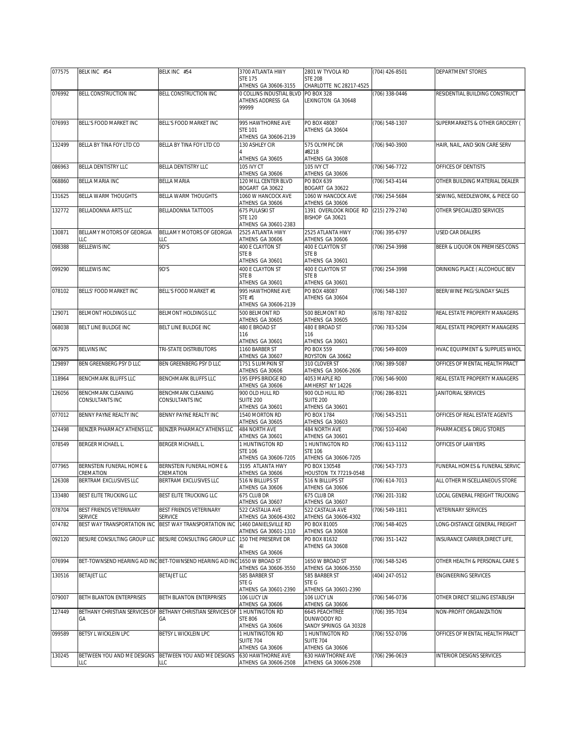| | | | | | |
|---|---|---|---|---|---|
| 077575 | BELK INC #54 | BELK INC #54 | 3700 ATLANTA HWY STE 175 ATHENS GA 30606-3155 | 2801 W TYVOLA RD STE 208 CHARLOTTE NC 28217-4525 | (704) 426-8501 | DEPARTMENT STORES |
| 076992 | BELL CONSTRUCTION INC | BELL CONSTRUCTION INC | 0 COLLINS INDUSTIAL BLVD ATHENS ADDRESS GA 99999 | PO BOX 328 LEXINGTON GA 30648 | (706) 338-0446 | RESIDENTIAL BUILDING CONSTRUCT |
| 076993 | BELL'S FOOD MARKET INC | BELL'S FOOD MARKET INC | 995 HAWTHORNE AVE STE 101 ATHENS GA 30606-2139 | PO BOX 48087 ATHENS GA 30604 | (706) 548-1307 | SUPERMARKETS & OTHER GROCERY ( |
| 132499 | BELLA BY TINA FOY LTD CO | BELLA BY TINA FOY LTD CO | 130 ASHLEY CIR 4 ATHENS GA 30605 | 575 OLYMPIC DR #8218 ATHENS GA 30608 | (706) 940-3900 | HAIR, NAIL, AND SKIN CARE SERV |
| 086963 | BELLA DENTISTRY LLC | BELLA DENTISTRY LLC | 105 IVY CT ATHENS GA 30606 | 105 IVY CT ATHENS GA 30606 | (706) 546-7722 | OFFICES OF DENTISTS |
| 068860 | BELLA MARIA INC | BELLA MARIA | 120 MILL CENTER BLVD BOGART GA 30622 | PO BOX 639 BOGART GA 30622 | (706) 543-4144 | OTHER BUILDING MATERIAL DEALER |
| 131625 | BELLA WARM THOUGHTS | BELLA WARM THOUGHTS | 1060 W HANCOCK AVE ATHENS GA 30606 | 1060 W HANCOCK AVE ATHENS GA 30606 | (706) 254-5684 | SEWING, NEEDLEWORK, & PIECE GO |
| 132772 | BELLADONNA ARTS LLC | BELLADONNA TATTOOS | 675 PULASKI ST STE 120 ATHENS GA 30601-2383 | 1391 OVERLOOK RIDGE RD BISHOP GA 30621 | (215) 279-2740 | OTHER SPECIALIZED SERVICES |
| 130871 | BELLAMY MOTORS OF GEORGIA LLC | BELLAMY MOTORS OF GEORGIA LLC | 2525 ATLANTA HWY ATHENS GA 30606 | 2525 ATLANTA HWY ATHENS GA 30606 | (706) 395-6797 | USED CAR DEALERS |
| 098388 | BELLEWIS INC | 9D'S | 400 E CLAYTON ST STE B ATHENS GA 30601 | 400 E CLAYTON ST STE B ATHENS GA 30601 | (706) 254-3998 | BEER & LIQUOR ON PREMISES CONS |
| 099290 | BELLEWIS INC | 9D'S | 400 E CLAYTON ST STE B ATHENS GA 30601 | 400 E CLAYTON ST STE B ATHENS GA 30601 | (706) 254-3998 | DRINKING PLACE ( ALCOHOLIC BEV |
| 078102 | BELLS' FOOD MARKET INC | BELL'S FOOD MARKET #1 | 995 HAWTHORNE AVE STE #1 ATHENS GA 30606-2139 | PO BOX 48087 ATHENS GA 30604 | (706) 548-1307 | BEER/WINE PKG/SUNDAY SALES |
| 129071 | BELMONT HOLDINGS LLC | BELMONT HOLDINGS LLC | 500 BELMONT RD ATHENS GA 30605 | 500 BELMONT RD ATHENS GA 30605 | (678) 787-8202 | REAL ESTATE PROPERTY MANAGERS |
| 068038 | BELT LINE BULDGE INC | BELT LINE BULDGE INC | 480 E BROAD ST 116 ATHENS GA 30601 | 480 E BROAD ST 116 ATHENS GA 30601 | (706) 783-5204 | REAL ESTATE PROPERTY MANAGERS |
| 067975 | BELVINS INC | TRI-STATE DISTRIBUTORS | 1160 BARBER ST ATHENS GA 30607 | PO BOX 559 ROYSTON GA 30662 | (706) 549-8009 | HVAC EQUIPMENT & SUPPLIES WHOL |
| 129897 | BEN GREENBERG PSY D LLC | BEN GREENBERG PSY D LLC | 1751 S LUMPKIN ST ATHENS GA 30606 | 310 CLOVER ST ATHENS GA 30606-2606 | (706) 389-5087 | OFFICES OF MENTAL HEALTH PRACT |
| 118964 | BENCHMARK BLUFFS LLC | BENCHMARK BLUFFS LLC | 195 EPPS BRIDGE RD ATHENS GA 30606 | 4053 MAPLE RD AMHERST NY 14226 | (706) 546-9000 | REAL ESTATE PROPERTY MANAGERS |
| 126056 | BENCHMARK CLEANING CONSULTANTS INC | BENCHMARK CLEANING CONSULTANTS INC | 900 OLD HULL RD SUITE 200 ATHENS GA 30601 | 900 OLD HULL RD SUITE 200 ATHENS GA 30601 | (706) 286-8321 | JANITORIAL SERVICES |
| 077012 | BENNY PAYNE REALTY INC | BENNY PAYNE REALTY INC | 1540 MORTON RD ATHENS GA 30605 | PO BOX 1784 ATHENS GA 30603 | (706) 543-2511 | OFFICES OF REAL ESTATE AGENTS |
| 124498 | BENZER PHARMACY ATHENS LLC | BENZER PHARMACY ATHENS LLC | 484 NORTH AVE ATHENS GA 30601 | 484 NORTH AVE ATHENS GA 30601 | (706) 510-4040 | PHARMACIES & DRUG STORES |
| 078549 | BERGER MICHAEL L. | BERGER MICHAEL L. | 1 HUNTINGTON RD STE 106 ATHENS GA 30606-7205 | 1 HUNTINGTON RD STE 106 ATHENS GA 30606-7205 | (706) 613-1112 | OFFICES OF LAWYERS |
| 077965 | BERNSTEIN FUNERAL HOME & CREMATION | BERNSTEIN FUNERAL HOME & CREMATION | 3195 ATLANTA HWY ATHENS GA 30606 | PO BOX 130548 HOUSTON TX 77219-0548 | (706) 543-7373 | FUNERAL HOMES & FUNERAL SERVIC |
| 126308 | BERTRAM EXCLUSIVES LLC | BERTRAM EXCLUSIVES LLC | 516 N BILLUPS ST ATHENS GA 30606 | 516 N BILLUPS ST ATHENS GA 30606 | (706) 614-7013 | ALL OTHER MISCELLANEOUS STORE |
| 133480 | BEST ELITE TRUCKING LLC | BEST ELITE TRUCKING LLC | 675 CLUB DR ATHENS GA 30607 | 675 CLUB DR ATHENS GA 30607 | (706) 201-3182 | LOCAL GENERAL FREIGHT TRUCKING |
| 078704 | BEST FRIENDS VETERINARY SERVICE | BEST FRIENDS VETERINARY SERVICE | 522 CASTALIA AVE ATHENS GA 30606-4302 | 522 CASTALIA AVE ATHENS GA 30606-4302 | (706) 549-1811 | VETERINARY SERVICES |
| 074782 | BEST WAY TRANSPORTATION INC | BEST WAY TRANSPORTATION INC | 1460 DANIELSVILLE RD ATHENS GA 30601-1310 | PO BOX 81005 ATHENS GA 30608 | (706) 548-4025 | LONG-DISTANCE GENERAL FREIGHT |
| 092120 | BESURE CONSULTING GROUP LLC | BESURE CONSULTING GROUP LLC | 150 THE PRESERVE DR 4I ATHENS GA 30606 | PO BOX 81632 ATHENS GA 30608 | (706) 351-1422 | INSURANCE CARRIER,DIRECT LIFE, |
| 076994 | BET-TOWNSEND HEARING AID INC | BET-TOWNSEND HEARING AID INC | 1650 W BROAD ST ATHENS GA 30606-3550 | 1650 W BROAD ST ATHENS GA 30606-3550 | (706) 548-5245 | OTHER HEALTH & PERSONAL CARE S |
| 130516 | BETAJET LLC | BETAJET LLC | 585 BARBER ST STE G ATHENS GA 30601-2390 | 585 BARBER ST STE G ATHENS GA 30601-2390 | (404) 247-0512 | ENGINEERING SERVICES |
| 079007 | BETH BLANTON ENTERPRISES | BETH BLANTON ENTERPRISES | 106 LUCY LN ATHENS GA 30606 | 106 LUCY LN ATHENS GA 30606 | (706) 546-0736 | OTHER DIRECT SELLING ESTABLISH |
| 127449 | BETHANY CHRISTIAN SERVICES OF GA | BETHANY CHRISTIAN SERVICES OF GA | 1 HUNTINGTON RD STE 806 ATHENS GA 30606 | 6645 PEACHTREE DUNWOODY RD SANDY SPRINGS GA 30328 | (706) 395-7034 | NON-PROFIT ORGANIZATION |
| 099589 | BETSY L WICKLEIN LPC | BETSY L WICKLEIN LPC | 1 HUNTINGTON RD SUITE 704 ATHENS GA 30606 | 1 HUNTINGTON RD SUITE 704 ATHENS GA 30606 | (706) 552-0706 | OFFICES OF MENTAL HEALTH PRACT |
| 130245 | BETWEEN YOU AND ME DESIGNS LLC | BETWEEN YOU AND ME DESIGNS LLC | 630 HAWTHORNE AVE ATHENS GA 30606-2508 | 630 HAWTHORNE AVE ATHENS GA 30606-2508 | (706) 296-0619 | INTERIOR DESIGNS SERVICES |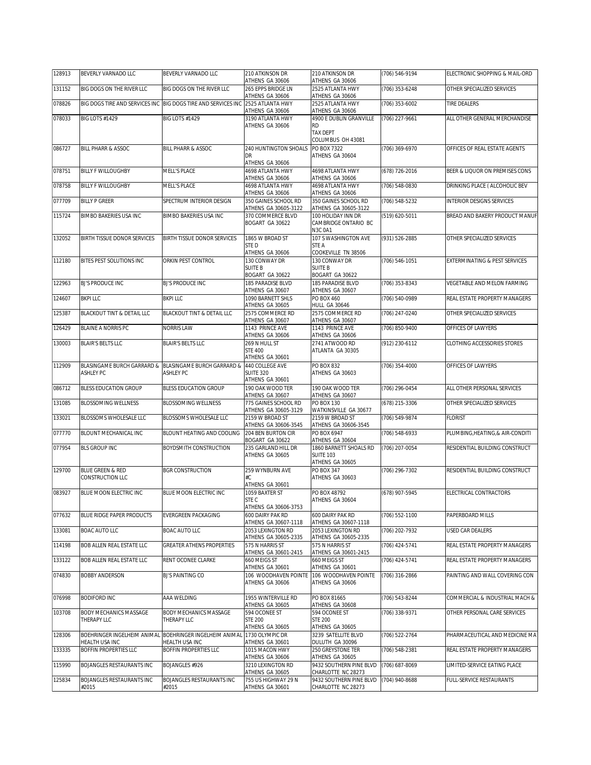| 128913 | BEVERLY VARNADO LLC | BEVERLY VARNADO LLC | 210 ATKINSON DR ATHENS GA 30606 | 210 ATKINSON DR ATHENS GA 30606 | (706) 546-9194 | ELECTRONIC SHOPPING & MAIL-ORD |
|---|---|---|---|---|---|---|
| 131152 | BIG DOGS ON THE RIVER LLC | BIG DOGS ON THE RIVER LLC | 265 EPPS BRIDGE LN ATHENS GA 30606 | 2525 ATLANTA HWY ATHENS GA 30606 | (706) 353-6248 | OTHER SPECIALIZED SERVICES |
| 078826 | BIG DOGS TIRE AND SERVICES INC | BIG DOGS TIRE AND SERVICES INC | 2525 ATLANTA HWY ATHENS GA 30606 | 2525 ATLANTA HWY ATHENS GA 30606 | (706) 353-6002 | TIRE DEALERS |
| 078033 | BIG LOTS #1429 | BIG LOTS #1429 | 3190 ATLANTA HWY ATHENS GA 30606 | 4900 E DUBLIN GRANVILLE RD TAX DEPT COLUMBUS OH 43081 | (706) 227-9661 | ALL OTHER GENERAL MERCHANDISE |
| 086727 | BILL PHARR & ASSOC | BILL PHARR & ASSOC | 240 HUNTINGTON SHOALS DR ATHENS GA 30606 | PO BOX 7322 ATHENS GA 30604 | (706) 369-6970 | OFFICES OF REAL ESTATE AGENTS |
| 078751 | BILLY F WILLOUGHBY | MELL'S PLACE | 4698 ATLANTA HWY ATHENS GA 30606 | 4698 ATLANTA HWY ATHENS GA 30606 | (678) 726-2016 | BEER & LIQUOR ON PREMISES CONS |
| 078758 | BILLY F WILLOUGHBY | MELL'S PLACE | 4698 ATLANTA HWY ATHENS GA 30606 | 4698 ATLANTA HWY ATHENS GA 30606 | (706) 548-0830 | DRINKING PLACE ( ALCOHOLIC BEV |
| 077709 | BILLY P GREER | SPECTRUM INTERIOR DESIGN | 350 GAINES SCHOOL RD ATHENS GA 30605-3122 | 350 GAINES SCHOOL RD ATHENS GA 30605-3122 | (706) 548-5232 | INTERIOR DESIGNS SERVICES |
| 115724 | BIMBO BAKERIES USA INC | BIMBO BAKERIES USA INC | 370 COMMERCE BLVD BOGART GA 30622 | 100 HOLIDAY INN DR CAMBRIDGE ONTARIO BC N3C 0A1 | (519) 620-5011 | BREAD AND BAKERY PRODUCT MANUF |
| 132052 | BIRTH TISSUE DONOR SERVICES | BIRTH TISSUE DONOR SERVICES | 1865 W BROAD ST STE D ATHENS GA 30606 | 107 S WASHINGTON AVE STE A COOKEVILLE TN 38506 | (931) 526-2885 | OTHER SPECIALIZED SERVICES |
| 112180 | BITES PEST SOLUTIONS INC | ORKIN PEST CONTROL | 130 CONWAY DR SUITE B BOGART GA 30622 | 130 CONWAY DR SUITE B BOGART GA 30622 | (706) 546-1051 | EXTERMINATING & PEST SERVICES |
| 122963 | BJ'S PRODUCE INC | BJ'S PRODUCE INC | 185 PARADISE BLVD ATHENS GA 30607 | 185 PARADISE BLVD ATHENS GA 30607 | (706) 353-8343 | VEGETABLE AND MELON FARMING |
| 124607 | BKPI LLC | BKPI LLC | 1090 BARNETT SHLS ATHENS GA 30605 | PO BOX 460 HULL GA 30646 | (706) 540-0989 | REAL ESTATE PROPERTY MANAGERS |
| 125387 | BLACKOUT TINT & DETAIL LLC | BLACKOUT TINT & DETAIL LLC | 2575 COMMERCE RD ATHENS GA 30607 | 2575 COMMERCE RD ATHENS GA 30607 | (706) 247-0240 | OTHER SPECIALIZED SERVICES |
| 126429 | BLAINE A NORRIS PC | NORRIS LAW | 1143 PRINCE AVE ATHENS GA 30606 | 1143 PRINCE AVE ATHENS GA 30606 | (706) 850-9400 | OFFICES OF LAWYERS |
| 130003 | BLAIR'S BELTS LLC | BLAIR'S BELTS LLC | 269 N HULL ST STE 400 ATHENS GA 30601 | 2741 ATWOOD RD ATLANTA GA 30305 | (912) 230-6112 | CLOTHING ACCESSORIES STORES |
| 112909 | BLASINGAME BURCH GARRARD & ASHLEY PC | BLASINGAME BURCH GARRARD & ASHLEY PC | 440 COLLEGE AVE SUITE 320 ATHENS GA 30601 | PO BOX 832 ATHENS GA 30603 | (706) 354-4000 | OFFICES OF LAWYERS |
| 086712 | BLESS EDUCATION GROUP | BLESS EDUCATION GROUP | 190 OAK WOOD TER ATHENS GA 30607 | 190 OAK WOOD TER ATHENS GA 30607 | (706) 296-0454 | ALL OTHER PERSONAL SERVICES |
| 131085 | BLOSSOMING WELLNESS | BLOSSOMING WELLNESS | 775 GAINES SCHOOL RD ATHENS GA 30605-3129 | PO BOX 130 WATKINSVILLE GA 30677 | (678) 215-3306 | OTHER SPECIALIZED SERVICES |
| 133021 | BLOSSOMS WHOLESALE LLC | BLOSSOMS WHOLESALE LLC | 2159 W BROAD ST ATHENS GA 30606-3545 | 2159 W BROAD ST ATHENS GA 30606-3545 | (706) 549-9874 | FLORIST |
| 077770 | BLOUNT MECHANICAL INC | BLOUNT HEATING AND COOLING | 204 BEN BURTON CIR BOGART GA 30622 | PO BOX 6947 ATHENS GA 30604 | (706) 548-6933 | PLUMBING,HEATING,& AIR-CONDITI |
| 077954 | BLS GROUP INC | BOYDSMITH CONSTRUCTION | 235 GARLAND HILL DR ATHENS GA 30605 | 1860 BARNETT SHOALS RD SUITE 103 ATHENS GA 30605 | (706) 207-0054 | RESIDENTIAL BUILDING CONSTRUCT |
| 129700 | BLUE GREEN & RED CONSTRUCTION LLC | BGR CONSTRUCTION | 259 WYNBURN AVE #C ATHENS GA 30601 | PO BOX 347 ATHENS GA 30603 | (706) 296-7302 | RESIDENTIAL BUILDING CONSTRUCT |
| 083927 | BLUE MOON ELECTRIC INC | BLUE MOON ELECTRIC INC | 1059 BAXTER ST STE C ATHENS GA 30606-3753 | PO BOX 48792 ATHENS GA 30604 | (678) 907-5945 | ELECTRICAL CONTRACTORS |
| 077632 | BLUE RIDGE PAPER PRODUCTS | EVERGREEN PACKAGING | 600 DAIRY PAK RD ATHENS GA 30607-1118 | 600 DAIRY PAK RD ATHENS GA 30607-1118 | (706) 552-1100 | PAPERBOARD MILLS |
| 133081 | BOAC AUTO LLC | BOAC AUTO LLC | 2053 LEXINGTON RD ATHENS GA 30605-2335 | 2053 LEXINGTON RD ATHENS GA 30605-2335 | (706) 202-7932 | USED CAR DEALERS |
| 114198 | BOB ALLEN REAL ESTATE LLC | GREATER ATHENS PROPERTIES | 575 N HARRIS ST ATHENS GA 30601-2415 | 575 N HARRIS ST ATHENS GA 30601-2415 | (706) 424-5741 | REAL ESTATE PROPERTY MANAGERS |
| 133122 | BOB ALLEN REAL ESTATE LLC | RENT OCONEE CLARKE | 660 MEIGS ST ATHENS GA 30601 | 660 MEIGS ST ATHENS GA 30601 | (706) 424-5741 | REAL ESTATE PROPERTY MANAGERS |
| 074830 | BOBBY ANDERSON | BJ'S PAINTING CO | 106 WOODHAVEN POINTE ATHENS GA 30606 | 106 WOODHAVEN POINTE ATHENS GA 30606 | (706) 316-2866 | PAINTING AND WALL COVERING CON |
| 076998 | BODIFORD INC | AAA WELDING | 1955 WINTERVILLE RD ATHENS GA 30605 | PO BOX 81665 ATHENS GA 30608 | (706) 543-8244 | COMMERCIAL & INDUSTRIAL MACH & |
| 103708 | BODY MECHANICS MASSAGE THERAPY LLC | BODY MECHANICS MASSAGE THERAPY LLC | 594 OCONEE ST STE 200 ATHENS GA 30605 | 594 OCONEE ST STE 200 ATHENS GA 30605 | (706) 338-9371 | OTHER PERSONAL CARE SERVICES |
| 128306 | BOEHRINGER INGELHEIM ANIMAL HEALTH USA INC | BOEHRINGER INGELHEIM ANIMAL HEALTH USA INC | 1730 OLYMPIC DR ATHENS GA 30601 | 3239 SATELLITE BLVD DULUTH GA 30096 | (706) 522-2764 | PHARMACEUTICAL AND MEDICINE MA |
| 133335 | BOFFIN PROPERTIES LLC | BOFFIN PROPERTIES LLC | 1015 MACON HWY ATHENS GA 30606 | 250 GREYSTONE TER ATHENS GA 30605 | (706) 548-2381 | REAL ESTATE PROPERTY MANAGERS |
| 115990 | BOJANGLES RESTAURANTS INC | BOJANGLES #926 | 3210 LEXINGTON RD ATHENS GA 30605 | 9432 SOUTHERN PINE BLVD CHARLOTTE NC 28273 | (706) 687-8069 | LIMITED-SERVICE EATING PLACE |
| 125834 | BOJANGLES RESTAURANTS INC #2015 | BOJANGLES RESTAURANTS INC #2015 | 755 US HIGHWAY 29 N ATHENS GA 30601 | 9432 SOUTHERN PINE BLVD CHARLOTTE NC 28273 | (704) 940-8688 | FULL-SERVICE RESTAURANTS |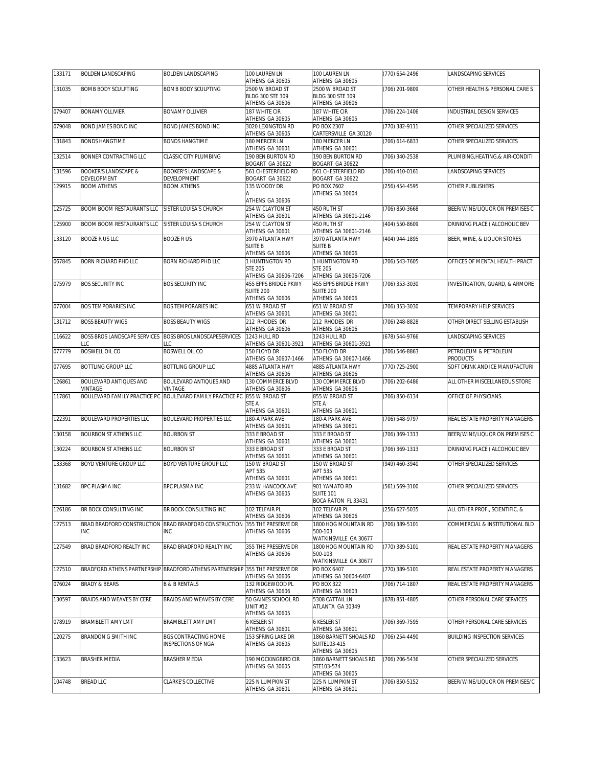| 133171 | BOLDEN LANDSCAPING | BOLDEN LANDSCAPING | 100 LAUREN LN ATHENS GA 30605 | 100 LAUREN LN ATHENS GA 30605 | (770) 654-2496 | LANDSCAPING SERVICES |
|---|---|---|---|---|---|---|
| 131035 | BOMB BODY SCULPTING | BOMB BODY SCULPTING | 2500 W BROAD ST BLDG 300 STE 309 ATHENS GA 30606 | 2500 W BROAD ST BLDG 300 STE 309 ATHENS GA 30606 | (706) 201-9809 | OTHER HEALTH & PERSONAL CARE S |
| 079407 | BONAMY OLLIVIER | BONAMY OLLIVIER | 187 WHITE CIR ATHENS GA 30605 | 187 WHITE CIR ATHENS GA 30605 | (706) 224-1406 | INDUSTRIAL DESIGN SERVICES |
| 079048 | BOND JAMES BOND INC | BOND JAMES BOND INC | 3020 LEXINGTON RD ATHENS GA 30605 | PO BOX 2307 CARTERSVILLE GA 30120 | (770) 382-9111 | OTHER SPECIALIZED SERVICES |
| 131843 | BONDS HANGTIME | BONDS HANGTIME | 180 MERCER LN ATHENS GA 30601 | 180 MERCER LN ATHENS GA 30601 | (706) 614-6833 | OTHER SPECIALIZED SERVICES |
| 132514 | BONNER CONTRACTING LLC | CLASSIC CITY PLUMBING | 190 BEN BURTON RD BOGART GA 30622 | 190 BEN BURTON RD BOGART GA 30622 | (706) 340-2538 | PLUMBING,HEATING,& AIR-CONDITI |
| 131596 | BOOKER'S LANDSCAPE & DEVELOPMENT | BOOKER'S LANDSCAPE & DEVELOPMENT | 561 CHESTERFIELD RD BOGART GA 30622 | 561 CHESTERFIELD RD BOGART GA 30622 | (706) 410-0161 | LANDSCAPING SERVICES |
| 129915 | BOOM ATHENS | BOOM ATHENS | 135 WOODY DR A ATHENS GA 30606 | PO BOX 7602 ATHENS GA 30604 | (256) 454-4595 | OTHER PUBLISHERS |
| 125725 | BOOM BOOM RESTAURANTS LLC | SISTER LOUISA'S CHURCH | 254 W CLAYTON ST ATHENS GA 30601 | 450 RUTH ST ATHENS GA 30601-2146 | (706) 850-3668 | BEER/WINE/LIQUOR ON PREMISES C |
| 125900 | BOOM BOOM RESTAURANTS LLC | SISTER LOUISA'S CHURCH | 254 W CLAYTON ST ATHENS GA 30601 | 450 RUTH ST ATHENS GA 30601-2146 | (404) 550-8609 | DRINKING PLACE ( ALCOHOLIC BEV |
| 133120 | BOOZE R US LLC | BOOZE R US | 3970 ATLANTA HWY SUITE B ATHENS GA 30606 | 3970 ATLANTA HWY SUITE B ATHENS GA 30606 | (404) 944-1895 | BEER, WINE, & LIQUOR STORES |
| 067845 | BORN RICHARD PHD LLC | BORN RICHARD PHD LLC | 1 HUNTINGTON RD STE 205 ATHENS GA 30606-7206 | 1 HUNTINGTON RD STE 205 ATHENS GA 30606-7206 | (706) 543-7605 | OFFICES OF MENTAL HEALTH PRACT |
| 075979 | BOS SECURITY INC | BOS SECURITY INC | 455 EPPS BRIDGE PKWY SUITE 200 ATHENS GA 30606 | 455 EPPS BRIDGE PKWY SUITE 200 ATHENS GA 30606 | (706) 353-3030 | INVESTIGATION, GUARD, & ARMORE |
| 077004 | BOS TEMPORARIES INC | BOS TEMPORARIES INC | 651 W BROAD ST ATHENS GA 30601 | 651 W BROAD ST ATHENS GA 30601 | (706) 353-3030 | TEMPORARY HELP SERVICES |
| 131712 | BOSS BEAUTY WIGS | BOSS BEAUTY WIGS | 212 RHODES DR ATHENS GA 30606 | 212 RHODES DR ATHENS GA 30606 | (706) 248-8828 | OTHER DIRECT SELLING ESTABLISH |
| 116622 | BOSS BROS LANDSCAPE SERVICES LLC | BOSS BROS LANDSCAPESERVICES LLC | 1243 HULL RD ATHENS GA 30601-3921 | 1243 HULL RD ATHENS GA 30601-3921 | (678) 544-9766 | LANDSCAPING SERVICES |
| 077779 | BOSWELL OIL CO | BOSWELL OIL CO | 150 FLOYD DR ATHENS GA 30607-1466 | 150 FLOYD DR ATHENS GA 30607-1466 | (706) 546-8863 | PETROLEUM & PETROLEUM PRODUCTS |
| 077695 | BOTTLING GROUP LLC | BOTTLING GROUP LLC | 4885 ATLANTA HWY ATHENS GA 30606 | 4885 ATLANTA HWY ATHENS GA 30606 | (770) 725-2900 | SOFT DRINK AND ICE MANUFACTURI |
| 126861 | BOULEVARD ANTIQUES AND VINTAGE | BOULEVARD ANTIQUES AND VINTAGE | 130 COMMERCE BLVD ATHENS GA 30606 | 130 COMMERCE BLVD ATHENS GA 30606 | (706) 202-6486 | ALL OTHER MISCELLANEOUS STORE |
| 117861 | BOULEVARD FAMILY PRACTICE PC | BOULEVARD FAMILY PRACTICE PC | 855 W BROAD ST STE A ATHENS GA 30601 | 855 W BROAD ST STE A ATHENS GA 30601 | (706) 850-6134 | OFFICE OF PHYSICIANS |
| 122391 | BOULEVARD PROPERTIES LLC | BOULEVARD PROPERTIES LLC | 180-A PARK AVE ATHENS GA 30601 | 180-A PARK AVE ATHENS GA 30601 | (706) 548-9797 | REAL ESTATE PROPERTY MANAGERS |
| 130158 | BOURBON ST ATHENS LLC | BOURBON ST | 333 E BROAD ST ATHENS GA 30601 | 333 E BROAD ST ATHENS GA 30601 | (706) 369-1313 | BEER/WINE/LIQUOR ON PREMISES C |
| 130224 | BOURBON ST ATHENS LLC | BOURBON ST | 333 E BROAD ST ATHENS GA 30601 | 333 E BROAD ST ATHENS GA 30601 | (706) 369-1313 | DRINKING PLACE ( ALCOHOLIC BEV |
| 133368 | BOYD VENTURE GROUP LLC | BOYD VENTURE GROUP LLC | 150 W BROAD ST APT 535 ATHENS GA 30601 | 150 W BROAD ST APT 535 ATHENS GA 30601 | (949) 460-3940 | OTHER SPECIALIZED SERVICES |
| 131682 | BPC PLASMA INC | BPC PLASMA INC | 233 W HANCOCK AVE ATHENS GA 30605 | 901 YAMATO RD SUITE 101 BOCA RATON FL 33431 | (561) 569-3100 | OTHER SPECIALIZED SERVICES |
| 126186 | BR BOCK CONSULTING INC | BR BOCK CONSULTING INC | 102 TELFAIR PL ATHENS GA 30606 | 102 TELFAIR PL ATHENS GA 30606 | (256) 627-5035 | ALL OTHER PROF., SCIENTIFIC, & |
| 127513 | BRAD BRADFORD CONSTRUCTION INC | BRAD BRADFORD CONSTRUCTION INC | 355 THE PRESERVE DR ATHENS GA 30606 | 1800 HOG MOUNTAIN RD 500-103 WATKINSVILLE GA 30677 | (706) 389-5101 | COMMERCIAL & INSTITUTIONAL BLD |
| 127549 | BRAD BRADFORD REALTY INC | BRAD BRADFORD REALTY INC | 355 THE PRESERVE DR ATHENS GA 30606 | 1800 HOG MOUNTAIN RD 500-103 WATKINSVILLE GA 30677 | (770) 389-5101 | REAL ESTATE PROPERTY MANAGERS |
| 127510 | BRADFORD ATHENS PARTNERSHIP | BRADFORD ATHENS PARTNERSHIP | 355 THE PRESERVE DR ATHENS GA 30606 | PO BOX 6407 ATHENS GA 30604-6407 | (770) 389-5101 | REAL ESTATE PROPERTY MANAGERS |
| 076024 | BRADY & BEARS | B & B RENTALS | 132 RIDGEWOOD PL ATHENS GA 30606 | PO BOX 322 ATHENS GA 30603 | (706) 714-1807 | REAL ESTATE PROPERTY MANAGERS |
| 130597 | BRAIDS AND WEAVES BY CERE | BRAIDS AND WEAVES BY CERE | 50 GAINES SCHOOL RD UNIT #12 ATHENS GA 30605 | 5308 CATTAIL LN ATLANTA GA 30349 | (678) 851-4805 | OTHER PERSONAL CARE SERVICES |
| 078919 | BRAMBLETT AMY LMT | BRAMBLETT AMY LMT | 6 KESLER ST ATHENS GA 30601 | 6 KESLER ST ATHENS GA 30601 | (706) 369-7595 | OTHER PERSONAL CARE SERVICES |
| 120275 | BRANDON G SMITH INC | BGS CONTRACTING HOME INSPECTIONS OF NGA | 153 SPRING LAKE DR ATHENS GA 30605 | 1860 BARNETT SHOALS RD SUITE103-415 ATHENS GA 30605 | (706) 254-4490 | BUILDING INSPECTION SERVICES |
| 133623 | BRASHER MEDIA | BRASHER MEDIA | 190 MOCKINGBIRD CIR ATHENS GA 30605 | 1860 BARNETT SHOALS RD STE103-574 ATHENS GA 30605 | (706) 206-5436 | OTHER SPECIALIZED SERVICES |
| 104748 | BREAD LLC | CLARKE'S COLLECTIVE | 225 N LUMPKIN ST ATHENS GA 30601 | 225 N LUMPKIN ST ATHENS GA 30601 | (706) 850-5152 | BEER/WINE/LIQUOR ON PREMISES/C |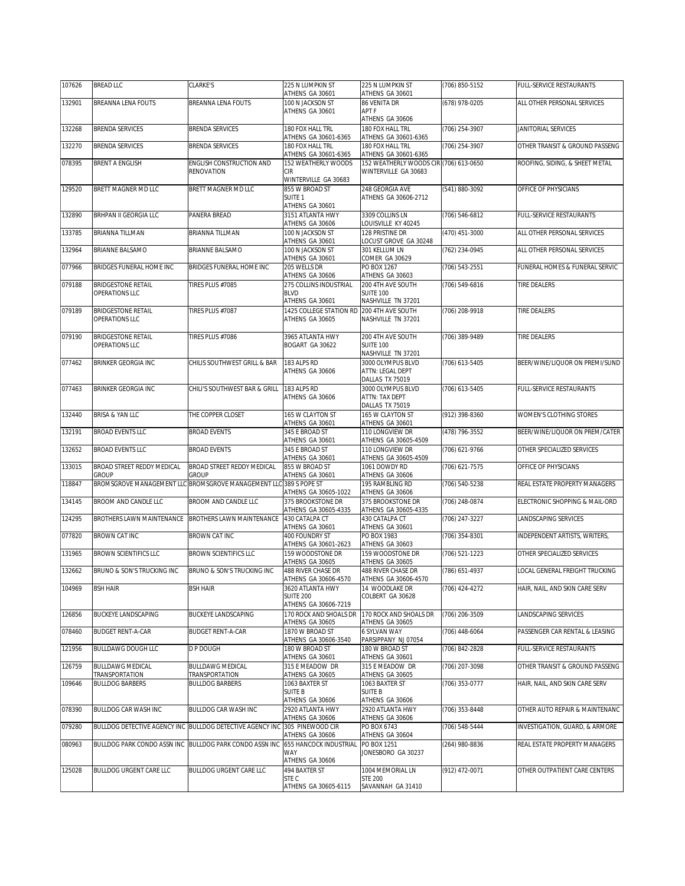| 107626 | BREAD LLC | CLARKE'S | 225 N LUMPKIN ST ATHENS GA 30601 | 225 N LUMPKIN ST ATHENS GA 30601 | (706) 850-5152 | FULL-SERVICE RESTAURANTS |
|---|---|---|---|---|---|---|
| 132901 | BREANNA LENA FOUTS | BREANNA LENA FOUTS | 100 N JACKSON ST ATHENS GA 30601 | 86 VENITA DR APT F ATHENS GA 30606 | (678) 978-0205 | ALL OTHER PERSONAL SERVICES |
| 132268 | BRENDA SERVICES | BRENDA SERVICES | 180 FOX HALL TRL ATHENS GA 30601-6365 | 180 FOX HALL TRL ATHENS GA 30601-6365 | (706) 254-3907 | JANITORIAL SERVICES |
| 132270 | BRENDA SERVICES | BRENDA SERVICES | 180 FOX HALL TRL ATHENS GA 30601-6365 | 180 FOX HALL TRL ATHENS GA 30601-6365 | (706) 254-3907 | OTHER TRANSIT & GROUND PASSENG |
| 078395 | BRENT A ENGLISH | ENGLISH CONSTRUCTION AND RENOVATION | 152 WEATHERLY WOODS CIR WINTERVILLE GA 30683 | 152 WEATHERLY WOODS CIR WINTERVILLE GA 30683 | (706) 613-0650 | ROOFING, SIDING, & SHEET METAL |
| 129520 | BRETT MAGNER MD LLC | BRETT MAGNER MD LLC | 855 W BROAD ST SUITE 1 ATHENS GA 30601 | 248 GEORGIA AVE ATHENS GA 30606-2712 | (541) 880-3092 | OFFICE OF PHYSICIANS |
| 132890 | BRHPAN II GEORGIA LLC | PANERA BREAD | 3151 ATLANTA HWY ATHENS GA 30606 | 3309 COLLINS LN LOUISVILLE KY 40245 | (706) 546-6812 | FULL-SERVICE RESTAURANTS |
| 133785 | BRIANNA TILLMAN | BRIANNA TILLMAN | 100 N JACKSON ST ATHENS GA 30601 | 128 PRISTINE DR LOCUST GROVE GA 30248 | (470) 451-3000 | ALL OTHER PERSONAL SERVICES |
| 132964 | BRIANNE BALSAMO | BRIANNE BALSAMO | 100 N JACKSON ST ATHENS GA 30601 | 301 KELLUM LN COMER GA 30629 | (762) 234-0945 | ALL OTHER PERSONAL SERVICES |
| 077966 | BRIDGES FUNERAL HOME INC | BRIDGES FUNERAL HOME INC | 205 WELLS DR ATHENS GA 30606 | PO BOX 1267 ATHENS GA 30603 | (706) 543-2551 | FUNERAL HOMES & FUNERAL SERVIC |
| 079188 | BRIDGESTONE RETAIL OPERATIONS LLC | TIRES PLUS #7085 | 275 COLLINS INDUSTRIAL BLVD ATHENS GA 30601 | 200 4TH AVE SOUTH SUITE 100 NASHVILLE TN 37201 | (706) 549-6816 | TIRE DEALERS |
| 079189 | BRIDGESTONE RETAIL OPERATIONS LLC | TIRES PLUS #7087 | 1425 COLLEGE STATION RD ATHENS GA 30605 | 200 4TH AVE SOUTH NASHVILLE TN 37201 | (706) 208-9918 | TIRE DEALERS |
| 079190 | BRIDGESTONE RETAIL OPERATIONS LLC | TIRES PLUS #7086 | 3965 ATLANTA HWY BOGART GA 30622 | 200 4TH AVE SOUTH SUITE 100 NASHVILLE TN 37201 | (706) 389-9489 | TIRE DEALERS |
| 077462 | BRINKER GEORGIA INC | CHILIS SOUTHWEST GRILL & BAR | 183 ALPS RD ATHENS GA 30606 | 3000 OLYMPUS BLVD ATTN: LEGAL DEPT DALLAS TX 75019 | (706) 613-5405 | BEER/WINE/LIQUOR ON PREMI/SUND |
| 077463 | BRINKER GEORGIA INC | CHILI'S SOUTHWEST BAR & GRILL | 183 ALPS RD ATHENS GA 30606 | 3000 OLYMPUS BLVD ATTN: TAX DEPT DALLAS TX 75019 | (706) 613-5405 | FULL-SERVICE RESTAURANTS |
| 132440 | BRISA & YAN LLC | THE COPPER CLOSET | 165 W CLAYTON ST ATHENS GA 30601 | 165 W CLAYTON ST ATHENS GA 30601 | (912) 398-8360 | WOMEN'S CLOTHING STORES |
| 132191 | BROAD EVENTS LLC | BROAD EVENTS | 345 E BROAD ST ATHENS GA 30601 | 110 LONGVIEW DR ATHENS GA 30605-4509 | (478) 796-3552 | BEER/WINE/LIQUOR ON PREM/CATER |
| 132652 | BROAD EVENTS LLC | BROAD EVENTS | 345 E BROAD ST ATHENS GA 30601 | 110 LONGVIEW DR ATHENS GA 30605-4509 | (706) 621-9766 | OTHER SPECIALIZED SERVICES |
| 133015 | BROAD STREET REDDY MEDICAL GROUP | BROAD STREET REDDY MEDICAL GROUP | 855 W BROAD ST ATHENS GA 30601 | 1061 DOWDY RD ATHENS GA 30606 | (706) 621-7575 | OFFICE OF PHYSICIANS |
| 118847 | BROMSGROVE MANAGEMENT LLC | BROMSGROVE MANAGEMENT LLC | 389 S POPE ST ATHENS GA 30605-1022 | 195 RAMBLING RD ATHENS GA 30606 | (706) 540-5238 | REAL ESTATE PROPERTY MANAGERS |
| 134145 | BROOM AND CANDLE LLC | BROOM AND CANDLE LLC | 375 BROOKSTONE DR ATHENS GA 30605-4335 | 375 BROOKSTONE DR ATHENS GA 30605-4335 | (706) 248-0874 | ELECTRONIC SHOPPING & MAIL-ORD |
| 124295 | BROTHERS LAWN MAINTENANCE | BROTHERS LAWN MAINTENANCE | 430 CATALPA CT ATHENS GA 30601 | 430 CATALPA CT ATHENS GA 30601 | (706) 247-3227 | LANDSCAPING SERVICES |
| 077820 | BROWN CAT INC | BROWN CAT INC | 400 FOUNDRY ST ATHENS GA 30601-2623 | PO BOX 1983 ATHENS GA 30603 | (706) 354-8301 | INDEPENDENT ARTISTS, WRITERS, |
| 131965 | BROWN SCIENTIFICS LLC | BROWN SCIENTIFICS LLC | 159 WOODSTONE DR ATHENS GA 30605 | 159 WOODSTONE DR ATHENS GA 30605 | (706) 521-1223 | OTHER SPECIALIZED SERVICES |
| 132662 | BRUNO & SON'S TRUCKING INC | BRUNO & SON'S TRUCKING INC | 488 RIVER CHASE DR ATHENS GA 30606-4570 | 488 RIVER CHASE DR ATHENS GA 30606-4570 | (786) 651-4937 | LOCAL GENERAL FREIGHT TRUCKING |
| 104969 | BSH HAIR | BSH HAIR | 3620 ATLANTA HWY SUITE 200 ATHENS GA 30606-7219 | 14 WOODLAKE DR COLBERT GA 30628 | (706) 424-4272 | HAIR, NAIL, AND SKIN CARE SERV |
| 126856 | BUCKEYE LANDSCAPING | BUCKEYE LANDSCAPING | 170 ROCK AND SHOALS DR ATHENS GA 30605 | 170 ROCK AND SHOALS DR ATHENS GA 30605 | (706) 206-3509 | LANDSCAPING SERVICES |
| 078460 | BUDGET RENT-A-CAR | BUDGET RENT-A-CAR | 1870 W BROAD ST ATHENS GA 30606-3540 | 6 SYLVAN WAY PARSIPPANY NJ 07054 | (706) 448-6064 | PASSENGER CAR RENTAL & LEASING |
| 121956 | BULLDAWG DOUGH LLC | D P DOUGH | 180 W BROAD ST ATHENS GA 30601 | 180 W BROAD ST ATHENS GA 30601 | (706) 842-2828 | FULL-SERVICE RESTAURANTS |
| 126759 | BULLDAWG MEDICAL TRANSPORTATION | BULLDAWG MEDICAL TRANSPORTATION | 315 E MEADOW DR ATHENS GA 30605 | 315 E MEADOW DR ATHENS GA 30605 | (706) 207-3098 | OTHER TRANSIT & GROUND PASSENG |
| 109646 | BULLDOG BARBERS | BULLDOG BARBERS | 1063 BAXTER ST SUITE B ATHENS GA 30606 | 1063 BAXTER ST SUITE B ATHENS GA 30606 | (706) 353-0777 | HAIR, NAIL, AND SKIN CARE SERV |
| 078390 | BULLDOG CAR WASH INC | BULLDOG CAR WASH INC | 2920 ATLANTA HWY ATHENS GA 30606 | 2920 ATLANTA HWY ATHENS GA 30606 | (706) 353-8448 | OTHER AUTO REPAIR & MAINTENANC |
| 079280 | BULLDOG DETECTIVE AGENCY INC | BULLDOG DETECTIVE AGENCY INC | 305 PINEWOOD CIR ATHENS GA 30606 | PO BOX 6743 ATHENS GA 30604 | (706) 548-5444 | INVESTIGATION, GUARD, & ARMORE |
| 080963 | BULLDOG PARK CONDO ASSN INC | BULLDOG PARK CONDO ASSN INC | 655 HANCOCK INDUSTRIAL WAY ATHENS GA 30606 | PO BOX 1251 JONESBORO GA 30237 | (264) 980-8836 | REAL ESTATE PROPERTY MANAGERS |
| 125028 | BULLDOG URGENT CARE LLC | BULLDOG URGENT CARE LLC | 494 BAXTER ST STE C ATHENS GA 30605-6115 | 1004 MEMORIAL LN STE 200 SAVANNAH GA 31410 | (912) 472-0071 | OTHER OUTPATIENT CARE CENTERS |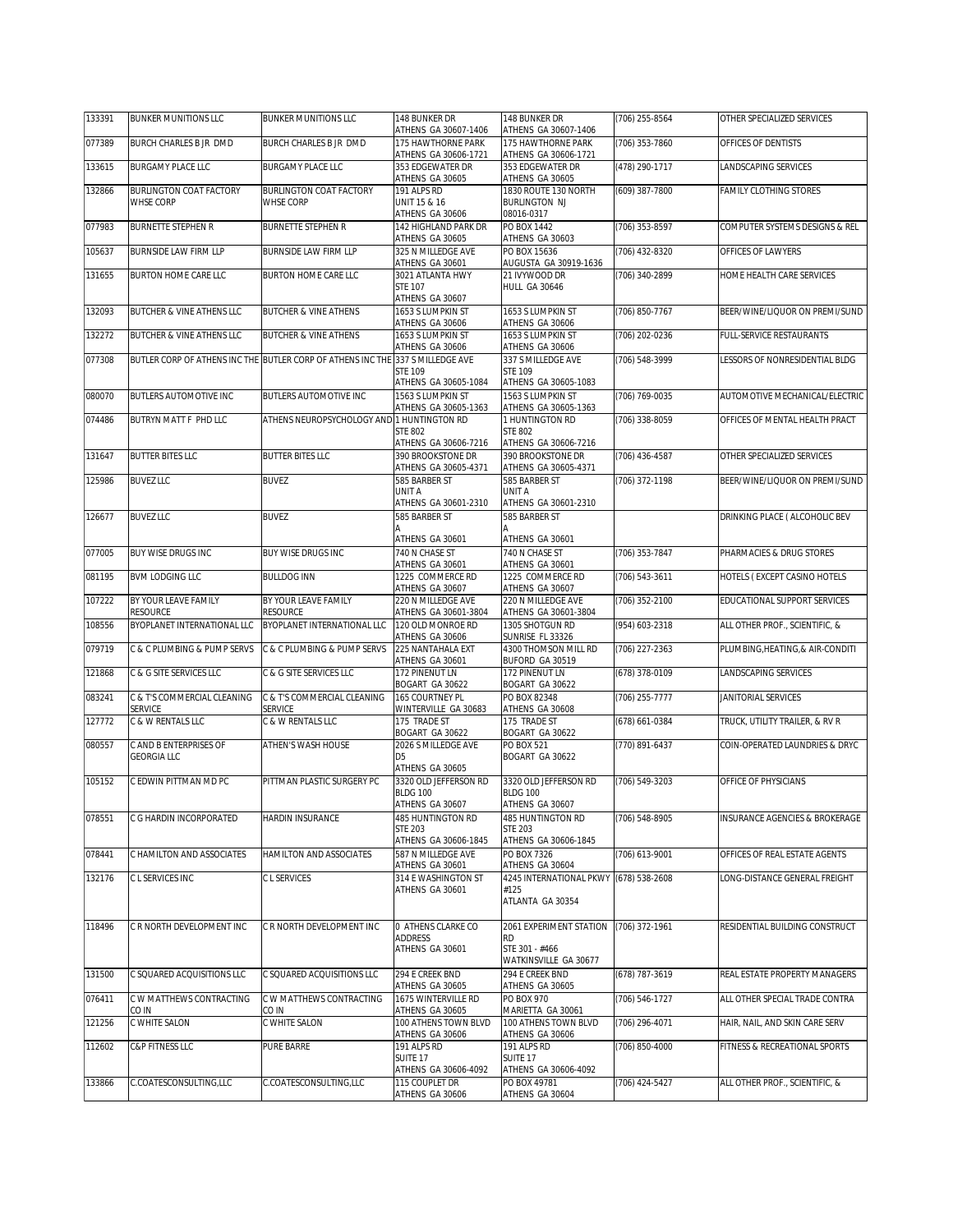| 133391 | BUNKER MUNITIONS LLC | BUNKER MUNITIONS LLC | 148 BUNKER DR ATHENS GA 30607-1406 | 148 BUNKER DR ATHENS GA 30607-1406 | (706) 255-8564 | OTHER SPECIALIZED SERVICES |
|---|---|---|---|---|---|---|
| 077389 | BURCH CHARLES B JR DMD | BURCH CHARLES B JR DMD | 175 HAWTHORNE PARK ATHENS GA 30606-1721 | 175 HAWTHORNE PARK ATHENS GA 30606-1721 | (706) 353-7860 | OFFICES OF DENTISTS |
| 133615 | BURGAMY PLACE LLC | BURGAMY PLACE LLC | 353 EDGEWATER DR ATHENS GA 30605 | 353 EDGEWATER DR ATHENS GA 30605 | (478) 290-1717 | LANDSCAPING SERVICES |
| 132866 | BURLINGTON COAT FACTORY WHSE CORP | BURLINGTON COAT FACTORY WHSE CORP | 191 ALPS RD UNIT 15 & 16 ATHENS GA 30606 | 1830 ROUTE 130 NORTH BURLINGTON NJ 08016-0317 | (609) 387-7800 | FAMILY CLOTHING STORES |
| 077983 | BURNETTE STEPHEN R | BURNETTE STEPHEN R | 142 HIGHLAND PARK DR ATHENS GA 30605 | PO BOX 1442 ATHENS GA 30603 | (706) 353-8597 | COMPUTER SYSTEMS DESIGNS & REL |
| 105637 | BURNSIDE LAW FIRM LLP | BURNSIDE LAW FIRM LLP | 325 N MILLEDGE AVE ATHENS GA 30601 | PO BOX 15636 AUGUSTA GA 30919-1636 | (706) 432-8320 | OFFICES OF LAWYERS |
| 131655 | BURTON HOME CARE LLC | BURTON HOME CARE LLC | 3021 ATLANTA HWY STE 107 ATHENS GA 30607 | 21 IVYWOOD DR HULL GA 30646 | (706) 340-2899 | HOME HEALTH CARE SERVICES |
| 132093 | BUTCHER & VINE ATHENS LLC | BUTCHER & VINE ATHENS | 1653 S LUMPKIN ST ATHENS GA 30606 | 1653 S LUMPKIN ST ATHENS GA 30606 | (706) 850-7767 | BEER/WINE/LIQUOR ON PREMI/SUND |
| 132272 | BUTCHER & VINE ATHENS LLC | BUTCHER & VINE ATHENS | 1653 S LUMPKIN ST ATHENS GA 30606 | 1653 S LUMPKIN ST ATHENS GA 30606 | (706) 202-0236 | FULL-SERVICE RESTAURANTS |
| 077308 | BUTLER CORP OF ATHENS INC THE | BUTLER CORP OF ATHENS INC THE | 337 S MILLEDGE AVE STE 109 ATHENS GA 30605-1084 | 337 S MILLEDGE AVE STE 109 ATHENS GA 30605-1083 | (706) 548-3999 | LESSORS OF NONRESIDENTIAL BLDG |
| 080070 | BUTLERS AUTOMOTIVE INC | BUTLERS AUTOMOTIVE INC | 1563 S LUMPKIN ST ATHENS GA 30605-1363 | 1563 S LUMPKIN ST ATHENS GA 30605-1363 | (706) 769-0035 | AUTOMOTIVE MECHANICAL/ELECTRIC |
| 074486 | BUTRYN MATT F PHD LLC | ATHENS NEUROPSYCHOLOGY AND | 1 HUNTINGTON RD STE 802 ATHENS GA 30606-7216 | 1 HUNTINGTON RD STE 802 ATHENS GA 30606-7216 | (706) 338-8059 | OFFICES OF MENTAL HEALTH PRACT |
| 131647 | BUTTER BITES LLC | BUTTER BITES LLC | 390 BROOKSTONE DR ATHENS GA 30605-4371 | 390 BROOKSTONE DR ATHENS GA 30605-4371 | (706) 436-4587 | OTHER SPECIALIZED SERVICES |
| 125986 | BUVEZ LLC | BUVEZ | 585 BARBER ST UNIT A ATHENS GA 30601-2310 | 585 BARBER ST UNIT A ATHENS GA 30601-2310 | (706) 372-1198 | BEER/WINE/LIQUOR ON PREMI/SUND |
| 126677 | BUVEZ LLC | BUVEZ | 585 BARBER ST A ATHENS GA 30601 | 585 BARBER ST A ATHENS GA 30601 | | DRINKING PLACE ( ALCOHOLIC BEV |
| 077005 | BUY WISE DRUGS INC | BUY WISE DRUGS INC | 740 N CHASE ST ATHENS GA 30601 | 740 N CHASE ST ATHENS GA 30601 | (706) 353-7847 | PHARMACIES & DRUG STORES |
| 081195 | BVM LODGING LLC | BULLDOG INN | 1225 COMMERCE RD ATHENS GA 30607 | 1225 COMMERCE RD ATHENS GA 30607 | (706) 543-3611 | HOTELS ( EXCEPT CASINO HOTELS |
| 107222 | BY YOUR LEAVE FAMILY RESOURCE | BY YOUR LEAVE FAMILY RESOURCE | 220 N MILLEDGE AVE ATHENS GA 30601-3804 | 220 N MILLEDGE AVE ATHENS GA 30601-3804 | (706) 352-2100 | EDUCATIONAL SUPPORT SERVICES |
| 108556 | BYOPLANET INTERNATIONAL LLC | BYOPLANET INTERNATIONAL LLC | 120 OLD MONROE RD ATHENS GA 30606 | 1305 SHOTGUN RD SUNRISE FL 33326 | (954) 603-2318 | ALL OTHER PROF., SCIENTIFIC, & |
| 079719 | C & C PLUMBING & PUMP SERVS | C & C PLUMBING & PUMP SERVS | 225 NANTAHALA EXT ATHENS GA 30601 | 4300 THOMSON MILL RD BUFORD GA 30519 | (706) 227-2363 | PLUMBING,HEATING,& AIR-CONDITI |
| 121868 | C & G SITE SERVICES LLC | C & G SITE SERVICES LLC | 172 PINENUT LN BOGART GA 30622 | 172 PINENUT LN BOGART GA 30622 | (678) 378-0109 | LANDSCAPING SERVICES |
| 083241 | C & T'S COMMERCIAL CLEANING SERVICE | C & T'S COMMERCIAL CLEANING SERVICE | 165 COURTNEY PL WINTERVILLE GA 30683 | PO BOX 82348 ATHENS GA 30608 | (706) 255-7777 | JANITORIAL SERVICES |
| 127772 | C & W RENTALS LLC | C & W RENTALS LLC | 175 TRADE ST BOGART GA 30622 | 175 TRADE ST BOGART GA 30622 | (678) 661-0384 | TRUCK, UTILITY TRAILER, & RV R |
| 080557 | C AND B ENTERPRISES OF GEORGIA LLC | ATHEN'S WASH HOUSE | 2026 S MILLEDGE AVE D5 ATHENS GA 30605 | PO BOX 521 BOGART GA 30622 | (770) 891-6437 | COIN-OPERATED LAUNDRIES & DRYC |
| 105152 | C EDWIN PITTMAN MD PC | PITTMAN PLASTIC SURGERY PC | 3320 OLD JEFFERSON RD BLDG 100 ATHENS GA 30607 | 3320 OLD JEFFERSON RD BLDG 100 ATHENS GA 30607 | (706) 549-3203 | OFFICE OF PHYSICIANS |
| 078551 | C G HARDIN INCORPORATED | HARDIN INSURANCE | 485 HUNTINGTON RD STE 203 ATHENS GA 30606-1845 | 485 HUNTINGTON RD STE 203 ATHENS GA 30606-1845 | (706) 548-8905 | INSURANCE AGENCIES & BROKERAGE |
| 078441 | C HAMILTON AND ASSOCIATES | HAMILTON AND ASSOCIATES | 587 N MILLEDGE AVE ATHENS GA 30601 | PO BOX 7326 ATHENS GA 30604 | (706) 613-9001 | OFFICES OF REAL ESTATE AGENTS |
| 132176 | C L SERVICES INC | C L SERVICES | 314 E WASHINGTON ST ATHENS GA 30601 | 4245 INTERNATIONAL PKWY #125 ATLANTA GA 30354 | (678) 538-2608 | LONG-DISTANCE GENERAL FREIGHT |
| 118496 | C R NORTH DEVELOPMENT INC | C R NORTH DEVELOPMENT INC | 0 ATHENS CLARKE CO ADDRESS ATHENS GA 30601 | 2061 EXPERIMENT STATION RD STE 301 - #466 WATKINSVILLE GA 30677 | (706) 372-1961 | RESIDENTIAL BUILDING CONSTRUCT |
| 131500 | C SQUARED ACQUISITIONS LLC | C SQUARED ACQUISITIONS LLC | 294 E CREEK BND ATHENS GA 30605 | 294 E CREEK BND ATHENS GA 30605 | (678) 787-3619 | REAL ESTATE PROPERTY MANAGERS |
| 076411 | C W MATTHEWS CONTRACTING CO IN | C W MATTHEWS CONTRACTING CO IN | 1675 WINTERVILLE RD ATHENS GA 30605 | PO BOX 970 MARIETTA GA 30061 | (706) 546-1727 | ALL OTHER SPECIAL TRADE CONTRA |
| 121256 | C WHITE SALON | C WHITE SALON | 100 ATHENS TOWN BLVD ATHENS GA 30606 | 100 ATHENS TOWN BLVD ATHENS GA 30606 | (706) 296-4071 | HAIR, NAIL, AND SKIN CARE SERV |
| 112602 | C&P FITNESS LLC | PURE BARRE | 191 ALPS RD SUITE 17 ATHENS GA 30606-4092 | 191 ALPS RD SUITE 17 ATHENS GA 30606-4092 | (706) 850-4000 | FITNESS & RECREATIONAL SPORTS |
| 133866 | C.COATESCONSULTING,LLC | C.COATESCONSULTING,LLC | 115 COUPLET DR ATHENS GA 30606 | PO BOX 49781 ATHENS GA 30604 | (706) 424-5427 | ALL OTHER PROF., SCIENTIFIC, & |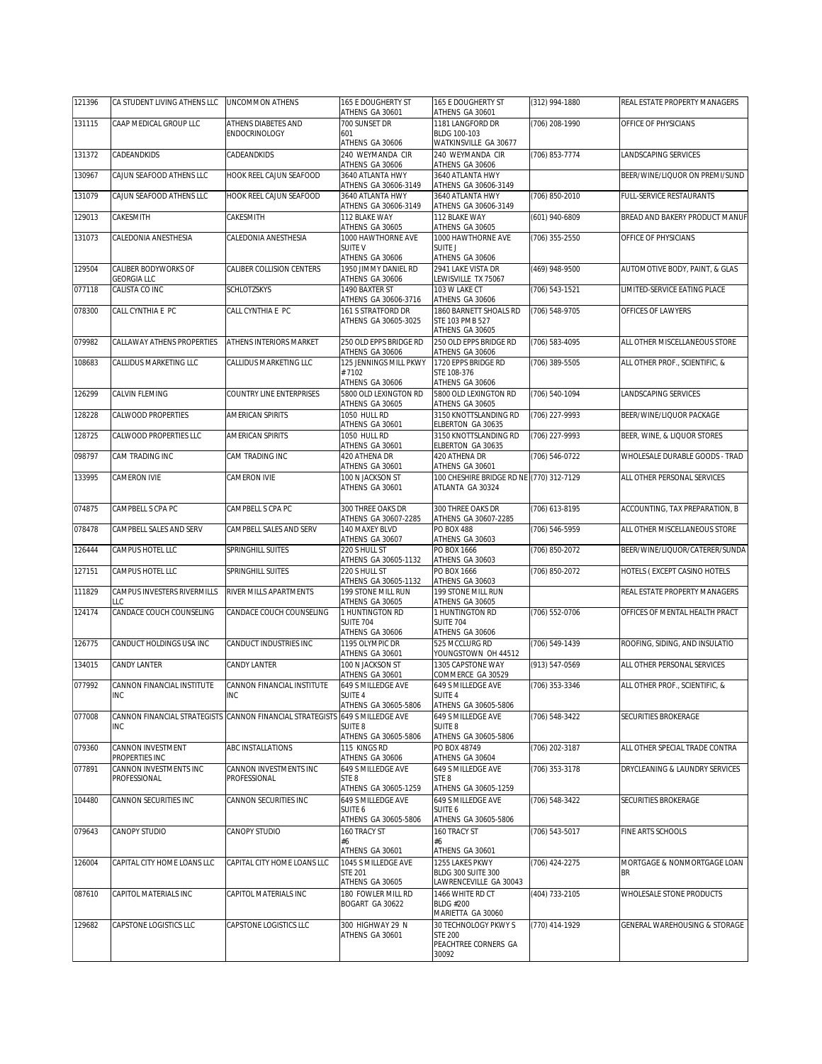| 121396 | CA STUDENT LIVING ATHENS LLC | UNCOMMON ATHENS | 165 E DOUGHERTY ST ATHENS GA 30601 | 165 E DOUGHERTY ST ATHENS GA 30601 | (312) 994-1880 | REAL ESTATE PROPERTY MANAGERS |
|---|---|---|---|---|---|---|
| 131115 | CAAP MEDICAL GROUP LLC | ATHENS DIABETES AND ENDOCRINOLOGY | 700 SUNSET DR 601 ATHENS GA 30606 | 1181 LANGFORD DR BLDG 100-103 WATKINSVILLE GA 30677 | (706) 208-1990 | OFFICE OF PHYSICIANS |
| 131372 | CADEANDKIDS | CADEANDKIDS | 240 WEYMANDA CIR ATHENS GA 30606 | 240 WEYMANDA CIR ATHENS GA 30606 | (706) 853-7774 | LANDSCAPING SERVICES |
| 130967 | CAJUN SEAFOOD ATHENS LLC | HOOK REEL CAJUN SEAFOOD | 3640 ATLANTA HWY ATHENS GA 30606-3149 | 3640 ATLANTA HWY ATHENS GA 30606-3149 | | BEER/WINE/LIQUOR ON PREMI/SUND |
| 131079 | CAJUN SEAFOOD ATHENS LLC | HOOK REEL CAJUN SEAFOOD | 3640 ATLANTA HWY ATHENS GA 30606-3149 | 3640 ATLANTA HWY ATHENS GA 30606-3149 | (706) 850-2010 | FULL-SERVICE RESTAURANTS |
| 129013 | CAKESMITH | CAKESMITH | 112 BLAKE WAY ATHENS GA 30605 | 112 BLAKE WAY ATHENS GA 30605 | (601) 940-6809 | BREAD AND BAKERY PRODUCT MANUF |
| 131073 | CALEDONIA ANESTHESIA | CALEDONIA ANESTHESIA | 1000 HAWTHORNE AVE SUITE V ATHENS GA 30606 | 1000 HAWTHORNE AVE SUITE J ATHENS GA 30606 | (706) 355-2550 | OFFICE OF PHYSICIANS |
| 129504 | CALIBER BODYWORKS OF GEORGIA LLC | CALIBER COLLISION CENTERS | 1950 JIMMY DANIEL RD ATHENS GA 30606 | 2941 LAKE VISTA DR LEWISVILLE TX 75067 | (469) 948-9500 | AUTOMOTIVE BODY, PAINT, & GLAS |
| 077118 | CALISTA CO INC | SCHLOTZSKYS | 1490 BAXTER ST ATHENS GA 30606-3716 | 103 W LAKE CT ATHENS GA 30606 | (706) 543-1521 | LIMITED-SERVICE EATING PLACE |
| 078300 | CALL CYNTHIA E PC | CALL CYNTHIA E PC | 161 S STRATFORD DR ATHENS GA 30605-3025 | 1860 BARNETT SHOALS RD STE 103 PMB 527 ATHENS GA 30605 | (706) 548-9705 | OFFICES OF LAWYERS |
| 079982 | CALLAWAY ATHENS PROPERTIES | ATHENS INTERIORS MARKET | 250 OLD EPPS BRIDGE RD ATHENS GA 30606 | 250 OLD EPPS BRIDGE RD ATHENS GA 30606 | (706) 583-4095 | ALL OTHER MISCELLANEOUS STORE |
| 108683 | CALLIDUS MARKETING LLC | CALLIDUS MARKETING LLC | 125 JENNINGS MILL PKWY #7102 ATHENS GA 30606 | 1720 EPPS BRIDGE RD STE 108-376 ATHENS GA 30606 | (706) 389-5505 | ALL OTHER PROF., SCIENTIFIC, & |
| 126299 | CALVIN FLEMING | COUNTRY LINE ENTERPRISES | 5800 OLD LEXINGTON RD ATHENS GA 30605 | 5800 OLD LEXINGTON RD ATHENS GA 30605 | (706) 540-1094 | LANDSCAPING SERVICES |
| 128228 | CALWOOD PROPERTIES | AMERICAN SPIRITS | 1050 HULL RD ATHENS GA 30601 | 3150 KNOTTSLANDING RD ELBERTON GA 30635 | (706) 227-9993 | BEER/WINE/LIQUOR PACKAGE |
| 128725 | CALWOOD PROPERTIES LLC | AMERICAN SPIRITS | 1050 HULL RD ATHENS GA 30601 | 3150 KNOTTSLANDING RD ELBERTON GA 30635 | (706) 227-9993 | BEER, WINE, & LIQUOR STORES |
| 098797 | CAM TRADING INC | CAM TRADING INC | 420 ATHENA DR ATHENS GA 30601 | 420 ATHENA DR ATHENS GA 30601 | (706) 546-0722 | WHOLESALE DURABLE GOODS - TRAD |
| 133995 | CAMERON IVIE | CAMERON IVIE | 100 N JACKSON ST ATHENS GA 30601 | 100 CHESHIRE BRIDGE RD NE ATLANTA GA 30324 | (770) 312-7129 | ALL OTHER PERSONAL SERVICES |
| 074875 | CAMPBELL S CPA PC | CAMPBELL S CPA PC | 300 THREE OAKS DR ATHENS GA 30607-2285 | 300 THREE OAKS DR ATHENS GA 30607-2285 | (706) 613-8195 | ACCOUNTING, TAX PREPARATION, B |
| 078478 | CAMPBELL SALES AND SERV | CAMPBELL SALES AND SERV | 140 MAXEY BLVD ATHENS GA 30607 | PO BOX 488 ATHENS GA 30603 | (706) 546-5959 | ALL OTHER MISCELLANEOUS STORE |
| 126444 | CAMPUS HOTEL LLC | SPRINGHILL SUITES | 220 S HULL ST ATHENS GA 30605-1132 | PO BOX 1666 ATHENS GA 30603 | (706) 850-2072 | BEER/WINE/LIQUOR/CATERER/SUNDA |
| 127151 | CAMPUS HOTEL LLC | SPRINGHILL SUITES | 220 S HULL ST ATHENS GA 30605-1132 | PO BOX 1666 ATHENS GA 30603 | (706) 850-2072 | HOTELS ( EXCEPT CASINO HOTELS |
| 111829 | CAMPUS INVESTERS RIVERMILLS LLC | RIVER MILLS APARTMENTS | 199 STONE MILL RUN ATHENS GA 30605 | 199 STONE MILL RUN ATHENS GA 30605 | | REAL ESTATE PROPERTY MANAGERS |
| 124174 | CANDACE COUCH COUNSELING | CANDACE COUCH COUNSELING | 1 HUNTINGTON RD SUITE 704 ATHENS GA 30606 | 1 HUNTINGTON RD SUITE 704 ATHENS GA 30606 | (706) 552-0706 | OFFICES OF MENTAL HEALTH PRACT |
| 126775 | CANDUCT HOLDINGS USA INC | CANDUCT INDUSTRIES INC | 1195 OLYMPIC DR ATHENS GA 30601 | 525 MCCLURG RD YOUNGSTOWN OH 44512 | (706) 549-1439 | ROOFING, SIDING, AND INSULATIO |
| 134015 | CANDY LANTER | CANDY LANTER | 100 N JACKSON ST ATHENS GA 30601 | 1305 CAPSTONE WAY COMMERCE GA 30529 | (913) 547-0569 | ALL OTHER PERSONAL SERVICES |
| 077992 | CANNON FINANCIAL INSTITUTE INC | CANNON FINANCIAL INSTITUTE INC | 649 S MILLEDGE AVE SUITE 4 ATHENS GA 30605-5806 | 649 S MILLEDGE AVE SUITE 4 ATHENS GA 30605-5806 | (706) 353-3346 | ALL OTHER PROF., SCIENTIFIC, & |
| 077008 | CANNON FINANCIAL STRATEGISTS INC | CANNON FINANCIAL STRATEGISTS | 649 S MILLEDGE AVE SUITE 8 ATHENS GA 30605-5806 | 649 S MILLEDGE AVE SUITE 8 ATHENS GA 30605-5806 | (706) 548-3422 | SECURITIES BROKERAGE |
| 079360 | CANNON INVESTMENT PROPERTIES INC | ABC INSTALLATIONS | 115 KINGS RD ATHENS GA 30606 | PO BOX 48749 ATHENS GA 30604 | (706) 202-3187 | ALL OTHER SPECIAL TRADE CONTRA |
| 077891 | CANNON INVESTMENTS INC PROFESSIONAL | CANNON INVESTMENTS INC PROFESSIONAL | 649 S MILLEDGE AVE STE 8 ATHENS GA 30605-1259 | 649 S MILLEDGE AVE STE 8 ATHENS GA 30605-1259 | (706) 353-3178 | DRYCLEANING & LAUNDRY SERVICES |
| 104480 | CANNON SECURITIES INC | CANNON SECURITIES INC | 649 S MILLEDGE AVE SUITE 6 ATHENS GA 30605-5806 | 649 S MILLEDGE AVE SUITE 6 ATHENS GA 30605-5806 | (706) 548-3422 | SECURITIES BROKERAGE |
| 079643 | CANOPY STUDIO | CANOPY STUDIO | 160 TRACY ST #6 ATHENS GA 30601 | 160 TRACY ST #6 ATHENS GA 30601 | (706) 543-5017 | FINE ARTS SCHOOLS |
| 126004 | CAPITAL CITY HOME LOANS LLC | CAPITAL CITY HOME LOANS LLC | 1045 S MILLEDGE AVE STE 201 ATHENS GA 30605 | 1255 LAKES PKWY BLDG 300 SUITE 300 LAWRENCEVILLE GA 30043 | (706) 424-2275 | MORTGAGE & NONMORTGAGE LOAN BR |
| 087610 | CAPITOL MATERIALS INC | CAPITOL MATERIALS INC | 180 FOWLER MILL RD BOGART GA 30622 | 1466 WHITE RD CT BLDG #200 MARIETTA GA 30060 | (404) 733-2105 | WHOLESALE STONE PRODUCTS |
| 129682 | CAPSTONE LOGISTICS LLC | CAPSTONE LOGISTICS LLC | 300 HIGHWAY 29 N ATHENS GA 30601 | 30 TECHNOLOGY PKWY S STE 200 PEACHTREE CORNERS GA 30092 | (770) 414-1929 | GENERAL WAREHOUSING & STORAGE |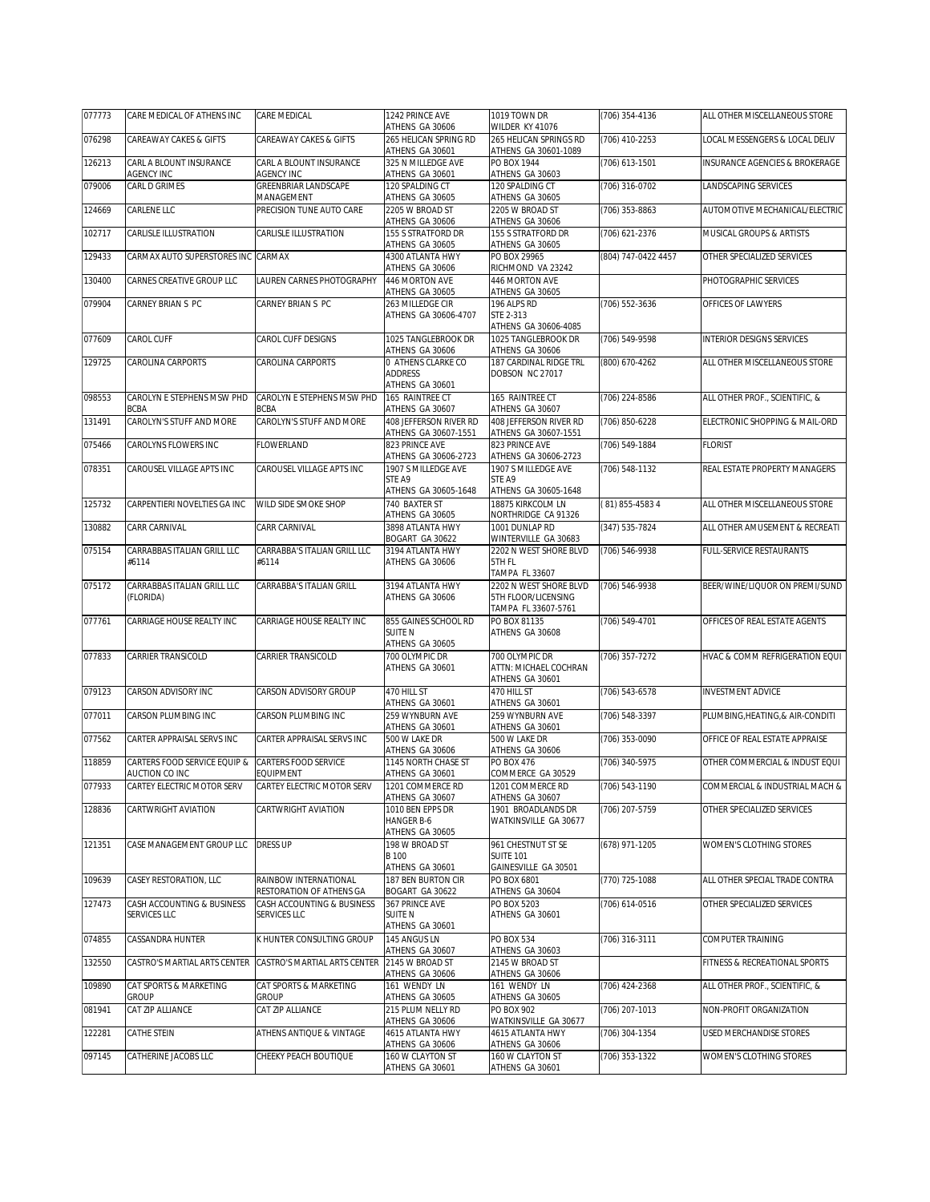| 077773 | CARE MEDICAL OF ATHENS INC | CARE MEDICAL | 1242 PRINCE AVE ATHENS GA 30606 | 1019 TOWN DR WILDER KY 41076 | (706) 354-4136 | ALL OTHER MISCELLANEOUS STORE |
|---|---|---|---|---|---|---|
| 076298 | CAREAWAY CAKES & GIFTS | CAREAWAY CAKES & GIFTS | 265 HELICAN SPRING RD ATHENS GA 30601 | 265 HELICAN SPRINGS RD ATHENS GA 30601-1089 | (706) 410-2253 | LOCAL MESSENGERS & LOCAL DELIV |
| 126213 | CARL A BLOUNT INSURANCE AGENCY INC | CARL A BLOUNT INSURANCE AGENCY INC | 325 N MILLEDGE AVE ATHENS GA 30601 | PO BOX 1944 ATHENS GA 30603 | (706) 613-1501 | INSURANCE AGENCIES & BROKERAGE |
| 079006 | CARL D GRIMES | GREENBRIAR LANDSCAPE MANAGEMENT | 120 SPALDING CT ATHENS GA 30605 | 120 SPALDING CT ATHENS GA 30605 | (706) 316-0702 | LANDSCAPING SERVICES |
| 124669 | CARLENE LLC | PRECISION TUNE AUTO CARE | 2205 W BROAD ST ATHENS GA 30606 | 2205 W BROAD ST ATHENS GA 30606 | (706) 353-8863 | AUTOMOTIVE MECHANICAL/ELECTRIC |
| 102717 | CARLISLE ILLUSTRATION | CARLISLE ILLUSTRATION | 155 S STRATFORD DR ATHENS GA 30605 | 155 S STRATFORD DR ATHENS GA 30605 | (706) 621-2376 | MUSICAL GROUPS & ARTISTS |
| 129433 | CARMAX AUTO SUPERSTORES INC | CARMAX | 4300 ATLANTA HWY ATHENS GA 30606 | PO BOX 29965 RICHMOND VA 23242 | (804) 747-0422 4457 | OTHER SPECIALIZED SERVICES |
| 130400 | CARNES CREATIVE GROUP LLC | LAUREN CARNES PHOTOGRAPHY | 446 MORTON AVE ATHENS GA 30605 | 446 MORTON AVE ATHENS GA 30605 | | PHOTOGRAPHIC SERVICES |
| 079904 | CARNEY BRIAN S PC | CARNEY BRIAN S PC | 263 MILLEDGE CIR ATHENS GA 30606-4707 | 196 ALPS RD STE 2-313 ATHENS GA 30606-4085 | (706) 552-3636 | OFFICES OF LAWYERS |
| 077609 | CAROL CUFF | CAROL CUFF DESIGNS | 1025 TANGLEBROOK DR ATHENS GA 30606 | 1025 TANGLEBROOK DR ATHENS GA 30606 | (706) 549-9598 | INTERIOR DESIGNS SERVICES |
| 129725 | CAROLINA CARPORTS | CAROLINA CARPORTS | 0 ATHENS CLARKE CO ADDRESS ATHENS GA 30601 | 187 CARDINAL RIDGE TRL DOBSON NC 27017 | (800) 670-4262 | ALL OTHER MISCELLANEOUS STORE |
| 098553 | CAROLYN E STEPHENS MSW PHD BCBA | CAROLYN E STEPHENS MSW PHD BCBA | 165 RAINTREE CT ATHENS GA 30607 | 165 RAINTREE CT ATHENS GA 30607 | (706) 224-8586 | ALL OTHER PROF., SCIENTIFIC, & |
| 131491 | CAROLYN'S STUFF AND MORE | CAROLYN'S STUFF AND MORE | 408 JEFFERSON RIVER RD ATHENS GA 30607-1551 | 408 JEFFERSON RIVER RD ATHENS GA 30607-1551 | (706) 850-6228 | ELECTRONIC SHOPPING & MAIL-ORD |
| 075466 | CAROLYNS FLOWERS INC | FLOWERLAND | 823 PRINCE AVE ATHENS GA 30606-2723 | 823 PRINCE AVE ATHENS GA 30606-2723 | (706) 549-1884 | FLORIST |
| 078351 | CAROUSEL VILLAGE APTS INC | CAROUSEL VILLAGE APTS INC | 1907 S MILLEDGE AVE STE A9 ATHENS GA 30605-1648 | 1907 S MILLEDGE AVE STE A9 ATHENS GA 30605-1648 | (706) 548-1132 | REAL ESTATE PROPERTY MANAGERS |
| 125732 | CARPENTIERI NOVELTIES GA INC | WILD SIDE SMOKE SHOP | 740 BAXTER ST ATHENS GA 30605 | 18875 KIRKCOLM LN NORTHRIDGE CA 91326 | ( 81) 855-4583 4 | ALL OTHER MISCELLANEOUS STORE |
| 130882 | CARR CARNIVAL | CARR CARNIVAL | 3898 ATLANTA HWY BOGART GA 30622 | 1001 DUNLAP RD WINTERVILLE GA 30683 | (347) 535-7824 | ALL OTHER AMUSEMENT & RECREATI |
| 075154 | CARRABBAS ITALIAN GRILL LLC #6114 | CARRABBA'S ITALIAN GRILL LLC #6114 | 3194 ATLANTA HWY ATHENS GA 30606 | 2202 N WEST SHORE BLVD 5TH FL TAMPA FL 33607 | (706) 546-9938 | FULL-SERVICE RESTAURANTS |
| 075172 | CARRABBAS ITALIAN GRILL LLC (FLORIDA) | CARRABBA'S ITALIAN GRILL | 3194 ATLANTA HWY ATHENS GA 30606 | 2202 N WEST SHORE BLVD 5TH FLOOR/LICENSING TAMPA FL 33607-5761 | (706) 546-9938 | BEER/WINE/LIQUOR ON PREMI/SUND |
| 077761 | CARRIAGE HOUSE REALTY INC | CARRIAGE HOUSE REALTY INC | 855 GAINES SCHOOL RD SUITE N ATHENS GA 30605 | PO BOX 81135 ATHENS GA 30608 | (706) 549-4701 | OFFICES OF REAL ESTATE AGENTS |
| 077833 | CARRIER TRANSICOLD | CARRIER TRANSICOLD | 700 OLYMPIC DR ATHENS GA 30601 | 700 OLYMPIC DR ATTN: MICHAEL COCHRAN ATHENS GA 30601 | (706) 357-7272 | HVAC & COMM REFRIGERATION EQUI |
| 079123 | CARSON ADVISORY INC | CARSON ADVISORY GROUP | 470 HILL ST ATHENS GA 30601 | 470 HILL ST ATHENS GA 30601 | (706) 543-6578 | INVESTMENT ADVICE |
| 077011 | CARSON PLUMBING INC | CARSON PLUMBING INC | 259 WYNBURN AVE ATHENS GA 30601 | 259 WYNBURN AVE ATHENS GA 30601 | (706) 548-3397 | PLUMBING,HEATING,& AIR-CONDITI |
| 077562 | CARTER APPRAISAL SERVS INC | CARTER APPRAISAL SERVS INC | 500 W LAKE DR ATHENS GA 30606 | 500 W LAKE DR ATHENS GA 30606 | (706) 353-0090 | OFFICE OF REAL ESTATE APPRAISE |
| 118859 | CARTERS FOOD SERVICE EQUIP & AUCTION CO INC | CARTERS FOOD SERVICE EQUIPMENT | 1145 NORTH CHASE ST ATHENS GA 30601 | PO BOX 476 COMMERCE GA 30529 | (706) 340-5975 | OTHER COMMERCIAL & INDUST EQUI |
| 077933 | CARTEY ELECTRIC MOTOR SERV | CARTEY ELECTRIC MOTOR SERV | 1201 COMMERCE RD ATHENS GA 30607 | 1201 COMMERCE RD ATHENS GA 30607 | (706) 543-1190 | COMMERCIAL & INDUSTRIAL MACH & |
| 128836 | CARTWRIGHT AVIATION | CARTWRIGHT AVIATION | 1010 BEN EPPS DR HANGER B-6 ATHENS GA 30605 | 1901 BROADLANDS DR WATKINSVILLE GA 30677 | (706) 207-5759 | OTHER SPECIALIZED SERVICES |
| 121351 | CASE MANAGEMENT GROUP LLC | DRESS UP | 198 W BROAD ST B 100 ATHENS GA 30601 | 961 CHESTNUT ST SE SUITE 101 GAINESVILLE GA 30501 | (678) 971-1205 | WOMEN'S CLOTHING STORES |
| 109639 | CASEY RESTORATION, LLC | RAINBOW INTERNATIONAL RESTORATION OF ATHENS GA | 187 BEN BURTON CIR BOGART GA 30622 | PO BOX 6801 ATHENS GA 30604 | (770) 725-1088 | ALL OTHER SPECIAL TRADE CONTRA |
| 127473 | CASH ACCOUNTING & BUSINESS SERVICES LLC | CASH ACCOUNTING & BUSINESS SERVICES LLC | 367 PRINCE AVE SUITE N ATHENS GA 30601 | PO BOX 5203 ATHENS GA 30601 | (706) 614-0516 | OTHER SPECIALIZED SERVICES |
| 074855 | CASSANDRA HUNTER | K HUNTER CONSULTING GROUP | 145 ANGUS LN ATHENS GA 30607 | PO BOX 534 ATHENS GA 30603 | (706) 316-3111 | COMPUTER TRAINING |
| 132550 | CASTRO'S MARTIAL ARTS CENTER | CASTRO'S MARTIAL ARTS CENTER | 2145 W BROAD ST ATHENS GA 30606 | 2145 W BROAD ST ATHENS GA 30606 | | FITNESS & RECREATIONAL SPORTS |
| 109890 | CAT SPORTS & MARKETING GROUP | CAT SPORTS & MARKETING GROUP | 161 WENDY LN ATHENS GA 30605 | 161 WENDY LN ATHENS GA 30605 | (706) 424-2368 | ALL OTHER PROF., SCIENTIFIC, & |
| 081941 | CAT ZIP ALLIANCE | CAT ZIP ALLIANCE | 215 PLUM NELLY RD ATHENS GA 30606 | PO BOX 902 WATKINSVILLE GA 30677 | (706) 207-1013 | NON-PROFIT ORGANIZATION |
| 122281 | CATHE STEIN | ATHENS ANTIQUE & VINTAGE | 4615 ATLANTA HWY ATHENS GA 30606 | 4615 ATLANTA HWY ATHENS GA 30606 | (706) 304-1354 | USED MERCHANDISE STORES |
| 097145 | CATHERINE JACOBS LLC | CHEEKY PEACH BOUTIQUE | 160 W CLAYTON ST ATHENS GA 30601 | 160 W CLAYTON ST ATHENS GA 30601 | (706) 353-1322 | WOMEN'S CLOTHING STORES |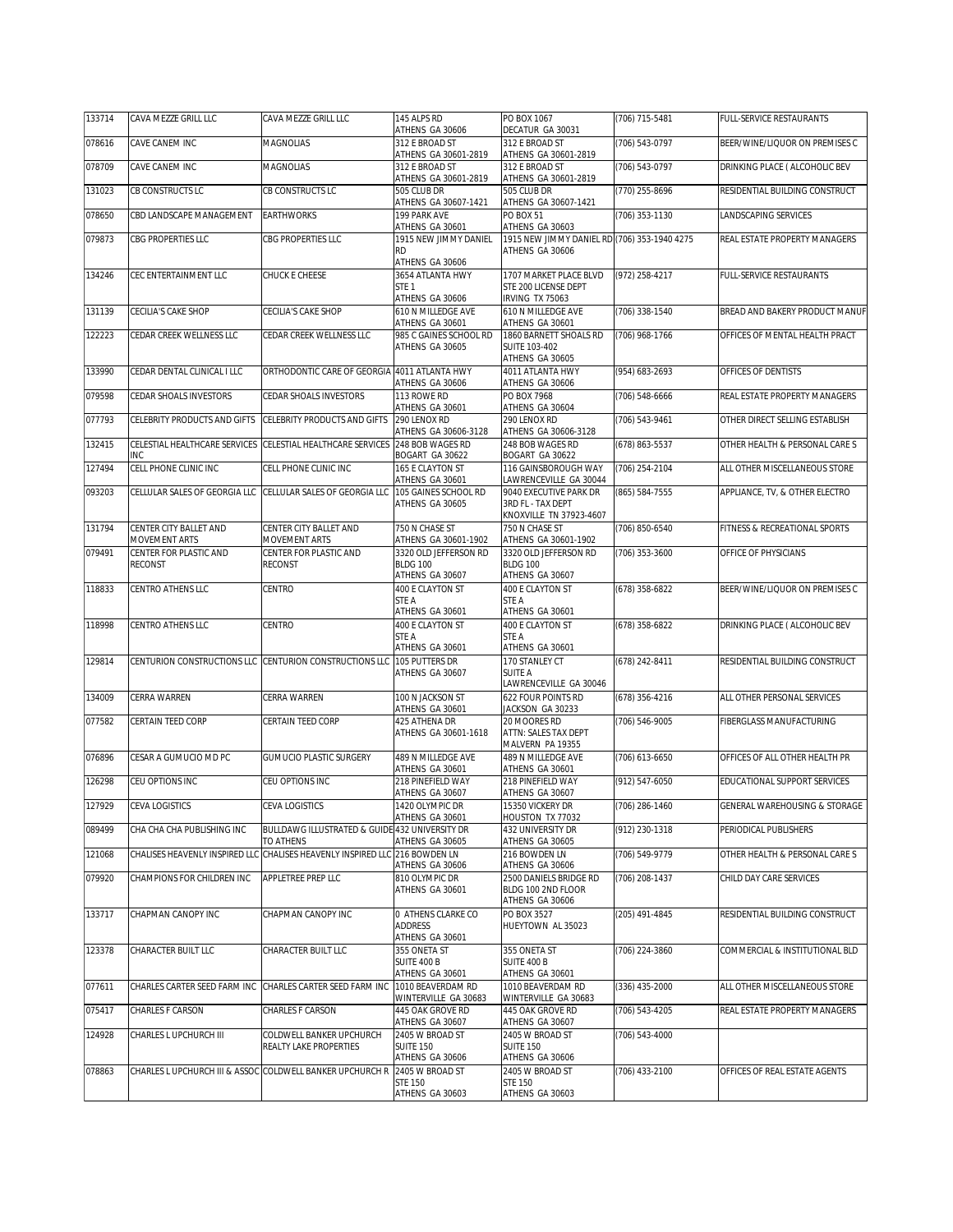| 133714 | CAVA MEZZE GRILL LLC | CAVA MEZZE GRILL LLC | 145 ALPS RD ATHENS GA 30606 | PO BOX 1067 DECATUR GA 30031 | (706) 715-5481 | FULL-SERVICE RESTAURANTS |
|---|---|---|---|---|---|---|
| 078616 | CAVE CANEM INC | MAGNOLIAS | 312 E BROAD ST ATHENS GA 30601-2819 | 312 E BROAD ST ATHENS GA 30601-2819 | (706) 543-0797 | BEER/WINE/LIQUOR ON PREMISES C |
| 078709 | CAVE CANEM INC | MAGNOLIAS | 312 E BROAD ST ATHENS GA 30601-2819 | 312 E BROAD ST ATHENS GA 30601-2819 | (706) 543-0797 | DRINKING PLACE ( ALCOHOLIC BEV |
| 131023 | CB CONSTRUCTS LC | CB CONSTRUCTS LC | 505 CLUB DR ATHENS GA 30607-1421 | 505 CLUB DR ATHENS GA 30607-1421 | (770) 255-8696 | RESIDENTIAL BUILDING CONSTRUCT |
| 078650 | CBD LANDSCAPE MANAGEMENT | EARTHWORKS | 199 PARK AVE ATHENS GA 30601 | PO BOX 51 ATHENS GA 30603 | (706) 353-1130 | LANDSCAPING SERVICES |
| 079873 | CBG PROPERTIES LLC | CBG PROPERTIES LLC | 1915 NEW JIMMY DANIEL RD ATHENS GA 30606 | 1915 NEW JIMMY DANIEL RD ATHENS GA 30606 | (706) 353-1940 4275 | REAL ESTATE PROPERTY MANAGERS |
| 134246 | CEC ENTERTAINMENT LLC | CHUCK E CHEESE | 3654 ATLANTA HWY STE 1 ATHENS GA 30606 | 1707 MARKET PLACE BLVD STE 200 LICENSE DEPT IRVING TX 75063 | (972) 258-4217 | FULL-SERVICE RESTAURANTS |
| 131139 | CECILIA'S CAKE SHOP | CECILIA'S CAKE SHOP | 610 N MILLEDGE AVE ATHENS GA 30601 | 610 N MILLEDGE AVE ATHENS GA 30601 | (706) 338-1540 | BREAD AND BAKERY PRODUCT MANUF |
| 122223 | CEDAR CREEK WELLNESS LLC | CEDAR CREEK WELLNESS LLC | 985 C GAINES SCHOOL RD ATHENS GA 30605 | 1860 BARNETT SHOALS RD SUITE 103-402 ATHENS GA 30605 | (706) 968-1766 | OFFICES OF MENTAL HEALTH PRACT |
| 133990 | CEDAR DENTAL CLINICAL I LLC | ORTHODONTIC CARE OF GEORGIA | 4011 ATLANTA HWY ATHENS GA 30606 | 4011 ATLANTA HWY ATHENS GA 30606 | (954) 683-2693 | OFFICES OF DENTISTS |
| 079598 | CEDAR SHOALS INVESTORS | CEDAR SHOALS INVESTORS | 113 ROWE RD ATHENS GA 30601 | PO BOX 7968 ATHENS GA 30604 | (706) 548-6666 | REAL ESTATE PROPERTY MANAGERS |
| 077793 | CELEBRITY PRODUCTS AND GIFTS | CELEBRITY PRODUCTS AND GIFTS | 290 LENOX RD ATHENS GA 30606-3128 | 290 LENOX RD ATHENS GA 30606-3128 | (706) 543-9461 | OTHER DIRECT SELLING ESTABLISH |
| 132415 | CELESTIAL HEALTHCARE SERVICES INC | CELESTIAL HEALTHCARE SERVICES | 248 BOB WAGES RD BOGART GA 30622 | 248 BOB WAGES RD BOGART GA 30622 | (678) 863-5537 | OTHER HEALTH & PERSONAL CARE S |
| 127494 | CELL PHONE CLINIC INC | CELL PHONE CLINIC INC | 165 E CLAYTON ST ATHENS GA 30601 | 116 GAINSBOROUGH WAY LAWRENCEVILLE GA 30044 | (706) 254-2104 | ALL OTHER MISCELLANEOUS STORE |
| 093203 | CELLULAR SALES OF GEORGIA LLC | CELLULAR SALES OF GEORGIA LLC | 105 GAINES SCHOOL RD ATHENS GA 30605 | 9040 EXECUTIVE PARK DR 3RD FL - TAX DEPT KNOXVILLE TN 37923-4607 | (865) 584-7555 | APPLIANCE, TV, & OTHER ELECTRO |
| 131794 | CENTER CITY BALLET AND MOVEMENT ARTS | CENTER CITY BALLET AND MOVEMENT ARTS | 750 N CHASE ST ATHENS GA 30601-1902 | 750 N CHASE ST ATHENS GA 30601-1902 | (706) 850-6540 | FITNESS & RECREATIONAL SPORTS |
| 079491 | CENTER FOR PLASTIC AND RECONST | CENTER FOR PLASTIC AND RECONST | 3320 OLD JEFFERSON RD BLDG 100 ATHENS GA 30607 | 3320 OLD JEFFERSON RD BLDG 100 ATHENS GA 30607 | (706) 353-3600 | OFFICE OF PHYSICIANS |
| 118833 | CENTRO ATHENS LLC | CENTRO | 400 E CLAYTON ST STE A ATHENS GA 30601 | 400 E CLAYTON ST STE A ATHENS GA 30601 | (678) 358-6822 | BEER/WINE/LIQUOR ON PREMISES C |
| 118998 | CENTRO ATHENS LLC | CENTRO | 400 E CLAYTON ST STE A ATHENS GA 30601 | 400 E CLAYTON ST STE A ATHENS GA 30601 | (678) 358-6822 | DRINKING PLACE ( ALCOHOLIC BEV |
| 129814 | CENTURION CONSTRUCTIONS LLC | CENTURION CONSTRUCTIONS LLC | 105 PUTTERS DR ATHENS GA 30607 | 170 STANLEY CT SUITE A LAWRENCEVILLE GA 30046 | (678) 242-8411 | RESIDENTIAL BUILDING CONSTRUCT |
| 134009 | CERRA WARREN | CERRA WARREN | 100 N JACKSON ST ATHENS GA 30601 | 622 FOUR POINTS RD JACKSON GA 30233 | (678) 356-4216 | ALL OTHER PERSONAL SERVICES |
| 077582 | CERTAIN TEED CORP | CERTAIN TEED CORP | 425 ATHENA DR ATHENS GA 30601-1618 | 20 MOORES RD ATTN: SALES TAX DEPT MALVERN PA 19355 | (706) 546-9005 | FIBERGLASS MANUFACTURING |
| 076896 | CESAR A GUMUCIO MD PC | GUMUCIO PLASTIC SURGERY | 489 N MILLEDGE AVE ATHENS GA 30601 | 489 N MILLEDGE AVE ATHENS GA 30601 | (706) 613-6650 | OFFICES OF ALL OTHER HEALTH PR |
| 126298 | CEU OPTIONS INC | CEU OPTIONS INC | 218 PINEFIELD WAY ATHENS GA 30607 | 218 PINEFIELD WAY ATHENS GA 30607 | (912) 547-6050 | EDUCATIONAL SUPPORT SERVICES |
| 127929 | CEVA LOGISTICS | CEVA LOGISTICS | 1420 OLYMPIC DR ATHENS GA 30601 | 15350 VICKERY DR HOUSTON TX 77032 | (706) 286-1460 | GENERAL WAREHOUSING & STORAGE |
| 089499 | CHA CHA CHA PUBLISHING INC | BULLDAWG ILLUSTRATED & GUIDE TO ATHENS | 432 UNIVERSITY DR ATHENS GA 30605 | 432 UNIVERSITY DR ATHENS GA 30605 | (912) 230-1318 | PERIODICAL PUBLISHERS |
| 121068 | CHALISES HEAVENLY INSPIRED LLC | CHALISES HEAVENLY INSPIRED LLC | 216 BOWDEN LN ATHENS GA 30606 | 216 BOWDEN LN ATHENS GA 30606 | (706) 549-9779 | OTHER HEALTH & PERSONAL CARE S |
| 079920 | CHAMPIONS FOR CHILDREN INC | APPLETREE PREP LLC | 810 OLYMPIC DR ATHENS GA 30601 | 2500 DANIELS BRIDGE RD BLDG 100 2ND FLOOR ATHENS GA 30606 | (706) 208-1437 | CHILD DAY CARE SERVICES |
| 133717 | CHAPMAN CANOPY INC | CHAPMAN CANOPY INC | 0 ATHENS CLARKE CO ADDRESS ATHENS GA 30601 | PO BOX 3527 HUEYTOWN AL 35023 | (205) 491-4845 | RESIDENTIAL BUILDING CONSTRUCT |
| 123378 | CHARACTER BUILT LLC | CHARACTER BUILT LLC | 355 ONETA ST SUITE 400 B ATHENS GA 30601 | 355 ONETA ST SUITE 400 B ATHENS GA 30601 | (706) 224-3860 | COMMERCIAL & INSTITUTIONAL BLD |
| 077611 | CHARLES CARTER SEED FARM INC | CHARLES CARTER SEED FARM INC | 1010 BEAVERDAM RD WINTERVILLE GA 30683 | 1010 BEAVERDAM RD WINTERVILLE GA 30683 | (336) 435-2000 | ALL OTHER MISCELLANEOUS STORE |
| 075417 | CHARLES F CARSON | CHARLES F CARSON | 445 OAK GROVE RD ATHENS GA 30607 | 445 OAK GROVE RD ATHENS GA 30607 | (706) 543-4205 | REAL ESTATE PROPERTY MANAGERS |
| 124928 | CHARLES L UPCHURCH III | COLDWELL BANKER UPCHURCH REALTY LAKE PROPERTIES | 2405 W BROAD ST SUITE 150 ATHENS GA 30606 | 2405 W BROAD ST SUITE 150 ATHENS GA 30606 | (706) 543-4000 | |
| 078863 | CHARLES L UPCHURCH III & ASSOC | COLDWELL BANKER UPCHURCH R | 2405 W BROAD ST STE 150 ATHENS GA 30603 | 2405 W BROAD ST STE 150 ATHENS GA 30603 | (706) 433-2100 | OFFICES OF REAL ESTATE AGENTS |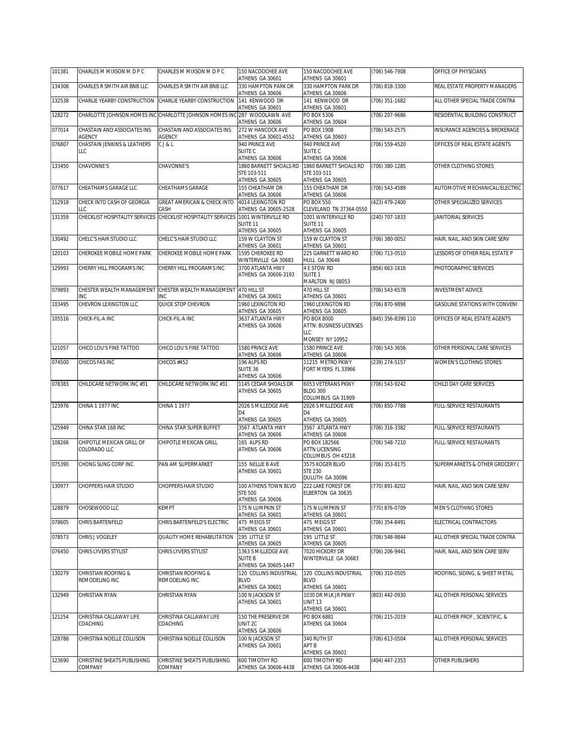| 101381 | CHARLES M MIXSON M D P C | CHARLES M MIXSON M D P C | 150 NACOOCHEE AVE ATHENS GA 30601 | 150 NACOOCHEE AVE ATHENS GA 30601 | (706) 546-7908 | OFFICE OF PHYSICIANS |
|---|---|---|---|---|---|---|
| 134308 | CHARLES R SMITH AIR BNB LLC | CHARLES R SMITH AIR BNB LLC | 330 HAMPTON PARK DR ATHENS GA 30606 | 330 HAMPTON PARK DR ATHENS GA 30606 | (706) 818-3300 | REAL ESTATE PROPERTY MANAGERS |
| 132538 | CHARLIE YEARBY CONSTRUCTION | CHARLIE YEARBY CONSTRUCTION | 141 KENWOOD DR ATHENS GA 30601 | 141 KENWOOD DR ATHENS GA 30601 | (706) 351-1682 | ALL OTHER SPECIAL TRADE CONTRA |
| 128272 | CHARLOTTE JOHNSON HOMES INC | CHARLOTTE JOHNSON HOMES INC | 287 WOODLAWN AVE ATHENS GA 30606 | PO BOX 5306 ATHENS GA 30604 | (706) 207-9686 | RESIDENTIAL BUILDING CONSTRUCT |
| 077014 | CHASTAIN AND ASSOCIATES INS AGENCY | CHASTAIN AND ASSOCIATES INS AGENCY | 272 W HANCOCK AVE ATHENS GA 30601-4552 | PO BOX 1908 ATHENS GA 30603 | (706) 543-2575 | INSURANCE AGENCIES & BROKERAGE |
| 076807 | CHASTAIN JENKINS & LEATHERS LLC | C J & L | 940 PRINCE AVE SUITE C ATHENS GA 30606 | 940 PRINCE AVE SUITE C ATHENS GA 30606 | (706) 559-4520 | OFFICES OF REAL ESTATE AGENTS |
| 133450 | CHAVONNE'S | CHAVONNE'S | 1860 BARNETT SHOALS RD STE 103-511 ATHENS GA 30605 | 1860 BARNETT SHOALS RD STE 103-511 ATHENS GA 30605 | (706) 380-1285 | OTHER CLOTHING STORES |
| 077617 | CHEATHAMS GARAGE LLC | CHEATHAMS GARAGE | 155 CHEATHAM DR ATHENS GA 30606 | 155 CHEATHAM DR ATHENS GA 30606 | (706) 543-4589 | AUTOMOTIVE MECHANICAL/ELECTRIC |
| 112918 | CHECK INTO CASH OF GEORGIA LLC | GREAT AMERICAN & CHECK INTO CASH | 4014 LEXINGTON RD ATHENS GA 30605-2528 | PO BOX 550 CLEVELAND TN 37364-0550 | (423) 479-2400 | OTHER SPECIALIZED SERVICES |
| 131359 | CHECKLIST HOSPITALITY SERVICES | CHECKLIST HOSPITALITY SERVICES | 1001 WINTERVILLE RD SUITE 11 ATHENS GA 30605 | 1001 WINTERVILLE RD SUITE 11 ATHENS GA 30605 | (240) 707-1833 | JANITORIAL SERVICES |
| 130492 | CHELC'S HAIR STUDIO LLC | CHELC'S HAIR STUDIO LLC | 159 W CLAYTON ST ATHENS GA 30601 | 159 W CLAYTON ST ATHENS GA 30601 | (706) 380-0052 | HAIR, NAIL, AND SKIN CARE SERV |
| 120103 | CHEROKEE MOBILE HOME PARK | CHEROKEE MOBILE HOME PARK | 1595 CHEROKEE RD WINTERVILLE GA 30683 | 225 GARNETT WARD RD HULL GA 30646 | (706) 713-0510 | LESSORS OF OTHER REAL ESTATE P |
| 129993 | CHERRY HILL PROGRAMS INC | CHERRY HILL PROGRAMS INC | 3700 ATLANTA HWY ATHENS GA 30606-3193 | 4 E STOW RD SUITE 1 MARLTON NJ 08053 | (856) 663-1616 | PHOTOGRAPHIC SERVICES |
| 079893 | CHESTER WEALTH MANAGEMENT INC | CHESTER WEALTH MANAGEMENT INC | 470 HILL ST ATHENS GA 30601 | 470 HILL ST ATHENS GA 30601 | (706) 543-6578 | INVESTMENT ADVICE |
| 103495 | CHEVRON LEXINGTON LLC | QUICK STOP CHEVRON | 1960 LEXINGTON RD ATHENS GA 30605 | 1960 LEXINGTON RD ATHENS GA 30605 | (706) 870-9898 | GASOLINE STATIONS WITH CONVENI |
| 105516 | CHICK-FIL-A INC | CHICK-FIL-A INC | 3637 ATLANTA HWY ATHENS GA 30606 | PO BOX 8000 ATTN: BUSINESS LICENSES LLC MONSEY NY 10952 | (845) 356-8390 110 | OFFICES OF REAL ESTATE AGENTS |
| 121057 | CHICO LOU'S FINE TATTOO | CHICO LOU'S FINE TATTOO | 1580 PRINCE AVE ATHENS GA 30606 | 1580 PRINCE AVE ATHENS GA 30606 | (706) 543-3656 | OTHER PERSONAL CARE SERVICES |
| 074500 | CHICOS FAS INC | CHICOS #452 | 196 ALPS RD SUITE 36 ATHENS GA 30606 | 11215 METRO PKWY FORT MYERS FL 33966 | (239) 274-5157 | WOMEN'S CLOTHING STORES |
| 078383 | CHILDCARE NETWORK INC #31 | CHILDCARE NETWORK INC #31 | 1145 CEDAR SHOALS DR ATHENS GA 30605 | 6053 VETERANS PKWY BLDG 300 COLUMBUS GA 31909 | (706) 543-9242 | CHILD DAY CARE SERVICES |
| 123976 | CHINA 1 1977 INC | CHINA 1 1977 | 2026 S MILLEDGE AVE D4 ATHENS GA 30605 | 2026 S MILLEDGE AVE D4 ATHENS GA 30605 | (706) 850-7788 | FULL-SERVICE RESTAURANTS |
| 125949 | CHINA STAR 168 INC | CHINA STAR SUPER BUFFET | 3567 ATLANTA HWY ATHENS GA 30606 | 3567 ATLANTA HWY ATHENS GA 30606 | (706) 316-3382 | FULL-SERVICE RESTAURANTS |
| 108266 | CHIPOTLE MEXICAN GRILL OF COLORADO LLC | CHIPOTLE MEXICAN GRILL | 165 ALPS RD ATHENS GA 30606 | PO BOX 182566 ATTN LICENSING COLUMBUS OH 43218 | (706) 548-7210 | FULL-SERVICE RESTAURANTS |
| 075390 | CHONG SUNG CORP INC | PAN AM SUPERMARKET | 155 NELLIE B AVE ATHENS GA 30601 | 3575 KOGER BLVD STE 230 DULUTH GA 30096 | (706) 353-8175 | SUPERMARKETS & OTHER GROCERY ( |
| 130977 | CHOPPERS HAIR STUDIO | CHOPPERS HAIR STUDIO | 100 ATHENS TOWN BLVD STE 500 ATHENS GA 30606 | 222 LAKE FOREST DR ELBERTON GA 30635 | (770) 891-8202 | HAIR, NAIL, AND SKIN CARE SERV |
| 128879 | CHOSEWOOD LLC | KEMPT | 175 N LUMPKIN ST ATHENS GA 30601 | 175 N LUMPKIN ST ATHENS GA 30601 | (770) 876-0709 | MEN'S CLOTHING STORES |
| 078605 | CHRIS BARTENFELD | CHRIS BARTENFELD'S ELECTRIC | 475 MEIGS ST ATHENS GA 30601 | 475 MEIGS ST ATHENS GA 30601 | (706) 354-8491 | ELECTRICAL CONTRACTORS |
| 078573 | CHRIS J VOGELEY | QUALITY HOME REHABILITATION | 195 LITTLE ST ATHENS GA 30605 | 195 LITTLE ST ATHENS GA 30605 | (706) 548-9844 | ALL OTHER SPECIAL TRADE CONTRA |
| 076450 | CHRIS LYVERS STYLIST | CHRIS LYVERS STYLIST | 1363 S MILLEDGE AVE SUITE B ATHENS GA 30605-1447 | 7020 HICKORY DR WINTERVILLE GA 30683 | (706) 206-9441 | HAIR, NAIL, AND SKIN CARE SERV |
| 130279 | CHRISTIAN ROOFING & REMODELING INC | CHRISTIAN ROOFING & REMODELING INC | 120 COLLINS INDUSTRIAL BLVD ATHENS GA 30601 | 120 COLLINS INDUSTRIAL BLVD ATHENS GA 30601 | (706) 310-0505 | ROOFING, SIDING, & SHEET METAL |
| 132949 | CHRISTIAN RYAN | CHRISTIAN RYAN | 100 N JACKSON ST ATHENS GA 30601 | 1030 DR MLK JR PKWY UNIT 13 ATHENS GA 30601 | (803) 442-0930 | ALL OTHER PERSONAL SERVICES |
| 121254 | CHRISTINA CALLAWAY LIFE COACHING | CHRISTINA CALLAWAY LIFE COACHING | 150 THE PRESERVE DR UNIT 2C ATHENS GA 30606 | PO BOX 6881 ATHENS GA 30604 | (706) 215-2019 | ALL OTHER PROF., SCIENTIFIC, & |
| 128788 | CHRISTINA NOELLE COLLISON | CHRISTINA NOELLE COLLISON | 100 N JACKSON ST ATHENS GA 30601 | 340 RUTH ST APT B ATHENS GA 30601 | (706) 613-0504 | ALL OTHER PERSONAL SERVICES |
| 123690 | CHRISTINE SHEATS PUBLISHING COMPANY | CHRISTINE SHEATS PUBLISHING COMPANY | 600 TIMOTHY RD ATHENS GA 30606-4438 | 600 TIMOTHY RD ATHENS GA 30606-4438 | (404) 447-2353 | OTHER PUBLISHERS |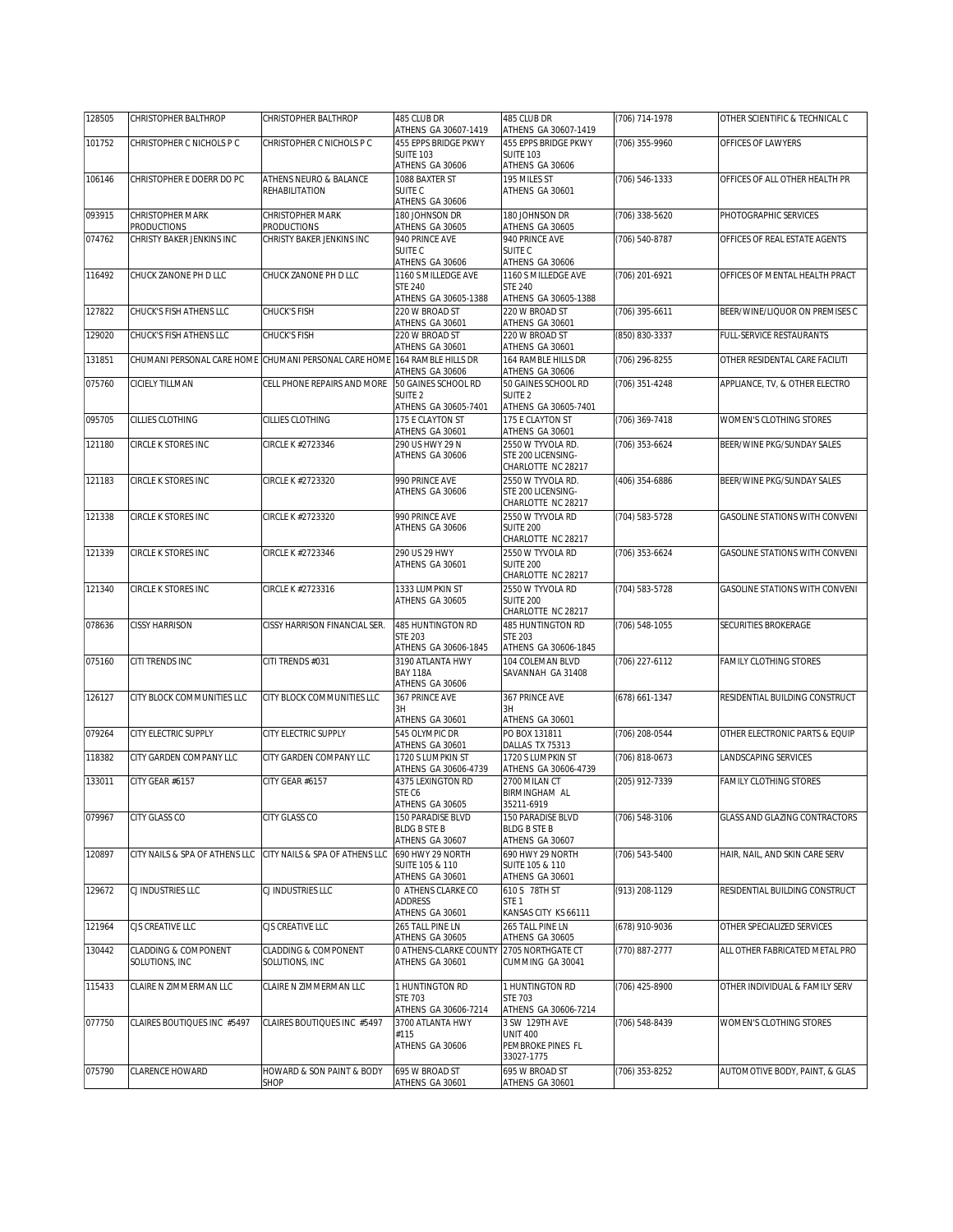| 128505 | CHRISTOPHER BALTHROP | CHRISTOPHER BALTHROP | 485 CLUB DR ATHENS GA 30607-1419 | 485 CLUB DR ATHENS GA 30607-1419 | (706) 714-1978 | OTHER SCIENTIFIC & TECHNICAL C |
|---|---|---|---|---|---|---|
| 101752 | CHRISTOPHER C NICHOLS P C | CHRISTOPHER C NICHOLS P C | 455 EPPS BRIDGE PKWY SUITE 103 ATHENS GA 30606 | 455 EPPS BRIDGE PKWY SUITE 103 ATHENS GA 30606 | (706) 355-9960 | OFFICES OF LAWYERS |
| 106146 | CHRISTOPHER E DOERR DO PC | ATHENS NEURO & BALANCE REHABILITATION | 1088 BAXTER ST SUITE C ATHENS GA 30606 | 195 MILES ST ATHENS GA 30601 | (706) 546-1333 | OFFICES OF ALL OTHER HEALTH PR |
| 093915 | CHRISTOPHER MARK PRODUCTIONS | CHRISTOPHER MARK PRODUCTIONS | 180 JOHNSON DR ATHENS GA 30605 | 180 JOHNSON DR ATHENS GA 30605 | (706) 338-5620 | PHOTOGRAPHIC SERVICES |
| 074762 | CHRISTY BAKER JENKINS INC | CHRISTY BAKER JENKINS INC | 940 PRINCE AVE SUITE C ATHENS GA 30606 | 940 PRINCE AVE SUITE C ATHENS GA 30606 | (706) 540-8787 | OFFICES OF REAL ESTATE AGENTS |
| 116492 | CHUCK ZANONE PH D LLC | CHUCK ZANONE PH D LLC | 1160 S MILLEDGE AVE STE 240 ATHENS GA 30605-1388 | 1160 S MILLEDGE AVE STE 240 ATHENS GA 30605-1388 | (706) 201-6921 | OFFICES OF MENTAL HEALTH PRACT |
| 127822 | CHUCK'S FISH ATHENS LLC | CHUCK'S FISH | 220 W BROAD ST ATHENS GA 30601 | 220 W BROAD ST ATHENS GA 30601 | (706) 395-6611 | BEER/WINE/LIQUOR ON PREMISES C |
| 129020 | CHUCK'S FISH ATHENS LLC | CHUCK'S FISH | 220 W BROAD ST ATHENS GA 30601 | 220 W BROAD ST ATHENS GA 30601 | (850) 830-3337 | FULL-SERVICE RESTAURANTS |
| 131851 | CHUMANI PERSONAL CARE HOME | CHUMANI PERSONAL CARE HOME | 164 RAMBLE HILLS DR ATHENS GA 30606 | 164 RAMBLE HILLS DR ATHENS GA 30606 | (706) 296-8255 | OTHER RESIDENTAL CARE FACILITI |
| 075760 | CICIELY TILLMAN | CELL PHONE REPAIRS AND MORE | 50 GAINES SCHOOL RD SUITE 2 ATHENS GA 30605-7401 | 50 GAINES SCHOOL RD SUITE 2 ATHENS GA 30605-7401 | (706) 351-4248 | APPLIANCE, TV, & OTHER ELECTRO |
| 095705 | CILLIES CLOTHING | CILLIES CLOTHING | 175 E CLAYTON ST ATHENS GA 30601 | 175 E CLAYTON ST ATHENS GA 30601 | (706) 369-7418 | WOMEN'S CLOTHING STORES |
| 121180 | CIRCLE K STORES INC | CIRCLE K #2723346 | 290 US HWY 29 N ATHENS GA 30606 | 2550 W TYVOLA RD. STE 200 LICENSING- CHARLOTTE NC 28217 | (706) 353-6624 | BEER/WINE PKG/SUNDAY SALES |
| 121183 | CIRCLE K STORES INC | CIRCLE K #2723320 | 990 PRINCE AVE ATHENS GA 30606 | 2550 W TYVOLA RD. STE 200 LICENSING- CHARLOTTE NC 28217 | (406) 354-6886 | BEER/WINE PKG/SUNDAY SALES |
| 121338 | CIRCLE K STORES INC | CIRCLE K #2723320 | 990 PRINCE AVE ATHENS GA 30606 | 2550 W TYVOLA RD SUITE 200 CHARLOTTE NC 28217 | (704) 583-5728 | GASOLINE STATIONS WITH CONVENI |
| 121339 | CIRCLE K STORES INC | CIRCLE K #2723346 | 290 US 29 HWY ATHENS GA 30601 | 2550 W TYVOLA RD SUITE 200 CHARLOTTE NC 28217 | (706) 353-6624 | GASOLINE STATIONS WITH CONVENI |
| 121340 | CIRCLE K STORES INC | CIRCLE K #2723316 | 1333 LUMPKIN ST ATHENS GA 30605 | 2550 W TYVOLA RD SUITE 200 CHARLOTTE NC 28217 | (704) 583-5728 | GASOLINE STATIONS WITH CONVENI |
| 078636 | CISSY HARRISON | CISSY HARRISON FINANCIAL SER. | 485 HUNTINGTON RD STE 203 ATHENS GA 30606-1845 | 485 HUNTINGTON RD STE 203 ATHENS GA 30606-1845 | (706) 548-1055 | SECURITIES BROKERAGE |
| 075160 | CITI TRENDS INC | CITI TRENDS #031 | 3190 ATLANTA HWY BAY 118A ATHENS GA 30606 | 104 COLEMAN BLVD SAVANNAH GA 31408 | (706) 227-6112 | FAMILY CLOTHING STORES |
| 126127 | CITY BLOCK COMMUNITIES LLC | CITY BLOCK COMMUNITIES LLC | 367 PRINCE AVE 3H ATHENS GA 30601 | 367 PRINCE AVE 3H ATHENS GA 30601 | (678) 661-1347 | RESIDENTIAL BUILDING CONSTRUCT |
| 079264 | CITY ELECTRIC SUPPLY | CITY ELECTRIC SUPPLY | 545 OLYMPIC DR ATHENS GA 30601 | PO BOX 131811 DALLAS TX 75313 | (706) 208-0544 | OTHER ELECTRONIC PARTS & EQUIP |
| 118382 | CITY GARDEN COMPANY LLC | CITY GARDEN COMPANY LLC | 1720 S LUMPKIN ST ATHENS GA 30606-4739 | 1720 S LUMPKIN ST ATHENS GA 30606-4739 | (706) 818-0673 | LANDSCAPING SERVICES |
| 133011 | CITY GEAR #6157 | CITY GEAR #6157 | 4375 LEXINGTON RD STE C6 ATHENS GA 30605 | 2700 MILAN CT BIRMINGHAM AL 35211-6919 | (205) 912-7339 | FAMILY CLOTHING STORES |
| 079967 | CITY GLASS CO | CITY GLASS CO | 150 PARADISE BLVD BLDG B STE B ATHENS GA 30607 | 150 PARADISE BLVD BLDG B STE B ATHENS GA 30607 | (706) 548-3106 | GLASS AND GLAZING CONTRACTORS |
| 120897 | CITY NAILS & SPA OF ATHENS LLC | CITY NAILS & SPA OF ATHENS LLC | 690 HWY 29 NORTH SUITE 105 & 110 ATHENS GA 30601 | 690 HWY 29 NORTH SUITE 105 & 110 ATHENS GA 30601 | (706) 543-5400 | HAIR, NAIL, AND SKIN CARE SERV |
| 129672 | CJ INDUSTRIES LLC | CJ INDUSTRIES LLC | 0 ATHENS CLARKE CO ADDRESS ATHENS GA 30601 | 610 S 78TH ST STE 1 KANSAS CITY KS 66111 | (913) 208-1129 | RESIDENTIAL BUILDING CONSTRUCT |
| 121964 | CJS CREATIVE LLC | CJS CREATIVE LLC | 265 TALL PINE LN ATHENS GA 30605 | 265 TALL PINE LN ATHENS GA 30605 | (678) 910-9036 | OTHER SPECIALIZED SERVICES |
| 130442 | CLADDING & COMPONENT SOLUTIONS, INC | CLADDING & COMPONENT SOLUTIONS, INC | 0 ATHENS-CLARKE COUNTY ATHENS GA 30601 | 2705 NORTHGATE CT CUMMING GA 30041 | (770) 887-2777 | ALL OTHER FABRICATED METAL PRO |
| 115433 | CLAIRE N ZIMMERMAN LLC | CLAIRE N ZIMMERMAN LLC | 1 HUNTINGTON RD STE 703 ATHENS GA 30606-7214 | 1 HUNTINGTON RD STE 703 ATHENS GA 30606-7214 | (706) 425-8900 | OTHER INDIVIDUAL & FAMILY SERV |
| 077750 | CLAIRES BOUTIQUES INC #5497 | CLAIRES BOUTIQUES INC #5497 | 3700 ATLANTA HWY #115 ATHENS GA 30606 | 3 SW 129TH AVE UNIT 400 PEMBROKE PINES FL 33027-1775 | (706) 548-8439 | WOMEN'S CLOTHING STORES |
| 075790 | CLARENCE HOWARD | HOWARD & SON PAINT & BODY SHOP | 695 W BROAD ST ATHENS GA 30601 | 695 W BROAD ST ATHENS GA 30601 | (706) 353-8252 | AUTOMOTIVE BODY, PAINT, & GLAS |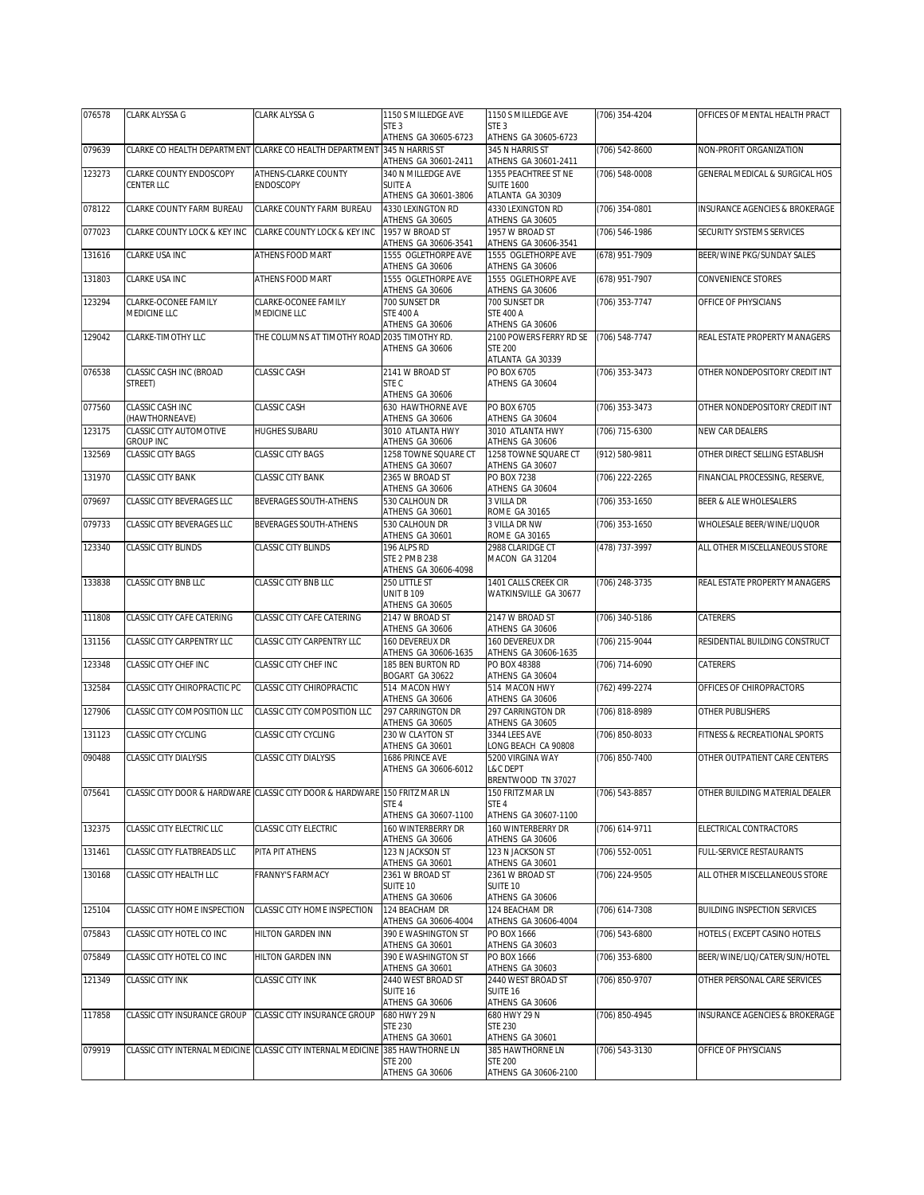| | | | | | | |
|---|---|---|---|---|---|---|
| 076578 | CLARK ALYSSA G | CLARK ALYSSA G | 1150 S MILLEDGE AVE STE 3 ATHENS GA 30605-6723 | 1150 S MILLEDGE AVE STE 3 ATHENS GA 30605-6723 | (706) 354-4204 | OFFICES OF MENTAL HEALTH PRACT |
| 079639 | CLARKE CO HEALTH DEPARTMENT | CLARKE CO HEALTH DEPARTMENT | 345 N HARRIS ST ATHENS GA 30601-2411 | 345 N HARRIS ST ATHENS GA 30601-2411 | (706) 542-8600 | NON-PROFIT ORGANIZATION |
| 123273 | CLARKE COUNTY ENDOSCOPY CENTER LLC | ATHENS-CLARKE COUNTY ENDOSCOPY | 340 N MILLEDGE AVE SUITE A ATHENS GA 30601-3806 | 1355 PEACHTREE ST NE SUITE 1600 ATLANTA GA 30309 | (706) 548-0008 | GENERAL MEDICAL & SURGICAL HOS |
| 078122 | CLARKE COUNTY FARM BUREAU | CLARKE COUNTY FARM BUREAU | 4330 LEXINGTON RD ATHENS GA 30605 | 4330 LEXINGTON RD ATHENS GA 30605 | (706) 354-0801 | INSURANCE AGENCIES & BROKERAGE |
| 077023 | CLARKE COUNTY LOCK & KEY INC | CLARKE COUNTY LOCK & KEY INC | 1957 W BROAD ST ATHENS GA 30606-3541 | 1957 W BROAD ST ATHENS GA 30606-3541 | (706) 546-1986 | SECURITY SYSTEMS SERVICES |
| 131616 | CLARKE USA INC | ATHENS FOOD MART | 1555 OGLETHORPE AVE ATHENS GA 30606 | 1555 OGLETHORPE AVE ATHENS GA 30606 | (678) 951-7909 | BEER/WINE PKG/SUNDAY SALES |
| 131803 | CLARKE USA INC | ATHENS FOOD MART | 1555 OGLETHORPE AVE ATHENS GA 30606 | 1555 OGLETHORPE AVE ATHENS GA 30606 | (678) 951-7907 | CONVENIENCE STORES |
| 123294 | CLARKE-OCONEE FAMILY MEDICINE LLC | CLARKE-OCONEE FAMILY MEDICINE LLC | 700 SUNSET DR STE 400 A ATHENS GA 30606 | 700 SUNSET DR STE 400 A ATHENS GA 30606 | (706) 353-7747 | OFFICE OF PHYSICIANS |
| 129042 | CLARKE-TIMOTHY LLC | THE COLUMNS AT TIMOTHY ROAD | 2035 TIMOTHY RD. ATHENS GA 30606 | 2100 POWERS FERRY RD SE STE 200 ATLANTA GA 30339 | (706) 548-7747 | REAL ESTATE PROPERTY MANAGERS |
| 076538 | CLASSIC CASH INC (BROAD STREET) | CLASSIC CASH | 2141 W BROAD ST STE C ATHENS GA 30606 | PO BOX 6705 ATHENS GA 30604 | (706) 353-3473 | OTHER NONDEPOSITORY CREDIT INT |
| 077560 | CLASSIC CASH INC (HAWTHORNEAVE) | CLASSIC CASH | 630 HAWTHORNE AVE ATHENS GA 30606 | PO BOX 6705 ATHENS GA 30604 | (706) 353-3473 | OTHER NONDEPOSITORY CREDIT INT |
| 123175 | CLASSIC CITY AUTOMOTIVE GROUP INC | HUGHES SUBARU | 3010 ATLANTA HWY ATHENS GA 30606 | 3010 ATLANTA HWY ATHENS GA 30606 | (706) 715-6300 | NEW CAR DEALERS |
| 132569 | CLASSIC CITY BAGS | CLASSIC CITY BAGS | 1258 TOWNE SQUARE CT ATHENS GA 30607 | 1258 TOWNE SQUARE CT ATHENS GA 30607 | (912) 580-9811 | OTHER DIRECT SELLING ESTABLISH |
| 131970 | CLASSIC CITY BANK | CLASSIC CITY BANK | 2365 W BROAD ST ATHENS GA 30606 | PO BOX 7238 ATHENS GA 30604 | (706) 222-2265 | FINANCIAL PROCESSING, RESERVE, |
| 079697 | CLASSIC CITY BEVERAGES LLC | BEVERAGES SOUTH-ATHENS | 530 CALHOUN DR ATHENS GA 30601 | 3 VILLA DR ROME GA 30165 | (706) 353-1650 | BEER & ALE WHOLESALERS |
| 079733 | CLASSIC CITY BEVERAGES LLC | BEVERAGES SOUTH-ATHENS | 530 CALHOUN DR ATHENS GA 30601 | 3 VILLA DR NW ROME GA 30165 | (706) 353-1650 | WHOLESALE BEER/WINE/LIQUOR |
| 123340 | CLASSIC CITY BLINDS | CLASSIC CITY BLINDS | 196 ALPS RD STE 2 PMB 238 ATHENS GA 30606-4098 | 2988 CLARIDGE CT MACON GA 31204 | (478) 737-3997 | ALL OTHER MISCELLANEOUS STORE |
| 133838 | CLASSIC CITY BNB LLC | CLASSIC CITY BNB LLC | 250 LITTLE ST UNIT B 109 ATHENS GA 30605 | 1401 CALLS CREEK CIR WATKINSVILLE GA 30677 | (706) 248-3735 | REAL ESTATE PROPERTY MANAGERS |
| 111808 | CLASSIC CITY CAFE CATERING | CLASSIC CITY CAFE CATERING | 2147 W BROAD ST ATHENS GA 30606 | 2147 W BROAD ST ATHENS GA 30606 | (706) 340-5186 | CATERERS |
| 131156 | CLASSIC CITY CARPENTRY LLC | CLASSIC CITY CARPENTRY LLC | 160 DEVEREUX DR ATHENS GA 30606-1635 | 160 DEVEREUX DR ATHENS GA 30606-1635 | (706) 215-9044 | RESIDENTIAL BUILDING CONSTRUCT |
| 123348 | CLASSIC CITY CHEF INC | CLASSIC CITY CHEF INC | 185 BEN BURTON RD BOGART GA 30622 | PO BOX 48388 ATHENS GA 30604 | (706) 714-6090 | CATERERS |
| 132584 | CLASSIC CITY CHIROPRACTIC PC | CLASSIC CITY CHIROPRACTIC | 514 MACON HWY ATHENS GA 30606 | 514 MACON HWY ATHENS GA 30606 | (762) 499-2274 | OFFICES OF CHIROPRACTORS |
| 127906 | CLASSIC CITY COMPOSITION LLC | CLASSIC CITY COMPOSITION LLC | 297 CARRINGTON DR ATHENS GA 30605 | 297 CARRINGTON DR ATHENS GA 30605 | (706) 818-8989 | OTHER PUBLISHERS |
| 131123 | CLASSIC CITY CYCLING | CLASSIC CITY CYCLING | 230 W CLAYTON ST ATHENS GA 30601 | 3344 LEES AVE LONG BEACH CA 90808 | (706) 850-8033 | FITNESS & RECREATIONAL SPORTS |
| 090488 | CLASSIC CITY DIALYSIS | CLASSIC CITY DIALYSIS | 1686 PRINCE AVE ATHENS GA 30606-6012 | 5200 VIRGINA WAY L&C DEPT BRENTWOOD TN 37027 | (706) 850-7400 | OTHER OUTPATIENT CARE CENTERS |
| 075641 | CLASSIC CITY DOOR & HARDWARE | CLASSIC CITY DOOR & HARDWARE | 150 FRITZ MAR LN STE 4 ATHENS GA 30607-1100 | 150 FRITZ MAR LN STE 4 ATHENS GA 30607-1100 | (706) 543-8857 | OTHER BUILDING MATERIAL DEALER |
| 132375 | CLASSIC CITY ELECTRIC LLC | CLASSIC CITY ELECTRIC | 160 WINTERBERRY DR ATHENS GA 30606 | 160 WINTERBERRY DR ATHENS GA 30606 | (706) 614-9711 | ELECTRICAL CONTRACTORS |
| 131461 | CLASSIC CITY FLATBREADS LLC | PITA PIT ATHENS | 123 N JACKSON ST ATHENS GA 30601 | 123 N JACKSON ST ATHENS GA 30601 | (706) 552-0051 | FULL-SERVICE RESTAURANTS |
| 130168 | CLASSIC CITY HEALTH LLC | FRANNY'S FARMACY | 2361 W BROAD ST SUITE 10 ATHENS GA 30606 | 2361 W BROAD ST SUITE 10 ATHENS GA 30606 | (706) 224-9505 | ALL OTHER MISCELLANEOUS STORE |
| 125104 | CLASSIC CITY HOME INSPECTION | CLASSIC CITY HOME INSPECTION | 124 BEACHAM DR ATHENS GA 30606-4004 | 124 BEACHAM DR ATHENS GA 30606-4004 | (706) 614-7308 | BUILDING INSPECTION SERVICES |
| 075843 | CLASSIC CITY HOTEL CO INC | HILTON GARDEN INN | 390 E WASHINGTON ST ATHENS GA 30601 | PO BOX 1666 ATHENS GA 30603 | (706) 543-6800 | HOTELS ( EXCEPT CASINO HOTELS |
| 075849 | CLASSIC CITY HOTEL CO INC | HILTON GARDEN INN | 390 E WASHINGTON ST ATHENS GA 30601 | PO BOX 1666 ATHENS GA 30603 | (706) 353-6800 | BEER/WINE/LIQ/CATER/SUN/HOTEL |
| 121349 | CLASSIC CITY INK | CLASSIC CITY INK | 2440 WEST BROAD ST SUITE 16 ATHENS GA 30606 | 2440 WEST BROAD ST SUITE 16 ATHENS GA 30606 | (706) 850-9707 | OTHER PERSONAL CARE SERVICES |
| 117858 | CLASSIC CITY INSURANCE GROUP | CLASSIC CITY INSURANCE GROUP | 680 HWY 29 N STE 230 ATHENS GA 30601 | 680 HWY 29 N STE 230 ATHENS GA 30601 | (706) 850-4945 | INSURANCE AGENCIES & BROKERAGE |
| 079919 | CLASSIC CITY INTERNAL MEDICINE | CLASSIC CITY INTERNAL MEDICINE | 385 HAWTHORNE LN STE 200 ATHENS GA 30606 | 385 HAWTHORNE LN STE 200 ATHENS GA 30606-2100 | (706) 543-3130 | OFFICE OF PHYSICIANS |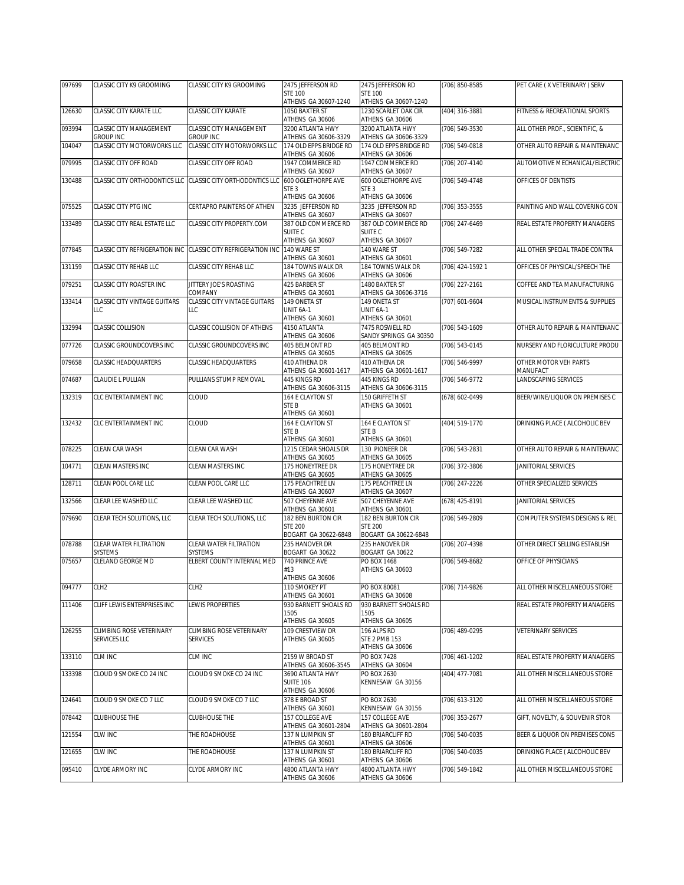| 097699 | CLASSIC CITY K9 GROOMING | CLASSIC CITY K9 GROOMING | 2475 JEFFERSON RD STE 100 ATHENS GA 30607-1240 | 2475 JEFFERSON RD STE 100 ATHENS GA 30607-1240 | (706) 850-8585 | PET CARE ( X VETERINARY ) SERV |
|---|---|---|---|---|---|---|
| 126630 | CLASSIC CITY KARATE LLC | CLASSIC CITY KARATE | 1050 BAXTER ST ATHENS GA 30606 | 1230 SCARLET OAK CIR ATHENS GA 30606 | (404) 316-3881 | FITNESS & RECREATIONAL SPORTS |
| 093994 | CLASSIC CITY MANAGEMENT GROUP INC | CLASSIC CITY MANAGEMENT GROUP INC | 3200 ATLANTA HWY ATHENS GA 30606-3329 | 3200 ATLANTA HWY ATHENS GA 30606-3329 | (706) 549-3530 | ALL OTHER PROF., SCIENTIFIC, & |
| 104047 | CLASSIC CITY MOTORWORKS LLC | CLASSIC CITY MOTORWORKS LLC | 174 OLD EPPS BRIDGE RD ATHENS GA 30606 | 174 OLD EPPS BRIDGE RD ATHENS GA 30606 | (706) 549-0818 | OTHER AUTO REPAIR & MAINTENANC |
| 079995 | CLASSIC CITY OFF ROAD | CLASSIC CITY OFF ROAD | 1947 COMMERCE RD ATHENS GA 30607 | 1947 COMMERCE RD ATHENS GA 30607 | (706) 207-4140 | AUTOMOTIVE MECHANICAL/ELECTRIC |
| 130488 | CLASSIC CITY ORTHODONTICS LLC | CLASSIC CITY ORTHODONTICS LLC | 600 OGLETHORPE AVE STE 3 ATHENS GA 30606 | 600 OGLETHORPE AVE STE 3 ATHENS GA 30606 | (706) 549-4748 | OFFICES OF DENTISTS |
| 075525 | CLASSIC CITY PTG INC | CERTAPRO PAINTERS OF ATHEN | 3235 JEFFERSON RD ATHENS GA 30607 | 3235 JEFFERSON RD ATHENS GA 30607 | (706) 353-3555 | PAINTING AND WALL COVERING CON |
| 133489 | CLASSIC CITY REAL ESTATE LLC | CLASSIC CITY PROPERTY.COM | 387 OLD COMMERCE RD SUITE C ATHENS GA 30607 | 387 OLD COMMERCE RD SUITE C ATHENS GA 30607 | (706) 247-6469 | REAL ESTATE PROPERTY MANAGERS |
| 077845 | CLASSIC CITY REFRIGERATION INC | CLASSIC CITY REFRIGERATION INC | 140 WARE ST ATHENS GA 30601 | 140 WARE ST ATHENS GA 30601 | (706) 549-7282 | ALL OTHER SPECIAL TRADE CONTRA |
| 131159 | CLASSIC CITY REHAB LLC | CLASSIC CITY REHAB LLC | 184 TOWNS WALK DR ATHENS GA 30606 | 184 TOWNS WALK DR ATHENS GA 30606 | (706) 424-1592 1 | OFFICES OF PHYSICAL/SPEECH THE |
| 079251 | CLASSIC CITY ROASTER INC | JITTERY JOE'S ROASTING COMPANY | 425 BARBER ST ATHENS GA 30601 | 1480 BAXTER ST ATHENS GA 30606-3716 | (706) 227-2161 | COFFEE AND TEA MANUFACTURING |
| 133414 | CLASSIC CITY VINTAGE GUITARS LLC | CLASSIC CITY VINTAGE GUITARS LLC | 149 ONETA ST UNIT 6A-1 ATHENS GA 30601 | 149 ONETA ST UNIT 6A-1 ATHENS GA 30601 | (707) 601-9604 | MUSICAL INSTRUMENTS & SUPPLIES |
| 132994 | CLASSIC COLLISION | CLASSIC COLLISION OF ATHENS | 4150 ATLANTA ATHENS GA 30606 | 7475 ROSWELL RD SANDY SPRINGS GA 30350 | (706) 543-1609 | OTHER AUTO REPAIR & MAINTENANC |
| 077726 | CLASSIC GROUNDCOVERS INC | CLASSIC GROUNDCOVERS INC | 405 BELMONT RD ATHENS GA 30605 | 405 BELMONT RD ATHENS GA 30605 | (706) 543-0145 | NURSERY AND FLORICULTURE PRODU |
| 079658 | CLASSIC HEADQUARTERS | CLASSIC HEADQUARTERS | 410 ATHENA DR ATHENS GA 30601-1617 | 410 ATHENA DR ATHENS GA 30601-1617 | (706) 546-9997 | OTHER MOTOR VEH PARTS MANUFACT |
| 074687 | CLAUDIE L PULLIAN | PULLIANS STUMP REMOVAL | 445 KINGS RD ATHENS GA 30606-3115 | 445 KINGS RD ATHENS GA 30606-3115 | (706) 546-9772 | LANDSCAPING SERVICES |
| 132319 | CLC ENTERTAINMENT INC | CLOUD | 164 E CLAYTON ST STE B ATHENS GA 30601 | 150 GRIFFETH ST ATHENS GA 30601 | (678) 602-0499 | BEER/WINE/LIQUOR ON PREMISES C |
| 132432 | CLC ENTERTAINMENT INC | CLOUD | 164 E CLAYTON ST STE B ATHENS GA 30601 | 164 E CLAYTON ST STE B ATHENS GA 30601 | (404) 519-1770 | DRINKING PLACE ( ALCOHOLIC BEV |
| 078225 | CLEAN CAR WASH | CLEAN CAR WASH | 1215 CEDAR SHOALS DR ATHENS GA 30605 | 130 PIONEER DR ATHENS GA 30605 | (706) 543-2831 | OTHER AUTO REPAIR & MAINTENANC |
| 104771 | CLEAN MASTERS INC | CLEAN MASTERS INC | 175 HONEYTREE DR ATHENS GA 30605 | 175 HONEYTREE DR ATHENS GA 30605 | (706) 372-3806 | JANITORIAL SERVICES |
| 128711 | CLEAN POOL CARE LLC | CLEAN POOL CARE LLC | 175 PEACHTREE LN ATHENS GA 30607 | 175 PEACHTREE LN ATHENS GA 30607 | (706) 247-2226 | OTHER SPECIALIZED SERVICES |
| 132566 | CLEAR LEE WASHED LLC | CLEAR LEE WASHED LLC | 507 CHEYENNE AVE ATHENS GA 30601 | 507 CHEYENNE AVE ATHENS GA 30601 | (678) 425-8191 | JANITORIAL SERVICES |
| 079690 | CLEAR TECH SOLUTIONS, LLC | CLEAR TECH SOLUTIONS, LLC | 182 BEN BURTON CIR STE 200 BOGART GA 30622-6848 | 182 BEN BURTON CIR STE 200 BOGART GA 30622-6848 | (706) 549-2809 | COMPUTER SYSTEMS DESIGNS & REL |
| 078788 | CLEAR WATER FILTRATION SYSTEMS | CLEAR WATER FILTRATION SYSTEMS | 235 HANOVER DR BOGART GA 30622 | 235 HANOVER DR BOGART GA 30622 | (706) 207-4398 | OTHER DIRECT SELLING ESTABLISH |
| 075657 | CLELAND GEORGE MD | ELBERT COUNTY INTERNAL MED | 740 PRINCE AVE #13 ATHENS GA 30606 | PO BOX 1468 ATHENS GA 30603 | (706) 549-8682 | OFFICE OF PHYSICIANS |
| 094777 | CLH2 | CLH2 | 110 SMOKEY PT ATHENS GA 30601 | PO BOX 80081 ATHENS GA 30608 | (706) 714-9826 | ALL OTHER MISCELLANEOUS STORE |
| 111406 | CLIFF LEWIS ENTERPRISES INC | LEWIS PROPERTIES | 930 BARNETT SHOALS RD 1505 ATHENS GA 30605 | 930 BARNETT SHOALS RD 1505 ATHENS GA 30605 | | REAL ESTATE PROPERTY MANAGERS |
| 126255 | CLIMBING ROSE VETERINARY SERVICES LLC | CLIMBING ROSE VETERINARY SERVICES | 109 CRESTVIEW DR ATHENS GA 30605 | 196 ALPS RD STE 2 PMB 153 ATHENS GA 30606 | (706) 489-0295 | VETERINARY SERVICES |
| 133110 | CLM INC | CLM INC | 2159 W BROAD ST ATHENS GA 30606-3545 | PO BOX 7428 ATHENS GA 30604 | (706) 461-1202 | REAL ESTATE PROPERTY MANAGERS |
| 133398 | CLOUD 9 SMOKE CO 24 INC | CLOUD 9 SMOKE CO 24 INC | 3690 ATLANTA HWY SUITE 106 ATHENS GA 30606 | PO BOX 2630 KENNESAW GA 30156 | (404) 477-7081 | ALL OTHER MISCELLANEOUS STORE |
| 124641 | CLOUD 9 SMOKE CO 7 LLC | CLOUD 9 SMOKE CO 7 LLC | 378 E BROAD ST ATHENS GA 30601 | PO BOX 2630 KENNESAW GA 30156 | (706) 613-3120 | ALL OTHER MISCELLANEOUS STORE |
| 078442 | CLUBHOUSE THE | CLUBHOUSE THE | 157 COLLEGE AVE ATHENS GA 30601-2804 | 157 COLLEGE AVE ATHENS GA 30601-2804 | (706) 353-2677 | GIFT, NOVELTY, & SOUVENIR STOR |
| 121554 | CLW INC | THE ROADHOUSE | 137 N LUMPKIN ST ATHENS GA 30601 | 180 BRIARCLIFF RD ATHENS GA 30606 | (706) 540-0035 | BEER & LIQUOR ON PREMISES CONS |
| 121655 | CLW INC | THE ROADHOUSE | 137 N LUMPKIN ST ATHENS GA 30601 | 180 BRIARCLIFF RD ATHENS GA 30606 | (706) 540-0035 | DRINKING PLACE ( ALCOHOLIC BEV |
| 095410 | CLYDE ARMORY INC | CLYDE ARMORY INC | 4800 ATLANTA HWY ATHENS GA 30606 | 4800 ATLANTA HWY ATHENS GA 30606 | (706) 549-1842 | ALL OTHER MISCELLANEOUS STORE |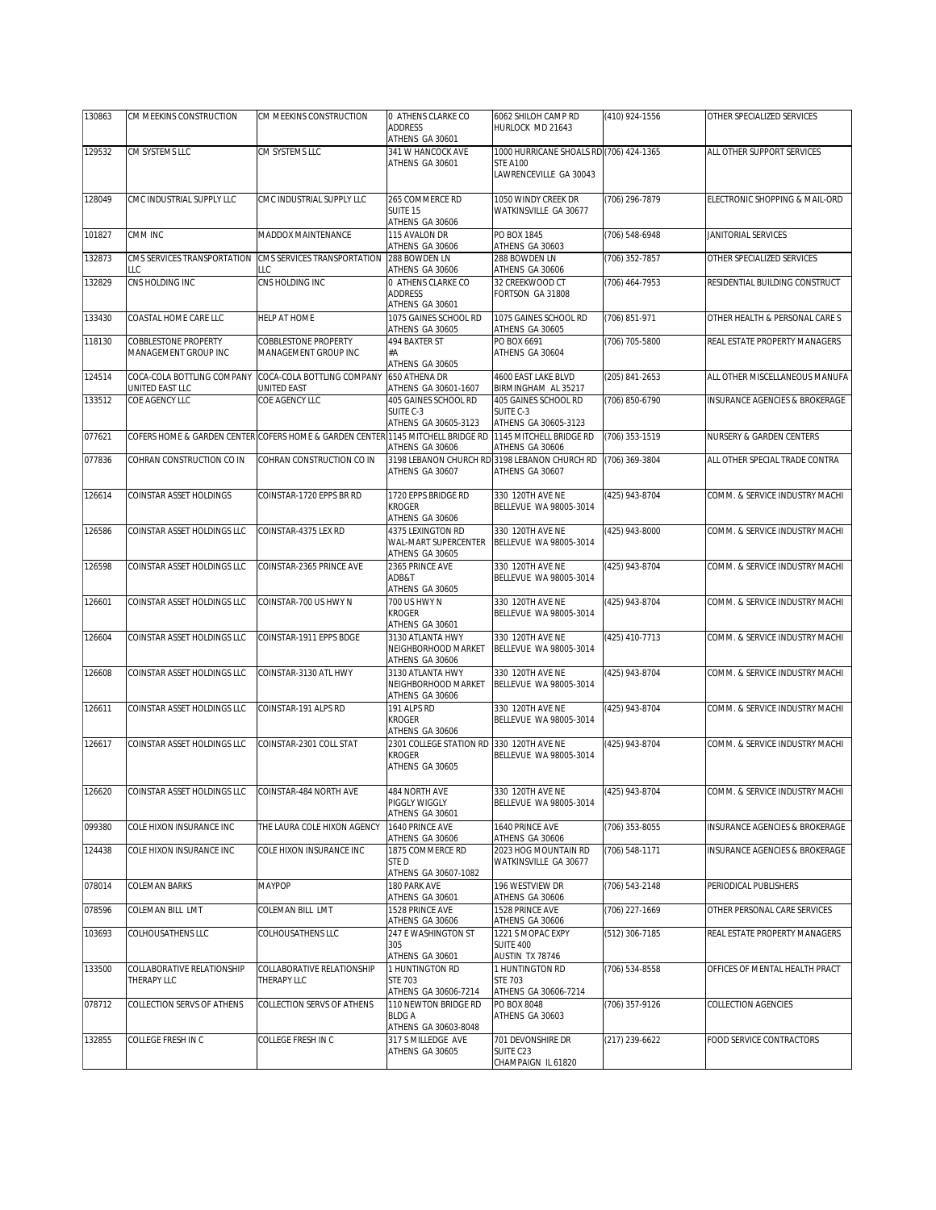| 130863 | CM MEEKINS CONSTRUCTION | CM MEEKINS CONSTRUCTION | 0 ATHENS CLARKE CO ADDRESS ATHENS GA 30601 | 6062 SHILOH CAMP RD HURLOCK MD 21643 | (410) 924-1556 | OTHER SPECIALIZED SERVICES |
|---|---|---|---|---|---|---|
| 129532 | CM SYSTEMS LLC | CM SYSTEMS LLC | 341 W HANCOCK AVE ATHENS GA 30601 | 1000 HURRICANE SHOALS RD STE A100 LAWRENCEVILLE GA 30043 | (706) 424-1365 | ALL OTHER SUPPORT SERVICES |
| 128049 | CMC INDUSTRIAL SUPPLY LLC | CMC INDUSTRIAL SUPPLY LLC | 265 COMMERCE RD SUITE 15 ATHENS GA 30606 | 1050 WINDY CREEK DR WATKINSVILLE GA 30677 | (706) 296-7879 | ELECTRONIC SHOPPING & MAIL-ORD |
| 101827 | CMM INC | MADDOX MAINTENANCE | 115 AVALON DR ATHENS GA 30606 | PO BOX 1845 ATHENS GA 30603 | (706) 548-6948 | JANITORIAL SERVICES |
| 132873 | CMS SERVICES TRANSPORTATION LLC | CMS SERVICES TRANSPORTATION LLC | 288 BOWDEN LN ATHENS GA 30606 | 288 BOWDEN LN ATHENS GA 30606 | (706) 352-7857 | OTHER SPECIALIZED SERVICES |
| 132829 | CNS HOLDING INC | CNS HOLDING INC | 0 ATHENS CLARKE CO ADDRESS ATHENS GA 30601 | 32 CREEKWOOD CT FORTSON GA 31808 | (706) 464-7953 | RESIDENTIAL BUILDING CONSTRUCT |
| 133430 | COASTAL HOME CARE LLC | HELP AT HOME | 1075 GAINES SCHOOL RD ATHENS GA 30605 | 1075 GAINES SCHOOL RD ATHENS GA 30605 | (706) 851-971 | OTHER HEALTH & PERSONAL CARE S |
| 118130 | COBBLESTONE PROPERTY MANAGEMENT GROUP INC | COBBLESTONE PROPERTY MANAGEMENT GROUP INC | 494 BAXTER ST #A ATHENS GA 30605 | PO BOX 6691 ATHENS GA 30604 | (706) 705-5800 | REAL ESTATE PROPERTY MANAGERS |
| 124514 | COCA-COLA BOTTLING COMPANY UNITED EAST LLC | COCA-COLA BOTTLING COMPANY UNITED EAST | 650 ATHENA DR ATHENS GA 30601-1607 | 4600 EAST LAKE BLVD BIRMINGHAM AL 35217 | (205) 841-2653 | ALL OTHER MISCELLANEOUS MANUFA |
| 133512 | COE AGENCY LLC | COE AGENCY LLC | 405 GAINES SCHOOL RD SUITE C-3 ATHENS GA 30605-3123 | 405 GAINES SCHOOL RD SUITE C-3 ATHENS GA 30605-3123 | (706) 850-6790 | INSURANCE AGENCIES & BROKERAGE |
| 077621 | COFERS HOME & GARDEN CENTER | COFERS HOME & GARDEN CENTER | 1145 MITCHELL BRIDGE RD ATHENS GA 30606 | 1145 MITCHELL BRIDGE RD ATHENS GA 30606 | (706) 353-1519 | NURSERY & GARDEN CENTERS |
| 077836 | COHRAN CONSTRUCTION CO IN | COHRAN CONSTRUCTION CO IN | 3198 LEBANON CHURCH RD ATHENS GA 30607 | 3198 LEBANON CHURCH RD ATHENS GA 30607 | (706) 369-3804 | ALL OTHER SPECIAL TRADE CONTRA |
| 126614 | COINSTAR ASSET HOLDINGS | COINSTAR-1720 EPPS BR RD | 1720 EPPS BRIDGE RD KROGER ATHENS GA 30606 | 330 120TH AVE NE BELLEVUE WA 98005-3014 | (425) 943-8704 | COMM. & SERVICE INDUSTRY MACHI |
| 126586 | COINSTAR ASSET HOLDINGS LLC | COINSTAR-4375 LEX RD | 4375 LEXINGTON RD WAL-MART SUPERCENTER ATHENS GA 30605 | 330 120TH AVE NE BELLEVUE WA 98005-3014 | (425) 943-8000 | COMM. & SERVICE INDUSTRY MACHI |
| 126598 | COINSTAR ASSET HOLDINGS LLC | COINSTAR-2365 PRINCE AVE | 2365 PRINCE AVE ADB&T ATHENS GA 30605 | 330 120TH AVE NE BELLEVUE WA 98005-3014 | (425) 943-8704 | COMM. & SERVICE INDUSTRY MACHI |
| 126601 | COINSTAR ASSET HOLDINGS LLC | COINSTAR-700 US HWY N | 700 US HWY N KROGER ATHENS GA 30601 | 330 120TH AVE NE BELLEVUE WA 98005-3014 | (425) 943-8704 | COMM. & SERVICE INDUSTRY MACHI |
| 126604 | COINSTAR ASSET HOLDINGS LLC | COINSTAR-1911 EPPS BDGE | 3130 ATLANTA HWY NEIGHBORHOOD MARKET ATHENS GA 30606 | 330 120TH AVE NE BELLEVUE WA 98005-3014 | (425) 410-7713 | COMM. & SERVICE INDUSTRY MACHI |
| 126608 | COINSTAR ASSET HOLDINGS LLC | COINSTAR-3130 ATL HWY | 3130 ATLANTA HWY NEIGHBORHOOD MARKET ATHENS GA 30606 | 330 120TH AVE NE BELLEVUE WA 98005-3014 | (425) 943-8704 | COMM. & SERVICE INDUSTRY MACHI |
| 126611 | COINSTAR ASSET HOLDINGS LLC | COINSTAR-191 ALPS RD | 191 ALPS RD KROGER ATHENS GA 30606 | 330 120TH AVE NE BELLEVUE WA 98005-3014 | (425) 943-8704 | COMM. & SERVICE INDUSTRY MACHI |
| 126617 | COINSTAR ASSET HOLDINGS LLC | COINSTAR-2301 COLL STAT | 2301 COLLEGE STATION RD KROGER ATHENS GA 30605 | 330 120TH AVE NE BELLEVUE WA 98005-3014 | (425) 943-8704 | COMM. & SERVICE INDUSTRY MACHI |
| 126620 | COINSTAR ASSET HOLDINGS LLC | COINSTAR-484 NORTH AVE | 484 NORTH AVE PIGGLY WIGGLY ATHENS GA 30601 | 330 120TH AVE NE BELLEVUE WA 98005-3014 | (425) 943-8704 | COMM. & SERVICE INDUSTRY MACHI |
| 099380 | COLE HIXON INSURANCE INC | THE LAURA COLE HIXON AGENCY | 1640 PRINCE AVE ATHENS GA 30606 | 1640 PRINCE AVE ATHENS GA 30606 | (706) 353-8055 | INSURANCE AGENCIES & BROKERAGE |
| 124438 | COLE HIXON INSURANCE INC | COLE HIXON INSURANCE INC | 1875 COMMERCE RD STE D ATHENS GA 30607-1082 | 2023 HOG MOUNTAIN RD WATKINSVILLE GA 30677 | (706) 548-1171 | INSURANCE AGENCIES & BROKERAGE |
| 078014 | COLEMAN BARKS | MAYPOP | 180 PARK AVE ATHENS GA 30601 | 196 WESTVIEW DR ATHENS GA 30606 | (706) 543-2148 | PERIODICAL PUBLISHERS |
| 078596 | COLEMAN BILL LMT | COLEMAN BILL LMT | 1528 PRINCE AVE ATHENS GA 30606 | 1528 PRINCE AVE ATHENS GA 30606 | (706) 227-1669 | OTHER PERSONAL CARE SERVICES |
| 103693 | COLHOUSATHENS LLC | COLHOUSATHENS LLC | 247 E WASHINGTON ST 305 ATHENS GA 30601 | 1221 S MOPAC EXPY SUITE 400 AUSTIN TX 78746 | (512) 306-7185 | REAL ESTATE PROPERTY MANAGERS |
| 133500 | COLLABORATIVE RELATIONSHIP THERAPY LLC | COLLABORATIVE RELATIONSHIP THERAPY LLC | 1 HUNTINGTON RD STE 703 ATHENS GA 30606-7214 | 1 HUNTINGTON RD STE 703 ATHENS GA 30606-7214 | (706) 534-8558 | OFFICES OF MENTAL HEALTH PRACT |
| 078712 | COLLECTION SERVS OF ATHENS | COLLECTION SERVS OF ATHENS | 110 NEWTON BRIDGE RD BLDG A ATHENS GA 30603-8048 | PO BOX 8048 ATHENS GA 30603 | (706) 357-9126 | COLLECTION AGENCIES |
| 132855 | COLLEGE FRESH IN C | COLLEGE FRESH IN C | 317 S MILLEDGE AVE ATHENS GA 30605 | 701 DEVONSHIRE DR SUITE C23 CHAMPAIGN IL 61820 | (217) 239-6622 | FOOD SERVICE CONTRACTORS |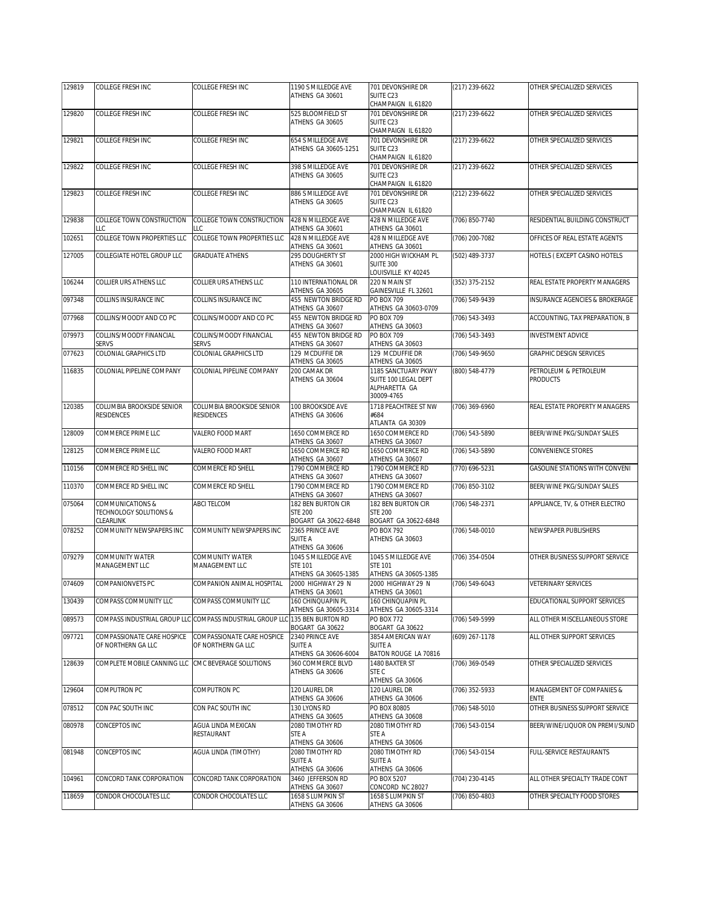| | | | | | | |
|---|---|---|---|---|---|---|
| 129819 | COLLEGE FRESH INC | COLLEGE FRESH INC | 1190 S MILLEDGE AVE ATHENS GA 30601 | 701 DEVONSHIRE DR SUITE C23 CHAMPAIGN IL 61820 | (217) 239-6622 | OTHER SPECIALIZED SERVICES |
| 129820 | COLLEGE FRESH INC | COLLEGE FRESH INC | 525 BLOOMFIELD ST ATHENS GA 30605 | 701 DEVONSHIRE DR SUITE C23 CHAMPAIGN IL 61820 | (217) 239-6622 | OTHER SPECIALIZED SERVICES |
| 129821 | COLLEGE FRESH INC | COLLEGE FRESH INC | 654 S MILLEDGE AVE ATHENS GA 30605-1251 | 701 DEVONSHIRE DR SUITE C23 CHAMPAIGN IL 61820 | (217) 239-6622 | OTHER SPECIALIZED SERVICES |
| 129822 | COLLEGE FRESH INC | COLLEGE FRESH INC | 398 S MILLEDGE AVE ATHENS GA 30605 | 701 DEVONSHIRE DR SUITE C23 CHAMPAIGN IL 61820 | (217) 239-6622 | OTHER SPECIALIZED SERVICES |
| 129823 | COLLEGE FRESH INC | COLLEGE FRESH INC | 886 S MILLEDGE AVE ATHENS GA 30605 | 701 DEVONSHIRE DR SUITE C23 CHAMPAIGN IL 61820 | (212) 239-6622 | OTHER SPECIALIZED SERVICES |
| 129838 | COLLEGE TOWN CONSTRUCTION LLC | COLLEGE TOWN CONSTRUCTION LLC | 428 N MILLEDGE AVE ATHENS GA 30601 | 428 N MILLEDGE AVE ATHENS GA 30601 | (706) 850-7740 | RESIDENTIAL BUILDING CONSTRUCT |
| 102651 | COLLEGE TOWN PROPERTIES LLC | COLLEGE TOWN PROPERTIES LLC | 428 N MILLEDGE AVE ATHENS GA 30601 | 428 N MILLEDGE AVE ATHENS GA 30601 | (706) 200-7082 | OFFICES OF REAL ESTATE AGENTS |
| 127005 | COLLEGIATE HOTEL GROUP LLC | GRADUATE ATHENS | 295 DOUGHERTY ST ATHENS GA 30601 | 2000 HIGH WICKHAM PL SUITE 300 LOUISVILLE KY 40245 | (502) 489-3737 | HOTELS ( EXCEPT CASINO HOTELS |
| 106244 | COLLIER URS ATHENS LLC | COLLIER URS ATHENS LLC | 110 INTERNATIONAL DR ATHENS GA 30605 | 220 N MAIN ST GAINESVILLE FL 32601 | (352) 375-2152 | REAL ESTATE PROPERTY MANAGERS |
| 097348 | COLLINS INSURANCE INC | COLLINS INSURANCE INC | 455 NEWTON BRIDGE RD ATHENS GA 30607 | PO BOX 709 ATHENS GA 30603-0709 | (706) 549-9439 | INSURANCE AGENCIES & BROKERAGE |
| 077968 | COLLINS/MOODY AND CO PC | COLLINS/MOODY AND CO PC | 455 NEWTON BRIDGE RD ATHENS GA 30607 | PO BOX 709 ATHENS GA 30603 | (706) 543-3493 | ACCOUNTING, TAX PREPARATION, B |
| 079973 | COLLINS/MOODY FINANCIAL SERVS | COLLINS/MOODY FINANCIAL SERVS | 455 NEWTON BRIDGE RD ATHENS GA 30607 | PO BOX 709 ATHENS GA 30603 | (706) 543-3493 | INVESTMENT ADVICE |
| 077623 | COLONIAL GRAPHICS LTD | COLONIAL GRAPHICS LTD | 129 MCDUFFIE DR ATHENS GA 30605 | 129 MCDUFFIE DR ATHENS GA 30605 | (706) 549-9650 | GRAPHIC DESIGN SERVICES |
| 116835 | COLONIAL PIPELINE COMPANY | COLONIAL PIPELINE COMPANY | 200 CAMAK DR ATHENS GA 30604 | 1185 SANCTUARY PKWY SUITE 100 LEGAL DEPT ALPHARETTA GA 30009-4765 | (800) 548-4779 | PETROLEUM & PETROLEUM PRODUCTS |
| 120385 | COLUMBIA BROOKSIDE SENIOR RESIDENCES | COLUMBIA BROOKSIDE SENIOR RESIDENCES | 100 BROOKSIDE AVE ATHENS GA 30606 | 1718 PEACHTREE ST NW #684 ATLANTA GA 30309 | (706) 369-6960 | REAL ESTATE PROPERTY MANAGERS |
| 128009 | COMMERCE PRIME LLC | VALERO FOOD MART | 1650 COMMERCE RD ATHENS GA 30607 | 1650 COMMERCE RD ATHENS GA 30607 | (706) 543-5890 | BEER/WINE PKG/SUNDAY SALES |
| 128125 | COMMERCE PRIME LLC | VALERO FOOD MART | 1650 COMMERCE RD ATHENS GA 30607 | 1650 COMMERCE RD ATHENS GA 30607 | (706) 543-5890 | CONVENIENCE STORES |
| 110156 | COMMERCE RD SHELL INC | COMMERCE RD SHELL | 1790 COMMERCE RD ATHENS GA 30607 | 1790 COMMERCE RD ATHENS GA 30607 | (770) 696-5231 | GASOLINE STATIONS WITH CONVENI |
| 110370 | COMMERCE RD SHELL INC | COMMERCE RD SHELL | 1790 COMMERCE RD ATHENS GA 30607 | 1790 COMMERCE RD ATHENS GA 30607 | (706) 850-3102 | BEER/WINE PKG/SUNDAY SALES |
| 075064 | COMMUNICATIONS & TECHNOLOGY SOLUTIONS & CLEARLINK | ABCI TELCOM | 182 BEN BURTON CIR STE 200 BOGART GA 30622-6848 | 182 BEN BURTON CIR STE 200 BOGART GA 30622-6848 | (706) 548-2371 | APPLIANCE, TV, & OTHER ELECTRO |
| 078252 | COMMUNITY NEWSPAPERS INC | COMMUNITY NEWSPAPERS INC | 2365 PRINCE AVE SUITE A ATHENS GA 30606 | PO BOX 792 ATHENS GA 30603 | (706) 548-0010 | NEWSPAPER PUBLISHERS |
| 079279 | COMMUNITY WATER MANAGEMENT LLC | COMMUNITY WATER MANAGEMENT LLC | 1045 S MILLEDGE AVE STE 101 ATHENS GA 30605-1385 | 1045 S MILLEDGE AVE STE 101 ATHENS GA 30605-1385 | (706) 354-0504 | OTHER BUSINESS SUPPORT SERVICE |
| 074609 | COMPANIONVETS PC | COMPANION ANIMAL HOSPITAL | 2000 HIGHWAY 29 N ATHENS GA 30601 | 2000 HIGHWAY 29 N ATHENS GA 30601 | (706) 549-6043 | VETERINARY SERVICES |
| 130439 | COMPASS COMMUNITY LLC | COMPASS COMMUNITY LLC | 160 CHINQUAPIN PL ATHENS GA 30605-3314 | 160 CHINQUAPIN PL ATHENS GA 30605-3314 | | EDUCATIONAL SUPPORT SERVICES |
| 089573 | COMPASS INDUSTRIAL GROUP LLC | COMPASS INDUSTRIAL GROUP LLC | 135 BEN BURTON RD BOGART GA 30622 | PO BOX 772 BOGART GA 30622 | (706) 549-5999 | ALL OTHER MISCELLANEOUS STORE |
| 097721 | COMPASSIONATE CARE HOSPICE OF NORTHERN GA LLC | COMPASSIONATE CARE HOSPICE OF NORTHERN GA LLC | 2340 PRINCE AVE SUITE A ATHENS GA 30606-6004 | 3854 AMERICAN WAY SUITE A BATON ROUGE LA 70816 | (609) 267-1178 | ALL OTHER SUPPORT SERVICES |
| 128639 | COMPLETE MOBILE CANNING LLC | CMC BEVERAGE SOLUTIONS | 360 COMMERCE BLVD ATHENS GA 30606 | 1480 BAXTER ST STE C ATHENS GA 30606 | (706) 369-0549 | OTHER SPECIALIZED SERVICES |
| 129604 | COMPUTRON PC | COMPUTRON PC | 120 LAUREL DR ATHENS GA 30606 | 120 LAUREL DR ATHENS GA 30606 | (706) 352-5933 | MANAGEMENT OF COMPANIES & ENTE |
| 078512 | CON PAC SOUTH INC | CON PAC SOUTH INC | 130 LYONS RD ATHENS GA 30605 | PO BOX 80805 ATHENS GA 30608 | (706) 548-5010 | OTHER BUSINESS SUPPORT SERVICE |
| 080978 | CONCEPTOS INC | AGUA LINDA MEXICAN RESTAURANT | 2080 TIMOTHY RD STE A ATHENS GA 30606 | 2080 TIMOTHY RD STE A ATHENS GA 30606 | (706) 543-0154 | BEER/WINE/LIQUOR ON PREMI/SUND |
| 081948 | CONCEPTOS INC | AGUA LINDA (TIMOTHY) | 2080 TIMOTHY RD SUITE A ATHENS GA 30606 | 2080 TIMOTHY RD SUITE A ATHENS GA 30606 | (706) 543-0154 | FULL-SERVICE RESTAURANTS |
| 104961 | CONCORD TANK CORPORATION | CONCORD TANK CORPORATION | 3460 JEFFERSON RD ATHENS GA 30607 | PO BOX 5207 CONCORD NC 28027 | (704) 230-4145 | ALL OTHER SPECIALTY TRADE CONT |
| 118659 | CONDOR CHOCOLATES LLC | CONDOR CHOCOLATES LLC | 1658 S LUMPKIN ST ATHENS GA 30606 | 1658 S LUMPKIN ST ATHENS GA 30606 | (706) 850-4803 | OTHER SPECIALTY FOOD STORES |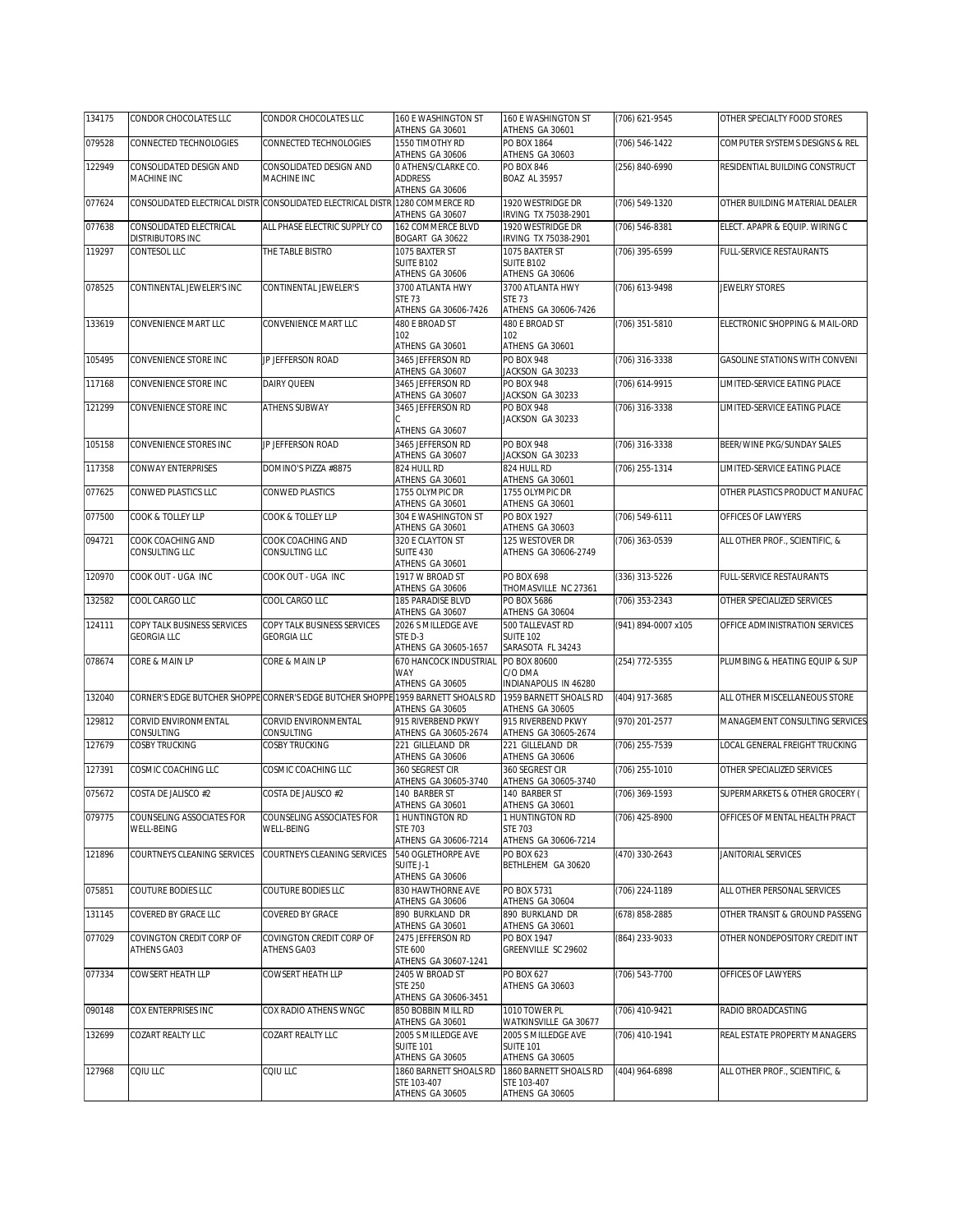| 134175 | CONDOR CHOCOLATES LLC | CONDOR CHOCOLATES LLC | 160 E WASHINGTON ST ATHENS GA 30601 | 160 E WASHINGTON ST ATHENS GA 30601 | (706) 621-9545 | OTHER SPECIALTY FOOD STORES |
|---|---|---|---|---|---|---|
| 079528 | CONNECTED TECHNOLOGIES | CONNECTED TECHNOLOGIES | 1550 TIMOTHY RD ATHENS GA 30606 | PO BOX 1864 ATHENS GA 30603 | (706) 546-1422 | COMPUTER SYSTEMS DESIGNS & REL |
| 122949 | CONSOLIDATED DESIGN AND MACHINE INC | CONSOLIDATED DESIGN AND MACHINE INC | 0 ATHENS/CLARKE CO. ADDRESS ATHENS GA 30606 | PO BOX 846 BOAZ AL 35957 | (256) 840-6990 | RESIDENTIAL BUILDING CONSTRUCT |
| 077624 | CONSOLIDATED ELECTRICAL DISTR | CONSOLIDATED ELECTRICAL DISTR | 1280 COMMERCE RD ATHENS GA 30607 | 1920 WESTRIDGE DR IRVING TX 75038-2901 | (706) 549-1320 | OTHER BUILDING MATERIAL DEALER |
| 077638 | CONSOLIDATED ELECTRICAL DISTRIBUTORS INC | ALL PHASE ELECTRIC SUPPLY CO | 162 COMMERCE BLVD BOGART GA 30622 | 1920 WESTRIDGE DR IRVING TX 75038-2901 | (706) 546-8381 | ELECT. APAPR & EQUIP. WIRING C |
| 119297 | CONTESOL LLC | THE TABLE BISTRO | 1075 BAXTER ST SUITE B102 ATHENS GA 30606 | 1075 BAXTER ST SUITE B102 ATHENS GA 30606 | (706) 395-6599 | FULL-SERVICE RESTAURANTS |
| 078525 | CONTINENTAL JEWELER'S INC | CONTINENTAL JEWELER'S | 3700 ATLANTA HWY STE 73 ATHENS GA 30606-7426 | 3700 ATLANTA HWY STE 73 ATHENS GA 30606-7426 | (706) 613-9498 | JEWELRY STORES |
| 133619 | CONVENIENCE MART LLC | CONVENIENCE MART LLC | 480 E BROAD ST 102 ATHENS GA 30601 | 480 E BROAD ST 102 ATHENS GA 30601 | (706) 351-5810 | ELECTRONIC SHOPPING & MAIL-ORD |
| 105495 | CONVENIENCE STORE INC | JP JEFFERSON ROAD | 3465 JEFFERSON RD ATHENS GA 30607 | PO BOX 948 JACKSON GA 30233 | (706) 316-3338 | GASOLINE STATIONS WITH CONVENI |
| 117168 | CONVENIENCE STORE INC | DAIRY QUEEN | 3465 JEFFERSON RD ATHENS GA 30607 | PO BOX 948 JACKSON GA 30233 | (706) 614-9915 | LIMITED-SERVICE EATING PLACE |
| 121299 | CONVENIENCE STORE INC | ATHENS SUBWAY | 3465 JEFFERSON RD C ATHENS GA 30607 | PO BOX 948 JACKSON GA 30233 | (706) 316-3338 | LIMITED-SERVICE EATING PLACE |
| 105158 | CONVENIENCE STORES INC | JP JEFFERSON ROAD | 3465 JEFFERSON RD ATHENS GA 30607 | PO BOX 948 JACKSON GA 30233 | (706) 316-3338 | BEER/WINE PKG/SUNDAY SALES |
| 117358 | CONWAY ENTERPRISES | DOMINO'S PIZZA #8875 | 824 HULL RD ATHENS GA 30601 | 824 HULL RD ATHENS GA 30601 | (706) 255-1314 | LIMITED-SERVICE EATING PLACE |
| 077625 | CONWED PLASTICS LLC | CONWED PLASTICS | 1755 OLYMPIC DR ATHENS GA 30601 | 1755 OLYMPIC DR ATHENS GA 30601 | | OTHER PLASTICS PRODUCT MANUFAC |
| 077500 | COOK & TOLLEY LLP | COOK & TOLLEY LLP | 304 E WASHINGTON ST ATHENS GA 30601 | PO BOX 1927 ATHENS GA 30603 | (706) 549-6111 | OFFICES OF LAWYERS |
| 094721 | COOK COACHING AND CONSULTING LLC | COOK COACHING AND CONSULTING LLC | 320 E CLAYTON ST SUITE 430 ATHENS GA 30601 | 125 WESTOVER DR ATHENS GA 30606-2749 | (706) 363-0539 | ALL OTHER PROF., SCIENTIFIC, & |
| 120970 | COOK OUT - UGA INC | COOK OUT - UGA INC | 1917 W BROAD ST ATHENS GA 30606 | PO BOX 698 THOMASVILLE NC 27361 | (336) 313-5226 | FULL-SERVICE RESTAURANTS |
| 132582 | COOL CARGO LLC | COOL CARGO LLC | 185 PARADISE BLVD ATHENS GA 30607 | PO BOX 5686 ATHENS GA 30604 | (706) 353-2343 | OTHER SPECIALIZED SERVICES |
| 124111 | COPY TALK BUSINESS SERVICES GEORGIA LLC | COPY TALK BUSINESS SERVICES GEORGIA LLC | 2026 S MILLEDGE AVE STE D-3 ATHENS GA 30605-1657 | 500 TALLEVAST RD SUITE 102 SARASOTA FL 34243 | (941) 894-0007 x105 | OFFICE ADMINISTRATION SERVICES |
| 078674 | CORE & MAIN LP | CORE & MAIN LP | 670 HANCOCK INDUSTRIAL WAY ATHENS GA 30605 | PO BOX 80600 C/O DMA INDIANAPOLIS IN 46280 | (254) 772-5355 | PLUMBING & HEATING EQUIP & SUP |
| 132040 | CORNER'S EDGE BUTCHER SHOPPE | CORNER'S EDGE BUTCHER SHOPPE | 1959 BARNETT SHOALS RD ATHENS GA 30605 | 1959 BARNETT SHOALS RD ATHENS GA 30605 | (404) 917-3685 | ALL OTHER MISCELLANEOUS STORE |
| 129812 | CORVID ENVIRONMENTAL CONSULTING | CORVID ENVIRONMENTAL CONSULTING | 915 RIVERBEND PKWY ATHENS GA 30605-2674 | 915 RIVERBEND PKWY ATHENS GA 30605-2674 | (970) 201-2577 | MANAGEMENT CONSULTING SERVICES |
| 127679 | COSBY TRUCKING | COSBY TRUCKING | 221 GILLELAND DR ATHENS GA 30606 | 221 GILLELAND DR ATHENS GA 30606 | (706) 255-7539 | LOCAL GENERAL FREIGHT TRUCKING |
| 127391 | COSMIC COACHING LLC | COSMIC COACHING LLC | 360 SEGREST CIR ATHENS GA 30605-3740 | 360 SEGREST CIR ATHENS GA 30605-3740 | (706) 255-1010 | OTHER SPECIALIZED SERVICES |
| 075672 | COSTA DE JALISCO #2 | COSTA DE JALISCO #2 | 140 BARBER ST ATHENS GA 30601 | 140 BARBER ST ATHENS GA 30601 | (706) 369-1593 | SUPERMARKETS & OTHER GROCERY ( |
| 079775 | COUNSELING ASSOCIATES FOR WELL-BEING | COUNSELING ASSOCIATES FOR WELL-BEING | 1 HUNTINGTON RD STE 703 ATHENS GA 30606-7214 | 1 HUNTINGTON RD STE 703 ATHENS GA 30606-7214 | (706) 425-8900 | OFFICES OF MENTAL HEALTH PRACT |
| 121896 | COURTNEYS CLEANING SERVICES | COURTNEYS CLEANING SERVICES | 540 OGLETHORPE AVE SUITE J-1 ATHENS GA 30606 | PO BOX 623 BETHLEHEM GA 30620 | (470) 330-2643 | JANITORIAL SERVICES |
| 075851 | COUTURE BODIES LLC | COUTURE BODIES LLC | 830 HAWTHORNE AVE ATHENS GA 30606 | PO BOX 5731 ATHENS GA 30604 | (706) 224-1189 | ALL OTHER PERSONAL SERVICES |
| 131145 | COVERED BY GRACE LLC | COVERED BY GRACE | 890 BURKLAND DR ATHENS GA 30601 | 890 BURKLAND DR ATHENS GA 30601 | (678) 858-2885 | OTHER TRANSIT & GROUND PASSENG |
| 077029 | COVINGTON CREDIT CORP OF ATHENS GA03 | COVINGTON CREDIT CORP OF ATHENS GA03 | 2475 JEFFERSON RD STE 600 ATHENS GA 30607-1241 | PO BOX 1947 GREENVILLE SC 29602 | (864) 233-9033 | OTHER NONDEPOSITORY CREDIT INT |
| 077334 | COWSERT HEATH LLP | COWSERT HEATH LLP | 2405 W BROAD ST STE 250 ATHENS GA 30606-3451 | PO BOX 627 ATHENS GA 30603 | (706) 543-7700 | OFFICES OF LAWYERS |
| 090148 | COX ENTERPRISES INC | COX RADIO ATHENS WNGC | 850 BOBBIN MILL RD ATHENS GA 30601 | 1010 TOWER PL WATKINSVILLE GA 30677 | (706) 410-9421 | RADIO BROADCASTING |
| 132699 | COZART REALTY LLC | COZART REALTY LLC | 2005 S MILLEDGE AVE SUITE 101 ATHENS GA 30605 | 2005 S MILLEDGE AVE SUITE 101 ATHENS GA 30605 | (706) 410-1941 | REAL ESTATE PROPERTY MANAGERS |
| 127968 | CQIU LLC | CQIU LLC | 1860 BARNETT SHOALS RD STE 103-407 ATHENS GA 30605 | 1860 BARNETT SHOALS RD STE 103-407 ATHENS GA 30605 | (404) 964-6898 | ALL OTHER PROF., SCIENTIFIC, & |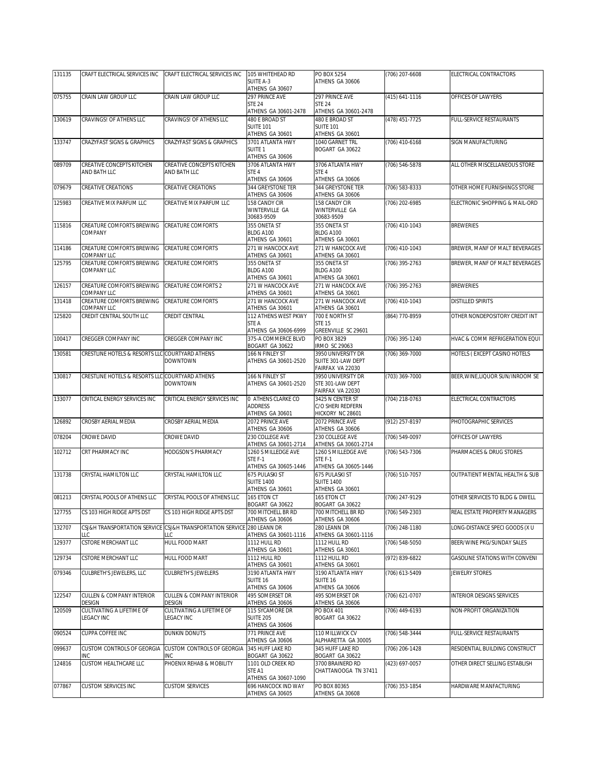| | | | | | | |
|---|---|---|---|---|---|---|
| 131135 | CRAFT ELECTRICAL SERVICES INC | CRAFT ELECTRICAL SERVICES INC | 105 WHITEHEAD RD SUITE A-3 ATHENS GA 30607 | PO BOX 5254 ATHENS GA 30606 | (706) 207-6608 | ELECTRICAL CONTRACTORS |
| 075755 | CRAIN LAW GROUP LLC | CRAIN LAW GROUP LLC | 297 PRINCE AVE STE 24 ATHENS GA 30601-2478 | 297 PRINCE AVE STE 24 ATHENS GA 30601-2478 | (415) 641-1116 | OFFICES OF LAWYERS |
| 130619 | CRAVINGS! OF ATHENS LLC | CRAVINGS! OF ATHENS LLC | 480 E BROAD ST SUITE 101 ATHENS GA 30601 | 480 E BROAD ST SUITE 101 ATHENS GA 30601 | (478) 451-7725 | FULL-SERVICE RESTAURANTS |
| 133747 | CRAZYFAST SIGNS & GRAPHICS | CRAZYFAST SIGNS & GRAPHICS | 3701 ATLANTA HWY SUITE 1 ATHENS GA 30606 | 1040 GARNET TRL BOGART GA 30622 | (706) 410-6168 | SIGN MANUFACTURING |
| 089709 | CREATIVE CONCEPTS KITCHEN AND BATH LLC | CREATIVE CONCEPTS KITCHEN AND BATH LLC | 3706 ATLANTA HWY STE 4 ATHENS GA 30606 | 3706 ATLANTA HWY STE 4 ATHENS GA 30606 | (706) 546-5878 | ALL OTHER MISCELLANEOUS STORE |
| 079679 | CREATIVE CREATIONS | CREATIVE CREATIONS | 344 GREYSTONE TER ATHENS GA 30606 | 344 GREYSTONE TER ATHENS GA 30606 | (706) 583-8333 | OTHER HOME FURNISHINGS STORE |
| 125983 | CREATIVE MIX PARFUM LLC | CREATIVE MIX PARFUM LLC | 158 CANDY CIR WINTERVILLE GA 30683-9509 | 158 CANDY CIR WINTERVILLE GA 30683-9509 | (706) 202-6985 | ELECTRONIC SHOPPING & MAIL-ORD |
| 115816 | CREATURE COMFORTS BREWING COMPANY | CREATURE COMFORTS | 355 ONETA ST BLDG A100 ATHENS GA 30601 | 355 ONETA ST BLDG A100 ATHENS GA 30601 | (706) 410-1043 | BREWERIES |
| 114186 | CREATURE COMFORTS BREWING COMPANY LLC | CREATURE COMFORTS | 271 W HANCOCK AVE ATHENS GA 30601 | 271 W HANCOCK AVE ATHENS GA 30601 | (706) 410-1043 | BREWER, MANF OF MALT BEVERAGES |
| 125795 | CREATURE COMFORTS BREWING COMPANY LLC | CREATURE COMFORTS | 355 ONETA ST BLDG A100 ATHENS GA 30601 | 355 ONETA ST BLDG A100 ATHENS GA 30601 | (706) 395-2763 | BREWER, MANF OF MALT BEVERAGES |
| 126157 | CREATURE COMFORTS BREWING COMPANY LLC | CREATURE COMFORTS 2 | 271 W HANCOCK AVE ATHENS GA 30601 | 271 W HANCOCK AVE ATHENS GA 30601 | (706) 395-2763 | BREWERIES |
| 131418 | CREATURE COMFORTS BREWING COMPANY LLC | CREATURE COMFORTS | 271 W HANCOCK AVE ATHENS GA 30601 | 271 W HANCOCK AVE ATHENS GA 30601 | (706) 410-1043 | DISTILLED SPIRITS |
| 125820 | CREDIT CENTRAL SOUTH LLC | CREDIT CENTRAL | 112 ATHENS WEST PKWY STE A ATHENS GA 30606-6999 | 700 E NORTH ST STE 15 GREENVILLE SC 29601 | (864) 770-8959 | OTHER NONDEPOSITORY CREDIT INT |
| 100417 | CREGGER COMPANY INC | CREGGER COMPANY INC | 375-A COMMERCE BLVD BOGART GA 30622 | PO BOX 3829 IRMO SC 29063 | (706) 395-1240 | HVAC & COMM REFRIGERATION EQUI |
| 130581 | CRESTLINE HOTELS & RESORTS LLC | COURTYARD ATHENS DOWNTOWN | 166 N FINLEY ST ATHENS GA 30601-2520 | 3950 UNIVERSITY DR SUITE 301-LAW DEPT FAIRFAX VA 22030 | (706) 369-7000 | HOTELS ( EXCEPT CASINO HOTELS |
| 130817 | CRESTLINE HOTELS & RESORTS LLC | COURTYARD ATHENS DOWNTOWN | 166 N FINLEY ST ATHENS GA 30601-2520 | 3950 UNIVERSITY DR STE 301-LAW DEPT FAIRFAX VA 22030 | (703) 369-7000 | BEER,WINE,LIQUOR SUN/INROOM SE |
| 133077 | CRITICAL ENERGY SERVICES INC | CRITICAL ENERGY SERVICES INC | 0 ATHENS CLARKE CO ADDRESS ATHENS GA 30601 | 3425 N CENTER ST C/O SHERI REDFERN HICKORY NC 28601 | (704) 218-0763 | ELECTRICAL CONTRACTORS |
| 126892 | CROSBY AERIAL MEDIA | CROSBY AERIAL MEDIA | 2072 PRINCE AVE ATHENS GA 30606 | 2072 PRINCE AVE ATHENS GA 30606 | (912) 257-8197 | PHOTOGRAPHIC SERVICES |
| 078204 | CROWE DAVID | CROWE DAVID | 230 COLLEGE AVE ATHENS GA 30601-2714 | 230 COLLEGE AVE ATHENS GA 30601-2714 | (706) 549-0097 | OFFICES OF LAWYERS |
| 102712 | CRT PHARMACY INC | HODGSON'S PHARMACY | 1260 S MILLEDGE AVE STE F-1 ATHENS GA 30605-1446 | 1260 S MILLEDGE AVE STE F-1 ATHENS GA 30605-1446 | (706) 543-7306 | PHARMACIES & DRUG STORES |
| 131738 | CRYSTAL HAMILTON LLC | CRYSTAL HAMILTON LLC | 675 PULASKI ST SUITE 1400 ATHENS GA 30601 | 675 PULASKI ST SUITE 1400 ATHENS GA 30601 | (706) 510-7057 | OUTPATIENT MENTAL HEALTH & SUB |
| 081213 | CRYSTAL POOLS OF ATHENS LLC | CRYSTAL POOLS OF ATHENS LLC | 165 ETON CT BOGART GA 30622 | 165 ETON CT BOGART GA 30622 | (706) 247-9129 | OTHER SERVICES TO BLDG & DWELL |
| 127755 | CS 103 HIGH RIDGE APTS DST | CS 103 HIGH RIDGE APTS DST | 700 MITCHELL BR RD ATHENS GA 30606 | 700 MITCHELL BR RD ATHENS GA 30606 | (706) 549-2303 | REAL ESTATE PROPERTY MANAGERS |
| 132707 | CSJ&H TRANSPORTATION SERVICE LLC | CSJ&H TRANSPORTATION SERVICE LLC | 280 LEANN DR ATHENS GA 30601-1116 | 280 LEANN DR ATHENS GA 30601-1116 | (706) 248-1180 | LONG-DISTANCE SPECI GOODS (X U |
| 129377 | CSTORE MERCHANT LLC | HULL FOOD MART | 1112 HULL RD ATHENS GA 30601 | 1112 HULL RD ATHENS GA 30601 | (706) 548-5050 | BEER/WINE PKG/SUNDAY SALES |
| 129734 | CSTORE MERCHANT LLC | HULL FOOD MART | 1112 HULL RD ATHENS GA 30601 | 1112 HULL RD ATHENS GA 30601 | (972) 839-6822 | GASOLINE STATIONS WITH CONVENI |
| 079346 | CULBRETH'S JEWELERS, LLC | CULBRETH'S JEWELERS | 3190 ATLANTA HWY SUITE 16 ATHENS GA 30606 | 3190 ATLANTA HWY SUITE 16 ATHENS GA 30606 | (706) 613-5409 | JEWELRY STORES |
| 122547 | CULLEN & COMPANY INTERIOR DESIGN | CULLEN & COMPANY INTERIOR DESIGN | 495 SOMERSET DR ATHENS GA 30606 | 495 SOMERSET DR ATHENS GA 30606 | (706) 621-0707 | INTERIOR DESIGNS SERVICES |
| 120509 | CULTIVATING A LIFETIME OF LEGACY INC | CULTIVATING A LIFETIME OF LEGACY INC | 115 SYCAMORE DR SUITE 205 ATHENS GA 30606 | PO BOX 401 BOGART GA 30622 | (706) 449-6193 | NON-PROFIT ORGANIZATION |
| 090524 | CUPPA COFFEE INC | DUNKIN DONUTS | 771 PRINCE AVE ATHENS GA 30606 | 110 MILLWICK CV ALPHARETTA GA 30005 | (706) 548-3444 | FULL-SERVICE RESTAURANTS |
| 099637 | CUSTOM CONTROLS OF GEORGIA INC | CUSTOM CONTROLS OF GEORGIA INC | 345 HUFF LAKE RD BOGART GA 30622 | 345 HUFF LAKE RD BOGART GA 30622 | (706) 206-1428 | RESIDENTIAL BUILDING CONSTRUCT |
| 124816 | CUSTOM HEALTHCARE LLC | PHOENIX REHAB & MOBILITY | 1101 OLD CREEK RD STE A1 ATHENS GA 30607-1090 | 3700 BRAINERD RD CHATTANOOGA TN 37411 | (423) 697-0057 | OTHER DIRECT SELLING ESTABLISH |
| 077867 | CUSTOM SERVICES INC | CUSTOM SERVICES | 696 HANCOCK IND WAY ATHENS GA 30605 | PO BOX 80365 ATHENS GA 30608 | (706) 353-1854 | HARDWARE MANFACTURING |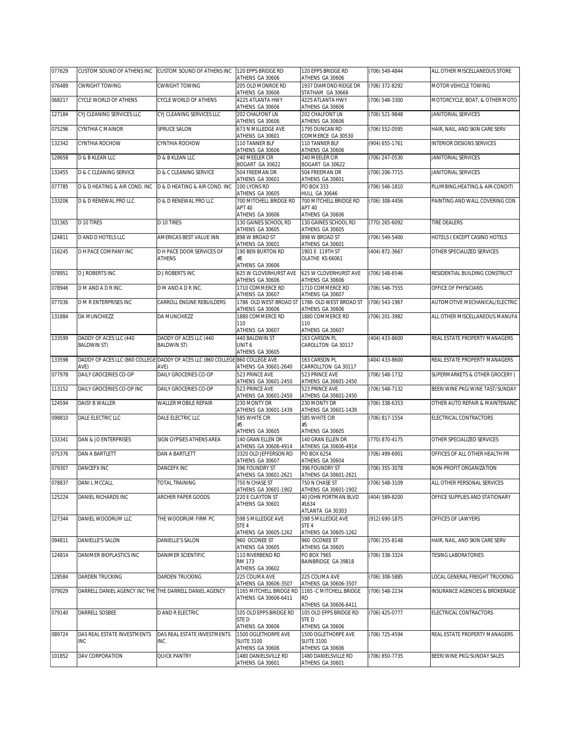| 077629 | CUSTOM SOUND OF ATHENS INC | CUSTOM SOUND OF ATHENS INC | 120 EPPS BRIDGE RD ATHENS GA 30606 | 120 EPPS BRIDGE RD ATHENS GA 30606 | (706) 549-4844 | ALL OTHER MISCELLANEOUS STORE |
|---|---|---|---|---|---|---|
| 076489 | CWRIGHT TOWING | CWRIGHT TOWING | 205 OLD MONROE RD ATHENS GA 30606 | 1937 DIAMOND RIDGE DR STATHAM GA 30666 | (706) 372-8292 | MOTOR VEHICLE TOWING |
| 068217 | CYCLE WORLD OF ATHENS | CYCLE WORLD OF ATHENS | 4225 ATLANTA HWY ATHENS GA 30606 | 4225 ATLANTA HWY ATHENS GA 30606 | (706) 548-3300 | MOTORCYCLE, BOAT, & OTHER MOTO |
| 127184 | CYJ CLEANING SERVICES LLC | CYJ CLEANING SERVICES LLC | 202 CHALFONT LN ATHENS GA 30606 | 202 CHALFONT LN ATHENS GA 30606 | (706) 521-9848 | JANITORIAL SERVICES |
| 075296 | CYNTHIA C MAINOR | SPRUCE SALON | 673 N MILLEDGE AVE ATHENS GA 30601 | 1795 DUNCAN RD COMMERCE GA 30530 | (706) 552-0595 | HAIR, NAIL, AND SKIN CARE SERV |
| 132342 | CYNTHIA ROCHOW | CYNTHIA ROCHOW | 110 TANNER BLF ATHENS GA 30606 | 110 TANNER BLF ATHENS GA 30606 | (904) 655-1761 | INTERIOR DESIGNS SERVICES |
| 128658 | D & B KLEAN LLC | D & B KLEAN LLC | 240 MEELER CIR BOGART GA 30622 | 240 MEELER CIR BOGART GA 30622 | (706) 247-0530 | JANITORIAL SERVICES |
| 133455 | D & C CLEANING SERVICE | D & C CLEANING SERVICE | 504 FREEMAN DR ATHENS GA 30601 | 504 FREEMAN DR ATHENS GA 30601 | (706) 206-7715 | JANITORIAL SERVICES |
| 077785 | D & D HEATING & AIR COND. INC | D & D HEATING & AIR COND. INC | 100 LYONS RD ATHENS GA 30605 | PO BOX 333 HULL GA 30646 | (706) 546-1810 | PLUMBING,HEATING,& AIR-CONDITI |
| 133206 | D & D RENEWAL PRO LLC | D & D RENEWAL PRO LLC | 700 MITCHELL BRIDGE RD APT 40 ATHENS GA 30606 | 700 MITCHELL BRIDGE RD APT 40 ATHENS GA 30606 | (706) 308-4456 | PAINTING AND WALL COVERING CON |
| 131365 | D 10 TIRES | D 10 TIRES | 130 GAINES SCHOOL RD ATHENS GA 30605 | 130 GAINES SCHOOL RD ATHENS GA 30605 | (770) 265-6092 | TIRE DEALERS |
| 124811 | D AND D HOTELS LLC | AMERICAS BEST VALUE INN | 898 W BROAD ST ATHENS GA 30601 | 898 W BROAD ST ATHENS GA 30601 | (706) 549-5400 | HOTELS ( EXCEPT CASINO HOTELS |
| 116245 | D H PACE COMPANY INC | D H PACE DOOR SERVICES OF ATHENS | 190 BEN BURTON RD #E ATHENS GA 30606 | 1901 E 119TH ST OLATHE KS 66061 | (404) 872-3667 | OTHER SPECIALIZED SERVICES |
| 078951 | D J ROBERTS INC | D J ROBERTS INC | 625 W CLOVERHURST AVE ATHENS GA 30606 | 625 W CLOVERHURST AVE ATHENS GA 30606 | (706) 548-6546 | RESIDENTIAL BUILDING CONSTRUCT |
| 078946 | D M AND A D R INC. | D M AND A D R INC. | 1710 COMMERCE RD ATHENS GA 30607 | 1710 COMMERCE RD ATHENS GA 30607 | (706) 546-7555 | OFFICE OF PHYSICIANS |
| 077036 | D M R ENTERPRISES INC | CARROLL ENGINE REBUILDERS | 1786 OLD WEST BROAD ST ATHENS GA 30606 | 1786 OLD WEST BROAD ST ATHENS GA 30606 | (706) 543-1967 | AUTOMOTIVE MECHANICAL/ELECTRIC |
| 131884 | DA MUNCHIEZZ | DA MUNCHIEZZ | 1880 COMMERCE RD 110 ATHENS GA 30607 | 1880 COMMERCE RD 110 ATHENS GA 30607 | (706) 201-3982 | ALL OTHER MISCELLANEOUS MANUFA |
| 133599 | DADDY OF ACES LLC (440 BALDWIN ST) | DADDY OF ACES LLC (440 BALDWIN ST) | 440 BALDWIN ST UNIT 6 ATHENS GA 30605 | 163 CARSON PL CAROLLTON GA 30117 | (404) 433-8600 | REAL ESTATE PROPERTY MANAGERS |
| 133598 | DADDY OF ACES LLC (860 COLLEGE AVE) | DADDY OF ACES LLC (860 COLLEGE AVE) | 860 COLLEGE AVE ATHENS GA 30601-2640 | 163 CARSON PL CARROLLTON GA 30117 | (404) 433-8600 | REAL ESTATE PROPERTY MANAGERS |
| 077978 | DAILY GROCERIES CO-OP | DAILY GROCERIES CO-OP | 523 PRINCE AVE ATHENS GA 30601-2450 | 523 PRINCE AVE ATHENS GA 30601-2450 | (706) 548-1732 | SUPERMARKETS & OTHER GROCERY ( |
| 113152 | DAILY GROCERIES CO-OP INC | DAILY GROCERIES CO-OP | 523 PRINCE AVE ATHENS GA 30601-2450 | 523 PRINCE AVE ATHENS GA 30601-2450 | (706) 548-7132 | BEER/WINE PKG/WINE TAST/SUNDAY |
| 124594 | DAISY B WALLER | WALLER MOBILE REPAIR | 230 MONTY DR ATHENS GA 30601-1439 | 230 MONTY DR ATHENS GA 30601-1439 | (706) 338-6353 | OTHER AUTO REPAIR & MAINTENANC |
| 098810 | DALE ELECTRIC LLC | DALE ELECTRIC LLC | 585 WHITE CIR #5 ATHENS GA 30605 | 585 WHITE CIR #5 ATHENS GA 30605 | (706) 817-1554 | ELECTRICAL CONTRACTORS |
| 133341 | DAN & JO ENTERPRISES | SIGN GYPSIES ATHENS AREA | 140 GRAN ELLEN DR ATHENS GA 30606-4914 | 140 GRAN ELLEN DR ATHENS GA 30606-4914 | (770) 870-4175 | OTHER SPECIALIZED SERVICES |
| 075376 | DAN A BARTLETT | DAN A BARTLETT | 3320 OLD JEFFERSON RD ATHENS GA 30607 | PO BOX 6254 ATHENS GA 30604 | (706) 499-6901 | OFFICES OF ALL OTHER HEALTH PR |
| 079307 | DANCEFX INC | DANCEFX INC | 396 FOUNDRY ST ATHENS GA 30601-2621 | 396 FOUNDRY ST ATHENS GA 30601-2621 | (706) 355-3078 | NON-PROFIT ORGANIZATION |
| 078837 | DANI L MCCALL | TOTAL TRAINING | 750 N CHASE ST ATHENS GA 30601-1902 | 750 N CHASE ST ATHENS GA 30601-1902 | (706) 548-3109 | ALL OTHER PERSONAL SERVICES |
| 125224 | DANIEL RICHARDS INC | ARCHER PAPER GOODS | 220 E CLAYTON ST ATHENS GA 30601 | 40 JOHN PORTMAN BLVD #1634 ATLANTA GA 30303 | (404) 589-8200 | OFFICE SUPPLIES AND STATIONARY |
| 127344 | DANIEL WOODRUM LLC | THE WOODRUM FIRM PC | 598 S MILLEDGE AVE STE 4 ATHENS GA 30605-1262 | 598 S MILLEDGE AVE STE 4 ATHENS GA 30605-1262 | (912) 690-1875 | OFFICES OF LAWYERS |
| 094811 | DANIELLE'S SALON | DANIELLE'S SALON | 960 OCONEE ST ATHENS GA 30605 | 960 OCONEE ST ATHENS GA 30605 | (706) 255-8148 | HAIR, NAIL, AND SKIN CARE SERV |
| 124814 | DANIMER BIOPLASTICS INC | DANIMER SCIENTIFIC | 110 RIVERBEND RD RM 173 ATHENS GA 30602 | PO BOX 7965 BAINBRIDGE GA 39818 | (706) 338-3324 | TESING LABORATORIES |
| 128584 | DARDEN TRUCKING | DARDEN TRUCKING | 225 COLIMA AVE ATHENS GA 30606-3507 | 225 COLIMA AVE ATHENS GA 30606-3507 | (706) 308-5885 | LOCAL GENERAL FREIGHT TRUCKING |
| 079029 | DARRELL DANIEL AGENCY INC THE | THE DARRELL DANIEL AGENCY | 1165 MITCHELL BRIDGE RD ATHENS GA 30606-6411 | 1165 -C MITCHELL BRIDGE RD ATHENS GA 30606-6411 | (706) 548-2234 | INSURANCE AGENCIES & BROKERAGE |
| 079140 | DARRELL SOSBEE | D AND R ELECTRIC | 105 OLD EPPS BRIDGE RD STE D ATHENS GA 30606 | 105 OLD EPPS BRIDGE RD STE D ATHENS GA 30606 | (706) 425-0777 | ELECTRICAL CONTRACTORS |
| 089724 | DAS REAL ESTATE INVESTMENTS INC | DAS REAL ESTATE INVESTMENTS INC | 1500 OGLETHORPE AVE SUITE 3100 ATHENS GA 30606 | 1500 OGLETHORPE AVE SUITE 3100 ATHENS GA 30606 | (706) 725-4594 | REAL ESTATE PROPERTY MANAGERS |
| 101852 | DAV CORPORATION | QUICK PANTRY | 1480 DANIELSVILLE RD ATHENS GA 30601 | 1480 DANIELSVILLE RD ATHENS GA 30601 | (706) 850-7735 | BEER/WINE PKG/SUNDAY SALES |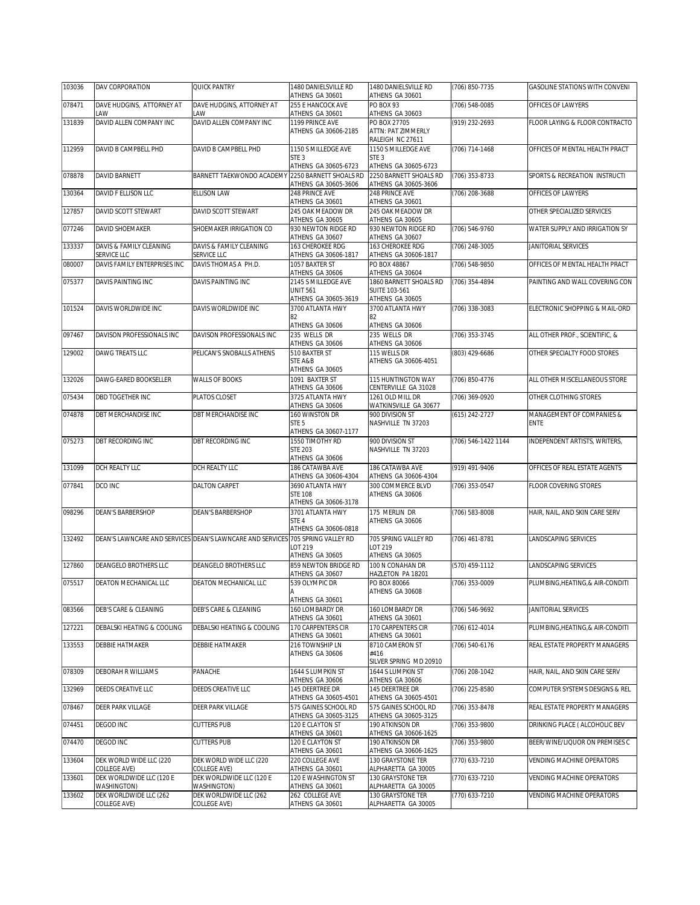| | | | | | | |
|---|---|---|---|---|---|---|
| 103036 | DAV CORPORATION | QUICK PANTRY | 1480 DANIELSVILLE RD ATHENS GA 30601 | 1480 DANIELSVILLE RD ATHENS GA 30601 | (706) 850-7735 | GASOLINE STATIONS WITH CONVENI |
| 078471 | DAVE HUDGINS, ATTORNEY AT LAW | DAVE HUDGINS, ATTORNEY AT LAW | 255 E HANCOCK AVE ATHENS GA 30601 | PO BOX 93 ATHENS GA 30603 | (706) 548-0085 | OFFICES OF LAWYERS |
| 131839 | DAVID ALLEN COMPANY INC | DAVID ALLEN COMPANY INC | 1199 PRINCE AVE ATHENS GA 30606-2185 | PO BOX 27705 ATTN: PAT ZIMMERLY RALEIGH NC 27611 | (919) 232-2693 | FLOOR LAYING & FLOOR CONTRACTO |
| 112959 | DAVID B CAMPBELL PHD | DAVID B CAMPBELL PHD | 1150 S MILLEDGE AVE STE 3 ATHENS GA 30605-6723 | 1150 S MILLEDGE AVE STE 3 ATHENS GA 30605-6723 | (706) 714-1468 | OFFICES OF MENTAL HEALTH PRACT |
| 078878 | DAVID BARNETT | BARNETT TAEKWONDO ACADEMY | 2250 BARNETT SHOALS RD ATHENS GA 30605-3606 | 2250 BARNETT SHOALS RD ATHENS GA 30605-3606 | (706) 353-8733 | SPORTS & RECREATION INSTRUCTI |
| 130364 | DAVID F ELLISON LLC | ELLISON LAW | 248 PRINCE AVE ATHENS GA 30601 | 248 PRINCE AVE ATHENS GA 30601 | (706) 208-3688 | OFFICES OF LAWYERS |
| 127857 | DAVID SCOTT STEWART | DAVID SCOTT STEWART | 245 OAK MEADOW DR ATHENS GA 30605 | 245 OAK MEADOW DR ATHENS GA 30605 | | OTHER SPECIALIZED SERVICES |
| 077246 | DAVID SHOEMAKER | SHOEMAKER IRRIGATION CO | 930 NEWTON RIDGE RD ATHENS GA 30607 | 930 NEWTON RIDGE RD ATHENS GA 30607 | (706) 546-9760 | WATER SUPPLY AND IRRIGATION SY |
| 133337 | DAVIS & FAMILY CLEANING SERVICE LLC | DAVIS & FAMILY CLEANING SERVICE LLC | 163 CHEROKEE RDG ATHENS GA 30606-1817 | 163 CHEROKEE RDG ATHENS GA 30606-1817 | (706) 248-3005 | JANITORIAL SERVICES |
| 080007 | DAVIS FAMILY ENTERPRISES INC | DAVIS THOMAS A PH.D. | 1057 BAXTER ST ATHENS GA 30606 | PO BOX 48867 ATHENS GA 30604 | (706) 548-9850 | OFFICES OF MENTAL HEALTH PRACT |
| 075377 | DAVIS PAINTING INC | DAVIS PAINTING INC | 2145 S MILLEDGE AVE UNIT 561 ATHENS GA 30605-3619 | 1860 BARNETT SHOALS RD SUITE 103-561 ATHENS GA 30605 | (706) 354-4894 | PAINTING AND WALL COVERING CON |
| 101524 | DAVIS WORLDWIDE INC | DAVIS WORLDWIDE INC | 3700 ATLANTA HWY 82 ATHENS GA 30606 | 3700 ATLANTA HWY 82 ATHENS GA 30606 | (706) 338-3083 | ELECTRONIC SHOPPING & MAIL-ORD |
| 097467 | DAVISON PROFESSIONALS INC | DAVISON PROFESSIONALS INC | 235 WELLS DR ATHENS GA 30606 | 235 WELLS DR ATHENS GA 30606 | (706) 353-3745 | ALL OTHER PROF., SCIENTIFIC, & |
| 129002 | DAWG TREATS LLC | PELICAN'S SNOBALLS ATHENS | 510 BAXTER ST STE A&B ATHENS GA 30605 | 115 WELLS DR ATHENS GA 30606-4051 | (803) 429-6686 | OTHER SPECIALTY FOOD STORES |
| 132026 | DAWG-EARED BOOKSELLER | WALLS OF BOOKS | 1091 BAXTER ST ATHENS GA 30606 | 115 HUNTINGTON WAY CENTERVILLE GA 31028 | (706) 850-4776 | ALL OTHER MISCELLANEOUS STORE |
| 075434 | DBD TOGETHER INC | PLATOS CLOSET | 3725 ATLANTA HWY ATHENS GA 30606 | 1261 OLD MILL DR WATKINSVILLE GA 30677 | (706) 369-0920 | OTHER CLOTHING STORES |
| 074878 | DBT MERCHANDISE INC | DBT MERCHANDISE INC | 160 WINSTON DR STE 5 ATHENS GA 30607-1177 | 900 DIVISION ST NASHVILLE TN 37203 | (615) 242-2727 | MANAGEMENT OF COMPANIES & ENTE |
| 075273 | DBT RECORDING INC | DBT RECORDING INC | 1550 TIMOTHY RD STE 203 ATHENS GA 30606 | 900 DIVISION ST NASHVILLE TN 37203 | (706) 546-1422 1144 | INDEPENDENT ARTISTS, WRITERS, |
| 131099 | DCH REALTY LLC | DCH REALTY LLC | 186 CATAWBA AVE ATHENS GA 30606-4304 | 186 CATAWBA AVE ATHENS GA 30606-4304 | (919) 491-9406 | OFFICES OF REAL ESTATE AGENTS |
| 077841 | DCO INC | DALTON CARPET | 3690 ATLANTA HWY STE 108 ATHENS GA 30606-3178 | 300 COMMERCE BLVD ATHENS GA 30606 | (706) 353-0547 | FLOOR COVERING STORES |
| 098296 | DEAN'S BARBERSHOP | DEAN'S BARBERSHOP | 3701 ATLANTA HWY STE 4 ATHENS GA 30606-0818 | 175 MERLIN DR ATHENS GA 30606 | (706) 583-8008 | HAIR, NAIL, AND SKIN CARE SERV |
| 132492 | DEAN'S LAWNCARE AND SERVICES | DEAN'S LAWNCARE AND SERVICES | 705 SPRING VALLEY RD LOT 219 ATHENS GA 30605 | 705 SPRING VALLEY RD LOT 219 ATHENS GA 30605 | (706) 461-8781 | LANDSCAPING SERVICES |
| 127860 | DEANGELO BROTHERS LLC | DEANGELO BROTHERS LLC | 859 NEWTON BRIDGE RD ATHENS GA 30607 | 100 N CONAHAN DR HAZLETON PA 18201 | (570) 459-1112 | LANDSCAPING SERVICES |
| 075517 | DEATON MECHANICAL LLC | DEATON MECHANICAL LLC | 539 OLYMPIC DR A ATHENS GA 30601 | PO BOX 80066 ATHENS GA 30608 | (706) 353-0009 | PLUMBING,HEATING,& AIR-CONDITI |
| 083566 | DEB'S CARE & CLEANING | DEB'S CARE & CLEANING | 160 LOMBARDY DR ATHENS GA 30601 | 160 LOMBARDY DR ATHENS GA 30601 | (706) 546-9692 | JANITORIAL SERVICES |
| 127221 | DEBALSKI HEATING & COOLING | DEBALSKI HEATING & COOLING | 170 CARPENTERS CIR ATHENS GA 30601 | 170 CARPENTERS CIR ATHENS GA 30601 | (706) 612-4014 | PLUMBING,HEATING,& AIR-CONDITI |
| 133553 | DEBBIE HATMAKER | DEBBIE HATMAKER | 216 TOWNSHIP LN ATHENS GA 30606 | 8710 CAMERON ST #416 SILVER SPRING MD 20910 | (706) 540-6176 | REAL ESTATE PROPERTY MANAGERS |
| 078309 | DEBORAH R WILLIAMS | PANACHE | 1644 S LUMPKIN ST ATHENS GA 30606 | 1644 S LUMPKIN ST ATHENS GA 30606 | (706) 208-1042 | HAIR, NAIL, AND SKIN CARE SERV |
| 132969 | DEEDS CREATIVE LLC | DEEDS CREATIVE LLC | 145 DEERTREE DR ATHENS GA 30605-4501 | 145 DEERTREE DR ATHENS GA 30605-4501 | (706) 225-8580 | COMPUTER SYSTEMS DESIGNS & REL |
| 078467 | DEER PARK VILLAGE | DEER PARK VILLAGE | 575 GAINES SCHOOL RD ATHENS GA 30605-3125 | 575 GAINES SCHOOL RD ATHENS GA 30605-3125 | (706) 353-8478 | REAL ESTATE PROPERTY MANAGERS |
| 074451 | DEGOD INC | CUTTERS PUB | 120 E CLAYTON ST ATHENS GA 30601 | 190 ATKINSON DR ATHENS GA 30606-1625 | (706) 353-9800 | DRINKING PLACE ( ALCOHOLIC BEV |
| 074470 | DEGOD INC | CUTTERS PUB | 120 E CLAYTON ST ATHENS GA 30601 | 190 ATKINSON DR ATHENS GA 30606-1625 | (706) 353-9800 | BEER/WINE/LIQUOR ON PREMISES C |
| 133604 | DEK WORLD WIDE LLC (220 COLLEGE AVE) | DEK WORLD WIDE LLC (220 COLLEGE AVE) | 220 COLLEGE AVE ATHENS GA 30601 | 130 GRAYSTONE TER ALPHARETTA GA 30005 | (770) 633-7210 | VENDING MACHINE OPERATORS |
| 133601 | DEK WORLDWIDE LLC (120 E WASHINGTON) | DEK WORLDWIDE LLC (120 E WASHINGTON) | 120 E WASHINGTON ST ATHENS GA 30601 | 130 GRAYSTONE TER ALPHARETTA GA 30005 | (770) 633-7210 | VENDING MACHINE OPERATORS |
| 133602 | DEK WORLDWIDE LLC (262 COLLEGE AVE) | DEK WORLDWIDE LLC (262 COLLEGE AVE) | 262 COLLEGE AVE ATHENS GA 30601 | 130 GRAYSTONE TER ALPHARETTA GA 30005 | (770) 633-7210 | VENDING MACHINE OPERATORS |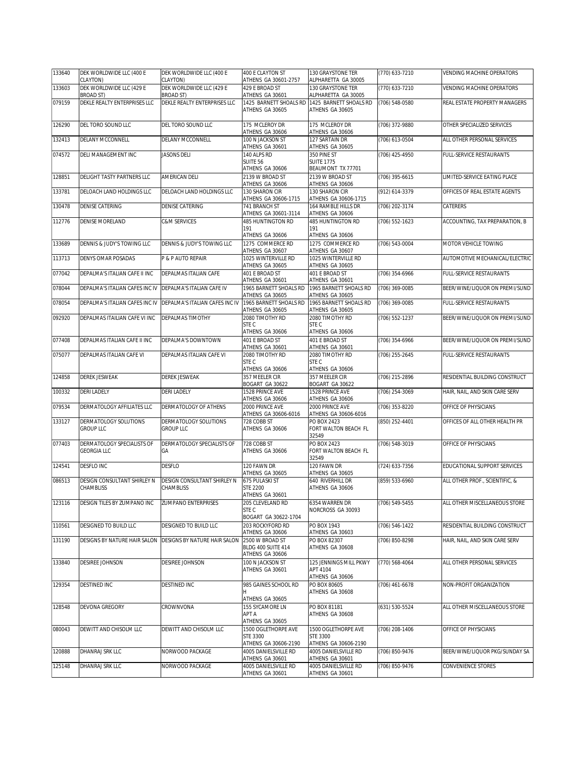| | | | | | | |
|---|---|---|---|---|---|---|
| 133640 | DEK WORLDWIDE LLC (400 E CLAYTON) | DEK WORLDWIDE LLC (400 E CLAYTON) | 400 E CLAYTON ST ATHENS GA 30601-2757 | 130 GRAYSTONE TER ALPHARETTA GA 30005 | (770) 633-7210 | VENDING MACHINE OPERATORS |
| 133603 | DEK WORLDWIDE LLC (429 E BROAD ST) | DEK WORLDWIDE LLC (429 E BROAD ST) | 429 E BROAD ST ATHENS GA 30601 | 130 GRAYSTONE TER ALPHARETTA GA 30005 | (770) 633-7210 | VENDING MACHINE OPERATORS |
| 079159 | DEKLE REALTY ENTERPRISES LLC | DEKLE REALTY ENTERPRISES LLC | 1425 BARNETT SHOALS RD ATHENS GA 30605 | 1425 BARNETT SHOALS RD ATHENS GA 30605 | (706) 548-0580 | REAL ESTATE PROPERTY MANAGERS |
| 126290 | DEL TORO SOUND LLC | DEL TORO SOUND LLC | 175 MCLEROY DR ATHENS GA 30606 | 175 MCLEROY DR ATHENS GA 30606 | (706) 372-9880 | OTHER SPECIALIZED SERVICES |
| 132413 | DELANY MCCONNELL | DELANY MCCONNELL | 100 N JACKSON ST ATHENS GA 30601 | 127 SARTAIN DR ATHENS GA 30605 | (706) 613-0504 | ALL OTHER PERSONAL SERVICES |
| 074572 | DELI MANAGEMENT INC | JASONS DELI | 140 ALPS RD SUITE 56 ATHENS GA 30606 | 350 PINE ST SUITE 1775 BEAUMONT TX 77701 | (706) 425-4950 | FULL-SERVICE RESTAURANTS |
| 128851 | DELIGHT TASTY PARTNERS LLC | AMERICAN DELI | 2139 W BROAD ST ATHENS GA 30606 | 2139 W BROAD ST ATHENS GA 30606 | (706) 395-6615 | LIMITED-SERVICE EATING PLACE |
| 133781 | DELOACH LAND HOLDINGS LLC | DELOACH LAND HOLDINGS LLC | 130 SHARON CIR ATHENS GA 30606-1715 | 130 SHARON CIR ATHENS GA 30606-1715 | (912) 614-3379 | OFFICES OF REAL ESTATE AGENTS |
| 130478 | DENISE CATERING | DENISE CATERING | 741 BRANCH ST ATHENS GA 30601-3114 | 164 RAMBLE HILLS DR ATHENS GA 30606 | (706) 202-3174 | CATERERS |
| 112776 | DENISE MORELAND | C&M SERVICES | 485 HUNTINGTON RD 191 ATHENS GA 30606 | 485 HUNTINGTON RD 191 ATHENS GA 30606 | (706) 552-1623 | ACCOUNTING, TAX PREPARATION, B |
| 133689 | DENNIS & JUDY'S TOWING LLC | DENNIS & JUDY'S TOWING LLC | 1275 COMMERCE RD ATHENS GA 30607 | 1275 COMMERCE RD ATHENS GA 30607 | (706) 543-0004 | MOTOR VEHICLE TOWING |
| 113713 | DENYS OMAR POSADAS | P & P AUTO REPAIR | 1025 WINTERVILLE RD ATHENS GA 30605 | 1025 WINTERVILLE RD ATHENS GA 30605 | | AUTOMOTIVE MECHANICAL/ELECTRIC |
| 077042 | DEPALMA'S ITALIAN CAFE II INC | DEPALMAS ITALIAN CAFE | 401 E BROAD ST ATHENS GA 30601 | 401 E BROAD ST ATHENS GA 30601 | (706) 354-6966 | FULL-SERVICE RESTAURANTS |
| 078044 | DEPALMA'S ITALIAN CAFES INC IV | DEPALMA'S ITALIAN CAFE IV | 1965 BARNETT SHOALS RD ATHENS GA 30605 | 1965 BARNETT SHOALS RD ATHENS GA 30605 | (706) 369-0085 | BEER/WINE/LIQUOR ON PREMI/SUND |
| 078054 | DEPALMA'S ITALIAN CAFES INC IV | DEPALMA'S ITALIAN CAFES INC IV | 1965 BARNETT SHOALS RD ATHENS GA 30605 | 1965 BARNETT SHOALS RD ATHENS GA 30605 | (706) 369-0085 | FULL-SERVICE RESTAURANTS |
| 092920 | DEPALMAS ITAILIAN CAFE VI INC | DEPALMAS TIMOTHY | 2080 TIMOTHY RD STE C ATHENS GA 30606 | 2080 TIMOTHY RD STE C ATHENS GA 30606 | (706) 552-1237 | BEER/WINE/LIQUOR ON PREMI/SUND |
| 077408 | DEPALMAS ITALIAN CAFE II INC | DEPALMA'S DOWNTOWN | 401 E BROAD ST ATHENS GA 30601 | 401 E BROAD ST ATHENS GA 30601 | (706) 354-6966 | BEER/WINE/LIQUOR ON PREMI/SUND |
| 075077 | DEPALMAS ITALIAN CAFE VI | DEPALMAS ITALIAN CAFE VI | 2080 TIMOTHY RD STE C ATHENS GA 30606 | 2080 TIMOTHY RD STE C ATHENS GA 30606 | (706) 255-2645 | FULL-SERVICE RESTAURANTS |
| 124858 | DEREK JESWEAK | DEREK JESWEAK | 357 MEELER CIR BOGART GA 30622 | 357 MEELER CIR BOGART GA 30622 | (706) 215-2896 | RESIDENTIAL BUILDING CONSTRUCT |
| 100332 | DERI LADELY | DERI LADELY | 1528 PRINCE AVE ATHENS GA 30606 | 1528 PRINCE AVE ATHENS GA 30606 | (706) 254-3069 | HAIR, NAIL, AND SKIN CARE SERV |
| 079534 | DERMATOLOGY AFFILIATES LLC | DERMATOLOGY OF ATHENS | 2000 PRINCE AVE ATHENS GA 30606-6016 | 2000 PRINCE AVE ATHENS GA 30606-6016 | (706) 353-8220 | OFFICE OF PHYSICIANS |
| 133127 | DERMATOLOGY SOLUTIONS GROUP LLC | DERMATOLOGY SOLUTIONS GROUP LLC | 728 COBB ST ATHENS GA 30606 | PO BOX 2423 FORT WALTON BEACH FL 32549 | (850) 252-4401 | OFFICES OF ALL OTHER HEALTH PR |
| 077403 | DERMATOLOGY SPECIALISTS OF GEORGIA LLC | DERMATOLOGY SPECIALISTS OF GA | 728 COBB ST ATHENS GA 30606 | PO BOX 2423 FORT WALTON BEACH FL 32549 | (706) 548-3019 | OFFICE OF PHYSICIANS |
| 124541 | DESFLO INC | DESFLO | 120 FAWN DR ATHENS GA 30605 | 120 FAWN DR ATHENS GA 30605 | (724) 633-7356 | EDUCATIONAL SUPPORT SERVICES |
| 086513 | DESIGN CONSULTANT SHIRLEY N CHAMBLISS | DESIGN CONSULTANT SHIRLEY N CHAMBLISS | 675 PULASKI ST STE 2200 ATHENS GA 30601 | 640 RIVERHILL DR ATHENS GA 30606 | (859) 533-6960 | ALL OTHER PROF., SCIENTIFIC, & |
| 123116 | DESIGN TILES BY ZUMPANO INC | ZUMPANO ENTERPRISES | 205 CLEVELAND RD STE C BOGART GA 30622-1704 | 6354 WARREN DR NORCROSS GA 30093 | (706) 549-5455 | ALL OTHER MISCELLANEOUS STORE |
| 110561 | DESIGNED TO BUILD LLC | DESIGNED TO BUILD LLC | 203 ROCKYFORD RD ATHENS GA 30606 | PO BOX 1943 ATHENS GA 30603 | (706) 546-1422 | RESIDENTIAL BUILDING CONSTRUCT |
| 131190 | DESIGNS BY NATURE HAIR SALON | DESIGNS BY NATURE HAIR SALON | 2500 W BROAD ST BLDG 400 SUITE 414 ATHENS GA 30606 | PO BOX 82307 ATHENS GA 30608 | (706) 850-8298 | HAIR, NAIL, AND SKIN CARE SERV |
| 133840 | DESIREE JOHNSON | DESIREE JOHNSON | 100 N JACKSON ST ATHENS GA 30601 | 125 JENNINGS MILL PKWY APT 4104 ATHENS GA 30606 | (770) 568-4064 | ALL OTHER PERSONAL SERVICES |
| 129354 | DESTINED INC | DESTINED INC | 985 GAINES SCHOOL RD H ATHENS GA 30605 | PO BOX 80605 ATHENS GA 30608 | (706) 461-6678 | NON-PROFIT ORGANIZATION |
| 128548 | DEVONA GREGORY | CROWNVONA | 155 SYCAMORE LN APT A ATHENS GA 30605 | PO BOX 81181 ATHENS GA 30608 | (631) 530-5524 | ALL OTHER MISCELLANEOUS STORE |
| 080043 | DEWITT AND CHISOLM LLC | DEWITT AND CHISOLM LLC | 1500 OGLETHORPE AVE STE 3300 ATHENS GA 30606-2190 | 1500 OGLETHORPE AVE STE 3300 ATHENS GA 30606-2190 | (706) 208-1406 | OFFICE OF PHYSICIANS |
| 120888 | DHANRAJ SRK LLC | NORWOOD PACKAGE | 4005 DANIELSVILLE RD ATHENS GA 30601 | 4005 DANIELSVILLE RD ATHENS GA 30601 | (706) 850-9476 | BEER/WINE/LIQUOR PKG/SUNDAY SA |
| 125148 | DHANRAJ SRK LLC | NORWOOD PACKAGE | 4005 DANIELSVILLE RD ATHENS GA 30601 | 4005 DANIELSVILLE RD ATHENS GA 30601 | (706) 850-9476 | CONVENIENCE STORES |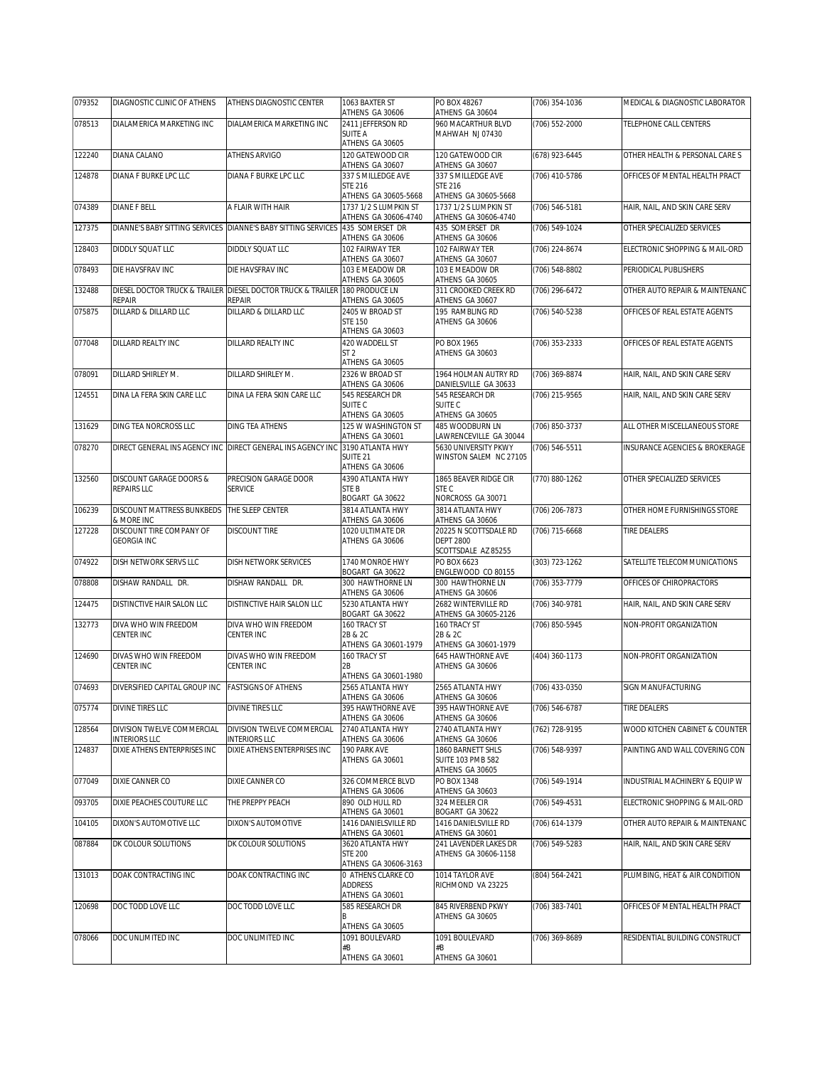| 079352 | DIAGNOSTIC CLINIC OF ATHENS | ATHENS DIAGNOSTIC CENTER | 1063 BAXTER ST ATHENS GA 30606 | PO BOX 48267 ATHENS GA 30604 | (706) 354-1036 | MEDICAL & DIAGNOSTIC LABORATOR |
|---|---|---|---|---|---|---|
| 078513 | DIALAMERICA MARKETING INC | DIALAMERICA MARKETING INC | 2411 JEFFERSON RD SUITE A ATHENS GA 30605 | 960 MACARTHUR BLVD MAHWAH NJ 07430 | (706) 552-2000 | TELEPHONE CALL CENTERS |
| 122240 | DIANA CALANO | ATHENS ARVIGO | 120 GATEWOOD CIR ATHENS GA 30607 | 120 GATEWOOD CIR ATHENS GA 30607 | (678) 923-6445 | OTHER HEALTH & PERSONAL CARE S |
| 124878 | DIANA F BURKE LPC LLC | DIANA F BURKE LPC LLC | 337 S MILLEDGE AVE STE 216 ATHENS GA 30605-5668 | 337 S MILLEDGE AVE STE 216 ATHENS GA 30605-5668 | (706) 410-5786 | OFFICES OF MENTAL HEALTH PRACT |
| 074389 | DIANE F BELL | A FLAIR WITH HAIR | 1737 1/2 S LUMPKIN ST ATHENS GA 30606-4740 | 1737 1/2 S LUMPKIN ST ATHENS GA 30606-4740 | (706) 546-5181 | HAIR, NAIL, AND SKIN CARE SERV |
| 127375 | DIANNE'S BABY SITTING SERVICES | DIANNE'S BABY SITTING SERVICES | 435 SOMERSET DR ATHENS GA 30606 | 435 SOMERSET DR ATHENS GA 30606 | (706) 549-1024 | OTHER SPECIALIZED SERVICES |
| 128403 | DIDDLY SQUAT LLC | DIDDLY SQUAT LLC | 102 FAIRWAY TER ATHENS GA 30607 | 102 FAIRWAY TER ATHENS GA 30607 | (706) 224-8674 | ELECTRONIC SHOPPING & MAIL-ORD |
| 078493 | DIE HAVSFRAV INC | DIE HAVSFRAV INC | 103 E MEADOW DR ATHENS GA 30605 | 103 E MEADOW DR ATHENS GA 30605 | (706) 548-8802 | PERIODICAL PUBLISHERS |
| 132488 | DIESEL DOCTOR TRUCK & TRAILER REPAIR | DIESEL DOCTOR TRUCK & TRAILER REPAIR | 180 PRODUCE LN ATHENS GA 30605 | 311 CROOKED CREEK RD ATHENS GA 30607 | (706) 296-6472 | OTHER AUTO REPAIR & MAINTENANC |
| 075875 | DILLARD & DILLARD LLC | DILLARD & DILLARD LLC | 2405 W BROAD ST STE 150 ATHENS GA 30603 | 195 RAMBLING RD ATHENS GA 30606 | (706) 540-5238 | OFFICES OF REAL ESTATE AGENTS |
| 077048 | DILLARD REALTY INC | DILLARD REALTY INC | 420 WADDELL ST ST 2 ATHENS GA 30605 | PO BOX 1965 ATHENS GA 30603 | (706) 353-2333 | OFFICES OF REAL ESTATE AGENTS |
| 078091 | DILLARD SHIRLEY M. | DILLARD SHIRLEY M. | 2326 W BROAD ST ATHENS GA 30606 | 1964 HOLMAN AUTRY RD DANIELSVILLE GA 30633 | (706) 369-8874 | HAIR, NAIL, AND SKIN CARE SERV |
| 124551 | DINA LA FERA SKIN CARE LLC | DINA LA FERA SKIN CARE LLC | 545 RESEARCH DR SUITE C ATHENS GA 30605 | 545 RESEARCH DR SUITE C ATHENS GA 30605 | (706) 215-9565 | HAIR, NAIL, AND SKIN CARE SERV |
| 131629 | DING TEA NORCROSS LLC | DING TEA ATHENS | 125 W WASHINGTON ST ATHENS GA 30601 | 485 WOODBURN LN LAWRENCEVILLE GA 30044 | (706) 850-3737 | ALL OTHER MISCELLANEOUS STORE |
| 078270 | DIRECT GENERAL INS AGENCY INC | DIRECT GENERAL INS AGENCY INC | 3190 ATLANTA HWY SUITE 21 ATHENS GA 30606 | 5630 UNIVERSITY PKWY WINSTON SALEM NC 27105 | (706) 546-5511 | INSURANCE AGENCIES & BROKERAGE |
| 132560 | DISCOUNT GARAGE DOORS & REPAIRS LLC | PRECISION GARAGE DOOR SERVICE | 4390 ATLANTA HWY STE B BOGART GA 30622 | 1865 BEAVER RIDGE CIR STE C NORCROSS GA 30071 | (770) 880-1262 | OTHER SPECIALIZED SERVICES |
| 106239 | DISCOUNT MATTRESS BUNKBEDS & MORE INC | THE SLEEP CENTER | 3814 ATLANTA HWY ATHENS GA 30606 | 3814 ATLANTA HWY ATHENS GA 30606 | (706) 206-7873 | OTHER HOME FURNISHINGS STORE |
| 127228 | DISCOUNT TIRE COMPANY OF GEORGIA INC | DISCOUNT TIRE | 1020 ULTIMATE DR ATHENS GA 30606 | 20225 N SCOTTSDALE RD DEPT 2800 SCOTTSDALE AZ 85255 | (706) 715-6668 | TIRE DEALERS |
| 074922 | DISH NETWORK SERVS LLC | DISH NETWORK SERVICES | 1740 MONROE HWY BOGART GA 30622 | PO BOX 6623 ENGLEWOOD CO 80155 | (303) 723-1262 | SATELLITE TELECOMMUNICATIONS |
| 078808 | DISHAW RANDALL DR. | DISHAW RANDALL DR. | 300 HAWTHORNE LN ATHENS GA 30606 | 300 HAWTHORNE LN ATHENS GA 30606 | (706) 353-7779 | OFFICES OF CHIROPRACTORS |
| 124475 | DISTINCTIVE HAIR SALON LLC | DISTINCTIVE HAIR SALON LLC | 5230 ATLANTA HWY BOGART GA 30622 | 2682 WINTERVILLE RD ATHENS GA 30605-2126 | (706) 340-9781 | HAIR, NAIL, AND SKIN CARE SERV |
| 132773 | DIVA WHO WIN FREEDOM CENTER INC | DIVA WHO WIN FREEDOM CENTER INC | 160 TRACY ST 2B & 2C ATHENS GA 30601-1979 | 160 TRACY ST 2B & 2C ATHENS GA 30601-1979 | (706) 850-5945 | NON-PROFIT ORGANIZATION |
| 124690 | DIVAS WHO WIN FREEDOM CENTER INC | DIVAS WHO WIN FREEDOM CENTER INC | 160 TRACY ST 2B ATHENS GA 30601-1980 | 645 HAWTHORNE AVE ATHENS GA 30606 | (404) 360-1173 | NON-PROFIT ORGANIZATION |
| 074693 | DIVERSIFIED CAPITAL GROUP INC | FASTSIGNS OF ATHENS | 2565 ATLANTA HWY ATHENS GA 30606 | 2565 ATLANTA HWY ATHENS GA 30606 | (706) 433-0350 | SIGN MANUFACTURING |
| 075774 | DIVINE TIRES LLC | DIVINE TIRES LLC | 395 HAWTHORNE AVE ATHENS GA 30606 | 395 HAWTHORNE AVE ATHENS GA 30606 | (706) 546-6787 | TIRE DEALERS |
| 128564 | DIVISION TWELVE COMMERCIAL INTERIORS LLC | DIVISION TWELVE COMMERCIAL INTERIORS LLC | 2740 ATLANTA HWY ATHENS GA 30606 | 2740 ATLANTA HWY ATHENS GA 30606 | (762) 728-9195 | WOOD KITCHEN CABINET & COUNTER |
| 124837 | DIXIE ATHENS ENTERPRISES INC | DIXIE ATHENS ENTERPRISES INC | 190 PARK AVE ATHENS GA 30601 | 1860 BARNETT SHLS SUITE 103 PMB 582 ATHENS GA 30605 | (706) 548-9397 | PAINTING AND WALL COVERING CON |
| 077049 | DIXIE CANNER CO | DIXIE CANNER CO | 326 COMMERCE BLVD ATHENS GA 30606 | PO BOX 1348 ATHENS GA 30603 | (706) 549-1914 | INDUSTRIAL MACHINERY & EQUIP W |
| 093705 | DIXIE PEACHES COUTURE LLC | THE PREPPY PEACH | 890 OLD HULL RD ATHENS GA 30601 | 324 MEELER CIR BOGART GA 30622 | (706) 549-4531 | ELECTRONIC SHOPPING & MAIL-ORD |
| 104105 | DIXON'S AUTOMOTIVE LLC | DIXON'S AUTOMOTIVE | 1416 DANIELSVILLE RD ATHENS GA 30601 | 1416 DANIELSVILLE RD ATHENS GA 30601 | (706) 614-1379 | OTHER AUTO REPAIR & MAINTENANC |
| 087884 | DK COLOUR SOLUTIONS | DK COLOUR SOLUTIONS | 3620 ATLANTA HWY STE 200 ATHENS GA 30606-3163 | 241 LAVENDER LAKES DR ATHENS GA 30606-1158 | (706) 549-5283 | HAIR, NAIL, AND SKIN CARE SERV |
| 131013 | DOAK CONTRACTING INC | DOAK CONTRACTING INC | 0 ATHENS CLARKE CO ADDRESS ATHENS GA 30601 | 1014 TAYLOR AVE RICHMOND VA 23225 | (804) 564-2421 | PLUMBING, HEAT & AIR CONDITION |
| 120698 | DOC TODD LOVE LLC | DOC TODD LOVE LLC | 585 RESEARCH DR B ATHENS GA 30605 | 845 RIVERBEND PKWY ATHENS GA 30605 | (706) 383-7401 | OFFICES OF MENTAL HEALTH PRACT |
| 078066 | DOC UNLIMITED INC | DOC UNLIMITED INC | 1091 BOULEVARD #B ATHENS GA 30601 | 1091 BOULEVARD #B ATHENS GA 30601 | (706) 369-8689 | RESIDENTIAL BUILDING CONSTRUCT |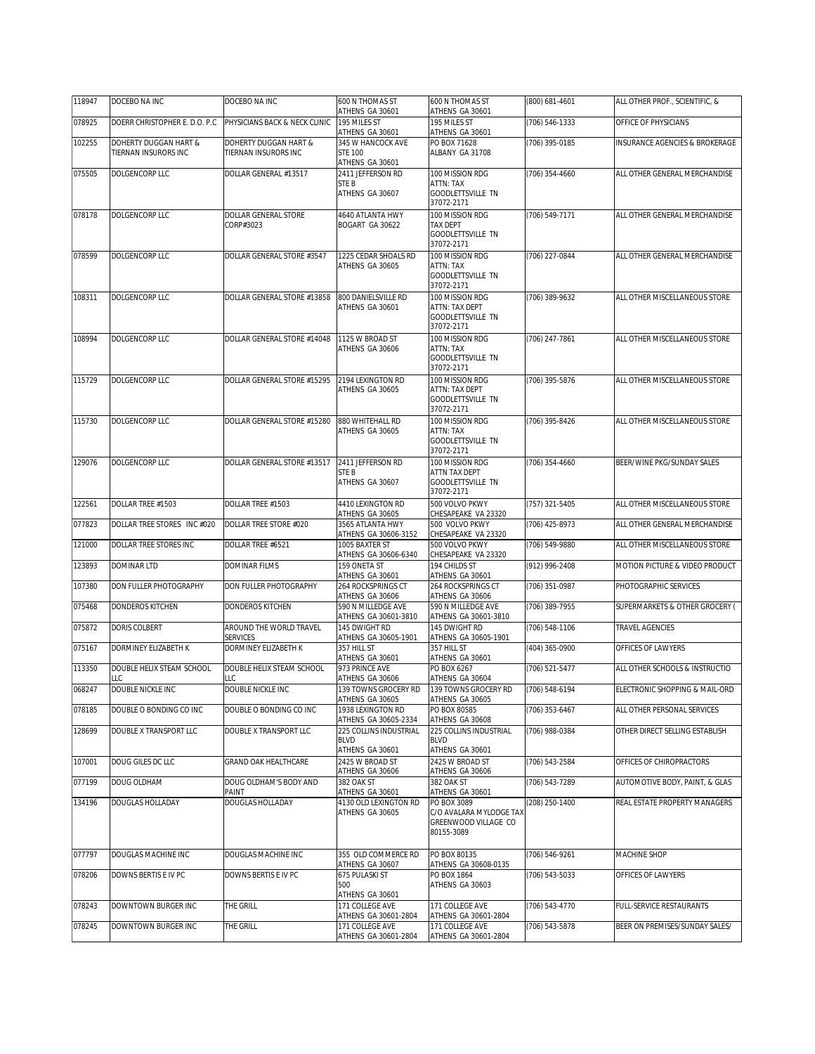| | | | | | | |
|---|---|---|---|---|---|---|
| 118947 | DOCEBO NA INC | DOCEBO NA INC | 600 N THOMAS ST ATHENS GA 30601 | 600 N THOMAS ST ATHENS GA 30601 | (800) 681-4601 | ALL OTHER PROF., SCIENTIFIC, & |
| 078925 | DOERR CHRISTOPHER E. D.O. P.C | PHYSICIANS BACK & NECK CLINIC | 195 MILES ST ATHENS GA 30601 | 195 MILES ST ATHENS GA 30601 | (706) 546-1333 | OFFICE OF PHYSICIANS |
| 102255 | DOHERTY DUGGAN HART & TIERNAN INSURORS INC | DOHERTY DUGGAN HART & TIERNAN INSURORS INC | 345 W HANCOCK AVE STE 100 ATHENS GA 30601 | PO BOX 71628 ALBANY GA 31708 | (706) 395-0185 | INSURANCE AGENCIES & BROKERAGE |
| 075505 | DOLGENCORP LLC | DOLLAR GENERAL #13517 | 2411 JEFFERSON RD STE B ATHENS GA 30607 | 100 MISSION RDG ATTN: TAX GOODLETTSVILLE TN 37072-2171 | (706) 354-4660 | ALL OTHER GENERAL MERCHANDISE |
| 078178 | DOLGENCORP LLC | DOLLAR GENERAL STORE CORP#3023 | 4640 ATLANTA HWY BOGART GA 30622 | 100 MISSION RDG TAX DEPT GOODLETTSVILLE TN 37072-2171 | (706) 549-7171 | ALL OTHER GENERAL MERCHANDISE |
| 078599 | DOLGENCORP LLC | DOLLAR GENERAL STORE #3547 | 1225 CEDAR SHOALS RD ATHENS GA 30605 | 100 MISSION RDG ATTN: TAX GOODLETTSVILLE TN 37072-2171 | (706) 227-0844 | ALL OTHER GENERAL MERCHANDISE |
| 108311 | DOLGENCORP LLC | DOLLAR GENERAL STORE #13858 | 800 DANIELSVILLE RD ATHENS GA 30601 | 100 MISSION RDG ATTN: TAX DEPT GOODLETTSVILLE TN 37072-2171 | (706) 389-9632 | ALL OTHER MISCELLANEOUS STORE |
| 108994 | DOLGENCORP LLC | DOLLAR GENERAL STORE #14048 | 1125 W BROAD ST ATHENS GA 30606 | 100 MISSION RDG ATTN: TAX GOODLETTSVILLE TN 37072-2171 | (706) 247-7861 | ALL OTHER MISCELLANEOUS STORE |
| 115729 | DOLGENCORP LLC | DOLLAR GENERAL STORE #15295 | 2194 LEXINGTON RD ATHENS GA 30605 | 100 MISSION RDG ATTN: TAX DEPT GOODLETTSVILLE TN 37072-2171 | (706) 395-5876 | ALL OTHER MISCELLANEOUS STORE |
| 115730 | DOLGENCORP LLC | DOLLAR GENERAL STORE #15280 | 880 WHITEHALL RD ATHENS GA 30605 | 100 MISSION RDG ATTN: TAX GOODLETTSVILLE TN 37072-2171 | (706) 395-8426 | ALL OTHER MISCELLANEOUS STORE |
| 129076 | DOLGENCORP LLC | DOLLAR GENERAL STORE #13517 | 2411 JEFFERSON RD STE B ATHENS GA 30607 | 100 MISSION RDG ATTN TAX DEPT GOODLETTSVILLE TN 37072-2171 | (706) 354-4660 | BEER/WINE PKG/SUNDAY SALES |
| 122561 | DOLLAR TREE #1503 | DOLLAR TREE #1503 | 4410 LEXINGTON RD ATHENS GA 30605 | 500 VOLVO PKWY CHESAPEAKE VA 23320 | (757) 321-5405 | ALL OTHER MISCELLANEOUS STORE |
| 077823 | DOLLAR TREE STORES INC #020 | DOLLAR TREE STORE #020 | 3565 ATLANTA HWY ATHENS GA 30606-3152 | 500 VOLVO PKWY CHESAPEAKE VA 23320 | (706) 425-8973 | ALL OTHER GENERAL MERCHANDISE |
| 121000 | DOLLAR TREE STORES INC | DOLLAR TREE #6521 | 1005 BAXTER ST ATHENS GA 30606-6340 | 500 VOLVO PKWY CHESAPEAKE VA 23320 | (706) 549-9880 | ALL OTHER MISCELLANEOUS STORE |
| 123893 | DOMINAR LTD | DOMINAR FILMS | 159 ONETA ST ATHENS GA 30601 | 194 CHILDS ST ATHENS GA 30601 | (912) 996-2408 | MOTION PICTURE & VIDEO PRODUCT |
| 107380 | DON FULLER PHOTOGRAPHY | DON FULLER PHOTOGRAPHY | 264 ROCKSPRINGS CT ATHENS GA 30606 | 264 ROCKSPRINGS CT ATHENS GA 30606 | (706) 351-0987 | PHOTOGRAPHIC SERVICES |
| 075468 | DONDEROS KITCHEN | DONDEROS KITCHEN | 590 N MILLEDGE AVE ATHENS GA 30601-3810 | 590 N MILLEDGE AVE ATHENS GA 30601-3810 | (706) 389-7955 | SUPERMARKETS & OTHER GROCERY ( |
| 075872 | DORIS COLBERT | AROUND THE WORLD TRAVEL SERVICES | 145 DWIGHT RD ATHENS GA 30605-1901 | 145 DWIGHT RD ATHENS GA 30605-1901 | (706) 548-1106 | TRAVEL AGENCIES |
| 075167 | DORMINEY ELIZABETH K | DORMINEY ELIZABETH K | 357 HILL ST ATHENS GA 30601 | 357 HILL ST ATHENS GA 30601 | (404) 365-0900 | OFFICES OF LAWYERS |
| 113350 | DOUBLE HELIX STEAM SCHOOL LLC | DOUBLE HELIX STEAM SCHOOL LLC | 973 PRINCE AVE ATHENS GA 30606 | PO BOX 6267 ATHENS GA 30604 | (706) 521-5477 | ALL OTHER SCHOOLS & INSTRUCTIO |
| 068247 | DOUBLE NICKLE INC | DOUBLE NICKLE INC | 139 TOWNS GROCERY RD ATHENS GA 30605 | 139 TOWNS GROCERY RD ATHENS GA 30605 | (706) 548-6194 | ELECTRONIC SHOPPING & MAIL-ORD |
| 078185 | DOUBLE O BONDING CO INC | DOUBLE O BONDING CO INC | 1938 LEXINGTON RD ATHENS GA 30605-2334 | PO BOX 80585 ATHENS GA 30608 | (706) 353-6467 | ALL OTHER PERSONAL SERVICES |
| 128699 | DOUBLE X TRANSPORT LLC | DOUBLE X TRANSPORT LLC | 225 COLLINS INDUSTRIAL BLVD ATHENS GA 30601 | 225 COLLINS INDUSTRIAL BLVD ATHENS GA 30601 | (706) 988-0384 | OTHER DIRECT SELLING ESTABLISH |
| 107001 | DOUG GILES DC LLC | GRAND OAK HEALTHCARE | 2425 W BROAD ST ATHENS GA 30606 | 2425 W BROAD ST ATHENS GA 30606 | (706) 543-2584 | OFFICES OF CHIROPRACTORS |
| 077199 | DOUG OLDHAM | DOUG OLDHAM'S BODY AND PAINT | 382 OAK ST ATHENS GA 30601 | 382 OAK ST ATHENS GA 30601 | (706) 543-7289 | AUTOMOTIVE BODY, PAINT, & GLAS |
| 134196 | DOUGLAS HOLLADAY | DOUGLAS HOLLADAY | 4130 OLD LEXINGTON RD ATHENS GA 30605 | PO BOX 3089 C/O AVALARA MYLODGE TAX GREENWOOD VILLAGE CO 80155-3089 | (208) 250-1400 | REAL ESTATE PROPERTY MANAGERS |
| 077797 | DOUGLAS MACHINE INC | DOUGLAS MACHINE INC | 355 OLD COMMERCE RD ATHENS GA 30607 | PO BOX 80135 ATHENS GA 30608-0135 | (706) 546-9261 | MACHINE SHOP |
| 078206 | DOWNS BERTIS E IV PC | DOWNS BERTIS E IV PC | 675 PULASKI ST 500 ATHENS GA 30601 | PO BOX 1864 ATHENS GA 30603 | (706) 543-5033 | OFFICES OF LAWYERS |
| 078243 | DOWNTOWN BURGER INC | THE GRILL | 171 COLLEGE AVE ATHENS GA 30601-2804 | 171 COLLEGE AVE ATHENS GA 30601-2804 | (706) 543-4770 | FULL-SERVICE RESTAURANTS |
| 078245 | DOWNTOWN BURGER INC | THE GRILL | 171 COLLEGE AVE ATHENS GA 30601-2804 | 171 COLLEGE AVE ATHENS GA 30601-2804 | (706) 543-5878 | BEER ON PREMISES/SUNDAY SALES/ |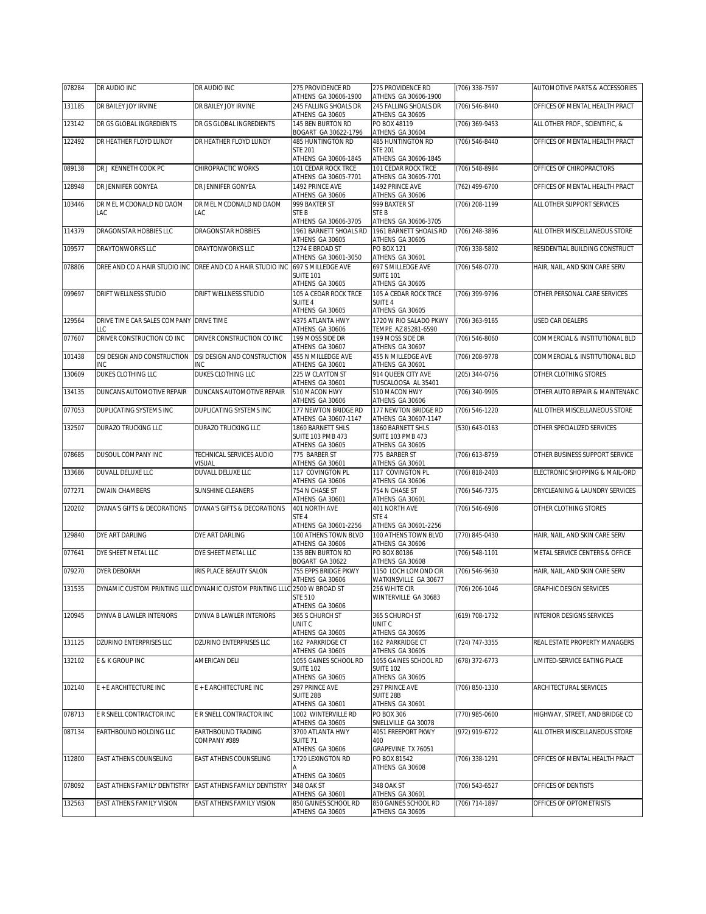| 078284 | DR AUDIO INC | DR AUDIO INC | 275 PROVIDENCE RD ATHENS GA 30606-1900 | 275 PROVIDENCE RD ATHENS GA 30606-1900 | (706) 338-7597 | AUTOMOTIVE PARTS & ACCESSORIES |
|---|---|---|---|---|---|---|
| 131185 | DR BAILEY JOY IRVINE | DR BAILEY JOY IRVINE | 245 FALLING SHOALS DR ATHENS GA 30605 | 245 FALLING SHOALS DR ATHENS GA 30605 | (706) 546-8440 | OFFICES OF MENTAL HEALTH PRACT |
| 123142 | DR GS GLOBAL INGREDIENTS | DR GS GLOBAL INGREDIENTS | 145 BEN BURTON RD BOGART GA 30622-1796 | PO BOX 48119 ATHENS GA 30604 | (706) 369-9453 | ALL OTHER PROF., SCIENTIFIC, & |
| 122492 | DR HEATHER FLOYD LUNDY | DR HEATHER FLOYD LUNDY | 485 HUNTINGTON RD STE 201 ATHENS GA 30606-1845 | 485 HUNTINGTON RD STE 201 ATHENS GA 30606-1845 | (706) 546-8440 | OFFICES OF MENTAL HEALTH PRACT |
| 089138 | DR J KENNETH COOK PC | CHIROPRACTIC WORKS | 101 CEDAR ROCK TRCE ATHENS GA 30605-7701 | 101 CEDAR ROCK TRCE ATHENS GA 30605-7701 | (706) 548-8984 | OFFICES OF CHIROPRACTORS |
| 128948 | DR JENNIFER GONYEA | DR JENNIFER GONYEA | 1492 PRINCE AVE ATHENS GA 30606 | 1492 PRINCE AVE ATHENS GA 30606 | (762) 499-6700 | OFFICES OF MENTAL HEALTH PRACT |
| 103446 | DR MEL MCDONALD ND DAOM LAC | DR MEL MCDONALD ND DAOM LAC | 999 BAXTER ST STE B ATHENS GA 30606-3705 | 999 BAXTER ST STE B ATHENS GA 30606-3705 | (706) 208-1199 | ALL OTHER SUPPORT SERVICES |
| 114379 | DRAGONSTAR HOBBIES LLC | DRAGONSTAR HOBBIES | 1961 BARNETT SHOALS RD ATHENS GA 30605 | 1961 BARNETT SHOALS RD ATHENS GA 30605 | (706) 248-3896 | ALL OTHER MISCELLANEOUS STORE |
| 109577 | DRAYTONWORKS LLC | DRAYTONWORKS LLC | 1274 E BROAD ST ATHENS GA 30601-3050 | PO BOX 121 ATHENS GA 30601 | (706) 338-5802 | RESIDENTIAL BUILDING CONSTRUCT |
| 078806 | DREE AND CO A HAIR STUDIO INC | DREE AND CO A HAIR STUDIO INC | 697 S MILLEDGE AVE SUITE 101 ATHENS GA 30605 | 697 S MILLEDGE AVE SUITE 101 ATHENS GA 30605 | (706) 548-0770 | HAIR, NAIL, AND SKIN CARE SERV |
| 099697 | DRIFT WELLNESS STUDIO | DRIFT WELLNESS STUDIO | 105 A CEDAR ROCK TRCE SUITE 4 ATHENS GA 30605 | 105 A CEDAR ROCK TRCE SUITE 4 ATHENS GA 30605 | (706) 399-9796 | OTHER PERSONAL CARE SERVICES |
| 129564 | DRIVE TIME CAR SALES COMPANY LLC | DRIVE TIME | 4375 ATLANTA HWY ATHENS GA 30606 | 1720 W RIO SALADO PKWY TEMPE AZ 85281-6590 | (706) 363-9165 | USED CAR DEALERS |
| 077607 | DRIVER CONSTRUCTION CO INC | DRIVER CONSTRUCTION CO INC | 199 MOSS SIDE DR ATHENS GA 30607 | 199 MOSS SIDE DR ATHENS GA 30607 | (706) 546-8060 | COMMERCIAL & INSTITUTIONAL BLD |
| 101438 | DSI DESIGN AND CONSTRUCTION INC | DSI DESIGN AND CONSTRUCTION INC | 455 N MILLEDGE AVE ATHENS GA 30601 | 455 N MILLEDGE AVE ATHENS GA 30601 | (706) 208-9778 | COMMERCIAL & INSTITUTIONAL BLD |
| 130609 | DUKES CLOTHING LLC | DUKES CLOTHING LLC | 225 W CLAYTON ST ATHENS GA 30601 | 914 QUEEN CITY AVE TUSCALOOSA AL 35401 | (205) 344-0756 | OTHER CLOTHING STORES |
| 134135 | DUNCANS AUTOMOTIVE REPAIR | DUNCANS AUTOMOTIVE REPAIR | 510 MACON HWY ATHENS GA 30606 | 510 MACON HWY ATHENS GA 30606 | (706) 340-9905 | OTHER AUTO REPAIR & MAINTENANC |
| 077053 | DUPLICATING SYSTEMS INC | DUPLICATING SYSTEMS INC | 177 NEWTON BRIDGE RD ATHENS GA 30607-1147 | 177 NEWTON BRIDGE RD ATHENS GA 30607-1147 | (706) 546-1220 | ALL OTHER MISCELLANEOUS STORE |
| 132507 | DURAZO TRUCKING LLC | DURAZO TRUCKING LLC | 1860 BARNETT SHLS SUITE 103 PMB 473 ATHENS GA 30605 | 1860 BARNETT SHLS SUITE 103 PMB 473 ATHENS GA 30605 | (530) 643-0163 | OTHER SPECIALIZED SERVICES |
| 078685 | DUSOUL COMPANY INC | TECHNICAL SERVICES AUDIO VISUAL | 775 BARBER ST ATHENS GA 30601 | 775 BARBER ST ATHENS GA 30601 | (706) 613-8759 | OTHER BUSINESS SUPPORT SERVICE |
| 133686 | DUVALL DELUXE LLC | DUVALL DELUXE LLC | 117 COVINGTON PL ATHENS GA 30606 | 117 COVINGTON PL ATHENS GA 30606 | (706) 818-2403 | ELECTRONIC SHOPPING & MAIL-ORD |
| 077271 | DWAIN CHAMBERS | SUNSHINE CLEANERS | 754 N CHASE ST ATHENS GA 30601 | 754 N CHASE ST ATHENS GA 30601 | (706) 546-7375 | DRYCLEANING & LAUNDRY SERVICES |
| 120202 | DYANA'S GIFTS & DECORATIONS | DYANA'S GIFTS & DECORATIONS | 401 NORTH AVE STE 4 ATHENS GA 30601-2256 | 401 NORTH AVE STE 4 ATHENS GA 30601-2256 | (706) 546-6908 | OTHER CLOTHING STORES |
| 129840 | DYE ART DARLING | DYE ART DARLING | 100 ATHENS TOWN BLVD ATHENS GA 30606 | 100 ATHENS TOWN BLVD ATHENS GA 30606 | (770) 845-0430 | HAIR, NAIL, AND SKIN CARE SERV |
| 077641 | DYE SHEET METAL LLC | DYE SHEET METAL LLC | 135 BEN BURTON RD BOGART GA 30622 | PO BOX 80186 ATHENS GA 30608 | (706) 548-1101 | METAL SERVICE CENTERS & OFFICE |
| 079270 | DYER DEBORAH | IRIS PLACE BEAUTY SALON | 755 EPPS BRIDGE PKWY ATHENS GA 30606 | 1150 LOCH LOMOND CIR WATKINSVILLE GA 30677 | (706) 546-9630 | HAIR, NAIL, AND SKIN CARE SERV |
| 131535 | DYNAMIC CUSTOM PRINTING LLLC | DYNAMIC CUSTOM PRINTING LLLC | 2500 W BROAD ST STE 510 ATHENS GA 30606 | 256 WHITE CIR WINTERVILLE GA 30683 | (706) 206-1046 | GRAPHIC DESIGN SERVICES |
| 120945 | DYNVA B LAWLER INTERIORS | DYNVA B LAWLER INTERIORS | 365 S CHURCH ST UNIT C ATHENS GA 30605 | 365 S CHURCH ST UNIT C ATHENS GA 30605 | (619) 708-1732 | INTERIOR DESIGNS SERVICES |
| 131125 | DZURINO ENTERPRISES LLC | DZURINO ENTERPRISES LLC | 162 PARKRIDGE CT ATHENS GA 30605 | 162 PARKRIDGE CT ATHENS GA 30605 | (724) 747-3355 | REAL ESTATE PROPERTY MANAGERS |
| 132102 | E & K GROUP INC | AMERICAN DELI | 1055 GAINES SCHOOL RD SUITE 102 ATHENS GA 30605 | 1055 GAINES SCHOOL RD SUITE 102 ATHENS GA 30605 | (678) 372-6773 | LIMITED-SERVICE EATING PLACE |
| 102140 | E + E ARCHITECTURE INC | E + E ARCHITECTURE INC | 297 PRINCE AVE SUITE 28B ATHENS GA 30601 | 297 PRINCE AVE SUITE 28B ATHENS GA 30601 | (706) 850-1330 | ARCHITECTURAL SERVICES |
| 078713 | E R SNELL CONTRACTOR INC | E R SNELL CONTRACTOR INC | 1002 WINTERVILLE RD ATHENS GA 30605 | PO BOX 306 SNELLVILLE GA 30078 | (770) 985-0600 | HIGHWAY, STREET, AND BRIDGE CO |
| 087134 | EARTHBOUND HOLDING LLC | EARTHBOUND TRADING COMPANY #389 | 3700 ATLANTA HWY SUITE 71 ATHENS GA 30606 | 4051 FREEPORT PKWY 400 GRAPEVINE TX 76051 | (972) 919-6722 | ALL OTHER MISCELLANEOUS STORE |
| 112800 | EAST ATHENS COUNSELING | EAST ATHENS COUNSELING | 1720 LEXINGTON RD A ATHENS GA 30605 | PO BOX 81542 ATHENS GA 30608 | (706) 338-1291 | OFFICES OF MENTAL HEALTH PRACT |
| 078092 | EAST ATHENS FAMILY DENTISTRY | EAST ATHENS FAMILY DENTISTRY | 348 OAK ST ATHENS GA 30601 | 348 OAK ST ATHENS GA 30601 | (706) 543-6527 | OFFICES OF DENTISTS |
| 132563 | EAST ATHENS FAMILY VISION | EAST ATHENS FAMILY VISION | 850 GAINES SCHOOL RD ATHENS GA 30605 | 850 GAINES SCHOOL RD ATHENS GA 30605 | (706) 714-1897 | OFFICES OF OPTOMETRISTS |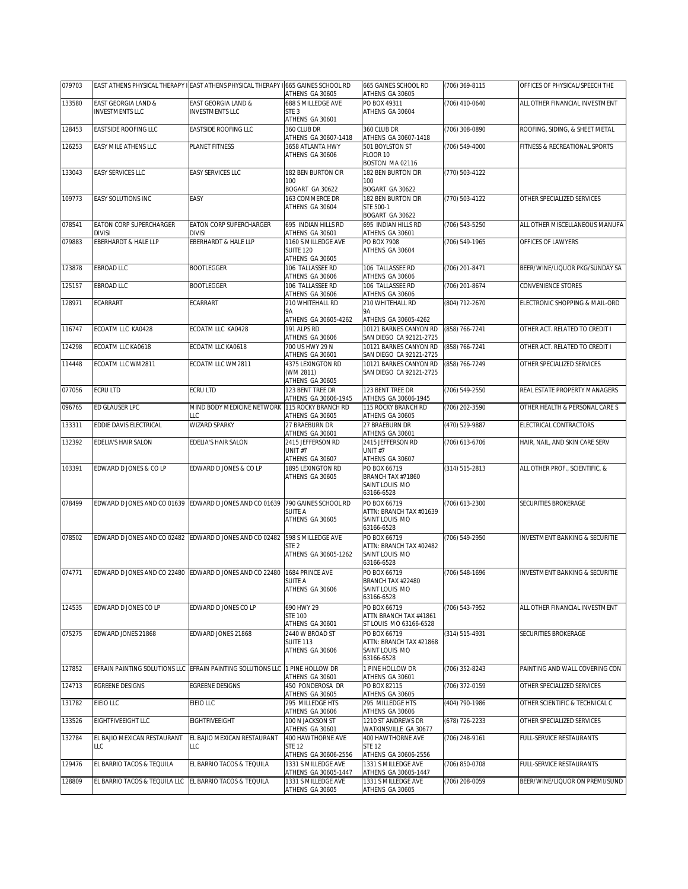| 079703 | EAST ATHENS PHYSICAL THERAPY I | EAST ATHENS PHYSICAL THERAPY I | 665 GAINES SCHOOL RD ATHENS GA 30605 | 665 GAINES SCHOOL RD ATHENS GA 30605 | (706) 369-8115 | OFFICES OF PHYSICAL/SPEECH THE |
|---|---|---|---|---|---|---|
| 133580 | EAST GEORGIA LAND & INVESTMENTS LLC | EAST GEORGIA LAND & INVESTMENTS LLC | 688 S MILLEDGE AVE STE 3 ATHENS GA 30601 | PO BOX 49311 ATHENS GA 30604 | (706) 410-0640 | ALL OTHER FINANCIAL INVESTMENT |
| 128453 | EASTSIDE ROOFING LLC | EASTSIDE ROOFING LLC | 360 CLUB DR ATHENS GA 30607-1418 | 360 CLUB DR ATHENS GA 30607-1418 | (706) 308-0890 | ROOFING, SIDING, & SHEET METAL |
| 126253 | EASY MILE ATHENS LLC | PLANET FITNESS | 3658 ATLANTA HWY ATHENS GA 30606 | 501 BOYLSTON ST FLOOR 10 BOSTON MA 02116 | (706) 549-4000 | FITNESS & RECREATIONAL SPORTS |
| 133043 | EASY SERVICES LLC | EASY SERVICES LLC | 182 BEN BURTON CIR 100 BOGART GA 30622 | 182 BEN BURTON CIR 100 BOGART GA 30622 | (770) 503-4122 | |
| 109773 | EASY SOLUTIONS INC | EASY | 163 COMMERCE DR ATHENS GA 30604 | 182 BEN BURTON CIR STE 500-1 BOGART GA 30622 | (770) 503-4122 | OTHER SPECIALIZED SERVICES |
| 078541 | EATON CORP SUPERCHARGER DIVISI | EATON CORP SUPERCHARGER DIVISI | 695 INDIAN HILLS RD ATHENS GA 30601 | 695 INDIAN HILLS RD ATHENS GA 30601 | (706) 543-5250 | ALL OTHER MISCELLANEOUS MANUFA |
| 079883 | EBERHARDT & HALE LLP | EBERHARDT & HALE LLP | 1160 S MILLEDGE AVE SUITE 120 ATHENS GA 30605 | PO BOX 7908 ATHENS GA 30604 | (706) 549-1965 | OFFICES OF LAWYERS |
| 123878 | EBROAD LLC | BOOTLEGGER | 106 TALLASSEE RD ATHENS GA 30606 | 106 TALLASSEE RD ATHENS GA 30606 | (706) 201-8471 | BEER/WINE/LIQUOR PKG/SUNDAY SA |
| 125157 | EBROAD LLC | BOOTLEGGER | 106 TALLASSEE RD ATHENS GA 30606 | 106 TALLASSEE RD ATHENS GA 30606 | (706) 201-8674 | CONVENIENCE STORES |
| 128971 | ECARRART | ECARRART | 210 WHITEHALL RD 9A ATHENS GA 30605-4262 | 210 WHITEHALL RD 9A ATHENS GA 30605-4262 | (804) 712-2670 | ELECTRONIC SHOPPING & MAIL-ORD |
| 116747 | ECOATM LLC KA0428 | ECOATM LLC KA0428 | 191 ALPS RD ATHENS GA 30606 | 10121 BARNES CANYON RD SAN DIEGO CA 92121-2725 | (858) 766-7241 | OTHER ACT. RELATED TO CREDIT I |
| 124298 | ECOATM LLC KA0618 | ECOATM LLC KA0618 | 700 US HWY 29 N ATHENS GA 30601 | 10121 BARNES CANYON RD SAN DIEGO CA 92121-2725 | (858) 766-7241 | OTHER ACT. RELATED TO CREDIT I |
| 114448 | ECOATM LLC WM2811 | ECOATM LLC WM2811 | 4375 LEXINGTON RD (WM 2811) ATHENS GA 30605 | 10121 BARNES CANYON RD SAN DIEGO CA 92121-2725 | (858) 766-7249 | OTHER SPECIALIZED SERVICES |
| 077056 | ECRU LTD | ECRU LTD | 123 BENT TREE DR ATHENS GA 30606-1945 | 123 BENT TREE DR ATHENS GA 30606-1945 | (706) 549-2550 | REAL ESTATE PROPERTY MANAGERS |
| 096765 | ED GLAUSER LPC | MIND BODY MEDICINE NETWORK LLC | 115 ROCKY BRANCH RD ATHENS GA 30605 | 115 ROCKY BRANCH RD ATHENS GA 30605 | (706) 202-3590 | OTHER HEALTH & PERSONAL CARE S |
| 133311 | EDDIE DAVIS ELECTRICAL | WIZARD SPARKY | 27 BRAEBURN DR ATHENS GA 30601 | 27 BRAEBURN DR ATHENS GA 30601 | (470) 529-9887 | ELECTRICAL CONTRACTORS |
| 132392 | EDELIA'S HAIR SALON | EDELIA'S HAIR SALON | 2415 JEFFERSON RD UNIT #7 ATHENS GA 30607 | 2415 JEFFERSON RD UNIT #7 ATHENS GA 30607 | (706) 613-6706 | HAIR, NAIL, AND SKIN CARE SERV |
| 103391 | EDWARD D JONES & CO LP | EDWARD D JONES & CO LP | 1895 LEXINGTON RD ATHENS GA 30605 | PO BOX 66719 BRANCH TAX #71860 SAINT LOUIS MO 63166-6528 | (314) 515-2813 | ALL OTHER PROF., SCIENTIFIC, & |
| 078499 | EDWARD D JONES AND CO 01639 | EDWARD D JONES AND CO 01639 | 790 GAINES SCHOOL RD SUITE A ATHENS GA 30605 | PO BOX 66719 ATTN: BRANCH TAX #01639 SAINT LOUIS MO 63166-6528 | (706) 613-2300 | SECURITIES BROKERAGE |
| 078502 | EDWARD D JONES AND CO 02482 | EDWARD D JONES AND CO 02482 | 598 S MILLEDGE AVE STE 2 ATHENS GA 30605-1262 | PO BOX 66719 ATTN: BRANCH TAX #02482 SAINT LOUIS MO 63166-6528 | (706) 549-2950 | INVESTMENT BANKING & SECURITIE |
| 074771 | EDWARD D JONES AND CO 22480 | EDWARD D JONES AND CO 22480 | 1684 PRINCE AVE SUITE A ATHENS GA 30606 | PO BOX 66719 BRANCH TAX #22480 SAINT LOUIS MO 63166-6528 | (706) 548-1696 | INVESTMENT BANKING & SECURITIE |
| 124535 | EDWARD D JONES CO LP | EDWARD D JONES CO LP | 690 HWY 29 STE 100 ATHENS GA 30601 | PO BOX 66719 ATTN BRANCH TAX #41861 ST LOUIS MO 63166-6528 | (706) 543-7952 | ALL OTHER FINANCIAL INVESTMENT |
| 075275 | EDWARD JONES 21868 | EDWARD JONES 21868 | 2440 W BROAD ST SUITE 113 ATHENS GA 30606 | PO BOX 66719 ATTN: BRANCH TAX #21868 SAINT LOUIS MO 63166-6528 | (314) 515-4931 | SECURITIES BROKERAGE |
| 127852 | EFRAIN PAINTING SOLUTIONS LLC | EFRAIN PAINTING SOLUTIONS LLC | 1 PINE HOLLOW DR ATHENS GA 30601 | 1 PINE HOLLOW DR ATHENS GA 30601 | (706) 352-8243 | PAINTING AND WALL COVERING CON |
| 124713 | EGREENE DESIGNS | EGREENE DESIGNS | 450 PONDEROSA DR ATHENS GA 30605 | PO BOX 82115 ATHENS GA 30605 | (706) 372-0159 | OTHER SPECIALIZED SERVICES |
| 131782 | EIEIO LLC | EIEIO LLC | 295 MILLEDGE HTS ATHENS GA 30606 | 295 MILLEDGE HTS ATHENS GA 30606 | (404) 790-1986 | OTHER SCIENTIFIC & TECHNICAL C |
| 133526 | EIGHTFIVEEIGHT LLC | EIGHTFIVEEIGHT | 100 N JACKSON ST ATHENS GA 30601 | 1210 ST ANDREWS DR WATKINSVILLE GA 30677 | (678) 726-2233 | OTHER SPECIALIZED SERVICES |
| 132784 | EL BAJIO MEXICAN RESTAURANT LLC | EL BAJIO MEXICAN RESTAURANT LLC | 400 HAWTHORNE AVE STE 12 ATHENS GA 30606-2556 | 400 HAWTHORNE AVE STE 12 ATHENS GA 30606-2556 | (706) 248-9161 | FULL-SERVICE RESTAURANTS |
| 129476 | EL BARRIO TACOS & TEQUILA | EL BARRIO TACOS & TEQUILA | 1331 S MILLEDGE AVE ATHENS GA 30605-1447 | 1331 S MILLEDGE AVE ATHENS GA 30605-1447 | (706) 850-0708 | FULL-SERVICE RESTAURANTS |
| 128809 | EL BARRIO TACOS & TEQUILA LLC | EL BARRIO TACOS & TEQUILA | 1331 S MILLEDGE AVE ATHENS GA 30605 | 1331 S MILLEDGE AVE ATHENS GA 30605 | (706) 208-0059 | BEER/WINE/LIQUOR ON PREMI/SUND |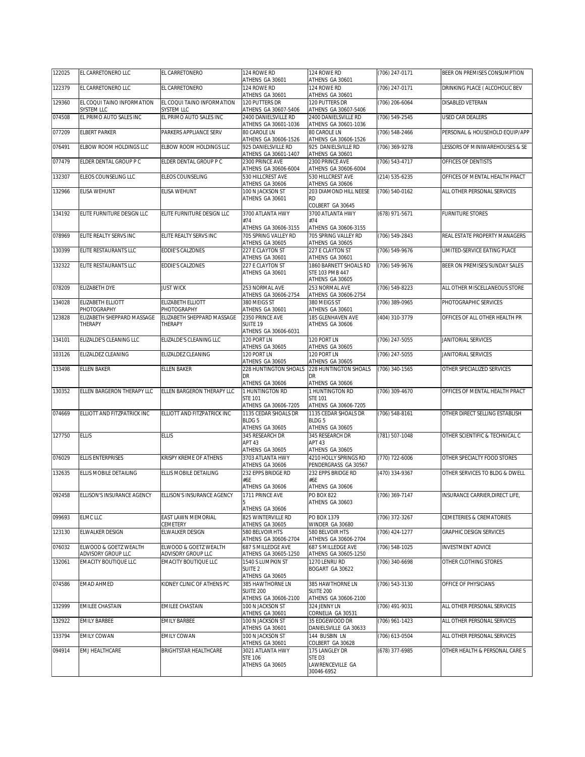| | | | | | | |
|---|---|---|---|---|---|---|
| 122025 | EL CARRETONERO LLC | EL CARRETONERO | 124 ROWE RD ATHENS GA 30601 | 124 ROWE RD ATHENS GA 30601 | (706) 247-0171 | BEER ON PREMISES CONSUMPTION |
| 122379 | EL CARRETONERO LLC | EL CARRETONERO | 124 ROWE RD ATHENS GA 30601 | 124 ROWE RD ATHENS GA 30601 | (706) 247-0171 | DRINKING PLACE ( ALCOHOLIC BEV |
| 129360 | EL COQUI TAINO INFORMATION SYSTEM LLC | EL COQUI TAINO INFORMATION SYSTEM LLC | 120 PUTTERS DR ATHENS GA 30607-5406 | 120 PUTTERS DR ATHENS GA 30607-5406 | (706) 206-6064 | DISABLED VETERAN |
| 074508 | EL PRIMO AUTO SALES INC | EL PRIMO AUTO SALES INC | 2400 DANIELSVILLE RD ATHENS GA 30601-1036 | 2400 DANIELSVILLE RD ATHENS GA 30601-1036 | (706) 549-2545 | USED CAR DEALERS |
| 077209 | ELBERT PARKER | PARKERS APPLIANCE SERV | 80 CAROLE LN ATHENS GA 30606-1526 | 80 CAROLE LN ATHENS GA 30606-1526 | (706) 548-2466 | PERSONAL & HOUSEHOLD EQUIP/APP |
| 076491 | ELBOW ROOM HOLDINGS LLC | ELBOW ROOM HOLDINGS LLC | 925 DANIELSVILLE RD ATHENS GA 30601-1407 | 925 DANIELSVILLE RD ATHENS GA 30601 | (706) 369-9278 | LESSORS OF MINIWAREHOUSES & SE |
| 077479 | ELDER DENTAL GROUP P C | ELDER DENTAL GROUP P C | 2300 PRINCE AVE ATHENS GA 30606-6004 | 2300 PRINCE AVE ATHENS GA 30606-6004 | (706) 543-4717 | OFFICES OF DENTISTS |
| 132307 | ELEOS COUNSELING LLC | ELEOS COUNSELING | 530 HILLCREST AVE ATHENS GA 30606 | 530 HILLCREST AVE ATHENS GA 30606 | (214) 535-6235 | OFFICES OF MENTAL HEALTH PRACT |
| 132966 | ELISA WEHUNT | ELISA WEHUNT | 100 N JACKSON ST ATHENS GA 30601 | 203 DIAMOND HILL NEESE RD COLBERT GA 30645 | (706) 540-0162 | ALL OTHER PERSONAL SERVICES |
| 134192 | ELITE FURNITURE DESIGN LLC | ELITE FURNITURE DESIGN LLC | 3700 ATLANTA HWY #74 ATHENS GA 30606-3155 | 3700 ATLANTA HWY #74 ATHENS GA 30606-3155 | (678) 971-5671 | FURNITURE STORES |
| 078969 | ELITE REALTY SERVS INC | ELITE REALTY SERVS INC | 705 SPRING VALLEY RD ATHENS GA 30605 | 705 SPRING VALLEY RD ATHENS GA 30605 | (706) 549-2843 | REAL ESTATE PROPERTY MANAGERS |
| 130399 | ELITE RESTAURANTS LLC | EDDIE'S CALZONES | 227 E CLAYTON ST ATHENS GA 30601 | 227 E CLAYTON ST ATHENS GA 30601 | (706) 549-9676 | LIMITED-SERVICE EATING PLACE |
| 132322 | ELITE RESTAURANTS LLC | EDDIE'S CALZONES | 227 E CLAYTON ST ATHENS GA 30601 | 1860 BARNETT SHOALS RD STE 103 PMB 447 ATHENS GA 30605 | (706) 549-9676 | BEER ON PREMISES/SUNDAY SALES |
| 078209 | ELIZABETH DYE | JUST WICK | 253 NORMAL AVE ATHENS GA 30606-2754 | 253 NORMAL AVE ATHENS GA 30606-2754 | (706) 549-8223 | ALL OTHER MISCELLANEOUS STORE |
| 134028 | ELIZABETH ELLIOTT PHOTOGRAPHY | ELIZABETH ELLIOTT PHOTOGRAPHY | 380 MEIGS ST ATHENS GA 30601 | 380 MEIGS ST ATHENS GA 30601 | (706) 389-0965 | PHOTOGRAPHIC SERVICES |
| 123828 | ELIZABETH SHEPPARD MASSAGE THERAPY | ELIZABETH SHEPPARD MASSAGE THERAPY | 2350 PRINCE AVE SUITE 19 ATHENS GA 30606-6031 | 185 GLENHAVEN AVE ATHENS GA 30606 | (404) 310-3779 | OFFICES OF ALL OTHER HEALTH PR |
| 134101 | ELIZALDE'S CLEANING LLC | ELIZALDE'S CLEANING LLC | 120 PORT LN ATHENS GA 30605 | 120 PORT LN ATHENS GA 30605 | (706) 247-5055 | JANITORIAL SERVICES |
| 103126 | ELIZALDEZ CLEANING | ELIZALDEZ CLEANING | 120 PORT LN ATHENS GA 30605 | 120 PORT LN ATHENS GA 30605 | (706) 247-5055 | JANITORIAL SERVICES |
| 133498 | ELLEN BAKER | ELLEN BAKER | 228 HUNTINGTON SHOALS DR ATHENS GA 30606 | 228 HUNTINGTON SHOALS DR ATHENS GA 30606 | (706) 340-1565 | OTHER SPECIALIZED SERVICES |
| 130352 | ELLEN BARGERON THERAPY LLC | ELLEN BARGERON THERAPY LLC | 1 HUNTINGTON RD STE 101 ATHENS GA 30606-7205 | 1 HUNTINGTON RD STE 101 ATHENS GA 30606-7205 | (706) 309-4670 | OFFICES OF MENTAL HEALTH PRACT |
| 074669 | ELLIOTT AND FITZPATRICK INC | ELLIOTT AND FITZPATRICK INC | 1135 CEDAR SHOALS DR BLDG 5 ATHENS GA 30605 | 1135 CEDAR SHOALS DR BLDG 5 ATHENS GA 30605 | (706) 548-8161 | OTHER DIRECT SELLING ESTABLISH |
| 127750 | ELLIS | ELLIS | 345 RESEARCH DR APT 43 ATHENS GA 30605 | 345 RESEARCH DR APT 43 ATHENS GA 30605 | (781) 507-1048 | OTHER SCIENTIFIC & TECHNICAL C |
| 076029 | ELLIS ENTERPRISES | KRISPY KREME OF ATHENS | 3703 ATLANTA HWY ATHENS GA 30606 | 4210 HOLLY SPRINGS RD PENDERGRASS GA 30567 | (770) 722-6006 | OTHER SPECIALTY FOOD STORES |
| 132635 | ELLIS MOBILE DETAILING | ELLIS MOBILE DETAILING | 232 EPPS BRIDGE RD #6E ATHENS GA 30606 | 232 EPPS BRIDGE RD #6E ATHENS GA 30606 | (470) 334-9367 | OTHER SERVICES TO BLDG & DWELL |
| 092458 | ELLISON'S INSURANCE AGENCY | ELLISON'S INSURANCE AGENCY | 1711 PRINCE AVE 5 ATHENS GA 30606 | PO BOX 822 ATHENS GA 30603 | (706) 369-7147 | INSURANCE CARRIER,DIRECT LIFE, |
| 099693 | ELMC LLC | EAST LAWN MEMORIAL CEMETERY | 825 WINTERVILLE RD ATHENS GA 30605 | PO BOX 1379 WINDER GA 30680 | (706) 372-3267 | CEMETERIES & CREMATORIES |
| 123130 | ELWALKER DESIGN | ELWALKER DESIGN | 580 BELVOIR HTS ATHENS GA 30606-2704 | 580 BELVOIR HTS ATHENS GA 30606-2704 | (706) 424-1277 | GRAPHIC DESIGN SERVICES |
| 076032 | ELWOOD & GOETZ WEALTH ADVISORY GROUP LLC | ELWOOD & GOETZ WEALTH ADVISORY GROUP LLC | 687 S MILLEDGE AVE ATHENS GA 30605-1250 | 687 S MILLEDGE AVE ATHENS GA 30605-1250 | (706) 548-1025 | INVESTMENT ADVICE |
| 132061 | EMACITY BOUTIQUE LLC | EMACITY BOUTIQUE LLC | 1540 S LUMPKIN ST SUITE 2 ATHENS GA 30605 | 1270 LENRU RD BOGART GA 30622 | (706) 340-6698 | OTHER CLOTHING STORES |
| 074586 | EMAD AHMED | KIDNEY CLINIC OF ATHENS PC | 385 HAWTHORNE LN SUITE 200 ATHENS GA 30606-2100 | 385 HAWTHORNE LN SUITE 200 ATHENS GA 30606-2100 | (706) 543-3130 | OFFICE OF PHYSICIANS |
| 132999 | EMILEE CHASTAIN | EMILEE CHASTAIN | 100 N JACKSON ST ATHENS GA 30601 | 324 JENNY LN CORNELIA GA 30531 | (706) 491-9031 | ALL OTHER PERSONAL SERVICES |
| 132922 | EMILY BARBEE | EMILY BARBEE | 100 N JACKSON ST ATHENS GA 30601 | 35 EDGEWOOD DR DANIELSVILLE GA 30633 | (706) 961-1423 | ALL OTHER PERSONAL SERVICES |
| 133794 | EMILY COWAN | EMILY COWAN | 100 N JACKSON ST ATHENS GA 30601 | 144 BUSBIN LN COLBERT GA 30628 | (706) 613-0504 | ALL OTHER PERSONAL SERVICES |
| 094914 | EMJ HEALTHCARE | BRIGHTSTAR HEALTHCARE | 3021 ATLANTA HWY STE 106 ATHENS GA 30605 | 175 LANGLEY DR STE D3 LAWRENCEVILLE GA 30046-6952 | (678) 377-6985 | OTHER HEALTH & PERSONAL CARE S |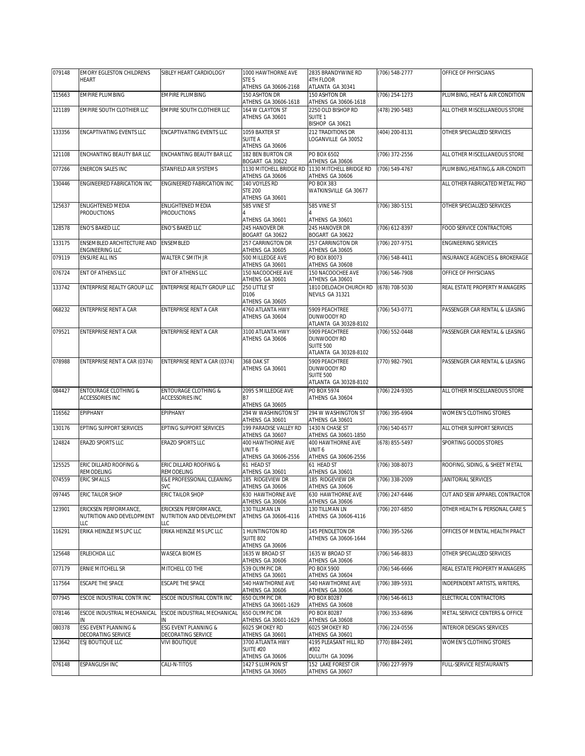| 079148 | EMORY EGLESTON CHILDRENS HEART | SIBLEY HEART CARDIOLOGY | 1000 HAWTHORNE AVE STE S ATHENS GA 30606-2168 | 2835 BRANDYWINE RD 4TH FLOOR ATLANTA GA 30341 | (706) 548-2777 | OFFICE OF PHYSICIANS |
|---|---|---|---|---|---|---|
| 115663 | EMPIRE PLUMBING | EMPIRE PLUMBING | 150 ASHTON DR ATHENS GA 30606-1618 | 150 ASHTON DR ATHENS GA 30606-1618 | (706) 254-1273 | PLUMBING, HEAT & AIR CONDITION |
| 121189 | EMPIRE SOUTH CLOTHIER LLC | EMPIRE SOUTH CLOTHIER LLC | 164 W CLAYTON ST ATHENS GA 30601 | 2250 OLD BISHOP RD SUITE 1 BISHOP GA 30621 | (478) 290-5483 | ALL OTHER MISCELLANEOUS STORE |
| 133356 | ENCAPTIVATING EVENTS LLC | ENCAPTIVATING EVENTS LLC | 1059 BAXTER ST SUITE A ATHENS GA 30606 | 212 TRADITIONS DR LOGANVILLE GA 30052 | (404) 200-8131 | OTHER SPECIALIZED SERVICES |
| 121108 | ENCHANTING BEAUTY BAR LLC | ENCHANTING BEAUTY BAR LLC | 182 BEN BURTON CIR BOGART GA 30622 | PO BOX 6502 ATHENS GA 30606 | (706) 372-2556 | ALL OTHER MISCELLANEOUS STORE |
| 077266 | ENERCON SALES INC | STANFIELD AIR SYSTEMS | 1130 MITCHELL BRIDGE RD ATHENS GA 30606 | 1130 MITCHELL BRIDGE RD ATHENS GA 30606 | (706) 549-4767 | PLUMBING,HEATING,& AIR-CONDITI |
| 130446 | ENGINEERED FABRICATION INC | ENGINEERED FABRICATION INC | 140 VOYLES RD STE 200 ATHENS GA 30601 | PO BOX 383 WATKINSVILLE GA 30677 | | ALL OTHER FABRICATED METAL PRO |
| 125637 | ENLIGHTENED MEDIA PRODUCTIONS | ENLIGHTENED MEDIA PRODUCTIONS | 585 VINE ST 4 ATHENS GA 30601 | 585 VINE ST 4 ATHENS GA 30601 | (706) 380-5151 | OTHER SPECIALIZED SERVICES |
| 128578 | ENO'S BAKED LLC | ENO'S BAKED LLC | 245 HANOVER DR BOGART GA 30622 | 245 HANOVER DR BOGART GA 30622 | (706) 612-8397 | FOOD SERVICE CONTRACTORS |
| 133175 | ENSEMBLED ARCHITECTURE AND ENGINEERING LLC | ENSEMBLED | 257 CARRINGTON DR ATHENS GA 30605 | 257 CARRINGTON DR ATHENS GA 30605 | (706) 207-9751 | ENGINEERING SERVICES |
| 079119 | ENSURE ALL INS | WALTER C SMITH JR | 500 MILLEDGE AVE ATHENS GA 30601 | PO BOX 80073 ATHENS GA 30608 | (706) 548-4411 | INSURANCE AGENCIES & BROKERAGE |
| 076724 | ENT OF ATHENS LLC | ENT OF ATHENS LLC | 150 NACOOCHEE AVE ATHENS GA 30601 | 150 NACOOCHEE AVE ATHENS GA 30601 | (706) 546-7908 | OFFICE OF PHYSICIANS |
| 133742 | ENTERPRISE REALTY GROUP LLC | ENTERPRISE REALTY GROUP LLC | 250 LITTLE ST D106 ATHENS GA 30605 | 1810 DELOACH CHURCH RD NEVILS GA 31321 | (678) 708-5030 | REAL ESTATE PROPERTY MANAGERS |
| 068232 | ENTERPRISE RENT A CAR | ENTERPRISE RENT A CAR | 4760 ATLANTA HWY ATHENS GA 30604 | 5909 PEACHTREE DUNWOODY RD ATLANTA GA 30328-8102 | (706) 543-0771 | PASSENGER CAR RENTAL & LEASING |
| 079521 | ENTERPRISE RENT A CAR | ENTERPRISE RENT A CAR | 3100 ATLANTA HWY ATHENS GA 30606 | 5909 PEACHTREE DUNWOODY RD SUITE 500 ATLANTA GA 30328-8102 | (706) 552-0448 | PASSENGER CAR RENTAL & LEASING |
| 078988 | ENTERPRISE RENT A CAR (0374) | ENTERPRISE RENT A CAR (0374) | 368 OAK ST ATHENS GA 30601 | 5909 PEACHTREE DUNWOODY RD SUITE 500 ATLANTA GA 30328-8102 | (770) 982-7901 | PASSENGER CAR RENTAL & LEASING |
| 084427 | ENTOURAGE CLOTHING & ACCESSORIES INC | ENTOURAGE CLOTHING & ACCESSORIES INC | 2095 S MILLEDGE AVE B7 ATHENS GA 30605 | PO BOX 5974 ATHENS GA 30604 | (706) 224-9305 | ALL OTHER MISCELLANEOUS STORE |
| 116562 | EPIPHANY | EPIPHANY | 294 W WASHINGTON ST ATHENS GA 30601 | 294 W WASHINGTON ST ATHENS GA 30601 | (706) 395-6904 | WOMEN'S CLOTHING STORES |
| 130176 | EPTING SUPPORT SERVICES | EPTING SUPPORT SERVICES | 199 PARADISE VALLEY RD ATHENS GA 30607 | 1430 N CHASE ST ATHENS GA 30601-1850 | (706) 540-6577 | ALL OTHER SUPPORT SERVICES |
| 124824 | ERAZO SPORTS LLC | ERAZO SPORTS LLC | 400 HAWTHORNE AVE UNIT 6 ATHENS GA 30606-2556 | 400 HAWTHORNE AVE UNIT 6 ATHENS GA 30606-2556 | (678) 855-5497 | SPORTING GOODS STORES |
| 125525 | ERIC DILLARD ROOFING & REMODELING | ERIC DILLARD ROOFING & REMODELING | 61 HEAD ST ATHENS GA 30601 | 61 HEAD ST ATHENS GA 30601 | (706) 308-8073 | ROOFING, SIDING, & SHEET METAL |
| 074559 | ERIC SMALLS | E&E PROFESSIONAL CLEANING SVC | 185 RIDGEVIEW DR ATHENS GA 30606 | 185 RIDGEVIEW DR ATHENS GA 30606 | (706) 338-2009 | JANITORIAL SERVICES |
| 097445 | ERIC TAILOR SHOP | ERIC TAILOR SHOP | 630 HAWTHORNE AVE ATHENS GA 30606 | 630 HAWTHORNE AVE ATHENS GA 30606 | (706) 247-6446 | CUT AND SEW APPAREL CONTRACTOR |
| 123901 | ERICKSEN PERFORMANCE, NUTRITION AND DEVELOPMENT LLC | ERICKSEN PERFORMANCE, NUTRITION AND DEVELOPMENT LLC | 130 TILLMAN LN ATHENS GA 30606-4116 | 130 TILLMAN LN ATHENS GA 30606-4116 | (706) 207-6850 | OTHER HEALTH & PERSONAL CARE S |
| 116291 | ERIKA HEINZLE M S LPC LLC | ERIKA HEINZLE M S LPC LLC | 1 HUNTINGTON RD SUITE 802 ATHENS GA 30606 | 145 PENDLETON DR ATHENS GA 30606-1644 | (706) 395-5266 | OFFICES OF MENTAL HEALTH PRACT |
| 125648 | ERLEICHDA LLC | WASECA BIOMES | 1635 W BROAD ST ATHENS GA 30606 | 1635 W BROAD ST ATHENS GA 30606 | (706) 546-8833 | OTHER SPECIALIZED SERVICES |
| 077179 | ERNIE MITCHELL SR | MITCHELL CO THE | 539 OLYMPIC DR ATHENS GA 30601 | PO BOX 5900 ATHENS GA 30604 | (706) 546-6666 | REAL ESTATE PROPERTY MANAGERS |
| 117564 | ESCAPE THE SPACE | ESCAPE THE SPACE | 540 HAWTHORNE AVE ATHENS GA 30606 | 540 HAWTHORNE AVE ATHENS GA 30606 | (706) 389-5931 | INDEPENDENT ARTISTS, WRITERS, |
| 077945 | ESCOE INDUSTRIAL CONTR INC | ESCOE INDUSTRIAL CONTR INC | 650 OLYMPIC DR ATHENS GA 30601-1629 | PO BOX 80287 ATHENS GA 30608 | (706) 546-6613 | ELECTRICAL CONTRACTORS |
| 078146 | ESCOE INDUSTRIAL MECHANICAL IN | ESCOE INDUSTRIAL MECHANICAL IN | 650 OLYMPIC DR ATHENS GA 30601-1629 | PO BOX 80287 ATHENS GA 30608 | (706) 353-6896 | METAL SERVICE CENTERS & OFFICE |
| 080378 | ESG EVENT PLANNING & DECORATING SERVICE | ESG EVENT PLANNING & DECORATING SERVICE | 6025 SMOKEY RD ATHENS GA 30601 | 6025 SMOKEY RD ATHENS GA 30601 | (706) 224-0556 | INTERIOR DESIGNS SERVICES |
| 123642 | ESJ BOUTIQUE LLC | VIVI BOUTIQUE | 3700 ATLANTA HWY SUITE #20 ATHENS GA 30606 | 4195 PLEASANT HILL RD #302 DULUTH GA 30096 | (770) 884-2491 | WOMEN'S CLOTHING STORES |
| 076148 | ESPANGLISH INC | CALI-N-TITOS | 1427 S LUMPKIN ST ATHENS GA 30605 | 152 LAKE FOREST CIR ATHENS GA 30607 | (706) 227-9979 | FULL-SERVICE RESTAURANTS |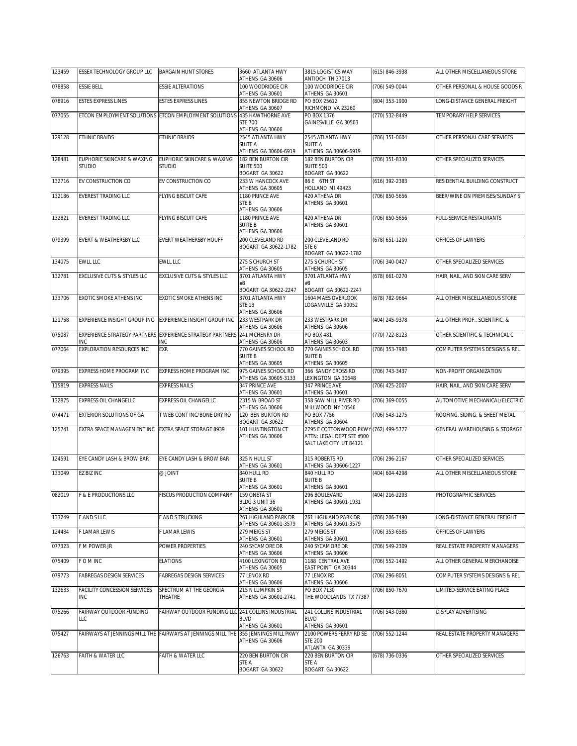| 123459 | ESSEX TECHNOLOGY GROUP LLC | BARGAIN HUNT STORES | 3660 ATLANTA HWY ATHENS GA 30606 | 3815 LOGISTICS WAY ANTIOCH TN 37013 | (615) 846-3938 | ALL OTHER MISCELLANEOUS STORE |
|---|---|---|---|---|---|---|
| 078858 | ESSIE BELL | ESSIE ALTERATIONS | 100 WOODRIDGE CIR ATHENS GA 30601 | 100 WOODRIDGE CIR ATHENS GA 30601 | (706) 549-0044 | OTHER PERSONAL & HOUSE GOODS R |
| 078916 | ESTES EXPRESS LINES | ESTES EXPRESS LINES | 855 NEWTON BRIDGE RD ATHENS GA 30607 | PO BOX 25612 RICHMOND VA 23260 | (804) 353-1900 | LONG-DISTANCE GENERAL FREIGHT |
| 077055 | ETCON EMPLOYMENT SOLUTIONS | ETCON EMPLOYMENT SOLUTIONS | 435 HAWTHORNE AVE STE 700 ATHENS GA 30606 | PO BOX 1376 GAINESVILLE GA 30503 | (770) 532-8449 | TEMPORARY HELP SERVICES |
| 129128 | ETHNIC BRAIDS | ETHNIC BRAIDS | 2545 ATLANTA HWY SUITE A ATHENS GA 30606-6919 | 2545 ATLANTA HWY SUITE A ATHENS GA 30606-6919 | (706) 351-0604 | OTHER PERSONAL CARE SERVICES |
| 128481 | EUPHORIC SKINCARE & WAXING STUDIO | EUPHORIC SKINCARE & WAXING STUDIO | 182 BEN BURTON CIR SUITE 500 BOGART GA 30622 | 182 BEN BURTON CIR SUITE 500 BOGART GA 30622 | (706) 351-8330 | OTHER SPECIALIZED SERVICES |
| 132716 | EV CONSTRUCTION CO | EV CONSTRUCTION CO | 233 W HANCOCK AVE ATHENS GA 30605 | 86 E 6TH ST HOLLAND MI 49423 | (616) 392-2383 | RESIDENTIAL BUILDING CONSTRUCT |
| 132186 | EVEREST TRADING LLC | FLYING BISCUIT CAFE | 1180 PRINCE AVE STE B ATHENS GA 30606 | 420 ATHENA DR ATHENS GA 30601 | (706) 850-5656 | BEER/WINE ON PREMISES/SUNDAY S |
| 132821 | EVEREST TRADING LLC | FLYING BISCUIT CAFE | 1180 PRINCE AVE SUITE B ATHENS GA 30606 | 420 ATHENA DR ATHENS GA 30601 | (706) 850-5656 | FULL-SERVICE RESTAURANTS |
| 079399 | EVERT & WEATHERSBY LLC | EVERT WEATHERSBY HOUFF | 200 CLEVELAND RD BOGART GA 30622-1782 | 200 CLEVELAND RD STE 6 BOGART GA 30622-1782 | (678) 651-1200 | OFFICES OF LAWYERS |
| 134075 | EWLL LLC | EWLL LLC | 275 S CHURCH ST ATHENS GA 30605 | 275 S CHURCH ST ATHENS GA 30605 | (706) 340-0427 | OTHER SPECIALIZED SERVICES |
| 132781 | EXCLUSIVE CUTS & STYLES LLC | EXCLUSIVE CUTS & STYLES LLC | 3701 ATLANTA HWY #8 BOGART GA 30622-2247 | 3701 ATLANTA HWY #8 BOGART GA 30622-2247 | (678) 661-0270 | HAIR, NAIL, AND SKIN CARE SERV |
| 133706 | EXOTIC SMOKE ATHENS INC | EXOTIC SMOKE ATHENS INC | 3701 ATLANTA HWY STE 13 ATHENS GA 30606 | 1604 MAES OVERLOOK LOGANVILLE GA 30052 | (678) 782-9664 | ALL OTHER MISCELLANEOUS STORE |
| 121758 | EXPERIENCE INSIGHT GROUP INC | EXPERIENCE INSIGHT GROUP INC | 233 WESTPARK DR ATHENS GA 30606 | 233 WESTPARK DR ATHENS GA 30606 | (404) 245-9378 | ALL OTHER PROF., SCIENTIFIC, & |
| 075087 | EXPERIENCE STRATEGY PARTNERS INC | EXPERIENCE STRATEGY PARTNERS INC | 241 MCHENRY DR ATHENS GA 30606 | PO BOX 481 ATHENS GA 30603 | (770) 722-8123 | OTHER SCIENTIFIC & TECHNICAL C |
| 077064 | EXPLORATION RESOURCES INC | EXR | 770 GAINES SCHOOL RD SUITE B ATHENS GA 30605 | 770 GAINES SCHOOL RD SUITE B ATHENS GA 30605 | (706) 353-7983 | COMPUTER SYSTEMS DESIGNS & REL |
| 079395 | EXPRESS HOME PROGRAM INC | EXPRESS HOME PROGRAM INC | 975 GAINES SCHOOL RD ATHENS GA 30605-3133 | 366 SANDY CROSS RD LEXINGTON GA 30648 | (706) 743-3437 | NON-PROFIT ORGANIZATION |
| 115819 | EXPRESS NAILS | EXPRESS NAILS | 347 PRINCE AVE ATHENS GA 30601 | 347 PRINCE AVE ATHENS GA 30601 | (706) 425-2007 | HAIR, NAIL, AND SKIN CARE SERV |
| 132875 | EXPRESS OIL CHANGELLC | EXPRESS OIL CHANGELLC | 2315 W BROAD ST ATHENS GA 30606 | 358 SAW MILL RIVER RD MILLWOOD NY 10546 | (706) 369-0055 | AUTOMOTIVE MECHANICAL/ELECTRIC |
| 074471 | EXTERIOR SOLUTIONS OF GA | T WEB CONT INC/BONE DRY RO | 120 BEN BURTON RD BOGART GA 30622 | PO BOX 7756 ATHENS GA 30604 | (706) 543-1275 | ROOFING, SIDING, & SHEET METAL |
| 125741 | EXTRA SPACE MANAGEMENT INC | EXTRA SPACE STORAGE 8939 | 101 HUNTINGTON CT ATHENS GA 30606 | 2795 E COTTONWOOD PKWY ATTN: LEGAL DEPT STE #300 SALT LAKE CITY UT 84121 | (762) 499-5777 | GENERAL WAREHOUSING & STORAGE |
| 124591 | EYE CANDY LASH & BROW BAR | EYE CANDY LASH & BROW BAR | 325 N HULL ST ATHENS GA 30601 | 315 ROBERTS RD ATHENS GA 30606-1227 | (706) 296-2167 | OTHER SPECIALIZED SERVICES |
| 133049 | EZ BIZ INC | @ JOINT | 840 HULL RD SUITE B ATHENS GA 30601 | 840 HULL RD SUITE B ATHENS GA 30601 | (404) 604-4298 | ALL OTHER MISCELLANEOUS STORE |
| 082019 | F & E PRODUCTIONS LLC | FISCUS PRODUCTION COMPANY | 159 ONETA ST BLDG 3 UNIT 36 ATHENS GA 30601 | 296 BOULEVARD ATHENS GA 30601-1931 | (404) 216-2293 | PHOTOGRAPHIC SERVICES |
| 133249 | F AND S LLC | F AND S TRUCKING | 261 HIGHLAND PARK DR ATHENS GA 30601-3579 | 261 HIGHLAND PARK DR ATHENS GA 30601-3579 | (706) 206-7490 | LONG-DISTANCE GENERAL FREIGHT |
| 124484 | F LAMAR LEWIS | F LAMAR LEWIS | 279 MEIGS ST ATHENS GA 30601 | 279 MEIGS ST ATHENS GA 30601 | (706) 353-6585 | OFFICES OF LAWYERS |
| 077323 | F M POWER JR | POWER PROPERTIES | 240 SYCAMORE DR ATHENS GA 30606 | 240 SYCAMORE DR ATHENS GA 30606 | (706) 549-2309 | REAL ESTATE PROPERTY MANAGERS |
| 075409 | F O M INC | ELATIONS | 4100 LEXINGTON RD ATHENS GA 30605 | 1188 CENTRAL AVE EAST POINT GA 30344 | (706) 552-1492 | ALL OTHER GENERAL MERCHANDISE |
| 079773 | FABREGAS DESIGN SERVICES | FABREGAS DESIGN SERVICES | 77 LENOX RD ATHENS GA 30606 | 77 LENOX RD ATHENS GA 30606 | (706) 296-8051 | COMPUTER SYSTEMS DESIGNS & REL |
| 132633 | FACILITY CONCESSION SERVICES INC | SPECTRUM AT THE GEORGIA THEATRE | 215 N LUMPKIN ST ATHENS GA 30601-2741 | PO BOX 7130 THE WOODLANDS TX 77387 | (706) 850-7670 | LIMITED-SERVICE EATING PLACE |
| 075266 | FAIRWAY OUTDOOR FUNDING LLC | FAIRWAY OUTDOOR FUNDING LLC | 241 COLLINS INDUSTRIAL BLVD ATHENS GA 30601 | 241 COLLINS INDUSTRIAL BLVD ATHENS GA 30601 | (706) 543-0380 | DISPLAY ADVERTISING |
| 075427 | FAIRWAYS AT JENNINGS MILL THE | FAIRWAYS AT JENNINGS MILL THE | 355 JENNINGS MILL PKWY ATHENS GA 30606 | 2100 POWERS FERRY RD SE STE 200 ATLANTA GA 30339 | (706) 552-1244 | REAL ESTATE PROPERTY MANAGERS |
| 126763 | FAITH & WATER LLC | FAITH & WATER LLC | 220 BEN BURTON CIR STE A BOGART GA 30622 | 220 BEN BURTON CIR STE A BOGART GA 30622 | (678) 736-0336 | OTHER SPECIALIZED SERVICES |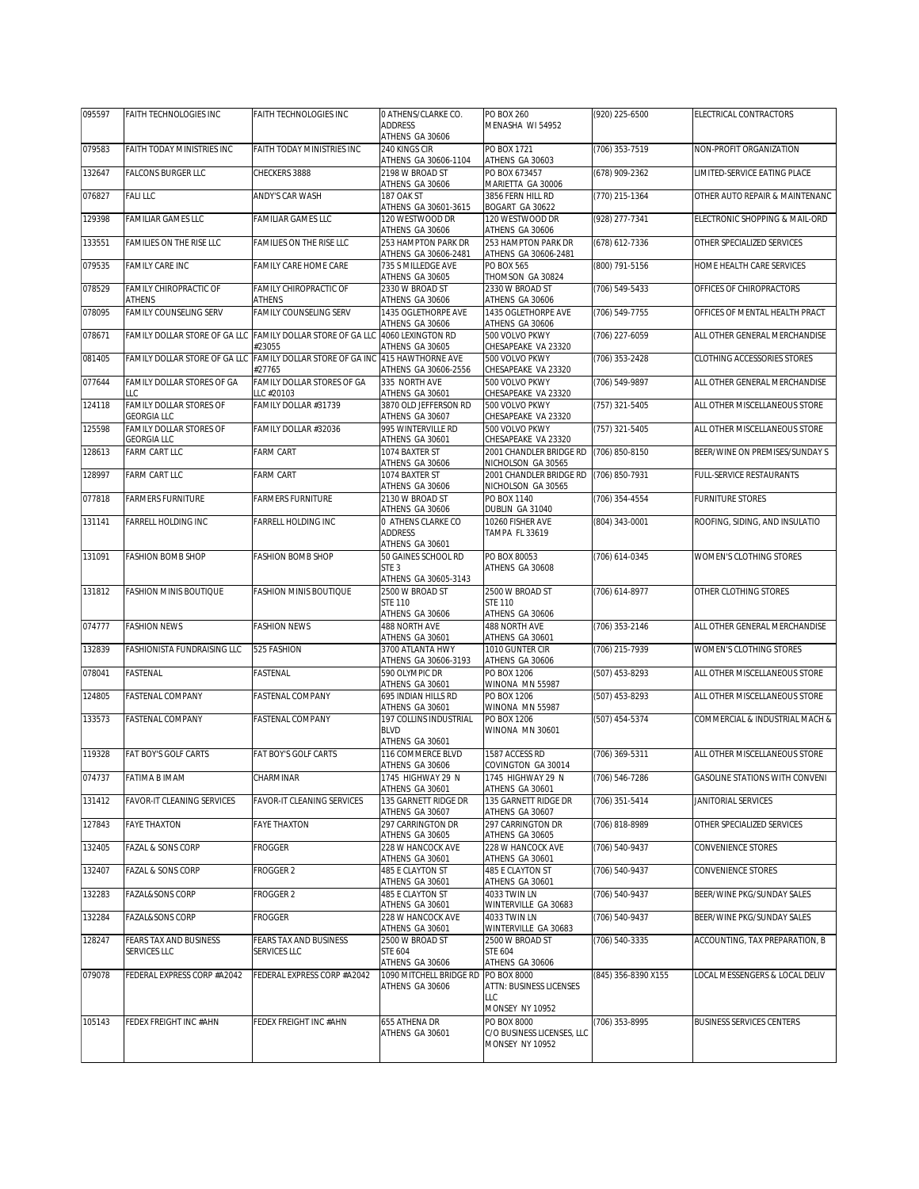| | | | | | | |
|---|---|---|---|---|---|---|
| 095597 | FAITH TECHNOLOGIES INC | FAITH TECHNOLOGIES INC | 0 ATHENS/CLARKE CO. ADDRESS ATHENS GA 30606 | PO BOX 260 MENASHA WI 54952 | (920) 225-6500 | ELECTRICAL CONTRACTORS |
| 079583 | FAITH TODAY MINISTRIES INC | FAITH TODAY MINISTRIES INC | 240 KINGS CIR ATHENS GA 30606-1104 | PO BOX 1721 ATHENS GA 30603 | (706) 353-7519 | NON-PROFIT ORGANIZATION |
| 132647 | FALCONS BURGER LLC | CHECKERS 3888 | 2198 W BROAD ST ATHENS GA 30606 | PO BOX 673457 MARIETTA GA 30006 | (678) 909-2362 | LIMITED-SERVICE EATING PLACE |
| 076827 | FALI LLC | ANDY'S CAR WASH | 187 OAK ST ATHENS GA 30601-3615 | 3856 FERN HILL RD BOGART GA 30622 | (770) 215-1364 | OTHER AUTO REPAIR & MAINTENANC |
| 129398 | FAMILIAR GAMES LLC | FAMILIAR GAMES LLC | 120 WESTWOOD DR ATHENS GA 30606 | 120 WESTWOOD DR ATHENS GA 30606 | (928) 277-7341 | ELECTRONIC SHOPPING & MAIL-ORD |
| 133551 | FAMILIES ON THE RISE LLC | FAMILIES ON THE RISE LLC | 253 HAMPTON PARK DR ATHENS GA 30606-2481 | 253 HAMPTON PARK DR ATHENS GA 30606-2481 | (678) 612-7336 | OTHER SPECIALIZED SERVICES |
| 079535 | FAMILY CARE INC | FAMILY CARE HOME CARE | 735 S MILLEDGE AVE ATHENS GA 30605 | PO BOX 565 THOMSON GA 30824 | (800) 791-5156 | HOME HEALTH CARE SERVICES |
| 078529 | FAMILY CHIROPRACTIC OF ATHENS | FAMILY CHIROPRACTIC OF ATHENS | 2330 W BROAD ST ATHENS GA 30606 | 2330 W BROAD ST ATHENS GA 30606 | (706) 549-5433 | OFFICES OF CHIROPRACTORS |
| 078095 | FAMILY COUNSELING SERV | FAMILY COUNSELING SERV | 1435 OGLETHORPE AVE ATHENS GA 30606 | 1435 OGLETHORPE AVE ATHENS GA 30606 | (706) 549-7755 | OFFICES OF MENTAL HEALTH PRACT |
| 078671 | FAMILY DOLLAR STORE OF GA LLC | FAMILY DOLLAR STORE OF GA LLC #23055 | 4060 LEXINGTON RD ATHENS GA 30605 | 500 VOLVO PKWY CHESAPEAKE VA 23320 | (706) 227-6059 | ALL OTHER GENERAL MERCHANDISE |
| 081405 | FAMILY DOLLAR STORE OF GA LLC | FAMILY DOLLAR STORE OF GA INC #27765 | 415 HAWTHORNE AVE ATHENS GA 30606-2556 | 500 VOLVO PKWY CHESAPEAKE VA 23320 | (706) 353-2428 | CLOTHING ACCESSORIES STORES |
| 077644 | FAMILY DOLLAR STORES OF GA LLC | FAMILY DOLLAR STORES OF GA LLC #20103 | 335 NORTH AVE ATHENS GA 30601 | 500 VOLVO PKWY CHESAPEAKE VA 23320 | (706) 549-9897 | ALL OTHER GENERAL MERCHANDISE |
| 124118 | FAMILY DOLLAR STORES OF GEORGIA LLC | FAMILY DOLLAR #31739 | 3870 OLD JEFFERSON RD ATHENS GA 30607 | 500 VOLVO PKWY CHESAPEAKE VA 23320 | (757) 321-5405 | ALL OTHER MISCELLANEOUS STORE |
| 125598 | FAMILY DOLLAR STORES OF GEORGIA LLC | FAMILY DOLLAR #32036 | 995 WINTERVILLE RD ATHENS GA 30601 | 500 VOLVO PKWY CHESAPEAKE VA 23320 | (757) 321-5405 | ALL OTHER MISCELLANEOUS STORE |
| 128613 | FARM CART LLC | FARM CART | 1074 BAXTER ST ATHENS GA 30606 | 2001 CHANDLER BRIDGE RD NICHOLSON GA 30565 | (706) 850-8150 | BEER/WINE ON PREMISES/SUNDAY S |
| 128997 | FARM CART LLC | FARM CART | 1074 BAXTER ST ATHENS GA 30606 | 2001 CHANDLER BRIDGE RD NICHOLSON GA 30565 | (706) 850-7931 | FULL-SERVICE RESTAURANTS |
| 077818 | FARMERS FURNITURE | FARMERS FURNITURE | 2130 W BROAD ST ATHENS GA 30606 | PO BOX 1140 DUBLIN GA 31040 | (706) 354-4554 | FURNITURE STORES |
| 131141 | FARRELL HOLDING INC | FARRELL HOLDING INC | 0 ATHENS CLARKE CO ADDRESS ATHENS GA 30601 | 10260 FISHER AVE TAMPA FL 33619 | (804) 343-0001 | ROOFING, SIDING, AND INSULATIO |
| 131091 | FASHION BOMB SHOP | FASHION BOMB SHOP | 50 GAINES SCHOOL RD STE 3 ATHENS GA 30605-3143 | PO BOX 80053 ATHENS GA 30608 | (706) 614-0345 | WOMEN'S CLOTHING STORES |
| 131812 | FASHION MINIS BOUTIQUE | FASHION MINIS BOUTIQUE | 2500 W BROAD ST STE 110 ATHENS GA 30606 | 2500 W BROAD ST STE 110 ATHENS GA 30606 | (706) 614-8977 | OTHER CLOTHING STORES |
| 074777 | FASHION NEWS | FASHION NEWS | 488 NORTH AVE ATHENS GA 30601 | 488 NORTH AVE ATHENS GA 30601 | (706) 353-2146 | ALL OTHER GENERAL MERCHANDISE |
| 132839 | FASHIONISTA FUNDRAISING LLC | 525 FASHION | 3700 ATLANTA HWY ATHENS GA 30606-3193 | 1010 GUNTER CIR ATHENS GA 30606 | (706) 215-7939 | WOMEN'S CLOTHING STORES |
| 078041 | FASTENAL | FASTENAL | 590 OLYMPIC DR ATHENS GA 30601 | PO BOX 1206 WINONA MN 55987 | (507) 453-8293 | ALL OTHER MISCELLANEOUS STORE |
| 124805 | FASTENAL COMPANY | FASTENAL COMPANY | 695 INDIAN HILLS RD ATHENS GA 30601 | PO BOX 1206 WINONA MN 55987 | (507) 453-8293 | ALL OTHER MISCELLANEOUS STORE |
| 133573 | FASTENAL COMPANY | FASTENAL COMPANY | 197 COLLINS INDUSTRIAL BLVD ATHENS GA 30601 | PO BOX 1206 WINONA MN 30601 | (507) 454-5374 | COMMERCIAL & INDUSTRIAL MACH & |
| 119328 | FAT BOY'S GOLF CARTS | FAT BOY'S GOLF CARTS | 116 COMMERCE BLVD ATHENS GA 30606 | 1587 ACCESS RD COVINGTON GA 30014 | (706) 369-5311 | ALL OTHER MISCELLANEOUS STORE |
| 074737 | FATIMA B IMAM | CHARMINAR | 1745 HIGHWAY 29 N ATHENS GA 30601 | 1745 HIGHWAY 29 N ATHENS GA 30601 | (706) 546-7286 | GASOLINE STATIONS WITH CONVENI |
| 131412 | FAVOR-IT CLEANING SERVICES | FAVOR-IT CLEANING SERVICES | 135 GARNETT RIDGE DR ATHENS GA 30607 | 135 GARNETT RIDGE DR ATHENS GA 30607 | (706) 351-5414 | JANITORIAL SERVICES |
| 127843 | FAYE THAXTON | FAYE THAXTON | 297 CARRINGTON DR ATHENS GA 30605 | 297 CARRINGTON DR ATHENS GA 30605 | (706) 818-8989 | OTHER SPECIALIZED SERVICES |
| 132405 | FAZAL & SONS CORP | FROGGER | 228 W HANCOCK AVE ATHENS GA 30601 | 228 W HANCOCK AVE ATHENS GA 30601 | (706) 540-9437 | CONVENIENCE STORES |
| 132407 | FAZAL & SONS CORP | FROGGER 2 | 485 E CLAYTON ST ATHENS GA 30601 | 485 E CLAYTON ST ATHENS GA 30601 | (706) 540-9437 | CONVENIENCE STORES |
| 132283 | FAZAL&SONS CORP | FROGGER 2 | 485 E CLAYTON ST ATHENS GA 30601 | 4033 TWIN LN WINTERVILLE GA 30683 | (706) 540-9437 | BEER/WINE PKG/SUNDAY SALES |
| 132284 | FAZAL&SONS CORP | FROGGER | 228 W HANCOCK AVE ATHENS GA 30601 | 4033 TWIN LN WINTERVILLE GA 30683 | (706) 540-9437 | BEER/WINE PKG/SUNDAY SALES |
| 128247 | FEARS TAX AND BUSINESS SERVICES LLC | FEARS TAX AND BUSINESS SERVICES LLC | 2500 W BROAD ST STE 604 ATHENS GA 30606 | 2500 W BROAD ST STE 604 ATHENS GA 30606 | (706) 540-3335 | ACCOUNTING, TAX PREPARATION, B |
| 079078 | FEDERAL EXPRESS CORP #A2042 | FEDERAL EXPRESS CORP #A2042 | 1090 MITCHELL BRIDGE RD ATHENS GA 30606 | PO BOX 8000 ATTN: BUSINESS LICENSES LLC MONSEY NY 10952 | (845) 356-8390 X155 | LOCAL MESSENGERS & LOCAL DELIV |
| 105143 | FEDEX FREIGHT INC #AHN | FEDEX FREIGHT INC #AHN | 655 ATHENA DR ATHENS GA 30601 | PO BOX 8000 C/O BUSINESS LICENSES, LLC MONSEY NY 10952 | (706) 353-8995 | BUSINESS SERVICES CENTERS |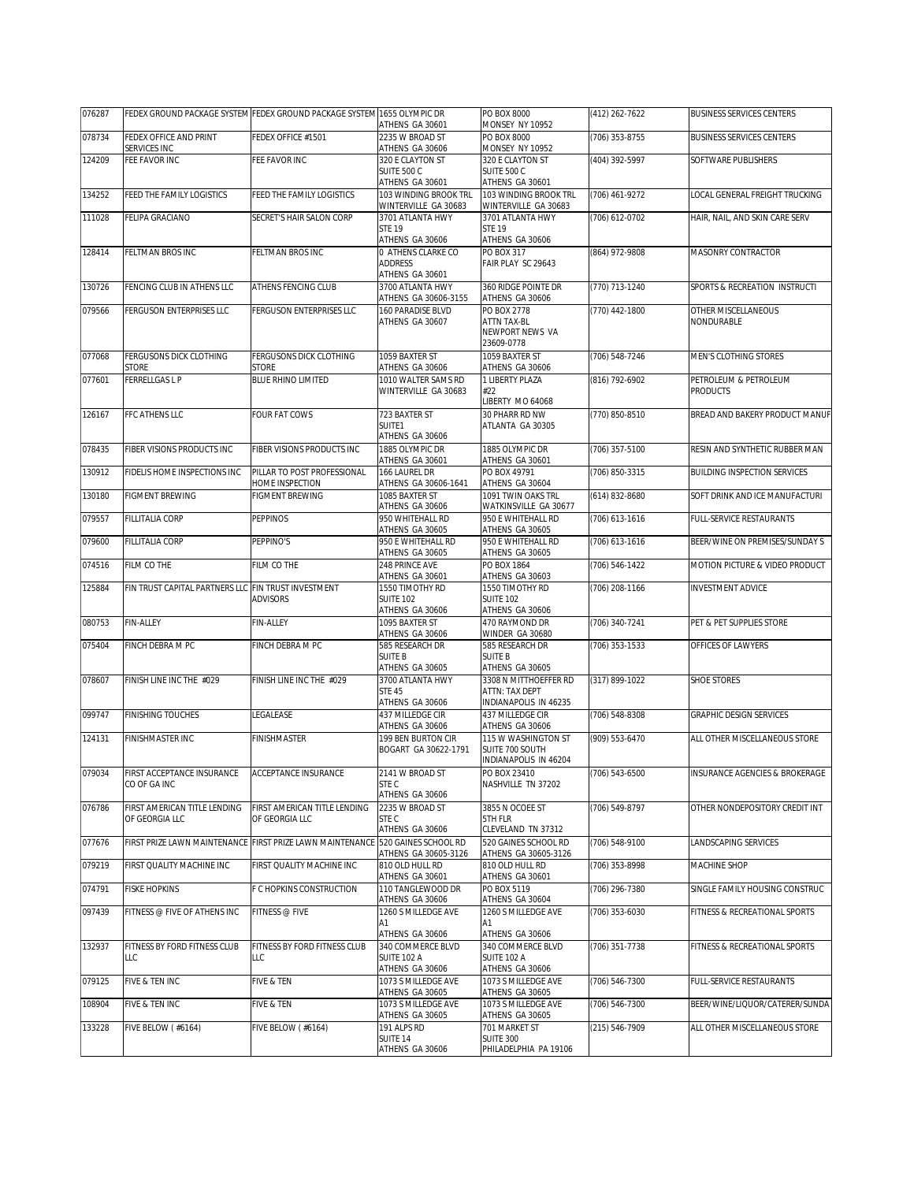| 076287 | FEDEX GROUND PACKAGE SYSTEM | FEDEX GROUND PACKAGE SYSTEM | 1655 OLYMPIC DR<br>ATHENS GA 30601 | PO BOX 8000<br>MONSEY NY 10952 | (412) 262-7622 | BUSINESS SERVICES CENTERS |
|---|---|---|---|---|---|---|
| 078734 | FEDEX OFFICE AND PRINT SERVICES INC | FEDEX OFFICE #1501 | 2235 W BROAD ST<br>ATHENS GA 30606 | PO BOX 8000<br>MONSEY NY 10952 | (706) 353-8755 | BUSINESS SERVICES CENTERS |
| 124209 | FEE FAVOR INC | FEE FAVOR INC | 320 E CLAYTON ST<br>SUITE 500 C<br>ATHENS GA 30601 | 320 E CLAYTON ST<br>SUITE 500 C<br>ATHENS GA 30601 | (404) 392-5997 | SOFTWARE PUBLISHERS |
| 134252 | FEED THE FAMILY LOGISTICS | FEED THE FAMILY LOGISTICS | 103 WINDING BROOK TRL<br>WINTERVILLE GA 30683 | 103 WINDING BROOK TRL<br>WINTERVILLE GA 30683 | (706) 461-9272 | LOCAL GENERAL FREIGHT TRUCKING |
| 111028 | FELIPA GRACIANO | SECRET'S HAIR SALON CORP | 3701 ATLANTA HWY<br>STE 19<br>ATHENS GA 30606 | 3701 ATLANTA HWY<br>STE 19<br>ATHENS GA 30606 | (706) 612-0702 | HAIR, NAIL, AND SKIN CARE SERV |
| 128414 | FELTMAN BROS INC | FELTMAN BROS INC | 0 ATHENS CLARKE CO<br>ADDRESS<br>ATHENS GA 30601 | PO BOX 317<br>FAIR PLAY SC 29643 | (864) 972-9808 | MASONRY CONTRACTOR |
| 130726 | FENCING CLUB IN ATHENS LLC | ATHENS FENCING CLUB | 3700 ATLANTA HWY<br>ATHENS GA 30606-3155 | 360 RIDGE POINTE DR<br>ATHENS GA 30606 | (770) 713-1240 | SPORTS & RECREATION INSTRUCTI |
| 079566 | FERGUSON ENTERPRISES LLC | FERGUSON ENTERPRISES LLC | 160 PARADISE BLVD<br>ATHENS GA 30607 | PO BOX 2778<br>ATTN TAX-BL<br>NEWPORT NEWS VA<br>23609-0778 | (770) 442-1800 | OTHER MISCELLANEOUS NONDURABLE |
| 077068 | FERGUSONS DICK CLOTHING STORE | FERGUSONS DICK CLOTHING STORE | 1059 BAXTER ST<br>ATHENS GA 30606 | 1059 BAXTER ST<br>ATHENS GA 30606 | (706) 548-7246 | MEN'S CLOTHING STORES |
| 077601 | FERRELLGAS L P | BLUE RHINO LIMITED | 1010 WALTER SAMS RD<br>WINTERVILLE GA 30683 | 1 LIBERTY PLAZA<br>#22<br>LIBERTY MO 64068 | (816) 792-6902 | PETROLEUM & PETROLEUM PRODUCTS |
| 126167 | FFC ATHENS LLC | FOUR FAT COWS | 723 BAXTER ST<br>SUITE1<br>ATHENS GA 30606 | 30 PHARR RD NW<br>ATLANTA GA 30305 | (770) 850-8510 | BREAD AND BAKERY PRODUCT MANUF |
| 078435 | FIBER VISIONS PRODUCTS INC | FIBER VISIONS PRODUCTS INC | 1885 OLYMPIC DR<br>ATHENS GA 30601 | 1885 OLYMPIC DR<br>ATHENS GA 30601 | (706) 357-5100 | RESIN AND SYNTHETIC RUBBER MAN |
| 130912 | FIDELIS HOME INSPECTIONS INC | PILLAR TO POST PROFESSIONAL HOME INSPECTION | 166 LAUREL DR<br>ATHENS GA 30606-1641 | PO BOX 49791<br>ATHENS GA 30604 | (706) 850-3315 | BUILDING INSPECTION SERVICES |
| 130180 | FIGMENT BREWING | FIGMENT BREWING | 1085 BAXTER ST<br>ATHENS GA 30606 | 1091 TWIN OAKS TRL<br>WATKINSVILLE GA 30677 | (614) 832-8680 | SOFT DRINK AND ICE MANUFACTURI |
| 079557 | FILLITALIA CORP | PEPPINOS | 950 WHITEHALL RD<br>ATHENS GA 30605 | 950 E WHITEHALL RD<br>ATHENS GA 30605 | (706) 613-1616 | FULL-SERVICE RESTAURANTS |
| 079600 | FILLITALIA CORP | PEPPINO'S | 950 E WHITEHALL RD<br>ATHENS GA 30605 | 950 E WHITEHALL RD<br>ATHENS GA 30605 | (706) 613-1616 | BEER/WINE ON PREMISES/SUNDAY S |
| 074516 | FILM CO THE | FILM CO THE | 248 PRINCE AVE<br>ATHENS GA 30601 | PO BOX 1864<br>ATHENS GA 30603 | (706) 546-1422 | MOTION PICTURE & VIDEO PRODUCT |
| 125884 | FIN TRUST CAPITAL PARTNERS LLC | FIN TRUST INVESTMENT ADVISORS | 1550 TIMOTHY RD<br>SUITE 102<br>ATHENS GA 30606 | 1550 TIMOTHY RD<br>SUITE 102<br>ATHENS GA 30606 | (706) 208-1166 | INVESTMENT ADVICE |
| 080753 | FIN-ALLEY | FIN-ALLEY | 1095 BAXTER ST<br>ATHENS GA 30606 | 470 RAYMOND DR<br>WINDER GA 30680 | (706) 340-7241 | PET & PET SUPPLIES STORE |
| 075404 | FINCH DEBRA M PC | FINCH DEBRA M PC | 585 RESEARCH DR<br>SUITE B<br>ATHENS GA 30605 | 585 RESEARCH DR<br>SUITE B<br>ATHENS GA 30605 | (706) 353-1533 | OFFICES OF LAWYERS |
| 078607 | FINISH LINE INC THE #029 | FINISH LINE INC THE #029 | 3700 ATLANTA HWY<br>STE 45<br>ATHENS GA 30606 | 3308 N MITTHOEFFER RD<br>ATTN: TAX DEPT<br>INDIANAPOLIS IN 46235 | (317) 899-1022 | SHOE STORES |
| 099747 | FINISHING TOUCHES | LEGALEASE | 437 MILLEDGE CIR<br>ATHENS GA 30606 | 437 MILLEDGE CIR<br>ATHENS GA 30606 | (706) 548-8308 | GRAPHIC DESIGN SERVICES |
| 124131 | FINISHMASTER INC | FINISHMASTER | 199 BEN BURTON CIR<br>BOGART GA 30622-1791 | 115 W WASHINGTON ST<br>SUITE 700 SOUTH<br>INDIANAPOLIS IN 46204 | (909) 553-6470 | ALL OTHER MISCELLANEOUS STORE |
| 079034 | FIRST ACCEPTANCE INSURANCE CO OF GA INC | ACCEPTANCE INSURANCE | 2141 W BROAD ST<br>STE C<br>ATHENS GA 30606 | PO BOX 23410<br>NASHVILLE TN 37202 | (706) 543-6500 | INSURANCE AGENCIES & BROKERAGE |
| 076786 | FIRST AMERICAN TITLE LENDING OF GEORGIA LLC | FIRST AMERICAN TITLE LENDING OF GEORGIA LLC | 2235 W BROAD ST<br>STE C<br>ATHENS GA 30606 | 3855 N OCOEE ST<br>5TH FLR<br>CLEVELAND TN 37312 | (706) 549-8797 | OTHER NONDEPOSITORY CREDIT INT |
| 077676 | FIRST PRIZE LAWN MAINTENANCE | FIRST PRIZE LAWN MAINTENANCE | 520 GAINES SCHOOL RD<br>ATHENS GA 30605-3126 | 520 GAINES SCHOOL RD<br>ATHENS GA 30605-3126 | (706) 548-9100 | LANDSCAPING SERVICES |
| 079219 | FIRST QUALITY MACHINE INC | FIRST QUALITY MACHINE INC | 810 OLD HULL RD<br>ATHENS GA 30601 | 810 OLD HULL RD<br>ATHENS GA 30601 | (706) 353-8998 | MACHINE SHOP |
| 074791 | FISKE HOPKINS | F C HOPKINS CONSTRUCTION | 110 TANGLEWOOD DR<br>ATHENS GA 30606 | PO BOX 5119<br>ATHENS GA 30604 | (706) 296-7380 | SINGLE FAMILY HOUSING CONSTRUC |
| 097439 | FITNESS @ FIVE OF ATHENS INC | FITNESS @ FIVE | 1260 S MILLEDGE AVE<br>A1<br>ATHENS GA 30606 | 1260 S MILLEDGE AVE<br>A1<br>ATHENS GA 30606 | (706) 353-6030 | FITNESS & RECREATIONAL SPORTS |
| 132937 | FITNESS BY FORD FITNESS CLUB LLC | FITNESS BY FORD FITNESS CLUB LLC | 340 COMMERCE BLVD<br>SUITE 102 A<br>ATHENS GA 30606 | 340 COMMERCE BLVD<br>SUITE 102 A<br>ATHENS GA 30606 | (706) 351-7738 | FITNESS & RECREATIONAL SPORTS |
| 079125 | FIVE & TEN INC | FIVE & TEN | 1073 S MILLEDGE AVE<br>ATHENS GA 30605 | 1073 S MILLEDGE AVE<br>ATHENS GA 30605 | (706) 546-7300 | FULL-SERVICE RESTAURANTS |
| 108904 | FIVE & TEN INC | FIVE & TEN | 1073 S MILLEDGE AVE<br>ATHENS GA 30605 | 1073 S MILLEDGE AVE<br>ATHENS GA 30605 | (706) 546-7300 | BEER/WINE/LIQUOR/CATERER/SUNDA |
| 133228 | FIVE BELOW ( #6164) | FIVE BELOW ( #6164) | 191 ALPS RD<br>SUITE 14<br>ATHENS GA 30606 | 701 MARKET ST<br>SUITE 300<br>PHILADELPHIA PA 19106 | (215) 546-7909 | ALL OTHER MISCELLANEOUS STORE |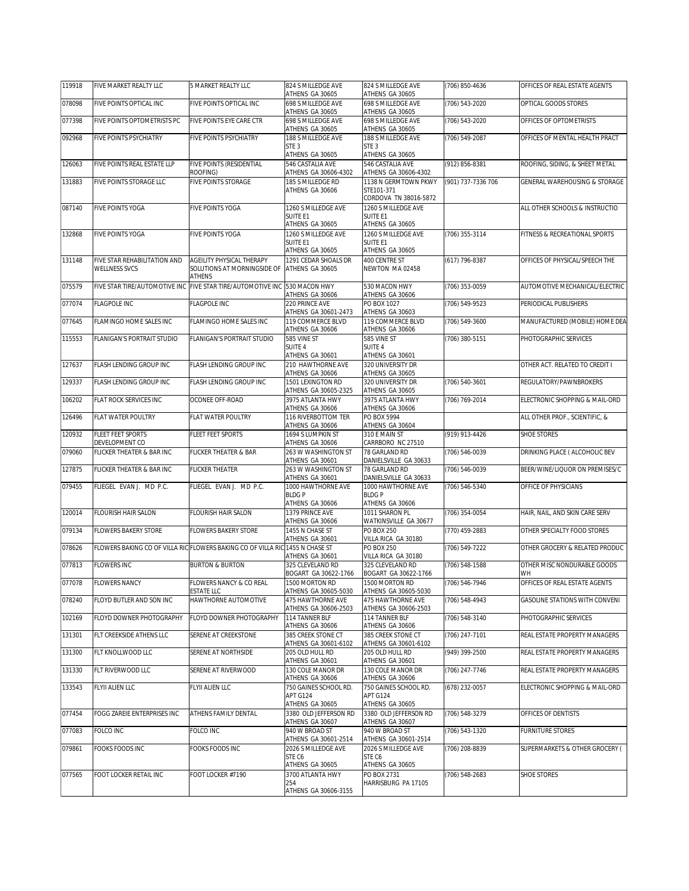| 119918 | FIVE MARKET REALTY LLC | 5 MARKET REALTY LLC | 824 S MILLEDGE AVE ATHENS GA 30605 | 824 S MILLEDGE AVE ATHENS GA 30605 | (706) 850-4636 | OFFICES OF REAL ESTATE AGENTS |
|---|---|---|---|---|---|---|
| 078098 | FIVE POINTS OPTICAL INC | FIVE POINTS OPTICAL INC | 698 S MILLEDGE AVE ATHENS GA 30605 | 698 S MILLEDGE AVE ATHENS GA 30605 | (706) 543-2020 | OPTICAL GOODS STORES |
| 077398 | FIVE POINTS OPTOMETRISTS PC | FIVE POINTS EYE CARE CTR | 698 S MILLEDGE AVE ATHENS GA 30605 | 698 S MILLEDGE AVE ATHENS GA 30605 | (706) 543-2020 | OFFICES OF OPTOMETRISTS |
| 092968 | FIVE POINTS PSYCHIATRY | FIVE POINTS PSYCHIATRY | 188 S MILLEDGE AVE STE 3 ATHENS GA 30605 | 188 S MILLEDGE AVE STE 3 ATHENS GA 30605 | (706) 549-2087 | OFFICES OF MENTAL HEALTH PRACT |
| 126063 | FIVE POINTS REAL ESTATE LLP | FIVE POINTS (RESIDENTIAL ROOFING) | 546 CASTALIA AVE ATHENS GA 30606-4302 | 546 CASTALIA AVE ATHENS GA 30606-4302 | (912) 856-8381 | ROOFING, SIDING, & SHEET METAL |
| 131883 | FIVE POINTS STORAGE LLC | FIVE POINTS STORAGE | 185 S MILLEDGE RD ATHENS GA 30606 | 1138 N GERMTOWN PKWY STE101-371 CORDOVA TN 38016-5872 | (901) 737-7336 706 | GENERAL WAREHOUSING & STORAGE |
| 087140 | FIVE POINTS YOGA | FIVE POINTS YOGA | 1260 S MILLEDGE AVE SUITE E1 ATHENS GA 30605 | 1260 S MILLEDGE AVE SUITE E1 ATHENS GA 30605 | | ALL OTHER SCHOOLS & INSTRUCTIO |
| 132868 | FIVE POINTS YOGA | FIVE POINTS YOGA | 1260 S MILLEDGE AVE SUITE E1 ATHENS GA 30605 | 1260 S MILLEDGE AVE SUITE E1 ATHENS GA 30605 | (706) 355-3114 | FITNESS & RECREATIONAL SPORTS |
| 131148 | FIVE STAR REHABILITATION AND WELLNESS SVCS | AGEILITY PHYSICAL THERAPY SOLUTIONS AT MORNINGSIDE OF ATHENS | 1291 CEDAR SHOALS DR ATHENS GA 30605 | 400 CENTRE ST NEWTON MA 02458 | (617) 796-8387 | OFFICES OF PHYSICAL/SPEECH THE |
| 075579 | FIVE STAR TIRE/AUTOMOTIVE INC | FIVE STAR TIRE/AUTOMOTIVE INC | 530 MACON HWY ATHENS GA 30606 | 530 MACON HWY ATHENS GA 30606 | (706) 353-0059 | AUTOMOTIVE MECHANICAL/ELECTRIC |
| 077074 | FLAGPOLE INC | FLAGPOLE INC | 220 PRINCE AVE ATHENS GA 30601-2473 | PO BOX 1027 ATHENS GA 30603 | (706) 549-9523 | PERIODICAL PUBLISHERS |
| 077645 | FLAMINGO HOME SALES INC | FLAMINGO HOME SALES INC | 119 COMMERCE BLVD ATHENS GA 30606 | 119 COMMERCE BLVD ATHENS GA 30606 | (706) 549-3600 | MANUFACTURED (MOBILE) HOME DEA |
| 115553 | FLANIGAN'S PORTRAIT STUDIO | FLANIGAN'S PORTRAIT STUDIO | 585 VINE ST SUITE 4 ATHENS GA 30601 | 585 VINE ST SUITE 4 ATHENS GA 30601 | (706) 380-5151 | PHOTOGRAPHIC SERVICES |
| 127637 | FLASH LENDING GROUP INC | FLASH LENDING GROUP INC | 210 HAWTHORNE AVE ATHENS GA 30606 | 320 UNIVERSITY DR ATHENS GA 30605 | | OTHER ACT. RELATED TO CREDIT I |
| 129337 | FLASH LENDING GROUP INC | FLASH LENDING GROUP INC | 1501 LEXINGTON RD ATHENS GA 30605-2325 | 320 UNIVERSITY DR ATHENS GA 30605 | (706) 540-3601 | REGULATORY/PAWNBROKERS |
| 106202 | FLAT ROCK SERVICES INC | OCONEE OFF-ROAD | 3975 ATLANTA HWY ATHENS GA 30606 | 3975 ATLANTA HWY ATHENS GA 30606 | (706) 769-2014 | ELECTRONIC SHOPPING & MAIL-ORD |
| 126496 | FLAT WATER POULTRY | FLAT WATER POULTRY | 116 RIVERBOTTOM TER ATHENS GA 30606 | PO BOX 5994 ATHENS GA 30604 | | ALL OTHER PROF., SCIENTIFIC, & |
| 120932 | FLEET FEET SPORTS DEVELOPMENT CO | FLEET FEET SPORTS | 1694 S LUMPKIN ST ATHENS GA 30606 | 310 E MAIN ST CARRBORO NC 27510 | (919) 913-4426 | SHOE STORES |
| 079060 | FLICKER THEATER & BAR INC | FLICKER THEATER & BAR | 263 W WASHINGTON ST ATHENS GA 30601 | 78 GARLAND RD DANIELSVILLE GA 30633 | (706) 546-0039 | DRINKING PLACE ( ALCOHOLIC BEV |
| 127875 | FLICKER THEATER & BAR INC | FLICKER THEATER | 263 W WASHINGTON ST ATHENS GA 30601 | 78 GARLAND RD DANIELSVILLE GA 30633 | (706) 546-0039 | BEER/WINE/LIQUOR ON PREMISES/C |
| 079455 | FLIEGEL EVAN J. MD P.C. | FLIEGEL EVAN J. MD P.C. | 1000 HAWTHORNE AVE BLDG P ATHENS GA 30606 | 1000 HAWTHORNE AVE BLDG P ATHENS GA 30606 | (706) 546-5340 | OFFICE OF PHYSICIANS |
| 120014 | FLOURISH HAIR SALON | FLOURISH HAIR SALON | 1379 PRINCE AVE ATHENS GA 30606 | 1011 SHARON PL WATKINSVILLE GA 30677 | (706) 354-0054 | HAIR, NAIL, AND SKIN CARE SERV |
| 079134 | FLOWERS BAKERY STORE | FLOWERS BAKERY STORE | 1455 N CHASE ST ATHENS GA 30601 | PO BOX 250 VILLA RICA GA 30180 | (770) 459-2883 | OTHER SPECIALTY FOOD STORES |
| 078626 | FLOWERS BAKING CO OF VILLA RIC | FLOWERS BAKING CO OF VILLA RIC | 1455 N CHASE ST ATHENS GA 30601 | PO BOX 250 VILLA RICA GA 30180 | (706) 549-7222 | OTHER GROCERY & RELATED PRODUC |
| 077813 | FLOWERS INC | BURTON & BURTON | 325 CLEVELAND RD BOGART GA 30622-1766 | 325 CLEVELAND RD BOGART GA 30622-1766 | (706) 548-1588 | OTHER MISC NONDURABLE GOODS WH |
| 077078 | FLOWERS NANCY | FLOWERS NANCY & CO REAL ESTATE LLC | 1500 MORTON RD ATHENS GA 30605-5030 | 1500 MORTON RD ATHENS GA 30605-5030 | (706) 546-7946 | OFFICES OF REAL ESTATE AGENTS |
| 078240 | FLOYD BUTLER AND SON INC | HAWTHORNE AUTOMOTIVE | 475 HAWTHORNE AVE ATHENS GA 30606-2503 | 475 HAWTHORNE AVE ATHENS GA 30606-2503 | (706) 548-4943 | GASOLINE STATIONS WITH CONVENI |
| 102169 | FLOYD DOWNER PHOTOGRAPHY | FLOYD DOWNER PHOTOGRAPHY | 114 TANNER BLF ATHENS GA 30606 | 114 TANNER BLF ATHENS GA 30606 | (706) 548-3140 | PHOTOGRAPHIC SERVICES |
| 131301 | FLT CREEKSIDE ATHENS LLC | SERENE AT CREEKSTONE | 385 CREEK STONE CT ATHENS GA 30601-6102 | 385 CREEK STONE CT ATHENS GA 30601-6102 | (706) 247-7101 | REAL ESTATE PROPERTY MANAGERS |
| 131300 | FLT KNOLLWOOD LLC | SERENE AT NORTHSIDE | 205 OLD HULL RD ATHENS GA 30601 | 205 OLD HULL RD ATHENS GA 30601 | (949) 399-2500 | REAL ESTATE PROPERTY MANAGERS |
| 131330 | FLT RIVERWOOD LLC | SERENE AT RIVERWOOD | 130 COLE MANOR DR ATHENS GA 30606 | 130 COLE MANOR DR ATHENS GA 30606 | (706) 247-7746 | REAL ESTATE PROPERTY MANAGERS |
| 133543 | FLYII ALIEN LLC | FLYII ALIEN LLC | 750 GAINES SCHOOL RD. APT G124 ATHENS GA 30605 | 750 GAINES SCHOOL RD. APT G124 ATHENS GA 30605 | (678) 232-0057 | ELECTRONIC SHOPPING & MAIL-ORD |
| 077454 | FOGG ZAREIE ENTERPRISES INC | ATHENS FAMILY DENTAL | 3380 OLD JEFFERSON RD ATHENS GA 30607 | 3380 OLD JEFFERSON RD ATHENS GA 30607 | (706) 548-3279 | OFFICES OF DENTISTS |
| 077083 | FOLCO INC | FOLCO INC | 940 W BROAD ST ATHENS GA 30601-2514 | 940 W BROAD ST ATHENS GA 30601-2514 | (706) 543-1320 | FURNITURE STORES |
| 079861 | FOOKS FOODS INC | FOOKS FOODS INC | 2026 S MILLEDGE AVE STE C6 ATHENS GA 30605 | 2026 S MILLEDGE AVE STE C6 ATHENS GA 30605 | (706) 208-8839 | SUPERMARKETS & OTHER GROCERY ( |
| 077565 | FOOT LOCKER RETAIL INC | FOOT LOCKER #7190 | 3700 ATLANTA HWY 254 ATHENS GA 30606-3155 | PO BOX 2731 HARRISBURG PA 17105 | (706) 548-2683 | SHOE STORES |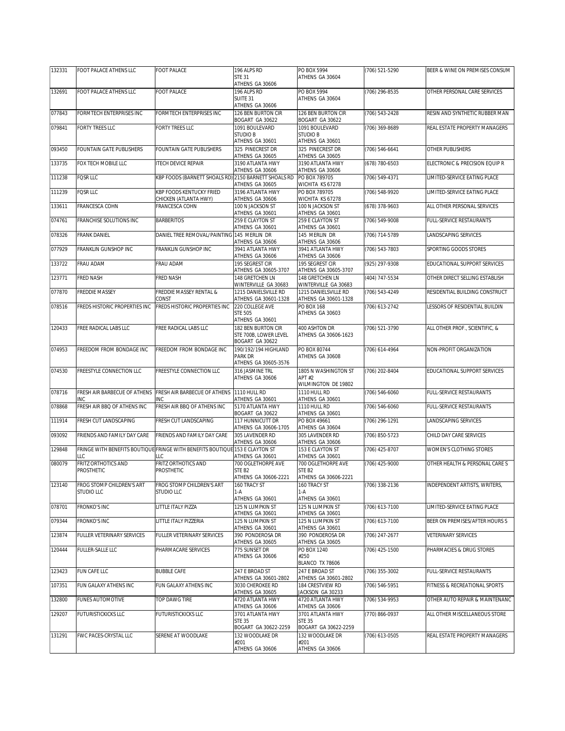| | | | | | | |
|---|---|---|---|---|---|---|
| 132331 | FOOT PALACE ATHENS LLC | FOOT PALACE | 196 ALPS RD<br>STE 31<br>ATHENS GA 30606 | PO BOX 5994<br>ATHENS GA 30604 | (706) 521-5290 | BEER & WINE ON PREMISES CONSUM |
| 132691 | FOOT PALACE ATHENS LLC | FOOT PALACE | 196 ALPS RD<br>SUITE 31<br>ATHENS GA 30606 | PO BOX 5994<br>ATHENS GA 30604 | (706) 296-8535 | OTHER PERSONAL CARE SERVICES |
| 077843 | FORMTECH ENTERPRISES INC | FORMTECH ENTERPRISES INC | 126 BEN BURTON CIR<br>BOGART GA 30622 | 126 BEN BURTON CIR<br>BOGART GA 30622 | (706) 543-2428 | RESIN AND SYNTHETIC RUBBER MAN |
| 079841 | FORTY TREES LLC | FORTY TREES LLC | 1091 BOULEVARD<br>STUDIO B<br>ATHENS GA 30601 | 1091 BOULEVARD<br>STUDIO B<br>ATHENS GA 30601 | (706) 369-8689 | REAL ESTATE PROPERTY MANAGERS |
| 093450 | FOUNTAIN GATE PUBLISHERS | FOUNTAIN GATE PUBLISHERS | 325 PINECREST DR<br>ATHENS GA 30605 | 325 PINECREST DR<br>ATHENS GA 30605 | (706) 546-6641 | OTHER PUBLISHERS |
| 133735 | FOX TECH MOBILE LLC | ITECH DEVICE REPAIR | 3190 ATLANTA HWY<br>ATHENS GA 30606 | 3190 ATLANTA HWY<br>ATHENS GA 30606 | (678) 780-6503 | ELECTRONIC & PRECISION EQUIP R |
| 111238 | FQSR LLC | KBP FOODS (BARNETT SHOALS RD) | 2150 BARNETT SHOALS RD<br>ATHENS GA 30605 | PO BOX 789705<br>WICHITA KS 67278 | (706) 549-4371 | LIMITED-SERVICE EATING PLACE |
| 111239 | FQSR LLC | KBP FOODS KENTUCKY FRIED CHICKEN (ATLANTA HWY) | 3196 ATLANTA HWY<br>ATHENS GA 30606 | PO BOX 789705<br>WICHITA KS 67278 | (706) 548-9920 | LIMITED-SERVICE EATING PLACE |
| 133611 | FRANCESCA COHN | FRANCESCA COHN | 100 N JACKSON ST<br>ATHENS GA 30601 | 100 N JACKSON ST<br>ATHENS GA 30601 | (678) 378-9603 | ALL OTHER PERSONAL SERVICES |
| 074761 | FRANCHISE SOLUTIONS INC | BARBERITOS | 259 E CLAYTON ST<br>ATHENS GA 30601 | 259 E CLAYTON ST<br>ATHENS GA 30601 | (706) 549-9008 | FULL-SERVICE RESTAURANTS |
| 078326 | FRANK DANIEL | DANIEL TREE REMOVAL/PAINTING | 145 MERLIN DR<br>ATHENS GA 30606 | 145 MERLIN DR<br>ATHENS GA 30606 | (706) 714-5789 | LANDSCAPING SERVICES |
| 077929 | FRANKLIN GUNSHOP INC | FRANKLIN GUNSHOP INC | 3941 ATLANTA HWY<br>ATHENS GA 30606 | 3941 ATLANTA HWY<br>ATHENS GA 30606 | (706) 543-7803 | SPORTING GOODS STORES |
| 133722 | FRAU ADAM | FRAU ADAM | 195 SEGREST CIR<br>ATHENS GA 30605-3707 | 195 SEGREST CIR<br>ATHENS GA 30605-3707 | (925) 297-9308 | EDUCATIONAL SUPPORT SERVICES |
| 123771 | FRED NASH | FRED NASH | 148 GRETCHEN LN<br>WINTERVILLE GA 30683 | 148 GRETCHEN LN<br>WINTERVILLE GA 30683 | (404) 747-5534 | OTHER DIRECT SELLING ESTABLISH |
| 077870 | FREDDIE MASSEY | FREDDIE MASSEY RENTAL & CONST | 1215 DANIELSVILLE RD<br>ATHENS GA 30601-1328 | 1215 DANIELSVILLE RD<br>ATHENS GA 30601-1328 | (706) 543-4249 | RESIDENTIAL BUILDING CONSTRUCT |
| 078516 | FREDS HISTORIC PROPERTIES INC | FREDS HISTORIC PROPERTIES INC | 220 COLLEGE AVE<br>STE 505<br>ATHENS GA 30601 | PO BOX 168<br>ATHENS GA 30603 | (706) 613-2742 | LESSORS OF RESIDENTIAL BUILDIN |
| 120433 | FREE RADICAL LABS LLC | FREE RADICAL LABS LLC | 182 BEN BURTON CIR<br>STE 700B, LOWER LEVEL<br>BOGART GA 30622 | 400 ASHTON DR<br>ATHENS GA 30606-1623 | (706) 521-3790 | ALL OTHER PROF., SCIENTIFIC, & |
| 074953 | FREEDOM FROM BONDAGE INC | FREEDOM FROM BONDAGE INC | 190/192/194 HIGHLAND PARK DR<br>ATHENS GA 30605-3576 | PO BOX 80744<br>ATHENS GA 30608 | (706) 614-4964 | NON-PROFIT ORGANIZATION |
| 074530 | FREESTYLE CONNECTION LLC | FREESTYLE CONNECTION LLC | 316 JASMINE TRL<br>ATHENS GA 30606 | 1805 N WASHINGTON ST<br>APT #2<br>WILMINGTON DE 19802 | (706) 202-8404 | EDUCATIONAL SUPPORT SERVICES |
| 078716 | FRESH AIR BARBECUE OF ATHENS INC | FRESH AIR BARBECUE OF ATHENS INC | 1110 HULL RD<br>ATHENS GA 30601 | 1110 HULL RD<br>ATHENS GA 30601 | (706) 546-6060 | FULL-SERVICE RESTAURANTS |
| 078868 | FRESH AIR BBQ OF ATHENS INC | FRESH AIR BBQ OF ATHENS INC | 5170 ATLANTA HWY<br>BOGART GA 30622 | 1110 HULL RD<br>ATHENS GA 30601 | (706) 546-6060 | FULL-SERVICE RESTAURANTS |
| 111914 | FRESH CUT LANDSCAPING | FRESH CUT LANDSCAPING | 117 HUNNICUTT DR<br>ATHENS GA 30606-1705 | PO BOX 49661<br>ATHENS GA 30604 | (706) 296-1291 | LANDSCAPING SERVICES |
| 093092 | FRIENDS AND FAMILY DAY CARE | FRIENDS AND FAMILY DAY CARE | 305 LAVENDER RD<br>ATHENS GA 30606 | 305 LAVENDER RD<br>ATHENS GA 30606 | (706) 850-5723 | CHILD DAY CARE SERVICES |
| 129848 | FRINGE WITH BENEFITS BOUTIQUE LLC | FRINGE WITH BENEFITS BOUTIQUE LLC | 153 E CLAYTON ST<br>ATHENS GA 30601 | 153 E CLAYTON ST<br>ATHENS GA 30601 | (706) 425-8707 | WOMEN'S CLOTHING STORES |
| 080079 | FRITZ ORTHOTICS AND PROSTHETIC | FRITZ ORTHOTICS AND PROSTHETIC | 700 OGLETHORPE AVE<br>STE B2<br>ATHENS GA 30606-2221 | 700 OGLETHORPE AVE<br>STE B2<br>ATHENS GA 30606-2221 | (706) 425-9000 | OTHER HEALTH & PERSONAL CARE S |
| 123140 | FROG STOMP CHILDREN'S ART STUDIO LLC | FROG STOMP CHILDREN'S ART STUDIO LLC | 160 TRACY ST<br>1-A<br>ATHENS GA 30601 | 160 TRACY ST<br>1-A<br>ATHENS GA 30601 | (706) 338-2136 | INDEPENDENT ARTISTS, WRITERS, |
| 078701 | FRONKO'S INC | LITTLE ITALY PIZZA | 125 N LUMPKIN ST<br>ATHENS GA 30601 | 125 N LUMPKIN ST<br>ATHENS GA 30601 | (706) 613-7100 | LIMITED-SERVICE EATING PLACE |
| 079344 | FRONKO'S INC | LITTLE ITALY PIZZERIA | 125 N LUMPKIN ST<br>ATHENS GA 30601 | 125 N LUMPKIN ST<br>ATHENS GA 30601 | (706) 613-7100 | BEER ON PREMISES/AFTER HOURS S |
| 123874 | FULLER VETERINARY SERVICES | FULLER VETERINARY SERVICES | 390 PONDEROSA DR<br>ATHENS GA 30605 | 390 PONDEROSA DR<br>ATHENS GA 30605 | (706) 247-2677 | VETERINARY SERVICES |
| 120444 | FULLER-SALLE LLC | PHARMACARE SERVICES | 775 SUNSET DR<br>ATHENS GA 30606 | PO BOX 1240<br>#250<br>BLANCO TX 78606 | (706) 425-1500 | PHARMACIES & DRUG STORES |
| 123423 | FUN CAFE LLC | BUBBLE CAFE | 247 E BROAD ST<br>ATHENS GA 30601-2802 | 247 E BROAD ST<br>ATHENS GA 30601-2802 | (706) 355-3002 | FULL-SERVICE RESTAURANTS |
| 107351 | FUN GALAXY ATHENS INC | FUN GALAXY ATHENS INC | 3030 CHEROKEE RD<br>ATHENS GA 30605 | 184 CRESTVIEW RD<br>JACKSON GA 30233 | (706) 546-5951 | FITNESS & RECREATIONAL SPORTS |
| 132800 | FUNES AUTOMOTIVE | TOP DAWG TIRE | 4720 ATLANTA HWY<br>ATHENS GA 30606 | 4720 ATLANTA HWY<br>ATHENS GA 30606 | (706) 534-9953 | OTHER AUTO REPAIR & MAINTENANC |
| 129207 | FUTURISTICKICKS LLC | FUTURISTICKICKS LLC | 3701 ATLANTA HWY<br>STE 35<br>BOGART GA 30622-2259 | 3701 ATLANTA HWY<br>STE 35<br>BOGART GA 30622-2259 | (770) 866-0937 | ALL OTHER MISCELLANEOUS STORE |
| 131291 | FWC PACES-CRYSTAL LLC | SERENE AT WOODLAKE | 132 WOODLAKE DR<br>#201<br>ATHENS GA 30606 | 132 WOODLAKE DR<br>#201<br>ATHENS GA 30606 | (706) 613-0505 | REAL ESTATE PROPERTY MANAGERS |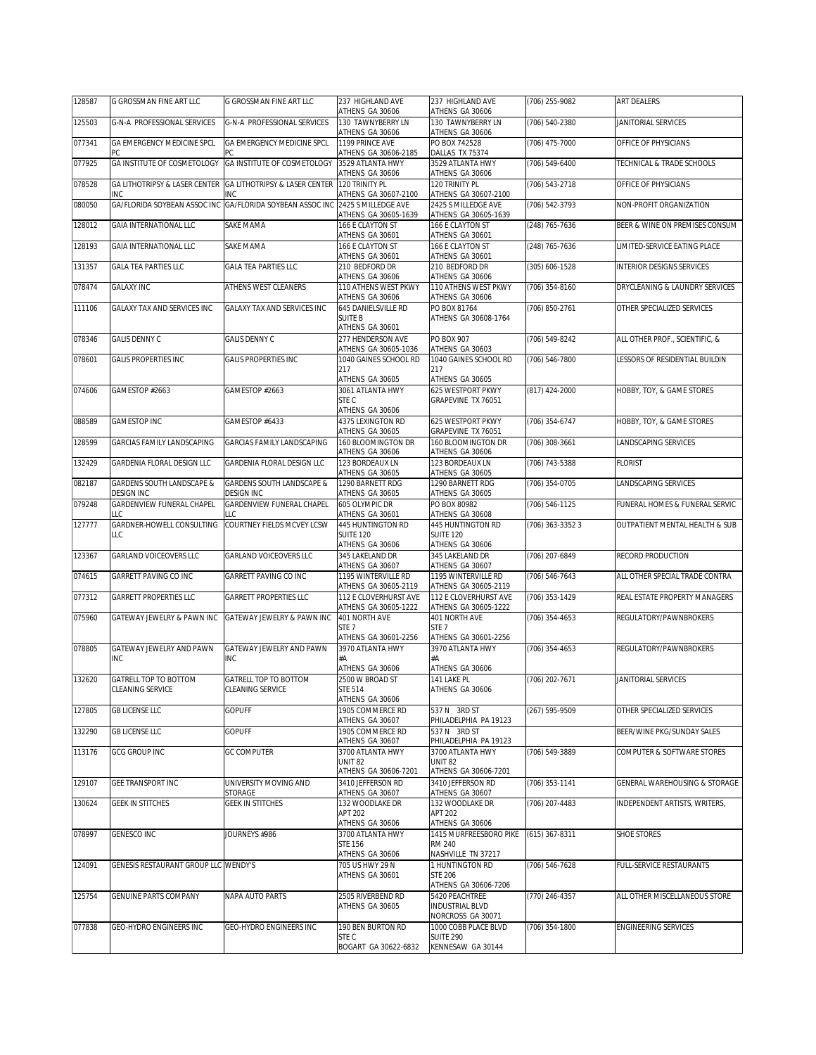| 128587 | G GROSSMAN FINE ART LLC | G GROSSMAN FINE ART LLC | 237 HIGHLAND AVE ATHENS GA 30606 | 237 HIGHLAND AVE ATHENS GA 30606 | (706) 255-9082 | ART DEALERS |
|---|---|---|---|---|---|---|
| 125503 | G-N-A PROFESSIONAL SERVICES | G-N-A PROFESSIONAL SERVICES | 130 TAWNYBERRY LN ATHENS GA 30606 | 130 TAWNYBERRY LN ATHENS GA 30606 | (706) 540-2380 | JANITORIAL SERVICES |
| 077341 | GA EMERGENCY MEDICINE SPCL PC | GA EMERGENCY MEDICINE SPCL PC | 1199 PRINCE AVE ATHENS GA 30606-2185 | PO BOX 742528 DALLAS TX 75374 | (706) 475-7000 | OFFICE OF PHYSICIANS |
| 077925 | GA INSTITUTE OF COSMETOLOGY | GA INSTITUTE OF COSMETOLOGY | 3529 ATLANTA HWY ATHENS GA 30606 | 3529 ATLANTA HWY ATHENS GA 30606 | (706) 549-6400 | TECHNICAL & TRADE SCHOOLS |
| 078528 | GA LITHOTRIPSY & LASER CENTER INC | GA LITHOTRIPSY & LASER CENTER INC | 120 TRINITY PL ATHENS GA 30607-2100 | 120 TRINITY PL ATHENS GA 30607-2100 | (706) 543-2718 | OFFICE OF PHYSICIANS |
| 080050 | GA/FLORIDA SOYBEAN ASSOC INC | GA/FLORIDA SOYBEAN ASSOC INC | 2425 S MILLEDGE AVE ATHENS GA 30605-1639 | 2425 S MILLEDGE AVE ATHENS GA 30605-1639 | (706) 542-3793 | NON-PROFIT ORGANIZATION |
| 128012 | GAIA INTERNATIONAL LLC | SAKE MAMA | 166 E CLAYTON ST ATHENS GA 30601 | 166 E CLAYTON ST ATHENS GA 30601 | (248) 765-7636 | BEER & WINE ON PREMISES CONSUM |
| 128193 | GAIA INTERNATIONAL LLC | SAKE MAMA | 166 E CLAYTON ST ATHENS GA 30601 | 166 E CLAYTON ST ATHENS GA 30601 | (248) 765-7636 | LIMITED-SERVICE EATING PLACE |
| 131357 | GALA TEA PARTIES LLC | GALA TEA PARTIES LLC | 210 BEDFORD DR ATHENS GA 30606 | 210 BEDFORD DR ATHENS GA 30606 | (305) 606-1528 | INTERIOR DESIGNS SERVICES |
| 078474 | GALAXY INC | ATHENS WEST CLEANERS | 110 ATHENS WEST PKWY ATHENS GA 30606 | 110 ATHENS WEST PKWY ATHENS GA 30606 | (706) 354-8160 | DRYCLEANING & LAUNDRY SERVICES |
| 111106 | GALAXY TAX AND SERVICES INC | GALAXY TAX AND SERVICES INC | 645 DANIELSVILLE RD SUITE B ATHENS GA 30601 | PO BOX 81764 ATHENS GA 30608-1764 | (706) 850-2761 | OTHER SPECIALIZED SERVICES |
| 078346 | GALIS DENNY C | GALIS DENNY C | 277 HENDERSON AVE ATHENS GA 30605-1036 | PO BOX 907 ATHENS GA 30603 | (706) 549-8242 | ALL OTHER PROF., SCIENTIFIC, & |
| 078601 | GALIS PROPERTIES INC | GALIS PROPERTIES INC | 1040 GAINES SCHOOL RD 217 ATHENS GA 30605 | 1040 GAINES SCHOOL RD 217 ATHENS GA 30605 | (706) 546-7800 | LESSORS OF RESIDENTIAL BUILDIN |
| 074606 | GAMESTOP #2663 | GAMESTOP #2663 | 3061 ATLANTA HWY STE C ATHENS GA 30606 | 625 WESTPORT PKWY GRAPEVINE TX 76051 | (817) 424-2000 | HOBBY, TOY, & GAME STORES |
| 088589 | GAMESTOP INC | GAMESTOP #6433 | 4375 LEXINGTON RD ATHENS GA 30605 | 625 WESTPORT PKWY GRAPEVINE TX 76051 | (706) 354-6747 | HOBBY, TOY, & GAME STORES |
| 128599 | GARCIAS FAMILY LANDSCAPING | GARCIAS FAMILY LANDSCAPING | 160 BLOOMINGTON DR ATHENS GA 30606 | 160 BLOOMINGTON DR ATHENS GA 30606 | (706) 308-3661 | LANDSCAPING SERVICES |
| 132429 | GARDENIA FLORAL DESIGN LLC | GARDENIA FLORAL DESIGN LLC | 123 BORDEAUX LN ATHENS GA 30605 | 123 BORDEAUX LN ATHENS GA 30605 | (706) 743-5388 | FLORIST |
| 082187 | GARDENS SOUTH LANDSCAPE & DESIGN INC | GARDENS SOUTH LANDSCAPE & DESIGN INC | 1290 BARNETT RDG ATHENS GA 30605 | 1290 BARNETT RDG ATHENS GA 30605 | (706) 354-0705 | LANDSCAPING SERVICES |
| 079248 | GARDENVIEW FUNERAL CHAPEL LLC | GARDENVIEW FUNERAL CHAPEL LLC | 605 OLYMPIC DR ATHENS GA 30601 | PO BOX 80982 ATHENS GA 30608 | (706) 546-1125 | FUNERAL HOMES & FUNERAL SERVIC |
| 127777 | GARDNER-HOWELL CONSULTING LLC | COURTNEY FIELDS MCVEY LCSW | 445 HUNTINGTON RD SUITE 120 ATHENS GA 30606 | 445 HUNTINGTON RD SUITE 120 ATHENS GA 30606 | (706) 363-3352 3 | OUTPATIENT MENTAL HEALTH & SUB |
| 123367 | GARLAND VOICEOVERS LLC | GARLAND VOICEOVERS LLC | 345 LAKELAND DR ATHENS GA 30607 | 345 LAKELAND DR ATHENS GA 30607 | (706) 207-6849 | RECORD PRODUCTION |
| 074615 | GARRETT PAVING CO INC | GARRETT PAVING CO INC | 1195 WINTERVILLE RD ATHENS GA 30605-2119 | 1195 WINTERVILLE RD ATHENS GA 30605-2119 | (706) 546-7643 | ALL OTHER SPECIAL TRADE CONTRA |
| 077312 | GARRETT PROPERTIES LLC | GARRETT PROPERTIES LLC | 112 E CLOVERHURST AVE ATHENS GA 30605-1222 | 112 E CLOVERHURST AVE ATHENS GA 30605-1222 | (706) 353-1429 | REAL ESTATE PROPERTY MANAGERS |
| 075960 | GATEWAY JEWELRY & PAWN INC | GATEWAY JEWELRY & PAWN INC | 401 NORTH AVE STE 7 ATHENS GA 30601-2256 | 401 NORTH AVE STE 7 ATHENS GA 30601-2256 | (706) 354-4653 | REGULATORY/PAWNBROKERS |
| 078805 | GATEWAY JEWELRY AND PAWN INC | GATEWAY JEWELRY AND PAWN INC | 3970 ATLANTA HWY #A ATHENS GA 30606 | 3970 ATLANTA HWY #A ATHENS GA 30606 | (706) 354-4653 | REGULATORY/PAWNBROKERS |
| 132620 | GATRELL TOP TO BOTTOM CLEANING SERVICE | GATRELL TOP TO BOTTOM CLEANING SERVICE | 2500 W BROAD ST STE 514 ATHENS GA 30606 | 141 LAKE PL ATHENS GA 30606 | (706) 202-7671 | JANITORIAL SERVICES |
| 127805 | GB LICENSE LLC | GOPUFF | 1905 COMMERCE RD ATHENS GA 30607 | 537 N 3RD ST PHILADELPHIA PA 19123 | (267) 595-9509 | OTHER SPECIALIZED SERVICES |
| 132290 | GB LICENSE LLC | GOPUFF | 1905 COMMERCE RD ATHENS GA 30607 | 537 N 3RD ST PHILADELPHIA PA 19123 | | BEER/WINE PKG/SUNDAY SALES |
| 113176 | GCG GROUP INC | GC COMPUTER | 3700 ATLANTA HWY UNIT 82 ATHENS GA 30606-7201 | 3700 ATLANTA HWY UNIT 82 ATHENS GA 30606-7201 | (706) 549-3889 | COMPUTER & SOFTWARE STORES |
| 129107 | GEE TRANSPORT INC | UNIVERSITY MOVING AND STORAGE | 3410 JEFFERSON RD ATHENS GA 30607 | 3410 JEFFERSON RD ATHENS GA 30607 | (706) 353-1141 | GENERAL WAREHOUSING & STORAGE |
| 130624 | GEEK IN STITCHES | GEEK IN STITCHES | 132 WOODLAKE DR APT 202 ATHENS GA 30606 | 132 WOODLAKE DR APT 202 ATHENS GA 30606 | (706) 207-4483 | INDEPENDENT ARTISTS, WRITERS, |
| 078997 | GENESCO INC | JOURNEYS #986 | 3700 ATLANTA HWY STE 156 ATHENS GA 30606 | 1415 MURFREESBORO PIKE RM 240 NASHVILLE TN 37217 | (615) 367-8311 | SHOE STORES |
| 124091 | GENESIS RESTAURANT GROUP LLC | WENDY'S | 705 US HWY 29 N ATHENS GA 30601 | 1 HUNTINGTON RD STE 206 ATHENS GA 30606-7206 | (706) 546-7628 | FULL-SERVICE RESTAURANTS |
| 125754 | GENUINE PARTS COMPANY | NAPA AUTO PARTS | 2505 RIVERBEND RD ATHENS GA 30605 | 5420 PEACHTREE INDUSTRIAL BLVD NORCROSS GA 30071 | (770) 246-4357 | ALL OTHER MISCELLANEOUS STORE |
| 077838 | GEO-HYDRO ENGINEERS INC | GEO-HYDRO ENGINEERS INC | 190 BEN BURTON RD STE C BOGART GA 30622-6832 | 1000 COBB PLACE BLVD SUITE 290 KENNESAW GA 30144 | (706) 354-1800 | ENGINEERING SERVICES |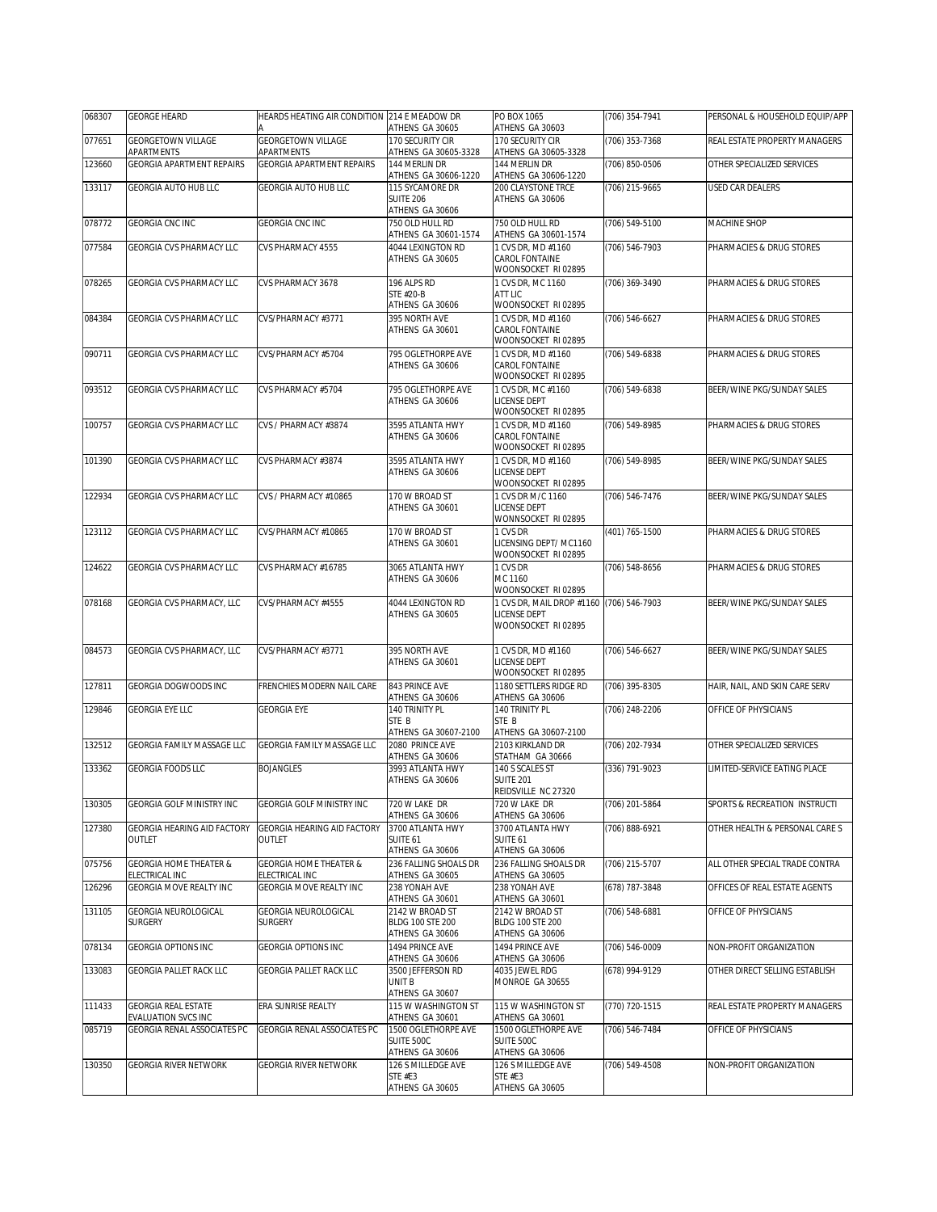| 068307 | GEORGE HEARD | HEARDS HEATING AIR CONDITION A | 214 E MEADOW DR ATHENS GA 30605 | PO BOX 1065 ATHENS GA 30603 | (706) 354-7941 | PERSONAL & HOUSEHOLD EQUIP/APP |
|---|---|---|---|---|---|---|
| 077651 | GEORGETOWN VILLAGE APARTMENTS | GEORGETOWN VILLAGE APARTMENTS | 170 SECURITY CIR ATHENS GA 30605-3328 | 170 SECURITY CIR ATHENS GA 30605-3328 | (706) 353-7368 | REAL ESTATE PROPERTY MANAGERS |
| 123660 | GEORGIA APARTMENT REPAIRS | GEORGIA APARTMENT REPAIRS | 144 MERLIN DR ATHENS GA 30606-1220 | 144 MERLIN DR ATHENS GA 30606-1220 | (706) 850-0506 | OTHER SPECIALIZED SERVICES |
| 133117 | GEORGIA AUTO HUB LLC | GEORGIA AUTO HUB LLC | 115 SYCAMORE DR SUITE 206 ATHENS GA 30606 | 200 CLAYSTONE TRCE ATHENS GA 30606 | (706) 215-9665 | USED CAR DEALERS |
| 078772 | GEORGIA CNC INC | GEORGIA CNC INC | 750 OLD HULL RD ATHENS GA 30601-1574 | 750 OLD HULL RD ATHENS GA 30601-1574 | (706) 549-5100 | MACHINE SHOP |
| 077584 | GEORGIA CVS PHARMACY LLC | CVS PHARMACY 4555 | 4044 LEXINGTON RD ATHENS GA 30605 | 1 CVS DR, MD #1160 CAROL FONTAINE WOONSOCKET RI 02895 | (706) 546-7903 | PHARMACIES & DRUG STORES |
| 078265 | GEORGIA CVS PHARMACY LLC | CVS PHARMACY 3678 | 196 ALPS RD STE #20-B ATHENS GA 30606 | 1 CVS DR, MC 1160 ATT LIC WOONSOCKET RI 02895 | (706) 369-3490 | PHARMACIES & DRUG STORES |
| 084384 | GEORGIA CVS PHARMACY LLC | CVS/PHARMACY #3771 | 395 NORTH AVE ATHENS GA 30601 | 1 CVS DR, MD #1160 CAROL FONTAINE WOONSOCKET RI 02895 | (706) 546-6627 | PHARMACIES & DRUG STORES |
| 090711 | GEORGIA CVS PHARMACY LLC | CVS/PHARMACY #5704 | 795 OGLETHORPE AVE ATHENS GA 30606 | 1 CVS DR, MD #1160 CAROL FONTAINE WOONSOCKET RI 02895 | (706) 549-6838 | PHARMACIES & DRUG STORES |
| 093512 | GEORGIA CVS PHARMACY LLC | CVS PHARMACY #5704 | 795 OGLETHORPE AVE ATHENS GA 30606 | 1 CVS DR, MC #1160 LICENSE DEPT WOONSOCKET RI 02895 | (706) 549-6838 | BEER/WINE PKG/SUNDAY SALES |
| 100757 | GEORGIA CVS PHARMACY LLC | CVS / PHARMACY #3874 | 3595 ATLANTA HWY ATHENS GA 30606 | 1 CVS DR, MD #1160 CAROL FONTAINE WOONSOCKET RI 02895 | (706) 549-8985 | PHARMACIES & DRUG STORES |
| 101390 | GEORGIA CVS PHARMACY LLC | CVS PHARMACY #3874 | 3595 ATLANTA HWY ATHENS GA 30606 | 1 CVS DR, MD #1160 LICENSE DEPT WOONSOCKET RI 02895 | (706) 549-8985 | BEER/WINE PKG/SUNDAY SALES |
| 122934 | GEORGIA CVS PHARMACY LLC | CVS / PHARMACY #10865 | 170 W BROAD ST ATHENS GA 30601 | 1 CVS DR M/C 1160 LICENSE DEPT WONNSOCKET RI 02895 | (706) 546-7476 | BEER/WINE PKG/SUNDAY SALES |
| 123112 | GEORGIA CVS PHARMACY LLC | CVS/PHARMACY #10865 | 170 W BROAD ST ATHENS GA 30601 | 1 CVS DR LICENSING DEPT/ MC1160 WOONSOCKET RI 02895 | (401) 765-1500 | PHARMACIES & DRUG STORES |
| 124622 | GEORGIA CVS PHARMACY LLC | CVS PHARMACY #16785 | 3065 ATLANTA HWY ATHENS GA 30606 | 1 CVS DR MC 1160 WOONSOCKET RI 02895 | (706) 548-8656 | PHARMACIES & DRUG STORES |
| 078168 | GEORGIA CVS PHARMACY, LLC | CVS/PHARMACY #4555 | 4044 LEXINGTON RD ATHENS GA 30605 | 1 CVS DR, MAIL DROP #1160 LICENSE DEPT WOONSOCKET RI 02895 | (706) 546-7903 | BEER/WINE PKG/SUNDAY SALES |
| 084573 | GEORGIA CVS PHARMACY, LLC | CVS/PHARMACY #3771 | 395 NORTH AVE ATHENS GA 30601 | 1 CVS DR, MD #1160 LICENSE DEPT WOONSOCKET RI 02895 | (706) 546-6627 | BEER/WINE PKG/SUNDAY SALES |
| 127811 | GEORGIA DOGWOODS INC | FRENCHIES MODERN NAIL CARE | 843 PRINCE AVE ATHENS GA 30606 | 1180 SETTLERS RIDGE RD ATHENS GA 30606 | (706) 395-8305 | HAIR, NAIL, AND SKIN CARE SERV |
| 129846 | GEORGIA EYE LLC | GEORGIA EYE | 140 TRINITY PL STE B ATHENS GA 30607-2100 | 140 TRINITY PL STE B ATHENS GA 30607-2100 | (706) 248-2206 | OFFICE OF PHYSICIANS |
| 132512 | GEORGIA FAMILY MASSAGE LLC | GEORGIA FAMILY MASSAGE LLC | 2080 PRINCE AVE ATHENS GA 30606 | 2103 KIRKLAND DR STATHAM GA 30666 | (706) 202-7934 | OTHER SPECIALIZED SERVICES |
| 133362 | GEORGIA FOODS LLC | BOJANGLES | 3993 ATLANTA HWY ATHENS GA 30606 | 140 S SCALES ST SUITE 201 REIDSVILLE NC 27320 | (336) 791-9023 | LIMITED-SERVICE EATING PLACE |
| 130305 | GEORGIA GOLF MINISTRY INC | GEORGIA GOLF MINISTRY INC | 720 W LAKE DR ATHENS GA 30606 | 720 W LAKE DR ATHENS GA 30606 | (706) 201-5864 | SPORTS & RECREATION INSTRUCTI |
| 127380 | GEORGIA HEARING AID FACTORY OUTLET | GEORGIA HEARING AID FACTORY OUTLET | 3700 ATLANTA HWY SUITE 61 ATHENS GA 30606 | 3700 ATLANTA HWY SUITE 61 ATHENS GA 30606 | (706) 888-6921 | OTHER HEALTH & PERSONAL CARE S |
| 075756 | GEORGIA HOME THEATER & ELECTRICAL INC | GEORGIA HOME THEATER & ELECTRICAL INC | 236 FALLING SHOALS DR ATHENS GA 30605 | 236 FALLING SHOALS DR ATHENS GA 30605 | (706) 215-5707 | ALL OTHER SPECIAL TRADE CONTRA |
| 126296 | GEORGIA MOVE REALTY INC | GEORGIA MOVE REALTY INC | 238 YONAH AVE ATHENS GA 30601 | 238 YONAH AVE ATHENS GA 30601 | (678) 787-3848 | OFFICES OF REAL ESTATE AGENTS |
| 131105 | GEORGIA NEUROLOGICAL SURGERY | GEORGIA NEUROLOGICAL SURGERY | 2142 W BROAD ST BLDG 100 STE 200 ATHENS GA 30606 | 2142 W BROAD ST BLDG 100 STE 200 ATHENS GA 30606 | (706) 548-6881 | OFFICE OF PHYSICIANS |
| 078134 | GEORGIA OPTIONS INC | GEORGIA OPTIONS INC | 1494 PRINCE AVE ATHENS GA 30606 | 1494 PRINCE AVE ATHENS GA 30606 | (706) 546-0009 | NON-PROFIT ORGANIZATION |
| 133083 | GEORGIA PALLET RACK LLC | GEORGIA PALLET RACK LLC | 3500 JEFFERSON RD UNIT B ATHENS GA 30607 | 4035 JEWEL RDG MONROE GA 30655 | (678) 994-9129 | OTHER DIRECT SELLING ESTABLISH |
| 111433 | GEORGIA REAL ESTATE EVALUATION SVCS INC | ERA SUNRISE REALTY | 115 W WASHINGTON ST ATHENS GA 30601 | 115 W WASHINGTON ST ATHENS GA 30601 | (770) 720-1515 | REAL ESTATE PROPERTY MANAGERS |
| 085719 | GEORGIA RENAL ASSOCIATES PC | GEORGIA RENAL ASSOCIATES PC | 1500 OGLETHORPE AVE SUITE 500C ATHENS GA 30606 | 1500 OGLETHORPE AVE SUITE 500C ATHENS GA 30606 | (706) 546-7484 | OFFICE OF PHYSICIANS |
| 130350 | GEORGIA RIVER NETWORK | GEORGIA RIVER NETWORK | 126 S MILLEDGE AVE STE #E3 ATHENS GA 30605 | 126 S MILLEDGE AVE STE #E3 ATHENS GA 30605 | (706) 549-4508 | NON-PROFIT ORGANIZATION |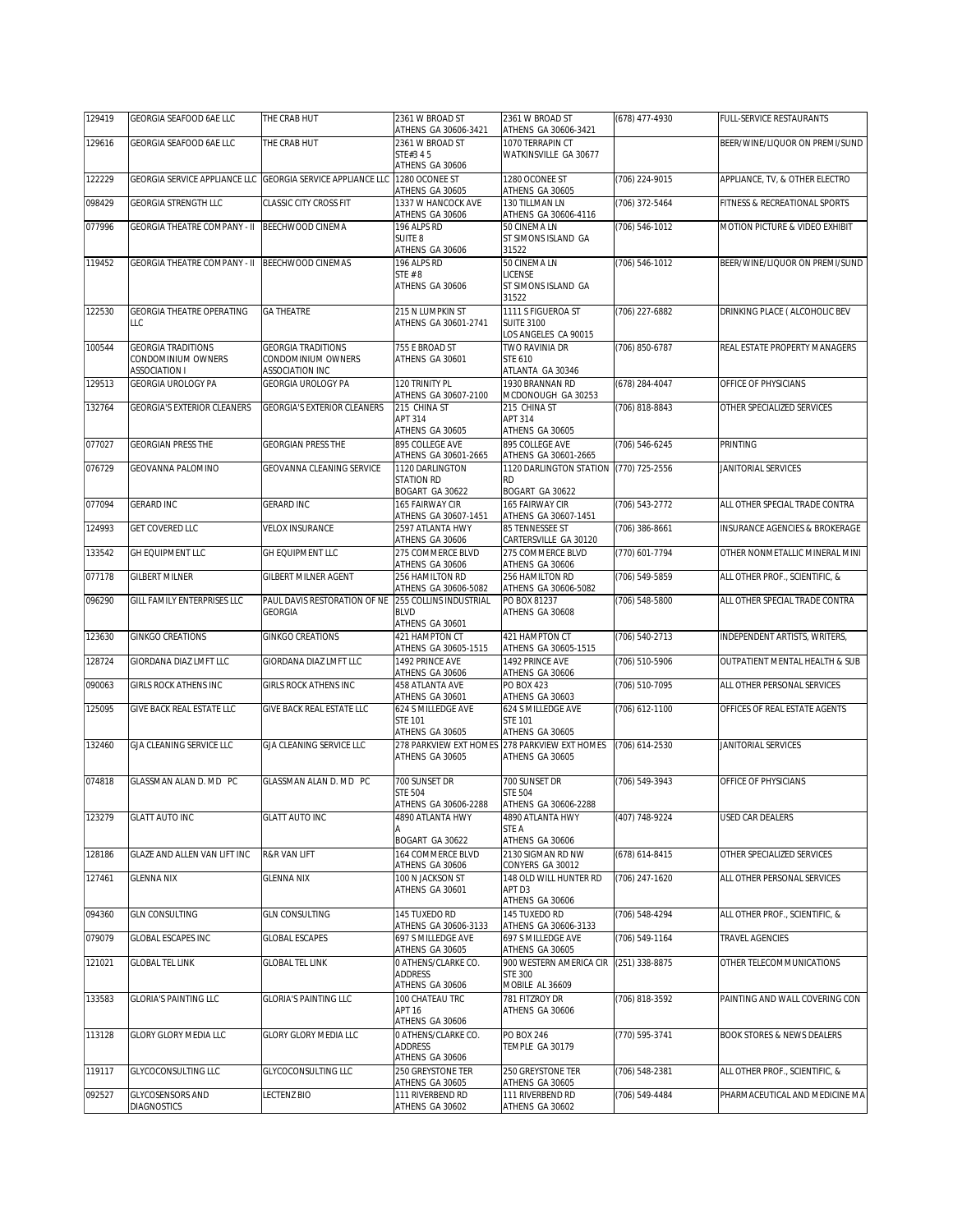| 129419 | GEORGIA SEAFOOD 6AE LLC | THE CRAB HUT | 2361 W BROAD ST ATHENS GA 30606-3421 | 2361 W BROAD ST ATHENS GA 30606-3421 | (678) 477-4930 | FULL-SERVICE RESTAURANTS |
|---|---|---|---|---|---|---|
| 129616 | GEORGIA SEAFOOD 6AE LLC | THE CRAB HUT | 2361 W BROAD ST STE#3 4 5 ATHENS GA 30606 | 1070 TERRAPIN CT WATKINSVILLE GA 30677 | | BEER/WINE/LIQUOR ON PREMI/SUND |
| 122229 | GEORGIA SERVICE APPLIANCE LLC | GEORGIA SERVICE APPLIANCE LLC | 1280 OCONEE ST ATHENS GA 30605 | 1280 OCONEE ST ATHENS GA 30605 | (706) 224-9015 | APPLIANCE, TV, & OTHER ELECTRO |
| 098429 | GEORGIA STRENGTH LLC | CLASSIC CITY CROSS FIT | 1337 W HANCOCK AVE ATHENS GA 30606 | 130 TILLMAN LN ATHENS GA 30606-4116 | (706) 372-5464 | FITNESS & RECREATIONAL SPORTS |
| 077996 | GEORGIA THEATRE COMPANY - II | BEECHWOOD CINEMA | 196 ALPS RD SUITE 8 ATHENS GA 30606 | 50 CINEMA LN ST SIMONS ISLAND GA 31522 | (706) 546-1012 | MOTION PICTURE & VIDEO EXHIBIT |
| 119452 | GEORGIA THEATRE COMPANY - II | BEECHWOOD CINEMAS | 196 ALPS RD STE # 8 ATHENS GA 30606 | 50 CINEMA LN LICENSE ST SIMONS ISLAND GA 31522 | (706) 546-1012 | BEER/WINE/LIQUOR ON PREMI/SUND |
| 122530 | GEORGIA THEATRE OPERATING LLC | GA THEATRE | 215 N LUMPKIN ST ATHENS GA 30601-2741 | 1111 S FIGUEROA ST SUITE 3100 LOS ANGELES CA 90015 | (706) 227-6882 | DRINKING PLACE ( ALCOHOLIC BEV |
| 100544 | GEORGIA TRADITIONS CONDOMINIUM OWNERS ASSOCIATION I | GEORGIA TRADITIONS CONDOMINIUM OWNERS ASSOCIATION INC | 755 E BROAD ST ATHENS GA 30601 | TWO RAVINIA DR STE 610 ATLANTA GA 30346 | (706) 850-6787 | REAL ESTATE PROPERTY MANAGERS |
| 129513 | GEORGIA UROLOGY PA | GEORGIA UROLOGY PA | 120 TRINITY PL ATHENS GA 30607-2100 | 1930 BRANNAN RD MCDONOUGH GA 30253 | (678) 284-4047 | OFFICE OF PHYSICIANS |
| 132764 | GEORGIA'S EXTERIOR CLEANERS | GEORGIA'S EXTERIOR CLEANERS | 215 CHINA ST APT 314 ATHENS GA 30605 | 215 CHINA ST APT 314 ATHENS GA 30605 | (706) 818-8843 | OTHER SPECIALIZED SERVICES |
| 077027 | GEORGIAN PRESS THE | GEORGIAN PRESS THE | 895 COLLEGE AVE ATHENS GA 30601-2665 | 895 COLLEGE AVE ATHENS GA 30601-2665 | (706) 546-6245 | PRINTING |
| 076729 | GEOVANNA PALOMINO | GEOVANNA CLEANING SERVICE | 1120 DARLINGTON STATION RD BOGART GA 30622 | 1120 DARLINGTON STATION RD BOGART GA 30622 | (770) 725-2556 | JANITORIAL SERVICES |
| 077094 | GERARD INC | GERARD INC | 165 FAIRWAY CIR ATHENS GA 30607-1451 | 165 FAIRWAY CIR ATHENS GA 30607-1451 | (706) 543-2772 | ALL OTHER SPECIAL TRADE CONTRA |
| 124993 | GET COVERED LLC | VELOX INSURANCE | 2597 ATLANTA HWY ATHENS GA 30606 | 85 TENNESSEE ST CARTERSVILLE GA 30120 | (706) 386-8661 | INSURANCE AGENCIES & BROKERAGE |
| 133542 | GH EQUIPMENT LLC | GH EQUIPMENT LLC | 275 COMMERCE BLVD ATHENS GA 30606 | 275 COMMERCE BLVD ATHENS GA 30606 | (770) 601-7794 | OTHER NONMETALLIC MINERAL MINI |
| 077178 | GILBERT MILNER | GILBERT MILNER AGENT | 256 HAMILTON RD ATHENS GA 30606-5082 | 256 HAMILTON RD ATHENS GA 30606-5082 | (706) 549-5859 | ALL OTHER PROF., SCIENTIFIC, & |
| 096290 | GILL FAMILY ENTERPRISES LLC | PAUL DAVIS RESTORATION OF NE GEORGIA | 255 COLLINS INDUSTRIAL BLVD ATHENS GA 30601 | PO BOX 81237 ATHENS GA 30608 | (706) 548-5800 | ALL OTHER SPECIAL TRADE CONTRA |
| 123630 | GINKGO CREATIONS | GINKGO CREATIONS | 421 HAMPTON CT ATHENS GA 30605-1515 | 421 HAMPTON CT ATHENS GA 30605-1515 | (706) 540-2713 | INDEPENDENT ARTISTS, WRITERS, |
| 128724 | GIORDANA DIAZ LMFT LLC | GIORDANA DIAZ LMFT LLC | 1492 PRINCE AVE ATHENS GA 30606 | 1492 PRINCE AVE ATHENS GA 30606 | (706) 510-5906 | OUTPATIENT MENTAL HEALTH & SUB |
| 090063 | GIRLS ROCK ATHENS INC | GIRLS ROCK ATHENS INC | 458 ATLANTA AVE ATHENS GA 30601 | PO BOX 423 ATHENS GA 30603 | (706) 510-7095 | ALL OTHER PERSONAL SERVICES |
| 125095 | GIVE BACK REAL ESTATE LLC | GIVE BACK REAL ESTATE LLC | 624 S MILLEDGE AVE STE 101 ATHENS GA 30605 | 624 S MILLEDGE AVE STE 101 ATHENS GA 30605 | (706) 612-1100 | OFFICES OF REAL ESTATE AGENTS |
| 132460 | GJA CLEANING SERVICE LLC | GJA CLEANING SERVICE LLC | 278 PARKVIEW EXT HOMES ATHENS GA 30605 | 278 PARKVIEW EXT HOMES ATHENS GA 30605 | (706) 614-2530 | JANITORIAL SERVICES |
| 074818 | GLASSMAN ALAN D. MD PC | GLASSMAN ALAN D. MD PC | 700 SUNSET DR STE 504 ATHENS GA 30606-2288 | 700 SUNSET DR STE 504 ATHENS GA 30606-2288 | (706) 549-3943 | OFFICE OF PHYSICIANS |
| 123279 | GLATT AUTO INC | GLATT AUTO INC | 4890 ATLANTA HWY A BOGART GA 30622 | 4890 ATLANTA HWY STE A ATHENS GA 30606 | (407) 748-9224 | USED CAR DEALERS |
| 128186 | GLAZE AND ALLEN VAN LIFT INC | R&R VAN LIFT | 164 COMMERCE BLVD ATHENS GA 30606 | 2130 SIGMAN RD NW CONYERS GA 30012 | (678) 614-8415 | OTHER SPECIALIZED SERVICES |
| 127461 | GLENNA NIX | GLENNA NIX | 100 N JACKSON ST ATHENS GA 30601 | 148 OLD WILL HUNTER RD APT D3 ATHENS GA 30606 | (706) 247-1620 | ALL OTHER PERSONAL SERVICES |
| 094360 | GLN CONSULTING | GLN CONSULTING | 145 TUXEDO RD ATHENS GA 30606-3133 | 145 TUXEDO RD ATHENS GA 30606-3133 | (706) 548-4294 | ALL OTHER PROF., SCIENTIFIC, & |
| 079079 | GLOBAL ESCAPES INC | GLOBAL ESCAPES | 697 S MILLEDGE AVE ATHENS GA 30605 | 697 S MILLEDGE AVE ATHENS GA 30605 | (706) 549-1164 | TRAVEL AGENCIES |
| 121021 | GLOBAL TEL LINK | GLOBAL TEL LINK | 0 ATHENS/CLARKE CO. ADDRESS ATHENS GA 30606 | 900 WESTERN AMERICA CIR STE 300 MOBILE AL 36609 | (251) 338-8875 | OTHER TELECOMMUNICATIONS |
| 133583 | GLORIA'S PAINTING LLC | GLORIA'S PAINTING LLC | 100 CHATEAU TRC APT 16 ATHENS GA 30606 | 781 FITZROY DR ATHENS GA 30606 | (706) 818-3592 | PAINTING AND WALL COVERING CON |
| 113128 | GLORY GLORY MEDIA LLC | GLORY GLORY MEDIA LLC | 0 ATHENS/CLARKE CO. ADDRESS ATHENS GA 30606 | PO BOX 246 TEMPLE GA 30179 | (770) 595-3741 | BOOK STORES & NEWS DEALERS |
| 119117 | GLYCOCONSULTING LLC | GLYCOCONSULTING LLC | 250 GREYSTONE TER ATHENS GA 30605 | 250 GREYSTONE TER ATHENS GA 30605 | (706) 548-2381 | ALL OTHER PROF., SCIENTIFIC, & |
| 092527 | GLYCOSENSORS AND DIAGNOSTICS | LECTENZ BIO | 111 RIVERBEND RD ATHENS GA 30602 | 111 RIVERBEND RD ATHENS GA 30602 | (706) 549-4484 | PHARMACEUTICAL AND MEDICINE MA |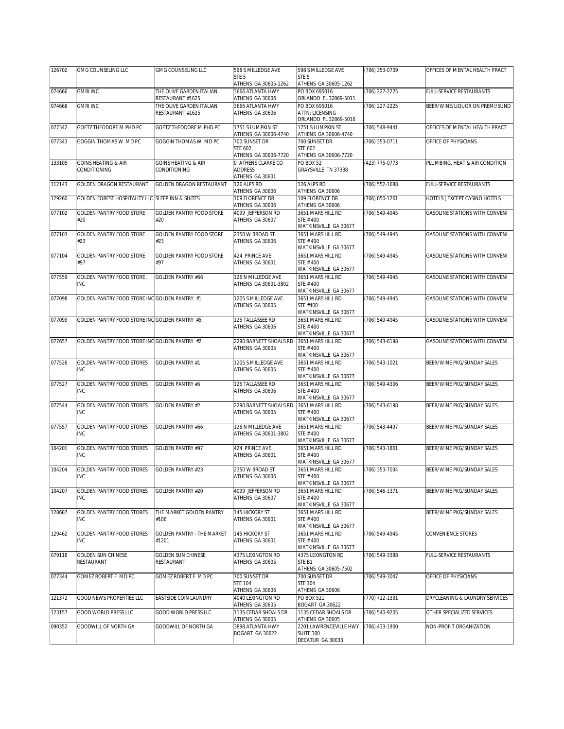| 126702 | GMG COUNSELING LLC | GMG COUNSELING LLC | 598 S MILLEDGE AVE STE 5 ATHENS GA 30605-1262 | 598 S MILLEDGE AVE STE 5 ATHENS GA 30605-1262 | (706) 353-0709 | OFFICES OF MENTAL HEALTH PRACT |
|---|---|---|---|---|---|---|
| 074666 | GMRI INC | THE OLIVE GARDEN ITALIAN RESTAURANT #1625 | 3666 ATLANTA HWY ATHENS GA 30606 | PO BOX 695016 ORLANDO FL 32869-5011 | (706) 227-2225 | FULL-SERVICE RESTAURANTS |
| 074668 | GMRI INC | THE OLIVE GARDEN ITALIAN RESTAURANT #1625 | 3666 ATLANTA HWY ATHENS GA 30606 | PO BOX 695016 ATTN: LICENSING ORLANDO FL 32869-5016 | (706) 227-2225 | BEER/WINE/LIQUOR ON PREMI/SUND |
| 077342 | GOETZ THEODORE M PHD PC | GOETZ THEODORE M PHD PC | 1751 S LUMPKIN ST ATHENS GA 30606-4740 | 1751 S LUMPKIN ST ATHENS GA 30606-4740 | (706) 548-9441 | OFFICES OF MENTAL HEALTH PRACT |
| 077343 | GOGGIN THOMAS W MD PC | GOGGIN THOMAS W MD PC | 700 SUNSET DR STE 602 ATHENS GA 30606-7720 | 700 SUNSET DR STE 602 ATHENS GA 30606-7720 | (706) 353-0711 | OFFICE OF PHYSICIANS |
| 133105 | GOINS HEATING & AIR CONDITIONING | GOINS HEATING & AIR CONDITIONING | 0 ATHENS CLARKE CO ADDRESS ATHENS GA 30601 | PO BOX 52 GRAYSVILLE TN 37338 | (423) 775-0773 | PLUMBING, HEAT & AIR CONDITION |
| 112143 | GOLDEN DRAGON RESTAURANT | GOLDEN DRAGON RESTAURANT | 126 ALPS RD ATHENS GA 30606 | 126 ALPS RD ATHENS GA 30606 | (706) 552-1688 | FULL-SERVICE RESTAURANTS |
| 129260 | GOLDEN FOREST HOSPITALITY LLC | SLEEP INN & SUITES | 109 FLORENCE DR ATHENS GA 30606 | 109 FLORENCE DR ATHENS GA 30606 | (706) 850-1261 | HOTELS ( EXCEPT CASINO HOTELS |
| 077102 | GOLDEN PANTRY FOOD STORE #20 | GOLDEN PANTRY FOOD STORE #20 | 4099 JEFFERSON RD ATHENS GA 30607 | 3651 MARS HILL RD STE # 400 WATKINSVILLE GA 30677 | (706) 549-4945 | GASOLINE STATIONS WITH CONVENI |
| 077103 | GOLDEN PANTRY FOOD STORE #23 | GOLDEN PANTRY FOOD STORE #23 | 2350 W BROAD ST ATHENS GA 30606 | 3651 MARS HILL RD STE # 400 WATKINSVILLE GA 30677 | (706) 549-4945 | GASOLINE STATIONS WITH CONVENI |
| 077104 | GOLDEN PANTRY FOOD STORE #97 | GOLDEN PANTRY FOOD STORE #97 | 424 PRINCE AVE ATHENS GA 30601 | 3651 MARS HILL RD STE # 400 WATKINSVILLE GA 30677 | (706) 549-4945 | GASOLINE STATIONS WITH CONVENI |
| 077559 | GOLDEN PANTRY FOOD STORE , INC | GOLDEN PANTRY #66 | 126 N MILLEDGE AVE ATHENS GA 30601-3802 | 3651 MARS HILL RD STE # 400 WATKINSVILLE GA 30677 | (706) 549-4945 | GASOLINE STATIONS WITH CONVENI |
| 077098 | GOLDEN PANTRY FOOD STORE INC | GOLDEN PANTRY #1 | 1205 S MILLEDGE AVE ATHENS GA 30605 | 3651 MARS HILL RD STE #400 WATKINSVILLE GA 30677 | (706) 549-4945 | GASOLINE STATIONS WITH CONVENI |
| 077099 | GOLDEN PANTRY FOOD STORE INC | GOLDEN PANTRY #5 | 125 TALLASSEE RD ATHENS GA 30606 | 3651 MARS HILL RD STE # 400 WATKINSVILLE GA 30677 | (706) 549-4945 | GASOLINE STATIONS WITH CONVENI |
| 077657 | GOLDEN PANTRY FOOD STORE INC | GOLDEN PANTRY #2 | 2290 BARNETT SHOALS RD ATHENS GA 30605 | 3651 MARS HILL RD STE # 400 WATKINSVILLE GA 30677 | (706) 543-6198 | GASOLINE STATIONS WITH CONVENI |
| 077526 | GOLDEN PANTRY FOOD STORES INC | GOLDEN PANTRY #1 | 1205 S MILLEDGE AVE ATHENS GA 30605 | 3651 MARS HILL RD STE # 400 WATKINSVILLE GA 30677 | (706) 543-1021 | BEER/WINE PKG/SUNDAY SALES |
| 077527 | GOLDEN PANTRY FOOD STORES INC | GOLDEN PANTRY #5 | 125 TALLASSEE RD ATHENS GA 30606 | 3651 MARS HILL RD STE # 400 WATKINSVILLE GA 30677 | (706) 549-4306 | BEER/WINE PKG/SUNDAY SALES |
| 077544 | GOLDEN PANTRY FOOD STORES INC | GOLDEN PANTRY #2 | 2290 BARNETT SHOALS RD ATHENS GA 30605 | 3651 MARS HILL RD STE # 400 WATKINSVILLE GA 30677 | (706) 543-6198 | BEER/WINE PKG/SUNDAY SALES |
| 077557 | GOLDEN PANTRY FOOD STORES INC | GOLDEN PANTRY #66 | 126 N MILLEDGE AVE ATHENS GA 30601-3802 | 3651 MARS HILL RD STE # 400 WATKINSVILLE GA 30677 | (706) 543-4497 | BEER/WINE PKG/SUNDAY SALES |
| 104201 | GOLDEN PANTRY FOOD STORES INC | GOLDEN PANTRY #97 | 424 PRINCE AVE ATHENS GA 30601 | 3651 MARS HILL RD STE # 400 WATKINSVILLE GA 30677 | (706) 543-1861 | BEER/WINE PKG/SUNDAY SALES |
| 104204 | GOLDEN PANTRY FOOD STORES INC | GOLDEN PANTRY #23 | 2350 W BROAD ST ATHENS GA 30606 | 3651 MARS HILL RD STE # 400 WATKINSVILLE GA 30677 | (706) 353-7034 | BEER/WINE PKG/SUNDAY SALES |
| 104207 | GOLDEN PANTRY FOOD STORES INC | GOLDEN PANTRY #20 | 4099 JEFFERSON RD ATHENS GA 30607 | 3651 MARS HILL RD STE # 400 WATKINSVILLE GA 30677 | (706) 546-1371 | BEER/WINE PKG/SUNDAY SALES |
| 128687 | GOLDEN PANTRY FOOD STORES INC | THE MARKET GOLDEN PANTRY #106 | 145 HICKORY ST ATHENS GA 30601 | 3651 MARS HILL RD STE # 400 WATKINSVILLE GA 30677 | | BEER/WINE PKG/SUNDAY SALES |
| 129462 | GOLDEN PANTRY FOOD STORES INC | GOLDEN PANTRY - THE MARKET #1201 | 145 HICKORY ST ATHENS GA 30601 | 3651 MARS HILL RD STE # 400 WATKINSVILLE GA 30677 | (706) 549-4945 | CONVENIENCE STORES |
| 079118 | GOLDEN SUN CHINESE RESTAURANT | GOLDEN SUN CHINESE RESTAURANT | 4375 LEXINGTON RD ATHENS GA 30605 | 4375 LEXINGTON RD STE B1 ATHENS GA 30605-7502 | (706) 549-3388 | FULL-SERVICE RESTAURANTS |
| 077344 | GOMEZ ROBERT F MD PC | GOMEZ ROBERT F MD PC | 700 SUNSET DR STE 104 ATHENS GA 30606 | 700 SUNSET DR STE 104 ATHENS GA 30606 | (706) 549-3047 | OFFICE OF PHYSICIANS |
| 121372 | GOOD NEWS PROPERTIES LLC | EASTSIDE COIN LAUNDRY | 4040 LEXINGTON RD ATHENS GA 30605 | PO BOX 521 BOGART GA 30622 | (770) 712-1331 | DRYCLEANING & LAUNDRY SERVICES |
| 123157 | GOOD WORLD PRESS LLC | GOOD WORLD PRESS LLC | 1135 CEDAR SHOALS DR ATHENS GA 30605 | 1135 CEDAR SHOALS DR ATHENS GA 30605 | (706) 540-9205 | OTHER SPECIALIZED SERVICES |
| 090352 | GOODWILL OF NORTH GA | GOODWILL OF NORTH GA | 3898 ATLANTA HWY BOGART GA 30622 | 2201 LAWRENCEVILLE HWY SUITE 300 DECATUR GA 30033 | (706) 433-1900 | NON-PROFIT ORGANIZATION |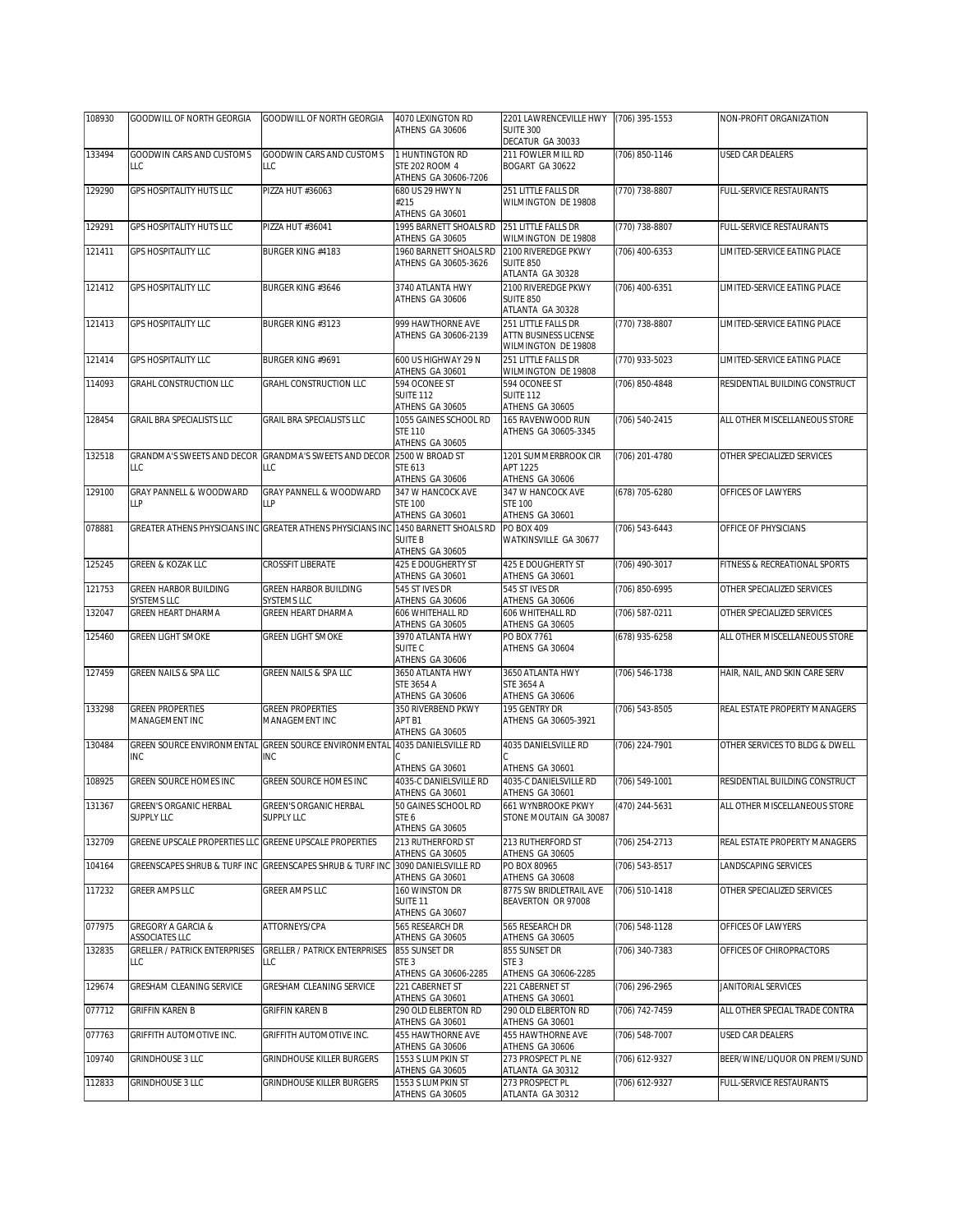| 108930 | GOODWILL OF NORTH GEORGIA | GOODWILL OF NORTH GEORGIA | 4070 LEXINGTON RD ATHENS GA 30606 | 2201 LAWRENCEVILLE HWY SUITE 300 DECATUR GA 30033 | (706) 395-1553 | NON-PROFIT ORGANIZATION |
|---|---|---|---|---|---|---|
| 133494 | GOODWIN CARS AND CUSTOMS LLC | GOODWIN CARS AND CUSTOMS LLC | 1 HUNTINGTON RD STE 202 ROOM 4 ATHENS GA 30606-7206 | 211 FOWLER MILL RD BOGART GA 30622 | (706) 850-1146 | USED CAR DEALERS |
| 129290 | GPS HOSPITALITY HUTS LLC | PIZZA HUT #36063 | 680 US 29 HWY N #215 ATHENS GA 30601 | 251 LITTLE FALLS DR WILMINGTON DE 19808 | (770) 738-8807 | FULL-SERVICE RESTAURANTS |
| 129291 | GPS HOSPITALITY HUTS LLC | PIZZA HUT #36041 | 1995 BARNETT SHOALS RD ATHENS GA 30605 | 251 LITTLE FALLS DR WILMINGTON DE 19808 | (770) 738-8807 | FULL-SERVICE RESTAURANTS |
| 121411 | GPS HOSPITALITY LLC | BURGER KING #4183 | 1960 BARNETT SHOALS RD ATHENS GA 30605-3626 | 2100 RIVEREDGE PKWY SUITE 850 ATLANTA GA 30328 | (706) 400-6353 | LIMITED-SERVICE EATING PLACE |
| 121412 | GPS HOSPITALITY LLC | BURGER KING #3646 | 3740 ATLANTA HWY ATHENS GA 30606 | 2100 RIVEREDGE PKWY SUITE 850 ATLANTA GA 30328 | (706) 400-6351 | LIMITED-SERVICE EATING PLACE |
| 121413 | GPS HOSPITALITY LLC | BURGER KING #3123 | 999 HAWTHORNE AVE ATHENS GA 30606-2139 | 251 LITTLE FALLS DR ATTN BUSINESS LICENSE WILMINGTON DE 19808 | (770) 738-8807 | LIMITED-SERVICE EATING PLACE |
| 121414 | GPS HOSPITALITY LLC | BURGER KING #9691 | 600 US HIGHWAY 29 N ATHENS GA 30601 | 251 LITTLE FALLS DR WILMINGTON DE 19808 | (770) 933-5023 | LIMITED-SERVICE EATING PLACE |
| 114093 | GRAHL CONSTRUCTION LLC | GRAHL CONSTRUCTION LLC | 594 OCONEE ST SUITE 112 ATHENS GA 30605 | 594 OCONEE ST SUITE 112 ATHENS GA 30605 | (706) 850-4848 | RESIDENTIAL BUILDING CONSTRUCT |
| 128454 | GRAIL BRA SPECIALISTS LLC | GRAIL BRA SPECIALISTS LLC | 1055 GAINES SCHOOL RD STE 110 ATHENS GA 30605 | 165 RAVENWOOD RUN ATHENS GA 30605-3345 | (706) 540-2415 | ALL OTHER MISCELLANEOUS STORE |
| 132518 | GRANDMA'S SWEETS AND DECOR LLC | GRANDMA'S SWEETS AND DECOR LLC | 2500 W BROAD ST STE 613 ATHENS GA 30606 | 1201 SUMMERBROOK CIR APT 1225 ATHENS GA 30606 | (706) 201-4780 | OTHER SPECIALIZED SERVICES |
| 129100 | GRAY PANNELL & WOODWARD LLP | GRAY PANNELL & WOODWARD LLP | 347 W HANCOCK AVE STE 100 ATHENS GA 30601 | 347 W HANCOCK AVE STE 100 ATHENS GA 30601 | (678) 705-6280 | OFFICES OF LAWYERS |
| 078881 | GREATER ATHENS PHYSICIANS INC | GREATER ATHENS PHYSICIANS INC | 1450 BARNETT SHOALS RD SUITE B ATHENS GA 30605 | PO BOX 409 WATKINSVILLE GA 30677 | (706) 543-6443 | OFFICE OF PHYSICIANS |
| 125245 | GREEN & KOZAK LLC | CROSSFIT LIBERATE | 425 E DOUGHERTY ST ATHENS GA 30601 | 425 E DOUGHERTY ST ATHENS GA 30601 | (706) 490-3017 | FITNESS & RECREATIONAL SPORTS |
| 121753 | GREEN HARBOR BUILDING SYSTEMS LLC | GREEN HARBOR BUILDING SYSTEMS LLC | 545 ST IVES DR ATHENS GA 30606 | 545 ST IVES DR ATHENS GA 30606 | (706) 850-6995 | OTHER SPECIALIZED SERVICES |
| 132047 | GREEN HEART DHARMA | GREEN HEART DHARMA | 606 WHITEHALL RD ATHENS GA 30605 | 606 WHITEHALL RD ATHENS GA 30605 | (706) 587-0211 | OTHER SPECIALIZED SERVICES |
| 125460 | GREEN LIGHT SMOKE | GREEN LIGHT SMOKE | 3970 ATLANTA HWY SUITE C ATHENS GA 30606 | PO BOX 7761 ATHENS GA 30604 | (678) 935-6258 | ALL OTHER MISCELLANEOUS STORE |
| 127459 | GREEN NAILS & SPA LLC | GREEN NAILS & SPA LLC | 3650 ATLANTA HWY STE 3654 A ATHENS GA 30606 | 3650 ATLANTA HWY STE 3654 A ATHENS GA 30606 | (706) 546-1738 | HAIR, NAIL, AND SKIN CARE SERV |
| 133298 | GREEN PROPERTIES MANAGEMENT INC | GREEN PROPERTIES MANAGEMENT INC | 350 RIVERBEND PKWY APT B1 ATHENS GA 30605 | 195 GENTRY DR ATHENS GA 30605-3921 | (706) 543-8505 | REAL ESTATE PROPERTY MANAGERS |
| 130484 | GREEN SOURCE ENVIRONMENTAL INC | GREEN SOURCE ENVIRONMENTAL INC | 4035 DANIELSVILLE RD C ATHENS GA 30601 | 4035 DANIELSVILLE RD C ATHENS GA 30601 | (706) 224-7901 | OTHER SERVICES TO BLDG & DWELL |
| 108925 | GREEN SOURCE HOMES INC | GREEN SOURCE HOMES INC | 4035-C DANIELSVILLE RD ATHENS GA 30601 | 4035-C DANIELSVILLE RD ATHENS GA 30601 | (706) 549-1001 | RESIDENTIAL BUILDING CONSTRUCT |
| 131367 | GREEN'S ORGANIC HERBAL SUPPLY LLC | GREEN'S ORGANIC HERBAL SUPPLY LLC | 50 GAINES SCHOOL RD STE 6 ATHENS GA 30605 | 661 WYNBROOKE PKWY STONE MOUTAIN GA 30087 | (470) 244-5631 | ALL OTHER MISCELLANEOUS STORE |
| 132709 | GREENE UPSCALE PROPERTIES LLC | GREENE UPSCALE PROPERTIES | 213 RUTHERFORD ST ATHENS GA 30605 | 213 RUTHERFORD ST ATHENS GA 30605 | (706) 254-2713 | REAL ESTATE PROPERTY MANAGERS |
| 104164 | GREENSCAPES SHRUB & TURF INC | GREENSCAPES SHRUB & TURF INC | 3090 DANIELSVILLE RD ATHENS GA 30601 | PO BOX 80965 ATHENS GA 30608 | (706) 543-8517 | LANDSCAPING SERVICES |
| 117232 | GREER AMPS LLC | GREER AMPS LLC | 160 WINSTON DR SUITE 11 ATHENS GA 30607 | 8775 SW BRIDLETRAIL AVE BEAVERTON OR 97008 | (706) 510-1418 | OTHER SPECIALIZED SERVICES |
| 077975 | GREGORY A GARCIA & ASSOCIATES LLC | ATTORNEYS/CPA | 565 RESEARCH DR ATHENS GA 30605 | 565 RESEARCH DR ATHENS GA 30605 | (706) 548-1128 | OFFICES OF LAWYERS |
| 132835 | GRELLER / PATRICK ENTERPRISES LLC | GRELLER / PATRICK ENTERPRISES LLC | 855 SUNSET DR STE 3 ATHENS GA 30606-2285 | 855 SUNSET DR STE 3 ATHENS GA 30606-2285 | (706) 340-7383 | OFFICES OF CHIROPRACTORS |
| 129674 | GRESHAM CLEANING SERVICE | GRESHAM CLEANING SERVICE | 221 CABERNET ST ATHENS GA 30601 | 221 CABERNET ST ATHENS GA 30601 | (706) 296-2965 | JANITORIAL SERVICES |
| 077712 | GRIFFIN KAREN B | GRIFFIN KAREN B | 290 OLD ELBERTON RD ATHENS GA 30601 | 290 OLD ELBERTON RD ATHENS GA 30601 | (706) 742-7459 | ALL OTHER SPECIAL TRADE CONTRA |
| 077763 | GRIFFITH AUTOMOTIVE INC. | GRIFFITH AUTOMOTIVE INC. | 455 HAWTHORNE AVE ATHENS GA 30606 | 455 HAWTHORNE AVE ATHENS GA 30606 | (706) 548-7007 | USED CAR DEALERS |
| 109740 | GRINDHOUSE 3 LLC | GRINDHOUSE KILLER BURGERS | 1553 S LUMPKIN ST ATHENS GA 30605 | 273 PROSPECT PL NE ATLANTA GA 30312 | (706) 612-9327 | BEER/WINE/LIQUOR ON PREMI/SUND |
| 112833 | GRINDHOUSE 3 LLC | GRINDHOUSE KILLER BURGERS | 1553 S LUMPKIN ST ATHENS GA 30605 | 273 PROSPECT PL ATLANTA GA 30312 | (706) 612-9327 | FULL-SERVICE RESTAURANTS |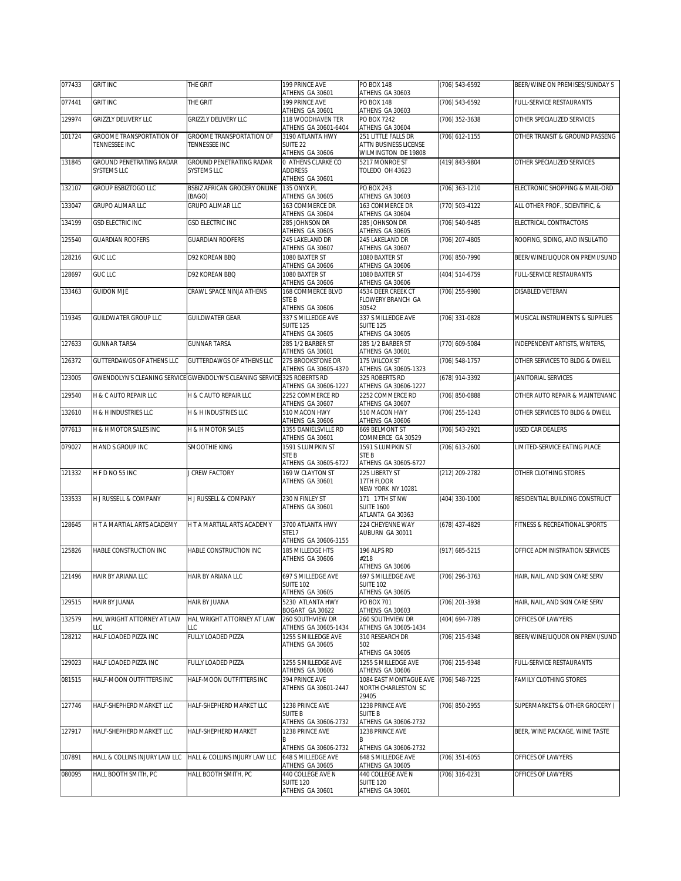| | | | | | | |
|---|---|---|---|---|---|---|
| 077433 | GRIT INC | THE GRIT | 199 PRINCE AVE ATHENS GA 30601 | PO BOX 148 ATHENS GA 30603 | (706) 543-6592 | BEER/WINE ON PREMISES/SUNDAY S |
| 077441 | GRIT INC | THE GRIT | 199 PRINCE AVE ATHENS GA 30601 | PO BOX 148 ATHENS GA 30603 | (706) 543-6592 | FULL-SERVICE RESTAURANTS |
| 129974 | GRIZZLY DELIVERY LLC | GRIZZLY DELIVERY LLC | 118 WOODHAVEN TER ATHENS GA 30601-6404 | PO BOX 7242 ATHENS GA 30604 | (706) 352-3638 | OTHER SPECIALIZED SERVICES |
| 101724 | GROOME TRANSPORTATION OF TENNESSEE INC | GROOME TRANSPORTATION OF TENNESSEE INC | 3190 ATLANTA HWY SUITE 22 ATHENS GA 30606 | 251 LITTLE FALLS DR ATTN BUSINESS LICENSE WILMINGTON DE 19808 | (706) 612-1155 | OTHER TRANSIT & GROUND PASSENG |
| 131845 | GROUND PENETRATING RADAR SYSTEMS LLC | GROUND PENETRATING RADAR SYSTEMS LLC | 0 ATHENS CLARKE CO ADDRESS ATHENS GA 30601 | 5217 MONROE ST TOLEDO OH 43623 | (419) 843-9804 | OTHER SPECIALIZED SERVICES |
| 132107 | GROUP BSBIZTOGO LLC | BSBIZ AFRICAN GROCERY ONLINE (BAGO) | 135 ONYX PL ATHENS GA 30605 | PO BOX 243 ATHENS GA 30603 | (706) 363-1210 | ELECTRONIC SHOPPING & MAIL-ORD |
| 133047 | GRUPO ALIMAR LLC | GRUPO ALIMAR LLC | 163 COMMERCE DR ATHENS GA 30604 | 163 COMMERCE DR ATHENS GA 30604 | (770) 503-4122 | ALL OTHER PROF., SCIENTIFIC, & |
| 134199 | GSD ELECTRIC INC | GSD ELECTRIC INC | 285 JOHNSON DR ATHENS GA 30605 | 285 JOHNSON DR ATHENS GA 30605 | (706) 540-9485 | ELECTRICAL CONTRACTORS |
| 125540 | GUARDIAN ROOFERS | GUARDIAN ROOFERS | 245 LAKELAND DR ATHENS GA 30607 | 245 LAKELAND DR ATHENS GA 30607 | (706) 207-4805 | ROOFING, SIDING, AND INSULATIO |
| 128216 | GUC LLC | D92 KOREAN BBQ | 1080 BAXTER ST ATHENS GA 30606 | 1080 BAXTER ST ATHENS GA 30606 | (706) 850-7990 | BEER/WINE/LIQUOR ON PREMI/SUND |
| 128697 | GUC LLC | D92 KOREAN BBQ | 1080 BAXTER ST ATHENS GA 30606 | 1080 BAXTER ST ATHENS GA 30606 | (404) 514-6759 | FULL-SERVICE RESTAURANTS |
| 133463 | GUIDON MJE | CRAWL SPACE NINJA ATHENS | 168 COMMERCE BLVD STE B ATHENS GA 30606 | 4534 DEER CREEK CT FLOWERY BRANCH GA 30542 | (706) 255-9980 | DISABLED VETERAN |
| 119345 | GUILDWATER GROUP LLC | GUILDWATER GEAR | 337 S MILLEDGE AVE SUITE 125 ATHENS GA 30605 | 337 S MILLEDGE AVE SUITE 125 ATHENS GA 30605 | (706) 331-0828 | MUSICAL INSTRUMENTS & SUPPLIES |
| 127633 | GUNNAR TARSA | GUNNAR TARSA | 285 1/2 BARBER ST ATHENS GA 30601 | 285 1/2 BARBER ST ATHENS GA 30601 | (770) 609-5084 | INDEPENDENT ARTISTS, WRITERS, |
| 126372 | GUTTERDAWGS OF ATHENS LLC | GUTTERDAWGS OF ATHENS LLC | 275 BROOKSTONE DR ATHENS GA 30605-4370 | 175 WILCOX ST ATHENS GA 30605-1323 | (706) 548-1757 | OTHER SERVICES TO BLDG & DWELL |
| 123005 | GWENDOLYN'S CLEANING SERVICE | GWENDOLYN'S CLEANING SERVICE | 325 ROBERTS RD ATHENS GA 30606-1227 | 325 ROBERTS RD ATHENS GA 30606-1227 | (678) 914-3392 | JANITORIAL SERVICES |
| 129540 | H & C AUTO REPAIR LLC | H & C AUTO REPAIR LLC | 2252 COMMERCE RD ATHENS GA 30607 | 2252 COMMERCE RD ATHENS GA 30607 | (706) 850-0888 | OTHER AUTO REPAIR & MAINTENANC |
| 132610 | H & H INDUSTRIES LLC | H & H INDUSTRIES LLC | 510 MACON HWY ATHENS GA 30606 | 510 MACON HWY ATHENS GA 30606 | (706) 255-1243 | OTHER SERVICES TO BLDG & DWELL |
| 077613 | H & H MOTOR SALES INC | H & H MOTOR SALES | 1355 DANIELSVILLE RD ATHENS GA 30601 | 669 BELMONT ST COMMERCE GA 30529 | (706) 543-2921 | USED CAR DEALERS |
| 079027 | H AND S GROUP INC | SMOOTHIE KING | 1591 S LUMPKIN ST STE B ATHENS GA 30605-6727 | 1591 S LUMPKIN ST STE B ATHENS GA 30605-6727 | (706) 613-2600 | LIMITED-SERVICE EATING PLACE |
| 121332 | H F D NO 55 INC | J CREW FACTORY | 169 W CLAYTON ST ATHENS GA 30601 | 225 LIBERTY ST 17TH FLOOR NEW YORK NY 10281 | (212) 209-2782 | OTHER CLOTHING STORES |
| 133533 | H J RUSSELL & COMPANY | H J RUSSELL & COMPANY | 230 N FINLEY ST ATHENS GA 30601 | 171 17TH ST NW SUITE 1600 ATLANTA GA 30363 | (404) 330-1000 | RESIDENTIAL BUILDING CONSTRUCT |
| 128645 | H T A MARTIAL ARTS ACADEMY | H T A MARTIAL ARTS ACADEMY | 3700 ATLANTA HWY STE17 ATHENS GA 30606-3155 | 224 CHEYENNE WAY AUBURN GA 30011 | (678) 437-4829 | FITNESS & RECREATIONAL SPORTS |
| 125826 | HABLE CONSTRUCTION INC | HABLE CONSTRUCTION INC | 185 MILLEDGE HTS ATHENS GA 30606 | 196 ALPS RD #218 ATHENS GA 30606 | (917) 685-5215 | OFFICE ADMINISTRATION SERVICES |
| 121496 | HAIR BY ARIANA LLC | HAIR BY ARIANA LLC | 697 S MILLEDGE AVE SUITE 102 ATHENS GA 30605 | 697 S MILLEDGE AVE SUITE 102 ATHENS GA 30605 | (706) 296-3763 | HAIR, NAIL, AND SKIN CARE SERV |
| 129515 | HAIR BY JUANA | HAIR BY JUANA | 5230 ATLANTA HWY BOGART GA 30622 | PO BOX 701 ATHENS GA 30603 | (706) 201-3938 | HAIR, NAIL, AND SKIN CARE SERV |
| 132579 | HAL WRIGHT ATTORNEY AT LAW LLC | HAL WRIGHT ATTORNEY AT LAW LLC | 260 SOUTHVIEW DR ATHENS GA 30605-1434 | 260 SOUTHVIEW DR ATHENS GA 30605-1434 | (404) 694-7789 | OFFICES OF LAWYERS |
| 128212 | HALF LOADED PIZZA INC | FULLY LOADED PIZZA | 1255 S MILLEDGE AVE ATHENS GA 30605 | 310 RESEARCH DR 502 ATHENS GA 30605 | (706) 215-9348 | BEER/WINE/LIQUOR ON PREMI/SUND |
| 129023 | HALF LOADED PIZZA INC | FULLY LOADED PIZZA | 1255 S MILLEDGE AVE ATHENS GA 30606 | 1255 S MILLEDGE AVE ATHENS GA 30606 | (706) 215-9348 | FULL-SERVICE RESTAURANTS |
| 081515 | HALF-MOON OUTFITTERS INC | HALF-MOON OUTFITTERS INC | 394 PRINCE AVE ATHENS GA 30601-2447 | 1084 EAST MONTAGUE AVE NORTH CHARLESTON SC 29405 | (706) 548-7225 | FAMILY CLOTHING STORES |
| 127746 | HALF-SHEPHERD MARKET LLC | HALF-SHEPHERD MARKET LLC | 1238 PRINCE AVE SUITE B ATHENS GA 30606-2732 | 1238 PRINCE AVE SUITE B ATHENS GA 30606-2732 | (706) 850-2955 | SUPERMARKETS & OTHER GROCERY ( |
| 127917 | HALF-SHEPHERD MARKET LLC | HALF-SHEPHERD MARKET | 1238 PRINCE AVE B ATHENS GA 30606-2732 | 1238 PRINCE AVE B ATHENS GA 30606-2732 | | BEER, WINE PACKAGE, WINE TASTE |
| 107891 | HALL & COLLINS INJURY LAW LLC | HALL & COLLINS INJURY LAW LLC | 648 S MILLEDGE AVE ATHENS GA 30605 | 648 S MILLEDGE AVE ATHENS GA 30605 | (706) 351-6055 | OFFICES OF LAWYERS |
| 080095 | HALL BOOTH SMITH, PC | HALL BOOTH SMITH, PC | 440 COLLEGE AVE N SUITE 120 ATHENS GA 30601 | 440 COLLEGE AVE N SUITE 120 ATHENS GA 30601 | (706) 316-0231 | OFFICES OF LAWYERS |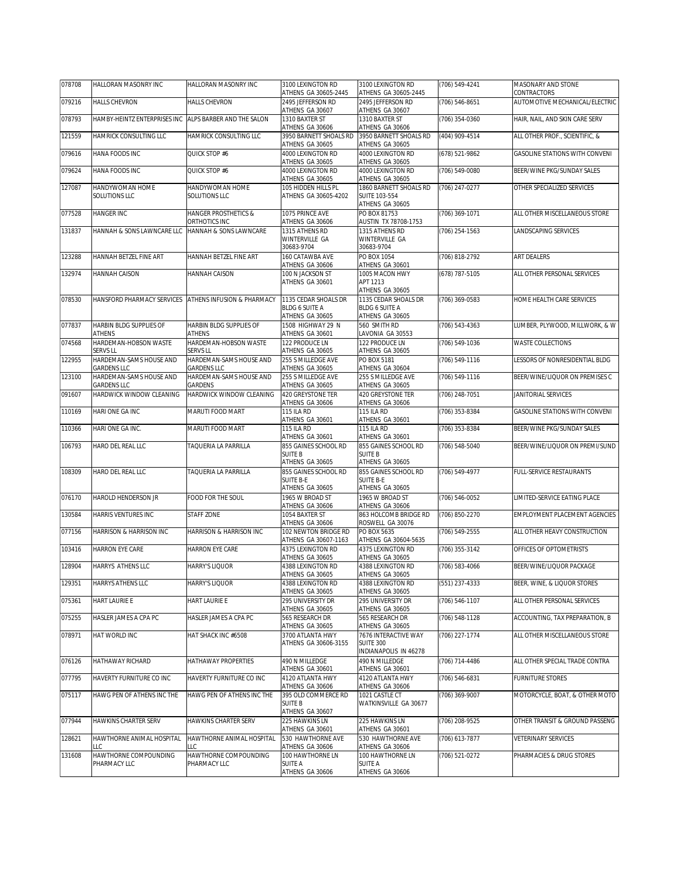| 078708 | HALLORAN MASONRY INC | HALLORAN MASONRY INC | 3100 LEXINGTON RD ATHENS GA 30605-2445 | 3100 LEXINGTON RD ATHENS GA 30605-2445 | (706) 549-4241 | MASONARY AND STONE CONTRACTORS |
|---|---|---|---|---|---|---|
| 079216 | HALLS CHEVRON | HALLS CHEVRON | 2495 JEFFERSON RD ATHENS GA 30607 | 2495 JEFFERSON RD ATHENS GA 30607 | (706) 546-8651 | AUTOMOTIVE MECHANICAL/ELECTRIC |
| 078793 | HAMBY-HEINTZ ENTERPRISES INC | ALPS BARBER AND THE SALON | 1310 BAXTER ST ATHENS GA 30606 | 1310 BAXTER ST ATHENS GA 30606 | (706) 354-0360 | HAIR, NAIL, AND SKIN CARE SERV |
| 121559 | HAMRICK CONSULTING LLC | HAMRICK CONSULTING LLC | 3950 BARNETT SHOALS RD ATHENS GA 30605 | 3950 BARNETT SHOALS RD ATHENS GA 30605 | (404) 909-4514 | ALL OTHER PROF., SCIENTIFIC, & |
| 079616 | HANA FOODS INC | QUICK STOP #6 | 4000 LEXINGTON RD ATHENS GA 30605 | 4000 LEXINGTON RD ATHENS GA 30605 | (678) 521-9862 | GASOLINE STATIONS WITH CONVENI |
| 079624 | HANA FOODS INC | QUICK STOP #6 | 4000 LEXINGTON RD ATHENS GA 30605 | 4000 LEXINGTON RD ATHENS GA 30605 | (706) 549-0080 | BEER/WINE PKG/SUNDAY SALES |
| 127087 | HANDYWOMAN HOME SOLUTIONS LLC | HANDYWOMAN HOME SOLUTIONS LLC | 105 HIDDEN HILLS PL ATHENS GA 30605-4202 | 1860 BARNETT SHOALS RD SUITE 103-554 ATHENS GA 30605 | (706) 247-0277 | OTHER SPECIALIZED SERVICES |
| 077528 | HANGER INC | HANGER PROSTHETICS & ORTHOTICS INC | 1075 PRINCE AVE ATHENS GA 30606 | PO BOX 81753 AUSTIN TX 78708-1753 | (706) 369-1071 | ALL OTHER MISCELLANEOUS STORE |
| 131837 | HANNAH & SONS LAWNCARE LLC | HANNAH & SONS LAWNCARE | 1315 ATHENS RD WINTERVILLE GA 30683-9704 | 1315 ATHENS RD WINTERVILLE GA 30683-9704 | (706) 254-1563 | LANDSCAPING SERVICES |
| 123288 | HANNAH BETZEL FINE ART | HANNAH BETZEL FINE ART | 160 CATAWBA AVE ATHENS GA 30606 | PO BOX 1054 ATHENS GA 30601 | (706) 818-2792 | ART DEALERS |
| 132974 | HANNAH CAISON | HANNAH CAISON | 100 N JACKSON ST ATHENS GA 30601 | 1005 MACON HWY APT 1213 ATHENS GA 30605 | (678) 787-5105 | ALL OTHER PERSONAL SERVICES |
| 078530 | HANSFORD PHARMACY SERVICES | ATHENS INFUSION & PHARMACY | 1135 CEDAR SHOALS DR BLDG 6 SUITE A ATHENS GA 30605 | 1135 CEDAR SHOALS DR BLDG 6 SUITE A ATHENS GA 30605 | (706) 369-0583 | HOME HEALTH CARE SERVICES |
| 077837 | HARBIN BLDG SUPPLIES OF ATHENS | HARBIN BLDG SUPPLIES OF ATHENS | 1508 HIGHWAY 29 N ATHENS GA 30601 | 560 SMITH RD LAVONIA GA 30553 | (706) 543-4363 | LUMBER, PLYWOOD, MILLWORK, & W |
| 074568 | HARDEMAN-HOBSON WASTE SERVS LL | HARDEMAN-HOBSON WASTE SERVS LL | 122 PRODUCE LN ATHENS GA 30605 | 122 PRODUCE LN ATHENS GA 30605 | (706) 549-1036 | WASTE COLLECTIONS |
| 122955 | HARDEMAN-SAMS HOUSE AND GARDENS LLC | HARDEMAN-SAMS HOUSE AND GARDENS LLC | 255 S MILLEDGE AVE ATHENS GA 30605 | PO BOX 5181 ATHENS GA 30604 | (706) 549-1116 | LESSORS OF NONRESIDENTIAL BLDG |
| 123100 | HARDEMAN-SAMS HOUSE AND GARDENS LLC | HARDEMAN-SAMS HOUSE AND GARDENS | 255 S MILLEDGE AVE ATHENS GA 30605 | 255 S MILLEDGE AVE ATHENS GA 30605 | (706) 549-1116 | BEER/WINE/LIQUOR ON PREMISES C |
| 091607 | HARDWICK WINDOW CLEANING | HARDWICK WINDOW CLEANING | 420 GREYSTONE TER ATHENS GA 30606 | 420 GREYSTONE TER ATHENS GA 30606 | (706) 248-7051 | JANITORIAL SERVICES |
| 110169 | HARI ONE GA INC | MARUTI FOOD MART | 115 ILA RD ATHENS GA 30601 | 115 ILA RD ATHENS GA 30601 | (706) 353-8384 | GASOLINE STATIONS WITH CONVENI |
| 110366 | HARI ONE GA INC. | MARUTI FOOD MART | 115 ILA RD ATHENS GA 30601 | 115 ILA RD ATHENS GA 30601 | (706) 353-8384 | BEER/WINE PKG/SUNDAY SALES |
| 106793 | HARO DEL REAL LLC | TAQUERIA LA PARRILLA | 855 GAINES SCHOOL RD SUITE B ATHENS GA 30605 | 855 GAINES SCHOOL RD SUITE B ATHENS GA 30605 | (706) 548-5040 | BEER/WINE/LIQUOR ON PREMI/SUND |
| 108309 | HARO DEL REAL LLC | TAQUERIA LA PARRILLA | 855 GAINES SCHOOL RD SUITE B-E ATHENS GA 30605 | 855 GAINES SCHOOL RD SUITE B-E ATHENS GA 30605 | (706) 549-4977 | FULL-SERVICE RESTAURANTS |
| 076170 | HAROLD HENDERSON JR | FOOD FOR THE SOUL | 1965 W BROAD ST ATHENS GA 30606 | 1965 W BROAD ST ATHENS GA 30606 | (706) 546-0052 | LIMITED-SERVICE EATING PLACE |
| 130584 | HARRIS VENTURES INC | STAFF ZONE | 1054 BAXTER ST ATHENS GA 30606 | 863 HOLCOMB BRIDGE RD ROSWELL GA 30076 | (706) 850-2270 | EMPLOYMENT PLACEMENT AGENCIES |
| 077156 | HARRISON & HARRISON INC | HARRISON & HARRISON INC | 102 NEWTON BRIDGE RD ATHENS GA 30607-1163 | PO BOX 5635 ATHENS GA 30604-5635 | (706) 549-2555 | ALL OTHER HEAVY CONSTRUCTION |
| 103416 | HARRON EYE CARE | HARRON EYE CARE | 4375 LEXINGTON RD ATHENS GA 30605 | 4375 LEXINGTON RD ATHENS GA 30605 | (706) 355-3142 | OFFICES OF OPTOMETRISTS |
| 128904 | HARRYS ATHENS LLC | HARRY'S LIQUOR | 4388 LEXINGTON RD ATHENS GA 30605 | 4388 LEXINGTON RD ATHENS GA 30605 | (706) 583-4066 | BEER/WINE/LIQUOR PACKAGE |
| 129351 | HARRYS ATHENS LLC | HARRY'S LIQUOR | 4388 LEXINGTON RD ATHENS GA 30605 | 4388 LEXINGTON RD ATHENS GA 30605 | (551) 237-4333 | BEER, WINE, & LIQUOR STORES |
| 075361 | HART LAURIE E | HART LAURIE E | 295 UNIVERSITY DR ATHENS GA 30605 | 295 UNIVERSITY DR ATHENS GA 30605 | (706) 546-1107 | ALL OTHER PERSONAL SERVICES |
| 075255 | HASLER JAMES A CPA PC | HASLER JAMES A CPA PC | 565 RESEARCH DR ATHENS GA 30605 | 565 RESEARCH DR ATHENS GA 30605 | (706) 548-1128 | ACCOUNTING, TAX PREPARATION, B |
| 078971 | HAT WORLD INC | HAT SHACK INC #6508 | 3700 ATLANTA HWY ATHENS GA 30606-3155 | 7676 INTERACTIVE WAY SUITE 300 INDIANAPOLIS IN 46278 | (706) 227-1774 | ALL OTHER MISCELLANEOUS STORE |
| 076126 | HATHAWAY RICHARD | HATHAWAY PROPERTIES | 490 N MILLEDGE ATHENS GA 30601 | 490 N MILLEDGE ATHENS GA 30601 | (706) 714-4486 | ALL OTHER SPECIAL TRADE CONTRA |
| 077795 | HAVERTY FURNITURE CO INC | HAVERTY FURNITURE CO INC | 4120 ATLANTA HWY ATHENS GA 30606 | 4120 ATLANTA HWY ATHENS GA 30606 | (706) 546-6831 | FURNITURE STORES |
| 075117 | HAWG PEN OF ATHENS INC THE | HAWG PEN OF ATHENS INC THE | 395 OLD COMMERCE RD SUITE B ATHENS GA 30607 | 1021 CASTLE CT WATKINSVILLE GA 30677 | (706) 369-9007 | MOTORCYCLE, BOAT, & OTHER MOTO |
| 077944 | HAWKINS CHARTER SERV | HAWKINS CHARTER SERV | 225 HAWKINS LN ATHENS GA 30601 | 225 HAWKINS LN ATHENS GA 30601 | (706) 208-9525 | OTHER TRANSIT & GROUND PASSENG |
| 128621 | HAWTHORNE ANIMAL HOSPITAL LLC | HAWTHORNE ANIMAL HOSPITAL LLC | 530 HAWTHORNE AVE ATHENS GA 30606 | 530 HAWTHORNE AVE ATHENS GA 30606 | (706) 613-7877 | VETERINARY SERVICES |
| 131608 | HAWTHORNE COMPOUNDING PHARMACY LLC | HAWTHORNE COMPOUNDING PHARMACY LLC | 100 HAWTHORNE LN SUITE A ATHENS GA 30606 | 100 HAWTHORNE LN SUITE A ATHENS GA 30606 | (706) 521-0272 | PHARMACIES & DRUG STORES |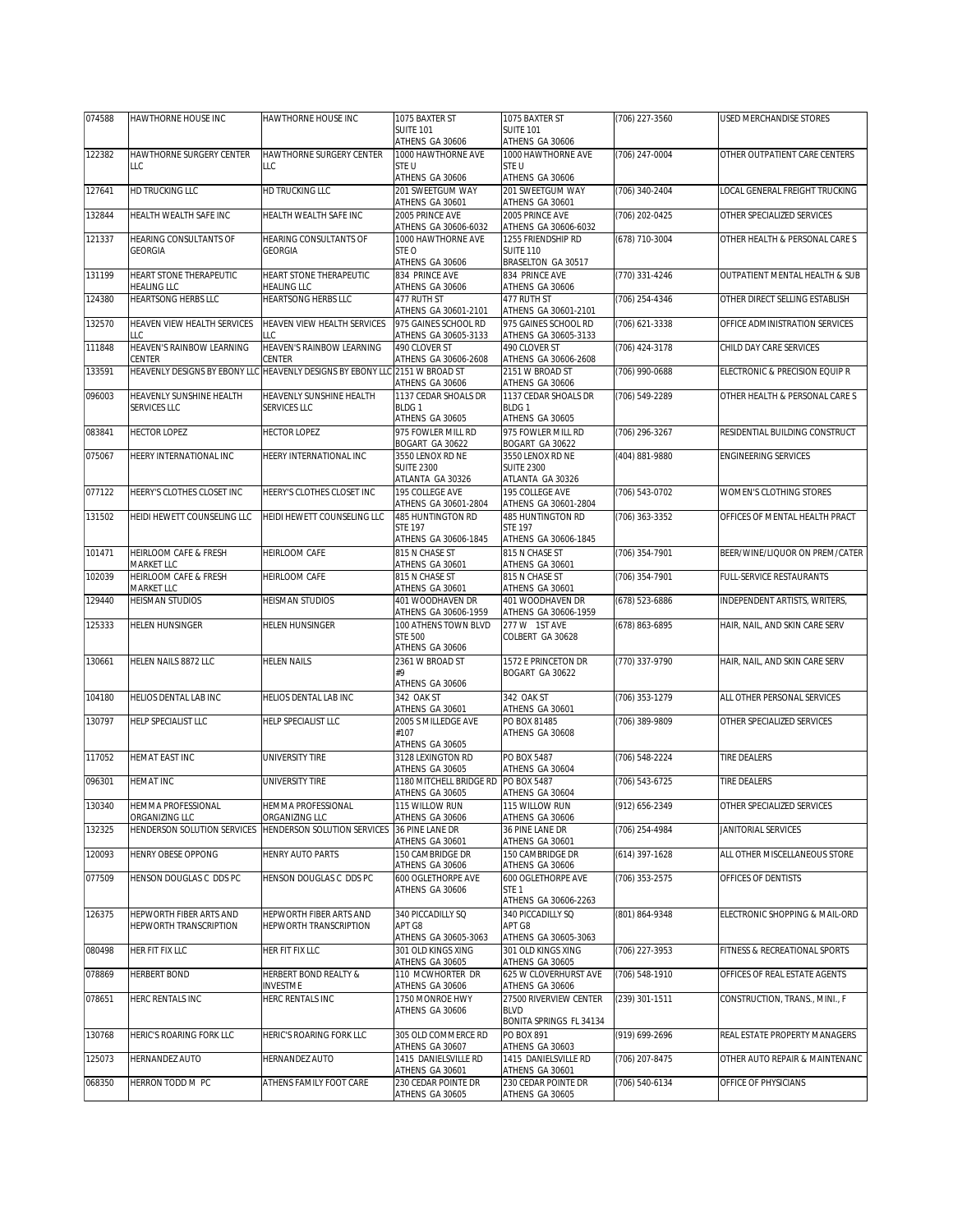| 074588 | HAWTHORNE HOUSE INC | HAWTHORNE HOUSE INC | 1075 BAXTER ST SUITE 101 ATHENS GA 30606 | 1075 BAXTER ST SUITE 101 ATHENS GA 30606 | (706) 227-3560 | USED MERCHANDISE STORES |
|---|---|---|---|---|---|---|
| 122382 | HAWTHORNE SURGERY CENTER LLC | HAWTHORNE SURGERY CENTER LLC | 1000 HAWTHORNE AVE STE U ATHENS GA 30606 | 1000 HAWTHORNE AVE STE U ATHENS GA 30606 | (706) 247-0004 | OTHER OUTPATIENT CARE CENTERS |
| 127641 | HD TRUCKING LLC | HD TRUCKING LLC | 201 SWEETGUM WAY ATHENS GA 30601 | 201 SWEETGUM WAY ATHENS GA 30601 | (706) 340-2404 | LOCAL GENERAL FREIGHT TRUCKING |
| 132844 | HEALTH WEALTH SAFE INC | HEALTH WEALTH SAFE INC | 2005 PRINCE AVE ATHENS GA 30606-6032 | 2005 PRINCE AVE ATHENS GA 30606-6032 | (706) 202-0425 | OTHER SPECIALIZED SERVICES |
| 121337 | HEARING CONSULTANTS OF GEORGIA | HEARING CONSULTANTS OF GEORGIA | 1000 HAWTHORNE AVE STE O ATHENS GA 30606 | 1255 FRIENDSHIP RD SUITE 110 BRASELTON GA 30517 | (678) 710-3004 | OTHER HEALTH & PERSONAL CARE S |
| 131199 | HEART STONE THERAPEUTIC HEALING LLC | HEART STONE THERAPEUTIC HEALING LLC | 834 PRINCE AVE ATHENS GA 30606 | 834 PRINCE AVE ATHENS GA 30606 | (770) 331-4246 | OUTPATIENT MENTAL HEALTH & SUB |
| 124380 | HEARTSONG HERBS LLC | HEARTSONG HERBS LLC | 477 RUTH ST ATHENS GA 30601-2101 | 477 RUTH ST ATHENS GA 30601-2101 | (706) 254-4346 | OTHER DIRECT SELLING ESTABLISH |
| 132570 | HEAVEN VIEW HEALTH SERVICES LLC | HEAVEN VIEW HEALTH SERVICES LLC | 975 GAINES SCHOOL RD ATHENS GA 30605-3133 | 975 GAINES SCHOOL RD ATHENS GA 30605-3133 | (706) 621-3338 | OFFICE ADMINISTRATION SERVICES |
| 111848 | HEAVEN'S RAINBOW LEARNING CENTER | HEAVEN'S RAINBOW LEARNING CENTER | 490 CLOVER ST ATHENS GA 30606-2608 | 490 CLOVER ST ATHENS GA 30606-2608 | (706) 424-3178 | CHILD DAY CARE SERVICES |
| 133591 | HEAVENLY DESIGNS BY EBONY LLC | HEAVENLY DESIGNS BY EBONY LLC | 2151 W BROAD ST ATHENS GA 30606 | 2151 W BROAD ST ATHENS GA 30606 | (706) 990-0688 | ELECTRONIC & PRECISION EQUIP R |
| 096003 | HEAVENLY SUNSHINE HEALTH SERVICES LLC | HEAVENLY SUNSHINE HEALTH SERVICES LLC | 1137 CEDAR SHOALS DR BLDG 1 ATHENS GA 30605 | 1137 CEDAR SHOALS DR BLDG 1 ATHENS GA 30605 | (706) 549-2289 | OTHER HEALTH & PERSONAL CARE S |
| 083841 | HECTOR LOPEZ | HECTOR LOPEZ | 975 FOWLER MILL RD BOGART GA 30622 | 975 FOWLER MILL RD BOGART GA 30622 | (706) 296-3267 | RESIDENTIAL BUILDING CONSTRUCT |
| 075067 | HEERY INTERNATIONAL INC | HEERY INTERNATIONAL INC | 3550 LENOX RD NE SUITE 2300 ATLANTA GA 30326 | 3550 LENOX RD NE SUITE 2300 ATLANTA GA 30326 | (404) 881-9880 | ENGINEERING SERVICES |
| 077122 | HEERY'S CLOTHES CLOSET INC | HEERY'S CLOTHES CLOSET INC | 195 COLLEGE AVE ATHENS GA 30601-2804 | 195 COLLEGE AVE ATHENS GA 30601-2804 | (706) 543-0702 | WOMEN'S CLOTHING STORES |
| 131502 | HEIDI HEWETT COUNSELING LLC | HEIDI HEWETT COUNSELING LLC | 485 HUNTINGTON RD STE 197 ATHENS GA 30606-1845 | 485 HUNTINGTON RD STE 197 ATHENS GA 30606-1845 | (706) 363-3352 | OFFICES OF MENTAL HEALTH PRACT |
| 101471 | HEIRLOOM CAFE & FRESH MARKET LLC | HEIRLOOM CAFE | 815 N CHASE ST ATHENS GA 30601 | 815 N CHASE ST ATHENS GA 30601 | (706) 354-7901 | BEER/WINE/LIQUOR ON PREM/CATER |
| 102039 | HEIRLOOM CAFE & FRESH MARKET LLC | HEIRLOOM CAFE | 815 N CHASE ST ATHENS GA 30601 | 815 N CHASE ST ATHENS GA 30601 | (706) 354-7901 | FULL-SERVICE RESTAURANTS |
| 129440 | HEISMAN STUDIOS | HEISMAN STUDIOS | 401 WOODHAVEN DR ATHENS GA 30606-1959 | 401 WOODHAVEN DR ATHENS GA 30606-1959 | (678) 523-6886 | INDEPENDENT ARTISTS, WRITERS, |
| 125333 | HELEN HUNSINGER | HELEN HUNSINGER | 100 ATHENS TOWN BLVD STE 500 ATHENS GA 30606 | 277 W 1ST AVE COLBERT GA 30628 | (678) 863-6895 | HAIR, NAIL, AND SKIN CARE SERV |
| 130661 | HELEN NAILS 8872 LLC | HELEN NAILS | 2361 W BROAD ST #9 ATHENS GA 30606 | 1572 E PRINCETON DR BOGART GA 30622 | (770) 337-9790 | HAIR, NAIL, AND SKIN CARE SERV |
| 104180 | HELIOS DENTAL LAB INC | HELIOS DENTAL LAB INC | 342 OAK ST ATHENS GA 30601 | 342 OAK ST ATHENS GA 30601 | (706) 353-1279 | ALL OTHER PERSONAL SERVICES |
| 130797 | HELP SPECIALIST LLC | HELP SPECIALIST LLC | 2005 S MILLEDGE AVE #107 ATHENS GA 30605 | PO BOX 81485 ATHENS GA 30608 | (706) 389-9809 | OTHER SPECIALIZED SERVICES |
| 117052 | HEMAT EAST INC | UNIVERSITY TIRE | 3128 LEXINGTON RD ATHENS GA 30605 | PO BOX 5487 ATHENS GA 30604 | (706) 548-2224 | TIRE DEALERS |
| 096301 | HEMAT INC | UNIVERSITY TIRE | 1180 MITCHELL BRIDGE RD ATHENS GA 30605 | PO BOX 5487 ATHENS GA 30604 | (706) 543-6725 | TIRE DEALERS |
| 130340 | HEMMA PROFESSIONAL ORGANIZING LLC | HEMMA PROFESSIONAL ORGANIZING LLC | 115 WILLOW RUN ATHENS GA 30606 | 115 WILLOW RUN ATHENS GA 30606 | (912) 656-2349 | OTHER SPECIALIZED SERVICES |
| 132325 | HENDERSON SOLUTION SERVICES | HENDERSON SOLUTION SERVICES | 36 PINE LANE DR ATHENS GA 30601 | 36 PINE LANE DR ATHENS GA 30601 | (706) 254-4984 | JANITORIAL SERVICES |
| 120093 | HENRY OBESE OPPONG | HENRY AUTO PARTS | 150 CAMBRIDGE DR ATHENS GA 30606 | 150 CAMBRIDGE DR ATHENS GA 30606 | (614) 397-1628 | ALL OTHER MISCELLANEOUS STORE |
| 077509 | HENSON DOUGLAS C DDS PC | HENSON DOUGLAS C DDS PC | 600 OGLETHORPE AVE ATHENS GA 30606 | 600 OGLETHORPE AVE STE 1 ATHENS GA 30606-2263 | (706) 353-2575 | OFFICES OF DENTISTS |
| 126375 | HEPWORTH FIBER ARTS AND HEPWORTH TRANSCRIPTION | HEPWORTH FIBER ARTS AND HEPWORTH TRANSCRIPTION | 340 PICCADILLY SQ APT G8 ATHENS GA 30605-3063 | 340 PICCADILLY SQ APT G8 ATHENS GA 30605-3063 | (801) 864-9348 | ELECTRONIC SHOPPING & MAIL-ORD |
| 080498 | HER FIT FIX LLC | HER FIT FIX LLC | 301 OLD KINGS XING ATHENS GA 30605 | 301 OLD KINGS XING ATHENS GA 30605 | (706) 227-3953 | FITNESS & RECREATIONAL SPORTS |
| 078869 | HERBERT BOND | HERBERT BOND REALTY & INVESTME | 110 MCWHORTER DR ATHENS GA 30606 | 625 W CLOVERHURST AVE ATHENS GA 30606 | (706) 548-1910 | OFFICES OF REAL ESTATE AGENTS |
| 078651 | HERC RENTALS INC | HERC RENTALS INC | 1750 MONROE HWY ATHENS GA 30606 | 27500 RIVERVIEW CENTER BLVD BONITA SPRINGS FL 34134 | (239) 301-1511 | CONSTRUCTION, TRANS., MINI., F |
| 130768 | HERIC'S ROARING FORK LLC | HERIC'S ROARING FORK LLC | 305 OLD COMMERCE RD ATHENS GA 30607 | PO BOX 891 ATHENS GA 30603 | (919) 699-2696 | REAL ESTATE PROPERTY MANAGERS |
| 125073 | HERNANDEZ AUTO | HERNANDEZ AUTO | 1415 DANIELSVILLE RD ATHENS GA 30601 | 1415 DANIELSVILLE RD ATHENS GA 30601 | (706) 207-8475 | OTHER AUTO REPAIR & MAINTENANC |
| 068350 | HERRON TODD M PC | ATHENS FAMILY FOOT CARE | 230 CEDAR POINTE DR ATHENS GA 30605 | 230 CEDAR POINTE DR ATHENS GA 30605 | (706) 540-6134 | OFFICE OF PHYSICIANS |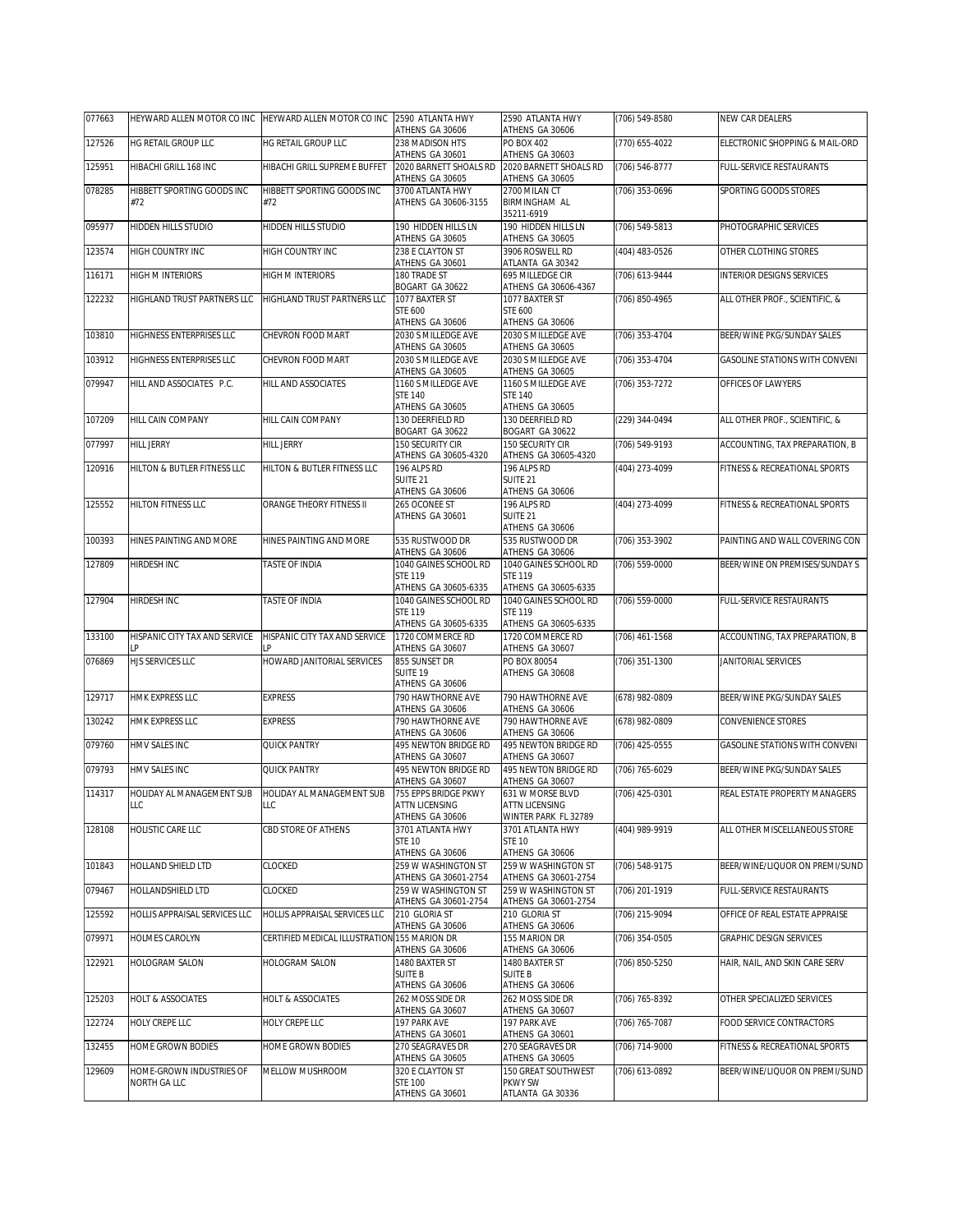| 077663 | HEYWARD ALLEN MOTOR CO INC | HEYWARD ALLEN MOTOR CO INC | 2590 ATLANTA HWY ATHENS GA 30606 | 2590 ATLANTA HWY ATHENS GA 30606 | (706) 549-8580 | NEW CAR DEALERS |
|---|---|---|---|---|---|---|
| 127526 | HG RETAIL GROUP LLC | HG RETAIL GROUP LLC | 238 MADISON HTS ATHENS GA 30601 | PO BOX 402 ATHENS GA 30603 | (770) 655-4022 | ELECTRONIC SHOPPING & MAIL-ORD |
| 125951 | HIBACHI GRILL 168 INC | HIBACHI GRILL SUPREME BUFFET | 2020 BARNETT SHOALS RD ATHENS GA 30605 | 2020 BARNETT SHOALS RD ATHENS GA 30605 | (706) 546-8777 | FULL-SERVICE RESTAURANTS |
| 078285 | HIBBETT SPORTING GOODS INC #72 | HIBBETT SPORTING GOODS INC #72 | 3700 ATLANTA HWY ATHENS GA 30606-3155 | 2700 MILAN CT BIRMINGHAM AL 35211-6919 | (706) 353-0696 | SPORTING GOODS STORES |
| 095977 | HIDDEN HILLS STUDIO | HIDDEN HILLS STUDIO | 190 HIDDEN HILLS LN ATHENS GA 30605 | 190 HIDDEN HILLS LN ATHENS GA 30605 | (706) 549-5813 | PHOTOGRAPHIC SERVICES |
| 123574 | HIGH COUNTRY INC | HIGH COUNTRY INC | 238 E CLAYTON ST ATHENS GA 30601 | 3906 ROSWELL RD ATLANTA GA 30342 | (404) 483-0526 | OTHER CLOTHING STORES |
| 116171 | HIGH M INTERIORS | HIGH M INTERIORS | 180 TRADE ST BOGART GA 30622 | 695 MILLEDGE CIR ATHENS GA 30606-4367 | (706) 613-9444 | INTERIOR DESIGNS SERVICES |
| 122232 | HIGHLAND TRUST PARTNERS LLC | HIGHLAND TRUST PARTNERS LLC | 1077 BAXTER ST STE 600 ATHENS GA 30606 | 1077 BAXTER ST STE 600 ATHENS GA 30606 | (706) 850-4965 | ALL OTHER PROF., SCIENTIFIC, & |
| 103810 | HIGHNESS ENTERPRISES LLC | CHEVRON FOOD MART | 2030 S MILLEDGE AVE ATHENS GA 30605 | 2030 S MILLEDGE AVE ATHENS GA 30605 | (706) 353-4704 | BEER/WINE PKG/SUNDAY SALES |
| 103912 | HIGHNESS ENTERPRISES LLC | CHEVRON FOOD MART | 2030 S MILLEDGE AVE ATHENS GA 30605 | 2030 S MILLEDGE AVE ATHENS GA 30605 | (706) 353-4704 | GASOLINE STATIONS WITH CONVENI |
| 079947 | HILL AND ASSOCIATES P.C. | HILL AND ASSOCIATES | 1160 S MILLEDGE AVE STE 140 ATHENS GA 30605 | 1160 S MILLEDGE AVE STE 140 ATHENS GA 30605 | (706) 353-7272 | OFFICES OF LAWYERS |
| 107209 | HILL CAIN COMPANY | HILL CAIN COMPANY | 130 DEERFIELD RD BOGART GA 30622 | 130 DEERFIELD RD BOGART GA 30622 | (229) 344-0494 | ALL OTHER PROF., SCIENTIFIC, & |
| 077997 | HILL JERRY | HILL JERRY | 150 SECURITY CIR ATHENS GA 30605-4320 | 150 SECURITY CIR ATHENS GA 30605-4320 | (706) 549-9193 | ACCOUNTING, TAX PREPARATION, B |
| 120916 | HILTON & BUTLER FITNESS LLC | HILTON & BUTLER FITNESS LLC | 196 ALPS RD SUITE 21 ATHENS GA 30606 | 196 ALPS RD SUITE 21 ATHENS GA 30606 | (404) 273-4099 | FITNESS & RECREATIONAL SPORTS |
| 125552 | HILTON FITNESS LLC | ORANGE THEORY FITNESS II | 265 OCONEE ST ATHENS GA 30601 | 196 ALPS RD SUITE 21 ATHENS GA 30606 | (404) 273-4099 | FITNESS & RECREATIONAL SPORTS |
| 100393 | HINES PAINTING AND MORE | HINES PAINTING AND MORE | 535 RUSTWOOD DR ATHENS GA 30606 | 535 RUSTWOOD DR ATHENS GA 30606 | (706) 353-3902 | PAINTING AND WALL COVERING CON |
| 127809 | HIRDESH INC | TASTE OF INDIA | 1040 GAINES SCHOOL RD STE 119 ATHENS GA 30605-6335 | 1040 GAINES SCHOOL RD STE 119 ATHENS GA 30605-6335 | (706) 559-0000 | BEER/WINE ON PREMISES/SUNDAY S |
| 127904 | HIRDESH INC | TASTE OF INDIA | 1040 GAINES SCHOOL RD STE 119 ATHENS GA 30605-6335 | 1040 GAINES SCHOOL RD STE 119 ATHENS GA 30605-6335 | (706) 559-0000 | FULL-SERVICE RESTAURANTS |
| 133100 | HISPANIC CITY TAX AND SERVICE LP | HISPANIC CITY TAX AND SERVICE LP | 1720 COMMERCE RD ATHENS GA 30607 | 1720 COMMERCE RD ATHENS GA 30607 | (706) 461-1568 | ACCOUNTING, TAX PREPARATION, B |
| 076869 | HJS SERVICES LLC | HOWARD JANITORIAL SERVICES | 855 SUNSET DR SUITE 19 ATHENS GA 30606 | PO BOX 80054 ATHENS GA 30608 | (706) 351-1300 | JANITORIAL SERVICES |
| 129717 | HMK EXPRESS LLC | EXPRESS | 790 HAWTHORNE AVE ATHENS GA 30606 | 790 HAWTHORNE AVE ATHENS GA 30606 | (678) 982-0809 | BEER/WINE PKG/SUNDAY SALES |
| 130242 | HMK EXPRESS LLC | EXPRESS | 790 HAWTHORNE AVE ATHENS GA 30606 | 790 HAWTHORNE AVE ATHENS GA 30606 | (678) 982-0809 | CONVENIENCE STORES |
| 079760 | HMV SALES INC | QUICK PANTRY | 495 NEWTON BRIDGE RD ATHENS GA 30607 | 495 NEWTON BRIDGE RD ATHENS GA 30607 | (706) 425-0555 | GASOLINE STATIONS WITH CONVENI |
| 079793 | HMV SALES INC | QUICK PANTRY | 495 NEWTON BRIDGE RD ATHENS GA 30607 | 495 NEWTON BRIDGE RD ATHENS GA 30607 | (706) 765-6029 | BEER/WINE PKG/SUNDAY SALES |
| 114317 | HOLIDAY AL MANAGEMENT SUB LLC | HOLIDAY AL MANAGEMENT SUB LLC | 755 EPPS BRIDGE PKWY ATTN LICENSING ATHENS GA 30606 | 631 W MORSE BLVD ATTN LICENSING WINTER PARK FL 32789 | (706) 425-0301 | REAL ESTATE PROPERTY MANAGERS |
| 128108 | HOLISTIC CARE LLC | CBD STORE OF ATHENS | 3701 ATLANTA HWY STE 10 ATHENS GA 30606 | 3701 ATLANTA HWY STE 10 ATHENS GA 30606 | (404) 989-9919 | ALL OTHER MISCELLANEOUS STORE |
| 101843 | HOLLAND SHIELD LTD | CLOCKED | 259 W WASHINGTON ST ATHENS GA 30601-2754 | 259 W WASHINGTON ST ATHENS GA 30601-2754 | (706) 548-9175 | BEER/WINE/LIQUOR ON PREMI/SUND |
| 079467 | HOLLANDSHIELD LTD | CLOCKED | 259 W WASHINGTON ST ATHENS GA 30601-2754 | 259 W WASHINGTON ST ATHENS GA 30601-2754 | (706) 201-1919 | FULL-SERVICE RESTAURANTS |
| 125592 | HOLLIS APPRAISAL SERVICES LLC | HOLLIS APPRAISAL SERVICES LLC | 210 GLORIA ST ATHENS GA 30606 | 210 GLORIA ST ATHENS GA 30606 | (706) 215-9094 | OFFICE OF REAL ESTATE APPRAISE |
| 079971 | HOLMES CAROLYN | CERTIFIED MEDICAL ILLUSTRATION | 155 MARION DR ATHENS GA 30606 | 155 MARION DR ATHENS GA 30606 | (706) 354-0505 | GRAPHIC DESIGN SERVICES |
| 122921 | HOLOGRAM SALON | HOLOGRAM SALON | 1480 BAXTER ST SUITE B ATHENS GA 30606 | 1480 BAXTER ST SUITE B ATHENS GA 30606 | (706) 850-5250 | HAIR, NAIL, AND SKIN CARE SERV |
| 125203 | HOLT & ASSOCIATES | HOLT & ASSOCIATES | 262 MOSS SIDE DR ATHENS GA 30607 | 262 MOSS SIDE DR ATHENS GA 30607 | (706) 765-8392 | OTHER SPECIALIZED SERVICES |
| 122724 | HOLY CREPE LLC | HOLY CREPE LLC | 197 PARK AVE ATHENS GA 30601 | 197 PARK AVE ATHENS GA 30601 | (706) 765-7087 | FOOD SERVICE CONTRACTORS |
| 132455 | HOME GROWN BODIES | HOME GROWN BODIES | 270 SEAGRAVES DR ATHENS GA 30605 | 270 SEAGRAVES DR ATHENS GA 30605 | (706) 714-9000 | FITNESS & RECREATIONAL SPORTS |
| 129609 | HOME-GROWN INDUSTRIES OF NORTH GA LLC | MELLOW MUSHROOM | 320 E CLAYTON ST STE 100 ATHENS GA 30601 | 150 GREAT SOUTHWEST PKWY SW ATLANTA GA 30336 | (706) 613-0892 | BEER/WINE/LIQUOR ON PREMI/SUND |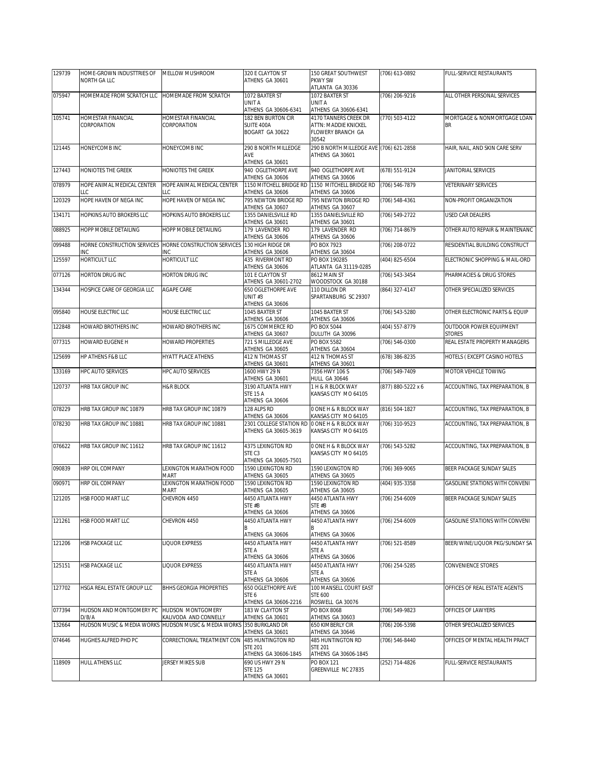| 129739 | HOME-GROWN INDUSTTRIES OF NORTH GA LLC | MELLOW MUSHROOM | 320 E CLAYTON ST ATHENS GA 30601 | 150 GREAT SOUTHWEST PKWY SW ATLANTA GA 30336 | (706) 613-0892 | FULL-SERVICE RESTAURANTS |
|---|---|---|---|---|---|---|
| 075947 | HOMEMADE FROM SCRATCH LLC | HOMEMADE FROM SCRATCH | 1072 BAXTER ST UNIT A ATHENS GA 30606-6341 | 1072 BAXTER ST UNIT A ATHENS GA 30606-6341 | (706) 206-9216 | ALL OTHER PERSONAL SERVICES |
| 105741 | HOMESTAR FINANCIAL CORPORATION | HOMESTAR FINANCIAL CORPORATION | 182 BEN BURTON CIR SUITE 400A BOGART GA 30622 | 4170 TANNERS CREEK DR ATTN: MADDIE KNICKEL FLOWERY BRANCH GA 30542 | (770) 503-4122 | MORTGAGE & NONMORTGAGE LOAN BR |
| 121445 | HONEYCOMB INC | HONEYCOMB INC | 290 B NORTH MILLEDGE AVE ATHENS GA 30601 | 290 B NORTH MILLEDGE AVE ATHENS GA 30601 | (706) 621-2858 | HAIR, NAIL, AND SKIN CARE SERV |
| 127443 | HONIOTES THE GREEK | HONIOTES THE GREEK | 940 OGLETHORPE AVE ATHENS GA 30606 | 940 OGLETHORPE AVE ATHENS GA 30606 | (678) 551-9124 | JANITORIAL SERVICES |
| 078979 | HOPE ANIMAL MEDICAL CENTER LLC | HOPE ANIMAL MEDICAL CENTER LLC | 1150 MITCHELL BRIDGE RD ATHENS GA 30606 | 1150 MITCHELL BRIDGE RD ATHENS GA 30606 | (706) 546-7879 | VETERINARY SERVICES |
| 120329 | HOPE HAVEN OF NEGA INC | HOPE HAVEN OF NEGA INC | 795 NEWTON BRIDGE RD ATHENS GA 30607 | 795 NEWTON BRIDGE RD ATHENS GA 30607 | (706) 548-4361 | NON-PROFIT ORGANIZATION |
| 134171 | HOPKINS AUTO BROKERS LLC | HOPKINS AUTO BROKERS LLC | 1355 DANIELSVILLE RD ATHENS GA 30601 | 1355 DANIELSVILLE RD ATHENS GA 30601 | (706) 549-2722 | USED CAR DEALERS |
| 088925 | HOPP MOBILE DETAILING | HOPP MOBILE DETAILING | 179 LAVENDER RD ATHENS GA 30606 | 179 LAVENDER RD ATHENS GA 30606 | (706) 714-8679 | OTHER AUTO REPAIR & MAINTENANC |
| 099488 | HORNE CONSTRUCTION SERVICES INC | HORNE CONSTRUCTION SERVICES INC | 130 HIGH RIDGE DR ATHENS GA 30606 | PO BOX 7923 ATHENS GA 30604 | (706) 208-0722 | RESIDENTIAL BUILDING CONSTRUCT |
| 125597 | HORTICULT LLC | HORTICULT LLC | 435 RIVERMONT RD ATHENS GA 30606 | PO BOX 190285 ATLANTA GA 31119-0285 | (404) 825-6504 | ELECTRONIC SHOPPING & MAIL-ORD |
| 077126 | HORTON DRUG INC | HORTON DRUG INC | 101 E CLAYTON ST ATHENS GA 30601-2702 | 8612 MAIN ST WOODSTOCK GA 30188 | (706) 543-3454 | PHARMACIES & DRUG STORES |
| 134344 | HOSPICE CARE OF GEORGIA LLC | AGAPE CARE | 650 OGLETHORPE AVE UNIT #3 ATHENS GA 30606 | 110 DILLON DR SPARTANBURG SC 29307 | (864) 327-4147 | OTHER SPECIALIZED SERVICES |
| 095840 | HOUSE ELECTRIC LLC | HOUSE ELECTRIC LLC | 1045 BAXTER ST ATHENS GA 30606 | 1045 BAXTER ST ATHENS GA 30606 | (706) 543-5280 | OTHER ELECTRONIC PARTS & EQUIP |
| 122848 | HOWARD BROTHERS INC | HOWARD BROTHERS INC | 1675 COMMERCE RD ATHENS GA 30607 | PO BOX 5044 DULUTH GA 30096 | (404) 557-8779 | OUTDOOR POWER EQUIPMENT STORES |
| 077315 | HOWARD EUGENE H | HOWARD PROPERTIES | 721 S MILLEDGE AVE ATHENS GA 30605 | PO BOX 5582 ATHENS GA 30604 | (706) 546-0300 | REAL ESTATE PROPERTY MANAGERS |
| 125699 | HP ATHENS F&B LLC | HYATT PLACE ATHENS | 412 N THOMAS ST ATHENS GA 30601 | 412 N THOMAS ST ATHENS GA 30601 | (678) 386-8235 | HOTELS ( EXCEPT CASINO HOTELS |
| 133169 | HPC AUTO SERVICES | HPC AUTO SERVICES | 1600 HWY 29 N ATHENS GA 30601 | 7356 HWY 106 S HULL GA 30646 | (706) 549-7409 | MOTOR VEHICLE TOWING |
| 120737 | HRB TAX GROUP INC | H&R BLOCK | 3190 ATLANTA HWY STE 15 A ATHENS GA 30606 | 1 H & R BLOCK WAY KANSAS CITY MO 64105 | (877) 880-5222 x 6 | ACCOUNTING, TAX PREPARATION, B |
| 078229 | HRB TAX GROUP INC 10879 | HRB TAX GROUP INC 10879 | 128 ALPS RD ATHENS GA 30606 | 0 ONE H & R BLOCK WAY KANSAS CITY MO 64105 | (816) 504-1827 | ACCOUNTING, TAX PREPARATION, B |
| 078230 | HRB TAX GROUP INC 10881 | HRB TAX GROUP INC 10881 | 2301 COLLEGE STATION RD ATHENS GA 30605-3619 | 0 ONE H & R BLOCK WAY KANSAS CITY MO 64105 | (706) 310-9523 | ACCOUNTING, TAX PREPARATION, B |
| 076622 | HRB TAX GROUP INC 11612 | HRB TAX GROUP INC 11612 | 4375 LEXINGTON RD STE C3 ATHENS GA 30605-7501 | 0 ONE H & R BLOCK WAY KANSAS CITY MO 64105 | (706) 543-5282 | ACCOUNTING, TAX PREPARATION, B |
| 090839 | HRP OIL COMPANY | LEXINGTON MARATHON FOOD MART | 1590 LEXINGTON RD ATHENS GA 30605 | 1590 LEXINGTON RD ATHENS GA 30605 | (706) 369-9065 | BEER PACKAGE SUNDAY SALES |
| 090971 | HRP OIL COMPANY | LEXINGTON MARATHON FOOD MART | 1590 LEXINGTON RD ATHENS GA 30605 | 1590 LEXINGTON RD ATHENS GA 30605 | (404) 935-3358 | GASOLINE STATIONS WITH CONVENI |
| 121205 | HSB FOOD MART LLC | CHEVRON 4450 | 4450 ATLANTA HWY STE #B ATHENS GA 30606 | 4450 ATLANTA HWY STE #B ATHENS GA 30606 | (706) 254-6009 | BEER PACKAGE SUNDAY SALES |
| 121261 | HSB FOOD MART LLC | CHEVRON 4450 | 4450 ATLANTA HWY B ATHENS GA 30606 | 4450 ATLANTA HWY B ATHENS GA 30606 | (706) 254-6009 | GASOLINE STATIONS WITH CONVENI |
| 121206 | HSB PACKAGE LLC | LIQUOR EXPRESS | 4450 ATLANTA HWY STE A ATHENS GA 30606 | 4450 ATLANTA HWY STE A ATHENS GA 30606 | (706) 521-8589 | BEER/WINE/LIQUOR PKG/SUNDAY SA |
| 125151 | HSB PACKAGE LLC | LIQUOR EXPRESS | 4450 ATLANTA HWY STE A ATHENS GA 30606 | 4450 ATLANTA HWY STE A ATHENS GA 30606 | (706) 254-5285 | CONVENIENCE STORES |
| 127702 | HSGA REAL ESTATE GROUP LLC | BHHS GEORGIA PROPERTIES | 650 OGLETHORPE AVE STE 6 ATHENS GA 30606-2216 | 100 MANSELL COURT EAST STE 600 ROSWELL GA 30076 | | OFFICES OF REAL ESTATE AGENTS |
| 077394 | HUDSON AND MONTGOMERY PC D/B/A | HUDSON MONTGOMERY KALIVODA AND CONNELLY | 183 W CLAYTON ST ATHENS GA 30601 | PO BOX 8068 ATHENS GA 30603 | (706) 549-9823 | OFFICES OF LAWYERS |
| 132664 | HUDSON MUSIC & MEDIA WORKS | HUDSON MUSIC & MEDIA WORKS | 350 BURKLAND DR ATHENS GA 30601 | 650 KIMBERLY CIR ATHENS GA 30646 | (706) 206-5398 | OTHER SPECIALIZED SERVICES |
| 074646 | HUGHES ALFRED PHD PC | CORRECTIONAL TREATMENT CON | 485 HUNTINGTON RD STE 201 ATHENS GA 30606-1845 | 485 HUNTINGTON RD STE 201 ATHENS GA 30606-1845 | (706) 546-8440 | OFFICES OF MENTAL HEALTH PRACT |
| 118909 | HULL ATHENS LLC | JERSEY MIKES SUB | 690 US HWY 29 N STE 125 ATHENS GA 30601 | PO BOX 121 GREENVILLE NC 27835 | (252) 714-4826 | FULL-SERVICE RESTAURANTS |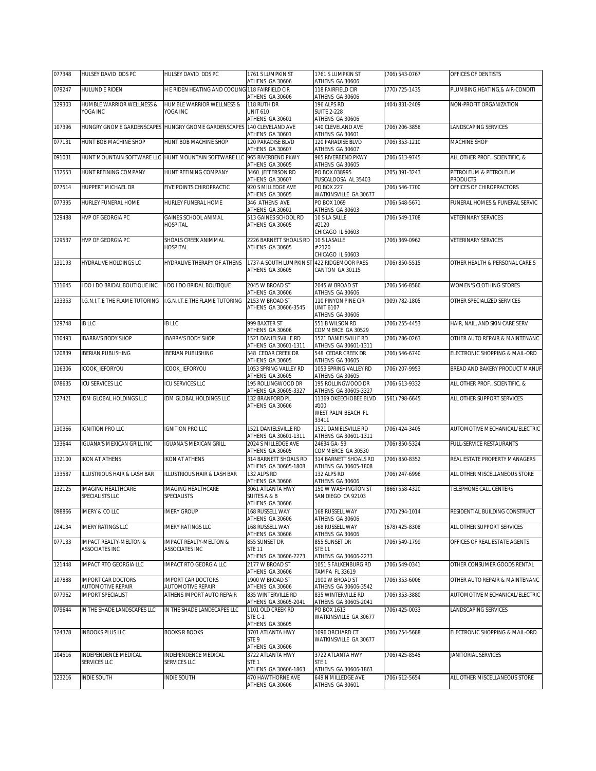| 077348 | HULSEY DAVID DDS PC | HULSEY DAVID DDS PC | 1761 S LUMPKIN ST ATHENS GA 30606 | 1761 S LUMPKIN ST ATHENS GA 30606 | (706) 543-0767 | OFFICES OF DENTISTS |
|---|---|---|---|---|---|---|
| 079247 | HULUND E RIDEN | H E RIDEN HEATING AND COOLING | 118 FAIRFIELD CIR ATHENS GA 30606 | 118 FAIRFIELD CIR ATHENS GA 30606 | (770) 725-1435 | PLUMBING,HEATING,& AIR-CONDITI |
| 129303 | HUMBLE WARRIOR WELLNESS & YOGA INC | HUMBLE WARRIOR WELLNESS & YOGA INC | 118 RUTH DR UNIT 610 ATHENS GA 30601 | 196 ALPS RD SUITE 2-228 ATHENS GA 30606 | (404) 831-2409 | NON-PROFIT ORGANIZATION |
| 107396 | HUNGRY GNOME GARDENSCAPES | HUNGRY GNOME GARDENSCAPES | 140 CLEVELAND AVE ATHENS GA 30601 | 140 CLEVELAND AVE ATHENS GA 30601 | (706) 206-3858 | LANDSCAPING SERVICES |
| 077131 | HUNT BOB MACHINE SHOP | HUNT BOB MACHINE SHOP | 120 PARADISE BLVD ATHENS GA 30607 | 120 PARADISE BLVD ATHENS GA 30607 | (706) 353-1210 | MACHINE SHOP |
| 091031 | HUNT MOUNTAIN SOFTWARE LLC | HUNT MOUNTAIN SOFTWARE LLC | 965 RIVERBEND PKWY ATHENS GA 30605 | 965 RIVERBEND PKWY ATHENS GA 30605 | (706) 613-9745 | ALL OTHER PROF., SCIENTIFIC, & |
| 132553 | HUNT REFINING COMPANY | HUNT REFINING COMPANY | 3460 JEFFERSON RD ATHENS GA 30607 | PO BOX 038995 TUSCALOOSA AL 35403 | (205) 391-3243 | PETROLEUM & PETROLEUM PRODUCTS |
| 077514 | HUPPERT MICHAEL DR | FIVE POINTS CHIROPRACTIC | 920 S MILLEDGE AVE ATHENS GA 30605 | PO BOX 227 WATKINSVILLE GA 30677 | (706) 546-7700 | OFFICES OF CHIROPRACTORS |
| 077395 | HURLEY FUNERAL HOME | HURLEY FUNERAL HOME | 346 ATHENS AVE ATHENS GA 30601 | PO BOX 1069 ATHENS GA 30603 | (706) 548-5671 | FUNERAL HOMES & FUNERAL SERVIC |
| 129488 | HVP OF GEORGIA PC | GAINES SCHOOL ANIMAL HOSPITAL | 513 GAINES SCHOOL RD ATHENS GA 30605 | 10 S LA SALLE #2120 CHICAGO IL 60603 | (706) 549-1708 | VETERINARY SERVICES |
| 129537 | HVP OF GEORGIA PC | SHOALS CREEK ANIMMAL HOSPITAL | 2226 BARNETT SHOALS RD ATHENS GA 30605 | 10 S LASALLE # 2120 CHICAGO IL 60603 | (706) 369-0962 | VETERINARY SERVICES |
| 131193 | HYDRALIVE HOLDINGS LC | HYDRALIVE THERAPY OF ATHENS | 1737-A SOUTH LUMPKIN ST ATHENS GA 30605 | 422 RIDGEMOOR PASS CANTON GA 30115 | (706) 850-5515 | OTHER HEALTH & PERSONAL CARE S |
| 131645 | I DO I DO BRIDAL BOUTIQUE INC | I DO I DO BRIDAL BOUTIQUE | 2045 W BROAD ST ATHENS GA 30606 | 2045 W BROAD ST ATHENS GA 30606 | (706) 546-8586 | WOMEN'S CLOTHING STORES |
| 133353 | I.G.N.I.T.E THE FLAME TUTORING | I.G.N.I.T.E THE FLAME TUTORING | 2153 W BROAD ST ATHENS GA 30606-3545 | 110 PINYON PINE CIR UNIT 6107 ATHENS GA 30606 | (909) 782-1805 | OTHER SPECIALIZED SERVICES |
| 129748 | IB LLC | IB LLC | 999 BAXTER ST ATHENS GA 30606 | 551 B WILSON RD COMMERCE GA 30529 | (706) 255-4453 | HAIR, NAIL, AND SKIN CARE SERV |
| 110493 | IBARRA'S BODY SHOP | IBARRA'S BODY SHOP | 1521 DANIELSVILLE RD ATHENS GA 30601-1311 | 1521 DANIELSVILLE RD ATHENS GA 30601-1311 | (706) 286-0263 | OTHER AUTO REPAIR & MAINTENANC |
| 120839 | IBERIAN PUBLISHING | IBERIAN PUBLISHING | 548 CEDAR CREEK DR ATHENS GA 30605 | 548 CEDAR CREEK DR ATHENS GA 30605 | (706) 546-6740 | ELECTRONIC SHOPPING & MAIL-ORD |
| 116306 | ICOOK_IEFORYOU | ICOOK_IEFORYOU | 1053 SPRING VALLEY RD ATHENS GA 30605 | 1053 SPRING VALLEY RD ATHENS GA 30605 | (706) 207-9953 | BREAD AND BAKERY PRODUCT MANUF |
| 078635 | ICU SERVICES LLC | ICU SERVICES LLC | 195 ROLLINGWOOD DR ATHENS GA 30605-3327 | 195 ROLLINGWOOD DR ATHENS GA 30605-3327 | (706) 613-9332 | ALL OTHER PROF., SCIENTIFIC, & |
| 127421 | IDM GLOBAL HOLDINGS LLC | IDM GLOBAL HOLDINGS LLC | 132 BRANFORD PL ATHENS GA 30606 | 11369 OKEECHOBEE BLVD #100 WEST PALM BEACH FL 33411 | (561) 798-6645 | ALL OTHER SUPPORT SERVICES |
| 130366 | IGNITION PRO LLC | IGNITION PRO LLC | 1521 DANIELSVILLE RD ATHENS GA 30601-1311 | 1521 DANIELSVILLE RD ATHENS GA 30601-1311 | (706) 424-3405 | AUTOMOTIVE MECHANICAL/ELECTRIC |
| 133644 | IGUANA'S MEXICAN GRILL INC | IGUANA'S MEXICAN GRILL | 2024 S MILLEDGE AVE ATHENS GA 30605 | 24634 GA- 59 COMMERCE GA 30530 | (706) 850-5324 | FULL-SERVICE RESTAURANTS |
| 132100 | IKON AT ATHENS | IKON AT ATHENS | 314 BARNETT SHOALS RD ATHENS GA 30605-1808 | 314 BARNETT SHOALS RD ATHENS GA 30605-1808 | (706) 850-8352 | REAL ESTATE PROPERTY MANAGERS |
| 133587 | ILLUSTRIOUS HAIR & LASH BAR | ILLUSTRIOUS HAIR & LASH BAR | 132 ALPS RD ATHENS GA 30606 | 132 ALPS RD ATHENS GA 30606 | (706) 247-6996 | ALL OTHER MISCELLANEOUS STORE |
| 132125 | IMAGING HEALTHCARE SPECIALISTS LLC | IMAGING HEALTHCARE SPECIALISTS | 3061 ATLANTA HWY SUITES A & B ATHENS GA 30606 | 150 W WASHINGTON ST SAN DIEGO CA 92103 | (866) 558-4320 | TELEPHONE CALL CENTERS |
| 098866 | IMERY & CO LLC | IMERY GROUP | 168 RUSSELL WAY ATHENS GA 30606 | 168 RUSSELL WAY ATHENS GA 30606 | (770) 294-1014 | RESIDENTIAL BUILDING CONSTRUCT |
| 124134 | IMERY RATINGS LLC | IMERY RATINGS LLC | 168 RUSSELL WAY ATHENS GA 30606 | 168 RUSSELL WAY ATHENS GA 30606 | (678) 425-8308 | ALL OTHER SUPPORT SERVICES |
| 077133 | IMPACT REALTY-MELTON & ASSOCIATES INC | IMPACT REALTY-MELTON & ASSOCIATES INC | 855 SUNSET DR STE 11 ATHENS GA 30606-2273 | 855 SUNSET DR STE 11 ATHENS GA 30606-2273 | (706) 549-1799 | OFFICES OF REAL ESTATE AGENTS |
| 121448 | IMPACT RTO GEORGIA LLC | IMPACT RTO GEORGIA LLC | 2177 W BROAD ST ATHENS GA 30606 | 1051 S FALKENBURG RD TAMPA FL 33619 | (706) 549-0341 | OTHER CONSUMER GOODS RENTAL |
| 107888 | IMPORT CAR DOCTORS AUTOMOTIVE REPAIR | IMPORT CAR DOCTORS AUTOMOTIVE REPAIR | 1900 W BROAD ST ATHENS GA 30606 | 1900 W BROAD ST ATHENS GA 30606-3542 | (706) 353-6006 | OTHER AUTO REPAIR & MAINTENANC |
| 077962 | IMPORT SPECIALIST | ATHENS IMPORT AUTO REPAIR | 835 WINTERVILLE RD ATHENS GA 30605-2041 | 835 WINTERVILLE RD ATHENS GA 30605-2041 | (706) 353-3880 | AUTOMOTIVE MECHANICAL/ELECTRIC |
| 079644 | IN THE SHADE LANDSCAPES LLC | IN THE SHADE LANDSCAPES LLC | 1101 OLD CREEK RD STE C-1 ATHENS GA 30605 | PO BOX 1613 WATKINSVILLE GA 30677 | (706) 425-0033 | LANDSCAPING SERVICES |
| 124378 | INBOOKS PLUS LLC | BOOKS R BOOKS | 3701 ATLANTA HWY STE 9 ATHENS GA 30606 | 1096 ORCHARD CT WATKINSVILLE GA 30677 | (706) 254-5688 | ELECTRONIC SHOPPING & MAIL-ORD |
| 104516 | INDEPENDENCE MEDICAL SERVICES LLC | INDEPENDENCE MEDICAL SERVICES LLC | 3722 ATLANTA HWY STE 1 ATHENS GA 30606-1863 | 3722 ATLANTA HWY STE 1 ATHENS GA 30606-1863 | (706) 425-8545 | JANITORIAL SERVICES |
| 123216 | INDIE SOUTH | INDIE SOUTH | 470 HAWTHORNE AVE ATHENS GA 30606 | 649 N MILLEDGE AVE ATHENS GA 30601 | (706) 612-5654 | ALL OTHER MISCELLANEOUS STORE |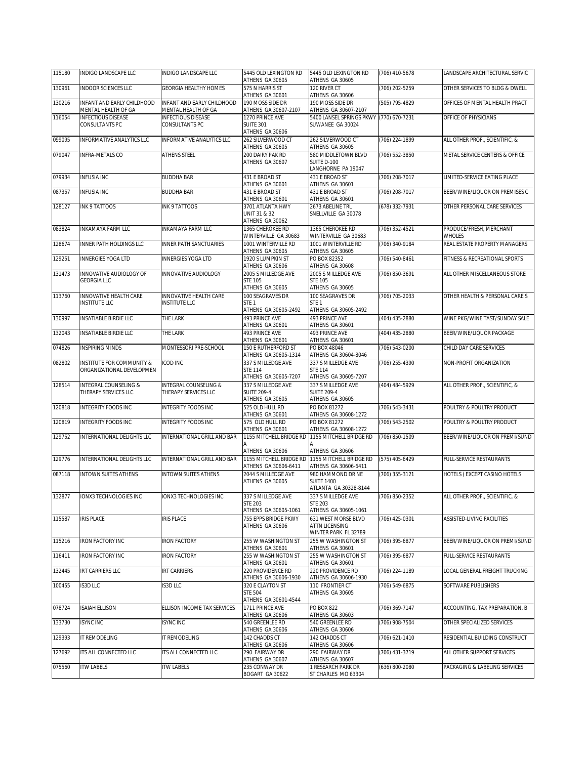| 115180 | INDIGO LANDSCAPE LLC | INDIGO LANDSCAPE LLC | 5445 OLD LEXINGTON RD ATHENS GA 30605 | 5445 OLD LEXINGTON RD ATHENS GA 30605 | (706) 410-5678 | LANDSCAPE ARCHITECTURAL SERVIC |
|---|---|---|---|---|---|---|
| 130961 | INDOOR SCIENCES LLC | GEORGIA HEALTHY HOMES | 575 N HARRIS ST ATHENS GA 30601 | 120 RIVER CT ATHENS GA 30606 | (706) 202-5259 | OTHER SERVICES TO BLDG & DWELL |
| 130216 | INFANT AND EARLY CHILDHOOD MENTAL HEALTH OF GA | INFANT AND EARLY CHILDHOOD MENTAL HEALTH OF GA | 190 MOSS SIDE DR ATHENS GA 30607-2107 | 190 MOSS SIDE DR ATHENS GA 30607-2107 | (505) 795-4829 | OFFICES OF MENTAL HEALTH PRACT |
| 116054 | INFECTIOUS DISEASE CONSULTANTS PC | INFECTIOUS DISEASE CONSULTANTS PC | 1270 PRINCE AVE SUITE 301 ATHENS GA 30606 | 5400 LANSEL SPRINGS PKWY SUWANEE GA 30024 | (770) 670-7231 | OFFICE OF PHYSICIANS |
| 099095 | INFORMATIVE ANALYTICS LLC | INFORMATIVE ANALYTICS LLC | 262 SILVERWOOD CT ATHENS GA 30605 | 262 SILVERWOOD CT ATHENS GA 30605 | (706) 224-1899 | ALL OTHER PROF., SCIENTIFIC, & |
| 079047 | INFRA-METALS CO | ATHENS STEEL | 200 DAIRY PAK RD ATHENS GA 30607 | 580 MIDDLETOWN BLVD SUITE D-100 LANGHORNE PA 19047 | (706) 552-3850 | METAL SERVICE CENTERS & OFFICE |
| 079934 | INFUSIA INC | BUDDHA BAR | 431 E BROAD ST ATHENS GA 30601 | 431 E BROAD ST ATHENS GA 30601 | (706) 208-7017 | LIMITED-SERVICE EATING PLACE |
| 087357 | INFUSIA INC | BUDDHA BAR | 431 E BROAD ST ATHENS GA 30601 | 431 E BROAD ST ATHENS GA 30601 | (706) 208-7017 | BEER/WINE/LIQUOR ON PREMISES C |
| 128127 | INK 9 TATTOOS | INK 9 TATTOOS | 3701 ATLANTA HWY UNIT 31 & 32 ATHENS GA 30062 | 2673 ABELINE TRL SNELLVILLE GA 30078 | (678) 332-7931 | OTHER PERSONAL CARE SERVICES |
| 083824 | INKAMAYA FARM LLC | INKAMAYA FARM LLC | 1365 CHEROKEE RD WINTERVILLE GA 30683 | 1365 CHEROKEE RD WINTERVILLE GA 30683 | (706) 352-4521 | PRODUCE/FRESH, MERCHANT WHOLES |
| 128674 | INNER PATH HOLDINGS LLC | INNER PATH SANCTUARIES | 1001 WINTERVILLE RD ATHENS GA 30605 | 1001 WINTERVILLE RD ATHENS GA 30605 | (706) 340-9184 | REAL ESTATE PROPERTY MANAGERS |
| 129251 | INNERGIES YOGA LTD | INNERGIES YOGA LTD | 1920 S LUMPKIN ST ATHENS GA 30606 | PO BOX 82352 ATHENS GA 30608 | (706) 540-8461 | FITNESS & RECREATIONAL SPORTS |
| 131473 | INNOVATIVE AUDIOLOGY OF GEORGIA LLC | INNOVATIVE AUDIOLOGY | 2005 S MILLEDGE AVE STE 105 ATHENS GA 30605 | 2005 S MILLEDGE AVE STE 105 ATHENS GA 30605 | (706) 850-3691 | ALL OTHER MISCELLANEOUS STORE |
| 113760 | INNOVATIVE HEALTH CARE INSTITUTE LLC | INNOVATIVE HEALTH CARE INSTITUTE LLC | 100 SEAGRAVES DR STE 1 ATHENS GA 30605-2492 | 100 SEAGRAVES DR STE 1 ATHENS GA 30605-2492 | (706) 705-2033 | OTHER HEALTH & PERSONAL CARE S |
| 130997 | INSATIABLE BIRDIE LLC | THE LARK | 493 PRINCE AVE ATHENS GA 30601 | 493 PRINCE AVE ATHENS GA 30601 | (404) 435-2880 | WINE PKG/WINE TAST/SUNDAY SALE |
| 132043 | INSATIABLE BIRDIE LLC | THE LARK | 493 PRINCE AVE ATHENS GA 30601 | 493 PRINCE AVE ATHENS GA 30601 | (404) 435-2880 | BEER/WINE/LIQUOR PACKAGE |
| 074826 | INSPIRING MINDS | MONTESSORI PRE-SCHOOL | 150 E RUTHERFORD ST ATHENS GA 30605-1314 | PO BOX 48046 ATHENS GA 30604-8046 | (706) 543-0200 | CHILD DAY CARE SERVICES |
| 082802 | INSTITUTE FOR COMMUNITY & ORGANIZATIONAL DEVELOPMEN | ICOD INC | 337 S MILLEDGE AVE STE 114 ATHENS GA 30605-7207 | 337 S MILLEDGE AVE STE 114 ATHENS GA 30605-7207 | (706) 255-4390 | NON-PROFIT ORGANIZATION |
| 128514 | INTEGRAL COUNSELING & THERAPY SERVICES LLC | INTEGRAL COUNSELING & THERAPY SERVICES LLC | 337 S MILLEDGE AVE SUITE 209-4 ATHENS GA 30605 | 337 S MILLEDGE AVE SUITE 209-4 ATHENS GA 30605 | (404) 484-5929 | ALL OTHER PROF., SCIENTIFIC, & |
| 120818 | INTEGRITY FOODS INC | INTEGRITY FOODS INC | 525 OLD HULL RD ATHENS GA 30601 | PO BOX 81272 ATHENS GA 30608-1272 | (706) 543-3431 | POULTRY & POULTRY PRODUCT |
| 120819 | INTEGRITY FOODS INC | INTEGRITY FOODS INC | 575 OLD HULL RD ATHENS GA 30601 | PO BOX 81272 ATHENS GA 30608-1272 | (706) 543-2502 | POULTRY & POULTRY PRODUCT |
| 129752 | INTERNATIONAL DELIGHTS LLC | INTERNATIONAL GRILL AND BAR | 1155 MITCHELL BRIDGE RD A ATHENS GA 30606 | 1155 MITCHELL BRIDGE RD A ATHENS GA 30606 | (706) 850-1509 | BEER/WINE/LIQUOR ON PREMI/SUND |
| 129776 | INTERNATIONAL DELIGHTS LLC | INTERNATIONAL GRILL AND BAR | 1155 MITCHELL BRIDGE RD ATHENS GA 30606-6411 | 1155 MITCHELL BRIDGE RD ATHENS GA 30606-6411 | (575) 405-6429 | FULL-SERVICE RESTAURANTS |
| 087118 | INTOWN SUITES ATHENS | INTOWN SUITES ATHENS | 2044 S MILLEDGE AVE ATHENS GA 30605 | 980 HAMMOND DR NE SUITE 1400 ATLANTA GA 30328-8144 | (706) 355-3121 | HOTELS ( EXCEPT CASINO HOTELS |
| 132877 | IONX3 TECHNOLOGIES INC | IONX3 TECHNOLOGIES INC | 337 S MILLEDGE AVE STE 203 ATHENS GA 30605-1061 | 337 S MILLEDGE AVE STE 203 ATHENS GA 30605-1061 | (706) 850-2352 | ALL OTHER PROF., SCIENTIFIC, & |
| 115587 | IRIS PLACE | IRIS PLACE | 755 EPPS BRIDGE PKWY ATHENS GA 30606 | 631 WEST MORSE BLVD ATTN LICENSING WINTER PARK FL 32789 | (706) 425-0301 | ASSISTED-LIVING FACILITIES |
| 115216 | IRON FACTORY INC | IRON FACTORY | 255 W WASHINGTON ST ATHENS GA 30601 | 255 W WASHINGTON ST ATHENS GA 30601 | (706) 395-6877 | BEER/WINE/LIQUOR ON PREMI/SUND |
| 116411 | IRON FACTORY INC | IRON FACTORY | 255 W WASHINGTON ST ATHENS GA 30601 | 255 W WASHINGTON ST ATHENS GA 30601 | (706) 395-6877 | FULL-SERVICE RESTAURANTS |
| 132445 | IRT CARRIERS LLC | IRT CARRIERS | 220 PROVIDENCE RD ATHENS GA 30606-1930 | 220 PROVIDENCE RD ATHENS GA 30606-1930 | (706) 224-1189 | LOCAL GENERAL FREIGHT TRUCKING |
| 100455 | IS3D LLC | IS3D LLC | 320 E CLAYTON ST STE 504 ATHENS GA 30601-4544 | 110 FRONTIER CT ATHENS GA 30605 | (706) 549-6875 | SOFTWARE PUBLISHERS |
| 078724 | ISAIAH ELLISON | ELLISON INCOME TAX SERVICES | 1711 PRINCE AVE ATHENS GA 30606 | PO BOX 822 ATHENS GA 30603 | (706) 369-7147 | ACCOUNTING, TAX PREPARATION, B |
| 133730 | ISYNC INC | ISYNC INC | 540 GREENLEE RD ATHENS GA 30606 | 540 GREENLEE RD ATHENS GA 30606 | (706) 908-7504 | OTHER SPECIALIZED SERVICES |
| 129393 | IT REMODELING | IT REMODELING | 142 CHADDS CT ATHENS GA 30606 | 142 CHADDS CT ATHENS GA 30606 | (706) 621-1410 | RESIDENTIAL BUILDING CONSTRUCT |
| 127692 | ITS ALL CONNECTED LLC | ITS ALL CONNECTED LLC | 290 FAIRWAY DR ATHENS GA 30607 | 290 FAIRWAY DR ATHENS GA 30607 | (706) 431-3719 | ALL OTHER SUPPORT SERVICES |
| 075560 | ITW LABELS | ITW LABELS | 235 CONWAY DR BOGART GA 30622 | 1 RESEARCH PARK DR ST CHARLES MO 63304 | (636) 800-2080 | PACKAGING & LABELING SERVICES |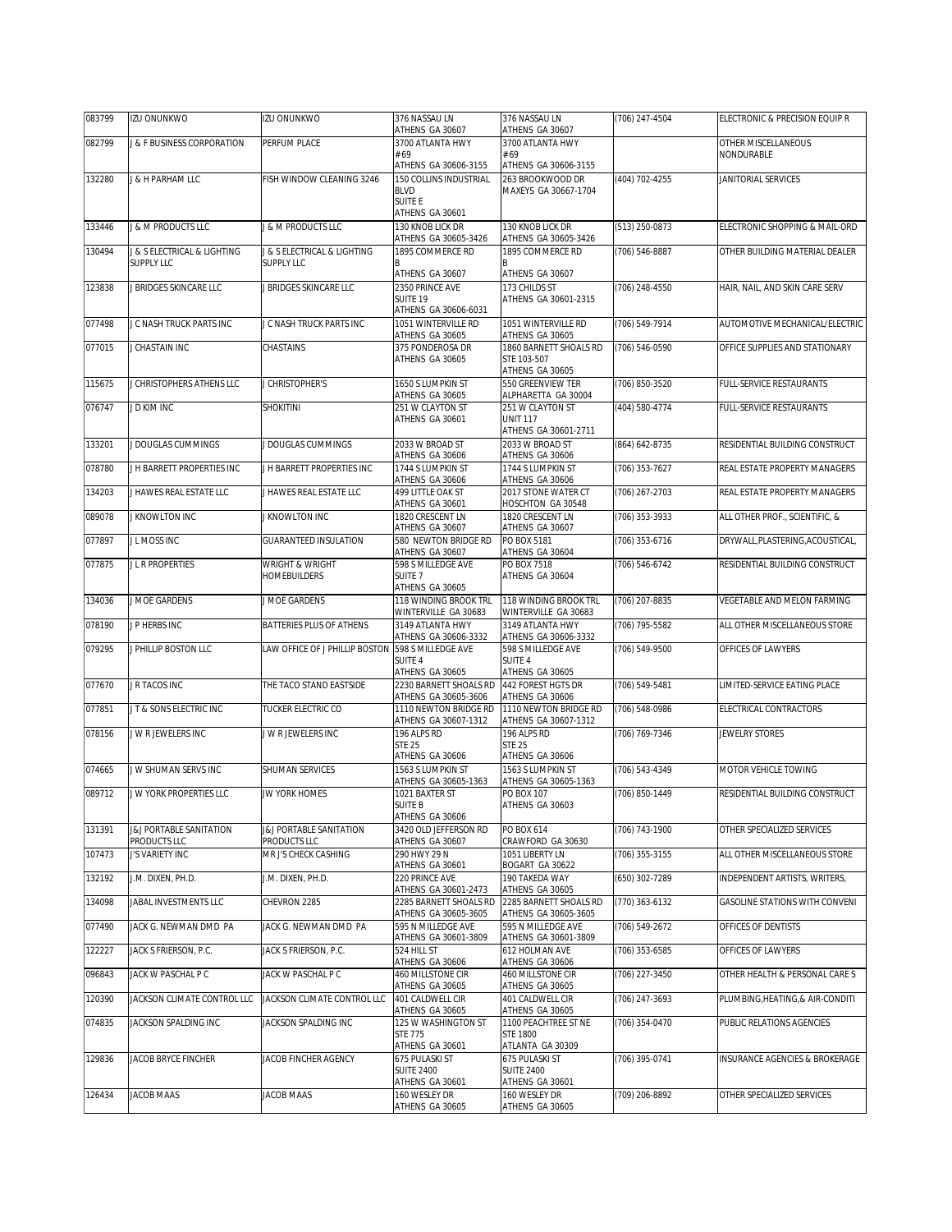| 083799 | IZU ONUNKWO | IZU ONUNKWO | 376 NASSAU LN ATHENS GA 30607 | 376 NASSAU LN ATHENS GA 30607 | (706) 247-4504 | ELECTRONIC & PRECISION EQUIP R |
|---|---|---|---|---|---|---|
| 082799 | J & F BUSINESS CORPORATION | PERFUM PLACE | 3700 ATLANTA HWY #69 ATHENS GA 30606-3155 | 3700 ATLANTA HWY #69 ATHENS GA 30606-3155 | | OTHER MISCELLANEOUS NONDURABLE |
| 132280 | J & H PARHAM LLC | FISH WINDOW CLEANING 3246 | 150 COLLINS INDUSTRIAL BLVD SUITE E ATHENS GA 30601 | 263 BROOKWOOD DR MAXEYS GA 30667-1704 | (404) 702-4255 | JANITORIAL SERVICES |
| 133446 | J & M PRODUCTS LLC | J & M PRODUCTS LLC | 130 KNOB LICK DR ATHENS GA 30605-3426 | 130 KNOB LICK DR ATHENS GA 30605-3426 | (513) 250-0873 | ELECTRONIC SHOPPING & MAIL-ORD |
| 130494 | J & S ELECTRICAL & LIGHTING SUPPLY LLC | J & S ELECTRICAL & LIGHTING SUPPLY LLC | 1895 COMMERCE RD B ATHENS GA 30607 | 1895 COMMERCE RD B ATHENS GA 30607 | (706) 546-8887 | OTHER BUILDING MATERIAL DEALER |
| 123838 | J BRIDGES SKINCARE LLC | J BRIDGES SKINCARE LLC | 2350 PRINCE AVE SUITE 19 ATHENS GA 30606-6031 | 173 CHILDS ST ATHENS GA 30601-2315 | (706) 248-4550 | HAIR, NAIL, AND SKIN CARE SERV |
| 077498 | J C NASH TRUCK PARTS INC | J C NASH TRUCK PARTS INC | 1051 WINTERVILLE RD ATHENS GA 30605 | 1051 WINTERVILLE RD ATHENS GA 30605 | (706) 549-7914 | AUTOMOTIVE MECHANICAL/ELECTRIC |
| 077015 | J CHASTAIN INC | CHASTAINS | 375 PONDEROSA DR ATHENS GA 30605 | 1860 BARNETT SHOALS RD STE 103-507 ATHENS GA 30605 | (706) 546-0590 | OFFICE SUPPLIES AND STATIONARY |
| 115675 | J CHRISTOPHERS ATHENS LLC | J CHRISTOPHER'S | 1650 S LUMPKIN ST ATHENS GA 30605 | 550 GREENVIEW TER ALPHARETTA GA 30004 | (706) 850-3520 | FULL-SERVICE RESTAURANTS |
| 076747 | J D KIM INC | SHOKITINI | 251 W CLAYTON ST ATHENS GA 30601 | 251 W CLAYTON ST UNIT 117 ATHENS GA 30601-2711 | (404) 580-4774 | FULL-SERVICE RESTAURANTS |
| 133201 | J DOUGLAS CUMMINGS | J DOUGLAS CUMMINGS | 2033 W BROAD ST ATHENS GA 30606 | 2033 W BROAD ST ATHENS GA 30606 | (864) 642-8735 | RESIDENTIAL BUILDING CONSTRUCT |
| 078780 | J H BARRETT PROPERTIES INC | J H BARRETT PROPERTIES INC | 1744 S LUMPKIN ST ATHENS GA 30606 | 1744 S LUMPKIN ST ATHENS GA 30606 | (706) 353-7627 | REAL ESTATE PROPERTY MANAGERS |
| 134203 | J HAWES REAL ESTATE LLC | J HAWES REAL ESTATE LLC | 499 LITTLE OAK ST ATHENS GA 30601 | 2017 STONE WATER CT HOSCHTON GA 30548 | (706) 267-2703 | REAL ESTATE PROPERTY MANAGERS |
| 089078 | J KNOWLTON INC | J KNOWLTON INC | 1820 CRESCENT LN ATHENS GA 30607 | 1820 CRESCENT LN ATHENS GA 30607 | (706) 353-3933 | ALL OTHER PROF., SCIENTIFIC, & |
| 077897 | J L MOSS INC | GUARANTEED INSULATION | 580 NEWTON BRIDGE RD ATHENS GA 30607 | PO BOX 5181 ATHENS GA 30604 | (706) 353-6716 | DRYWALL,PLASTERING,ACOUSTICAL, |
| 077875 | J L R PROPERTIES | WRIGHT & WRIGHT HOMEBUILDERS | 598 S MILLEDGE AVE SUITE 7 ATHENS GA 30605 | PO BOX 7518 ATHENS GA 30604 | (706) 546-6742 | RESIDENTIAL BUILDING CONSTRUCT |
| 134036 | J MOE GARDENS | J MOE GARDENS | 118 WINDING BROOK TRL WINTERVILLE GA 30683 | 118 WINDING BROOK TRL WINTERVILLE GA 30683 | (706) 207-8835 | VEGETABLE AND MELON FARMING |
| 078190 | J P HERBS INC | BATTERIES PLUS OF ATHENS | 3149 ATLANTA HWY ATHENS GA 30606-3332 | 3149 ATLANTA HWY ATHENS GA 30606-3332 | (706) 795-5582 | ALL OTHER MISCELLANEOUS STORE |
| 079295 | J PHILLIP BOSTON LLC | LAW OFFICE OF J PHILLIP BOSTON | 598 S MILLEDGE AVE SUITE 4 ATHENS GA 30605 | 598 S MILLEDGE AVE SUITE 4 ATHENS GA 30605 | (706) 549-9500 | OFFICES OF LAWYERS |
| 077670 | J R TACOS INC | THE TACO STAND EASTSIDE | 2230 BARNETT SHOALS RD ATHENS GA 30605-3606 | 442 FOREST HGTS DR ATHENS GA 30606 | (706) 549-5481 | LIMITED-SERVICE EATING PLACE |
| 077851 | J T & SONS ELECTRIC INC | TUCKER ELECTRIC CO | 1110 NEWTON BRIDGE RD ATHENS GA 30607-1312 | 1110 NEWTON BRIDGE RD ATHENS GA 30607-1312 | (706) 548-0986 | ELECTRICAL CONTRACTORS |
| 078156 | J W R JEWELERS INC | J W R JEWELERS INC | 196 ALPS RD STE 25 ATHENS GA 30606 | 196 ALPS RD STE 25 ATHENS GA 30606 | (706) 769-7346 | JEWELRY STORES |
| 074665 | J W SHUMAN SERVS INC | SHUMAN SERVICES | 1563 S LUMPKIN ST ATHENS GA 30605-1363 | 1563 S LUMPKIN ST ATHENS GA 30605-1363 | (706) 543-4349 | MOTOR VEHICLE TOWING |
| 089712 | J W YORK PROPERTIES LLC | JW YORK HOMES | 1021 BAXTER ST SUITE B ATHENS GA 30606 | PO BOX 107 ATHENS GA 30603 | (706) 850-1449 | RESIDENTIAL BUILDING CONSTRUCT |
| 131391 | J&J PORTABLE SANITATION PRODUCTS LLC | J&J PORTABLE SANITATION PRODUCTS LLC | 3420 OLD JEFFERSON RD ATHENS GA 30607 | PO BOX 614 CRAWFORD GA 30630 | (706) 743-1900 | OTHER SPECIALIZED SERVICES |
| 107473 | J'S VARIETY INC | MR J'S CHECK CASHING | 290 HWY 29 N ATHENS GA 30601 | 1051 LIBERTY LN BOGART GA 30622 | (706) 355-3155 | ALL OTHER MISCELLANEOUS STORE |
| 132192 | J.M. DIXEN, PH.D. | J.M. DIXEN, PH.D. | 220 PRINCE AVE ATHENS GA 30601-2473 | 190 TAKEDA WAY ATHENS GA 30605 | (650) 302-7289 | INDEPENDENT ARTISTS, WRITERS, |
| 134098 | JABAL INVESTMENTS LLC | CHEVRON 2285 | 2285 BARNETT SHOALS RD ATHENS GA 30605-3605 | 2285 BARNETT SHOALS RD ATHENS GA 30605-3605 | (770) 363-6132 | GASOLINE STATIONS WITH CONVENI |
| 077490 | JACK G. NEWMAN DMD PA | JACK G. NEWMAN DMD PA | 595 N MILLEDGE AVE ATHENS GA 30601-3809 | 595 N MILLEDGE AVE ATHENS GA 30601-3809 | (706) 549-2672 | OFFICES OF DENTISTS |
| 122227 | JACK S FRIERSON, P.C. | JACK S FRIERSON, P.C. | 524 HILL ST ATHENS GA 30606 | 612 HOLMAN AVE ATHENS GA 30606 | (706) 353-6585 | OFFICES OF LAWYERS |
| 096843 | JACK W PASCHAL P C | JACK W PASCHAL P C | 460 MILLSTONE CIR ATHENS GA 30605 | 460 MILLSTONE CIR ATHENS GA 30605 | (706) 227-3450 | OTHER HEALTH & PERSONAL CARE S |
| 120390 | JACKSON CLIMATE CONTROL LLC | JACKSON CLIMATE CONTROL LLC | 401 CALDWELL CIR ATHENS GA 30605 | 401 CALDWELL CIR ATHENS GA 30605 | (706) 247-3693 | PLUMBING,HEATING,& AIR-CONDITI |
| 074835 | JACKSON SPALDING INC | JACKSON SPALDING INC | 125 W WASHINGTON ST STE 775 ATHENS GA 30601 | 1100 PEACHTREE ST NE STE 1800 ATLANTA GA 30309 | (706) 354-0470 | PUBLIC RELATIONS AGENCIES |
| 129836 | JACOB BRYCE FINCHER | JACOB FINCHER AGENCY | 675 PULASKI ST SUITE 2400 ATHENS GA 30601 | 675 PULASKI ST SUITE 2400 ATHENS GA 30601 | (706) 395-0741 | INSURANCE AGENCIES & BROKERAGE |
| 126434 | JACOB MAAS | JACOB MAAS | 160 WESLEY DR ATHENS GA 30605 | 160 WESLEY DR ATHENS GA 30605 | (709) 206-8892 | OTHER SPECIALIZED SERVICES |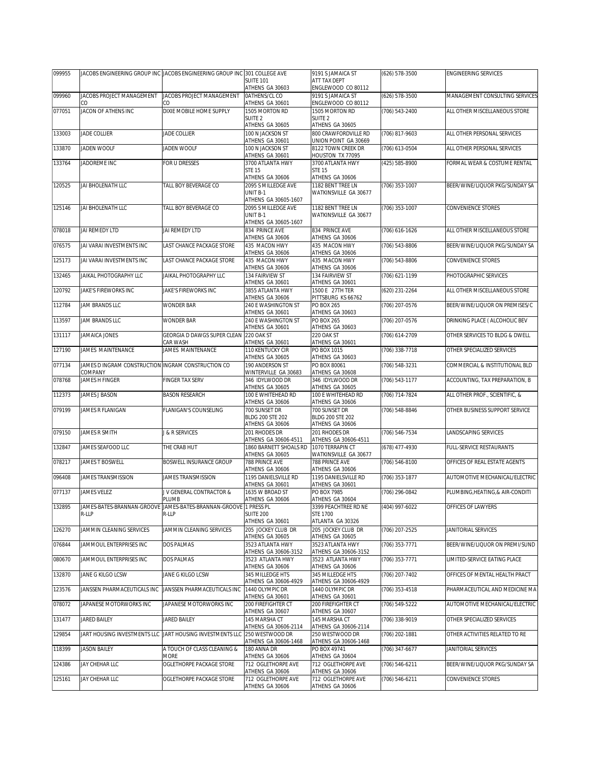| 099955 | JACOBS ENGINEERING GROUP INC | JACOBS ENGINEERING GROUP INC | 301 COLLEGE AVE SUITE 101 ATHENS GA 30603 | 9191 S JAMAICA ST ATT TAX DEPT ENGLEWOOD CO 80112 | (626) 578-3500 | ENGINEERING SERVICES |
|---|---|---|---|---|---|---|
| 099960 | JACOBS PROJECT MANAGEMENT CO | JACOBS PROJECT MANAGEMENT CO | 0ATHENS/CL CO ATHENS GA 30601 | 9191 S JAMAICA ST ENGLEWOOD CO 80112 | (626) 578-3500 | MANAGEMENT CONSULTING SERVICES |
| 077051 | JACON OF ATHENS INC | DIXIE MOBILE HOME SUPPLY | 1505 MORTON RD SUITE 2 ATHENS GA 30605 | 1505 MORTON RD SUITE 2 ATHENS GA 30605 | (706) 543-2400 | ALL OTHER MISCELLANEOUS STORE |
| 133003 | JADE COLLIER | JADE COLLIER | 100 N JACKSON ST ATHENS GA 30601 | 800 CRAWFORDVILLE RD UNION POINT GA 30669 | (706) 817-9603 | ALL OTHER PERSONAL SERVICES |
| 133870 | JADEN WOOLF | JADEN WOOLF | 100 N JACKSON ST ATHENS GA 30601 | 8122 TOWN CREEK DR HOUSTON TX 77095 | (706) 613-0504 | ALL OTHER PERSONAL SERVICES |
| 133764 | JADOREME INC | FOR U DRESSES | 3700 ATLANTA HWY STE 15 ATHENS GA 30606 | 3700 ATLANTA HWY STE 15 ATHENS GA 30606 | (425) 585-8900 | FORMAL WEAR & COSTUME RENTAL |
| 120525 | JAI BHOLENATH LLC | TALL BOY BEVERAGE CO | 2095 S MILLEDGE AVE UNIT B-1 ATHENS GA 30605-1607 | 1182 BENT TREE LN WATKINSVILLE GA 30677 | (706) 353-1007 | BEER/WINE/LIQUOR PKG/SUNDAY SA |
| 125146 | JAI BHOLENATH LLC | TALL BOY BEVERAGE CO | 2095 S MILLEDGE AVE UNIT B-1 ATHENS GA 30605-1607 | 1182 BENT TREE LN WATKINSVILLE GA 30677 | (706) 353-1007 | CONVENIENCE STORES |
| 078018 | JAI REMEDY LTD | JAI REMEDY LTD | 834 PRINCE AVE ATHENS GA 30606 | 834 PRINCE AVE ATHENS GA 30606 | (706) 616-1626 | ALL OTHER MISCELLANEOUS STORE |
| 076575 | JAI VARAI INVESTMENTS INC | LAST CHANCE PACKAGE STORE | 435 MACON HWY ATHENS GA 30606 | 435 MACON HWY ATHENS GA 30606 | (706) 543-8806 | BEER/WINE/LIQUOR PKG/SUNDAY SA |
| 125173 | JAI VARAI INVESTMENTS INC | LAST CHANCE PACKAGE STORE | 435 MACON HWY ATHENS GA 30606 | 435 MACON HWY ATHENS GA 30606 | (706) 543-8806 | CONVENIENCE STORES |
| 132465 | JAIKAL PHOTOGRAPHY LLC | JAIKAL PHOTOGRAPHY LLC | 134 FAIRVIEW ST ATHENS GA 30601 | 134 FAIRVIEW ST ATHENS GA 30601 | (706) 621-1199 | PHOTOGRAPHIC SERVICES |
| 120792 | JAKE'S FIREWORKS INC | JAKE'S FIREWORKS INC | 3855 ATLANTA HWY ATHENS GA 30606 | 1500 E 27TH TER PITTSBURG KS 66762 | (620) 231-2264 | ALL OTHER MISCELLANEOUS STORE |
| 112784 | JAM BRANDS LLC | WONDER BAR | 240 E WASHINGTON ST ATHENS GA 30601 | PO BOX 265 ATHENS GA 30603 | (706) 207-0576 | BEER/WINE/LIQUOR ON PREMISES/C |
| 113597 | JAM BRANDS LLC | WONDER BAR | 240 E WASHINGTON ST ATHENS GA 30601 | PO BOX 265 ATHENS GA 30603 | (706) 207-0576 | DRINKING PLACE ( ALCOHOLIC BEV |
| 131117 | JAMAICA JONES | GEORGIA D DAWGS SUPER CLEAN CAR WASH | 220 OAK ST ATHENS GA 30601 | 220 OAK ST ATHENS GA 30601 | (706) 614-2709 | OTHER SERVICES TO BLDG & DWELL |
| 127190 | JAMES MAINTENANCE | JAMES MAINTENANCE | 110 KENTUCKY CIR ATHENS GA 30605 | PO BOX 1015 ATHENS GA 30603 | (706) 338-7718 | OTHER SPECIALIZED SERVICES |
| 077134 | JAMES D INGRAM CONSTRUCTION COMPANY | INGRAM CONSTRUCTION CO | 190 ANDERSON ST WINTERVILLE GA 30683 | PO BOX 80061 ATHENS GA 30608 | (706) 548-3231 | COMMERCIAL & INSTITUTIONAL BLD |
| 078768 | JAMES H FINGER | FINGER TAX SERV | 346 IDYLWOOD DR ATHENS GA 30605 | 346 IDYLWOOD DR ATHENS GA 30605 | (706) 543-1177 | ACCOUNTING, TAX PREPARATION, B |
| 112373 | JAMES J BASON | BASON RESEARCH | 100 E WHITEHEAD RD ATHENS GA 30606 | 100 E WHITEHEAD RD ATHENS GA 30606 | (706) 714-7824 | ALL OTHER PROF., SCIENTIFIC, & |
| 079199 | JAMES R FLANIGAN | FLANIGAN'S COUNSELING | 700 SUNSET DR BLDG 200 STE 202 ATHENS GA 30606 | 700 SUNSET DR BLDG 200 STE 202 ATHENS GA 30606 | (706) 548-8846 | OTHER BUSINESS SUPPORT SERVICE |
| 079150 | JAMES R SMITH | J & R SERVICES | 201 RHODES DR ATHENS GA 30606-4511 | 201 RHODES DR ATHENS GA 30606-4511 | (706) 546-7534 | LANDSCAPING SERVICES |
| 132847 | JAMES SEAFOOD LLC | THE CRAB HUT | 1860 BARNETT SHOALS RD ATHENS GA 30605 | 1070 TERRAPIN CT WATKINSVILLE GA 30677 | (678) 477-4930 | FULL-SERVICE RESTAURANTS |
| 078217 | JAMES T BOSWELL | BOSWELL INSURANCE GROUP | 788 PRINCE AVE ATHENS GA 30606 | 788 PRINCE AVE ATHENS GA 30606 | (706) 546-8100 | OFFICES OF REAL ESTATE AGENTS |
| 096408 | JAMES TRANSMISSION | JAMES TRANSMISSION | 1195 DANIELSVILLE RD ATHENS GA 30601 | 1195 DANIELSVILLE RD ATHENS GA 30601 | (706) 353-1877 | AUTOMOTIVE MECHANICAL/ELECTRIC |
| 077137 | JAMES VELEZ | J V GENERAL CONTRACTOR & PLUMB | 1635 W BROAD ST ATHENS GA 30606 | PO BOX 7985 ATHENS GA 30604 | (706) 296-0842 | PLUMBING,HEATING,& AIR-CONDITI |
| 132895 | JAMES-BATES-BRANNAN-GROOVE R-LLP | JAMES-BATES-BRANNAN-GROOVE R-LLP | 1 PRESS PL SUITE 200 ATHENS GA 30601 | 3399 PEACHTREE RD NE STE 1700 ATLANTA GA 30326 | (404) 997-6022 | OFFICES OF LAWYERS |
| 126270 | JAMMIN CLEANING SERVICES | JAMMIN CLEANING SERVICES | 205 JOCKEY CLUB DR ATHENS GA 30605 | 205 JOCKEY CLUB DR ATHENS GA 30605 | (706) 207-2525 | JANITORIAL SERVICES |
| 076844 | JAMMOUL ENTERPRISES INC | DOS PALMAS | 3523 ATLANTA HWY ATHENS GA 30606-3152 | 3523 ATLANTA HWY ATHENS GA 30606-3152 | (706) 353-7771 | BEER/WINE/LIQUOR ON PREMI/SUND |
| 080670 | JAMMOUL ENTERPRISES INC | DOS PALMAS | 3523 ATLANTA HWY ATHENS GA 30606 | 3523 ATLANTA HWY ATHENS GA 30606 | (706) 353-7771 | LIMITED-SERVICE EATING PLACE |
| 132870 | JANE G KILGO LCSW | JANE G KILGO LCSW | 345 MILLEDGE HTS ATHENS GA 30606-4929 | 345 MILLEDGE HTS ATHENS GA 30606-4929 | (706) 207-7402 | OFFICES OF MENTAL HEALTH PRACT |
| 123576 | JANSSEN PHARMACEUTICALS INC | JANSSEN PHARMACEUTICALS INC | 1440 OLYMPIC DR ATHENS GA 30601 | 1440 OLYMPIC DR ATHENS GA 30601 | (706) 353-4518 | PHARMACEUTICAL AND MEDICINE MA |
| 078072 | JAPANESE MOTORWORKS INC | JAPANESE MOTORWORKS INC | 200 FIREFIGHTER CT ATHENS GA 30607 | 200 FIREFIGHTER CT ATHENS GA 30607 | (706) 549-5222 | AUTOMOTIVE MECHANICAL/ELECTRIC |
| 131477 | JARED BAILEY | JARED BAILEY | 145 MARSHA CT ATHENS GA 30606-2114 | 145 MARSHA CT ATHENS GA 30606-2114 | (706) 338-9019 | OTHER SPECIALIZED SERVICES |
| 129854 | JART HOUSING INVESTMENTS LLC | JART HOUSING INVESTMENTS LLC | 250 WESTWOOD DR ATHENS GA 30606-1468 | 250 WESTWOOD DR ATHENS GA 30606-1468 | (706) 202-1881 | OTHER ACTIVITIES RELATED TO RE |
| 118399 | JASON BAILEY | A TOUCH OF CLASS CLEANING & MORE | 180 ANNA DR ATHENS GA 30606 | PO BOX 49741 ATHENS GA 30604 | (706) 347-6677 | JANITORIAL SERVICES |
| 124386 | JAY CHEHAR LLC | OGLETHORPE PACKAGE STORE | 712 OGLETHORPE AVE ATHENS GA 30606 | 712 OGLETHORPE AVE ATHENS GA 30606 | (706) 546-6211 | BEER/WINE/LIQUOR PKG/SUNDAY SA |
| 125161 | JAY CHEHAR LLC | OGLETHORPE PACKAGE STORE | 712 OGLETHORPE AVE ATHENS GA 30606 | 712 OGLETHORPE AVE ATHENS GA 30606 | (706) 546-6211 | CONVENIENCE STORES |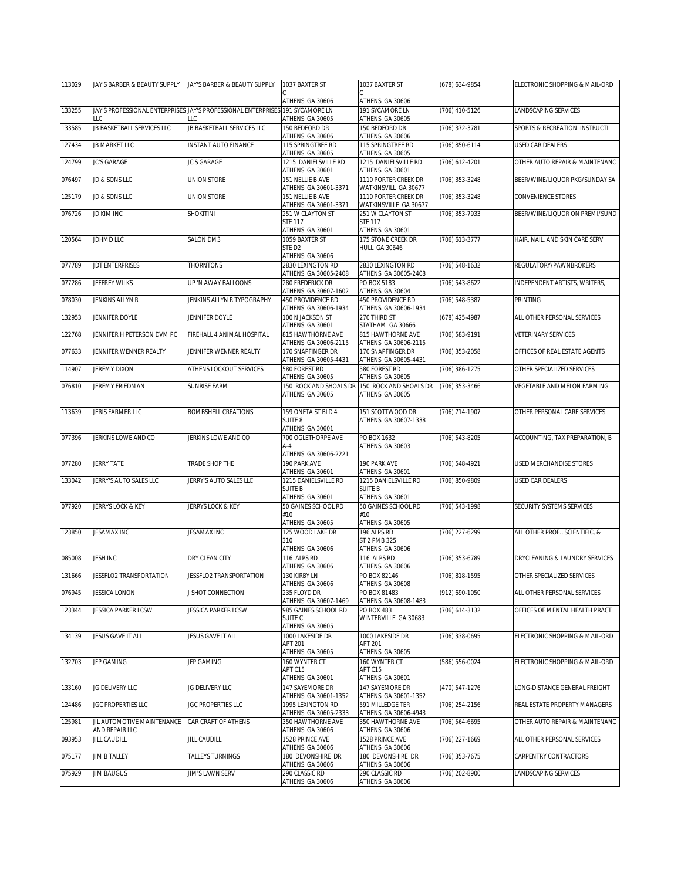| | | | | | | |
|---|---|---|---|---|---|---|
| 113029 | JAY'S BARBER & BEAUTY SUPPLY | JAY'S BARBER & BEAUTY SUPPLY | 1037 BAXTER ST C ATHENS GA 30606 | 1037 BAXTER ST C ATHENS GA 30606 | (678) 634-9854 | ELECTRONIC SHOPPING & MAIL-ORD |
| 133255 | JAY'S PROFESSIONAL ENTERPRISES LLC | JAY'S PROFESSIONAL ENTERPRISES LLC | 191 SYCAMORE LN ATHENS GA 30605 | 191 SYCAMORE LN ATHENS GA 30605 | (706) 410-5126 | LANDSCAPING SERVICES |
| 133585 | JB BASKETBALL SERVICES LLC | JB BASKETBALL SERVICES LLC | 150 BEDFORD DR ATHENS GA 30606 | 150 BEDFORD DR ATHENS GA 30606 | (706) 372-3781 | SPORTS & RECREATION INSTRUCTI |
| 127434 | JB MARKET LLC | INSTANT AUTO FINANCE | 115 SPRINGTREE RD ATHENS GA 30605 | 115 SPRINGTREE RD ATHENS GA 30605 | (706) 850-6114 | USED CAR DEALERS |
| 124799 | JC'S GARAGE | JC'S GARAGE | 1215 DANIELSVILLE RD ATHENS GA 30601 | 1215 DANIELSVILLE RD ATHENS GA 30601 | (706) 612-4201 | OTHER AUTO REPAIR & MAINTENANC |
| 076497 | JD & SONS LLC | UNION STORE | 151 NELLIE B AVE ATHENS GA 30601-3371 | 1110 PORTER CREEK DR WATKINSVILL GA 30677 | (706) 353-3248 | BEER/WINE/LIQUOR PKG/SUNDAY SA |
| 125179 | JD & SONS LLC | UNION STORE | 151 NELLIE B AVE ATHENS GA 30601-3371 | 1110 PORTER CREEK DR WATKINSVILLE GA 30677 | (706) 353-3248 | CONVENIENCE STORES |
| 076726 | JD KIM INC | SHOKITINI | 251 W CLAYTON ST STE 117 ATHENS GA 30601 | 251 W CLAYTON ST STE 117 ATHENS GA 30601 | (706) 353-7933 | BEER/WINE/LIQUOR ON PREMI/SUND |
| 120564 | JDHMD LLC | SALON DM3 | 1059 BAXTER ST STE D2 ATHENS GA 30606 | 175 STONE CREEK DR HULL GA 30646 | (706) 613-3777 | HAIR, NAIL, AND SKIN CARE SERV |
| 077789 | JDT ENTERPRISES | THORNTONS | 2830 LEXINGTON RD ATHENS GA 30605-2408 | 2830 LEXINGTON RD ATHENS GA 30605-2408 | (706) 548-1632 | REGULATORY/PAWNBROKERS |
| 077286 | JEFFREY WILKS | UP 'N AWAY BALLOONS | 280 FREDERICK DR ATHENS GA 30607-1602 | PO BOX 5183 ATHENS GA 30604 | (706) 543-8622 | INDEPENDENT ARTISTS, WRITERS, |
| 078030 | JENKINS ALLYN R | JENKINS ALLYN R TYPOGRAPHY | 450 PROVIDENCE RD ATHENS GA 30606-1934 | 450 PROVIDENCE RD ATHENS GA 30606-1934 | (706) 548-5387 | PRINTING |
| 132953 | JENNIFER DOYLE | JENNIFER DOYLE | 100 N JACKSON ST ATHENS GA 30601 | 270 THIRD ST STATHAM GA 30666 | (678) 425-4987 | ALL OTHER PERSONAL SERVICES |
| 122768 | JENNIFER H PETERSON DVM PC | FIREHALL 4 ANIMAL HOSPITAL | 815 HAWTHORNE AVE ATHENS GA 30606-2115 | 815 HAWTHORNE AVE ATHENS GA 30606-2115 | (706) 583-9191 | VETERINARY SERVICES |
| 077633 | JENNIFER WENNER REALTY | JENNIFER WENNER REALTY | 170 SNAPFINGER DR ATHENS GA 30605-4431 | 170 SNAPFINGER DR ATHENS GA 30605-4431 | (706) 353-2058 | OFFICES OF REAL ESTATE AGENTS |
| 114907 | JEREMY DIXON | ATHENS LOCKOUT SERVICES | 580 FOREST RD ATHENS GA 30605 | 580 FOREST RD ATHENS GA 30605 | (706) 386-1275 | OTHER SPECIALIZED SERVICES |
| 076810 | JEREMY FRIEDMAN | SUNRISE FARM | 150 ROCK AND SHOALS DR ATHENS GA 30605 | 150 ROCK AND SHOALS DR ATHENS GA 30605 | (706) 353-3466 | VEGETABLE AND MELON FARMING |
| 113639 | JERIS FARMER LLC | BOMBSHELL CREATIONS | 159 ONETA ST BLD 4 SUITE 8 ATHENS GA 30601 | 151 SCOTTWOOD DR ATHENS GA 30607-1338 | (706) 714-1907 | OTHER PERSONAL CARE SERVICES |
| 077396 | JERKINS LOWE AND CO | JERKINS LOWE AND CO | 700 OGLETHORPE AVE A-4 ATHENS GA 30606-2221 | PO BOX 1632 ATHENS GA 30603 | (706) 543-8205 | ACCOUNTING, TAX PREPARATION, B |
| 077280 | JERRY TATE | TRADE SHOP THE | 190 PARK AVE ATHENS GA 30601 | 190 PARK AVE ATHENS GA 30601 | (706) 548-4921 | USED MERCHANDISE STORES |
| 133042 | JERRY'S AUTO SALES LLC | JERRY'S AUTO SALES LLC | 1215 DANIELSVILLE RD SUITE B ATHENS GA 30601 | 1215 DANIELSVILLE RD SUITE B ATHENS GA 30601 | (706) 850-9809 | USED CAR DEALERS |
| 077920 | JERRYS LOCK & KEY | JERRYS LOCK & KEY | 50 GAINES SCHOOL RD #10 ATHENS GA 30605 | 50 GAINES SCHOOL RD #10 ATHENS GA 30605 | (706) 543-1998 | SECURITY SYSTEMS SERVICES |
| 123850 | JESAMAX INC | JESAMAX INC | 125 WOOD LAKE DR 310 ATHENS GA 30606 | 196 ALPS RD ST 2 PMB 325 ATHENS GA 30606 | (706) 227-6299 | ALL OTHER PROF., SCIENTIFIC, & |
| 085008 | JESH INC | DRY CLEAN CITY | 116 ALPS RD ATHENS GA 30606 | 116 ALPS RD ATHENS GA 30606 | (706) 353-6789 | DRYCLEANING & LAUNDRY SERVICES |
| 131666 | JESSFLO2 TRANSPORTATION | JESSFLO2 TRANSPORTATION | 130 KIRBY LN ATHENS GA 30606 | PO BOX 82146 ATHENS GA 30608 | (706) 818-1595 | OTHER SPECIALIZED SERVICES |
| 076945 | JESSICA LONON | J SHOT CONNECTION | 235 FLOYD DR ATHENS GA 30607-1469 | PO BOX 81483 ATHENS GA 30608-1483 | (912) 690-1050 | ALL OTHER PERSONAL SERVICES |
| 123344 | JESSICA PARKER LCSW | JESSICA PARKER LCSW | 985 GAINES SCHOOL RD SUITE C ATHENS GA 30605 | PO BOX 483 WINTERVILLE GA 30683 | (706) 614-3132 | OFFICES OF MENTAL HEALTH PRACT |
| 134139 | JESUS GAVE IT ALL | JESUS GAVE IT ALL | 1000 LAKESIDE DR APT 201 ATHENS GA 30605 | 1000 LAKESIDE DR APT 201 ATHENS GA 30605 | (706) 338-0695 | ELECTRONIC SHOPPING & MAIL-ORD |
| 132703 | JFP GAMING | JFP GAMING | 160 WYNTER CT APT C15 ATHENS GA 30601 | 160 WYNTER CT APT C15 ATHENS GA 30601 | (586) 556-0024 | ELECTRONIC SHOPPING & MAIL-ORD |
| 133160 | JG DELIVERY LLC | JG DELIVERY LLC | 147 SAYEMORE DR ATHENS GA 30601-1352 | 147 SAYEMORE DR ATHENS GA 30601-1352 | (470) 547-1276 | LONG-DISTANCE GENERAL FREIGHT |
| 124486 | JGC PROPERTIES LLC | JGC PROPERTIES LLC | 1995 LEXINGTON RD ATHENS GA 30605-2333 | 591 MILLEDGE TER ATHENS GA 30606-4943 | (706) 254-2156 | REAL ESTATE PROPERTY MANAGERS |
| 125981 | JIL AUTOMOTIVE MAINTENANCE AND REPAIR LLC | CAR CRAFT OF ATHENS | 350 HAWTHORNE AVE ATHENS GA 30606 | 350 HAWTHORNE AVE ATHENS GA 30606 | (706) 564-6695 | OTHER AUTO REPAIR & MAINTENANC |
| 093953 | JILL CAUDILL | JILL CAUDILL | 1528 PRINCE AVE ATHENS GA 30606 | 1528 PRINCE AVE ATHENS GA 30606 | (706) 227-1669 | ALL OTHER PERSONAL SERVICES |
| 075177 | JIM B TALLEY | TALLEYS TURNINGS | 180 DEVONSHIRE DR ATHENS GA 30606 | 180 DEVONSHIRE DR ATHENS GA 30606 | (706) 353-7675 | CARPENTRY CONTRACTORS |
| 075929 | JIM BAUGUS | JIM'S LAWN SERV | 290 CLASSIC RD ATHENS GA 30606 | 290 CLASSIC RD ATHENS GA 30606 | (706) 202-8900 | LANDSCAPING SERVICES |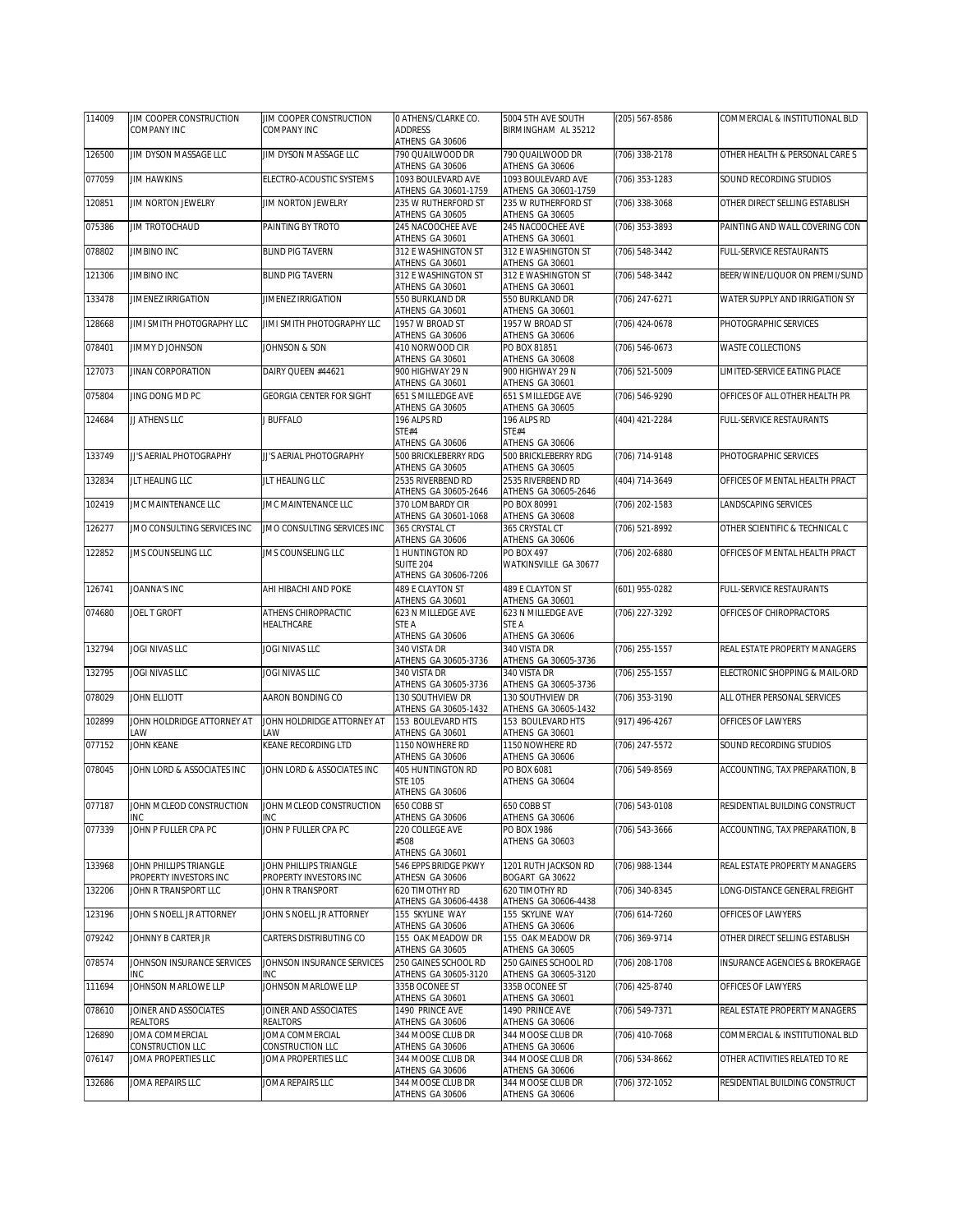| 114009 | JIM COOPER CONSTRUCTION COMPANY INC | JIM COOPER CONSTRUCTION COMPANY INC | 0 ATHENS/CLARKE CO. ADDRESS ATHENS GA 30606 | 5004 5TH AVE SOUTH BIRMINGHAM AL 35212 | (205) 567-8586 | COMMERCIAL & INSTITUTIONAL BLD |
|---|---|---|---|---|---|---|
| 126500 | JIM DYSON MASSAGE LLC | JIM DYSON MASSAGE LLC | 790 QUAILWOOD DR ATHENS GA 30606 | 790 QUAILWOOD DR ATHENS GA 30606 | (706) 338-2178 | OTHER HEALTH & PERSONAL CARE S |
| 077059 | JIM HAWKINS | ELECTRO-ACOUSTIC SYSTEMS | 1093 BOULEVARD AVE ATHENS GA 30601-1759 | 1093 BOULEVARD AVE ATHENS GA 30601-1759 | (706) 353-1283 | SOUND RECORDING STUDIOS |
| 120851 | JIM NORTON JEWELRY | JIM NORTON JEWELRY | 235 W RUTHERFORD ST ATHENS GA 30605 | 235 W RUTHERFORD ST ATHENS GA 30605 | (706) 338-3068 | OTHER DIRECT SELLING ESTABLISH |
| 075386 | JIM TROTOCHAUD | PAINTING BY TROTO | 245 NACOOCHEE AVE ATHENS GA 30601 | 245 NACOOCHEE AVE ATHENS GA 30601 | (706) 353-3893 | PAINTING AND WALL COVERING CON |
| 078802 | JIMBINO INC | BLIND PIG TAVERN | 312 E WASHINGTON ST ATHENS GA 30601 | 312 E WASHINGTON ST ATHENS GA 30601 | (706) 548-3442 | FULL-SERVICE RESTAURANTS |
| 121306 | JIMBINO INC | BLIND PIG TAVERN | 312 E WASHINGTON ST ATHENS GA 30601 | 312 E WASHINGTON ST ATHENS GA 30601 | (706) 548-3442 | BEER/WINE/LIQUOR ON PREMI/SUND |
| 133478 | JIMENEZ IRRIGATION | JIMENEZ IRRIGATION | 550 BURKLAND DR ATHENS GA 30601 | 550 BURKLAND DR ATHENS GA 30601 | (706) 247-6271 | WATER SUPPLY AND IRRIGATION SY |
| 128668 | JIMI SMITH PHOTOGRAPHY LLC | JIMI SMITH PHOTOGRAPHY LLC | 1957 W BROAD ST ATHENS GA 30606 | 1957 W BROAD ST ATHENS GA 30606 | (706) 424-0678 | PHOTOGRAPHIC SERVICES |
| 078401 | JIMMY D JOHNSON | JOHNSON & SON | 410 NORWOOD CIR ATHENS GA 30601 | PO BOX 81851 ATHENS GA 30608 | (706) 546-0673 | WASTE COLLECTIONS |
| 127073 | JINAN CORPORATION | DAIRY QUEEN #44621 | 900 HIGHWAY 29 N ATHENS GA 30601 | 900 HIGHWAY 29 N ATHENS GA 30601 | (706) 521-5009 | LIMITED-SERVICE EATING PLACE |
| 075804 | JING DONG MD PC | GEORGIA CENTER FOR SIGHT | 651 S MILLEDGE AVE ATHENS GA 30605 | 651 S MILLEDGE AVE ATHENS GA 30605 | (706) 546-9290 | OFFICES OF ALL OTHER HEALTH PR |
| 124684 | JJ ATHENS LLC | J BUFFALO | 196 ALPS RD STE#4 ATHENS GA 30606 | 196 ALPS RD STE#4 ATHENS GA 30606 | (404) 421-2284 | FULL-SERVICE RESTAURANTS |
| 133749 | JJ'S AERIAL PHOTOGRAPHY | JJ'S AERIAL PHOTOGRAPHY | 500 BRICKLEBERRY RDG ATHENS GA 30605 | 500 BRICKLEBERRY RDG ATHENS GA 30605 | (706) 714-9148 | PHOTOGRAPHIC SERVICES |
| 132834 | JLT HEALING LLC | JLT HEALING LLC | 2535 RIVERBEND RD ATHENS GA 30605-2646 | 2535 RIVERBEND RD ATHENS GA 30605-2646 | (404) 714-3649 | OFFICES OF MENTAL HEALTH PRACT |
| 102419 | JMC MAINTENANCE LLC | JMC MAINTENANCE LLC | 370 LOMBARDY CIR ATHENS GA 30601-1068 | PO BOX 80991 ATHENS GA 30608 | (706) 202-1583 | LANDSCAPING SERVICES |
| 126277 | JMO CONSULTING SERVICES INC | JMO CONSULTING SERVICES INC | 365 CRYSTAL CT ATHENS GA 30606 | 365 CRYSTAL CT ATHENS GA 30606 | (706) 521-8992 | OTHER SCIENTIFIC & TECHNICAL C |
| 122852 | JMS COUNSELING LLC | JMS COUNSELING LLC | 1 HUNTINGTON RD SUITE 204 ATHENS GA 30606-7206 | PO BOX 497 WATKINSVILLE GA 30677 | (706) 202-6880 | OFFICES OF MENTAL HEALTH PRACT |
| 126741 | JOANNA'S INC | AHI HIBACHI AND POKE | 489 E CLAYTON ST ATHENS GA 30601 | 489 E CLAYTON ST ATHENS GA 30601 | (601) 955-0282 | FULL-SERVICE RESTAURANTS |
| 074680 | JOEL T GROFT | ATHENS CHIROPRACTIC HEALTHCARE | 623 N MILLEDGE AVE STE A ATHENS GA 30606 | 623 N MILLEDGE AVE STE A ATHENS GA 30606 | (706) 227-3292 | OFFICES OF CHIROPRACTORS |
| 132794 | JOGI NIVAS LLC | JOGI NIVAS LLC | 340 VISTA DR ATHENS GA 30605-3736 | 340 VISTA DR ATHENS GA 30605-3736 | (706) 255-1557 | REAL ESTATE PROPERTY MANAGERS |
| 132795 | JOGI NIVAS LLC | JOGI NIVAS LLC | 340 VISTA DR ATHENS GA 30605-3736 | 340 VISTA DR ATHENS GA 30605-3736 | (706) 255-1557 | ELECTRONIC SHOPPING & MAIL-ORD |
| 078029 | JOHN ELLIOTT | AARON BONDING CO | 130 SOUTHVIEW DR ATHENS GA 30605-1432 | 130 SOUTHVIEW DR ATHENS GA 30605-1432 | (706) 353-3190 | ALL OTHER PERSONAL SERVICES |
| 102899 | JOHN HOLDRIDGE ATTORNEY AT LAW | JOHN HOLDRIDGE ATTORNEY AT LAW | 153 BOULEVARD HTS ATHENS GA 30601 | 153 BOULEVARD HTS ATHENS GA 30601 | (917) 496-4267 | OFFICES OF LAWYERS |
| 077152 | JOHN KEANE | KEANE RECORDING LTD | 1150 NOWHERE RD ATHENS GA 30606 | 1150 NOWHERE RD ATHENS GA 30606 | (706) 247-5572 | SOUND RECORDING STUDIOS |
| 078045 | JOHN LORD & ASSOCIATES INC | JOHN LORD & ASSOCIATES INC | 405 HUNTINGTON RD STE 105 ATHENS GA 30606 | PO BOX 6081 ATHENS GA 30604 | (706) 549-8569 | ACCOUNTING, TAX PREPARATION, B |
| 077187 | JOHN MCLEOD CONSTRUCTION INC | JOHN MCLEOD CONSTRUCTION INC | 650 COBB ST ATHENS GA 30606 | 650 COBB ST ATHENS GA 30606 | (706) 543-0108 | RESIDENTIAL BUILDING CONSTRUCT |
| 077339 | JOHN P FULLER CPA PC | JOHN P FULLER CPA PC | 220 COLLEGE AVE #508 ATHENS GA 30601 | PO BOX 1986 ATHENS GA 30603 | (706) 543-3666 | ACCOUNTING, TAX PREPARATION, B |
| 133968 | JOHN PHILLIPS TRIANGLE PROPERTY INVESTORS INC | JOHN PHILLIPS TRIANGLE PROPERTY INVESTORS INC | 546 EPPS BRIDGE PKWY ATHESN GA 30606 | 1201 RUTH JACKSON RD BOGART GA 30622 | (706) 988-1344 | REAL ESTATE PROPERTY MANAGERS |
| 132206 | JOHN R TRANSPORT LLC | JOHN R TRANSPORT | 620 TIMOTHY RD ATHENS GA 30606-4438 | 620 TIMOTHY RD ATHENS GA 30606-4438 | (706) 340-8345 | LONG-DISTANCE GENERAL FREIGHT |
| 123196 | JOHN S NOELL JR ATTORNEY | JOHN S NOELL JR ATTORNEY | 155 SKYLINE WAY ATHENS GA 30606 | 155 SKYLINE WAY ATHENS GA 30606 | (706) 614-7260 | OFFICES OF LAWYERS |
| 079242 | JOHNNY B CARTER JR | CARTERS DISTRIBUTING CO | 155 OAK MEADOW DR ATHENS GA 30605 | 155 OAK MEADOW DR ATHENS GA 30605 | (706) 369-9714 | OTHER DIRECT SELLING ESTABLISH |
| 078574 | JOHNSON INSURANCE SERVICES INC | JOHNSON INSURANCE SERVICES INC | 250 GAINES SCHOOL RD ATHENS GA 30605-3120 | 250 GAINES SCHOOL RD ATHENS GA 30605-3120 | (706) 208-1708 | INSURANCE AGENCIES & BROKERAGE |
| 111694 | JOHNSON MARLOWE LLP | JOHNSON MARLOWE LLP | 335B OCONEE ST ATHENS GA 30601 | 335B OCONEE ST ATHENS GA 30601 | (706) 425-8740 | OFFICES OF LAWYERS |
| 078610 | JOINER AND ASSOCIATES REALTORS | JOINER AND ASSOCIATES REALTORS | 1490 PRINCE AVE ATHENS GA 30606 | 1490 PRINCE AVE ATHENS GA 30606 | (706) 549-7371 | REAL ESTATE PROPERTY MANAGERS |
| 126890 | JOMA COMMERCIAL CONSTRUCTION LLC | JOMA COMMERCIAL CONSTRUCTION LLC | 344 MOOSE CLUB DR ATHENS GA 30606 | 344 MOOSE CLUB DR ATHENS GA 30606 | (706) 410-7068 | COMMERCIAL & INSTITUTIONAL BLD |
| 076147 | JOMA PROPERTIES LLC | JOMA PROPERTIES LLC | 344 MOOSE CLUB DR ATHENS GA 30606 | 344 MOOSE CLUB DR ATHENS GA 30606 | (706) 534-8662 | OTHER ACTIVITIES RELATED TO RE |
| 132686 | JOMA REPAIRS LLC | JOMA REPAIRS LLC | 344 MOOSE CLUB DR ATHENS GA 30606 | 344 MOOSE CLUB DR ATHENS GA 30606 | (706) 372-1052 | RESIDENTIAL BUILDING CONSTRUCT |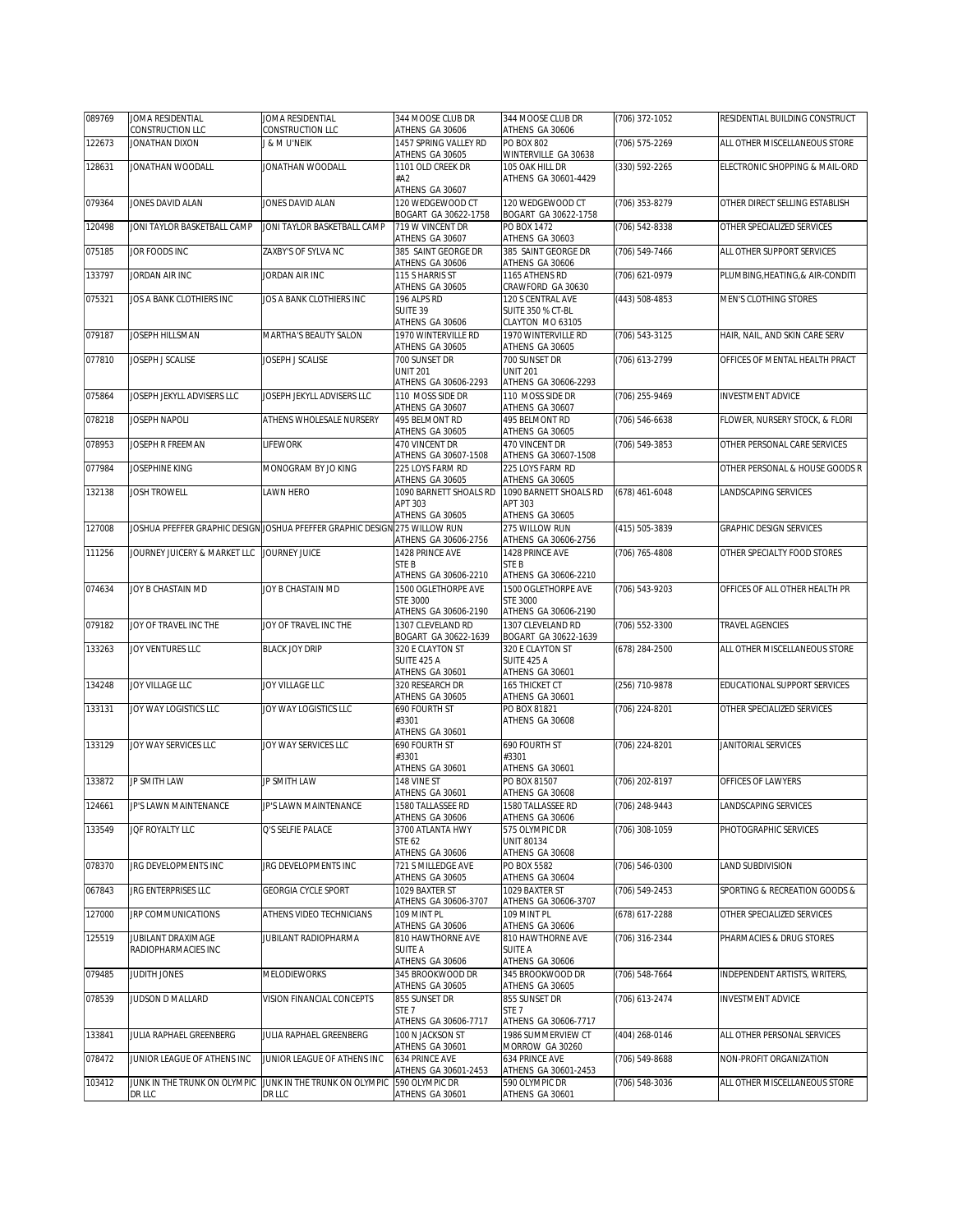| 089769 | JOMA RESIDENTIAL CONSTRUCTION LLC | JOMA RESIDENTIAL CONSTRUCTION LLC | 344 MOOSE CLUB DR ATHENS GA 30606 | 344 MOOSE CLUB DR ATHENS GA 30606 | (706) 372-1052 | RESIDENTIAL BUILDING CONSTRUCT |
|---|---|---|---|---|---|---|
| 122673 | JONATHAN DIXON | J & M U'NEIK | 1457 SPRING VALLEY RD ATHENS GA 30605 | PO BOX 802 WINTERVILLE GA 30638 | (706) 575-2269 | ALL OTHER MISCELLANEOUS STORE |
| 128631 | JONATHAN WOODALL | JONATHAN WOODALL | 1101 OLD CREEK DR #A2 ATHENS GA 30607 | 105 OAK HILL DR ATHENS GA 30601-4429 | (330) 592-2265 | ELECTRONIC SHOPPING & MAIL-ORD |
| 079364 | JONES DAVID ALAN | JONES DAVID ALAN | 120 WEDGEWOOD CT BOGART GA 30622-1758 | 120 WEDGEWOOD CT BOGART GA 30622-1758 | (706) 353-8279 | OTHER DIRECT SELLING ESTABLISH |
| 120498 | JONI TAYLOR BASKETBALL CAMP | JONI TAYLOR BASKETBALL CAMP | 719 W VINCENT DR ATHENS GA 30607 | PO BOX 1472 ATHENS GA 30603 | (706) 542-8338 | OTHER SPECIALIZED SERVICES |
| 075185 | JOR FOODS INC | ZAXBY'S OF SYLVA NC | 385 SAINT GEORGE DR ATHENS GA 30606 | 385 SAINT GEORGE DR ATHENS GA 30606 | (706) 549-7466 | ALL OTHER SUPPORT SERVICES |
| 133797 | JORDAN AIR INC | JORDAN AIR INC | 115 S HARRIS ST ATHENS GA 30605 | 1165 ATHENS RD CRAWFORD GA 30630 | (706) 621-0979 | PLUMBING,HEATING,& AIR-CONDITI |
| 075321 | JOS A BANK CLOTHIERS INC | JOS A BANK CLOTHIERS INC | 196 ALPS RD SUITE 39 ATHENS GA 30606 | 120 S CENTRAL AVE SUITE 350 % CT-BL CLAYTON MO 63105 | (443) 508-4853 | MEN'S CLOTHING STORES |
| 079187 | JOSEPH HILLSMAN | MARTHA'S BEAUTY SALON | 1970 WINTERVILLE RD ATHENS GA 30605 | 1970 WINTERVILLE RD ATHENS GA 30605 | (706) 543-3125 | HAIR, NAIL, AND SKIN CARE SERV |
| 077810 | JOSEPH J SCALISE | JOSEPH J SCALISE | 700 SUNSET DR UNIT 201 ATHENS GA 30606-2293 | 700 SUNSET DR UNIT 201 ATHENS GA 30606-2293 | (706) 613-2799 | OFFICES OF MENTAL HEALTH PRACT |
| 075864 | JOSEPH JEKYLL ADVISERS LLC | JOSEPH JEKYLL ADVISERS LLC | 110 MOSS SIDE DR ATHENS GA 30607 | 110 MOSS SIDE DR ATHENS GA 30607 | (706) 255-9469 | INVESTMENT ADVICE |
| 078218 | JOSEPH NAPOLI | ATHENS WHOLESALE NURSERY | 495 BELMONT RD ATHENS GA 30605 | 495 BELMONT RD ATHENS GA 30605 | (706) 546-6638 | FLOWER, NURSERY STOCK, & FLORI |
| 078953 | JOSEPH R FREEMAN | LIFEWORK | 470 VINCENT DR ATHENS GA 30607-1508 | 470 VINCENT DR ATHENS GA 30607-1508 | (706) 549-3853 | OTHER PERSONAL CARE SERVICES |
| 077984 | JOSEPHINE KING | MONOGRAM BY JO KING | 225 LOYS FARM RD ATHENS GA 30605 | 225 LOYS FARM RD ATHENS GA 30605 | | OTHER PERSONAL & HOUSE GOODS R |
| 132138 | JOSH TROWELL | LAWN HERO | 1090 BARNETT SHOALS RD APT 303 ATHENS GA 30605 | 1090 BARNETT SHOALS RD APT 303 ATHENS GA 30605 | (678) 461-6048 | LANDSCAPING SERVICES |
| 127008 | JOSHUA PFEFFER GRAPHIC DESIGN | JOSHUA PFEFFER GRAPHIC DESIGN | 275 WILLOW RUN ATHENS GA 30606-2756 | 275 WILLOW RUN ATHENS GA 30606-2756 | (415) 505-3839 | GRAPHIC DESIGN SERVICES |
| 111256 | JOURNEY JUICERY & MARKET LLC | JOURNEY JUICE | 1428 PRINCE AVE STE B ATHENS GA 30606-2210 | 1428 PRINCE AVE STE B ATHENS GA 30606-2210 | (706) 765-4808 | OTHER SPECIALTY FOOD STORES |
| 074634 | JOY B CHASTAIN MD | JOY B CHASTAIN MD | 1500 OGLETHORPE AVE STE 3000 ATHENS GA 30606-2190 | 1500 OGLETHORPE AVE STE 3000 ATHENS GA 30606-2190 | (706) 543-9203 | OFFICES OF ALL OTHER HEALTH PR |
| 079182 | JOY OF TRAVEL INC THE | JOY OF TRAVEL INC THE | 1307 CLEVELAND RD BOGART GA 30622-1639 | 1307 CLEVELAND RD BOGART GA 30622-1639 | (706) 552-3300 | TRAVEL AGENCIES |
| 133263 | JOY VENTURES LLC | BLACK JOY DRIP | 320 E CLAYTON ST SUITE 425 A ATHENS GA 30601 | 320 E CLAYTON ST SUITE 425 A ATHENS GA 30601 | (678) 284-2500 | ALL OTHER MISCELLANEOUS STORE |
| 134248 | JOY VILLAGE LLC | JOY VILLAGE LLC | 320 RESEARCH DR ATHENS GA 30605 | 165 THICKET CT ATHENS GA 30601 | (256) 710-9878 | EDUCATIONAL SUPPORT SERVICES |
| 133131 | JOY WAY LOGISTICS LLC | JOY WAY LOGISTICS LLC | 690 FOURTH ST #3301 ATHENS GA 30601 | PO BOX 81821 ATHENS GA 30608 | (706) 224-8201 | OTHER SPECIALIZED SERVICES |
| 133129 | JOY WAY SERVICES LLC | JOY WAY SERVICES LLC | 690 FOURTH ST #3301 ATHENS GA 30601 | 690 FOURTH ST #3301 ATHENS GA 30601 | (706) 224-8201 | JANITORIAL SERVICES |
| 133872 | JP SMITH LAW | JP SMITH LAW | 148 VINE ST ATHENS GA 30601 | PO BOX 81507 ATHENS GA 30608 | (706) 202-8197 | OFFICES OF LAWYERS |
| 124661 | JP'S LAWN MAINTENANCE | JP'S LAWN MAINTENANCE | 1580 TALLASSEE RD ATHENS GA 30606 | 1580 TALLASSEE RD ATHENS GA 30606 | (706) 248-9443 | LANDSCAPING SERVICES |
| 133549 | JQF ROYALTY LLC | Q'S SELFIE PALACE | 3700 ATLANTA HWY STE 62 ATHENS GA 30606 | 575 OLYMPIC DR UNIT 80134 ATHENS GA 30608 | (706) 308-1059 | PHOTOGRAPHIC SERVICES |
| 078370 | JRG DEVELOPMENTS INC | JRG DEVELOPMENTS INC | 721 S MILLEDGE AVE ATHENS GA 30605 | PO BOX 5582 ATHENS GA 30604 | (706) 546-0300 | LAND SUBDIVISION |
| 067843 | JRG ENTERPRISES LLC | GEORGIA CYCLE SPORT | 1029 BAXTER ST ATHENS GA 30606-3707 | 1029 BAXTER ST ATHENS GA 30606-3707 | (706) 549-2453 | SPORTING & RECREATION GOODS & |
| 127000 | JRP COMMUNICATIONS | ATHENS VIDEO TECHNICIANS | 109 MINT PL ATHENS GA 30606 | 109 MINT PL ATHENS GA 30606 | (678) 617-2288 | OTHER SPECIALIZED SERVICES |
| 125519 | JUBILANT DRAXIMAGE RADIOPHARMACIES INC | JUBILANT RADIOPHARMA | 810 HAWTHORNE AVE SUITE A ATHENS GA 30606 | 810 HAWTHORNE AVE SUITE A ATHENS GA 30606 | (706) 316-2344 | PHARMACIES & DRUG STORES |
| 079485 | JUDITH JONES | MELODIEWORKS | 345 BROOKWOOD DR ATHENS GA 30605 | 345 BROOKWOOD DR ATHENS GA 30605 | (706) 548-7664 | INDEPENDENT ARTISTS, WRITERS, |
| 078539 | JUDSON D MALLARD | VISION FINANCIAL CONCEPTS | 855 SUNSET DR STE 7 ATHENS GA 30606-7717 | 855 SUNSET DR STE 7 ATHENS GA 30606-7717 | (706) 613-2474 | INVESTMENT ADVICE |
| 133841 | JULIA RAPHAEL GREENBERG | JULIA RAPHAEL GREENBERG | 100 N JACKSON ST ATHENS GA 30601 | 1986 SUMMERVIEW CT MORROW GA 30260 | (404) 268-0146 | ALL OTHER PERSONAL SERVICES |
| 078472 | JUNIOR LEAGUE OF ATHENS INC | JUNIOR LEAGUE OF ATHENS INC | 634 PRINCE AVE ATHENS GA 30601-2453 | 634 PRINCE AVE ATHENS GA 30601-2453 | (706) 549-8688 | NON-PROFIT ORGANIZATION |
| 103412 | JUNK IN THE TRUNK ON OLYMPIC DR LLC | JUNK IN THE TRUNK ON OLYMPIC DR LLC | 590 OLYMPIC DR ATHENS GA 30601 | 590 OLYMPIC DR ATHENS GA 30601 | (706) 548-3036 | ALL OTHER MISCELLANEOUS STORE |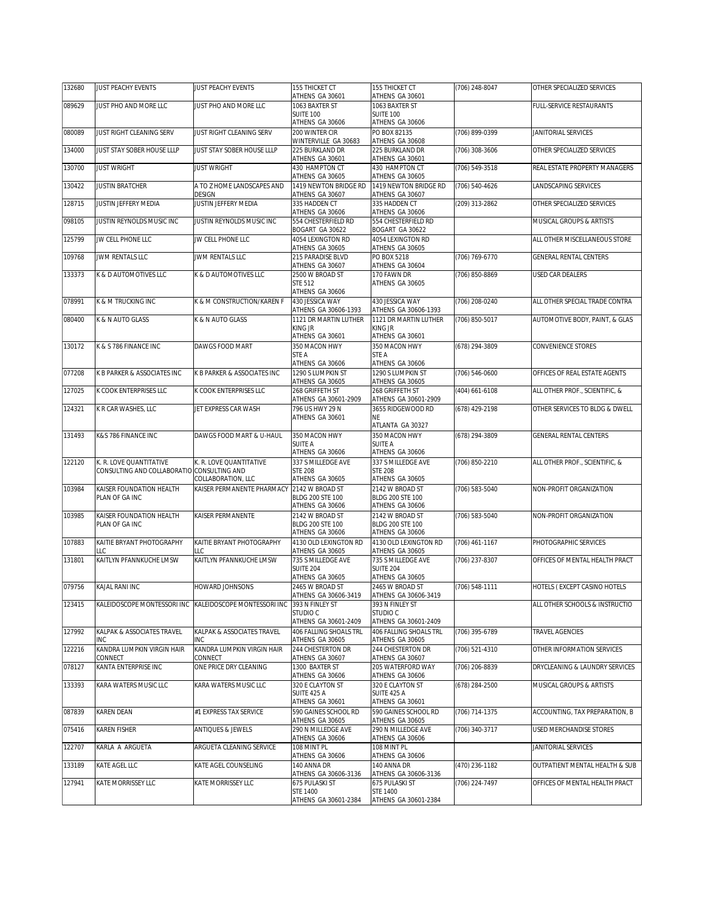| 132680 | JUST PEACHY EVENTS | JUST PEACHY EVENTS | 155 THICKET CT<br>ATHENS GA 30601 | 155 THICKET CT<br>ATHENS GA 30601 | (706) 248-8047 | OTHER SPECIALIZED SERVICES |
|---|---|---|---|---|---|---|
| 089629 | JUST PHO AND MORE LLC | JUST PHO AND MORE LLC | 1063 BAXTER ST<br>SUITE 100<br>ATHENS GA 30606 | 1063 BAXTER ST<br>SUITE 100<br>ATHENS GA 30606 | | FULL-SERVICE RESTAURANTS |
| 080089 | JUST RIGHT CLEANING SERV | JUST RIGHT CLEANING SERV | 200 WINTER CIR<br>WINTERVILLE GA 30683 | PO BOX 82135<br>ATHENS GA 30608 | (706) 899-0399 | JANITORIAL SERVICES |
| 134000 | JUST STAY SOBER HOUSE LLLP | JUST STAY SOBER HOUSE LLLP | 225 BURKLAND DR<br>ATHENS GA 30601 | 225 BURKLAND DR<br>ATHENS GA 30601 | (706) 308-3606 | OTHER SPECIALIZED SERVICES |
| 130700 | JUST WRIGHT | JUST WRIGHT | 430 HAMPTON CT<br>ATHENS GA 30605 | 430 HAMPTON CT<br>ATHENS GA 30605 | (706) 549-3518 | REAL ESTATE PROPERTY MANAGERS |
| 130422 | JUSTIN BRATCHER | A TO Z HOME LANDSCAPES AND DESIGN | 1419 NEWTON BRIDGE RD<br>ATHENS GA 30607 | 1419 NEWTON BRIDGE RD<br>ATHENS GA 30607 | (706) 540-4626 | LANDSCAPING SERVICES |
| 128715 | JUSTIN JEFFERY MEDIA | JUSTIN JEFFERY MEDIA | 335 HADDEN CT<br>ATHENS GA 30606 | 335 HADDEN CT<br>ATHENS GA 30606 | (209) 313-2862 | OTHER SPECIALIZED SERVICES |
| 098105 | JUSTIN REYNOLDS MUSIC INC | JUSTIN REYNOLDS MUSIC INC | 554 CHESTERFIELD RD<br>BOGART GA 30622 | 554 CHESTERFIELD RD<br>BOGART GA 30622 | | MUSICAL GROUPS & ARTISTS |
| 125799 | JW CELL PHONE LLC | JW CELL PHONE LLC | 4054 LEXINGTON RD<br>ATHENS GA 30605 | 4054 LEXINGTON RD<br>ATHENS GA 30605 | | ALL OTHER MISCELLANEOUS STORE |
| 109768 | JWM RENTALS LLC | JWM RENTALS LLC | 215 PARADISE BLVD<br>ATHENS GA 30607 | PO BOX 5218<br>ATHENS GA 30604 | (706) 769-6770 | GENERAL RENTAL CENTERS |
| 133373 | K & D AUTOMOTIVES LLC | K & D AUTOMOTIVES LLC | 2500 W BROAD ST<br>STE 512<br>ATHENS GA 30606 | 170 FAWN DR<br>ATHENS GA 30605 | (706) 850-8869 | USED CAR DEALERS |
| 078991 | K & M TRUCKING INC | K & M CONSTRUCTION/KAREN F | 430 JESSICA WAY<br>ATHENS GA 30606-1393 | 430 JESSICA WAY<br>ATHENS GA 30606-1393 | (706) 208-0240 | ALL OTHER SPECIAL TRADE CONTRA |
| 080400 | K & N AUTO GLASS | K & N AUTO GLASS | 1121 DR MARTIN LUTHER KING JR<br>ATHENS GA 30601 | 1121 DR MARTIN LUTHER KING JR<br>ATHENS GA 30601 | (706) 850-5017 | AUTOMOTIVE BODY, PAINT, & GLAS |
| 130172 | K & S 786 FINANCE INC | DAWGS FOOD MART | 350 MACON HWY<br>STE A<br>ATHENS GA 30606 | 350 MACON HWY<br>STE A<br>ATHENS GA 30606 | (678) 294-3809 | CONVENIENCE STORES |
| 077208 | K B PARKER & ASSOCIATES INC | K B PARKER & ASSOCIATES INC | 1290 S LUMPKIN ST<br>ATHENS GA 30605 | 1290 S LUMPKIN ST<br>ATHENS GA 30605 | (706) 546-0600 | OFFICES OF REAL ESTATE AGENTS |
| 127025 | K COOK ENTERPRISES LLC | K COOK ENTERPRISES LLC | 268 GRIFFETH ST<br>ATHENS GA 30601-2909 | 268 GRIFFETH ST<br>ATHENS GA 30601-2909 | (404) 661-6108 | ALL OTHER PROF., SCIENTIFIC, & |
| 124321 | K R CAR WASHES, LLC | JET EXPRESS CAR WASH | 796 US HWY 29 N<br>ATHENS GA 30601 | 3655 RIDGEWOOD RD NE<br>ATLANTA GA 30327 | (678) 429-2198 | OTHER SERVICES TO BLDG & DWELL |
| 131493 | K&S 786 FINANCE INC | DAWGS FOOD MART & U-HAUL | 350 MACON HWY<br>SUITE A<br>ATHENS GA 30606 | 350 MACON HWY<br>SUITE A<br>ATHENS GA 30606 | (678) 294-3809 | GENERAL RENTAL CENTERS |
| 122120 | K. R. LOVE QUANTITATIVE CONSULTING AND COLLABORATIO | K. R. LOVE QUANTITATIVE CONSULTING AND COLLABORATION, LLC | 337 S MILLEDGE AVE<br>STE 208<br>ATHENS GA 30605 | 337 S MILLEDGE AVE<br>STE 208<br>ATHENS GA 30605 | (706) 850-2210 | ALL OTHER PROF., SCIENTIFIC, & |
| 103984 | KAISER FOUNDATION HEALTH PLAN OF GA INC | KAISER PERMANENTE PHARMACY | 2142 W BROAD ST<br>BLDG 200 STE 100<br>ATHENS GA 30606 | 2142 W BROAD ST<br>BLDG 200 STE 100<br>ATHENS GA 30606 | (706) 583-5040 | NON-PROFIT ORGANIZATION |
| 103985 | KAISER FOUNDATION HEALTH PLAN OF GA INC | KAISER PERMANENTE | 2142 W BROAD ST<br>BLDG 200 STE 100<br>ATHENS GA 30606 | 2142 W BROAD ST<br>BLDG 200 STE 100<br>ATHENS GA 30606 | (706) 583-5040 | NON-PROFIT ORGANIZATION |
| 107883 | KAITIE BRYANT PHOTOGRAPHY LLC | KAITIE BRYANT PHOTOGRAPHY LLC | 4130 OLD LEXINGTON RD<br>ATHENS GA 30605 | 4130 OLD LEXINGTON RD<br>ATHENS GA 30605 | (706) 461-1167 | PHOTOGRAPHIC SERVICES |
| 131801 | KAITLYN PFANNKUCHE LMSW | KAITLYN PFANNKUCHE LMSW | 735 S MILLEDGE AVE<br>SUITE 204<br>ATHENS GA 30605 | 735 S MILLEDGE AVE<br>SUITE 204<br>ATHENS GA 30605 | (706) 237-8307 | OFFICES OF MENTAL HEALTH PRACT |
| 079756 | KAJAL RANI INC | HOWARD JOHNSONS | 2465 W BROAD ST<br>ATHENS GA 30606-3419 | 2465 W BROAD ST<br>ATHENS GA 30606-3419 | (706) 548-1111 | HOTELS ( EXCEPT CASINO HOTELS |
| 123415 | KALEIDOSCOPE MONTESSORI INC | KALEIDOSCOPE MONTESSORI INC | 393 N FINLEY ST<br>STUDIO C<br>ATHENS GA 30601-2409 | 393 N FINLEY ST<br>STUDIO C<br>ATHENS GA 30601-2409 | | ALL OTHER SCHOOLS & INSTRUCTIO |
| 127992 | KALPAK & ASSOCIATES TRAVEL INC | KALPAK & ASSOCIATES TRAVEL INC | 406 FALLING SHOALS TRL<br>ATHENS GA 30605 | 406 FALLING SHOALS TRL<br>ATHENS GA 30605 | (706) 395-6789 | TRAVEL AGENCIES |
| 122216 | KANDRA LUMPKIN VIRGIN HAIR CONNECT | KANDRA LUMPKIN VIRGIN HAIR CONNECT | 244 CHESTERTON DR<br>ATHENS GA 30607 | 244 CHESTERTON DR<br>ATHENS GA 30607 | (706) 521-4310 | OTHER INFORMATION SERVICES |
| 078127 | KANTA ENTERPRISE INC | ONE PRICE DRY CLEANING | 1300 BAXTER ST<br>ATHENS GA 30606 | 205 WATERFORD WAY<br>ATHENS GA 30606 | (706) 206-8839 | DRYCLEANING & LAUNDRY SERVICES |
| 133393 | KARA WATERS MUSIC LLC | KARA WATERS MUSIC LLC | 320 E CLAYTON ST<br>SUITE 425 A<br>ATHENS GA 30601 | 320 E CLAYTON ST<br>SUITE 425 A<br>ATHENS GA 30601 | (678) 284-2500 | MUSICAL GROUPS & ARTISTS |
| 087839 | KAREN DEAN | #1 EXPRESS TAX SERVICE | 590 GAINES SCHOOL RD<br>ATHENS GA 30605 | 590 GAINES SCHOOL RD<br>ATHENS GA 30605 | (706) 714-1375 | ACCOUNTING, TAX PREPARATION, B |
| 075416 | KAREN FISHER | ANTIQUES & JEWELS | 290 N MILLEDGE AVE<br>ATHENS GA 30606 | 290 N MILLEDGE AVE<br>ATHENS GA 30606 | (706) 340-3717 | USED MERCHANDISE STORES |
| 122707 | KARLA A ARGUETA | ARGUETA CLEANING SERVICE | 108 MINT PL<br>ATHENS GA 30606 | 108 MINT PL<br>ATHENS GA 30606 | | JANITORIAL SERVICES |
| 133189 | KATE AGEL LLC | KATE AGEL COUNSELING | 140 ANNA DR<br>ATHENS GA 30606-3136 | 140 ANNA DR<br>ATHENS GA 30606-3136 | (470) 236-1182 | OUTPATIENT MENTAL HEALTH & SUB |
| 127941 | KATE MORRISSEY LLC | KATE MORRISSEY LLC | 675 PULASKI ST<br>STE 1400<br>ATHENS GA 30601-2384 | 675 PULASKI ST<br>STE 1400<br>ATHENS GA 30601-2384 | (706) 224-7497 | OFFICES OF MENTAL HEALTH PRACT |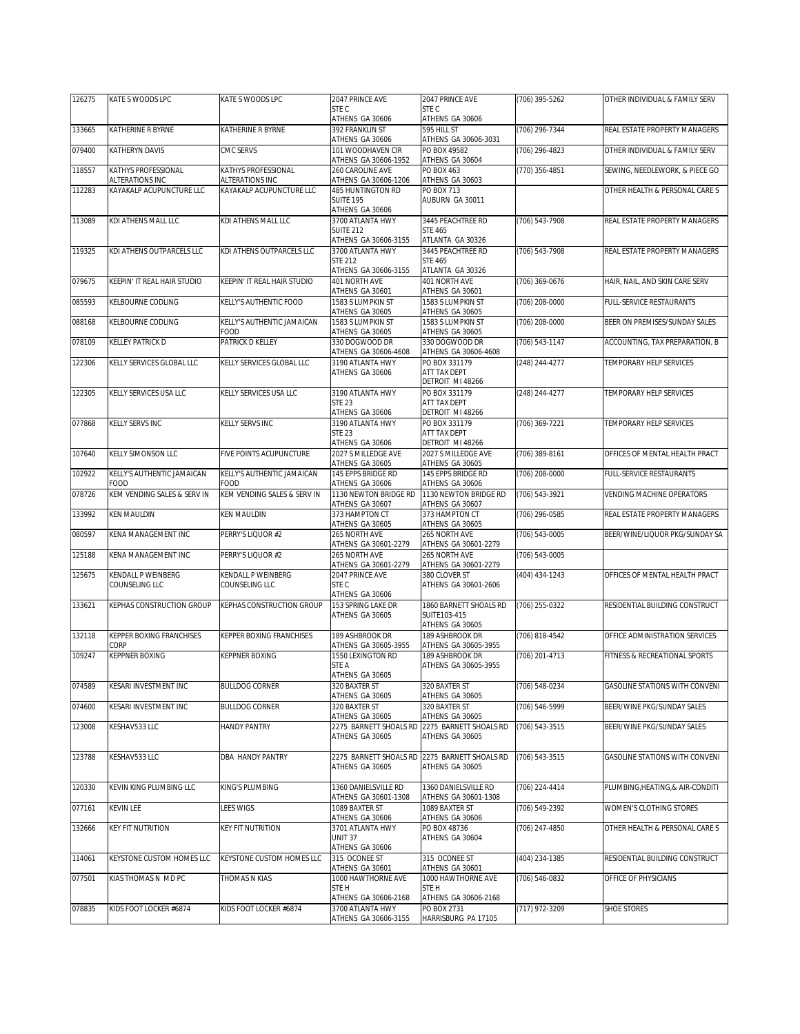| 126275 | KATE S WOODS LPC | KATE S WOODS LPC | 2047 PRINCE AVE STE C ATHENS GA 30606 | 2047 PRINCE AVE STE C ATHENS GA 30606 | (706) 395-5262 | OTHER INDIVIDUAL & FAMILY SERV |
|---|---|---|---|---|---|---|
| 133665 | KATHERINE R BYRNE | KATHERINE R BYRNE | 392 FRANKLIN ST ATHENS GA 30606 | 595 HILL ST ATHENS GA 30606-3031 | (706) 296-7344 | REAL ESTATE PROPERTY MANAGERS |
| 079400 | KATHERYN DAVIS | CMC SERVS | 101 WOODHAVEN CIR ATHENS GA 30606-1952 | PO BOX 49582 ATHENS GA 30604 | (706) 296-4823 | OTHER INDIVIDUAL & FAMILY SERV |
| 118557 | KATHYS PROFESSIONAL ALTERATIONS INC | KATHYS PROFESSIONAL ALTERATIONS INC | 260 CAROLINE AVE ATHENS GA 30606-1206 | PO BOX 463 ATHENS GA 30603 | (770) 356-4851 | SEWING, NEEDLEWORK, & PIECE GO |
| 112283 | KAYAKALP ACUPUNCTURE LLC | KAYAKALP ACUPUNCTURE LLC | 485 HUNTINGTON RD SUITE 195 ATHENS GA 30606 | PO BOX 713 AUBURN GA 30011 | | OTHER HEALTH & PERSONAL CARE S |
| 113089 | KDI ATHENS MALL LLC | KDI ATHENS MALL LLC | 3700 ATLANTA HWY SUITE 212 ATHENS GA 30606-3155 | 3445 PEACHTREE RD STE 465 ATLANTA GA 30326 | (706) 543-7908 | REAL ESTATE PROPERTY MANAGERS |
| 119325 | KDI ATHENS OUTPARCELS LLC | KDI ATHENS OUTPARCELS LLC | 3700 ATLANTA HWY STE 212 ATHENS GA 30606-3155 | 3445 PEACHTREE RD STE 465 ATLANTA GA 30326 | (706) 543-7908 | REAL ESTATE PROPERTY MANAGERS |
| 079675 | KEEPIN' IT REAL HAIR STUDIO | KEEPIN' IT REAL HAIR STUDIO | 401 NORTH AVE ATHENS GA 30601 | 401 NORTH AVE ATHENS GA 30601 | (706) 369-0676 | HAIR, NAIL, AND SKIN CARE SERV |
| 085593 | KELBOURNE CODLING | KELLY'S AUTHENTIC FOOD | 1583 S LUMPKIN ST ATHENS GA 30605 | 1583 S LUMPKIN ST ATHENS GA 30605 | (706) 208-0000 | FULL-SERVICE RESTAURANTS |
| 088168 | KELBOURNE CODLING | KELLY'S AUTHENTIC JAMAICAN FOOD | 1583 S LUMPKIN ST ATHENS GA 30605 | 1583 S LUMPKIN ST ATHENS GA 30605 | (706) 208-0000 | BEER ON PREMISES/SUNDAY SALES |
| 078109 | KELLEY PATRICK D | PATRICK D KELLEY | 330 DOGWOOD DR ATHENS GA 30606-4608 | 330 DOGWOOD DR ATHENS GA 30606-4608 | (706) 543-1147 | ACCOUNTING, TAX PREPARATION, B |
| 122306 | KELLY SERVICES GLOBAL LLC | KELLY SERVICES GLOBAL LLC | 3190 ATLANTA HWY ATHENS GA 30606 | PO BOX 331179 ATT TAX DEPT DETROIT MI 48266 | (248) 244-4277 | TEMPORARY HELP SERVICES |
| 122305 | KELLY SERVICES USA LLC | KELLY SERVICES USA LLC | 3190 ATLANTA HWY STE 23 ATHENS GA 30606 | PO BOX 331179 ATT TAX DEPT DETROIT MI 48266 | (248) 244-4277 | TEMPORARY HELP SERVICES |
| 077868 | KELLY SERVS INC | KELLY SERVS INC | 3190 ATLANTA HWY STE 23 ATHENS GA 30606 | PO BOX 331179 ATT TAX DEPT DETROIT MI 48266 | (706) 369-7221 | TEMPORARY HELP SERVICES |
| 107640 | KELLY SIMONSON LLC | FIVE POINTS ACUPUNCTURE | 2027 S MILLEDGE AVE ATHENS GA 30605 | 2027 S MILLEDGE AVE ATHENS GA 30605 | (706) 389-8161 | OFFICES OF MENTAL HEALTH PRACT |
| 102922 | KELLY'S AUTHENTIC JAMAICAN FOOD | KELLY'S AUTHENTIC JAMAICAN FOOD | 145 EPPS BRIDGE RD ATHENS GA 30606 | 145 EPPS BRIDGE RD ATHENS GA 30606 | (706) 208-0000 | FULL-SERVICE RESTAURANTS |
| 078726 | KEM VENDING SALES & SERV IN | KEM VENDING SALES & SERV IN | 1130 NEWTON BRIDGE RD ATHENS GA 30607 | 1130 NEWTON BRIDGE RD ATHENS GA 30607 | (706) 543-3921 | VENDING MACHINE OPERATORS |
| 133992 | KEN MAULDIN | KEN MAULDIN | 373 HAMPTON CT ATHENS GA 30605 | 373 HAMPTON CT ATHENS GA 30605 | (706) 296-0585 | REAL ESTATE PROPERTY MANAGERS |
| 080597 | KENA MANAGEMENT INC | PERRY'S LIQUOR #2 | 265 NORTH AVE ATHENS GA 30601-2279 | 265 NORTH AVE ATHENS GA 30601-2279 | (706) 543-0005 | BEER/WINE/LIQUOR PKG/SUNDAY SA |
| 125188 | KENA MANAGEMENT INC | PERRY'S LIQUOR #2 | 265 NORTH AVE ATHENS GA 30601-2279 | 265 NORTH AVE ATHENS GA 30601-2279 | (706) 543-0005 | |
| 125675 | KENDALL P WEINBERG COUNSELING LLC | KENDALL P WEINBERG COUNSELING LLC | 2047 PRINCE AVE STE C ATHENS GA 30606 | 380 CLOVER ST ATHENS GA 30601-2606 | (404) 434-1243 | OFFICES OF MENTAL HEALTH PRACT |
| 133621 | KEPHAS CONSTRUCTION GROUP | KEPHAS CONSTRUCTION GROUP | 153 SPRING LAKE DR ATHENS GA 30605 | 1860 BARNETT SHOALS RD SUITE103-415 ATHENS GA 30605 | (706) 255-0322 | RESIDENTIAL BUILDING CONSTRUCT |
| 132118 | KEPPER BOXING FRANCHISES CORP | KEPPER BOXING FRANCHISES | 189 ASHBROOK DR ATHENS GA 30605-3955 | 189 ASHBROOK DR ATHENS GA 30605-3955 | (706) 818-4542 | OFFICE ADMINISTRATION SERVICES |
| 109247 | KEPPNER BOXING | KEPPNER BOXING | 1550 LEXINGTON RD STE A ATHENS GA 30605 | 189 ASHBROOK DR ATHENS GA 30605-3955 | (706) 201-4713 | FITNESS & RECREATIONAL SPORTS |
| 074589 | KESARI INVESTMENT INC | BULLDOG CORNER | 320 BAXTER ST ATHENS GA 30605 | 320 BAXTER ST ATHENS GA 30605 | (706) 548-0234 | GASOLINE STATIONS WITH CONVENI |
| 074600 | KESARI INVESTMENT INC | BULLDOG CORNER | 320 BAXTER ST ATHENS GA 30605 | 320 BAXTER ST ATHENS GA 30605 | (706) 546-5999 | BEER/WINE PKG/SUNDAY SALES |
| 123008 | KESHAV533 LLC | HANDY PANTRY | 2275 BARNETT SHOALS RD ATHENS GA 30605 | 2275 BARNETT SHOALS RD ATHENS GA 30605 | (706) 543-3515 | BEER/WINE PKG/SUNDAY SALES |
| 123788 | KESHAV533 LLC | DBA HANDY PANTRY | 2275 BARNETT SHOALS RD ATHENS GA 30605 | 2275 BARNETT SHOALS RD ATHENS GA 30605 | (706) 543-3515 | GASOLINE STATIONS WITH CONVENI |
| 120330 | KEVIN KING PLUMBING LLC | KING'S PLUMBING | 1360 DANIELSVILLE RD ATHENS GA 30601-1308 | 1360 DANIELSVILLE RD ATHENS GA 30601-1308 | (706) 224-4414 | PLUMBING,HEATING,& AIR-CONDITI |
| 077161 | KEVIN LEE | LEES WIGS | 1089 BAXTER ST ATHENS GA 30606 | 1089 BAXTER ST ATHENS GA 30606 | (706) 549-2392 | WOMEN'S CLOTHING STORES |
| 132666 | KEY FIT NUTRITION | KEY FIT NUTRITION | 3701 ATLANTA HWY UNIT 37 ATHENS GA 30606 | PO BOX 48736 ATHENS GA 30604 | (706) 247-4850 | OTHER HEALTH & PERSONAL CARE S |
| 114061 | KEYSTONE CUSTOM HOMES LLC | KEYSTONE CUSTOM HOMES LLC | 315 OCONEE ST ATHENS GA 30601 | 315 OCONEE ST ATHENS GA 30601 | (404) 234-1385 | RESIDENTIAL BUILDING CONSTRUCT |
| 077501 | KIAS THOMAS N MD PC | THOMAS N KIAS | 1000 HAWTHORNE AVE STE H ATHENS GA 30606-2168 | 1000 HAWTHORNE AVE STE H ATHENS GA 30606-2168 | (706) 546-0832 | OFFICE OF PHYSICIANS |
| 078835 | KIDS FOOT LOCKER #6874 | KIDS FOOT LOCKER #6874 | 3700 ATLANTA HWY ATHENS GA 30606-3155 | PO BOX 2731 HARRISBURG PA 17105 | (717) 972-3209 | SHOE STORES |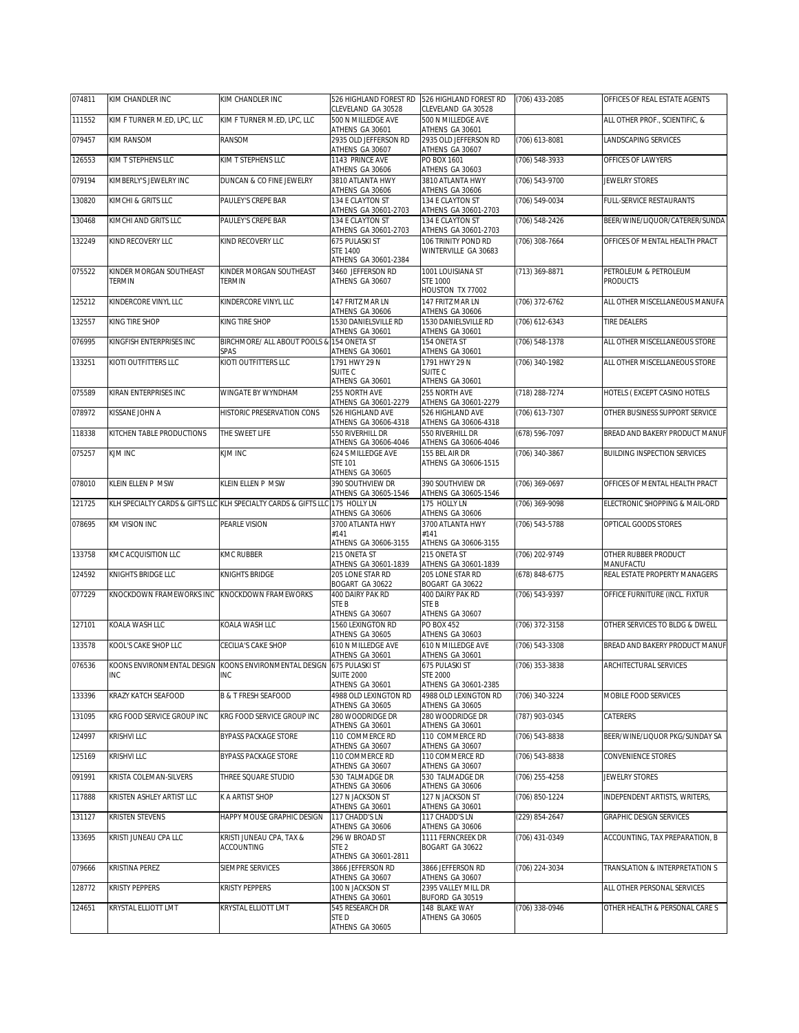| | | | | | | |
|---|---|---|---|---|---|---|
| 074811 | KIM CHANDLER INC | KIM CHANDLER INC | 526 HIGHLAND FOREST RD CLEVELAND GA 30528 | 526 HIGHLAND FOREST RD CLEVELAND GA 30528 | (706) 433-2085 | OFFICES OF REAL ESTATE AGENTS |
| 111552 | KIM F TURNER M.ED, LPC, LLC | KIM F TURNER M.ED, LPC, LLC | 500 N MILLEDGE AVE ATHENS GA 30601 | 500 N MILLEDGE AVE ATHENS GA 30601 | | ALL OTHER PROF., SCIENTIFIC, & |
| 079457 | KIM RANSOM | RANSOM | 2935 OLD JEFFERSON RD ATHENS GA 30607 | 2935 OLD JEFFERSON RD ATHENS GA 30607 | (706) 613-8081 | LANDSCAPING SERVICES |
| 126553 | KIM T STEPHENS LLC | KIM T STEPHENS LLC | 1143 PRINCE AVE ATHENS GA 30606 | PO BOX 1601 ATHENS GA 30603 | (706) 548-3933 | OFFICES OF LAWYERS |
| 079194 | KIMBERLY'S JEWELRY INC | DUNCAN & CO FINE JEWELRY | 3810 ATLANTA HWY ATHENS GA 30606 | 3810 ATLANTA HWY ATHENS GA 30606 | (706) 543-9700 | JEWELRY STORES |
| 130820 | KIMCHI & GRITS LLC | PAULEY'S CREPE BAR | 134 E CLAYTON ST ATHENS GA 30601-2703 | 134 E CLAYTON ST ATHENS GA 30601-2703 | (706) 549-0034 | FULL-SERVICE RESTAURANTS |
| 130468 | KIMCHI AND GRITS LLC | PAULEY'S CREPE BAR | 134 E CLAYTON ST ATHENS GA 30601-2703 | 134 E CLAYTON ST ATHENS GA 30601-2703 | (706) 548-2426 | BEER/WINE/LIQUOR/CATERER/SUNDA |
| 132249 | KIND RECOVERY LLC | KIND RECOVERY LLC | 675 PULASKI ST STE 1400 ATHENS GA 30601-2384 | 106 TRINITY POND RD WINTERVILLE GA 30683 | (706) 308-7664 | OFFICES OF MENTAL HEALTH PRACT |
| 075522 | KINDER MORGAN SOUTHEAST TERMIN | KINDER MORGAN SOUTHEAST TERMIN | 3460 JEFFERSON RD ATHENS GA 30607 | 1001 LOUISIANA ST STE 1000 HOUSTON TX 77002 | (713) 369-8871 | PETROLEUM & PETROLEUM PRODUCTS |
| 125212 | KINDERCORE VINYL LLC | KINDERCORE VINYL LLC | 147 FRITZ MAR LN ATHENS GA 30606 | 147 FRITZ MAR LN ATHENS GA 30606 | (706) 372-6762 | ALL OTHER MISCELLANEOUS MANUFA |
| 132557 | KING TIRE SHOP | KING TIRE SHOP | 1530 DANIELSVILLE RD ATHENS GA 30601 | 1530 DANIELSVILLE RD ATHENS GA 30601 | (706) 612-6343 | TIRE DEALERS |
| 076995 | KINGFISH ENTERPRISES INC | BIRCHMORE/ ALL ABOUT POOLS & SPAS | 154 ONETA ST ATHENS GA 30601 | 154 ONETA ST ATHENS GA 30601 | (706) 548-1378 | ALL OTHER MISCELLANEOUS STORE |
| 133251 | KIOTI OUTFITTERS LLC | KIOTI OUTFITTERS LLC | 1791 HWY 29 N SUITE C ATHENS GA 30601 | 1791 HWY 29 N SUITE C ATHENS GA 30601 | (706) 340-1982 | ALL OTHER MISCELLANEOUS STORE |
| 075589 | KIRAN ENTERPRISES INC | WINGATE BY WYNDHAM | 255 NORTH AVE ATHENS GA 30601-2279 | 255 NORTH AVE ATHENS GA 30601-2279 | (718) 288-7274 | HOTELS ( EXCEPT CASINO HOTELS |
| 078972 | KISSANE JOHN A | HISTORIC PRESERVATION CONS | 526 HIGHLAND AVE ATHENS GA 30606-4318 | 526 HIGHLAND AVE ATHENS GA 30606-4318 | (706) 613-7307 | OTHER BUSINESS SUPPORT SERVICE |
| 118338 | KITCHEN TABLE PRODUCTIONS | THE SWEET LIFE | 550 RIVERHILL DR ATHENS GA 30606-4046 | 550 RIVERHILL DR ATHENS GA 30606-4046 | (678) 596-7097 | BREAD AND BAKERY PRODUCT MANUF |
| 075257 | KJM INC | KJM INC | 624 S MILLEDGE AVE STE 101 ATHENS GA 30605 | 155 BEL AIR DR ATHENS GA 30606-1515 | (706) 340-3867 | BUILDING INSPECTION SERVICES |
| 078010 | KLEIN ELLEN P MSW | KLEIN ELLEN P MSW | 390 SOUTHVIEW DR ATHENS GA 30605-1546 | 390 SOUTHVIEW DR ATHENS GA 30605-1546 | (706) 369-0697 | OFFICES OF MENTAL HEALTH PRACT |
| 121725 | KLH SPECIALTY CARDS & GIFTS LLC | KLH SPECIALTY CARDS & GIFTS LLC | 175 HOLLY LN ATHENS GA 30606 | 175 HOLLY LN ATHENS GA 30606 | (706) 369-9098 | ELECTRONIC SHOPPING & MAIL-ORD |
| 078695 | KM VISION INC | PEARLE VISION | 3700 ATLANTA HWY #141 ATHENS GA 30606-3155 | 3700 ATLANTA HWY #141 ATHENS GA 30606-3155 | (706) 543-5788 | OPTICAL GOODS STORES |
| 133758 | KMC ACQUISITION LLC | KMC RUBBER | 215 ONETA ST ATHENS GA 30601-1839 | 215 ONETA ST ATHENS GA 30601-1839 | (706) 202-9749 | OTHER RUBBER PRODUCT MANUFACTU |
| 124592 | KNIGHTS BRIDGE LLC | KNIGHTS BRIDGE | 205 LONE STAR RD BOGART GA 30622 | 205 LONE STAR RD BOGART GA 30622 | (678) 848-6775 | REAL ESTATE PROPERTY MANAGERS |
| 077229 | KNOCKDOWN FRAMEWORKS INC | KNOCKDOWN FRAMEWORKS | 400 DAIRY PAK RD STE B ATHENS GA 30607 | 400 DAIRY PAK RD STE B ATHENS GA 30607 | (706) 543-9397 | OFFICE FURNITURE (INCL. FIXTUR |
| 127101 | KOALA WASH LLC | KOALA WASH LLC | 1560 LEXINGTON RD ATHENS GA 30605 | PO BOX 452 ATHENS GA 30603 | (706) 372-3158 | OTHER SERVICES TO BLDG & DWELL |
| 133578 | KOOL'S CAKE SHOP LLC | CECILIA'S CAKE SHOP | 610 N MILLEDGE AVE ATHENS GA 30601 | 610 N MILLEDGE AVE ATHENS GA 30601 | (706) 543-3308 | BREAD AND BAKERY PRODUCT MANUF |
| 076536 | KOONS ENVIRONMENTAL DESIGN INC | KOONS ENVIRONMENTAL DESIGN INC | 675 PULASKI ST SUITE 2000 ATHENS GA 30601 | 675 PULASKI ST STE 2000 ATHENS GA 30601-2385 | (706) 353-3838 | ARCHITECTURAL SERVICES |
| 133396 | KRAZY KATCH SEAFOOD | B & T FRESH SEAFOOD | 4988 OLD LEXINGTON RD ATHENS GA 30605 | 4988 OLD LEXINGTON RD ATHENS GA 30605 | (706) 340-3224 | MOBILE FOOD SERVICES |
| 131095 | KRG FOOD SERVICE GROUP INC | KRG FOOD SERVICE GROUP INC | 280 WOODRIDGE DR ATHENS GA 30601 | 280 WOODRIDGE DR ATHENS GA 30601 | (787) 903-0345 | CATERERS |
| 124997 | KRISHVI LLC | BYPASS PACKAGE STORE | 110 COMMERCE RD ATHENS GA 30607 | 110 COMMERCE RD ATHENS GA 30607 | (706) 543-8838 | BEER/WINE/LIQUOR PKG/SUNDAY SA |
| 125169 | KRISHVI LLC | BYPASS PACKAGE STORE | 110 COMMERCE RD ATHENS GA 30607 | 110 COMMERCE RD ATHENS GA 30607 | (706) 543-8838 | CONVENIENCE STORES |
| 091991 | KRISTA COLEMAN-SILVERS | THREE SQUARE STUDIO | 530 TALMADGE DR ATHENS GA 30606 | 530 TALMADGE DR ATHENS GA 30606 | (706) 255-4258 | JEWELRY STORES |
| 117888 | KRISTEN ASHLEY ARTIST LLC | K A ARTIST SHOP | 127 N JACKSON ST ATHENS GA 30601 | 127 N JACKSON ST ATHENS GA 30601 | (706) 850-1224 | INDEPENDENT ARTISTS, WRITERS, |
| 131127 | KRISTEN STEVENS | HAPPY MOUSE GRAPHIC DESIGN | 117 CHADD'S LN ATHENS GA 30606 | 117 CHADD'S LN ATHENS GA 30606 | (229) 854-2647 | GRAPHIC DESIGN SERVICES |
| 133695 | KRISTI JUNEAU CPA LLC | KRISTI JUNEAU CPA, TAX & ACCOUNTING | 296 W BROAD ST STE 2 ATHENS GA 30601-2811 | 1111 FERNCREEK DR BOGART GA 30622 | (706) 431-0349 | ACCOUNTING, TAX PREPARATION, B |
| 079666 | KRISTINA PEREZ | SIEMPRE SERVICES | 3866 JEFFERSON RD ATHENS GA 30607 | 3866 JEFFERSON RD ATHENS GA 30607 | (706) 224-3034 | TRANSLATION & INTERPRETATION S |
| 128772 | KRISTY PEPPERS | KRISTY PEPPERS | 100 N JACKSON ST ATHENS GA 30601 | 2395 VALLEY MILL DR BUFORD GA 30519 | | ALL OTHER PERSONAL SERVICES |
| 124651 | KRYSTAL ELLIOTT LMT | KRYSTAL ELLIOTT LMT | 545 RESEARCH DR STE D ATHENS GA 30605 | 148 BLAKE WAY ATHENS GA 30605 | (706) 338-0946 | OTHER HEALTH & PERSONAL CARE S |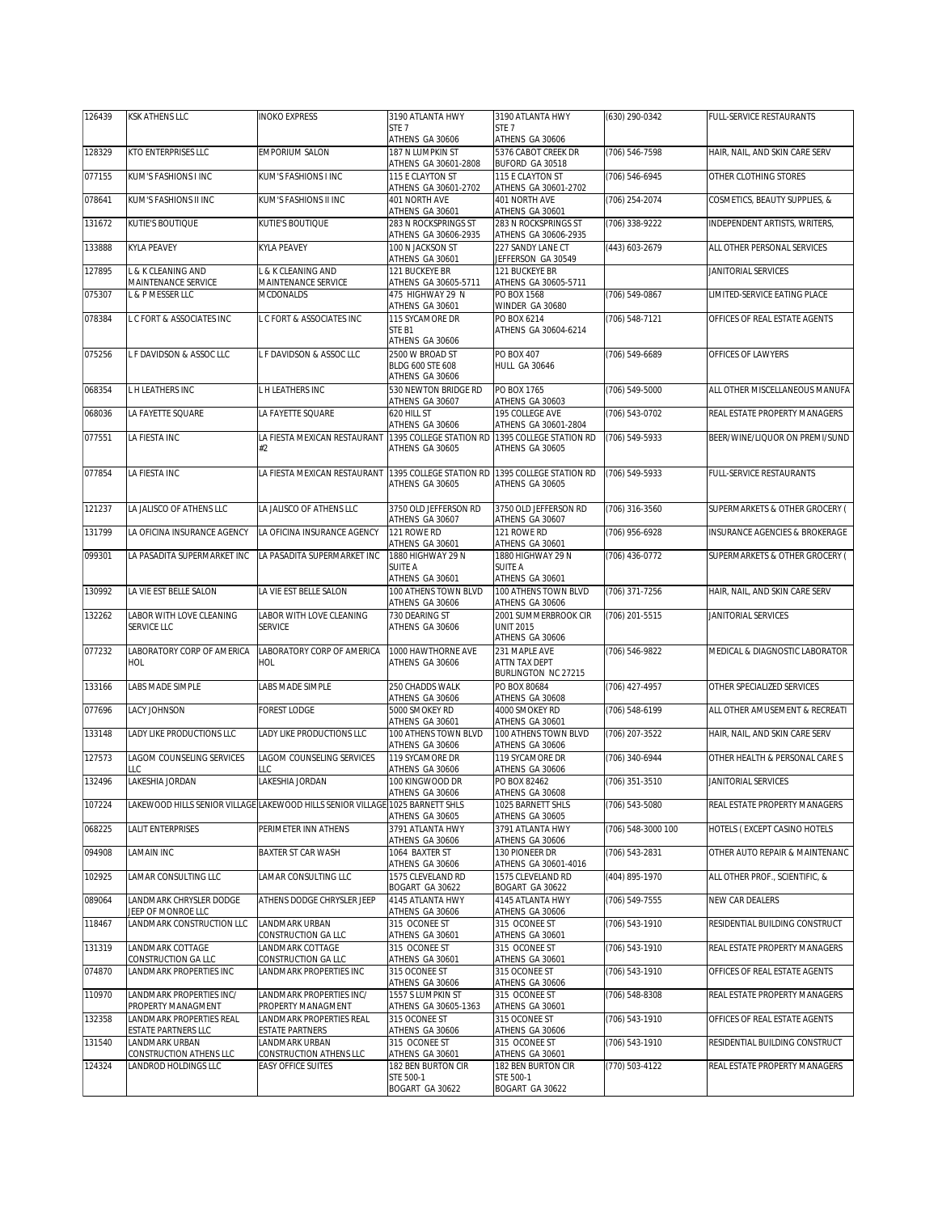| | | | | | | |
|---|---|---|---|---|---|---|
| 126439 | KSK ATHENS LLC | INOKO EXPRESS | 3190 ATLANTA HWY STE 7 ATHENS GA 30606 | 3190 ATLANTA HWY STE 7 ATHENS GA 30606 | (630) 290-0342 | FULL-SERVICE RESTAURANTS |
| 128329 | KTO ENTERPRISES LLC | EMPORIUM SALON | 187 N LUMPKIN ST ATHENS GA 30601-2808 | 5376 CABOT CREEK DR BUFORD GA 30518 | (706) 546-7598 | HAIR, NAIL, AND SKIN CARE SERV |
| 077155 | KUM'S FASHIONS I INC | KUM'S FASHIONS I INC | 115 E CLAYTON ST ATHENS GA 30601-2702 | 115 E CLAYTON ST ATHENS GA 30601-2702 | (706) 546-6945 | OTHER CLOTHING STORES |
| 078641 | KUM'S FASHIONS II INC | KUM'S FASHIONS II INC | 401 NORTH AVE ATHENS GA 30601 | 401 NORTH AVE ATHENS GA 30601 | (706) 254-2074 | COSMETICS, BEAUTY SUPPLIES, & |
| 131672 | KUTIE'S BOUTIQUE | KUTIE'S BOUTIQUE | 283 N ROCKSPRINGS ST ATHENS GA 30606-2935 | 283 N ROCKSPRINGS ST ATHENS GA 30606-2935 | (706) 338-9222 | INDEPENDENT ARTISTS, WRITERS, |
| 133888 | KYLA PEAVEY | KYLA PEAVEY | 100 N JACKSON ST ATHENS GA 30601 | 227 SANDY LANE CT JEFFERSON GA 30549 | (443) 603-2679 | ALL OTHER PERSONAL SERVICES |
| 127895 | L & K CLEANING AND MAINTENANCE SERVICE | L & K CLEANING AND MAINTENANCE SERVICE | 121 BUCKEYE BR ATHENS GA 30605-5711 | 121 BUCKEYE BR ATHENS GA 30605-5711 | | JANITORIAL SERVICES |
| 075307 | L & P MESSER LLC | MCDONALDS | 475 HIGHWAY 29 N ATHENS GA 30601 | PO BOX 1568 WINDER GA 30680 | (706) 549-0867 | LIMITED-SERVICE EATING PLACE |
| 078384 | L C FORT & ASSOCIATES INC | L C FORT & ASSOCIATES INC | 115 SYCAMORE DR STE B1 ATHENS GA 30606 | PO BOX 6214 ATHENS GA 30604-6214 | (706) 548-7121 | OFFICES OF REAL ESTATE AGENTS |
| 075256 | L F DAVIDSON & ASSOC LLC | L F DAVIDSON & ASSOC LLC | 2500 W BROAD ST BLDG 600 STE 608 ATHENS GA 30606 | PO BOX 407 HULL GA 30646 | (706) 549-6689 | OFFICES OF LAWYERS |
| 068354 | L H LEATHERS INC | L H LEATHERS INC | 530 NEWTON BRIDGE RD ATHENS GA 30607 | PO BOX 1765 ATHENS GA 30603 | (706) 549-5000 | ALL OTHER MISCELLANEOUS MANUFA |
| 068036 | LA FAYETTE SQUARE | LA FAYETTE SQUARE | 620 HILL ST ATHENS GA 30606 | 195 COLLEGE AVE ATHENS GA 30601-2804 | (706) 543-0702 | REAL ESTATE PROPERTY MANAGERS |
| 077551 | LA FIESTA INC | LA FIESTA MEXICAN RESTAURANT #2 | 1395 COLLEGE STATION RD ATHENS GA 30605 | 1395 COLLEGE STATION RD ATHENS GA 30605 | (706) 549-5933 | BEER/WINE/LIQUOR ON PREMI/SUND |
| 077854 | LA FIESTA INC | LA FIESTA MEXICAN RESTAURANT | 1395 COLLEGE STATION RD ATHENS GA 30605 | 1395 COLLEGE STATION RD ATHENS GA 30605 | (706) 549-5933 | FULL-SERVICE RESTAURANTS |
| 121237 | LA JALISCO OF ATHENS LLC | LA JALISCO OF ATHENS LLC | 3750 OLD JEFFERSON RD ATHENS GA 30607 | 3750 OLD JEFFERSON RD ATHENS GA 30607 | (706) 316-3560 | SUPERMARKETS & OTHER GROCERY ( |
| 131799 | LA OFICINA INSURANCE AGENCY | LA OFICINA INSURANCE AGENCY | 121 ROWE RD ATHENS GA 30601 | 121 ROWE RD ATHENS GA 30601 | (706) 956-6928 | INSURANCE AGENCIES & BROKERAGE |
| 099301 | LA PASADITA SUPERMARKET INC | LA PASADITA SUPERMARKET INC | 1880 HIGHWAY 29 N SUITE A ATHENS GA 30601 | 1880 HIGHWAY 29 N SUITE A ATHENS GA 30601 | (706) 436-0772 | SUPERMARKETS & OTHER GROCERY ( |
| 130992 | LA VIE EST BELLE SALON | LA VIE EST BELLE SALON | 100 ATHENS TOWN BLVD ATHENS GA 30606 | 100 ATHENS TOWN BLVD ATHENS GA 30606 | (706) 371-7256 | HAIR, NAIL, AND SKIN CARE SERV |
| 132262 | LABOR WITH LOVE CLEANING SERVICE LLC | LABOR WITH LOVE CLEANING SERVICE | 730 DEARING ST ATHENS GA 30606 | 2001 SUMMERBROOK CIR UNIT 2015 ATHENS GA 30606 | (706) 201-5515 | JANITORIAL SERVICES |
| 077232 | LABORATORY CORP OF AMERICA HOL | LABORATORY CORP OF AMERICA HOL | 1000 HAWTHORNE AVE ATHENS GA 30606 | 231 MAPLE AVE ATTN TAX DEPT BURLINGTON NC 27215 | (706) 546-9822 | MEDICAL & DIAGNOSTIC LABORATOR |
| 133166 | LABS MADE SIMPLE | LABS MADE SIMPLE | 250 CHADDS WALK ATHENS GA 30606 | PO BOX 80684 ATHENS GA 30608 | (706) 427-4957 | OTHER SPECIALIZED SERVICES |
| 077696 | LACY JOHNSON | FOREST LODGE | 5000 SMOKEY RD ATHENS GA 30601 | 4000 SMOKEY RD ATHENS GA 30601 | (706) 548-6199 | ALL OTHER AMUSEMENT & RECREATI |
| 133148 | LADY LIKE PRODUCTIONS LLC | LADY LIKE PRODUCTIONS LLC | 100 ATHENS TOWN BLVD ATHENS GA 30606 | 100 ATHENS TOWN BLVD ATHENS GA 30606 | (706) 207-3522 | HAIR, NAIL, AND SKIN CARE SERV |
| 127573 | LAGOM COUNSELING SERVICES LLC | LAGOM COUNSELING SERVICES LLC | 119 SYCAMORE DR ATHENS GA 30606 | 119 SYCAMORE DR ATHENS GA 30606 | (706) 340-6944 | OTHER HEALTH & PERSONAL CARE S |
| 132496 | LAKESHIA JORDAN | LAKESHIA JORDAN | 100 KINGWOOD DR ATHENS GA 30606 | PO BOX 82462 ATHENS GA 30608 | (706) 351-3510 | JANITORIAL SERVICES |
| 107224 | LAKEWOOD HILLS SENIOR VILLAGE | LAKEWOOD HILLS SENIOR VILLAGE | 1025 BARNETT SHLS ATHENS GA 30605 | 1025 BARNETT SHLS ATHENS GA 30605 | (706) 543-5080 | REAL ESTATE PROPERTY MANAGERS |
| 068225 | LALIT ENTERPRISES | PERIMETER INN ATHENS | 3791 ATLANTA HWY ATHENS GA 30606 | 3791 ATLANTA HWY ATHENS GA 30606 | (706) 548-3000 100 | HOTELS ( EXCEPT CASINO HOTELS |
| 094908 | LAMAIN INC | BAXTER ST CAR WASH | 1064 BAXTER ST ATHENS GA 30606 | 130 PIONEER DR ATHENS GA 30601-4016 | (706) 543-2831 | OTHER AUTO REPAIR & MAINTENANC |
| 102925 | LAMAR CONSULTING LLC | LAMAR CONSULTING LLC | 1575 CLEVELAND RD BOGART GA 30622 | 1575 CLEVELAND RD BOGART GA 30622 | (404) 895-1970 | ALL OTHER PROF., SCIENTIFIC, & |
| 089064 | LANDMARK CHRYSLER DODGE JEEP OF MONROE LLC | ATHENS DODGE CHRYSLER JEEP | 4145 ATLANTA HWY ATHENS GA 30606 | 4145 ATLANTA HWY ATHENS GA 30606 | (706) 549-7555 | NEW CAR DEALERS |
| 118467 | LANDMARK CONSTRUCTION LLC | LANDMARK URBAN CONSTRUCTION GA LLC | 315 OCONEE ST ATHENS GA 30601 | 315 OCONEE ST ATHENS GA 30601 | (706) 543-1910 | RESIDENTIAL BUILDING CONSTRUCT |
| 131319 | LANDMARK COTTAGE CONSTRUCTION GA LLC | LANDMARK COTTAGE CONSTRUCTION GA LLC | 315 OCONEE ST ATHENS GA 30601 | 315 OCONEE ST ATHENS GA 30601 | (706) 543-1910 | REAL ESTATE PROPERTY MANAGERS |
| 074870 | LANDMARK PROPERTIES INC | LANDMARK PROPERTIES INC | 315 OCONEE ST ATHENS GA 30606 | 315 OCONEE ST ATHENS GA 30606 | (706) 543-1910 | OFFICES OF REAL ESTATE AGENTS |
| 110970 | LANDMARK PROPERTIES INC/ PROPERTY MANAGMENT | LANDMARK PROPERTIES INC/ PROPERTY MANAGMENT | 1557 S LUMPKIN ST ATHENS GA 30605-1363 | 315 OCONEE ST ATHENS GA 30601 | (706) 548-8308 | REAL ESTATE PROPERTY MANAGERS |
| 132358 | LANDMARK PROPERTIES REAL ESTATE PARTNERS LLC | LANDMARK PROPERTIES REAL ESTATE PARTNERS | 315 OCONEE ST ATHENS GA 30606 | 315 OCONEE ST ATHENS GA 30606 | (706) 543-1910 | OFFICES OF REAL ESTATE AGENTS |
| 131540 | LANDMARK URBAN CONSTRUCTION ATHENS LLC | LANDMARK URBAN CONSTRUCTION ATHENS LLC | 315 OCONEE ST ATHENS GA 30601 | 315 OCONEE ST ATHENS GA 30601 | (706) 543-1910 | RESIDENTIAL BUILDING CONSTRUCT |
| 124324 | LANDROD HOLDINGS LLC | EASY OFFICE SUITES | 182 BEN BURTON CIR STE 500-1 BOGART GA 30622 | 182 BEN BURTON CIR STE 500-1 BOGART GA 30622 | (770) 503-4122 | REAL ESTATE PROPERTY MANAGERS |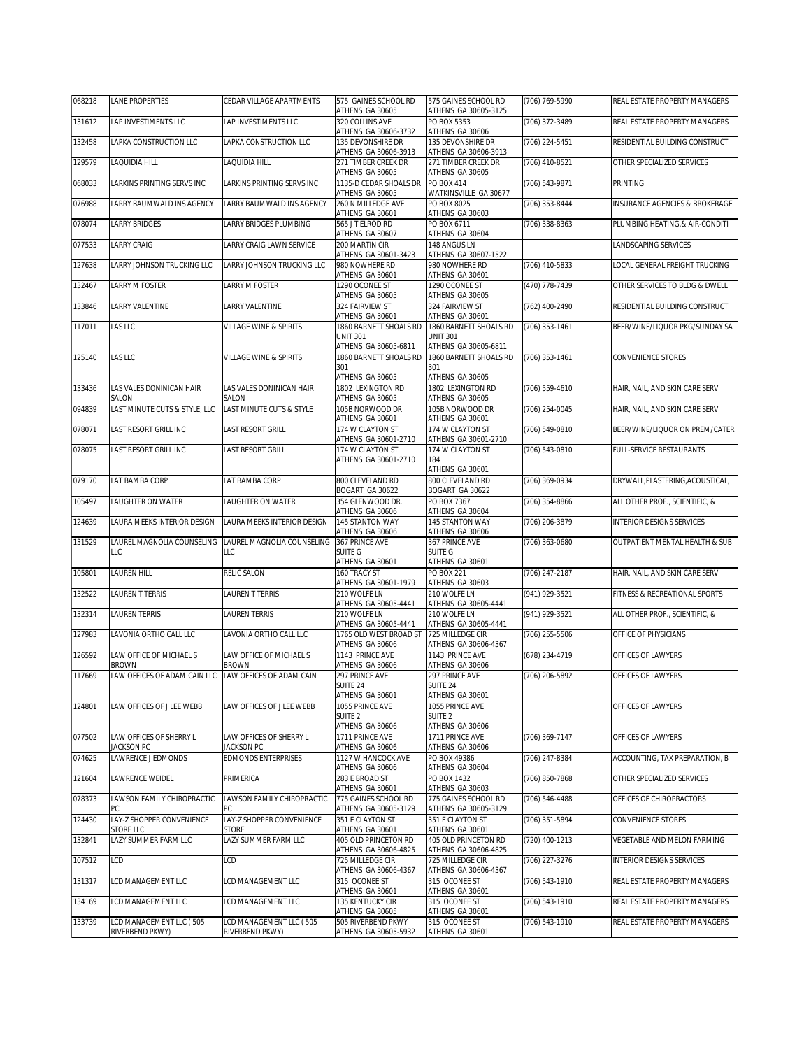| | | | | | | |
|---|---|---|---|---|---|---|
| 068218 | LANE PROPERTIES | CEDAR VILLAGE APARTMENTS | 575 GAINES SCHOOL RD ATHENS GA 30605 | 575 GAINES SCHOOL RD ATHENS GA 30605-3125 | (706) 769-5990 | REAL ESTATE PROPERTY MANAGERS |
| 131612 | LAP INVESTIMENTS LLC | LAP INVESTIMENTS LLC | 320 COLLINS AVE ATHENS GA 30606-3732 | PO BOX 5353 ATHENS GA 30606 | (706) 372-3489 | REAL ESTATE PROPERTY MANAGERS |
| 132458 | LAPKA CONSTRUCTION LLC | LAPKA CONSTRUCTION LLC | 135 DEVONSHIRE DR ATHENS GA 30606-3913 | 135 DEVONSHIRE DR ATHENS GA 30606-3913 | (706) 224-5451 | RESIDENTIAL BUILDING CONSTRUCT |
| 129579 | LAQUIDIA HILL | LAQUIDIA HILL | 271 TIMBER CREEK DR ATHENS GA 30605 | 271 TIMBER CREEK DR ATHENS GA 30605 | (706) 410-8521 | OTHER SPECIALIZED SERVICES |
| 068033 | LARKINS PRINTING SERVS INC | LARKINS PRINTING SERVS INC | 1135-D CEDAR SHOALS DR ATHENS GA 30605 | PO BOX 414 WATKINSVILLE GA 30677 | (706) 543-9871 | PRINTING |
| 076988 | LARRY BAUMWALD INS AGENCY | LARRY BAUMWALD INS AGENCY | 260 N MILLEDGE AVE ATHENS GA 30601 | PO BOX 8025 ATHENS GA 30603 | (706) 353-8444 | INSURANCE AGENCIES & BROKERAGE |
| 078074 | LARRY BRIDGES | LARRY BRIDGES PLUMBING | 565 J T ELROD RD ATHENS GA 30607 | PO BOX 6711 ATHENS GA 30604 | (706) 338-8363 | PLUMBING,HEATING,& AIR-CONDITI |
| 077533 | LARRY CRAIG | LARRY CRAIG LAWN SERVICE | 200 MARTIN CIR ATHENS GA 30601-3423 | 148 ANGUS LN ATHENS GA 30607-1522 | | LANDSCAPING SERVICES |
| 127638 | LARRY JOHNSON TRUCKING LLC | LARRY JOHNSON TRUCKING LLC | 980 NOWHERE RD ATHENS GA 30601 | 980 NOWHERE RD ATHENS GA 30601 | (706) 410-5833 | LOCAL GENERAL FREIGHT TRUCKING |
| 132467 | LARRY M FOSTER | LARRY M FOSTER | 1290 OCONEE ST ATHENS GA 30605 | 1290 OCONEE ST ATHENS GA 30605 | (470) 778-7439 | OTHER SERVICES TO BLDG & DWELL |
| 133846 | LARRY VALENTINE | LARRY VALENTINE | 324 FAIRVIEW ST ATHENS GA 30601 | 324 FAIRVIEW ST ATHENS GA 30601 | (762) 400-2490 | RESIDENTIAL BUILDING CONSTRUCT |
| 117011 | LAS LLC | VILLAGE WINE & SPIRITS | 1860 BARNETT SHOALS RD UNIT 301 ATHENS GA 30605-6811 | 1860 BARNETT SHOALS RD UNIT 301 ATHENS GA 30605-6811 | (706) 353-1461 | BEER/WINE/LIQUOR PKG/SUNDAY SA |
| 125140 | LAS LLC | VILLAGE WINE & SPIRITS | 1860 BARNETT SHOALS RD 301 ATHENS GA 30605 | 1860 BARNETT SHOALS RD 301 ATHENS GA 30605 | (706) 353-1461 | CONVENIENCE STORES |
| 133436 | LAS VALES DONINICAN HAIR SALON | LAS VALES DONINICAN HAIR SALON | 1802 LEXINGTON RD ATHENS GA 30605 | 1802 LEXINGTON RD ATHENS GA 30605 | (706) 559-4610 | HAIR, NAIL, AND SKIN CARE SERV |
| 094839 | LAST MINUTE CUTS & STYLE, LLC | LAST MINUTE CUTS & STYLE | 105B NORWOOD DR ATHENS GA 30601 | 105B NORWOOD DR ATHENS GA 30601 | (706) 254-0045 | HAIR, NAIL, AND SKIN CARE SERV |
| 078071 | LAST RESORT GRILL INC | LAST RESORT GRILL | 174 W CLAYTON ST ATHENS GA 30601-2710 | 174 W CLAYTON ST ATHENS GA 30601-2710 | (706) 549-0810 | BEER/WINE/LIQUOR ON PREM/CATER |
| 078075 | LAST RESORT GRILL INC | LAST RESORT GRILL | 174 W CLAYTON ST ATHENS GA 30601-2710 | 174 W CLAYTON ST 184 ATHENS GA 30601 | (706) 543-0810 | FULL-SERVICE RESTAURANTS |
| 079170 | LAT BAMBA CORP | LAT BAMBA CORP | 800 CLEVELAND RD BOGART GA 30622 | 800 CLEVELAND RD BOGART GA 30622 | (706) 369-0934 | DRYWALL,PLASTERING,ACOUSTICAL, |
| 105497 | LAUGHTER ON WATER | LAUGHTER ON WATER | 354 GLENWOOD DR. ATHENS GA 30606 | PO BOX 7367 ATHENS GA 30604 | (706) 354-8866 | ALL OTHER PROF., SCIENTIFIC, & |
| 124639 | LAURA MEEKS INTERIOR DESIGN | LAURA MEEKS INTERIOR DESIGN | 145 STANTON WAY ATHENS GA 30606 | 145 STANTON WAY ATHENS GA 30606 | (706) 206-3879 | INTERIOR DESIGNS SERVICES |
| 131529 | LAUREL MAGNOLIA COUNSELING LLC | LAUREL MAGNOLIA COUNSELING LLC | 367 PRINCE AVE SUITE G ATHENS GA 30601 | 367 PRINCE AVE SUITE G ATHENS GA 30601 | (706) 363-0680 | OUTPATIENT MENTAL HEALTH & SUB |
| 105801 | LAUREN HILL | RELIC SALON | 160 TRACY ST ATHENS GA 30601-1979 | PO BOX 221 ATHENS GA 30603 | (706) 247-2187 | HAIR, NAIL, AND SKIN CARE SERV |
| 132522 | LAUREN T TERRIS | LAUREN T TERRIS | 210 WOLFE LN ATHENS GA 30605-4441 | 210 WOLFE LN ATHENS GA 30605-4441 | (941) 929-3521 | FITNESS & RECREATIONAL SPORTS |
| 132314 | LAUREN TERRIS | LAUREN TERRIS | 210 WOLFE LN ATHENS GA 30605-4441 | 210 WOLFE LN ATHENS GA 30605-4441 | (941) 929-3521 | ALL OTHER PROF., SCIENTIFIC, & |
| 127983 | LAVONIA ORTHO CALL LLC | LAVONIA ORTHO CALL LLC | 1765 OLD WEST BROAD ST ATHENS GA 30606 | 725 MILLEDGE CIR ATHENS GA 30606-4367 | (706) 255-5506 | OFFICE OF PHYSICIANS |
| 126592 | LAW OFFICE OF MICHAEL S BROWN | LAW OFFICE OF MICHAEL S BROWN | 1143 PRINCE AVE ATHENS GA 30606 | 1143 PRINCE AVE ATHENS GA 30606 | (678) 234-4719 | OFFICES OF LAWYERS |
| 117669 | LAW OFFICES OF ADAM CAIN LLC | LAW OFFICES OF ADAM CAIN | 297 PRINCE AVE SUITE 24 ATHENS GA 30601 | 297 PRINCE AVE SUITE 24 ATHENS GA 30601 | (706) 206-5892 | OFFICES OF LAWYERS |
| 124801 | LAW OFFICES OF J LEE WEBB | LAW OFFICES OF J LEE WEBB | 1055 PRINCE AVE SUITE 2 ATHENS GA 30606 | 1055 PRINCE AVE SUITE 2 ATHENS GA 30606 | | OFFICES OF LAWYERS |
| 077502 | LAW OFFICES OF SHERRY L JACKSON PC | LAW OFFICES OF SHERRY L JACKSON PC | 1711 PRINCE AVE ATHENS GA 30606 | 1711 PRINCE AVE ATHENS GA 30606 | (706) 369-7147 | OFFICES OF LAWYERS |
| 074625 | LAWRENCE J EDMONDS | EDMONDS ENTERPRISES | 1127 W HANCOCK AVE ATHENS GA 30606 | PO BOX 49386 ATHENS GA 30604 | (706) 247-8384 | ACCOUNTING, TAX PREPARATION, B |
| 121604 | LAWRENCE WEIDEL | PRIMERICA | 283 E BROAD ST ATHENS GA 30601 | PO BOX 1432 ATHENS GA 30603 | (706) 850-7868 | OTHER SPECIALIZED SERVICES |
| 078373 | LAWSON FAMILY CHIROPRACTIC PC | LAWSON FAMILY CHIROPRACTIC PC | 775 GAINES SCHOOL RD ATHENS GA 30605-3129 | 775 GAINES SCHOOL RD ATHENS GA 30605-3129 | (706) 546-4488 | OFFICES OF CHIROPRACTORS |
| 124430 | LAY-Z SHOPPER CONVENIENCE STORE LLC | LAY-Z SHOPPER CONVENIENCE STORE | 351 E CLAYTON ST ATHENS GA 30601 | 351 E CLAYTON ST ATHENS GA 30601 | (706) 351-5894 | CONVENIENCE STORES |
| 132841 | LAZY SUMMER FARM LLC | LAZY SUMMER FARM LLC | 405 OLD PRINCETON RD ATHENS GA 30606-4825 | 405 OLD PRINCETON RD ATHENS GA 30606-4825 | (720) 400-1213 | VEGETABLE AND MELON FARMING |
| 107512 | LCD | LCD | 725 MILLEDGE CIR ATHENS GA 30606-4367 | 725 MILLEDGE CIR ATHENS GA 30606-4367 | (706) 227-3276 | INTERIOR DESIGNS SERVICES |
| 131317 | LCD MANAGEMENT LLC | LCD MANAGEMENT LLC | 315 OCONEE ST ATHENS GA 30601 | 315 OCONEE ST ATHENS GA 30601 | (706) 543-1910 | REAL ESTATE PROPERTY MANAGERS |
| 134169 | LCD MANAGEMENT LLC | LCD MANAGEMENT LLC | 135 KENTUCKY CIR ATHENS GA 30605 | 315 OCONEE ST ATHENS GA 30601 | (706) 543-1910 | REAL ESTATE PROPERTY MANAGERS |
| 133739 | LCD MANAGEMENT LLC ( 505 RIVERBEND PKWY) | LCD MANAGEMENT LLC ( 505 RIVERBEND PKWY) | 505 RIVERBEND PKWY ATHENS GA 30605-5932 | 315 OCONEE ST ATHENS GA 30601 | (706) 543-1910 | REAL ESTATE PROPERTY MANAGERS |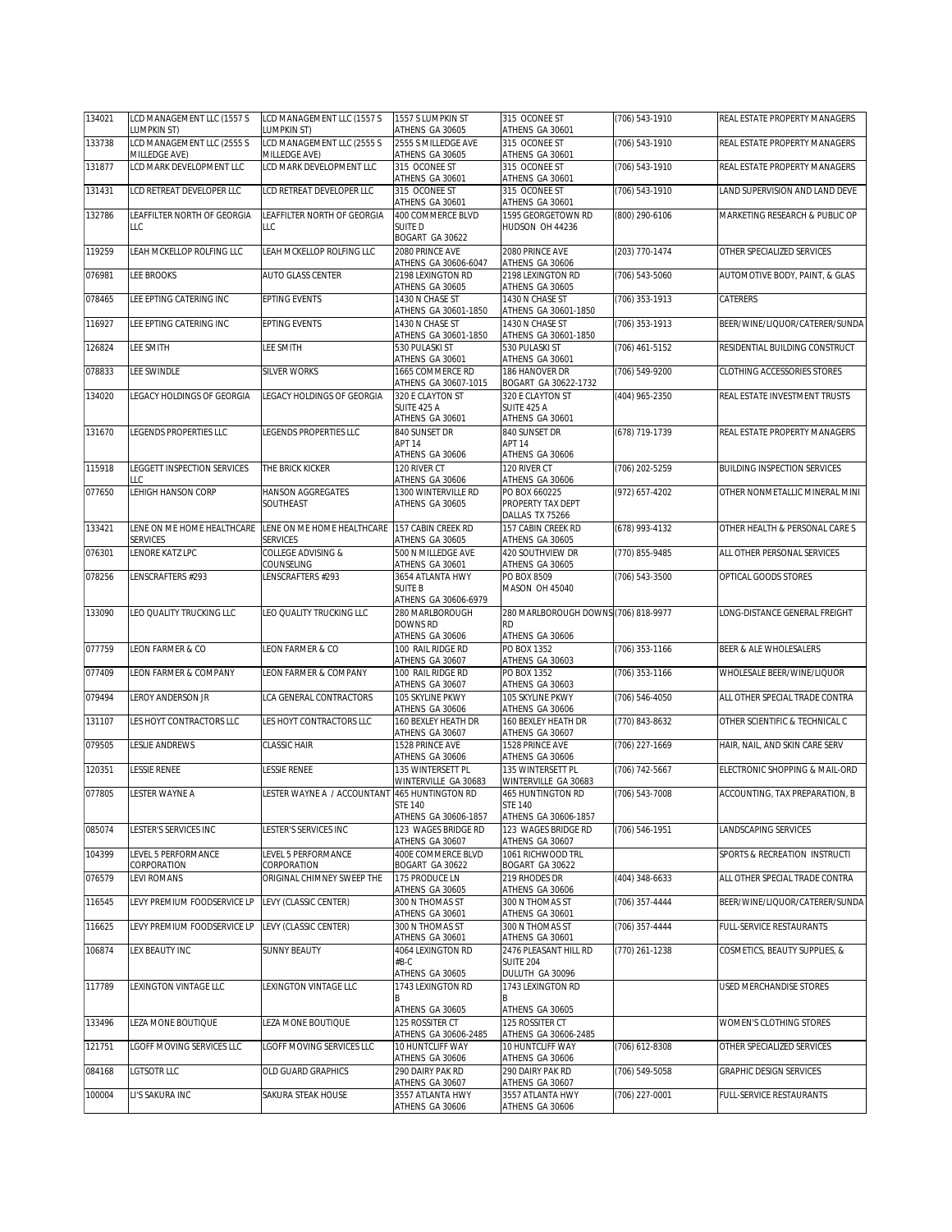| | | | | | | |
|---|---|---|---|---|---|---|
| 134021 | LCD MANAGEMENT LLC (1557 S LUMPKIN ST) | LCD MANAGEMENT LLC (1557 S LUMPKIN ST) | 1557 S LUMPKIN ST ATHENS GA 30605 | 315 OCONEE ST ATHENS GA 30601 | (706) 543-1910 | REAL ESTATE PROPERTY MANAGERS |
| 133738 | LCD MANAGEMENT LLC (2555 S MILLEDGE AVE) | LCD MANAGEMENT LLC (2555 S MILLEDGE AVE) | 2555 S MILLEDGE AVE ATHENS GA 30605 | 315 OCONEE ST ATHENS GA 30601 | (706) 543-1910 | REAL ESTATE PROPERTY MANAGERS |
| 131877 | LCD MARK DEVELOPMENT LLC | LCD MARK DEVELOPMENT LLC | 315 OCONEE ST ATHENS GA 30601 | 315 OCONEE ST ATHENS GA 30601 | (706) 543-1910 | REAL ESTATE PROPERTY MANAGERS |
| 131431 | LCD RETREAT DEVELOPER LLC | LCD RETREAT DEVELOPER LLC | 315 OCONEE ST ATHENS GA 30601 | 315 OCONEE ST ATHENS GA 30601 | (706) 543-1910 | LAND SUPERVISION AND LAND DEVE |
| 132786 | LEAFFILTER NORTH OF GEORGIA LLC | LEAFFILTER NORTH OF GEORGIA LLC | 400 COMMERCE BLVD SUITE D BOGART GA 30622 | 1595 GEORGETOWN RD HUDSON OH 44236 | (800) 290-6106 | MARKETING RESEARCH & PUBLIC OP |
| 119259 | LEAH MCKELLOP ROLFING LLC | LEAH MCKELLOP ROLFING LLC | 2080 PRINCE AVE ATHENS GA 30606-6047 | 2080 PRINCE AVE ATHENS GA 30606 | (203) 770-1474 | OTHER SPECIALIZED SERVICES |
| 076981 | LEE BROOKS | AUTO GLASS CENTER | 2198 LEXINGTON RD ATHENS GA 30605 | 2198 LEXINGTON RD ATHENS GA 30605 | (706) 543-5060 | AUTOMOTIVE BODY, PAINT, & GLAS |
| 078465 | LEE EPTING CATERING INC | EPTING EVENTS | 1430 N CHASE ST ATHENS GA 30601-1850 | 1430 N CHASE ST ATHENS GA 30601-1850 | (706) 353-1913 | CATERERS |
| 116927 | LEE EPTING CATERING INC | EPTING EVENTS | 1430 N CHASE ST ATHENS GA 30601-1850 | 1430 N CHASE ST ATHENS GA 30601-1850 | (706) 353-1913 | BEER/WINE/LIQUOR/CATERER/SUNDA |
| 126824 | LEE SMITH | LEE SMITH | 530 PULASKI ST ATHENS GA 30601 | 530 PULASKI ST ATHENS GA 30601 | (706) 461-5152 | RESIDENTIAL BUILDING CONSTRUCT |
| 078833 | LEE SWINDLE | SILVER WORKS | 1665 COMMERCE RD ATHENS GA 30607-1015 | 186 HANOVER DR BOGART GA 30622-1732 | (706) 549-9200 | CLOTHING ACCESSORIES STORES |
| 134020 | LEGACY HOLDINGS OF GEORGIA | LEGACY HOLDINGS OF GEORGIA | 320 E CLAYTON ST SUITE 425 A ATHENS GA 30601 | 320 E CLAYTON ST SUITE 425 A ATHENS GA 30601 | (404) 965-2350 | REAL ESTATE INVESTMENT TRUSTS |
| 131670 | LEGENDS PROPERTIES LLC | LEGENDS PROPERTIES LLC | 840 SUNSET DR APT 14 ATHENS GA 30606 | 840 SUNSET DR APT 14 ATHENS GA 30606 | (678) 719-1739 | REAL ESTATE PROPERTY MANAGERS |
| 115918 | LEGGETT INSPECTION SERVICES LLC | THE BRICK KICKER | 120 RIVER CT ATHENS GA 30606 | 120 RIVER CT ATHENS GA 30606 | (706) 202-5259 | BUILDING INSPECTION SERVICES |
| 077650 | LEHIGH HANSON CORP | HANSON AGGREGATES SOUTHEAST | 1300 WINTERVILLE RD ATHENS GA 30605 | PO BOX 660225 PROPERTY TAX DEPT DALLAS TX 75266 | (972) 657-4202 | OTHER NONMETALLIC MINERAL MINI |
| 133421 | LENE ON ME HOME HEALTHCARE SERVICES | LENE ON ME HOME HEALTHCARE SERVICES | 157 CABIN CREEK RD ATHENS GA 30605 | 157 CABIN CREEK RD ATHENS GA 30605 | (678) 993-4132 | OTHER HEALTH & PERSONAL CARE S |
| 076301 | LENORE KATZ LPC | COLLEGE ADVISING & COUNSELING | 500 N MILLEDGE AVE ATHENS GA 30601 | 420 SOUTHVIEW DR ATHENS GA 30605 | (770) 855-9485 | ALL OTHER PERSONAL SERVICES |
| 078256 | LENSCRAFTERS #293 | LENSCRAFTERS #293 | 3654 ATLANTA HWY SUITE B ATHENS GA 30606-6979 | PO BOX 8509 MASON OH 45040 | (706) 543-3500 | OPTICAL GOODS STORES |
| 133090 | LEO QUALITY TRUCKING LLC | LEO QUALITY TRUCKING LLC | 280 MARLBOROUGH DOWNS RD ATHENS GA 30606 | 280 MARLBOROUGH DOWNS RD ATHENS GA 30606 | (706) 818-9977 | LONG-DISTANCE GENERAL FREIGHT |
| 077759 | LEON FARMER & CO | LEON FARMER & CO | 100 RAIL RIDGE RD ATHENS GA 30607 | PO BOX 1352 ATHENS GA 30603 | (706) 353-1166 | BEER & ALE WHOLESALERS |
| 077409 | LEON FARMER & COMPANY | LEON FARMER & COMPANY | 100 RAIL RIDGE RD ATHENS GA 30607 | PO BOX 1352 ATHENS GA 30603 | (706) 353-1166 | WHOLESALE BEER/WINE/LIQUOR |
| 079494 | LEROY ANDERSON JR | LCA GENERAL CONTRACTORS | 105 SKYLINE PKWY ATHENS GA 30606 | 105 SKYLINE PKWY ATHENS GA 30606 | (706) 546-4050 | ALL OTHER SPECIAL TRADE CONTRA |
| 131107 | LES HOYT CONTRACTORS LLC | LES HOYT CONTRACTORS LLC | 160 BEXLEY HEATH DR ATHENS GA 30607 | 160 BEXLEY HEATH DR ATHENS GA 30607 | (770) 843-8632 | OTHER SCIENTIFIC & TECHNICAL C |
| 079505 | LESLIE ANDREWS | CLASSIC HAIR | 1528 PRINCE AVE ATHENS GA 30606 | 1528 PRINCE AVE ATHENS GA 30606 | (706) 227-1669 | HAIR, NAIL, AND SKIN CARE SERV |
| 120351 | LESSIE RENEE | LESSIE RENEE | 135 WINTERSETT PL WINTERVILLE GA 30683 | 135 WINTERSETT PL WINTERVILLE GA 30683 | (706) 742-5667 | ELECTRONIC SHOPPING & MAIL-ORD |
| 077805 | LESTER WAYNE A | LESTER WAYNE A / ACCOUNTANT | 465 HUNTINGTON RD STE 140 ATHENS GA 30606-1857 | 465 HUNTINGTON RD STE 140 ATHENS GA 30606-1857 | (706) 543-7008 | ACCOUNTING, TAX PREPARATION, B |
| 085074 | LESTER'S SERVICES INC | LESTER'S SERVICES INC | 123 WAGES BRIDGE RD ATHENS GA 30607 | 123 WAGES BRIDGE RD ATHENS GA 30607 | (706) 546-1951 | LANDSCAPING SERVICES |
| 104399 | LEVEL 5 PERFORMANCE CORPORATION | LEVEL 5 PERFORMANCE CORPORATION | 400E COMMERCE BLVD BOGART GA 30622 | 1061 RICHWOOD TRL BOGART GA 30622 | | SPORTS & RECREATION INSTRUCTI |
| 076579 | LEVI ROMANS | ORIGINAL CHIMNEY SWEEP THE | 175 PRODUCE LN ATHENS GA 30605 | 219 RHODES DR ATHENS GA 30606 | (404) 348-6633 | ALL OTHER SPECIAL TRADE CONTRA |
| 116545 | LEVY PREMIUM FOODSERVICE LP | LEVY (CLASSIC CENTER) | 300 N THOMAS ST ATHENS GA 30601 | 300 N THOMAS ST ATHENS GA 30601 | (706) 357-4444 | BEER/WINE/LIQUOR/CATERER/SUNDA |
| 116625 | LEVY PREMIUM FOODSERVICE LP | LEVY (CLASSIC CENTER) | 300 N THOMAS ST ATHENS GA 30601 | 300 N THOMAS ST ATHENS GA 30601 | (706) 357-4444 | FULL-SERVICE RESTAURANTS |
| 106874 | LEX BEAUTY INC | SUNNY BEAUTY | 4064 LEXINGTON RD #B-C ATHENS GA 30605 | 2476 PLEASANT HILL RD SUITE 204 DULUTH GA 30096 | (770) 261-1238 | COSMETICS, BEAUTY SUPPLIES, & |
| 117789 | LEXINGTON VINTAGE LLC | LEXINGTON VINTAGE LLC | 1743 LEXINGTON RD B ATHENS GA 30605 | 1743 LEXINGTON RD B ATHENS GA 30605 | | USED MERCHANDISE STORES |
| 133496 | LEZA MONE BOUTIQUE | LEZA MONE BOUTIQUE | 125 ROSSITER CT ATHENS GA 30606-2485 | 125 ROSSITER CT ATHENS GA 30606-2485 | | WOMEN'S CLOTHING STORES |
| 121751 | LGOFF MOVING SERVICES LLC | LGOFF MOVING SERVICES LLC | 10 HUNTCLIFF WAY ATHENS GA 30606 | 10 HUNTCLIFF WAY ATHENS GA 30606 | (706) 612-8308 | OTHER SPECIALIZED SERVICES |
| 084168 | LGTSOTR LLC | OLD GUARD GRAPHICS | 290 DAIRY PAK RD ATHENS GA 30607 | 290 DAIRY PAK RD ATHENS GA 30607 | (706) 549-5058 | GRAPHIC DESIGN SERVICES |
| 100004 | LI'S SAKURA INC | SAKURA STEAK HOUSE | 3557 ATLANTA HWY ATHENS GA 30606 | 3557 ATLANTA HWY ATHENS GA 30606 | (706) 227-0001 | FULL-SERVICE RESTAURANTS |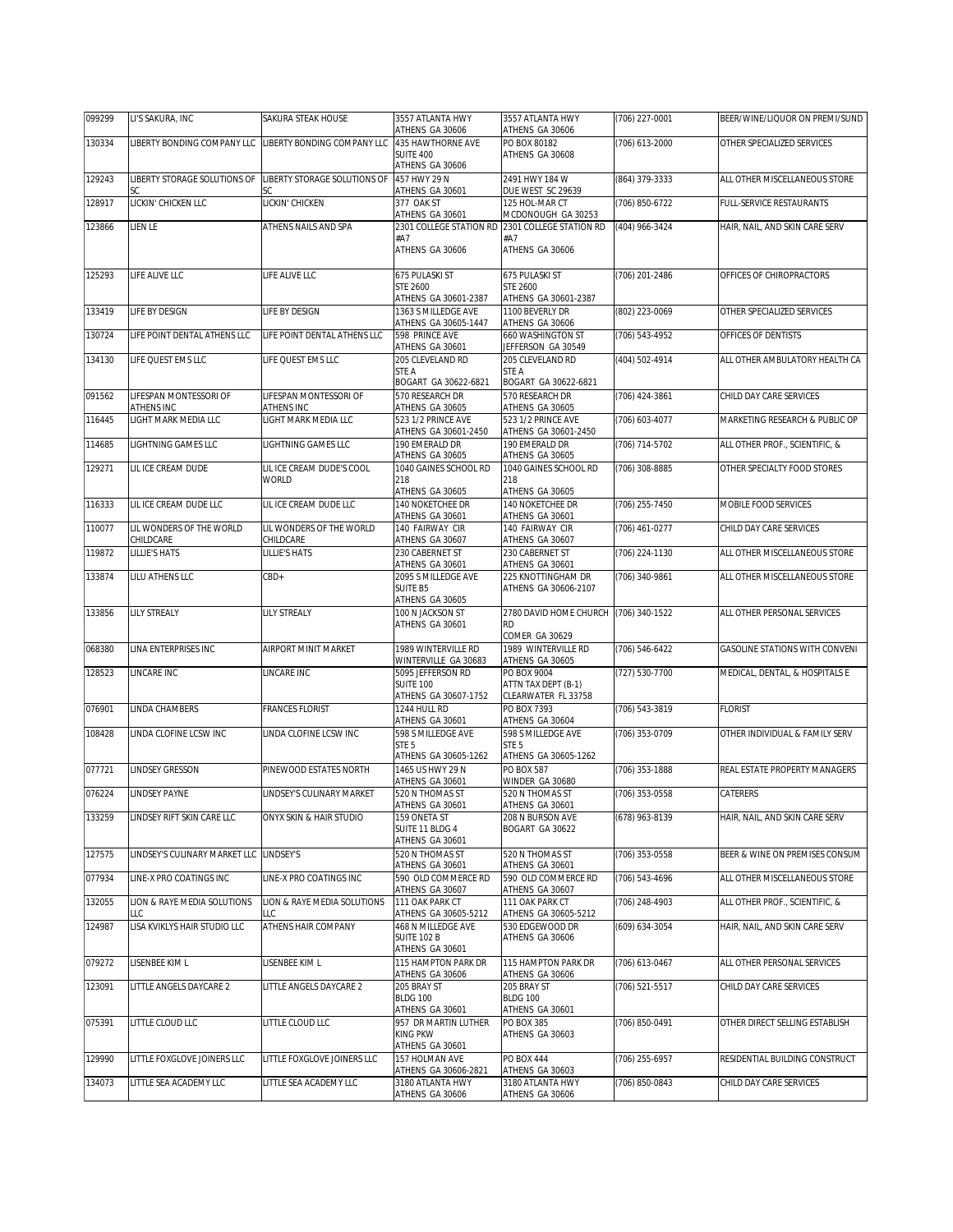| 099299 | LI'S SAKURA, INC | SAKURA STEAK HOUSE | 3557 ATLANTA HWY ATHENS GA 30606 | 3557 ATLANTA HWY ATHENS GA 30606 | (706) 227-0001 | BEER/WINE/LIQUOR ON PREMI/SUND |
|---|---|---|---|---|---|---|
| 130334 | LIBERTY BONDING COMPANY LLC | LIBERTY BONDING COMPANY LLC | 435 HAWTHORNE AVE SUITE 400 ATHENS GA 30606 | PO BOX 80182 ATHENS GA 30608 | (706) 613-2000 | OTHER SPECIALIZED SERVICES |
| 129243 | LIBERTY STORAGE SOLUTIONS OF SC | LIBERTY STORAGE SOLUTIONS OF SC | 457 HWY 29 N ATHENS GA 30601 | 2491 HWY 184 W DUE WEST SC 29639 | (864) 379-3333 | ALL OTHER MISCELLANEOUS STORE |
| 128917 | LICKIN' CHICKEN LLC | LICKIN' CHICKEN | 377 OAK ST ATHENS GA 30601 | 125 HOL-MAR CT MCDONOUGH GA 30253 | (706) 850-6722 | FULL-SERVICE RESTAURANTS |
| 123866 | LIEN LE | ATHENS NAILS AND SPA | 2301 COLLEGE STATION RD #A7 ATHENS GA 30606 | 2301 COLLEGE STATION RD #A7 ATHENS GA 30606 | (404) 966-3424 | HAIR, NAIL, AND SKIN CARE SERV |
| 125293 | LIFE ALIVE LLC | LIFE ALIVE LLC | 675 PULASKI ST STE 2600 ATHENS GA 30601-2387 | 675 PULASKI ST STE 2600 ATHENS GA 30601-2387 | (706) 201-2486 | OFFICES OF CHIROPRACTORS |
| 133419 | LIFE BY DESIGN | LIFE BY DESIGN | 1363 S MILLEDGE AVE ATHENS GA 30605-1447 | 1100 BEVERLY DR ATHENS GA 30606 | (802) 223-0069 | OTHER SPECIALIZED SERVICES |
| 130724 | LIFE POINT DENTAL ATHENS LLC | LIFE POINT DENTAL ATHENS LLC | 598 PRINCE AVE ATHENS GA 30601 | 660 WASHINGTON ST JEFFERSON GA 30549 | (706) 543-4952 | OFFICES OF DENTISTS |
| 134130 | LIFE QUEST EMS LLC | LIFE QUEST EMS LLC | 205 CLEVELAND RD STE A BOGART GA 30622-6821 | 205 CLEVELAND RD STE A BOGART GA 30622-6821 | (404) 502-4914 | ALL OTHER AMBULATORY HEALTH CA |
| 091562 | LIFESPAN MONTESSORI OF ATHENS INC | LIFESPAN MONTESSORI OF ATHENS INC | 570 RESEARCH DR ATHENS GA 30605 | 570 RESEARCH DR ATHENS GA 30605 | (706) 424-3861 | CHILD DAY CARE SERVICES |
| 116445 | LIGHT MARK MEDIA LLC | LIGHT MARK MEDIA LLC | 523 1/2 PRINCE AVE ATHENS GA 30601-2450 | 523 1/2 PRINCE AVE ATHENS GA 30601-2450 | (706) 603-4077 | MARKETING RESEARCH & PUBLIC OP |
| 114685 | LIGHTNING GAMES LLC | LIGHTNING GAMES LLC | 190 EMERALD DR ATHENS GA 30605 | 190 EMERALD DR ATHENS GA 30605 | (706) 714-5702 | ALL OTHER PROF., SCIENTIFIC, & |
| 129271 | LIL ICE CREAM DUDE | LIL ICE CREAM DUDE'S COOL WORLD | 1040 GAINES SCHOOL RD 218 ATHENS GA 30605 | 1040 GAINES SCHOOL RD 218 ATHENS GA 30605 | (706) 308-8885 | OTHER SPECIALTY FOOD STORES |
| 116333 | LIL ICE CREAM DUDE LLC | LIL ICE CREAM DUDE LLC | 140 NOKETCHEE DR ATHENS GA 30601 | 140 NOKETCHEE DR ATHENS GA 30601 | (706) 255-7450 | MOBILE FOOD SERVICES |
| 110077 | LIL WONDERS OF THE WORLD CHILDCARE | LIL WONDERS OF THE WORLD CHILDCARE | 140 FAIRWAY CIR ATHENS GA 30607 | 140 FAIRWAY CIR ATHENS GA 30607 | (706) 461-0277 | CHILD DAY CARE SERVICES |
| 119872 | LILLIE'S HATS | LILLIE'S HATS | 230 CABERNET ST ATHENS GA 30601 | 230 CABERNET ST ATHENS GA 30601 | (706) 224-1130 | ALL OTHER MISCELLANEOUS STORE |
| 133874 | LILU ATHENS LLC | CBD+ | 2095 S MILLEDGE AVE SUITE B5 ATHENS GA 30605 | 225 KNOTTINGHAM DR ATHENS GA 30606-2107 | (706) 340-9861 | ALL OTHER MISCELLANEOUS STORE |
| 133856 | LILY STREALY | LILY STREALY | 100 N JACKSON ST ATHENS GA 30601 | 2780 DAVID HOME CHURCH RD COMER GA 30629 | (706) 340-1522 | ALL OTHER PERSONAL SERVICES |
| 068380 | LINA ENTERPRISES INC | AIRPORT MINIT MARKET | 1989 WINTERVILLE RD WINTERVILLE GA 30683 | 1989 WINTERVILLE RD ATHENS GA 30605 | (706) 546-6422 | GASOLINE STATIONS WITH CONVENI |
| 128523 | LINCARE INC | LINCARE INC | 5095 JEFFERSON RD SUITE 100 ATHENS GA 30607-1752 | PO BOX 9004 ATTN TAX DEPT (B-1) CLEARWATER FL 33758 | (727) 530-7700 | MEDICAL, DENTAL, & HOSPITALS E |
| 076901 | LINDA CHAMBERS | FRANCES FLORIST | 1244 HULL RD ATHENS GA 30601 | PO BOX 7393 ATHENS GA 30604 | (706) 543-3819 | FLORIST |
| 108428 | LINDA CLOFINE LCSW INC | LINDA CLOFINE LCSW INC | 598 S MILLEDGE AVE STE 5 ATHENS GA 30605-1262 | 598 S MILLEDGE AVE STE 5 ATHENS GA 30605-1262 | (706) 353-0709 | OTHER INDIVIDUAL & FAMILY SERV |
| 077721 | LINDSEY GRESSON | PINEWOOD ESTATES NORTH | 1465 US HWY 29 N ATHENS GA 30601 | PO BOX 587 WINDER GA 30680 | (706) 353-1888 | REAL ESTATE PROPERTY MANAGERS |
| 076224 | LINDSEY PAYNE | LINDSEY'S CULINARY MARKET | 520 N THOMAS ST ATHENS GA 30601 | 520 N THOMAS ST ATHENS GA 30601 | (706) 353-0558 | CATERERS |
| 133259 | LINDSEY RIFT SKIN CARE LLC | ONYX SKIN & HAIR STUDIO | 159 ONETA ST SUITE 11 BLDG 4 ATHENS GA 30601 | 208 N BURSON AVE BOGART GA 30622 | (678) 963-8139 | HAIR, NAIL, AND SKIN CARE SERV |
| 127575 | LINDSEY'S CULINARY MARKET LLC | LINDSEY'S | 520 N THOMAS ST ATHENS GA 30601 | 520 N THOMAS ST ATHENS GA 30601 | (706) 353-0558 | BEER & WINE ON PREMISES CONSUM |
| 077934 | LINE-X PRO COATINGS INC | LINE-X PRO COATINGS INC | 590 OLD COMMERCE RD ATHENS GA 30607 | 590 OLD COMMERCE RD ATHENS GA 30607 | (706) 543-4696 | ALL OTHER MISCELLANEOUS STORE |
| 132055 | LION & RAYE MEDIA SOLUTIONS LLC | LION & RAYE MEDIA SOLUTIONS LLC | 111 OAK PARK CT ATHENS GA 30605-5212 | 111 OAK PARK CT ATHENS GA 30605-5212 | (706) 248-4903 | ALL OTHER PROF., SCIENTIFIC, & |
| 124987 | LISA KVIKLYS HAIR STUDIO LLC | ATHENS HAIR COMPANY | 468 N MILLEDGE AVE SUITE 102 B ATHENS GA 30601 | 530 EDGEWOOD DR ATHENS GA 30606 | (609) 634-3054 | HAIR, NAIL, AND SKIN CARE SERV |
| 079272 | LISENBEE KIM L | LISENBEE KIM L | 115 HAMPTON PARK DR ATHENS GA 30606 | 115 HAMPTON PARK DR ATHENS GA 30606 | (706) 613-0467 | ALL OTHER PERSONAL SERVICES |
| 123091 | LITTLE ANGELS DAYCARE 2 | LITTLE ANGELS DAYCARE 2 | 205 BRAY ST BLDG 100 ATHENS GA 30601 | 205 BRAY ST BLDG 100 ATHENS GA 30601 | (706) 521-5517 | CHILD DAY CARE SERVICES |
| 075391 | LITTLE CLOUD LLC | LITTLE CLOUD LLC | 957 DR MARTIN LUTHER KING PKW ATHENS GA 30601 | PO BOX 385 ATHENS GA 30603 | (706) 850-0491 | OTHER DIRECT SELLING ESTABLISH |
| 129990 | LITTLE FOXGLOVE JOINERS LLC | LITTLE FOXGLOVE JOINERS LLC | 157 HOLMAN AVE ATHENS GA 30606-2821 | PO BOX 444 ATHENS GA 30603 | (706) 255-6957 | RESIDENTIAL BUILDING CONSTRUCT |
| 134073 | LITTLE SEA ACADEMY LLC | LITTLE SEA ACADEMY LLC | 3180 ATLANTA HWY ATHENS GA 30606 | 3180 ATLANTA HWY ATHENS GA 30606 | (706) 850-0843 | CHILD DAY CARE SERVICES |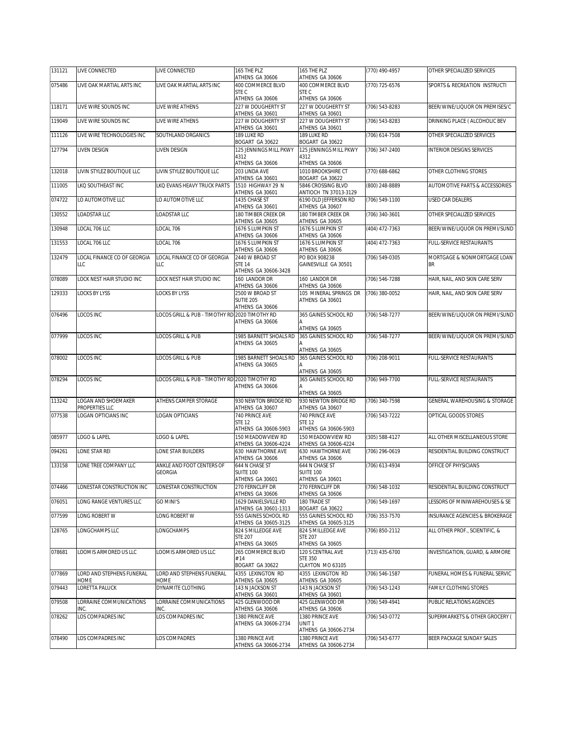| 131121 | LIVE CONNECTED | LIVE CONNECTED | 165 THE PLZ ATHENS GA 30606 | 165 THE PLZ ATHENS GA 30606 | (770) 490-4957 | OTHER SPECIALIZED SERVICES |
|---|---|---|---|---|---|---|
| 075486 | LIVE OAK MARTIAL ARTS INC | LIVE OAK MARTIAL ARTS INC | 400 COMMERCE BLVD STE C ATHENS GA 30606 | 400 COMMERCE BLVD STE C ATHENS GA 30606 | (770) 725-6576 | SPORTS & RECREATION INSTRUCTI |
| 118171 | LIVE WIRE SOUNDS INC | LIVE WIRE ATHENS | 227 W DOUGHERTY ST ATHENS GA 30601 | 227 W DOUGHERTY ST ATHENS GA 30601 | (706) 543-8283 | BEER/WINE/LIQUOR ON PREMISES/C |
| 119049 | LIVE WIRE SOUNDS INC | LIVE WIRE ATHENS | 227 W DOUGHERTY ST ATHENS GA 30601 | 227 W DOUGHERTY ST ATHENS GA 30601 | (706) 543-8283 | DRINKING PLACE ( ALCOHOLIC BEV |
| 111126 | LIVE WIRE TECHNOLOGIES INC | SOUTHLAND ORGANICS | 189 LUKE RD BOGART GA 30622 | 189 LUKE RD BOGART GA 30622 | (706) 614-7508 | OTHER SPECIALIZED SERVICES |
| 127794 | LIVEN DESIGN | LIVEN DESIGN | 125 JENNINGS MILL PKWY 4312 ATHENS GA 30606 | 125 JENNINGS MILL PKWY 4312 ATHENS GA 30606 | (706) 347-2400 | INTERIOR DESIGNS SERVICES |
| 132018 | LIVIN STYLEZ BOUTIQUE LLC | LIVIN STYLEZ BOUTIQUE LLC | 203 LINDA AVE ATHENS GA 30601 | 1010 BROOKSHIRE CT BOGART GA 30622 | (770) 688-6862 | OTHER CLOTHING STORES |
| 111005 | LKQ SOUTHEAST INC | LKQ EVANS HEAVY TRUCK PARTS | 1510 HIGHWAY 29 N ATHENS GA 30601 | 5846 CROSSING BLVD ANTIOCH TN 37013-3129 | (800) 248-8889 | AUTOMOTIVE PARTS & ACCESSORIES |
| 074722 | LO AUTOMOTIVE LLC | LO AUTOMOTIVE LLC | 1435 CHASE ST ATHENS GA 30601 | 6190 OLD JEFFERSON RD ATHENS GA 30607 | (706) 549-1100 | USED CAR DEALERS |
| 130552 | LOADSTAR LLC | LOADSTAR LLC | 180 TIMBER CREEK DR ATHENS GA 30605 | 180 TIMBER CREEK DR ATHENS GA 30605 | (706) 340-3601 | OTHER SPECIALIZED SERVICES |
| 130948 | LOCAL 706 LLC | LOCAL 706 | 1676 S LUMPKIN ST ATHENS GA 30606 | 1676 S LUMPKIN ST ATHENS GA 30606 | (404) 472-7363 | BEER/WINE/LIQUOR ON PREMI/SUND |
| 131553 | LOCAL 706 LLC | LOCAL 706 | 1676 S LUMPKIN ST ATHENS GA 30606 | 1676 S LUMPKIN ST ATHENS GA 30606 | (404) 472-7363 | FULL-SERVICE RESTAURANTS |
| 132479 | LOCAL FINANCE CO OF GEORGIA LLC | LOCAL FINANCE CO OF GEORGIA LLC | 2440 W BROAD ST STE 14 ATHENS GA 30606-3428 | PO BOX 908238 GAINESVILLE GA 30501 | (706) 549-0305 | MORTGAGE & NONMORTGAGE LOAN BR |
| 078089 | LOCK NEST HAIR STUDIO INC | LOCK NEST HAIR STUDIO INC | 160 LANDOR DR ATHENS GA 30606 | 160 LANDOR DR ATHENS GA 30606 | (706) 546-7288 | HAIR, NAIL, AND SKIN CARE SERV |
| 129333 | LOCKS BY LYSS | LOCKS BY LYSS | 2500 W BROAD ST SUTIE 205 ATHENS GA 30606 | 105 MINERAL SPRINGS DR ATHENS GA 30601 | (706) 380-0052 | HAIR, NAIL, AND SKIN CARE SERV |
| 076496 | LOCOS INC | LOCOS GRILL & PUB - TIMOTHY RD | 2020 TIMOTHY RD ATHENS GA 30606 | 365 GAINES SCHOOL RD A ATHENS GA 30605 | (706) 548-7277 | BEER/WINE/LIQUOR ON PREMI/SUND |
| 077999 | LOCOS INC | LOCOS GRILL & PUB | 1985 BARNETT SHOALS RD ATHENS GA 30605 | 365 GAINES SCHOOL RD A ATHENS GA 30605 | (706) 548-7277 | BEER/WINE/LIQUOR ON PREMI/SUND |
| 078002 | LOCOS INC | LOCOS GRILL & PUB | 1985 BARNETT SHOALS RD ATHENS GA 30605 | 365 GAINES SCHOOL RD A ATHENS GA 30605 | (706) 208-9011 | FULL-SERVICE RESTAURANTS |
| 078294 | LOCOS INC | LOCOS GRILL & PUB - TIMOTHY RD | 2020 TIMOTHY RD ATHENS GA 30606 | 365 GAINES SCHOOL RD A ATHENS GA 30605 | (706) 949-7700 | FULL-SERVICE RESTAURANTS |
| 113242 | LOGAN AND SHOEMAKER PROPERTIES LLC | ATHENS CAMPER STORAGE | 930 NEWTON BRIDGE RD ATHENS GA 30607 | 930 NEWTON BRIDGE RD ATHENS GA 30607 | (706) 340-7598 | GENERAL WAREHOUSING & STORAGE |
| 077538 | LOGAN OPTICIANS INC | LOGAN OPTICIANS | 740 PRINCE AVE STE 12 ATHENS GA 30606-5903 | 740 PRINCE AVE STE 12 ATHENS GA 30606-5903 | (706) 543-7222 | OPTICAL GOODS STORES |
| 085977 | LOGO & LAPEL | LOGO & LAPEL | 150 MEADOWVIEW RD ATHENS GA 30606-4224 | 150 MEADOWVIEW RD ATHENS GA 30606-4224 | (305) 588-4127 | ALL OTHER MISCELLANEOUS STORE |
| 094261 | LONE STAR REI | LONE STAR BUILDERS | 630 HAWTHORNE AVE ATHENS GA 30606 | 630 HAWTHORNE AVE ATHENS GA 30606 | (706) 296-0619 | RESIDENTIAL BUILDING CONSTRUCT |
| 133158 | LONE TREE COMPANY LLC | ANKLE AND FOOT CENTERS OF GEORGIA | 644 N CHASE ST SUITE 100 ATHENS GA 30601 | 644 N CHASE ST SUITE 100 ATHENS GA 30601 | (706) 613-4934 | OFFICE OF PHYSICIANS |
| 074466 | LONESTAR CONSTRUCTION INC | LONESTAR CONSTRUCTION | 270 FERNCLIFF DR ATHENS GA 30606 | 270 FERNCLIFF DR ATHENS GA 30606 | (706) 548-1032 | RESIDENTIAL BUILDING CONSTRUCT |
| 076051 | LONG RANGE VENTURES LLC | GO MINI'S | 1629 DANIELSVILLE RD ATHENS GA 30601-1313 | 180 TRADE ST BOGART GA 30622 | (706) 549-1697 | LESSORS OF MINIWAREHOUSES & SE |
| 077599 | LONG ROBERT W | LONG ROBERT W | 555 GAINES SCHOOL RD ATHENS GA 30605-3125 | 555 GAINES SCHOOL RD ATHENS GA 30605-3125 | (706) 353-7570 | INSURANCE AGENCIES & BROKERAGE |
| 128765 | LONGCHAMPS LLC | LONGCHAMPS | 824 S MILLEDGE AVE STE 207 ATHENS GA 30605 | 824 S MILLEDGE AVE STE 207 ATHENS GA 30605 | (706) 850-2112 | ALL OTHER PROF., SCIENTIFIC, & |
| 078681 | LOOMIS ARMORED US LLC | LOOMIS ARMORED US LLC | 265 COMMERCE BLVD #14 BOGART GA 30622 | 120 S CENTRAL AVE STE 350 CLAYTON MO 63105 | (713) 435-6700 | INVESTIGATION, GUARD, & ARMORE |
| 077869 | LORD AND STEPHENS FUNERAL HOME | LORD AND STEPHENS FUNERAL HOME | 4355 LEXINGTON RD ATHENS GA 30605 | 4355 LEXINGTON RD ATHENS GA 30605 | (706) 546-1587 | FUNERAL HOMES & FUNERAL SERVIC |
| 079443 | LORETTA PALUCK | DYNAMITE CLOTHING | 143 N JACKSON ST ATHENS GA 30601 | 143 N JACKSON ST ATHENS GA 30601 | (706) 543-1243 | FAMILY CLOTHING STORES |
| 079508 | LORRAINE COMMUNICATIONS INC. | LORRAINE COMMUNICATIONS INC. | 425 GLENWOOD DR ATHENS GA 30606 | 425 GLENWOOD DR ATHENS GA 30606 | (706) 549-4941 | PUBLIC RELATIONS AGENCIES |
| 078262 | LOS COMPADRES INC | LOS COMPADRES INC | 1380 PRINCE AVE ATHENS GA 30606-2734 | 1380 PRINCE AVE UNIT 1 ATHENS GA 30606-2734 | (706) 543-0772 | SUPERMARKETS & OTHER GROCERY ( |
| 078490 | LOS COMPADRES INC | LOS COMPADRES | 1380 PRINCE AVE ATHENS GA 30606-2734 | 1380 PRINCE AVE ATHENS GA 30606-2734 | (706) 543-6777 | BEER PACKAGE SUNDAY SALES |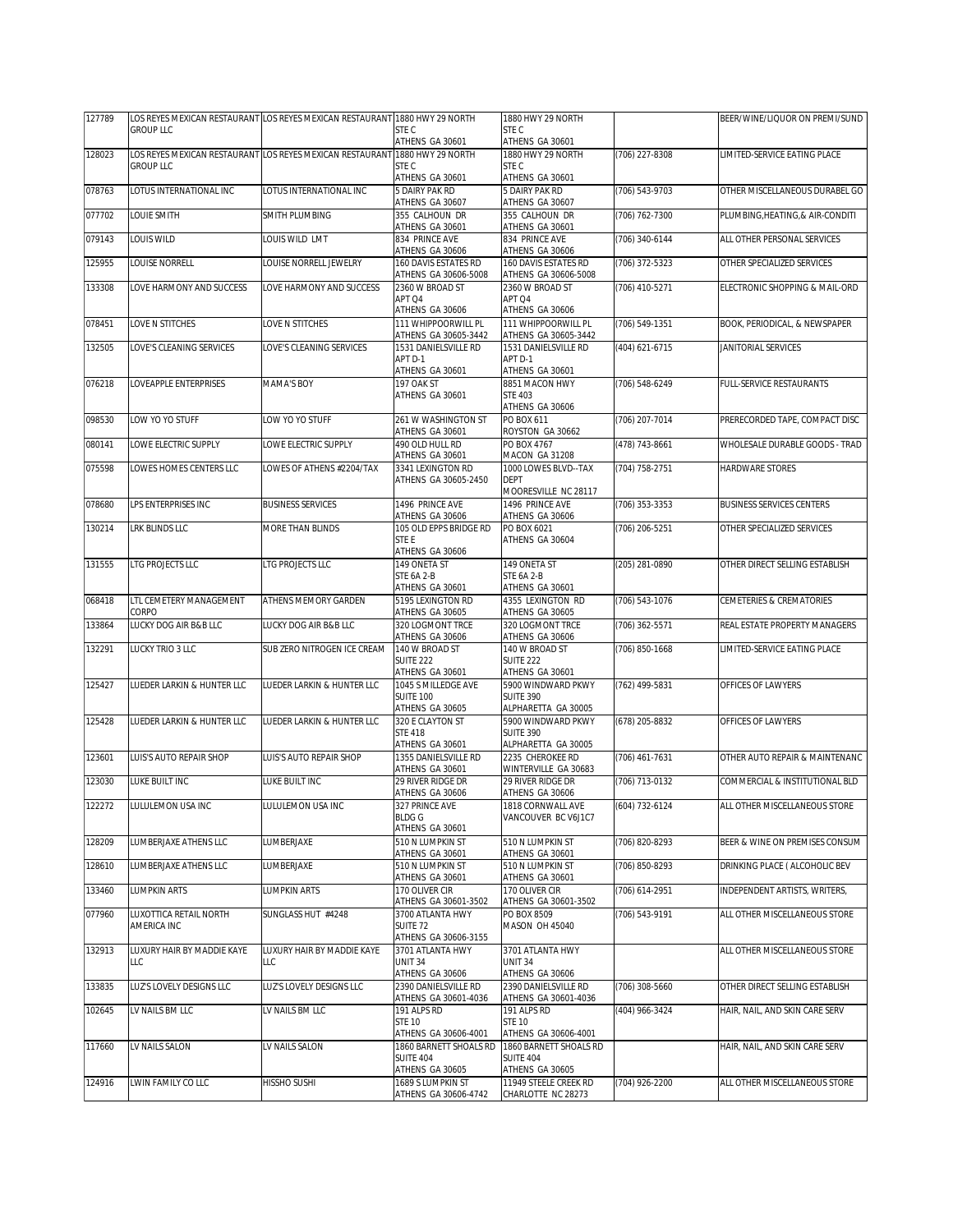| 127789 | LOS REYES MEXICAN RESTAURANT GROUP LLC | LOS REYES MEXICAN RESTAURANT | 1880 HWY 29 NORTH STE C ATHENS GA 30601 | 1880 HWY 29 NORTH STE C ATHENS GA 30601 | | BEER/WINE/LIQUOR ON PREMI/SUND |
|---|---|---|---|---|---|---|
| 128023 | LOS REYES MEXICAN RESTAURANT GROUP LLC | LOS REYES MEXICAN RESTAURANT | 1880 HWY 29 NORTH STE C ATHENS GA 30601 | 1880 HWY 29 NORTH STE C ATHENS GA 30601 | (706) 227-8308 | LIMITED-SERVICE EATING PLACE |
| 078763 | LOTUS INTERNATIONAL INC | LOTUS INTERNATIONAL INC | 5 DAIRY PAK RD ATHENS GA 30607 | 5 DAIRY PAK RD ATHENS GA 30607 | (706) 543-9703 | OTHER MISCELLANEOUS DURABEL GO |
| 077702 | LOUIE SMITH | SMITH PLUMBING | 355 CALHOUN DR ATHENS GA 30601 | 355 CALHOUN DR ATHENS GA 30601 | (706) 762-7300 | PLUMBING,HEATING,& AIR-CONDITI |
| 079143 | LOUIS WILD | LOUIS WILD LMT | 834 PRINCE AVE ATHENS GA 30606 | 834 PRINCE AVE ATHENS GA 30606 | (706) 340-6144 | ALL OTHER PERSONAL SERVICES |
| 125955 | LOUISE NORRELL | LOUISE NORRELL JEWELRY | 160 DAVIS ESTATES RD ATHENS GA 30606-5008 | 160 DAVIS ESTATES RD ATHENS GA 30606-5008 | (706) 372-5323 | OTHER SPECIALIZED SERVICES |
| 133308 | LOVE HARMONY AND SUCCESS | LOVE HARMONY AND SUCCESS | 2360 W BROAD ST APT Q4 ATHENS GA 30606 | 2360 W BROAD ST APT Q4 ATHENS GA 30606 | (706) 410-5271 | ELECTRONIC SHOPPING & MAIL-ORD |
| 078451 | LOVE N STITCHES | LOVE N STITCHES | 111 WHIPPOORWILL PL ATHENS GA 30605-3442 | 111 WHIPPOORWILL PL ATHENS GA 30605-3442 | (706) 549-1351 | BOOK, PERIODICAL, & NEWSPAPER |
| 132505 | LOVE'S CLEANING SERVICES | LOVE'S CLEANING SERVICES | 1531 DANIELSVILLE RD APT D-1 ATHENS GA 30601 | 1531 DANIELSVILLE RD APT D-1 ATHENS GA 30601 | (404) 621-6715 | JANITORIAL SERVICES |
| 076218 | LOVEAPPLE ENTERPRISES | MAMA'S BOY | 197 OAK ST ATHENS GA 30601 | 8851 MACON HWY STE 403 ATHENS GA 30606 | (706) 548-6249 | FULL-SERVICE RESTAURANTS |
| 098530 | LOW YO YO STUFF | LOW YO YO STUFF | 261 W WASHINGTON ST ATHENS GA 30601 | PO BOX 611 ROYSTON GA 30662 | (706) 207-7014 | PRERECORDED TAPE, COMPACT DISC |
| 080141 | LOWE ELECTRIC SUPPLY | LOWE ELECTRIC SUPPLY | 490 OLD HULL RD ATHENS GA 30601 | PO BOX 4767 MACON GA 31208 | (478) 743-8661 | WHOLESALE DURABLE GOODS - TRAD |
| 075598 | LOWES HOMES CENTERS LLC | LOWES OF ATHENS #2204/TAX | 3341 LEXINGTON RD ATHENS GA 30605-2450 | 1000 LOWES BLVD--TAX DEPT MOORESVILLE NC 28117 | (704) 758-2751 | HARDWARE STORES |
| 078680 | LPS ENTERPRISES INC | BUSINESS SERVICES | 1496 PRINCE AVE ATHENS GA 30606 | 1496 PRINCE AVE ATHENS GA 30606 | (706) 353-3353 | BUSINESS SERVICES CENTERS |
| 130214 | LRK BLINDS LLC | MORE THAN BLINDS | 105 OLD EPPS BRIDGE RD STE E ATHENS GA 30606 | PO BOX 6021 ATHENS GA 30604 | (706) 206-5251 | OTHER SPECIALIZED SERVICES |
| 131555 | LTG PROJECTS LLC | LTG PROJECTS LLC | 149 ONETA ST STE 6A 2-B ATHENS GA 30601 | 149 ONETA ST STE 6A 2-B ATHENS GA 30601 | (205) 281-0890 | OTHER DIRECT SELLING ESTABLISH |
| 068418 | LTL CEMETERY MANAGEMENT CORPO | ATHENS MEMORY GARDEN | 5195 LEXINGTON RD ATHENS GA 30605 | 4355 LEXINGTON RD ATHENS GA 30605 | (706) 543-1076 | CEMETERIES & CREMATORIES |
| 133864 | LUCKY DOG AIR B&B LLC | LUCKY DOG AIR B&B LLC | 320 LOGMONT TRCE ATHENS GA 30606 | 320 LOGMONT TRCE ATHENS GA 30606 | (706) 362-5571 | REAL ESTATE PROPERTY MANAGERS |
| 132291 | LUCKY TRIO 3 LLC | SUB ZERO NITROGEN ICE CREAM | 140 W BROAD ST SUITE 222 ATHENS GA 30601 | 140 W BROAD ST SUITE 222 ATHENS GA 30601 | (706) 850-1668 | LIMITED-SERVICE EATING PLACE |
| 125427 | LUEDER LARKIN & HUNTER LLC | LUEDER LARKIN & HUNTER LLC | 1045 S MILLEDGE AVE SUITE 100 ATHENS GA 30605 | 5900 WINDWARD PKWY SUITE 390 ALPHARETTA GA 30005 | (762) 499-5831 | OFFICES OF LAWYERS |
| 125428 | LUEDER LARKIN & HUNTER LLC | LUEDER LARKIN & HUNTER LLC | 320 E CLAYTON ST STE 418 ATHENS GA 30601 | 5900 WINDWARD PKWY SUITE 390 ALPHARETTA GA 30005 | (678) 205-8832 | OFFICES OF LAWYERS |
| 123601 | LUIS'S AUTO REPAIR SHOP | LUIS'S AUTO REPAIR SHOP | 1355 DANIELSVILLE RD ATHENS GA 30601 | 2235 CHEROKEE RD WINTERVILLE GA 30683 | (706) 461-7631 | OTHER AUTO REPAIR & MAINTENANC |
| 123030 | LUKE BUILT INC | LUKE BUILT INC | 29 RIVER RIDGE DR ATHENS GA 30606 | 29 RIVER RIDGE DR ATHENS GA 30606 | (706) 713-0132 | COMMERCIAL & INSTITUTIONAL BLD |
| 122272 | LULULEMON USA INC | LULULEMON USA INC | 327 PRINCE AVE BLDG G ATHENS GA 30601 | 1818 CORNWALL AVE VANCOUVER BC V6J1C7 | (604) 732-6124 | ALL OTHER MISCELLANEOUS STORE |
| 128209 | LUMBERJAXE ATHENS LLC | LUMBERJAXE | 510 N LUMPKIN ST ATHENS GA 30601 | 510 N LUMPKIN ST ATHENS GA 30601 | (706) 820-8293 | BEER & WINE ON PREMISES CONSUM |
| 128610 | LUMBERJAXE ATHENS LLC | LUMBERJAXE | 510 N LUMPKIN ST ATHENS GA 30601 | 510 N LUMPKIN ST ATHENS GA 30601 | (706) 850-8293 | DRINKING PLACE ( ALCOHOLIC BEV |
| 133460 | LUMPKIN ARTS | LUMPKIN ARTS | 170 OLIVER CIR ATHENS GA 30601-3502 | 170 OLIVER CIR ATHENS GA 30601-3502 | (706) 614-2951 | INDEPENDENT ARTISTS, WRITERS, |
| 077960 | LUXOTTICA RETAIL NORTH AMERICA INC | SUNGLASS HUT #4248 | 3700 ATLANTA HWY SUITE 72 ATHENS GA 30606-3155 | PO BOX 8509 MASON OH 45040 | (706) 543-9191 | ALL OTHER MISCELLANEOUS STORE |
| 132913 | LUXURY HAIR BY MADDIE KAYE LLC | LUXURY HAIR BY MADDIE KAYE LLC | 3701 ATLANTA HWY UNIT 34 ATHENS GA 30606 | 3701 ATLANTA HWY UNIT 34 ATHENS GA 30606 | | ALL OTHER MISCELLANEOUS STORE |
| 133835 | LUZ'S LOVELY DESIGNS LLC | LUZ'S LOVELY DESIGNS LLC | 2390 DANIELSVILLE RD ATHENS GA 30601-4036 | 2390 DANIELSVILLE RD ATHENS GA 30601-4036 | (706) 308-5660 | OTHER DIRECT SELLING ESTABLISH |
| 102645 | LV NAILS BM LLC | LV NAILS BM LLC | 191 ALPS RD STE 10 ATHENS GA 30606-4001 | 191 ALPS RD STE 10 ATHENS GA 30606-4001 | (404) 966-3424 | HAIR, NAIL, AND SKIN CARE SERV |
| 117660 | LV NAILS SALON | LV NAILS SALON | 1860 BARNETT SHOALS RD SUITE 404 ATHENS GA 30605 | 1860 BARNETT SHOALS RD SUITE 404 ATHENS GA 30605 | | HAIR, NAIL, AND SKIN CARE SERV |
| 124916 | LWIN FAMILY CO LLC | HISSHO SUSHI | 1689 S LUMPKIN ST ATHENS GA 30606-4742 | 11949 STEELE CREEK RD CHARLOTTE NC 28273 | (704) 926-2200 | ALL OTHER MISCELLANEOUS STORE |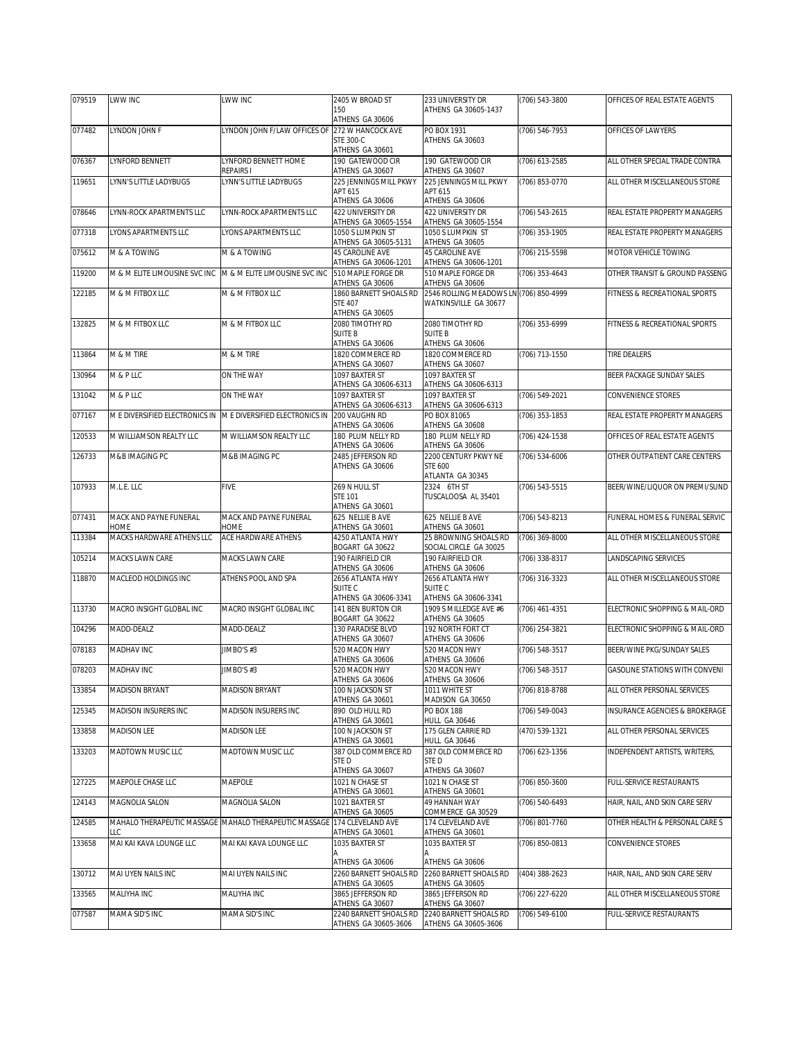| 079519 | LWW INC | LWW INC | 2405 W BROAD ST 150 ATHENS GA 30606 | 233 UNIVERSITY DR ATHENS GA 30605-1437 | (706) 543-3800 | OFFICES OF REAL ESTATE AGENTS |
|---|---|---|---|---|---|---|
| 077482 | LYNDON JOHN F | LYNDON JOHN F/LAW OFFICES OF | 272 W HANCOCK AVE STE 300-C ATHENS GA 30601 | PO BOX 1931 ATHENS GA 30603 | (706) 546-7953 | OFFICES OF LAWYERS |
| 076367 | LYNFORD BENNETT | LYNFORD BENNETT HOME REPAIRS I | 190 GATEWOOD CIR ATHENS GA 30607 | 190 GATEWOOD CIR ATHENS GA 30607 | (706) 613-2585 | ALL OTHER SPECIAL TRADE CONTRA |
| 119651 | LYNN'S LITTLE LADYBUGS | LYNN'S LITTLE LADYBUGS | 225 JENNINGS MILL PKWY APT 615 ATHENS GA 30606 | 225 JENNINGS MILL PKWY APT 615 ATHENS GA 30606 | (706) 853-0770 | ALL OTHER MISCELLANEOUS STORE |
| 078646 | LYNN-ROCK APARTMENTS LLC | LYNN-ROCK APARTMENTS LLC | 422 UNIVERSITY DR ATHENS GA 30605-1554 | 422 UNIVERSITY DR ATHENS GA 30605-1554 | (706) 543-2615 | REAL ESTATE PROPERTY MANAGERS |
| 077318 | LYONS APARTMENTS LLC | LYONS APARTMENTS LLC | 1050 S LUMPKIN ST ATHENS GA 30605-5131 | 1050 S LUMPKIN ST ATHENS GA 30605 | (706) 353-1905 | REAL ESTATE PROPERTY MANAGERS |
| 075612 | M & A TOWING | M & A TOWING | 45 CAROLINE AVE ATHENS GA 30606-1201 | 45 CAROLINE AVE ATHENS GA 30606-1201 | (706) 215-5598 | MOTOR VEHICLE TOWING |
| 119200 | M & M ELITE LIMOUSINE SVC INC | M & M ELITE LIMOUSINE SVC INC | 510 MAPLE FORGE DR ATHENS GA 30606 | 510 MAPLE FORGE DR ATHENS GA 30606 | (706) 353-4643 | OTHER TRANSIT & GROUND PASSENG |
| 122185 | M & M FITBOX LLC | M & M FITBOX LLC | 1860 BARNETT SHOALS RD STE 407 ATHENS GA 30605 | 2546 ROLLING MEADOWS LN WATKINSVILLE GA 30677 | (706) 850-4999 | FITNESS & RECREATIONAL SPORTS |
| 132825 | M & M FITBOX LLC | M & M FITBOX LLC | 2080 TIMOTHY RD SUITE B ATHENS GA 30606 | 2080 TIMOTHY RD SUITE B ATHENS GA 30606 | (706) 353-6999 | FITNESS & RECREATIONAL SPORTS |
| 113864 | M & M TIRE | M & M TIRE | 1820 COMMERCE RD ATHENS GA 30607 | 1820 COMMERCE RD ATHENS GA 30607 | (706) 713-1550 | TIRE DEALERS |
| 130964 | M & P LLC | ON THE WAY | 1097 BAXTER ST ATHENS GA 30606-6313 | 1097 BAXTER ST ATHENS GA 30606-6313 | | BEER PACKAGE SUNDAY SALES |
| 131042 | M & P LLC | ON THE WAY | 1097 BAXTER ST ATHENS GA 30606-6313 | 1097 BAXTER ST ATHENS GA 30606-6313 | (706) 549-2021 | CONVENIENCE STORES |
| 077167 | M E DIVERSIFIED ELECTRONICS IN | M E DIVERSIFIED ELECTRONICS IN | 200 VAUGHN RD ATHENS GA 30606 | PO BOX 81065 ATHENS GA 30608 | (706) 353-1853 | REAL ESTATE PROPERTY MANAGERS |
| 120533 | M WILLIAMSON REALTY LLC | M WILLIAMSON REALTY LLC | 180 PLUM NELLY RD ATHENS GA 30606 | 180 PLUM NELLY RD ATHENS GA 30606 | (706) 424-1538 | OFFICES OF REAL ESTATE AGENTS |
| 126733 | M&B IMAGING PC | M&B IMAGING PC | 2485 JEFFERSON RD ATHENS GA 30606 | 2200 CENTURY PKWY NE STE 600 ATLANTA GA 30345 | (706) 534-6006 | OTHER OUTPATIENT CARE CENTERS |
| 107933 | M.L.E. LLC | FIVE | 269 N HULL ST STE 101 ATHENS GA 30601 | 2324 6TH ST TUSCALOOSA AL 35401 | (706) 543-5515 | BEER/WINE/LIQUOR ON PREMI/SUND |
| 077431 | MACK AND PAYNE FUNERAL HOME | MACK AND PAYNE FUNERAL HOME | 625 NELLIE B AVE ATHENS GA 30601 | 625 NELLIE B AVE ATHENS GA 30601 | (706) 543-8213 | FUNERAL HOMES & FUNERAL SERVIC |
| 113384 | MACKS HARDWARE ATHENS LLC | ACE HARDWARE ATHENS | 4250 ATLANTA HWY BOGART GA 30622 | 25 BROWNING SHOALS RD SOCIAL CIRCLE GA 30025 | (706) 369-8000 | ALL OTHER MISCELLANEOUS STORE |
| 105214 | MACKS LAWN CARE | MACKS LAWN CARE | 190 FAIRFIELD CIR ATHENS GA 30606 | 190 FAIRFIELD CIR ATHENS GA 30606 | (706) 338-8317 | LANDSCAPING SERVICES |
| 118870 | MACLEOD HOLDINGS INC | ATHENS POOL AND SPA | 2656 ATLANTA HWY SUITE C ATHENS GA 30606-3341 | 2656 ATLANTA HWY SUITE C ATHENS GA 30606-3341 | (706) 316-3323 | ALL OTHER MISCELLANEOUS STORE |
| 113730 | MACRO INSIGHT GLOBAL INC | MACRO INSIGHT GLOBAL INC | 141 BEN BURTON CIR BOGART GA 30622 | 1909 S MILLEDGE AVE #6 ATHENS GA 30605 | (706) 461-4351 | ELECTRONIC SHOPPING & MAIL-ORD |
| 104296 | MADD-DEALZ | MADD-DEALZ | 130 PARADISE BLVD ATHENS GA 30607 | 192 NORTH FORT CT ATHENS GA 30606 | (706) 254-3821 | ELECTRONIC SHOPPING & MAIL-ORD |
| 078183 | MADHAV INC | JIMBO'S #3 | 520 MACON HWY ATHENS GA 30606 | 520 MACON HWY ATHENS GA 30606 | (706) 548-3517 | BEER/WINE PKG/SUNDAY SALES |
| 078203 | MADHAV INC | JIMBO'S #3 | 520 MACON HWY ATHENS GA 30606 | 520 MACON HWY ATHENS GA 30606 | (706) 548-3517 | GASOLINE STATIONS WITH CONVENI |
| 133854 | MADISON BRYANT | MADISON BRYANT | 100 N JACKSON ST ATHENS GA 30601 | 1011 WHITE ST MADISON GA 30650 | (706) 818-8788 | ALL OTHER PERSONAL SERVICES |
| 125345 | MADISON INSURERS INC | MADISON INSURERS INC | 890 OLD HULL RD ATHENS GA 30601 | PO BOX 188 HULL GA 30646 | (706) 549-0043 | INSURANCE AGENCIES & BROKERAGE |
| 133858 | MADISON LEE | MADISON LEE | 100 N JACKSON ST ATHENS GA 30601 | 175 GLEN CARRIE RD HULL GA 30646 | (470) 539-1321 | ALL OTHER PERSONAL SERVICES |
| 133203 | MADTOWN MUSIC LLC | MADTOWN MUSIC LLC | 387 OLD COMMERCE RD STE D ATHENS GA 30607 | 387 OLD COMMERCE RD STE D ATHENS GA 30607 | (706) 623-1356 | INDEPENDENT ARTISTS, WRITERS, |
| 127225 | MAEPOLE CHASE LLC | MAEPOLE | 1021 N CHASE ST ATHENS GA 30601 | 1021 N CHASE ST ATHENS GA 30601 | (706) 850-3600 | FULL-SERVICE RESTAURANTS |
| 124143 | MAGNOLIA SALON | MAGNOLIA SALON | 1021 BAXTER ST ATHENS GA 30605 | 49 HANNAH WAY COMMERCE GA 30529 | (706) 540-6493 | HAIR, NAIL, AND SKIN CARE SERV |
| 124585 | MAHALO THERAPEUTIC MASSAGE LLC | MAHALO THERAPEUTIC MASSAGE | 174 CLEVELAND AVE ATHENS GA 30601 | 174 CLEVELAND AVE ATHENS GA 30601 | (706) 801-7760 | OTHER HEALTH & PERSONAL CARE S |
| 133658 | MAI KAI KAVA LOUNGE LLC | MAI KAI KAVA LOUNGE LLC | 1035 BAXTER ST A ATHENS GA 30606 | 1035 BAXTER ST A ATHENS GA 30606 | (706) 850-0813 | CONVENIENCE STORES |
| 130712 | MAI UYEN NAILS INC | MAI UYEN NAILS INC | 2260 BARNETT SHOALS RD ATHENS GA 30605 | 2260 BARNETT SHOALS RD ATHENS GA 30605 | (404) 388-2623 | HAIR, NAIL, AND SKIN CARE SERV |
| 133565 | MALIYHA INC | MALIYHA INC | 3865 JEFFERSON RD ATHENS GA 30607 | 3865 JEFFERSON RD ATHENS GA 30607 | (706) 227-6220 | ALL OTHER MISCELLANEOUS STORE |
| 077587 | MAMA SID'S INC | MAMA SID'S INC | 2240 BARNETT SHOALS RD ATHENS GA 30605-3606 | 2240 BARNETT SHOALS RD ATHENS GA 30605-3606 | (706) 549-6100 | FULL-SERVICE RESTAURANTS |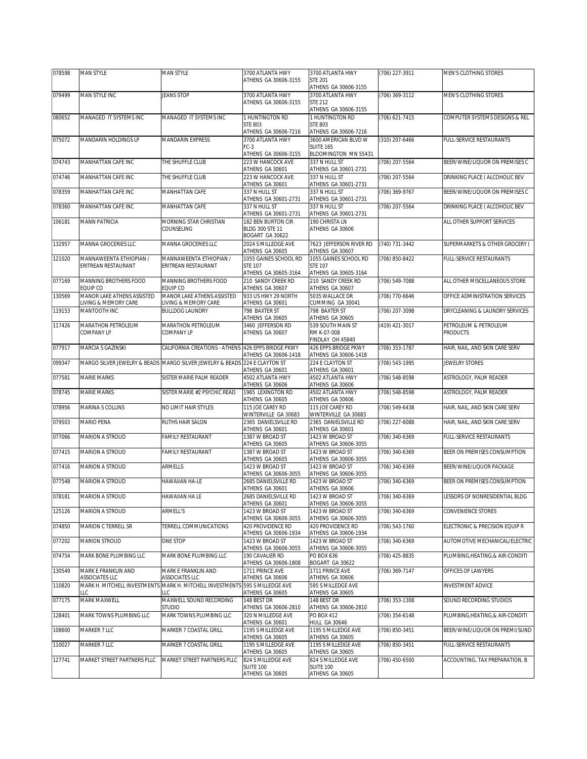| 078598 | MAN STYLE | MAN STYLE | 3700 ATLANTA HWY ATHENS GA 30606-3155 | 3700 ATLANTA HWY STE 201 ATHENS GA 30606-3155 | (706) 227-3911 | MEN'S CLOTHING STORES |
|---|---|---|---|---|---|---|
| 079499 | MAN STYLE INC | JEANS STOP | 3700 ATLANTA HWY ATHENS GA 30606-3155 | 3700 ATLANTA HWY STE 212 ATHENS GA 30606-3155 | (706) 369-3112 | MEN'S CLOTHING STORES |
| 080652 | MANAGED IT SYSTEMS INC | MANAGED IT SYSTEMS INC | 1 HUNTINGTON RD STE 803 ATHENS GA 30606-7216 | 1 HUNTINGTON RD STE 803 ATHENS GA 30606-7216 | (706) 621-7415 | COMPUTER SYSTEMS DESIGNS & REL |
| 075072 | MANDARIN HOLDINGS LP | MANDARIN EXPRESS | 3700 ATLANTA HWY FC-3 ATHENS GA 30606-3155 | 3600 AMERICAN BLVD W SUITE 165 BLOOMINGTON MN 55431 | (310) 207-6466 | FULL-SERVICE RESTAURANTS |
| 074743 | MANHATTAN CAFE INC | THE SHUFFLE CLUB | 223 W HANCOCK AVE ATHENS GA 30601 | 337 N HULL ST ATHENS GA 30601-2731 | (706) 207-5564 | BEER/WINE/LIQUOR ON PREMISES C |
| 074746 | MANHATTAN CAFE INC | THE SHUFFLE CLUB | 223 W HANCOCK AVE ATHENS GA 30601 | 337 N HULL ST ATHENS GA 30601-2731 | (706) 207-5564 | DRINKING PLACE ( ALCOHOLIC BEV |
| 078359 | MANHATTAN CAFE INC | MANHATTAN CAFE | 337 N HULL ST ATHENS GA 30601-2731 | 337 N HULL ST ATHENS GA 30601-2731 | (706) 369-9767 | BEER/WINE/LIQUOR ON PREMISES C |
| 078360 | MANHATTAN CAFE INC | MANHATTAN CAFE | 337 N HULL ST ATHENS GA 30601-2731 | 337 N HULL ST ATHENS GA 30601-2731 | (706) 207-5564 | DRINKING PLACE ( ALCOHOLIC BEV |
| 106181 | MANN PATRICIA | MORNING STAR CHRISTIAN COUNSELING | 182 BEN BURTON CIR BLDG 300 STE 11 BOGART GA 30622 | 190 CHRISTA LN ATHENS GA 30606 | | ALL OTHER SUPPORT SERVICES |
| 132957 | MANNA GROCERIES LLC | MANNA GROCERIES LLC | 2024 S MILLEDGE AVE ATHENS GA 30605 | 7623 JEFFERSON RIVER RD ATHENS GA 30607 | (740) 731-3442 | SUPERMARKETS & OTHER GROCERY ( |
| 121020 | MANNAWEENTA ETHIOPIAN / ERITREAN RESTAURANT | MANNAWEENTA ETHIOPIAN / ERITREAN RESTAURANT | 1055 GAINES SCHOOL RD STE 107 ATHENS GA 30605-3164 | 1055 GAINES SCHOOL RD STE 107 ATHENS GA 30605-3164 | (706) 850-8422 | FULL-SERVICE RESTAURANTS |
| 077169 | MANNING BROTHERS FOOD EQUIP CO | MANNING BROTHERS FOOD EQUIP CO | 210 SANDY CREEK RD ATHENS GA 30607 | 210 SANDY CREEK RD ATHENS GA 30607 | (706) 549-7088 | ALL OTHER MISCELLANEOUS STORE |
| 130569 | MANOR LAKE ATHENS ASSISTED LIVING & MEMORY CARE | MANOR LAKE ATHENS ASSISTED LIVING & MEMORY CARE | 933 US HWY 29 NORTH ATHENS GA 30601 | 5035 WALLACE DR CUMMING GA 30041 | (706) 770-6646 | OFFICE ADMINISTRATION SERVICES |
| 119153 | MANTOOTH INC | BULLDOG LAUNDRY | 798 BAXTER ST ATHENS GA 30605 | 798 BAXTER ST ATHENS GA 30605 | (706) 207-3098 | DRYCLEANING & LAUNDRY SERVICES |
| 117426 | MARATHON PETROLEUM COMPANY LP | MARATHON PETROLEUM COMPANY LP | 3460 JEFFERSON RD ATHENS GA 30607 | 539 SOUTH MAIN ST RM K-07-008 FINDLAY OH 45840 | (419) 421-3017 | PETROLEUM & PETROLEUM PRODUCTS |
| 077917 | MARCIA S GAZINSKI | CALIFORNIA CREATIONS - ATHENS | 426 EPPS BRIDGE PKWY ATHENS GA 30606-1418 | 426 EPPS BRIDGE PKWY ATHENS GA 30606-1418 | (706) 353-1787 | HAIR, NAIL, AND SKIN CARE SERV |
| 099347 | MARGO SILVER JEWELRY & BEADS | MARGO SILVER JEWELRY & BEADS | 224 E CLAYTON ST ATHENS GA 30601 | 224 E CLAYTON ST ATHENS GA 30601 | (706) 543-1995 | JEWELRY STORES |
| 077581 | MARIE MARKS | SISTER MARIE PALM READER | 4502 ATLANTA HWY ATHENS GA 30606 | 4502 ATLANTA HWY ATHENS GA 30606 | (706) 548-8598 | ASTROLOGY, PALM READER |
| 078745 | MARIE MARKS | SISTER MARIE #2 PSYCHIC READ | 1965 LEXINGTON RD ATHENS GA 30605 | 4502 ATLANTA HWY ATHENS GA 30606 | (706) 548-8598 | ASTROLOGY, PALM READER |
| 078956 | MARINA S COLLINS | NO LIMIT HAIR STYLES | 115 JOE CAREY RD WINTERVILLE GA 30683 | 115 JOE CAREY RD WINTERVILLE GA 30683 | (706) 549-6438 | HAIR, NAIL, AND SKIN CARE SERV |
| 079503 | MARIO PENA | RUTHS HAIR SALON | 2365 DANIELSVILLE RD ATHENS GA 30601 | 2365 DANIELSVILLE RD ATHENS GA 30601 | (706) 227-6088 | HAIR, NAIL, AND SKIN CARE SERV |
| 077066 | MARION A STROUD | FAMILY RESTAURANT | 1387 W BROAD ST ATHENS GA 30605 | 1423 W BROAD ST ATHENS GA 30606-3055 | (706) 340-6369 | FULL-SERVICE RESTAURANTS |
| 077415 | MARION A STROUD | FAMILY RESTAURANT | 1387 W BROAD ST ATHENS GA 30605 | 1423 W BROAD ST ATHENS GA 30606-3055 | (706) 340-6369 | BEER ON PREMISES CONSUMPTION |
| 077416 | MARION A STROUD | ARMELLS | 1423 W BROAD ST ATHENS GA 30606-3055 | 1423 W BROAD ST ATHENS GA 30606-3055 | (706) 340-6369 | BEER/WINE/LIQUOR PACKAGE |
| 077548 | MARION A STROUD | HAWAIIAN HA-LE | 2685 DANIELSVILLE RD ATHENS GA 30601 | 1423 W BROAD ST ATHENS GA 30606 | (706) 340-6369 | BEER ON PREMISES CONSUMPTION |
| 078181 | MARION A STROUD | HAWAIIAN HA LE | 2685 DANIELSVILLE RD ATHENS GA 30601 | 1423 W BROAD ST ATHENS GA 30606-3055 | (706) 340-6369 | LESSORS OF NONRESIDENTIAL BLDG |
| 125126 | MARION A STROUD | ARMELL'S | 1423 W BROAD ST ATHENS GA 30606-3055 | 1423 W BROAD ST ATHENS GA 30606-3055 | (706) 340-6369 | CONVENIENCE STORES |
| 074850 | MARION C TERRELL SR | TERRELL COMMUNICATIONS | 420 PROVIDENCE RD ATHENS GA 30606-1934 | 420 PROVIDENCE RD ATHENS GA 30606-1934 | (706) 543-1760 | ELECTRONIC & PRECISION EQUIP R |
| 077202 | MARION STROUD | ONE STOP | 1423 W BROAD ST ATHENS GA 30606-3055 | 1423 W BROAD ST ATHENS GA 30606-3055 | (706) 340-6369 | AUTOMOTIVE MECHANICAL/ELECTRIC |
| 074754 | MARK BONE PLUMBING LLC | MARK BONE PLUMBING LLC | 190 CAVALIER RD ATHENS GA 30606-1808 | PO BOX 636 BOGART GA 30622 | (706) 425-8835 | PLUMBING,HEATING,& AIR-CONDITI |
| 130549 | MARK E FRANKLIN AND ASSOCIATES LLC | MARK E FRANKLIN AND ASSOCIATES LLC | 1711 PRINCE AVE ATHENS GA 30606 | 1711 PRINCE AVE ATHENS GA 30606 | (706) 369-7147 | OFFICES OF LAWYERS |
| 110820 | MARK H. MITCHELL INVESTMENTS LLC | MARK H. MITCHELL INVESTMENTS LLC | 595 S MILLEDGE AVE ATHENS GA 30605 | 595 S MILLEDGE AVE ATHENS GA 30605 | | INVESTMENT ADVICE |
| 077175 | MARK MAXWELL | MAXWELL SOUND RECORDING STUDIO | 148 BEST DR ATHENS GA 30606-2810 | 148 BEST DR ATHENS GA 30606-2810 | (706) 353-1308 | SOUND RECORDING STUDIOS |
| 128401 | MARK TOWNS PLUMBING LLC | MARK TOWNS PLUMBING LLC | 320 N MILLEDGE AVE ATHENS GA 30601 | PO BOX 412 HULL GA 30646 | (706) 354-6148 | PLUMBING,HEATING,& AIR-CONDITI |
| 108600 | MARKER 7 LLC | MARKER 7 COASTAL GRILL | 1195 S MILLEDGE AVE ATHENS GA 30605 | 1195 S MILLEDGE AVE ATHENS GA 30605 | (706) 850-3451 | BEER/WINE/LIQUOR ON PREMI/SUND |
| 110027 | MARKER 7 LLC | MARKER 7 COASTAL GRILL | 1195 S MILLEDGE AVE ATHENS GA 30605 | 1195 S MILLEDGE AVE ATHENS GA 30605 | (706) 850-3451 | FULL-SERVICE RESTAURANTS |
| 127741 | MARKET STREET PARTNERS PLLC | MARKET STREET PARTNERS PLLC | 824 S MILLEDGE AVE SUITE 100 ATHENS GA 30605 | 824 S MILLEDGE AVE SUITE 100 ATHENS GA 30605 | (706) 450-6500 | ACCOUNTING, TAX PREPARATION, B |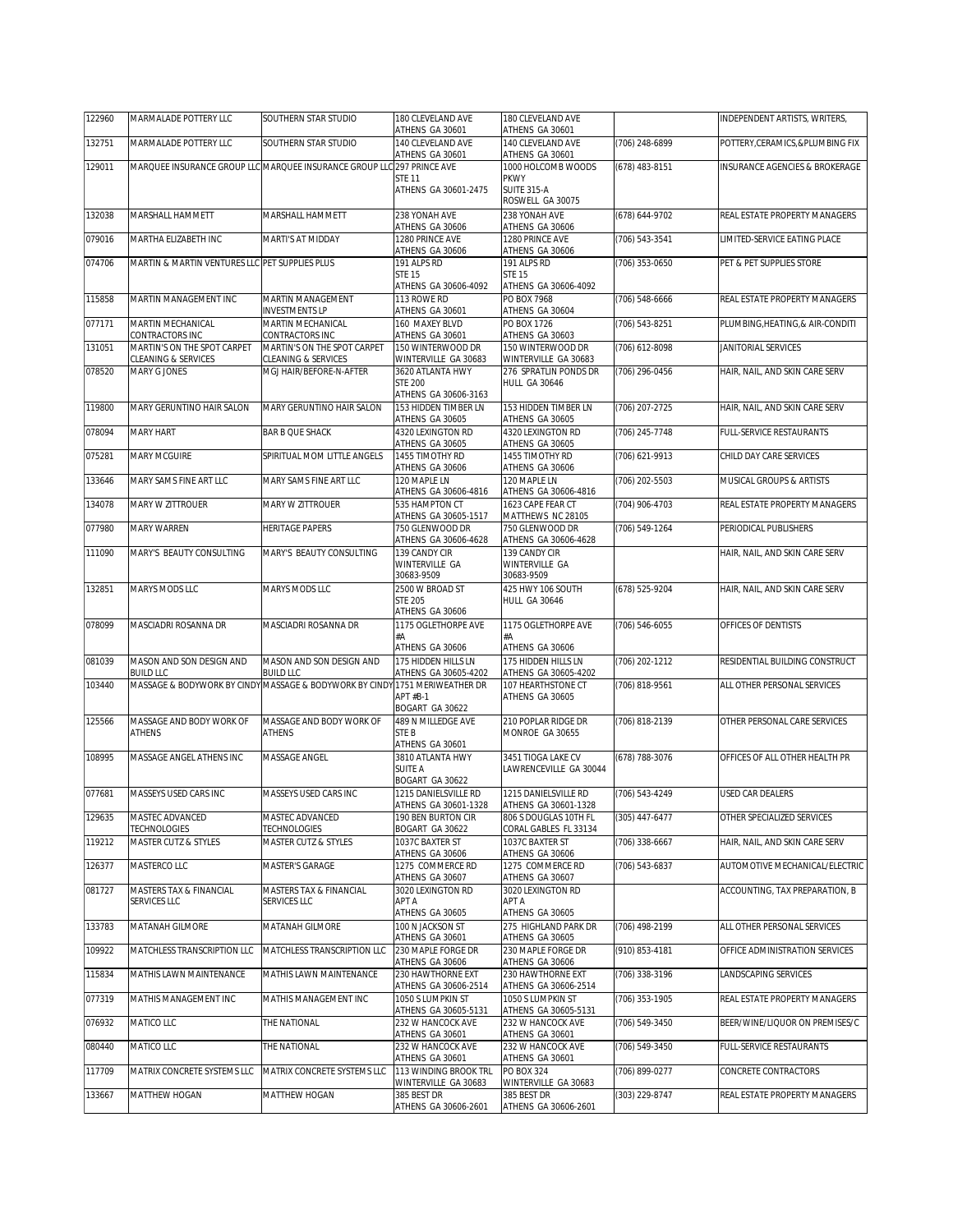| 122960 | MARMALADE POTTERY LLC | SOUTHERN STAR STUDIO | 180 CLEVELAND AVE ATHENS GA 30601 | 180 CLEVELAND AVE ATHENS GA 30601 | | INDEPENDENT ARTISTS, WRITERS, |
|---|---|---|---|---|---|---|
| 132751 | MARMALADE POTTERY LLC | SOUTHERN STAR STUDIO | 140 CLEVELAND AVE ATHENS GA 30601 | 140 CLEVELAND AVE ATHENS GA 30601 | (706) 248-6899 | POTTERY,CERAMICS,&PLUMBING FIX |
| 129011 | MARQUEE INSURANCE GROUP LLC | MARQUEE INSURANCE GROUP LLC | 297 PRINCE AVE STE 11 ATHENS GA 30601-2475 | 1000 HOLCOMB WOODS PKWY SUITE 315-A ROSWELL GA 30075 | (678) 483-8151 | INSURANCE AGENCIES & BROKERAGE |
| 132038 | MARSHALL HAMMETT | MARSHALL HAMMETT | 238 YONAH AVE ATHENS GA 30606 | 238 YONAH AVE ATHENS GA 30606 | (678) 644-9702 | REAL ESTATE PROPERTY MANAGERS |
| 079016 | MARTHA ELIZABETH INC | MARTI'S AT MIDDAY | 1280 PRINCE AVE ATHENS GA 30606 | 1280 PRINCE AVE ATHENS GA 30606 | (706) 543-3541 | LIMITED-SERVICE EATING PLACE |
| 074706 | MARTIN & MARTIN VENTURES LLC | PET SUPPLIES PLUS | 191 ALPS RD STE 15 ATHENS GA 30606-4092 | 191 ALPS RD STE 15 ATHENS GA 30606-4092 | (706) 353-0650 | PET & PET SUPPLIES STORE |
| 115858 | MARTIN MANAGEMENT INC | MARTIN MANAGEMENT INVESTMENTS LP | 113 ROWE RD ATHENS GA 30601 | PO BOX 7968 ATHENS GA 30604 | (706) 548-6666 | REAL ESTATE PROPERTY MANAGERS |
| 077171 | MARTIN MECHANICAL CONTRACTORS INC | MARTIN MECHANICAL CONTRACTORS INC | 160 MAXEY BLVD ATHENS GA 30601 | PO BOX 1726 ATHENS GA 30603 | (706) 543-8251 | PLUMBING,HEATING,& AIR-CONDITI |
| 131051 | MARTIN'S ON THE SPOT CARPET CLEANING & SERVICES | MARTIN'S ON THE SPOT CARPET CLEANING & SERVICES | 150 WINTERWOOD DR WINTERVILLE GA 30683 | 150 WINTERWOOD DR WINTERVILLE GA 30683 | (706) 612-8098 | JANITORIAL SERVICES |
| 078520 | MARY G JONES | MGJ HAIR/BEFORE-N-AFTER | 3620 ATLANTA HWY STE 200 ATHENS GA 30606-3163 | 276 SPRATLIN PONDS DR HULL GA 30646 | (706) 296-0456 | HAIR, NAIL, AND SKIN CARE SERV |
| 119800 | MARY GERUNTINO HAIR SALON | MARY GERUNTINO HAIR SALON | 153 HIDDEN TIMBER LN ATHENS GA 30605 | 153 HIDDEN TIMBER LN ATHENS GA 30605 | (706) 207-2725 | HAIR, NAIL, AND SKIN CARE SERV |
| 078094 | MARY HART | BAR B QUE SHACK | 4320 LEXINGTON RD ATHENS GA 30605 | 4320 LEXINGTON RD ATHENS GA 30605 | (706) 245-7748 | FULL-SERVICE RESTAURANTS |
| 075281 | MARY MCGUIRE | SPIRITUAL MOM LITTLE ANGELS | 1455 TIMOTHY RD ATHENS GA 30606 | 1455 TIMOTHY RD ATHENS GA 30606 | (706) 621-9913 | CHILD DAY CARE SERVICES |
| 133646 | MARY SAMS FINE ART LLC | MARY SAMS FINE ART LLC | 120 MAPLE LN ATHENS GA 30606-4816 | 120 MAPLE LN ATHENS GA 30606-4816 | (706) 202-5503 | MUSICAL GROUPS & ARTISTS |
| 134078 | MARY W ZITTROUER | MARY W ZITTROUER | 535 HAMPTON CT ATHENS GA 30605-1517 | 1623 CAPE FEAR CT MATTHEWS NC 28105 | (704) 906-4703 | REAL ESTATE PROPERTY MANAGERS |
| 077980 | MARY WARREN | HERITAGE PAPERS | 750 GLENWOOD DR ATHENS GA 30606-4628 | 750 GLENWOOD DR ATHENS GA 30606-4628 | (706) 549-1264 | PERIODICAL PUBLISHERS |
| 111090 | MARY'S BEAUTY CONSULTING | MARY'S BEAUTY CONSULTING | 139 CANDY CIR WINTERVILLE GA 30683-9509 | 139 CANDY CIR WINTERVILLE GA 30683-9509 | | HAIR, NAIL, AND SKIN CARE SERV |
| 132851 | MARYS MODS LLC | MARYS MODS LLC | 2500 W BROAD ST STE 205 ATHENS GA 30606 | 425 HWY 106 SOUTH HULL GA 30646 | (678) 525-9204 | HAIR, NAIL, AND SKIN CARE SERV |
| 078099 | MASCIADRI ROSANNA DR | MASCIADRI ROSANNA DR | 1175 OGLETHORPE AVE #A ATHENS GA 30606 | 1175 OGLETHORPE AVE #A ATHENS GA 30606 | (706) 546-6055 | OFFICES OF DENTISTS |
| 081039 | MASON AND SON DESIGN AND BUILD LLC | MASON AND SON DESIGN AND BUILD LLC | 175 HIDDEN HILLS LN ATHENS GA 30605-4202 | 175 HIDDEN HILLS LN ATHENS GA 30605-4202 | (706) 202-1212 | RESIDENTIAL BUILDING CONSTRUCT |
| 103440 | MASSAGE & BODYWORK BY CINDY | MASSAGE & BODYWORK BY CINDY | 1751 MERIWEATHER DR APT #B-1 BOGART GA 30622 | 107 HEARTHSTONE CT ATHENS GA 30605 | (706) 818-9561 | ALL OTHER PERSONAL SERVICES |
| 125566 | MASSAGE AND BODY WORK OF ATHENS | MASSAGE AND BODY WORK OF ATHENS | 489 N MILLEDGE AVE STE B ATHENS GA 30601 | 210 POPLAR RIDGE DR MONROE GA 30655 | (706) 818-2139 | OTHER PERSONAL CARE SERVICES |
| 108995 | MASSAGE ANGEL ATHENS INC | MASSAGE ANGEL | 3810 ATLANTA HWY SUITE A BOGART GA 30622 | 3451 TIOGA LAKE CV LAWRENCEVILLE GA 30044 | (678) 788-3076 | OFFICES OF ALL OTHER HEALTH PR |
| 077681 | MASSEYS USED CARS INC | MASSEYS USED CARS INC | 1215 DANIELSVILLE RD ATHENS GA 30601-1328 | 1215 DANIELSVILLE RD ATHENS GA 30601-1328 | (706) 543-4249 | USED CAR DEALERS |
| 129635 | MASTEC ADVANCED TECHNOLOGIES | MASTEC ADVANCED TECHNOLOGIES | 190 BEN BURTON CIR BOGART GA 30622 | 806 S DOUGLAS 10TH FL CORAL GABLES FL 33134 | (305) 447-6477 | OTHER SPECIALIZED SERVICES |
| 119212 | MASTER CUTZ & STYLES | MASTER CUTZ & STYLES | 1037C BAXTER ST ATHENS GA 30606 | 1037C BAXTER ST ATHENS GA 30606 | (706) 338-6667 | HAIR, NAIL, AND SKIN CARE SERV |
| 126377 | MASTERCO LLC | MASTER'S GARAGE | 1275 COMMERCE RD ATHENS GA 30607 | 1275 COMMERCE RD ATHENS GA 30607 | (706) 543-6837 | AUTOMOTIVE MECHANICAL/ELECTRIC |
| 081727 | MASTERS TAX & FINANCIAL SERVICES LLC | MASTERS TAX & FINANCIAL SERVICES LLC | 3020 LEXINGTON RD APT A ATHENS GA 30605 | 3020 LEXINGTON RD APT A ATHENS GA 30605 | | ACCOUNTING, TAX PREPARATION, B |
| 133783 | MATANAH GILMORE | MATANAH GILMORE | 100 N JACKSON ST ATHENS GA 30601 | 275 HIGHLAND PARK DR ATHENS GA 30605 | (706) 498-2199 | ALL OTHER PERSONAL SERVICES |
| 109922 | MATCHLESS TRANSCRIPTION LLC | MATCHLESS TRANSCRIPTION LLC | 230 MAPLE FORGE DR ATHENS GA 30606 | 230 MAPLE FORGE DR ATHENS GA 30606 | (910) 853-4181 | OFFICE ADMINISTRATION SERVICES |
| 115834 | MATHIS LAWN MAINTENANCE | MATHIS LAWN MAINTENANCE | 230 HAWTHORNE EXT ATHENS GA 30606-2514 | 230 HAWTHORNE EXT ATHENS GA 30606-2514 | (706) 338-3196 | LANDSCAPING SERVICES |
| 077319 | MATHIS MANAGEMENT INC | MATHIS MANAGEMENT INC | 1050 S LUMPKIN ST ATHENS GA 30605-5131 | 1050 S LUMPKIN ST ATHENS GA 30605-5131 | (706) 353-1905 | REAL ESTATE PROPERTY MANAGERS |
| 076932 | MATICO LLC | THE NATIONAL | 232 W HANCOCK AVE ATHENS GA 30601 | 232 W HANCOCK AVE ATHENS GA 30601 | (706) 549-3450 | BEER/WINE/LIQUOR ON PREMISES/C |
| 080440 | MATICO LLC | THE NATIONAL | 232 W HANCOCK AVE ATHENS GA 30601 | 232 W HANCOCK AVE ATHENS GA 30601 | (706) 549-3450 | FULL-SERVICE RESTAURANTS |
| 117709 | MATRIX CONCRETE SYSTEMS LLC | MATRIX CONCRETE SYSTEMS LLC | 113 WINDING BROOK TRL WINTERVILLE GA 30683 | PO BOX 324 WINTERVILLE GA 30683 | (706) 899-0277 | CONCRETE CONTRACTORS |
| 133667 | MATTHEW HOGAN | MATTHEW HOGAN | 385 BEST DR ATHENS GA 30606-2601 | 385 BEST DR ATHENS GA 30606-2601 | (303) 229-8747 | REAL ESTATE PROPERTY MANAGERS |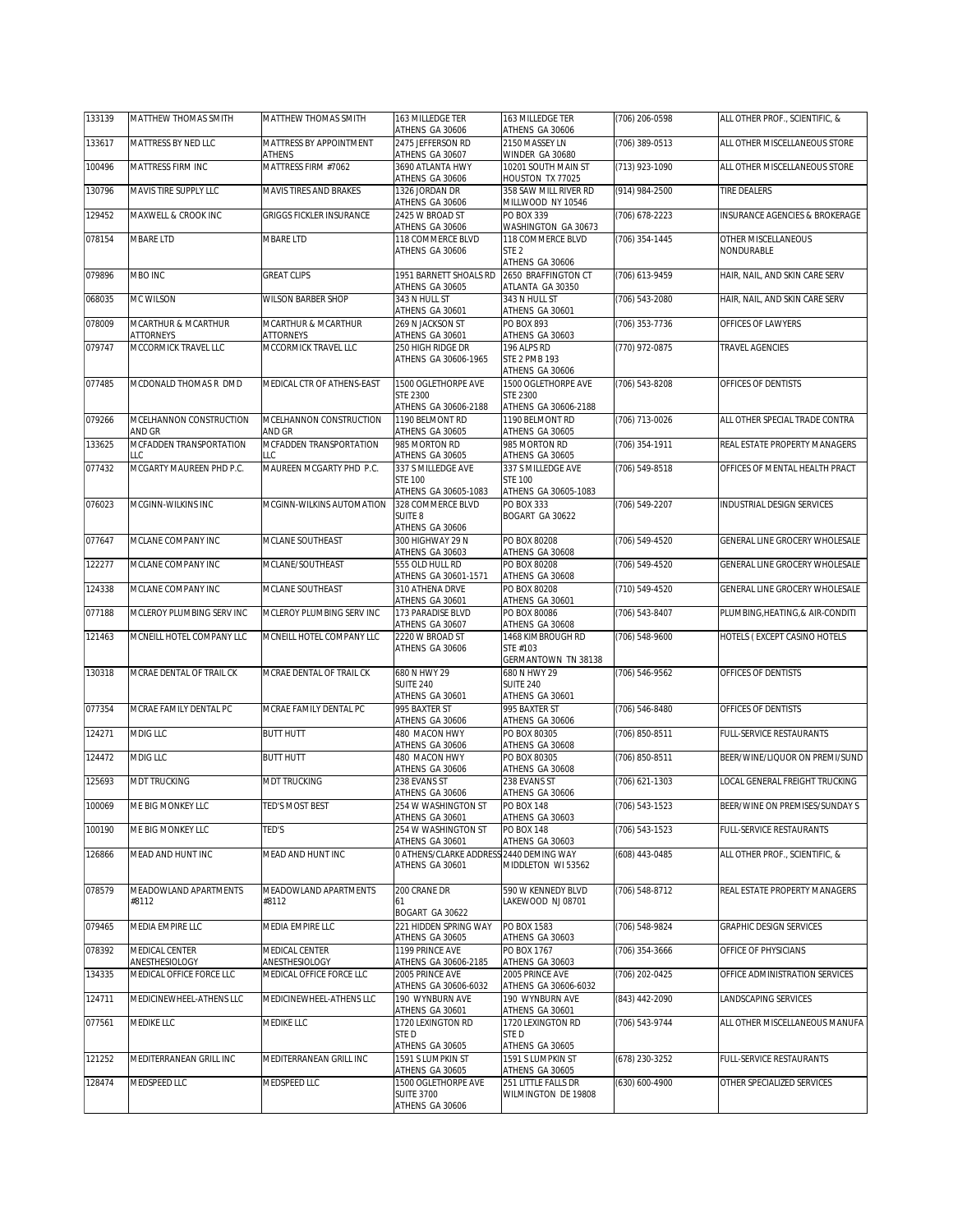| 133139 | MATTHEW THOMAS SMITH | MATTHEW THOMAS SMITH | 163 MILLEDGE TER<br>ATHENS GA 30606 | 163 MILLEDGE TER<br>ATHENS GA 30606 | (706) 206-0598 | ALL OTHER PROF., SCIENTIFIC, & |
|---|---|---|---|---|---|---|
| 133617 | MATTRESS BY NED LLC | MATTRESS BY APPOINTMENT ATHENS | 2475 JEFFERSON RD<br>ATHENS GA 30607 | 2150 MASSEY LN<br>WINDER GA 30680 | (706) 389-0513 | ALL OTHER MISCELLANEOUS STORE |
| 100496 | MATTRESS FIRM INC | MATTRESS FIRM #7062 | 3690 ATLANTA HWY<br>ATHENS GA 30606 | 10201 SOUTH MAIN ST<br>HOUSTON TX 77025 | (713) 923-1090 | ALL OTHER MISCELLANEOUS STORE |
| 130796 | MAVIS TIRE SUPPLY LLC | MAVIS TIRES AND BRAKES | 1326 JORDAN DR<br>ATHENS GA 30606 | 358 SAW MILL RIVER RD<br>MILLWOOD NY 10546 | (914) 984-2500 | TIRE DEALERS |
| 129452 | MAXWELL & CROOK INC | GRIGGS FICKLER INSURANCE | 2425 W BROAD ST<br>ATHENS GA 30606 | PO BOX 339<br>WASHINGTON GA 30673 | (706) 678-2223 | INSURANCE AGENCIES & BROKERAGE |
| 078154 | MBARE LTD | MBARE LTD | 118 COMMERCE BLVD<br>ATHENS GA 30606 | 118 COMMERCE BLVD<br>STE 2<br>ATHENS GA 30606 | (706) 354-1445 | OTHER MISCELLANEOUS NONDURABLE |
| 079896 | MBO INC | GREAT CLIPS | 1951 BARNETT SHOALS RD<br>ATHENS GA 30605 | 2650 BRAFFINGTON CT<br>ATLANTA GA 30350 | (706) 613-9459 | HAIR, NAIL, AND SKIN CARE SERV |
| 068035 | MC WILSON | WILSON BARBER SHOP | 343 N HULL ST<br>ATHENS GA 30601 | 343 N HULL ST<br>ATHENS GA 30601 | (706) 543-2080 | HAIR, NAIL, AND SKIN CARE SERV |
| 078009 | MCARTHUR & MCARTHUR ATTORNEYS | MCARTHUR & MCARTHUR ATTORNEYS | 269 N JACKSON ST<br>ATHENS GA 30601 | PO BOX 893<br>ATHENS GA 30603 | (706) 353-7736 | OFFICES OF LAWYERS |
| 079747 | MCCORMICK TRAVEL LLC | MCCORMICK TRAVEL LLC | 250 HIGH RIDGE DR<br>ATHENS GA 30606-1965 | 196 ALPS RD<br>STE 2 PMB 193<br>ATHENS GA 30606 | (770) 972-0875 | TRAVEL AGENCIES |
| 077485 | MCDONALD THOMAS R DMD | MEDICAL CTR OF ATHENS-EAST | 1500 OGLETHORPE AVE<br>STE 2300<br>ATHENS GA 30606-2188 | 1500 OGLETHORPE AVE<br>STE 2300<br>ATHENS GA 30606-2188 | (706) 543-8208 | OFFICES OF DENTISTS |
| 079266 | MCELHANNON CONSTRUCTION AND GR | MCELHANNON CONSTRUCTION AND GR | 1190 BELMONT RD<br>ATHENS GA 30605 | 1190 BELMONT RD<br>ATHENS GA 30605 | (706) 713-0026 | ALL OTHER SPECIAL TRADE CONTRA |
| 133625 | MCFADDEN TRANSPORTATION LLC | MCFADDEN TRANSPORTATION LLC | 985 MORTON RD<br>ATHENS GA 30605 | 985 MORTON RD<br>ATHENS GA 30605 | (706) 354-1911 | REAL ESTATE PROPERTY MANAGERS |
| 077432 | MCGARTY MAUREEN PHD P.C. | MAUREEN MCGARTY PHD P.C. | 337 S MILLEDGE AVE<br>STE 100<br>ATHENS GA 30605-1083 | 337 S MILLEDGE AVE<br>STE 100<br>ATHENS GA 30605-1083 | (706) 549-8518 | OFFICES OF MENTAL HEALTH PRACT |
| 076023 | MCGINN-WILKINS INC | MCGINN-WILKINS AUTOMATION | 328 COMMERCE BLVD<br>SUITE 8<br>ATHENS GA 30606 | PO BOX 333<br>BOGART GA 30622 | (706) 549-2207 | INDUSTRIAL DESIGN SERVICES |
| 077647 | MCLANE COMPANY INC | MCLANE SOUTHEAST | 300 HIGHWAY 29 N<br>ATHENS GA 30603 | PO BOX 80208<br>ATHENS GA 30608 | (706) 549-4520 | GENERAL LINE GROCERY WHOLESALE |
| 122277 | MCLANE COMPANY INC | MCLANE/SOUTHEAST | 555 OLD HULL RD<br>ATHENS GA 30601-1571 | PO BOX 80208<br>ATHENS GA 30608 | (706) 549-4520 | GENERAL LINE GROCERY WHOLESALE |
| 124338 | MCLANE COMPANY INC | MCLANE SOUTHEAST | 310 ATHENA DRVE<br>ATHENS GA 30601 | PO BOX 80208<br>ATHENS GA 30601 | (710) 549-4520 | GENERAL LINE GROCERY WHOLESALE |
| 077188 | MCLEROY PLUMBING SERV INC | MCLEROY PLUMBING SERV INC | 173 PARADISE BLVD<br>ATHENS GA 30607 | PO BOX 80086<br>ATHENS GA 30608 | (706) 543-8407 | PLUMBING,HEATING,& AIR-CONDITI |
| 121463 | MCNEILL HOTEL COMPANY LLC | MCNEILL HOTEL COMPANY LLC | 2220 W BROAD ST<br>ATHENS GA 30606 | 1468 KIMBROUGH RD<br>STE #103<br>GERMANTOWN TN 38138 | (706) 548-9600 | HOTELS ( EXCEPT CASINO HOTELS |
| 130318 | MCRAE DENTAL OF TRAIL CK | MCRAE DENTAL OF TRAIL CK | 680 N HWY 29<br>SUITE 240<br>ATHENS GA 30601 | 680 N HWY 29<br>SUITE 240<br>ATHENS GA 30601 | (706) 546-9562 | OFFICES OF DENTISTS |
| 077354 | MCRAE FAMILY DENTAL PC | MCRAE FAMILY DENTAL PC | 995 BAXTER ST<br>ATHENS GA 30606 | 995 BAXTER ST<br>ATHENS GA 30606 | (706) 546-8480 | OFFICES OF DENTISTS |
| 124271 | MDIG LLC | BUTT HUTT | 480 MACON HWY<br>ATHENS GA 30606 | PO BOX 80305<br>ATHENS GA 30608 | (706) 850-8511 | FULL-SERVICE RESTAURANTS |
| 124472 | MDIG LLC | BUTT HUTT | 480 MACON HWY<br>ATHENS GA 30606 | PO BOX 80305<br>ATHENS GA 30608 | (706) 850-8511 | BEER/WINE/LIQUOR ON PREMI/SUND |
| 125693 | MDT TRUCKING | MDT TRUCKING | 238 EVANS ST<br>ATHENS GA 30606 | 238 EVANS ST<br>ATHENS GA 30606 | (706) 621-1303 | LOCAL GENERAL FREIGHT TRUCKING |
| 100069 | ME BIG MONKEY LLC | TED'S MOST BEST | 254 W WASHINGTON ST<br>ATHENS GA 30601 | PO BOX 148<br>ATHENS GA 30603 | (706) 543-1523 | BEER/WINE ON PREMISES/SUNDAY S |
| 100190 | ME BIG MONKEY LLC | TED'S | 254 W WASHINGTON ST<br>ATHENS GA 30601 | PO BOX 148<br>ATHENS GA 30603 | (706) 543-1523 | FULL-SERVICE RESTAURANTS |
| 126866 | MEAD AND HUNT INC | MEAD AND HUNT INC | 0 ATHENS/CLARKE ADDRESS<br>ATHENS GA 30601 | 2440 DEMING WAY<br>MIDDLETON WI 53562 | (608) 443-0485 | ALL OTHER PROF., SCIENTIFIC, & |
| 078579 | MEADOWLAND APARTMENTS #8112 | MEADOWLAND APARTMENTS #8112 | 200 CRANE DR<br>61<br>BOGART GA 30622 | 590 W KENNEDY BLVD<br>LAKEWOOD NJ 08701 | (706) 548-8712 | REAL ESTATE PROPERTY MANAGERS |
| 079465 | MEDIA EMPIRE LLC | MEDIA EMPIRE LLC | 221 HIDDEN SPRING WAY<br>ATHENS GA 30605 | PO BOX 1583<br>ATHENS GA 30603 | (706) 548-9824 | GRAPHIC DESIGN SERVICES |
| 078392 | MEDICAL CENTER ANESTHESIOLOGY | MEDICAL CENTER ANESTHESIOLOGY | 1199 PRINCE AVE<br>ATHENS GA 30606-2185 | PO BOX 1767<br>ATHENS GA 30603 | (706) 354-3666 | OFFICE OF PHYSICIANS |
| 134335 | MEDICAL OFFICE FORCE LLC | MEDICAL OFFICE FORCE LLC | 2005 PRINCE AVE<br>ATHENS GA 30606-6032 | 2005 PRINCE AVE<br>ATHENS GA 30606-6032 | (706) 202-0425 | OFFICE ADMINISTRATION SERVICES |
| 124711 | MEDICINEWHEEL-ATHENS LLC | MEDICINEWHEEL-ATHENS LLC | 190 WYNBURN AVE<br>ATHENS GA 30601 | 190 WYNBURN AVE<br>ATHENS GA 30601 | (843) 442-2090 | LANDSCAPING SERVICES |
| 077561 | MEDIKE LLC | MEDIKE LLC | 1720 LEXINGTON RD<br>STE D<br>ATHENS GA 30605 | 1720 LEXINGTON RD<br>STE D<br>ATHENS GA 30605 | (706) 543-9744 | ALL OTHER MISCELLANEOUS MANUFA |
| 121252 | MEDITERRANEAN GRILL INC | MEDITERRANEAN GRILL INC | 1591 S LUMPKIN ST<br>ATHENS GA 30605 | 1591 S LUMPKIN ST<br>ATHENS GA 30605 | (678) 230-3252 | FULL-SERVICE RESTAURANTS |
| 128474 | MEDSPEED LLC | MEDSPEED LLC | 1500 OGLETHORPE AVE<br>SUITE 3700<br>ATHENS GA 30606 | 251 LITTLE FALLS DR<br>WILMINGTON DE 19808 | (630) 600-4900 | OTHER SPECIALIZED SERVICES |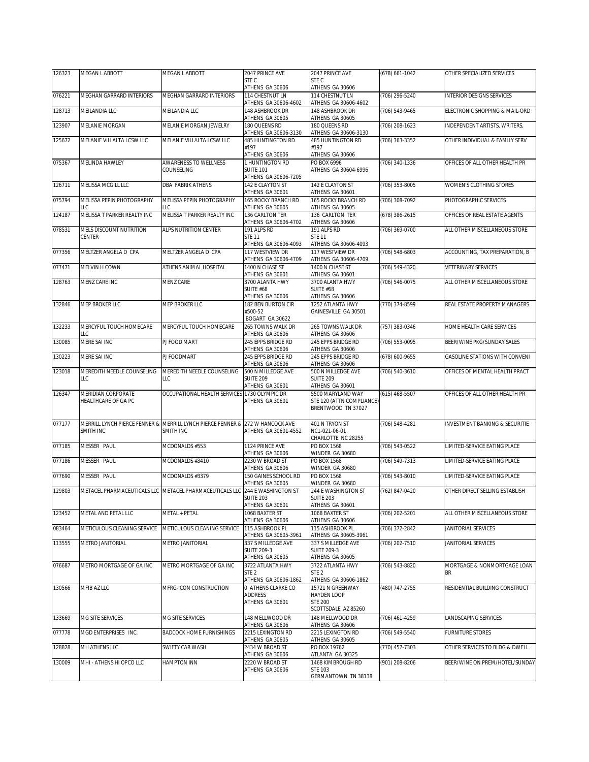| 126323 | MEGAN L ABBOTT | MEGAN L ABBOTT | 2047 PRINCE AVE STE C ATHENS GA 30606 | 2047 PRINCE AVE STE C ATHENS GA 30606 | (678) 661-1042 | OTHER SPECIALIZED SERVICES |
|---|---|---|---|---|---|---|
| 076221 | MEGHAN GARRARD INTERIORS | MEGHAN GARRARD INTERIORS | 114 CHESTNUT LN ATHENS GA 30606-4602 | 114 CHESTNUT LN ATHENS GA 30606-4602 | (706) 296-5240 | INTERIOR DESIGNS SERVICES |
| 128713 | MEILANDIA LLC | MEILANDIA LLC | 148 ASHBROOK DR ATHENS GA 30605 | 148 ASHBROOK DR ATHENS GA 30605 | (706) 543-9465 | ELECTRONIC SHOPPING & MAIL-ORD |
| 123907 | MELANIE MORGAN | MELANIE MORGAN JEWELRY | 180 QUEENS RD ATHENS GA 30606-3130 | 180 QUEENS RD ATHENS GA 30606-3130 | (706) 208-1623 | INDEPENDENT ARTISTS, WRITERS, |
| 125672 | MELANIE VILLALTA LCSW LLC | MELANIE VILLALTA LCSW LLC | 485 HUNTINGTON RD #197 ATHENS GA 30606 | 485 HUNTINGTON RD #197 ATHENS GA 30606 | (706) 363-3352 | OTHER INDIVIDUAL & FAMILY SERV |
| 075367 | MELINDA HAWLEY | AWARENESS TO WELLNESS COUNSELING | 1 HUNTINGTON RD SUITE 101 ATHENS GA 30606-7205 | PO BOX 6996 ATHENS GA 30604-6996 | (706) 340-1336 | OFFICES OF ALL OTHER HEALTH PR |
| 126711 | MELISSA MCGILL LLC | DBA FABRIK ATHENS | 142 E CLAYTON ST ATHENS GA 30601 | 142 E CLAYTON ST ATHENS GA 30601 | (706) 353-8005 | WOMEN'S CLOTHING STORES |
| 075794 | MELISSA PEPIN PHOTOGRAPHY LLC | MELISSA PEPIN PHOTOGRAPHY LLC | 165 ROCKY BRANCH RD ATHENS GA 30605 | 165 ROCKY BRANCH RD ATHENS GA 30605 | (706) 308-7092 | PHOTOGRAPHIC SERVICES |
| 124187 | MELISSA T PARKER REALTY INC | MELISSA T PARKER REALTY INC | 136 CARLTON TER ATHENS GA 30606-4702 | 136 CARLTON TER ATHENS GA 30606 | (678) 386-2615 | OFFICES OF REAL ESTATE AGENTS |
| 078531 | MELS DISCOUNT NUTRITION CENTER | ALPS NUTRITION CENTER | 191 ALPS RD STE 11 ATHENS GA 30606-4093 | 191 ALPS RD STE 11 ATHENS GA 30606-4093 | (706) 369-0700 | ALL OTHER MISCELLANEOUS STORE |
| 077356 | MELTZER ANGELA D CPA | MELTZER ANGELA D CPA | 117 WESTVIEW DR ATHENS GA 30606-4709 | 117 WESTVIEW DR ATHENS GA 30606-4709 | (706) 548-6803 | ACCOUNTING, TAX PREPARATION, B |
| 077471 | MELVIN H COWN | ATHENS ANIMAL HOSPITAL | 1400 N CHASE ST ATHENS GA 30601 | 1400 N CHASE ST ATHENS GA 30601 | (706) 549-4320 | VETERINARY SERVICES |
| 128763 | MENZ CARE INC | MENZ CARE | 3700 ALANTA HWY SUITE #68 ATHENS GA 30606 | 3700 ALANTA HWY SUITE #68 ATHENS GA 30606 | (706) 546-0075 | ALL OTHER MISCELLANEOUS STORE |
| 132846 | MEP BROKER LLC | MEP BROKER LLC | 182 BEN BURTON CIR #500-52 BOGART GA 30622 | 1252 ATLANTA HWY GAINESVILLE GA 30501 | (770) 374-8599 | REAL ESTATE PROPERTY MANAGERS |
| 132233 | MERCYFUL TOUCH HOMECARE LLC | MERCYFUL TOUCH HOMECARE | 265 TOWNS WALK DR ATHENS GA 30606 | 265 TOWNS WALK DR ATHENS GA 30606 | (757) 383-0346 | HOME HEALTH CARE SERVICES |
| 130085 | MERE SAI INC | PJ FOOD MART | 245 EPPS BRIDGE RD ATHENS GA 30606 | 245 EPPS BRIDGE RD ATHENS GA 30606 | (706) 553-0095 | BEER/WINE PKG/SUNDAY SALES |
| 130223 | MERE SAI INC | PJ FOODMART | 245 EPPS BRIDGE RD ATHENS GA 30606 | 245 EPPS BRIDGE RD ATHENS GA 30606 | (678) 600-9655 | GASOLINE STATIONS WITH CONVENI |
| 123018 | MEREDITH NEEDLE COUNSELING LLC | MEREDITH NEEDLE COUNSELING LLC | 500 N MILLEDGE AVE SUITE 209 ATHENS GA 30601 | 500 N MILLEDGE AVE SUITE 209 ATHENS GA 30601 | (706) 540-3610 | OFFICES OF MENTAL HEALTH PRACT |
| 126347 | MERIDIAN CORPORATE HEALTHCARE OF GA PC | OCCUPATIONAL HEALTH SERVICES | 1730 OLYMPIC DR ATHENS GA 30601 | 5500 MARYLAND WAY STE 120 (ATTN COMPLIANCE) BRENTWOOD TN 37027 | (615) 468-5507 | OFFICES OF ALL OTHER HEALTH PR |
| 077177 | MERRILL LYNCH PIERCE FENNER & SMITH INC | MERRILL LYNCH PIERCE FENNER & SMITH INC | 272 W HANCOCK AVE ATHENS GA 30601-4552 | 401 N TRYON ST NC1-021-06-01 CHARLOTTE NC 28255 | (706) 548-4281 | INVESTMENT BANKING & SECURITIE |
| 077185 | MESSER PAUL | MCDONALDS #553 | 1124 PRINCE AVE ATHENS GA 30606 | PO BOX 1568 WINDER GA 30680 | (706) 543-0522 | LIMITED-SERVICE EATING PLACE |
| 077186 | MESSER PAUL | MCDONALDS #3410 | 2230 W BROAD ST ATHENS GA 30606 | PO BOX 1568 WINDER GA 30680 | (706) 549-7313 | LIMITED-SERVICE EATING PLACE |
| 077690 | MESSER PAUL | MCDONALDS #3379 | 150 GAINES SCHOOL RD ATHENS GA 30605 | PO BOX 1568 WINDER GA 30680 | (706) 543-8010 | LIMITED-SERVICE EATING PLACE |
| 129803 | METACEL PHARMACEUTICALS LLC | METACEL PHARMACEUTICALS LLC | 244 E WASHINGTON ST SUITE 203 ATHENS GA 30601 | 244 E WASHINGTON ST SUITE 203 ATHENS GA 30601 | (762) 847-0420 | OTHER DIRECT SELLING ESTABLISH |
| 123452 | METAL AND PETAL LLC | METAL + PETAL | 1068 BAXTER ST ATHENS GA 30606 | 1068 BAXTER ST ATHENS GA 30606 | (706) 202-5201 | ALL OTHER MISCELLANEOUS STORE |
| 083464 | METICULOUS CLEANING SERVICE | METICULOUS CLEANING SERVICE | 115 ASHBROOK PL ATHENS GA 30605-3961 | 115 ASHBROOK PL ATHENS GA 30605-3961 | (706) 372-2842 | JANITORIAL SERVICES |
| 113555 | METRO JANITORIAL | METRO JANITORIAL | 337 S MILLEDGE AVE SUITE 209-3 ATHENS GA 30605 | 337 S MILLEDGE AVE SUITE 209-3 ATHENS GA 30605 | (706) 202-7510 | JANITORIAL SERVICES |
| 076687 | METRO MORTGAGE OF GA INC | METRO MORTGAGE OF GA INC | 3722 ATLANTA HWY STE 2 ATHENS GA 30606-1862 | 3722 ATLANTA HWY STE 2 ATHENS GA 30606-1862 | (706) 543-8820 | MORTGAGE & NONMORTGAGE LOAN BR |
| 130566 | MFIB AZ LLC | MFRG-ICON CONSTRUCTION | 0 ATHENS CLARKE CO ADDRESS ATHENS GA 30601 | 15721 N GREENWAY HAYDEN LOOP STE 200 SCOTTSDALE AZ 85260 | (480) 747-2755 | RESIDENTIAL BUILDING CONSTRUCT |
| 133669 | MG SITE SERVICES | MG SITE SERVICES | 148 MELLWOOD DR ATHENS GA 30606 | 148 MELLWOOD DR ATHENS GA 30606 | (706) 461-4259 | LANDSCAPING SERVICES |
| 077778 | MGD ENTERPRISES INC. | BADCOCK HOME FURNISHINGS | 2215 LEXINGTON RD ATHENS GA 30605 | 2215 LEXINGTON RD ATHENS GA 30605 | (706) 549-5540 | FURNITURE STORES |
| 128828 | MH ATHENS LLC | SWIFTY CAR WASH | 2434 W BROAD ST ATHENS GA 30606 | PO BOX 19762 ATLANTA GA 30325 | (770) 457-7303 | OTHER SERVICES TO BLDG & DWELL |
| 130009 | MHI - ATHENS HI OPCO LLC | HAMPTON INN | 2220 W BROAD ST ATHENS GA 30606 | 1468 KIMBROUGH RD STE 103 GERMANTOWN TN 38138 | (901) 208-8206 | BEER/WINE ON PREM/HOTEL/SUNDAY |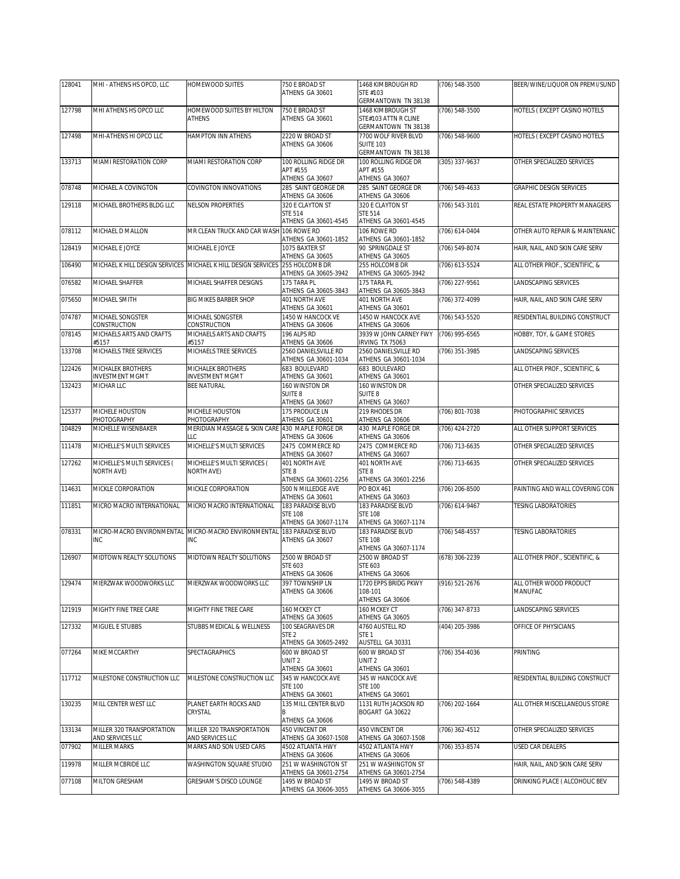| 128041 | MHI - ATHENS HS OPCO, LLC | HOMEWOOD SUITES | 750 E BROAD ST ATHENS GA 30601 | 1468 KIMBROUGH RD STE #103 GERMANTOWN TN 38138 | (706) 548-3500 | BEER/WINE/LIQUOR ON PREMI/SUND |
|---|---|---|---|---|---|---|
| 127798 | MHI ATHENS HS OPCO LLC | HOMEWOOD SUITES BY HILTON ATHENS | 750 E BROAD ST ATHENS GA 30601 | 1468 KIMBROUGH ST STE#103 ATTN R CLINE GERMANTOWN TN 38138 | (706) 548-3500 | HOTELS ( EXCEPT CASINO HOTELS |
| 127498 | MHI-ATHENS HI OPCO LLC | HAMPTON INN ATHENS | 2220 W BROAD ST ATHENS GA 30606 | 7700 WOLF RIVER BLVD SUITE 103 GERMANTOWN TN 38138 | (706) 548-9600 | HOTELS ( EXCEPT CASINO HOTELS |
| 133713 | MIAMI RESTORATION CORP | MIAMI RESTORATION CORP | 100 ROLLING RIDGE DR APT #155 ATHENS GA 30607 | 100 ROLLING RIDGE DR APT #155 ATHENS GA 30607 | (305) 337-9637 | OTHER SPECIALIZED SERVICES |
| 078748 | MICHAEL A COVINGTON | COVINGTON INNOVATIONS | 285 SAINT GEORGE DR ATHENS GA 30606 | 285 SAINT GEORGE DR ATHENS GA 30606 | (706) 549-4633 | GRAPHIC DESIGN SERVICES |
| 129118 | MICHAEL BROTHERS BLDG LLC | NELSON PROPERTIES | 320 E CLAYTON ST STE 514 ATHENS GA 30601-4545 | 320 E CLAYTON ST STE 514 ATHENS GA 30601-4545 | (706) 543-3101 | REAL ESTATE PROPERTY MANAGERS |
| 078112 | MICHAEL D MALLON | MR CLEAN TRUCK AND CAR WASH | 106 ROWE RD ATHENS GA 30601-1852 | 106 ROWE RD ATHENS GA 30601-1852 | (706) 614-0404 | OTHER AUTO REPAIR & MAINTENANC |
| 128419 | MICHAEL E JOYCE | MICHAEL E JOYCE | 1075 BAXTER ST ATHENS GA 30605 | 90 SPRINGDALE ST ATHENS GA 30605 | (706) 549-8074 | HAIR, NAIL, AND SKIN CARE SERV |
| 106490 | MICHAEL K HILL DESIGN SERVICES | MICHAEL K HILL DESIGN SERVICES | 255 HOLCOMB DR ATHENS GA 30605-3942 | 255 HOLCOMB DR ATHENS GA 30605-3942 | (706) 613-5524 | ALL OTHER PROF., SCIENTIFIC, & |
| 076582 | MICHAEL SHAFFER | MICHAEL SHAFFER DESIGNS | 175 TARA PL ATHENS GA 30605-3843 | 175 TARA PL ATHENS GA 30605-3843 | (706) 227-9561 | LANDSCAPING SERVICES |
| 075650 | MICHAEL SMITH | BIG MIKES BARBER SHOP | 401 NORTH AVE ATHENS GA 30601 | 401 NORTH AVE ATHENS GA 30601 | (706) 372-4099 | HAIR, NAIL, AND SKIN CARE SERV |
| 074787 | MICHAEL SONGSTER CONSTRUCTION | MICHAEL SONGSTER CONSTRUCTION | 1450 W HANCOCK VE ATHENS GA 30606 | 1450 W HANCOCK AVE ATHENS GA 30606 | (706) 543-5520 | RESIDENTIAL BUILDING CONSTRUCT |
| 078145 | MICHAELS ARTS AND CRAFTS #5157 | MICHAELS ARTS AND CRAFTS #5157 | 196 ALPS RD ATHENS GA 30606 | 3939 W JOHN CARNEY FWY IRVING TX 75063 | (706) 995-6565 | HOBBY, TOY, & GAME STORES |
| 133708 | MICHAELS TREE SERVICES | MICHAELS TREE SERVICES | 2560 DANIELSVILLE RD ATHENS GA 30601-1034 | 2560 DANIELSVILLE RD ATHENS GA 30601-1034 | (706) 351-3985 | LANDSCAPING SERVICES |
| 122426 | MICHALEK BROTHERS INVESTMENT MGMT | MICHALEK BROTHERS INVESTMENT MGMT | 683 BOULEVARD ATHENS GA 30601 | 683 BOULEVARD ATHENS GA 30601 | | ALL OTHER PROF., SCIENTIFIC, & |
| 132423 | MICHAR LLC | BEE NATURAL | 160 WINSTON DR SUITE 8 ATHENS GA 30607 | 160 WINSTON DR SUITE 8 ATHENS GA 30607 | | OTHER SPECIALIZED SERVICES |
| 125377 | MICHELE HOUSTON PHOTOGRAPHY | MICHELE HOUSTON PHOTOGRAPHY | 175 PRODUCE LN ATHENS GA 30601 | 219 RHODES DR ATHENS GA 30606 | (706) 801-7038 | PHOTOGRAPHIC SERVICES |
| 104829 | MICHELLE WISENBAKER | MERIDIAN MASSAGE & SKIN CARE LLC | 430 MAPLE FORGE DR ATHENS GA 30606 | 430 MAPLE FORGE DR ATHENS GA 30606 | (706) 424-2720 | ALL OTHER SUPPORT SERVICES |
| 111478 | MICHELLE'S MULTI SERVICES | MICHELLE'S MULTI SERVICES | 2475 COMMERCE RD ATHENS GA 30607 | 2475 COMMERCE RD ATHENS GA 30607 | (706) 713-6635 | OTHER SPECIALIZED SERVICES |
| 127262 | MICHELLE'S MULTI SERVICES ( NORTH AVE) | MICHELLE'S MULTI SERVICES ( NORTH AVE) | 401 NORTH AVE STE 8 ATHENS GA 30601-2256 | 401 NORTH AVE STE 8 ATHENS GA 30601-2256 | (706) 713-6635 | OTHER SPECIALIZED SERVICES |
| 114631 | MICKLE CORPORATION | MICKLE CORPORATION | 500 N MILLEDGE AVE ATHENS GA 30601 | PO BOX 461 ATHENS GA 30603 | (706) 206-8500 | PAINTING AND WALL COVERING CON |
| 111851 | MICRO MACRO INTERNATIONAL | MICRO MACRO INTERNATIONAL | 183 PARADISE BLVD STE 108 ATHENS GA 30607-1174 | 183 PARADISE BLVD STE 108 ATHENS GA 30607-1174 | (706) 614-9467 | TESING LABORATORIES |
| 078331 | MICRO-MACRO ENVIRONMENTAL INC | MICRO-MACRO ENVIRONMENTAL INC | 183 PARADISE BLVD ATHENS GA 30607 | 183 PARADISE BLVD STE 108 ATHENS GA 30607-1174 | (706) 548-4557 | TESING LABORATORIES |
| 126907 | MIDTOWN REALTY SOLUTIONS | MIDTOWN REALTY SOLUTIONS | 2500 W BROAD ST STE 603 ATHENS GA 30606 | 2500 W BROAD ST STE 603 ATHENS GA 30606 | (678) 306-2239 | ALL OTHER PROF., SCIENTIFIC, & |
| 129474 | MIERZWAK WOODWORKS LLC | MIERZWAK WOODWORKS LLC | 397 TOWNSHIP LN ATHENS GA 30606 | 1720 EPPS BRIDG PKWY 108-101 ATHENS GA 30606 | (916) 521-2676 | ALL OTHER WOOD PRODUCT MANUFAC |
| 121919 | MIGHTY FINE TREE CARE | MIGHTY FINE TREE CARE | 160 MCKEY CT ATHENS GA 30605 | 160 MCKEY CT ATHENS GA 30605 | (706) 347-8733 | LANDSCAPING SERVICES |
| 127332 | MIGUEL E STUBBS | STUBBS MEDICAL & WELLNESS | 100 SEAGRAVES DR STE 2 ATHENS GA 30605-2492 | 4760 AUSTELL RD STE 1 AUSTELL GA 30331 | (404) 205-3986 | OFFICE OF PHYSICIANS |
| 077264 | MIKE MCCARTHY | SPECTAGRAPHICS | 600 W BROAD ST UNIT 2 ATHENS GA 30601 | 600 W BROAD ST UNIT 2 ATHENS GA 30601 | (706) 354-4036 | PRINTING |
| 117712 | MILESTONE CONSTRUCTION LLC | MILESTONE CONSTRUCTION LLC | 345 W HANCOCK AVE STE 100 ATHENS GA 30601 | 345 W HANCOCK AVE STE 100 ATHENS GA 30601 | | RESIDENTIAL BUILDING CONSTRUCT |
| 130235 | MILL CENTER WEST LLC | PLANET EARTH ROCKS AND CRYSTAL | 135 MILL CENTER BLVD B ATHENS GA 30606 | 1131 RUTH JACKSON RD BOGART GA 30622 | (706) 202-1664 | ALL OTHER MISCELLANEOUS STORE |
| 133134 | MILLER 320 TRANSPORTATION AND SERVICES LLC | MILLER 320 TRANSPORTATION AND SERVICES LLC | 450 VINCENT DR ATHENS GA 30607-1508 | 450 VINCENT DR ATHENS GA 30607-1508 | (706) 362-4512 | OTHER SPECIALIZED SERVICES |
| 077902 | MILLER MARKS | MARKS AND SON USED CARS | 4502 ATLANTA HWY ATHENS GA 30606 | 4502 ATLANTA HWY ATHENS GA 30606 | (706) 353-8574 | USED CAR DEALERS |
| 119978 | MILLER MCBRIDE LLC | WASHINGTON SQUARE STUDIO | 251 W WASHINGTON ST ATHENS GA 30601-2754 | 251 W WASHINGTON ST ATHENS GA 30601-2754 | | HAIR, NAIL, AND SKIN CARE SERV |
| 077108 | MILTON GRESHAM | GRESHAM'S DISCO LOUNGE | 1495 W BROAD ST ATHENS GA 30606-3055 | 1495 W BROAD ST ATHENS GA 30606-3055 | (706) 548-4389 | DRINKING PLACE ( ALCOHOLIC BEV |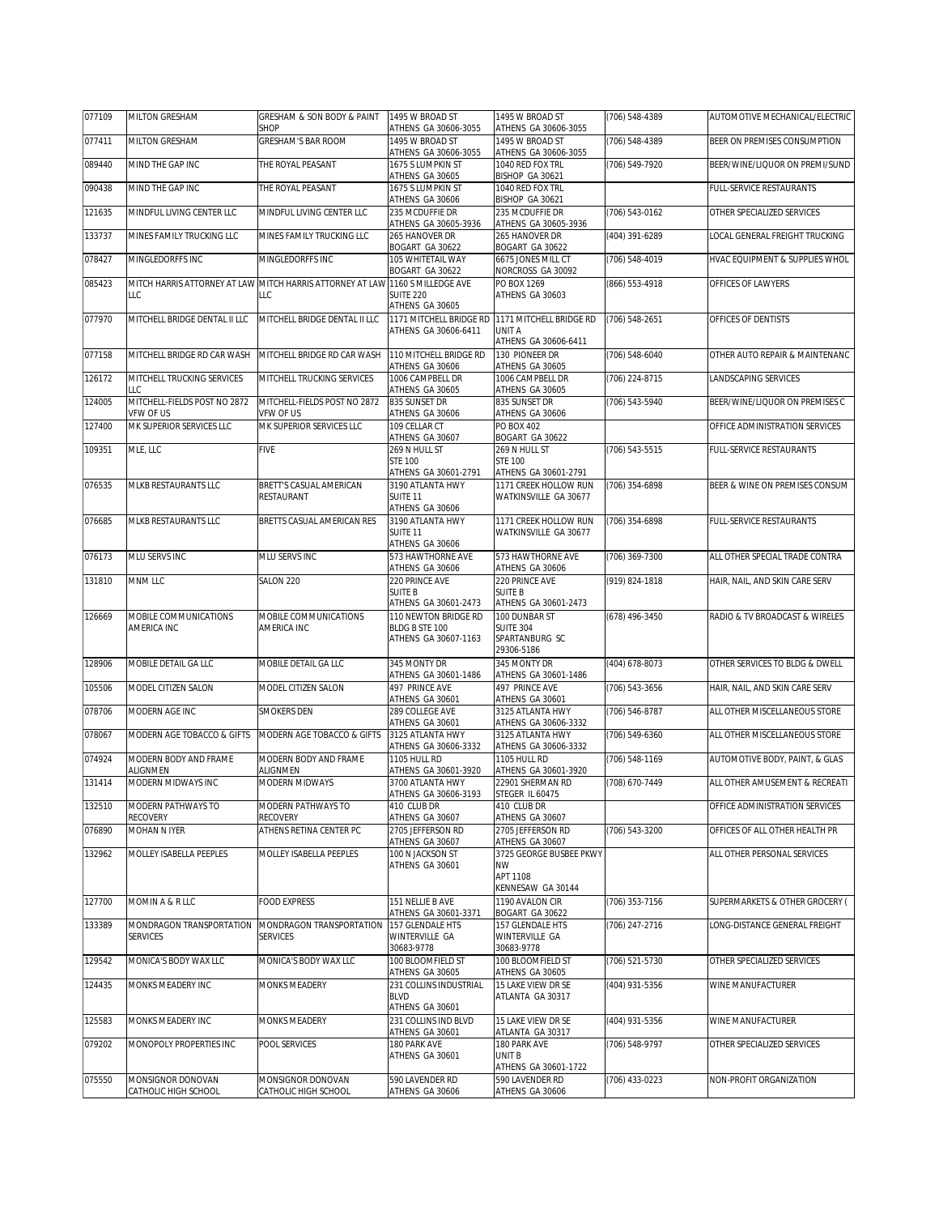| 077109 | MILTON GRESHAM | GRESHAM & SON BODY & PAINT SHOP | 1495 W BROAD ST ATHENS GA 30606-3055 | 1495 W BROAD ST ATHENS GA 30606-3055 | (706) 548-4389 | AUTOMOTIVE MECHANICAL/ELECTRIC |
|---|---|---|---|---|---|---|
| 077411 | MILTON GRESHAM | GRESHAM'S BAR ROOM | 1495 W BROAD ST ATHENS GA 30606-3055 | 1495 W BROAD ST ATHENS GA 30606-3055 | (706) 548-4389 | BEER ON PREMISES CONSUMPTION |
| 089440 | MIND THE GAP INC | THE ROYAL PEASANT | 1675 S LUMPKIN ST ATHENS GA 30605 | 1040 RED FOX TRL BISHOP GA 30621 | (706) 549-7920 | BEER/WINE/LIQUOR ON PREMI/SUND |
| 090438 | MIND THE GAP INC | THE ROYAL PEASANT | 1675 S LUMPKIN ST ATHENS GA 30606 | 1040 RED FOX TRL BISHOP GA 30621 | | FULL-SERVICE RESTAURANTS |
| 121635 | MINDFUL LIVING CENTER LLC | MINDFUL LIVING CENTER LLC | 235 MCDUFFIE DR ATHENS GA 30605-3936 | 235 MCDUFFIE DR ATHENS GA 30605-3936 | (706) 543-0162 | OTHER SPECIALIZED SERVICES |
| 133737 | MINES FAMILY TRUCKING LLC | MINES FAMILY TRUCKING LLC | 265 HANOVER DR BOGART GA 30622 | 265 HANOVER DR BOGART GA 30622 | (404) 391-6289 | LOCAL GENERAL FREIGHT TRUCKING |
| 078427 | MINGLEDORFFS INC | MINGLEDORFFS INC | 105 WHITETAIL WAY BOGART GA 30622 | 6675 JONES MILL CT NORCROSS GA 30092 | (706) 548-4019 | HVAC EQUIPMENT & SUPPLIES WHOL |
| 085423 | MITCH HARRIS ATTORNEY AT LAW LLC | MITCH HARRIS ATTORNEY AT LAW LLC | 1160 S MILLEDGE AVE SUITE 220 ATHENS GA 30605 | PO BOX 1269 ATHENS GA 30603 | (866) 553-4918 | OFFICES OF LAWYERS |
| 077970 | MITCHELL BRIDGE DENTAL II LLC | MITCHELL BRIDGE DENTAL II LLC | 1171 MITCHELL BRIDGE RD ATHENS GA 30606-6411 | 1171 MITCHELL BRIDGE RD UNIT A ATHENS GA 30606-6411 | (706) 548-2651 | OFFICES OF DENTISTS |
| 077158 | MITCHELL BRIDGE RD CAR WASH | MITCHELL BRIDGE RD CAR WASH | 110 MITCHELL BRIDGE RD ATHENS GA 30606 | 130 PIONEER DR ATHENS GA 30605 | (706) 548-6040 | OTHER AUTO REPAIR & MAINTENANC |
| 126172 | MITCHELL TRUCKING SERVICES LLC | MITCHELL TRUCKING SERVICES | 1006 CAMPBELL DR ATHENS GA 30605 | 1006 CAMPBELL DR ATHENS GA 30605 | (706) 224-8715 | LANDSCAPING SERVICES |
| 124005 | MITCHELL-FIELDS POST NO 2872 VFW OF US | MITCHELL-FIELDS POST NO 2872 VFW OF US | 835 SUNSET DR ATHENS GA 30606 | 835 SUNSET DR ATHENS GA 30606 | (706) 543-5940 | BEER/WINE/LIQUOR ON PREMISES C |
| 127400 | MK SUPERIOR SERVICES LLC | MK SUPERIOR SERVICES LLC | 109 CELLAR CT ATHENS GA 30607 | PO BOX 402 BOGART GA 30622 | | OFFICE ADMINISTRATION SERVICES |
| 109351 | MLE, LLC | FIVE | 269 N HULL ST STE 100 ATHENS GA 30601-2791 | 269 N HULL ST STE 100 ATHENS GA 30601-2791 | (706) 543-5515 | FULL-SERVICE RESTAURANTS |
| 076535 | MLKB RESTAURANTS LLC | BRETT'S CASUAL AMERICAN RESTAURANT | 3190 ATLANTA HWY SUITE 11 ATHENS GA 30606 | 1171 CREEK HOLLOW RUN WATKINSVILLE GA 30677 | (706) 354-6898 | BEER & WINE ON PREMISES CONSUM |
| 076685 | MLKB RESTAURANTS LLC | BRETTS CASUAL AMERICAN RES | 3190 ATLANTA HWY SUITE 11 ATHENS GA 30606 | 1171 CREEK HOLLOW RUN WATKINSVILLE GA 30677 | (706) 354-6898 | FULL-SERVICE RESTAURANTS |
| 076173 | MLU SERVS INC | MLU SERVS INC | 573 HAWTHORNE AVE ATHENS GA 30606 | 573 HAWTHORNE AVE ATHENS GA 30606 | (706) 369-7300 | ALL OTHER SPECIAL TRADE CONTRA |
| 131810 | MNM LLC | SALON 220 | 220 PRINCE AVE SUITE B ATHENS GA 30601-2473 | 220 PRINCE AVE SUITE B ATHENS GA 30601-2473 | (919) 824-1818 | HAIR, NAIL, AND SKIN CARE SERV |
| 126669 | MOBILE COMMUNICATIONS AMERICA INC | MOBILE COMMUNICATIONS AMERICA INC | 110 NEWTON BRIDGE RD BLDG B STE 100 ATHENS GA 30607-1163 | 100 DUNBAR ST SUITE 304 SPARTANBURG SC 29306-5186 | (678) 496-3450 | RADIO & TV BROADCAST & WIRELES |
| 128906 | MOBILE DETAIL GA LLC | MOBILE DETAIL GA LLC | 345 MONTY DR ATHENS GA 30601-1486 | 345 MONTY DR ATHENS GA 30601-1486 | (404) 678-8073 | OTHER SERVICES TO BLDG & DWELL |
| 105506 | MODEL CITIZEN SALON | MODEL CITIZEN SALON | 497 PRINCE AVE ATHENS GA 30601 | 497 PRINCE AVE ATHENS GA 30601 | (706) 543-3656 | HAIR, NAIL, AND SKIN CARE SERV |
| 078706 | MODERN AGE INC | SMOKERS DEN | 289 COLLEGE AVE ATHENS GA 30601 | 3125 ATLANTA HWY ATHENS GA 30606-3332 | (706) 546-8787 | ALL OTHER MISCELLANEOUS STORE |
| 078067 | MODERN AGE TOBACCO & GIFTS | MODERN AGE TOBACCO & GIFTS | 3125 ATLANTA HWY ATHENS GA 30606-3332 | 3125 ATLANTA HWY ATHENS GA 30606-3332 | (706) 549-6360 | ALL OTHER MISCELLANEOUS STORE |
| 074924 | MODERN BODY AND FRAME ALIGNMEN | MODERN BODY AND FRAME ALIGNMEN | 1105 HULL RD ATHENS GA 30601-3920 | 1105 HULL RD ATHENS GA 30601-3920 | (706) 548-1169 | AUTOMOTIVE BODY, PAINT, & GLAS |
| 131414 | MODERN MIDWAYS INC | MODERN MIDWAYS | 3700 ATLANTA HWY ATHENS GA 30606-3193 | 22901 SHERMAN RD STEGER IL 60475 | (708) 670-7449 | ALL OTHER AMUSEMENT & RECREATI |
| 132510 | MODERN PATHWAYS TO RECOVERY | MODERN PATHWAYS TO RECOVERY | 410 CLUB DR ATHENS GA 30607 | 410 CLUB DR ATHENS GA 30607 | | OFFICE ADMINISTRATION SERVICES |
| 076890 | MOHAN N IYER | ATHENS RETINA CENTER PC | 2705 JEFFERSON RD ATHENS GA 30607 | 2705 JEFFERSON RD ATHENS GA 30607 | (706) 543-3200 | OFFICES OF ALL OTHER HEALTH PR |
| 132962 | MOLLEY ISABELLA PEEPLES | MOLLEY ISABELLA PEEPLES | 100 N JACKSON ST ATHENS GA 30601 | 3725 GEORGE BUSBEE PKWY NW APT 1108 KENNESAW GA 30144 | | ALL OTHER PERSONAL SERVICES |
| 127700 | MOMIN A & R LLC | FOOD EXPRESS | 151 NELLIE B AVE ATHENS GA 30601-3371 | 1190 AVALON CIR BOGART GA 30622 | (706) 353-7156 | SUPERMARKETS & OTHER GROCERY ( |
| 133389 | MONDRAGON TRANSPORTATION SERVICES | MONDRAGON TRANSPORTATION SERVICES | 157 GLENDALE HTS WINTERVILLE GA 30683-9778 | 157 GLENDALE HTS WINTERVILLE GA 30683-9778 | (706) 247-2716 | LONG-DISTANCE GENERAL FREIGHT |
| 129542 | MONICA'S BODY WAX LLC | MONICA'S BODY WAX LLC | 100 BLOOMFIELD ST ATHENS GA 30605 | 100 BLOOMFIELD ST ATHENS GA 30605 | (706) 521-5730 | OTHER SPECIALIZED SERVICES |
| 124435 | MONKS MEADERY INC | MONKS MEADERY | 231 COLLINS INDUSTRIAL BLVD ATHENS GA 30601 | 15 LAKE VIEW DR SE ATLANTA GA 30317 | (404) 931-5356 | WINE MANUFACTURER |
| 125583 | MONKS MEADERY INC | MONKS MEADERY | 231 COLLINS IND BLVD ATHENS GA 30601 | 15 LAKE VIEW DR SE ATLANTA GA 30317 | (404) 931-5356 | WINE MANUFACTURER |
| 079202 | MONOPOLY PROPERTIES INC | POOL SERVICES | 180 PARK AVE ATHENS GA 30601 | 180 PARK AVE UNIT B ATHENS GA 30601-1722 | (706) 548-9797 | OTHER SPECIALIZED SERVICES |
| 075550 | MONSIGNOR DONOVAN CATHOLIC HIGH SCHOOL | MONSIGNOR DONOVAN CATHOLIC HIGH SCHOOL | 590 LAVENDER RD ATHENS GA 30606 | 590 LAVENDER RD ATHENS GA 30606 | (706) 433-0223 | NON-PROFIT ORGANIZATION |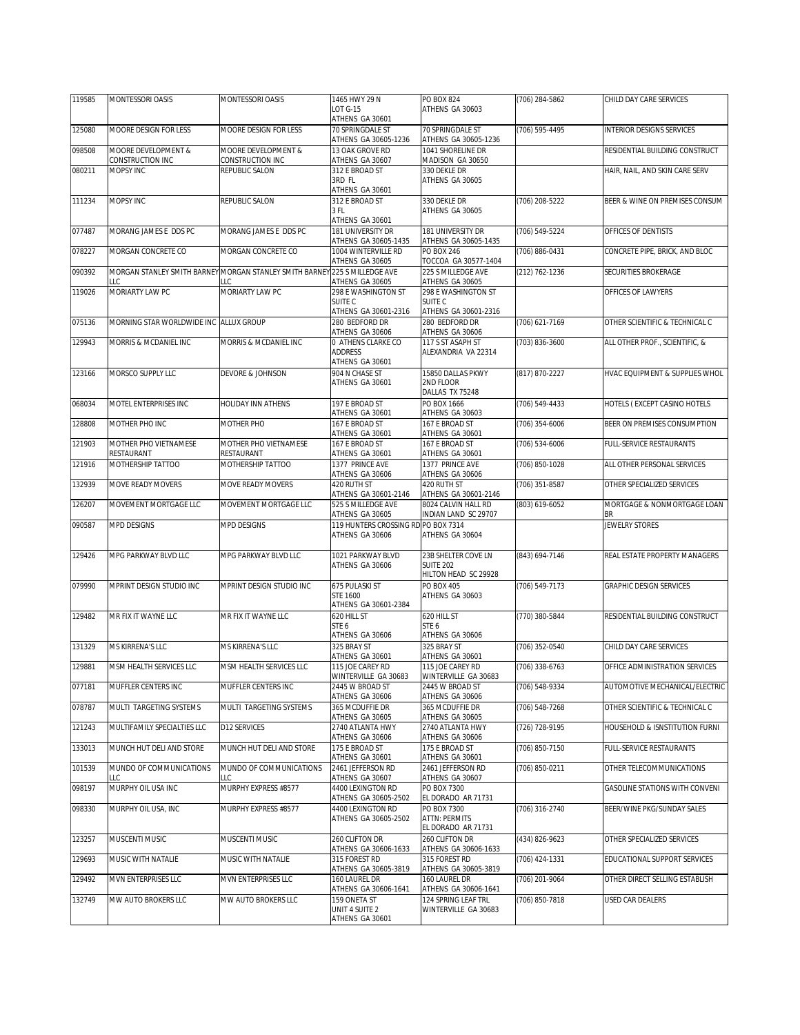| 119585 | MONTESSORI OASIS | MONTESSORI OASIS | 1465 HWY 29 N LOT G-15 ATHENS GA 30601 | PO BOX 824 ATHENS GA 30603 | (706) 284-5862 | CHILD DAY CARE SERVICES |
|---|---|---|---|---|---|---|
| 125080 | MOORE DESIGN FOR LESS | MOORE DESIGN FOR LESS | 70 SPRINGDALE ST ATHENS GA 30605-1236 | 70 SPRINGDALE ST ATHENS GA 30605-1236 | (706) 595-4495 | INTERIOR DESIGNS SERVICES |
| 098508 | MOORE DEVELOPMENT & CONSTRUCTION INC | MOORE DEVELOPMENT & CONSTRUCTION INC | 13 OAK GROVE RD ATHENS GA 30607 | 1041 SHORELINE DR MADISON GA 30650 | | RESIDENTIAL BUILDING CONSTRUCT |
| 080211 | MOPSY INC | REPUBLIC SALON | 312 E BROAD ST 3RD FL ATHENS GA 30601 | 330 DEKLE DR ATHENS GA 30605 | | HAIR, NAIL, AND SKIN CARE SERV |
| 111234 | MOPSY INC | REPUBLIC SALON | 312 E BROAD ST 3 FL ATHENS GA 30601 | 330 DEKLE DR ATHENS GA 30605 | (706) 208-5222 | BEER & WINE ON PREMISES CONSUM |
| 077487 | MORANG JAMES E DDS PC | MORANG JAMES E DDS PC | 181 UNIVERSITY DR ATHENS GA 30605-1435 | 181 UNIVERSITY DR ATHENS GA 30605-1435 | (706) 549-5224 | OFFICES OF DENTISTS |
| 078227 | MORGAN CONCRETE CO | MORGAN CONCRETE CO | 1004 WINTERVILLE RD ATHENS GA 30605 | PO BOX 246 TOCCOA GA 30577-1404 | (706) 886-0431 | CONCRETE PIPE, BRICK, AND BLOC |
| 090392 | MORGAN STANLEY SMITH BARNEY LLC | MORGAN STANLEY SMITH BARNEY LLC | 225 S MILLEDGE AVE ATHENS GA 30605 | 225 S MILLEDGE AVE ATHENS GA 30605 | (212) 762-1236 | SECURITIES BROKERAGE |
| 119026 | MORIARTY LAW PC | MORIARTY LAW PC | 298 E WASHINGTON ST SUITE C ATHENS GA 30601-2316 | 298 E WASHINGTON ST SUITE C ATHENS GA 30601-2316 | | OFFICES OF LAWYERS |
| 075136 | MORNING STAR WORLDWIDE INC | ALLUX GROUP | 280 BEDFORD DR ATHENS GA 30606 | 280 BEDFORD DR ATHENS GA 30606 | (706) 621-7169 | OTHER SCIENTIFIC & TECHNICAL C |
| 129943 | MORRIS & MCDANIEL INC | MORRIS & MCDANIEL INC | 0 ATHENS CLARKE CO ADDRESS ATHENS GA 30601 | 117 S ST ASAPH ST ALEXANDRIA VA 22314 | (703) 836-3600 | ALL OTHER PROF., SCIENTIFIC, & |
| 123166 | MORSCO SUPPLY LLC | DEVORE & JOHNSON | 904 N CHASE ST ATHENS GA 30601 | 15850 DALLAS PKWY 2ND FLOOR DALLAS TX 75248 | (817) 870-2227 | HVAC EQUIPMENT & SUPPLIES WHOL |
| 068034 | MOTEL ENTERPRISES INC | HOLIDAY INN ATHENS | 197 E BROAD ST ATHENS GA 30601 | PO BOX 1666 ATHENS GA 30603 | (706) 549-4433 | HOTELS ( EXCEPT CASINO HOTELS |
| 128808 | MOTHER PHO INC | MOTHER PHO | 167 E BROAD ST ATHENS GA 30601 | 167 E BROAD ST ATHENS GA 30601 | (706) 354-6006 | BEER ON PREMISES CONSUMPTION |
| 121903 | MOTHER PHO VIETNAMESE RESTAURANT | MOTHER PHO VIETNAMESE RESTAURANT | 167 E BROAD ST ATHENS GA 30601 | 167 E BROAD ST ATHENS GA 30601 | (706) 534-6006 | FULL-SERVICE RESTAURANTS |
| 121916 | MOTHERSHIP TATTOO | MOTHERSHIP TATTOO | 1377 PRINCE AVE ATHENS GA 30606 | 1377 PRINCE AVE ATHENS GA 30606 | (706) 850-1028 | ALL OTHER PERSONAL SERVICES |
| 132939 | MOVE READY MOVERS | MOVE READY MOVERS | 420 RUTH ST ATHENS GA 30601-2146 | 420 RUTH ST ATHENS GA 30601-2146 | (706) 351-8587 | OTHER SPECIALIZED SERVICES |
| 126207 | MOVEMENT MORTGAGE LLC | MOVEMENT MORTGAGE LLC | 525 S MILLEDGE AVE ATHENS GA 30605 | 8024 CALVIN HALL RD INDIAN LAND SC 29707 | (803) 619-6052 | MORTGAGE & NONMORTGAGE LOAN BR |
| 090587 | MPD DESIGNS | MPD DESIGNS | 119 HUNTERS CROSSING RD ATHENS GA 30606 | PO BOX 7314 ATHENS GA 30604 | | JEWELRY STORES |
| 129426 | MPG PARKWAY BLVD LLC | MPG PARKWAY BLVD LLC | 1021 PARKWAY BLVD ATHENS GA 30606 | 23B SHELTER COVE LN SUITE 202 HILTON HEAD SC 29928 | (843) 694-7146 | REAL ESTATE PROPERTY MANAGERS |
| 079990 | MPRINT DESIGN STUDIO INC | MPRINT DESIGN STUDIO INC | 675 PULASKI ST STE 1600 ATHENS GA 30601-2384 | PO BOX 405 ATHENS GA 30603 | (706) 549-7173 | GRAPHIC DESIGN SERVICES |
| 129482 | MR FIX IT WAYNE LLC | MR FIX IT WAYNE LLC | 620 HILL ST STE 6 ATHENS GA 30606 | 620 HILL ST STE 6 ATHENS GA 30606 | (770) 380-5844 | RESIDENTIAL BUILDING CONSTRUCT |
| 131329 | MS KIRRENA'S LLC | MS KIRRENA'S LLC | 325 BRAY ST ATHENS GA 30601 | 325 BRAY ST ATHENS GA 30601 | (706) 352-0540 | CHILD DAY CARE SERVICES |
| 129881 | MSM HEALTH SERVICES LLC | MSM HEALTH SERVICES LLC | 115 JOE CAREY RD WINTERVILLE GA 30683 | 115 JOE CAREY RD WINTERVILLE GA 30683 | (706) 338-6763 | OFFICE ADMINISTRATION SERVICES |
| 077181 | MUFFLER CENTERS INC | MUFFLER CENTERS INC | 2445 W BROAD ST ATHENS GA 30606 | 2445 W BROAD ST ATHENS GA 30606 | (706) 548-9334 | AUTOMOTIVE MECHANICAL/ELECTRIC |
| 078787 | MULTI TARGETING SYSTEMS | MULTI TARGETING SYSTEMS | 365 MCDUFFIE DR ATHENS GA 30605 | 365 MCDUFFIE DR ATHENS GA 30605 | (706) 548-7268 | OTHER SCIENTIFIC & TECHNICAL C |
| 121243 | MULTIFAMILY SPECIALTIES LLC | D12 SERVICES | 2740 ATLANTA HWY ATHENS GA 30606 | 2740 ATLANTA HWY ATHENS GA 30606 | (726) 728-9195 | HOUSEHOLD & ISNSTITUTION FURNI |
| 133013 | MUNCH HUT DELI AND STORE | MUNCH HUT DELI AND STORE | 175 E BROAD ST ATHENS GA 30601 | 175 E BROAD ST ATHENS GA 30601 | (706) 850-7150 | FULL-SERVICE RESTAURANTS |
| 101539 | MUNDO OF COMMUNICATIONS LLC | MUNDO OF COMMUNICATIONS LLC | 2461 JEFFERSON RD ATHENS GA 30607 | 2461 JEFFERSON RD ATHENS GA 30607 | (706) 850-0211 | OTHER TELECOMMUNICATIONS |
| 098197 | MURPHY OIL USA INC | MURPHY EXPRESS #8577 | 4400 LEXINGTON RD ATHENS GA 30605-2502 | PO BOX 7300 EL DORADO AR 71731 | | GASOLINE STATIONS WITH CONVENI |
| 098330 | MURPHY OIL USA, INC | MURPHY EXPRESS #8577 | 4400 LEXINGTON RD ATHENS GA 30605-2502 | PO BOX 7300 ATTN: PERMITS EL DORADO AR 71731 | (706) 316-2740 | BEER/WINE PKG/SUNDAY SALES |
| 123257 | MUSCENTI MUSIC | MUSCENTI MUSIC | 260 CLIFTON DR ATHENS GA 30606-1633 | 260 CLIFTON DR ATHENS GA 30606-1633 | (434) 826-9623 | OTHER SPECIALIZED SERVICES |
| 129693 | MUSIC WITH NATALIE | MUSIC WITH NATALIE | 315 FOREST RD ATHENS GA 30605-3819 | 315 FOREST RD ATHENS GA 30605-3819 | (706) 424-1331 | EDUCATIONAL SUPPORT SERVICES |
| 129492 | MVN ENTERPRISES LLC | MVN ENTERPRISES LLC | 160 LAUREL DR ATHENS GA 30606-1641 | 160 LAUREL DR ATHENS GA 30606-1641 | (706) 201-9064 | OTHER DIRECT SELLING ESTABLISH |
| 132749 | MW AUTO BROKERS LLC | MW AUTO BROKERS LLC | 159 ONETA ST UNIT 4 SUITE 2 ATHENS GA 30601 | 124 SPRING LEAF TRL WINTERVILLE GA 30683 | (706) 850-7818 | USED CAR DEALERS |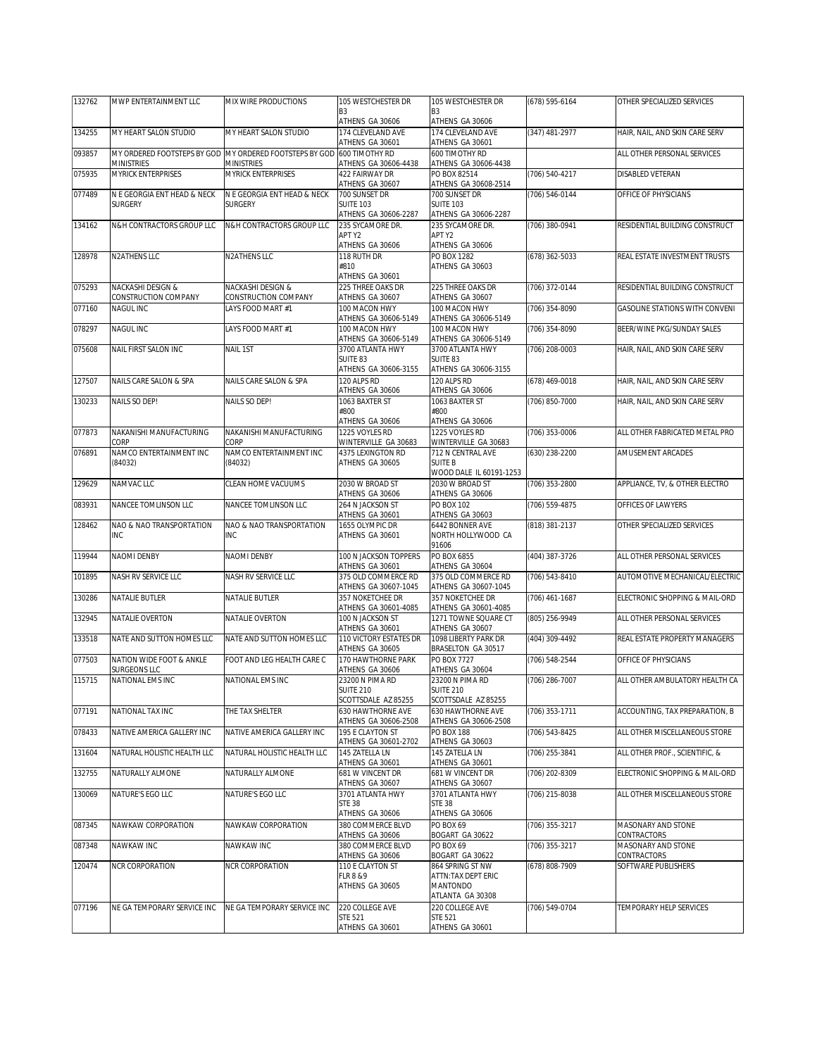| 132762 | MWP ENTERTAINMENT LLC | MIX WIRE PRODUCTIONS | 105 WESTCHESTER DR B3 ATHENS GA 30606 | 105 WESTCHESTER DR B3 ATHENS GA 30606 | (678) 595-6164 | OTHER SPECIALIZED SERVICES |
|---|---|---|---|---|---|---|
| 134255 | MY HEART SALON STUDIO | MY HEART SALON STUDIO | 174 CLEVELAND AVE ATHENS GA 30601 | 174 CLEVELAND AVE ATHENS GA 30601 | (347) 481-2977 | HAIR, NAIL, AND SKIN CARE SERV |
| 093857 | MY ORDERED FOOTSTEPS BY GOD MINISTRIES | MY ORDERED FOOTSTEPS BY GOD MINISTRIES | 600 TIMOTHY RD ATHENS GA 30606-4438 | 600 TIMOTHY RD ATHENS GA 30606-4438 | | ALL OTHER PERSONAL SERVICES |
| 075935 | MYRICK ENTERPRISES | MYRICK ENTERPRISES | 422 FAIRWAY DR ATHENS GA 30607 | PO BOX 82514 ATHENS GA 30608-2514 | (706) 540-4217 | DISABLED VETERAN |
| 077489 | N E GEORGIA ENT HEAD & NECK SURGERY | N E GEORGIA ENT HEAD & NECK SURGERY | 700 SUNSET DR SUITE 103 ATHENS GA 30606-2287 | 700 SUNSET DR SUITE 103 ATHENS GA 30606-2287 | (706) 546-0144 | OFFICE OF PHYSICIANS |
| 134162 | N&H CONTRACTORS GROUP LLC | N&H CONTRACTORS GROUP LLC | 235 SYCAMORE DR. APT Y2 ATHENS GA 30606 | 235 SYCAMORE DR. APT Y2 ATHENS GA 30606 | (706) 380-0941 | RESIDENTIAL BUILDING CONSTRUCT |
| 128978 | N2ATHENS LLC | N2ATHENS LLC | 118 RUTH DR #810 ATHENS GA 30601 | PO BOX 1282 ATHENS GA 30603 | (678) 362-5033 | REAL ESTATE INVESTMENT TRUSTS |
| 075293 | NACKASHI DESIGN & CONSTRUCTION COMPANY | NACKASHI DESIGN & CONSTRUCTION COMPANY | 225 THREE OAKS DR ATHENS GA 30607 | 225 THREE OAKS DR ATHENS GA 30607 | (706) 372-0144 | RESIDENTIAL BUILDING CONSTRUCT |
| 077160 | NAGUL INC | LAYS FOOD MART #1 | 100 MACON HWY ATHENS GA 30606-5149 | 100 MACON HWY ATHENS GA 30606-5149 | (706) 354-8090 | GASOLINE STATIONS WITH CONVENI |
| 078297 | NAGUL INC | LAYS FOOD MART #1 | 100 MACON HWY ATHENS GA 30606-5149 | 100 MACON HWY ATHENS GA 30606-5149 | (706) 354-8090 | BEER/WINE PKG/SUNDAY SALES |
| 075608 | NAIL FIRST SALON INC | NAIL 1ST | 3700 ATLANTA HWY SUITE 83 ATHENS GA 30606-3155 | 3700 ATLANTA HWY SUITE 83 ATHENS GA 30606-3155 | (706) 208-0003 | HAIR, NAIL, AND SKIN CARE SERV |
| 127507 | NAILS CARE SALON & SPA | NAILS CARE SALON & SPA | 120 ALPS RD ATHENS GA 30606 | 120 ALPS RD ATHENS GA 30606 | (678) 469-0018 | HAIR, NAIL, AND SKIN CARE SERV |
| 130233 | NAILS SO DEP! | NAILS SO DEP! | 1063 BAXTER ST #800 ATHENS GA 30606 | 1063 BAXTER ST #800 ATHENS GA 30606 | (706) 850-7000 | HAIR, NAIL, AND SKIN CARE SERV |
| 077873 | NAKANISHI MANUFACTURING CORP | NAKANISHI MANUFACTURING CORP | 1225 VOYLES RD WINTERVILLE GA 30683 | 1225 VOYLES RD WINTERVILLE GA 30683 | (706) 353-0006 | ALL OTHER FABRICATED METAL PRO |
| 076891 | NAMCO ENTERTAINMENT INC (84032) | NAMCO ENTERTAINMENT INC (84032) | 4375 LEXINGTON RD ATHENS GA 30605 | 712 N CENTRAL AVE SUITE B WOOD DALE IL 60191-1253 | (630) 238-2200 | AMUSEMENT ARCADES |
| 129629 | NAMVAC LLC | CLEAN HOME VACUUMS | 2030 W BROAD ST ATHENS GA 30606 | 2030 W BROAD ST ATHENS GA 30606 | (706) 353-2800 | APPLIANCE, TV, & OTHER ELECTRO |
| 083931 | NANCEE TOMLINSON LLC | NANCEE TOMLINSON LLC | 264 N JACKSON ST ATHENS GA 30601 | PO BOX 102 ATHENS GA 30603 | (706) 559-4875 | OFFICES OF LAWYERS |
| 128462 | NAO & NAO TRANSPORTATION INC | NAO & NAO TRANSPORTATION INC | 1655 OLYMPIC DR ATHENS GA 30601 | 6442 BONNER AVE NORTH HOLLYWOOD CA 91606 | (818) 381-2137 | OTHER SPECIALIZED SERVICES |
| 119944 | NAOMI DENBY | NAOMI DENBY | 100 N JACKSON TOPPERS ATHENS GA 30601 | PO BOX 6855 ATHENS GA 30604 | (404) 387-3726 | ALL OTHER PERSONAL SERVICES |
| 101895 | NASH RV SERVICE LLC | NASH RV SERVICE LLC | 375 OLD COMMERCE RD ATHENS GA 30607-1045 | 375 OLD COMMERCE RD ATHENS GA 30607-1045 | (706) 543-8410 | AUTOMOTIVE MECHANICAL/ELECTRIC |
| 130286 | NATALIE BUTLER | NATALIE BUTLER | 357 NOKETCHEE DR ATHENS GA 30601-4085 | 357 NOKETCHEE DR ATHENS GA 30601-4085 | (706) 461-1687 | ELECTRONIC SHOPPING & MAIL-ORD |
| 132945 | NATALIE OVERTON | NATALIE OVERTON | 100 N JACKSON ST ATHENS GA 30601 | 1271 TOWNE SQUARE CT ATHENS GA 30607 | (805) 256-9949 | ALL OTHER PERSONAL SERVICES |
| 133518 | NATE AND SUTTON HOMES LLC | NATE AND SUTTON HOMES LLC | 110 VICTORY ESTATES DR ATHENS GA 30605 | 1098 LIBERTY PARK DR BRASELTON GA 30517 | (404) 309-4492 | REAL ESTATE PROPERTY MANAGERS |
| 077503 | NATION WIDE FOOT & ANKLE SURGEONS LLC | FOOT AND LEG HEALTH CARE C | 170 HAWTHORNE PARK ATHENS GA 30606 | PO BOX 7727 ATHENS GA 30604 | (706) 548-2544 | OFFICE OF PHYSICIANS |
| 115715 | NATIONAL EMS INC | NATIONAL EMS INC | 23200 N PIMA RD SUITE 210 SCOTTSDALE AZ 85255 | 23200 N PIMA RD SUITE 210 SCOTTSDALE AZ 85255 | (706) 286-7007 | ALL OTHER AMBULATORY HEALTH CA |
| 077191 | NATIONAL TAX INC | THE TAX SHELTER | 630 HAWTHORNE AVE ATHENS GA 30606-2508 | 630 HAWTHORNE AVE ATHENS GA 30606-2508 | (706) 353-1711 | ACCOUNTING, TAX PREPARATION, B |
| 078433 | NATIVE AMERICA GALLERY INC | NATIVE AMERICA GALLERY INC | 195 E CLAYTON ST ATHENS GA 30601-2702 | PO BOX 188 ATHENS GA 30603 | (706) 543-8425 | ALL OTHER MISCELLANEOUS STORE |
| 131604 | NATURAL HOLISTIC HEALTH LLC | NATURAL HOLISTIC HEALTH LLC | 145 ZATELLA LN ATHENS GA 30601 | 145 ZATELLA LN ATHENS GA 30601 | (706) 255-3841 | ALL OTHER PROF., SCIENTIFIC, & |
| 132755 | NATURALLY ALMONE | NATURALLY ALMONE | 681 W VINCENT DR ATHENS GA 30607 | 681 W VINCENT DR ATHENS GA 30607 | (706) 202-8309 | ELECTRONIC SHOPPING & MAIL-ORD |
| 130069 | NATURE'S EGO LLC | NATURE'S EGO LLC | 3701 ATLANTA HWY STE 38 ATHENS GA 30606 | 3701 ATLANTA HWY STE 38 ATHENS GA 30606 | (706) 215-8038 | ALL OTHER MISCELLANEOUS STORE |
| 087345 | NAWKAW CORPORATION | NAWKAW CORPORATION | 380 COMMERCE BLVD ATHENS GA 30606 | PO BOX 69 BOGART GA 30622 | (706) 355-3217 | MASONARY AND STONE CONTRACTORS |
| 087348 | NAWKAW INC | NAWKAW INC | 380 COMMERCE BLVD ATHENS GA 30606 | PO BOX 69 BOGART GA 30622 | (706) 355-3217 | MASONARY AND STONE CONTRACTORS |
| 120474 | NCR CORPORATION | NCR CORPORATION | 110 E CLAYTON ST FLR 8 &9 ATHENS GA 30605 | 864 SPRING ST NW ATTN:TAX DEPT ERIC MANTONDO ATLANTA GA 30308 | (678) 808-7909 | SOFTWARE PUBLISHERS |
| 077196 | NE GA TEMPORARY SERVICE INC | NE GA TEMPORARY SERVICE INC | 220 COLLEGE AVE STE 521 ATHENS GA 30601 | 220 COLLEGE AVE STE 521 ATHENS GA 30601 | (706) 549-0704 | TEMPORARY HELP SERVICES |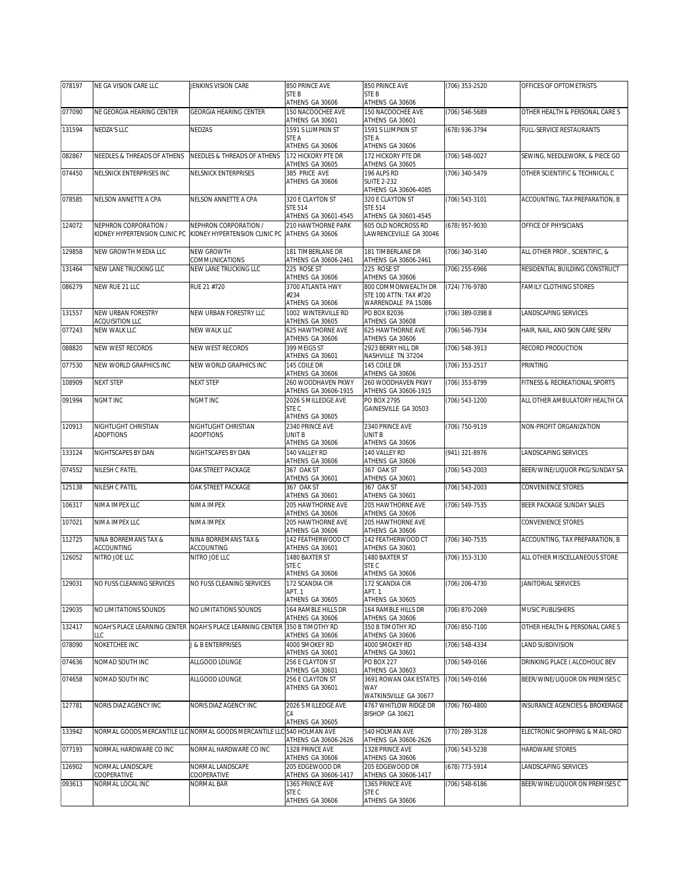| 078197 | NE GA VISION CARE LLC | JENKINS VISION CARE | 850 PRINCE AVE STE B ATHENS GA 30606 | 850 PRINCE AVE STE B ATHENS GA 30606 | (706) 353-2520 | OFFICES OF OPTOMETRISTS |
|---|---|---|---|---|---|---|
| 077090 | NE GEORGIA HEARING CENTER | GEORGIA HEARING CENTER | 150 NACOOCHEE AVE ATHENS GA 30601 | 150 NACOOCHEE AVE ATHENS GA 30601 | (706) 546-5689 | OTHER HEALTH & PERSONAL CARE S |
| 131594 | NEDZA'S LLC | NEDZAS | 1591 S LUMPKIN ST STE A ATHENS GA 30606 | 1591 S LUMPKIN ST STE A ATHENS GA 30606 | (678) 936-3794 | FULL-SERVICE RESTAURANTS |
| 082867 | NEEDLES & THREADS OF ATHENS | NEEDLES & THREADS OF ATHENS | 172 HICKORY PTE DR ATHENS GA 30605 | 172 HICKORY PTE DR ATHENS GA 30605 | (706) 548-0027 | SEWING, NEEDLEWORK, & PIECE GO |
| 074450 | NELSNICK ENTERPRISES INC | NELSNICK ENTERPRISES | 385 PRICE AVE ATHENS GA 30606 | 196 ALPS RD SUITE 2-232 ATHENS GA 30606-4085 | (706) 340-5479 | OTHER SCIENTIFIC & TECHNICAL C |
| 078585 | NELSON ANNETTE A CPA | NELSON ANNETTE A CPA | 320 E CLAYTON ST STE 514 ATHENS GA 30601-4545 | 320 E CLAYTON ST STE 514 ATHENS GA 30601-4545 | (706) 543-3101 | ACCOUNTING, TAX PREPARATION, B |
| 124072 | NEPHRON CORPORATION / KIDNEY HYPERTENSION CLINIC PC | NEPHRON CORPORATION / KIDNEY HYPERTENSION CLINIC PC | 210 HAWTHORNE PARK ATHENS GA 30606 | 605 OLD NORCROSS RD LAWRENCEVILLE GA 30046 | (678) 957-9030 | OFFICE OF PHYSICIANS |
| 129858 | NEW GROWTH MEDIA LLC | NEW GROWTH COMMUNICATIONS | 181 TIMBERLANE DR ATHENS GA 30606-2461 | 181 TIMBERLANE DR ATHENS GA 30606-2461 | (706) 340-3140 | ALL OTHER PROF., SCIENTIFIC, & |
| 131464 | NEW LANE TRUCKING LLC | NEW LANE TRUCKING LLC | 225 ROSE ST ATHENS GA 30606 | 225 ROSE ST ATHENS GA 30606 | (706) 255-6966 | RESIDENTIAL BUILDING CONSTRUCT |
| 086279 | NEW RUE 21 LLC | RUE 21 #720 | 3700 ATLANTA HWY #234 ATHENS GA 30606 | 800 COMMONWEALTH DR STE 100 ATTN: TAX #720 WARRENDALE PA 15086 | (724) 776-9780 | FAMILY CLOTHING STORES |
| 131557 | NEW URBAN FORESTRY ACQUISITION LLC | NEW URBAN FORESTRY LLC | 1002 WINTERVILLE RD ATHENS GA 30605 | PO BOX 82036 ATHENS GA 30608 | (706) 389-0398 8 | LANDSCAPING SERVICES |
| 077243 | NEW WALK LLC | NEW WALK LLC | 625 HAWTHORNE AVE ATHENS GA 30606 | 625 HAWTHORNE AVE ATHENS GA 30606 | (706) 546-7934 | HAIR, NAIL, AND SKIN CARE SERV |
| 088820 | NEW WEST RECORDS | NEW WEST RECORDS | 399 MEIGS ST ATHENS GA 30601 | 2923 BERRY HILL DR NASHVILLE TN 37204 | (706) 548-3913 | RECORD PRODUCTION |
| 077530 | NEW WORLD GRAPHICS INC | NEW WORLD GRAPHICS INC | 145 COILE DR ATHENS GA 30606 | 145 COILE DR ATHENS GA 30606 | (706) 353-2517 | PRINTING |
| 108909 | NEXT STEP | NEXT STEP | 260 WOODHAVEN PKWY ATHENS GA 30606-1915 | 260 WOODHAVEN PKWY ATHENS GA 30606-1915 | (706) 353-8799 | FITNESS & RECREATIONAL SPORTS |
| 091994 | NGMT INC | NGMT INC | 2026 S MILLEDGE AVE STE C ATHENS GA 30605 | PO BOX 2795 GAINESVILLE GA 30503 | (706) 543-1200 | ALL OTHER AMBULATORY HEALTH CA |
| 120913 | NIGHTLIGHT CHRISTIAN ADOPTIONS | NIGHTLIGHT CHRISTIAN ADOPTIONS | 2340 PRINCE AVE UNIT B ATHENS GA 30606 | 2340 PRINCE AVE UNIT B ATHENS GA 30606 | (706) 750-9119 | NON-PROFIT ORGANIZATION |
| 133124 | NIGHTSCAPES BY DAN | NIGHTSCAPES BY DAN | 140 VALLEY RD ATHENS GA 30606 | 140 VALLEY RD ATHENS GA 30606 | (941) 321-8976 | LANDSCAPING SERVICES |
| 074552 | NILESH C PATEL | OAK STREET PACKAGE | 367 OAK ST ATHENS GA 30601 | 367 OAK ST ATHENS GA 30601 | (706) 543-2003 | BEER/WINE/LIQUOR PKG/SUNDAY SA |
| 125138 | NILESH C PATEL | OAK STREET PACKAGE | 367 OAK ST ATHENS GA 30601 | 367 OAK ST ATHENS GA 30601 | (706) 543-2003 | CONVENIENCE STORES |
| 106317 | NIMA IMPEX LLC | NIMA IMPEX | 205 HAWTHORNE AVE ATHENS GA 30606 | 205 HAWTHORNE AVE ATHENS GA 30606 | (706) 549-7535 | BEER PACKAGE SUNDAY SALES |
| 107021 | NIMA IMPEX LLC | NIMA IMPEX | 205 HAWTHORNE AVE ATHENS GA 30606 | 205 HAWTHORNE AVE ATHENS GA 30606 | | CONVENIENCE STORES |
| 112725 | NINA BORREMANS TAX & ACCOUNTING | NINA BORREMANS TAX & ACCOUNTING | 142 FEATHERWOOD CT ATHENS GA 30601 | 142 FEATHERWOOD CT ATHENS GA 30601 | (706) 340-7535 | ACCOUNTING, TAX PREPARATION, B |
| 126052 | NITRO JOE LLC | NITRO JOE LLC | 1480 BAXTER ST STE C ATHENS GA 30606 | 1480 BAXTER ST STE C ATHENS GA 30606 | (706) 353-3130 | ALL OTHER MISCELLANEOUS STORE |
| 129031 | NO FUSS CLEANING SERVICES | NO FUSS CLEANING SERVICES | 172 SCANDIA CIR APT. 1 ATHENS GA 30605 | 172 SCANDIA CIR APT. 1 ATHENS GA 30605 | (706) 206-4730 | JANITORIAL SERVICES |
| 129035 | NO LIMITATIONS SOUNDS | NO LIMITATIONS SOUNDS | 164 RAMBLE HILLS DR ATHENS GA 30606 | 164 RAMBLE HILLS DR ATHENS GA 30606 | (706) 870-2069 | MUSIC PUBLISHERS |
| 132417 | NOAH'S PLACE LEARNING CENTER LLC | NOAH'S PLACE LEARNING CENTER | 350 B TIMOTHY RD ATHENS GA 30606 | 350 B TIMOTHY RD ATHENS GA 30606 | (706) 850-7100 | OTHER HEALTH & PERSONAL CARE S |
| 078090 | NOKETCHEE INC | J & B ENTERPRISES | 4000 SMOKEY RD ATHENS GA 30601 | 4000 SMOKEY RD ATHENS GA 30601 | (706) 548-4334 | LAND SUBDIVISION |
| 074636 | NOMAD SOUTH INC | ALLGOOD LOUNGE | 256 E CLAYTON ST ATHENS GA 30601 | PO BOX 227 ATHENS GA 30603 | (706) 549-0166 | DRINKING PLACE ( ALCOHOLIC BEV |
| 074658 | NOMAD SOUTH INC | ALLGOOD LOUNGE | 256 E CLAYTON ST ATHENS GA 30601 | 3691 ROWAN OAK ESTATES WAY WATKINSVILLE GA 30677 | (706) 549-0166 | BEER/WINE/LIQUOR ON PREMISES C |
| 127781 | NORIS DIAZ AGENCY INC | NORIS DIAZ AGENCY INC | 2026 S MILLEDGE AVE C4 ATHENS GA 30605 | 4767 WHITLOW RIDGE DR BISHOP GA 30621 | (706) 760-4800 | INSURANCE AGENCIES & BROKERAGE |
| 133942 | NORMAL GOODS MERCANTILE LLC | NORMAL GOODS MERCANTILE LLC | 540 HOLMAN AVE ATHENS GA 30606-2626 | 540 HOLMAN AVE ATHENS GA 30606-2626 | (770) 289-3128 | ELECTRONIC SHOPPING & MAIL-ORD |
| 077193 | NORMAL HARDWARE CO INC | NORMAL HARDWARE CO INC | 1328 PRINCE AVE ATHENS GA 30606 | 1328 PRINCE AVE ATHENS GA 30606 | (706) 543-5238 | HARDWARE STORES |
| 126902 | NORMAL LANDSCAPE COOPERATIVE | NORMAL LANDSCAPE COOPERATIVE | 205 EDGEWOOD DR ATHENS GA 30606-1417 | 205 EDGEWOOD DR ATHENS GA 30606-1417 | (678) 773-5914 | LANDSCAPING SERVICES |
| 093613 | NORMAL LOCAL INC | NORMAL BAR | 1365 PRINCE AVE STE C ATHENS GA 30606 | 1365 PRINCE AVE STE C ATHENS GA 30606 | (706) 548-6186 | BEER/WINE/LIQUOR ON PREMISES C |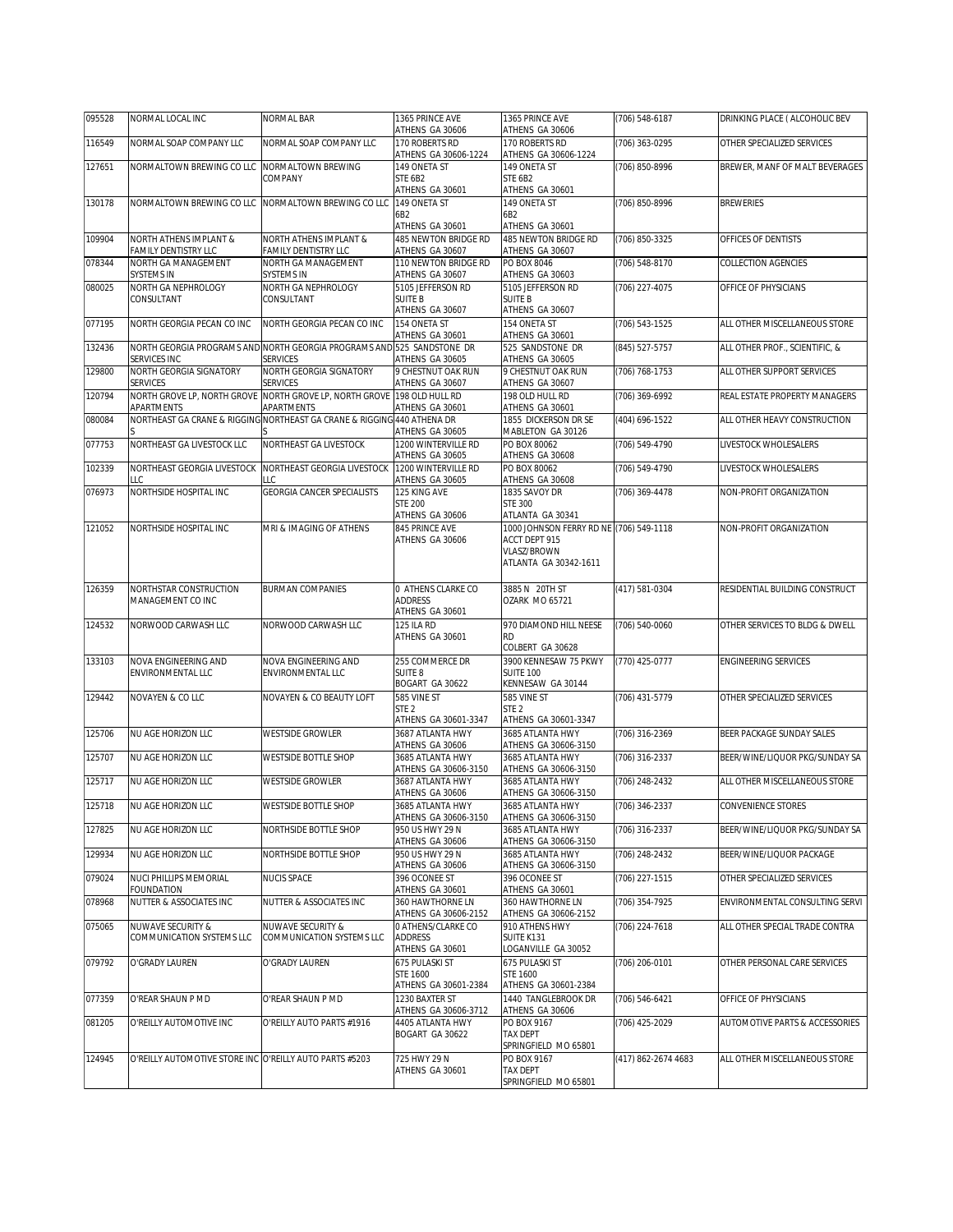| 095528 | NORMAL LOCAL INC | NORMAL BAR | 1365 PRINCE AVE ATHENS GA 30606 | 1365 PRINCE AVE ATHENS GA 30606 | (706) 548-6187 | DRINKING PLACE ( ALCOHOLIC BEV |
|---|---|---|---|---|---|---|
| 116549 | NORMAL SOAP COMPANY LLC | NORMAL SOAP COMPANY LLC | 170 ROBERTS RD ATHENS GA 30606-1224 | 170 ROBERTS RD ATHENS GA 30606-1224 | (706) 363-0295 | OTHER SPECIALIZED SERVICES |
| 127651 | NORMALTOWN BREWING CO LLC | NORMALTOWN BREWING COMPANY | 149 ONETA ST STE 6B2 ATHENS GA 30601 | 149 ONETA ST STE 6B2 ATHENS GA 30601 | (706) 850-8996 | BREWER, MANF OF MALT BEVERAGES |
| 130178 | NORMALTOWN BREWING CO LLC | NORMALTOWN BREWING CO LLC | 149 ONETA ST 6B2 ATHENS GA 30601 | 149 ONETA ST 6B2 ATHENS GA 30601 | (706) 850-8996 | BREWERIES |
| 109904 | NORTH ATHENS IMPLANT & FAMILY DENTISTRY LLC | NORTH ATHENS IMPLANT & FAMILY DENTISTRY LLC | 485 NEWTON BRIDGE RD ATHENS GA 30607 | 485 NEWTON BRIDGE RD ATHENS GA 30607 | (706) 850-3325 | OFFICES OF DENTISTS |
| 078344 | NORTH GA MANAGEMENT SYSTEMS IN | NORTH GA MANAGEMENT SYSTEMS IN | 110 NEWTON BRIDGE RD ATHENS GA 30607 | PO BOX 8046 ATHENS GA 30603 | (706) 548-8170 | COLLECTION AGENCIES |
| 080025 | NORTH GA NEPHROLOGY CONSULTANT | NORTH GA NEPHROLOGY CONSULTANT | 5105 JEFFERSON RD SUITE B ATHENS GA 30607 | 5105 JEFFERSON RD SUITE B ATHENS GA 30607 | (706) 227-4075 | OFFICE OF PHYSICIANS |
| 077195 | NORTH GEORGIA PECAN CO INC | NORTH GEORGIA PECAN CO INC | 154 ONETA ST ATHENS GA 30601 | 154 ONETA ST ATHENS GA 30601 | (706) 543-1525 | ALL OTHER MISCELLANEOUS STORE |
| 132436 | NORTH GEORGIA PROGRAMS AND SERVICES INC | NORTH GEORGIA PROGRAMS AND SERVICES | 525 SANDSTONE DR ATHENS GA 30605 | 525 SANDSTONE DR ATHENS GA 30605 | (845) 527-5757 | ALL OTHER PROF., SCIENTIFIC, & |
| 129800 | NORTH GEORGIA SIGNATORY SERVICES | NORTH GEORGIA SIGNATORY SERVICES | 9 CHESTNUT OAK RUN ATHENS GA 30607 | 9 CHESTNUT OAK RUN ATHENS GA 30607 | (706) 768-1753 | ALL OTHER SUPPORT SERVICES |
| 120794 | NORTH GROVE LP, NORTH GROVE APARTMENTS | NORTH GROVE LP, NORTH GROVE APARTMENTS | 198 OLD HULL RD ATHENS GA 30601 | 198 OLD HULL RD ATHENS GA 30601 | (706) 369-6992 | REAL ESTATE PROPERTY MANAGERS |
| 080084 | NORTHEAST GA CRANE & RIGGING S | NORTHEAST GA CRANE & RIGGING S | 440 ATHENA DR ATHENS GA 30605 | 1855 DICKERSON DR SE MABLETON GA 30126 | (404) 696-1522 | ALL OTHER HEAVY CONSTRUCTION |
| 077753 | NORTHEAST GA LIVESTOCK LLC | NORTHEAST GA LIVESTOCK | 1200 WINTERVILLE RD ATHENS GA 30605 | PO BOX 80062 ATHENS GA 30608 | (706) 549-4790 | LIVESTOCK WHOLESALERS |
| 102339 | NORTHEAST GEORGIA LIVESTOCK LLC | NORTHEAST GEORGIA LIVESTOCK LLC | 1200 WINTERVILLE RD ATHENS GA 30605 | PO BOX 80062 ATHENS GA 30608 | (706) 549-4790 | LIVESTOCK WHOLESALERS |
| 076973 | NORTHSIDE HOSPITAL INC | GEORGIA CANCER SPECIALISTS | 125 KING AVE STE 200 ATHENS GA 30606 | 1835 SAVOY DR STE 300 ATLANTA GA 30341 | (706) 369-4478 | NON-PROFIT ORGANIZATION |
| 121052 | NORTHSIDE HOSPITAL INC | MRI & IMAGING OF ATHENS | 845 PRINCE AVE ATHENS GA 30606 | 1000 JOHNSON FERRY RD NE ACCT DEPT 915 VLASZ/BROWN ATLANTA GA 30342-1611 | (706) 549-1118 | NON-PROFIT ORGANIZATION |
| 126359 | NORTHSTAR CONSTRUCTION MANAGEMENT CO INC | BURMAN COMPANIES | 0 ATHENS CLARKE CO ADDRESS ATHENS GA 30601 | 3885 N 20TH ST OZARK MO 65721 | (417) 581-0304 | RESIDENTIAL BUILDING CONSTRUCT |
| 124532 | NORWOOD CARWASH LLC | NORWOOD CARWASH LLC | 125 ILA RD ATHENS GA 30601 | 970 DIAMOND HILL NEESE RD COLBERT GA 30628 | (706) 540-0060 | OTHER SERVICES TO BLDG & DWELL |
| 133103 | NOVA ENGINEERING AND ENVIRONMENTAL LLC | NOVA ENGINEERING AND ENVIRONMENTAL LLC | 255 COMMERCE DR SUITE 8 BOGART GA 30622 | 3900 KENNESAW 75 PKWY SUITE 100 KENNESAW GA 30144 | (770) 425-0777 | ENGINEERING SERVICES |
| 129442 | NOVAYEN & CO LLC | NOVAYEN & CO BEAUTY LOFT | 585 VINE ST STE 2 ATHENS GA 30601-3347 | 585 VINE ST STE 2 ATHENS GA 30601-3347 | (706) 431-5779 | OTHER SPECIALIZED SERVICES |
| 125706 | NU AGE HORIZON LLC | WESTSIDE GROWLER | 3687 ATLANTA HWY ATHENS GA 30606 | 3685 ATLANTA HWY ATHENS GA 30606-3150 | (706) 316-2369 | BEER PACKAGE SUNDAY SALES |
| 125707 | NU AGE HORIZON LLC | WESTSIDE BOTTLE SHOP | 3685 ATLANTA HWY ATHENS GA 30606-3150 | 3685 ATLANTA HWY ATHENS GA 30606-3150 | (706) 316-2337 | BEER/WINE/LIQUOR PKG/SUNDAY SA |
| 125717 | NU AGE HORIZON LLC | WESTSIDE GROWLER | 3687 ATLANTA HWY ATHENS GA 30606 | 3685 ATLANTA HWY ATHENS GA 30606-3150 | (706) 248-2432 | ALL OTHER MISCELLANEOUS STORE |
| 125718 | NU AGE HORIZON LLC | WESTSIDE BOTTLE SHOP | 3685 ATLANTA HWY ATHENS GA 30606-3150 | 3685 ATLANTA HWY ATHENS GA 30606-3150 | (706) 346-2337 | CONVENIENCE STORES |
| 127825 | NU AGE HORIZON LLC | NORTHSIDE BOTTLE SHOP | 950 US HWY 29 N ATHENS GA 30606 | 3685 ATLANTA HWY ATHENS GA 30606-3150 | (706) 316-2337 | BEER/WINE/LIQUOR PKG/SUNDAY SA |
| 129934 | NU AGE HORIZON LLC | NORTHSIDE BOTTLE SHOP | 950 US HWY 29 N ATHENS GA 30606 | 3685 ATLANTA HWY ATHENS GA 30606-3150 | (706) 248-2432 | BEER/WINE/LIQUOR PACKAGE |
| 079024 | NUCI PHILLIPS MEMORIAL FOUNDATION | NUCIS SPACE | 396 OCONEE ST ATHENS GA 30601 | 396 OCONEE ST ATHENS GA 30601 | (706) 227-1515 | OTHER SPECIALIZED SERVICES |
| 078968 | NUTTER & ASSOCIATES INC | NUTTER & ASSOCIATES INC | 360 HAWTHORNE LN ATHENS GA 30606-2152 | 360 HAWTHORNE LN ATHENS GA 30606-2152 | (706) 354-7925 | ENVIRONMENTAL CONSULTING SERVI |
| 075065 | NUWAVE SECURITY & COMMUNICATION SYSTEMS LLC | NUWAVE SECURITY & COMMUNICATION SYSTEMS LLC | 0 ATHENS/CLARKE CO ADDRESS ATHENS GA 30601 | 910 ATHENS HWY SUITE K131 LOGANVILLE GA 30052 | (706) 224-7618 | ALL OTHER SPECIAL TRADE CONTRA |
| 079792 | O'GRADY LAUREN | O'GRADY LAUREN | 675 PULASKI ST STE 1600 ATHENS GA 30601-2384 | 675 PULASKI ST STE 1600 ATHENS GA 30601-2384 | (706) 206-0101 | OTHER PERSONAL CARE SERVICES |
| 077359 | O'REAR SHAUN P MD | O'REAR SHAUN P MD | 1230 BAXTER ST ATHENS GA 30606-3712 | 1440 TANGLEBROOK DR ATHENS GA 30606 | (706) 546-6421 | OFFICE OF PHYSICIANS |
| 081205 | O'REILLY AUTOMOTIVE INC | O'REILLY AUTO PARTS #1916 | 4405 ATLANTA HWY BOGART GA 30622 | PO BOX 9167 TAX DEPT SPRINGFIELD MO 65801 | (706) 425-2029 | AUTOMOTIVE PARTS & ACCESSORIES |
| 124945 | O'REILLY AUTOMOTIVE STORE INC | O'REILLY AUTO PARTS #5203 | 725 HWY 29 N ATHENS GA 30601 | PO BOX 9167 TAX DEPT SPRINGFIELD MO 65801 | (417) 862-2674 4683 | ALL OTHER MISCELLANEOUS STORE |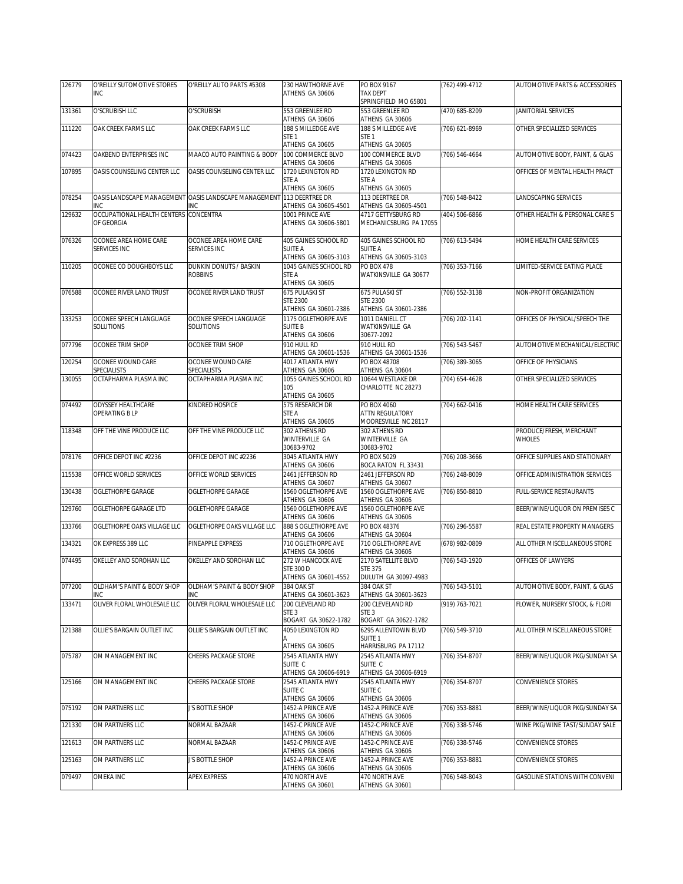| | | | | | | |
|---|---|---|---|---|---|---|
| 126779 | O'REILLY SUTOMOTIVE STORES INC | O'REILLY AUTO PARTS #5308 | 230 HAWTHORNE AVE ATHENS GA 30606 | PO BOX 9167 TAX DEPT SPRINGFIELD MO 65801 | (762) 499-4712 | AUTOMOTIVE PARTS & ACCESSORIES |
| 131361 | O'SCRUBISH LLC | O'SCRUBISH | 553 GREENLEE RD ATHENS GA 30606 | 553 GREENLEE RD ATHENS GA 30606 | (470) 685-8209 | JANITORIAL SERVICES |
| 111220 | OAK CREEK FARMS LLC | OAK CREEK FARMS LLC | 188 S MILLEDGE AVE STE 1 ATHENS GA 30605 | 188 S MILLEDGE AVE STE 1 ATHENS GA 30605 | (706) 621-8969 | OTHER SPECIALIZED SERVICES |
| 074423 | OAKBEND ENTERPRISES INC | MAACO AUTO PAINTING & BODY | 100 COMMERCE BLVD ATHENS GA 30606 | 100 COMMERCE BLVD ATHENS GA 30606 | (706) 546-4664 | AUTOMOTIVE BODY, PAINT, & GLAS |
| 107895 | OASIS COUNSELING CENTER LLC | OASIS COUNSELING CENTER LLC | 1720 LEXINGTON RD STE A ATHENS GA 30605 | 1720 LEXINGTON RD STE A ATHENS GA 30605 | | OFFICES OF MENTAL HEALTH PRACT |
| 078254 | OASIS LANDSCAPE MANAGEMENT INC | OASIS LANDSCAPE MANAGEMENT INC | 113 DEERTREE DR ATHENS GA 30605-4501 | 113 DEERTREE DR ATHENS GA 30605-4501 | (706) 548-8422 | LANDSCAPING SERVICES |
| 129632 | OCCUPATIONAL HEALTH CENTERS OF GEORGIA | CONCENTRA | 1001 PRINCE AVE ATHENS GA 30606-5801 | 4717 GETTYSBURG RD MECHANICSBURG PA 17055 | (404) 506-6866 | OTHER HEALTH & PERSONAL CARE S |
| 076326 | OCONEE AREA HOME CARE SERVICES INC | OCONEE AREA HOME CARE SERVICES INC | 405 GAINES SCHOOL RD SUITE A ATHENS GA 30605-3103 | 405 GAINES SCHOOL RD SUITE A ATHENS GA 30605-3103 | (706) 613-5494 | HOME HEALTH CARE SERVICES |
| 110205 | OCONEE CO DOUGHBOYS LLC | DUNKIN DONUTS / BASKIN ROBBINS | 1045 GAINES SCHOOL RD STE A ATHENS GA 30605 | PO BOX 478 WATKINSVILLE GA 30677 | (706) 353-7166 | LIMITED-SERVICE EATING PLACE |
| 076588 | OCONEE RIVER LAND TRUST | OCONEE RIVER LAND TRUST | 675 PULASKI ST STE 2300 ATHENS GA 30601-2386 | 675 PULASKI ST STE 2300 ATHENS GA 30601-2386 | (706) 552-3138 | NON-PROFIT ORGANIZATION |
| 133253 | OCONEE SPEECH LANGUAGE SOLUTIONS | OCONEE SPEECH LANGUAGE SOLUTIONS | 1175 OGLETHORPE AVE SUITE B ATHENS GA 30606 | 1011 DANIELL CT WATKINSVILLE GA 30677-2092 | (706) 202-1141 | OFFICES OF PHYSICAL/SPEECH THE |
| 077796 | OCONEE TRIM SHOP | OCONEE TRIM SHOP | 910 HULL RD ATHENS GA 30601-1536 | 910 HULL RD ATHENS GA 30601-1536 | (706) 543-5467 | AUTOMOTIVE MECHANICAL/ELECTRIC |
| 120254 | OCONEE WOUND CARE SPECIALISTS | OCONEE WOUND CARE SPECIALISTS | 4017 ATLANTA HWY ATHENS GA 30606 | PO BOX 48708 ATHENS GA 30604 | (706) 389-3065 | OFFICE OF PHYSICIANS |
| 130055 | OCTAPHARMA PLASMA INC | OCTAPHARMA PLASMA INC | 1055 GAINES SCHOOL RD 105 ATHENS GA 30605 | 10644 WESTLAKE DR CHARLOTTE NC 28273 | (704) 654-4628 | OTHER SPECIALIZED SERVICES |
| 074492 | ODYSSEY HEALTHCARE OPERATING B LP | KINDRED HOSPICE | 575 RESEARCH DR STE A ATHENS GA 30605 | PO BOX 4060 ATTN REGULATORY MOORESVILLE NC 28117 | (704) 662-0416 | HOME HEALTH CARE SERVICES |
| 118348 | OFF THE VINE PRODUCE LLC | OFF THE VINE PRODUCE LLC | 302 ATHENS RD WINTERVILLE GA 30683-9702 | 302 ATHENS RD WINTERVILLE GA 30683-9702 | | PRODUCE/FRESH, MERCHANT WHOLES |
| 078176 | OFFICE DEPOT INC #2236 | OFFICE DEPOT INC #2236 | 3045 ATLANTA HWY ATHENS GA 30606 | PO BOX 5029 BOCA RATON FL 33431 | (706) 208-3666 | OFFICE SUPPLIES AND STATIONARY |
| 115538 | OFFICE WORLD SERVICES | OFFICE WORLD SERVICES | 2461 JEFFERSON RD ATHENS GA 30607 | 2461 JEFFERSON RD ATHENS GA 30607 | (706) 248-8009 | OFFICE ADMINISTRATION SERVICES |
| 130438 | OGLETHORPE GARAGE | OGLETHORPE GARAGE | 1560 OGLETHORPE AVE ATHENS GA 30606 | 1560 OGLETHORPE AVE ATHENS GA 30606 | (706) 850-8810 | FULL-SERVICE RESTAURANTS |
| 129760 | OGLETHORPE GARAGE LTD | OGLETHORPE GARAGE | 1560 OGLETHORPE AVE ATHENS GA 30606 | 1560 OGLETHORPE AVE ATHENS GA 30606 | | BEER/WINE/LIQUOR ON PREMISES C |
| 133766 | OGLETHORPE OAKS VILLAGE LLC | OGLETHORPE OAKS VILLAGE LLC | 888 S OGLETHORPE AVE ATHENS GA 30606 | PO BOX 48376 ATHENS GA 30604 | (706) 296-5587 | REAL ESTATE PROPERTY MANAGERS |
| 134321 | OK EXPRESS 389 LLC | PINEAPPLE EXPRESS | 710 OGLETHORPE AVE ATHENS GA 30606 | 710 OGLETHORPE AVE ATHENS GA 30606 | (678) 982-0809 | ALL OTHER MISCELLANEOUS STORE |
| 074495 | OKELLEY AND SOROHAN LLC | OKELLEY AND SOROHAN LLC | 272 W HANCOCK AVE STE 300 D ATHENS GA 30601-4552 | 2170 SATELLITE BLVD STE 375 DULUTH GA 30097-4983 | (706) 543-1920 | OFFICES OF LAWYERS |
| 077200 | OLDHAM'S PAINT & BODY SHOP INC | OLDHAM'S PAINT & BODY SHOP INC | 384 OAK ST ATHENS GA 30601-3623 | 384 OAK ST ATHENS GA 30601-3623 | (706) 543-5101 | AUTOMOTIVE BODY, PAINT, & GLAS |
| 133471 | OLIVER FLORAL WHOLESALE LLC | OLIVER FLORAL WHOLESALE LLC | 200 CLEVELAND RD STE 3 BOGART GA 30622-1782 | 200 CLEVELAND RD STE 3 BOGART GA 30622-1782 | (919) 763-7021 | FLOWER, NURSERY STOCK, & FLORI |
| 121388 | OLLIE'S BARGAIN OUTLET INC | OLLIE'S BARGAIN OUTLET INC | 4050 LEXINGTON RD A ATHENS GA 30605 | 6295 ALLENTOWN BLVD SUITE 1 HARRISBURG PA 17112 | (706) 549-3710 | ALL OTHER MISCELLANEOUS STORE |
| 075787 | OM MANAGEMENT INC | CHEERS PACKAGE STORE | 2545 ATLANTA HWY SUITE C ATHENS GA 30606-6919 | 2545 ATLANTA HWY SUITE C ATHENS GA 30606-6919 | (706) 354-8707 | BEER/WINE/LIQUOR PKG/SUNDAY SA |
| 125166 | OM MANAGEMENT INC | CHEERS PACKAGE STORE | 2545 ATLANTA HWY SUITE C ATHENS GA 30606 | 2545 ATLANTA HWY SUITE C ATHENS GA 30606 | (706) 354-8707 | CONVENIENCE STORES |
| 075192 | OM PARTNERS LLC | J'S BOTTLE SHOP | 1452-A PRINCE AVE ATHENS GA 30606 | 1452-A PRINCE AVE ATHENS GA 30606 | (706) 353-8881 | BEER/WINE/LIQUOR PKG/SUNDAY SA |
| 121330 | OM PARTNERS LLC | NORMAL BAZAAR | 1452-C PRINCE AVE ATHENS GA 30606 | 1452-C PRINCE AVE ATHENS GA 30606 | (706) 338-5746 | WINE PKG/WINE TAST/SUNDAY SALE |
| 121613 | OM PARTNERS LLC | NORMAL BAZAAR | 1452-C PRINCE AVE ATHENS GA 30606 | 1452-C PRINCE AVE ATHENS GA 30606 | (706) 338-5746 | CONVENIENCE STORES |
| 125163 | OM PARTNERS LLC | J'S BOTTLE SHOP | 1452-A PRINCE AVE ATHENS GA 30606 | 1452-A PRINCE AVE ATHENS GA 30606 | (706) 353-8881 | CONVENIENCE STORES |
| 079497 | OMEKA INC | APEX EXPRESS | 470 NORTH AVE ATHENS GA 30601 | 470 NORTH AVE ATHENS GA 30601 | (706) 548-8043 | GASOLINE STATIONS WITH CONVENI |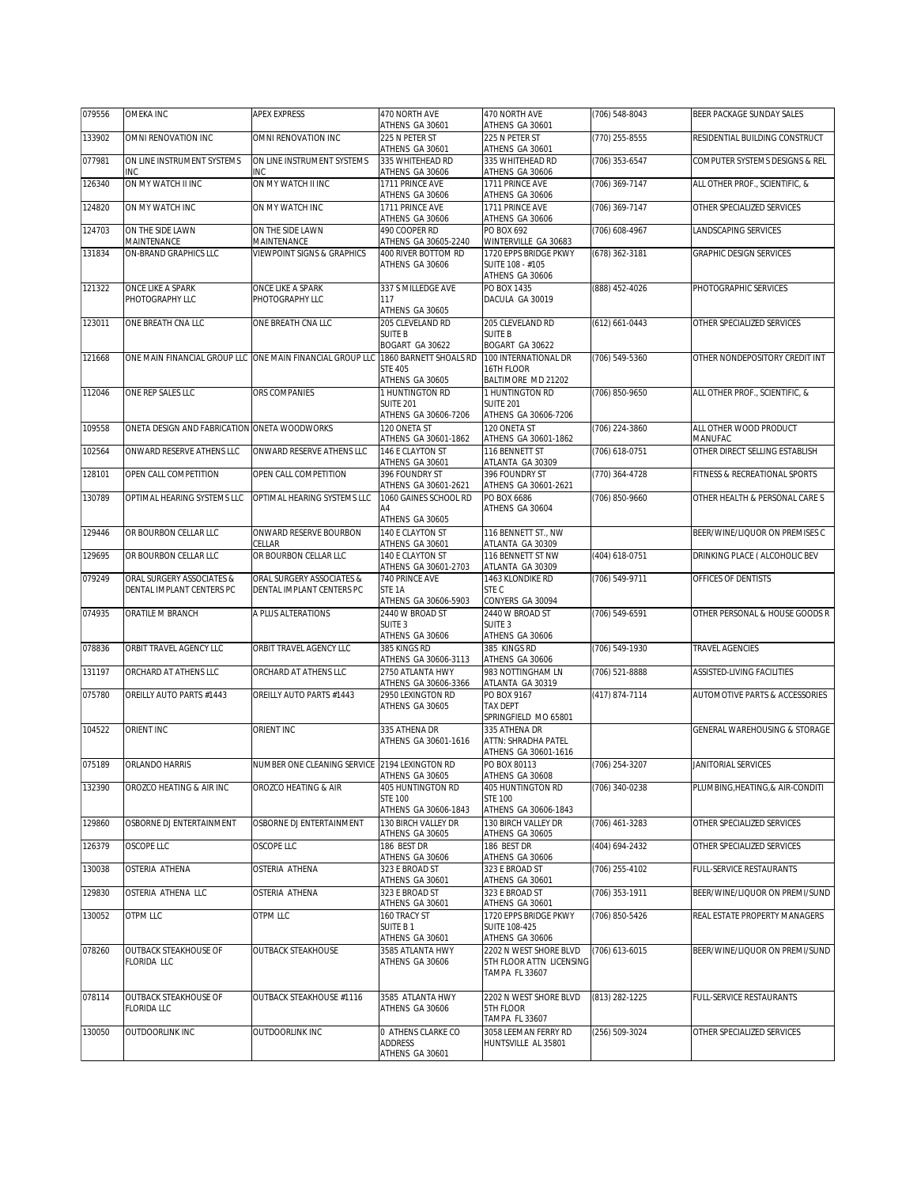| 079556 | OMEKA INC | APEX EXPRESS | 470 NORTH AVE ATHENS GA 30601 | 470 NORTH AVE ATHENS GA 30601 | (706) 548-8043 | BEER PACKAGE SUNDAY SALES |
|---|---|---|---|---|---|---|
| 133902 | OMNI RENOVATION INC | OMNI RENOVATION INC | 225 N PETER ST ATHENS GA 30601 | 225 N PETER ST ATHENS GA 30601 | (770) 255-8555 | RESIDENTIAL BUILDING CONSTRUCT |
| 077981 | ON LINE INSTRUMENT SYSTEMS INC | ON LINE INSTRUMENT SYSTEMS INC | 335 WHITEHEAD RD ATHENS GA 30606 | 335 WHITEHEAD RD ATHENS GA 30606 | (706) 353-6547 | COMPUTER SYSTEMS DESIGNS & REL |
| 126340 | ON MY WATCH II INC | ON MY WATCH II INC | 1711 PRINCE AVE ATHENS GA 30606 | 1711 PRINCE AVE ATHENS GA 30606 | (706) 369-7147 | ALL OTHER PROF., SCIENTIFIC, & |
| 124820 | ON MY WATCH INC | ON MY WATCH INC | 1711 PRINCE AVE ATHENS GA 30606 | 1711 PRINCE AVE ATHENS GA 30606 | (706) 369-7147 | OTHER SPECIALIZED SERVICES |
| 124703 | ON THE SIDE LAWN MAINTENANCE | ON THE SIDE LAWN MAINTENANCE | 490 COOPER RD ATHENS GA 30605-2240 | PO BOX 692 WINTERVILLE GA 30683 | (706) 608-4967 | LANDSCAPING SERVICES |
| 131834 | ON-BRAND GRAPHICS LLC | VIEWPOINT SIGNS & GRAPHICS | 400 RIVER BOTTOM RD ATHENS GA 30606 | 1720 EPPS BRIDGE PKWY SUITE 108 - #105 ATHENS GA 30606 | (678) 362-3181 | GRAPHIC DESIGN SERVICES |
| 121322 | ONCE LIKE A SPARK PHOTOGRAPHY LLC | ONCE LIKE A SPARK PHOTOGRAPHY LLC | 337 S MILLEDGE AVE 117 ATHENS GA 30605 | PO BOX 1435 DACULA GA 30019 | (888) 452-4026 | PHOTOGRAPHIC SERVICES |
| 123011 | ONE BREATH CNA LLC | ONE BREATH CNA LLC | 205 CLEVELAND RD SUITE B BOGART GA 30622 | 205 CLEVELAND RD SUITE B BOGART GA 30622 | (612) 661-0443 | OTHER SPECIALIZED SERVICES |
| 121668 | ONE MAIN FINANCIAL GROUP LLC | ONE MAIN FINANCIAL GROUP LLC | 1860 BARNETT SHOALS RD STE 405 ATHENS GA 30605 | 100 INTERNATIONAL DR 16TH FLOOR BALTIMORE MD 21202 | (706) 549-5360 | OTHER NONDEPOSITORY CREDIT INT |
| 112046 | ONE REP SALES LLC | ORS COMPANIES | 1 HUNTINGTON RD SUITE 201 ATHENS GA 30606-7206 | 1 HUNTINGTON RD SUITE 201 ATHENS GA 30606-7206 | (706) 850-9650 | ALL OTHER PROF., SCIENTIFIC, & |
| 109558 | ONETA DESIGN AND FABRICATION | ONETA WOODWORKS | 120 ONETA ST ATHENS GA 30601-1862 | 120 ONETA ST ATHENS GA 30601-1862 | (706) 224-3860 | ALL OTHER WOOD PRODUCT MANUFAC |
| 102564 | ONWARD RESERVE ATHENS LLC | ONWARD RESERVE ATHENS LLC | 146 E CLAYTON ST ATHENS GA 30601 | 116 BENNETT ST ATLANTA GA 30309 | (706) 618-0751 | OTHER DIRECT SELLING ESTABLISH |
| 128101 | OPEN CALL COMPETITION | OPEN CALL COMPETITION | 396 FOUNDRY ST ATHENS GA 30601-2621 | 396 FOUNDRY ST ATHENS GA 30601-2621 | (770) 364-4728 | FITNESS & RECREATIONAL SPORTS |
| 130789 | OPTIMAL HEARING SYSTEMS LLC | OPTIMAL HEARING SYSTEMS LLC | 1060 GAINES SCHOOL RD A4 ATHENS GA 30605 | PO BOX 6686 ATHENS GA 30604 | (706) 850-9660 | OTHER HEALTH & PERSONAL CARE S |
| 129446 | OR BOURBON CELLAR LLC | ONWARD RESERVE BOURBON CELLAR | 140 E CLAYTON ST ATHENS GA 30601 | 116 BENNETT ST., NW ATLANTA GA 30309 | | BEER/WINE/LIQUOR ON PREMISES C |
| 129695 | OR BOURBON CELLAR LLC | OR BOURBON CELLAR LLC | 140 E CLAYTON ST ATHENS GA 30601-2703 | 116 BENNETT ST NW ATLANTA GA 30309 | (404) 618-0751 | DRINKING PLACE ( ALCOHOLIC BEV |
| 079249 | ORAL SURGERY ASSOCIATES & DENTAL IMPLANT CENTERS PC | ORAL SURGERY ASSOCIATES & DENTAL IMPLANT CENTERS PC | 740 PRINCE AVE STE 1A ATHENS GA 30606-5903 | 1463 KLONDIKE RD STE C CONYERS GA 30094 | (706) 549-9711 | OFFICES OF DENTISTS |
| 074935 | ORATILE M BRANCH | A PLUS ALTERATIONS | 2440 W BROAD ST SUITE 3 ATHENS GA 30606 | 2440 W BROAD ST SUITE 3 ATHENS GA 30606 | (706) 549-6591 | OTHER PERSONAL & HOUSE GOODS R |
| 078836 | ORBIT TRAVEL AGENCY LLC | ORBIT TRAVEL AGENCY LLC | 385 KINGS RD ATHENS GA 30606-3113 | 385 KINGS RD ATHENS GA 30606 | (706) 549-1930 | TRAVEL AGENCIES |
| 131197 | ORCHARD AT ATHENS LLC | ORCHARD AT ATHENS LLC | 2750 ATLANTA HWY ATHENS GA 30606-3366 | 983 NOTTINGHAM LN ATLANTA GA 30319 | (706) 521-8888 | ASSISTED-LIVING FACILITIES |
| 075780 | OREILLY AUTO PARTS #1443 | OREILLY AUTO PARTS #1443 | 2950 LEXINGTON RD ATHENS GA 30605 | PO BOX 9167 TAX DEPT SPRINGFIELD MO 65801 | (417) 874-7114 | AUTOMOTIVE PARTS & ACCESSORIES |
| 104522 | ORIENT INC | ORIENT INC | 335 ATHENA DR ATHENS GA 30601-1616 | 335 ATHENA DR ATTN: SHRADHA PATEL ATHENS GA 30601-1616 | | GENERAL WAREHOUSING & STORAGE |
| 075189 | ORLANDO HARRIS | NUMBER ONE CLEANING SERVICE | 2194 LEXINGTON RD ATHENS GA 30605 | PO BOX 80113 ATHENS GA 30608 | (706) 254-3207 | JANITORIAL SERVICES |
| 132390 | OROZCO HEATING & AIR INC | OROZCO HEATING & AIR | 405 HUNTINGTON RD STE 100 ATHENS GA 30606-1843 | 405 HUNTINGTON RD STE 100 ATHENS GA 30606-1843 | (706) 340-0238 | PLUMBING,HEATING,& AIR-CONDITI |
| 129860 | OSBORNE DJ ENTERTAINMENT | OSBORNE DJ ENTERTAINMENT | 130 BIRCH VALLEY DR ATHENS GA 30605 | 130 BIRCH VALLEY DR ATHENS GA 30605 | (706) 461-3283 | OTHER SPECIALIZED SERVICES |
| 126379 | OSCOPE LLC | OSCOPE LLC | 186 BEST DR ATHENS GA 30606 | 186 BEST DR ATHENS GA 30606 | (404) 694-2432 | OTHER SPECIALIZED SERVICES |
| 130038 | OSTERIA ATHENA | OSTERIA ATHENA | 323 E BROAD ST ATHENS GA 30601 | 323 E BROAD ST ATHENS GA 30601 | (706) 255-4102 | FULL-SERVICE RESTAURANTS |
| 129830 | OSTERIA ATHENA LLC | OSTERIA ATHENA | 323 E BROAD ST ATHENS GA 30601 | 323 E BROAD ST ATHENS GA 30601 | (706) 353-1911 | BEER/WINE/LIQUOR ON PREMI/SUND |
| 130052 | OTPM LLC | OTPM LLC | 160 TRACY ST SUITE B 1 ATHENS GA 30601 | 1720 EPPS BRIDGE PKWY SUITE 108-425 ATHENS GA 30606 | (706) 850-5426 | REAL ESTATE PROPERTY MANAGERS |
| 078260 | OUTBACK STEAKHOUSE OF FLORIDA LLC | OUTBACK STEAKHOUSE | 3585 ATLANTA HWY ATHENS GA 30606 | 2202 N WEST SHORE BLVD 5TH FLOOR ATTN LICENSING TAMPA FL 33607 | (706) 613-6015 | BEER/WINE/LIQUOR ON PREMI/SUND |
| 078114 | OUTBACK STEAKHOUSE OF FLORIDA LLC | OUTBACK STEAKHOUSE #1116 | 3585 ATLANTA HWY ATHENS GA 30606 | 2202 N WEST SHORE BLVD 5TH FLOOR TAMPA FL 33607 | (813) 282-1225 | FULL-SERVICE RESTAURANTS |
| 130050 | OUTDOORLINK INC | OUTDOORLINK INC | 0 ATHENS CLARKE CO ADDRESS ATHENS GA 30601 | 3058 LEEMAN FERRY RD HUNTSVILLE AL 35801 | (256) 509-3024 | OTHER SPECIALIZED SERVICES |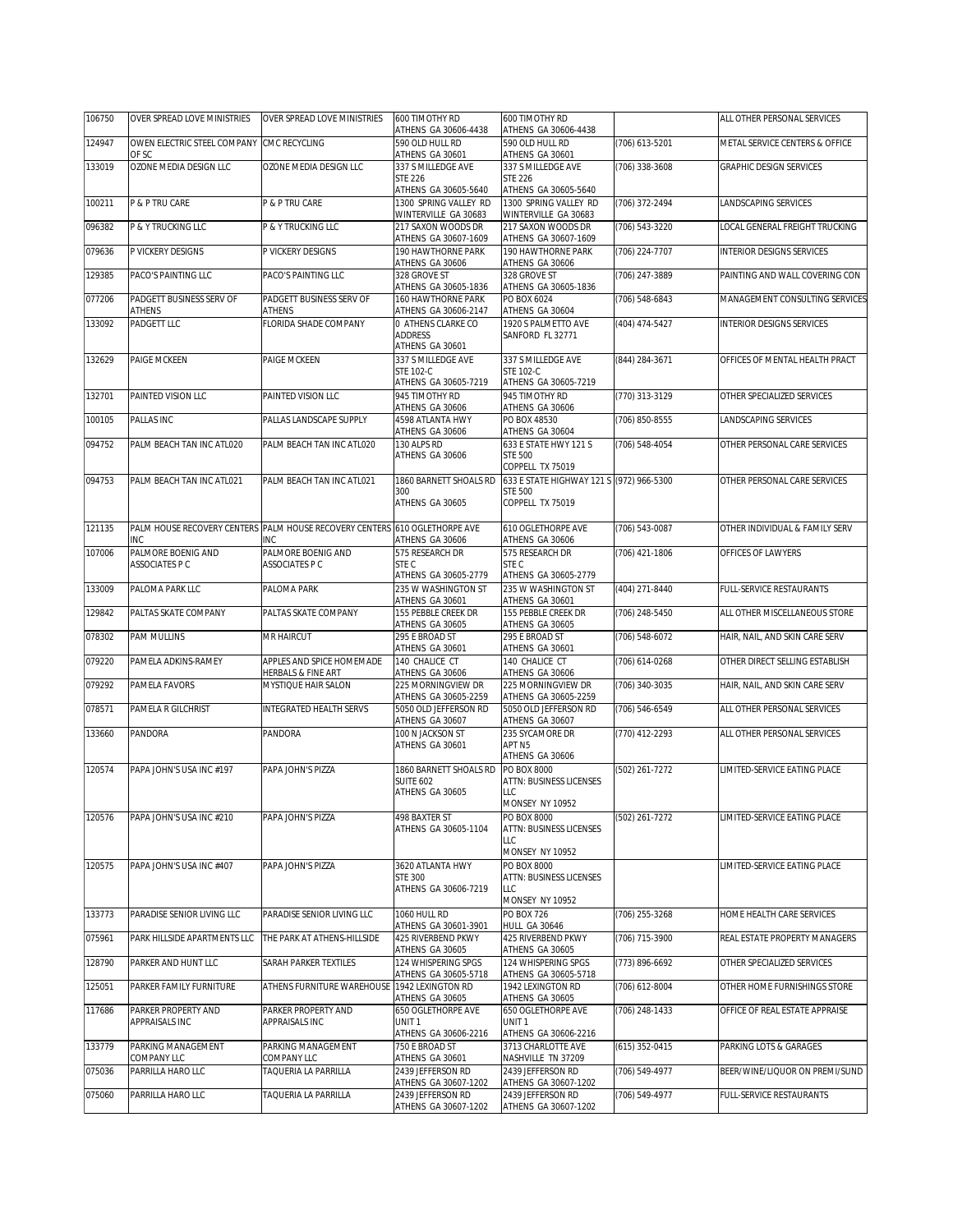| 106750 | OVER SPREAD LOVE MINISTRIES | OVER SPREAD LOVE MINISTRIES | 600 TIMOTHY RD ATHENS GA 30606-4438 | 600 TIMOTHY RD ATHENS GA 30606-4438 | | ALL OTHER PERSONAL SERVICES |
|---|---|---|---|---|---|---|
| 124947 | OWEN ELECTRIC STEEL COMPANY OF SC | CMC RECYCLING | 590 OLD HULL RD ATHENS GA 30601 | 590 OLD HULL RD ATHENS GA 30601 | (706) 613-5201 | METAL SERVICE CENTERS & OFFICE |
| 133019 | OZONE MEDIA DESIGN LLC | OZONE MEDIA DESIGN LLC | 337 S MILLEDGE AVE STE 226 ATHENS GA 30605-5640 | 337 S MILLEDGE AVE STE 226 ATHENS GA 30605-5640 | (706) 338-3608 | GRAPHIC DESIGN SERVICES |
| 100211 | P & P TRU CARE | P & P TRU CARE | 1300 SPRING VALLEY RD WINTERVILLE GA 30683 | 1300 SPRING VALLEY RD WINTERVILLE GA 30683 | (706) 372-2494 | LANDSCAPING SERVICES |
| 096382 | P & Y TRUCKING LLC | P & Y TRUCKING LLC | 217 SAXON WOODS DR ATHENS GA 30607-1609 | 217 SAXON WOODS DR ATHENS GA 30607-1609 | (706) 543-3220 | LOCAL GENERAL FREIGHT TRUCKING |
| 079636 | P VICKERY DESIGNS | P VICKERY DESIGNS | 190 HAWTHORNE PARK ATHENS GA 30606 | 190 HAWTHORNE PARK ATHENS GA 30606 | (706) 224-7707 | INTERIOR DESIGNS SERVICES |
| 129385 | PACO'S PAINTING LLC | PACO'S PAINTING LLC | 328 GROVE ST ATHENS GA 30605-1836 | 328 GROVE ST ATHENS GA 30605-1836 | (706) 247-3889 | PAINTING AND WALL COVERING CON |
| 077206 | PADGETT BUSINESS SERV OF ATHENS | PADGETT BUSINESS SERV OF ATHENS | 160 HAWTHORNE PARK ATHENS GA 30606-2147 | PO BOX 6024 ATHENS GA 30604 | (706) 548-6843 | MANAGEMENT CONSULTING SERVICES |
| 133092 | PADGETT LLC | FLORIDA SHADE COMPANY | 0 ATHENS CLARKE CO ADDRESS ATHENS GA 30601 | 1920 S PALMETTO AVE SANFORD FL 32771 | (404) 474-5427 | INTERIOR DESIGNS SERVICES |
| 132629 | PAIGE MCKEEN | PAIGE MCKEEN | 337 S MILLEDGE AVE STE 102-C ATHENS GA 30605-7219 | 337 S MILLEDGE AVE STE 102-C ATHENS GA 30605-7219 | (844) 284-3671 | OFFICES OF MENTAL HEALTH PRACT |
| 132701 | PAINTED VISION LLC | PAINTED VISION LLC | 945 TIMOTHY RD ATHENS GA 30606 | 945 TIMOTHY RD ATHENS GA 30606 | (770) 313-3129 | OTHER SPECIALIZED SERVICES |
| 100105 | PALLAS INC | PALLAS LANDSCAPE SUPPLY | 4598 ATLANTA HWY ATHENS GA 30606 | PO BOX 48530 ATHENS GA 30604 | (706) 850-8555 | LANDSCAPING SERVICES |
| 094752 | PALM BEACH TAN INC ATL020 | PALM BEACH TAN INC ATL020 | 130 ALPS RD ATHENS GA 30606 | 633 E STATE HWY 121 S STE 500 COPPELL TX 75019 | (706) 548-4054 | OTHER PERSONAL CARE SERVICES |
| 094753 | PALM BEACH TAN INC ATL021 | PALM BEACH TAN INC ATL021 | 1860 BARNETT SHOALS RD 300 ATHENS GA 30605 | 633 E STATE HIGHWAY 121 S STE 500 COPPELL TX 75019 | (972) 966-5300 | OTHER PERSONAL CARE SERVICES |
| 121135 | PALM HOUSE RECOVERY CENTERS INC | PALM HOUSE RECOVERY CENTERS INC | 610 OGLETHORPE AVE ATHENS GA 30606 | 610 OGLETHORPE AVE ATHENS GA 30606 | (706) 543-0087 | OTHER INDIVIDUAL & FAMILY SERV |
| 107006 | PALMORE BOENIG AND ASSOCIATES P C | PALMORE BOENIG AND ASSOCIATES P C | 575 RESEARCH DR STE C ATHENS GA 30605-2779 | 575 RESEARCH DR STE C ATHENS GA 30605-2779 | (706) 421-1806 | OFFICES OF LAWYERS |
| 133009 | PALOMA PARK LLC | PALOMA PARK | 235 W WASHINGTON ST ATHENS GA 30601 | 235 W WASHINGTON ST ATHENS GA 30601 | (404) 271-8440 | FULL-SERVICE RESTAURANTS |
| 129842 | PALTAS SKATE COMPANY | PALTAS SKATE COMPANY | 155 PEBBLE CREEK DR ATHENS GA 30605 | 155 PEBBLE CREEK DR ATHENS GA 30605 | (706) 248-5450 | ALL OTHER MISCELLANEOUS STORE |
| 078302 | PAM MULLINS | MR HAIRCUT | 295 E BROAD ST ATHENS GA 30601 | 295 E BROAD ST ATHENS GA 30601 | (706) 548-6072 | HAIR, NAIL, AND SKIN CARE SERV |
| 079220 | PAMELA ADKINS-RAMEY | APPLES AND SPICE HOMEMADE HERBALS & FINE ART | 140 CHALICE CT ATHENS GA 30606 | 140 CHALICE CT ATHENS GA 30606 | (706) 614-0268 | OTHER DIRECT SELLING ESTABLISH |
| 079292 | PAMELA FAVORS | MYSTIQUE HAIR SALON | 225 MORNINGVIEW DR ATHENS GA 30605-2259 | 225 MORNINGVIEW DR ATHENS GA 30605-2259 | (706) 340-3035 | HAIR, NAIL, AND SKIN CARE SERV |
| 078571 | PAMELA R GILCHRIST | INTEGRATED HEALTH SERVS | 5050 OLD JEFFERSON RD ATHENS GA 30607 | 5050 OLD JEFFERSON RD ATHENS GA 30607 | (706) 546-6549 | ALL OTHER PERSONAL SERVICES |
| 133660 | PANDORA | PANDORA | 100 N JACKSON ST ATHENS GA 30601 | 235 SYCAMORE DR APT N5 ATHENS GA 30606 | (770) 412-2293 | ALL OTHER PERSONAL SERVICES |
| 120574 | PAPA JOHN'S USA INC #197 | PAPA JOHN'S PIZZA | 1860 BARNETT SHOALS RD SUITE 602 ATHENS GA 30605 | PO BOX 8000 ATTN: BUSINESS LICENSES LLC MONSEY NY 10952 | (502) 261-7272 | LIMITED-SERVICE EATING PLACE |
| 120576 | PAPA JOHN'S USA INC #210 | PAPA JOHN'S PIZZA | 498 BAXTER ST ATHENS GA 30605-1104 | PO BOX 8000 ATTN: BUSINESS LICENSES LLC MONSEY NY 10952 | (502) 261-7272 | LIMITED-SERVICE EATING PLACE |
| 120575 | PAPA JOHN'S USA INC #407 | PAPA JOHN'S PIZZA | 3620 ATLANTA HWY STE 300 ATHENS GA 30606-7219 | PO BOX 8000 ATTN: BUSINESS LICENSES LLC MONSEY NY 10952 | | LIMITED-SERVICE EATING PLACE |
| 133773 | PARADISE SENIOR LIVING LLC | PARADISE SENIOR LIVING LLC | 1060 HULL RD ATHENS GA 30601-3901 | PO BOX 726 HULL GA 30646 | (706) 255-3268 | HOME HEALTH CARE SERVICES |
| 075961 | PARK HILLSIDE APARTMENTS LLC | THE PARK AT ATHENS-HILLSIDE | 425 RIVERBEND PKWY ATHENS GA 30605 | 425 RIVERBEND PKWY ATHENS GA 30605 | (706) 715-3900 | REAL ESTATE PROPERTY MANAGERS |
| 128790 | PARKER AND HUNT LLC | SARAH PARKER TEXTILES | 124 WHISPERING SPGS ATHENS GA 30605-5718 | 124 WHISPERING SPGS ATHENS GA 30605-5718 | (773) 896-6692 | OTHER SPECIALIZED SERVICES |
| 125051 | PARKER FAMILY FURNITURE | ATHENS FURNITURE WAREHOUSE | 1942 LEXINGTON RD ATHENS GA 30605 | 1942 LEXINGTON RD ATHENS GA 30605 | (706) 612-8004 | OTHER HOME FURNISHINGS STORE |
| 117686 | PARKER PROPERTY AND APPRAISALS INC | PARKER PROPERTY AND APPRAISALS INC | 650 OGLETHORPE AVE UNIT 1 ATHENS GA 30606-2216 | 650 OGLETHORPE AVE UNIT 1 ATHENS GA 30606-2216 | (706) 248-1433 | OFFICE OF REAL ESTATE APPRAISE |
| 133779 | PARKING MANAGEMENT COMPANY LLC | PARKING MANAGEMENT COMPANY LLC | 750 E BROAD ST ATHENS GA 30601 | 3713 CHARLOTTE AVE NASHVILLE TN 37209 | (615) 352-0415 | PARKING LOTS & GARAGES |
| 075036 | PARRILLA HARO LLC | TAQUERIA LA PARRILLA | 2439 JEFFERSON RD ATHENS GA 30607-1202 | 2439 JEFFERSON RD ATHENS GA 30607-1202 | (706) 549-4977 | BEER/WINE/LIQUOR ON PREMI/SUND |
| 075060 | PARRILLA HARO LLC | TAQUERIA LA PARRILLA | 2439 JEFFERSON RD ATHENS GA 30607-1202 | 2439 JEFFERSON RD ATHENS GA 30607-1202 | (706) 549-4977 | FULL-SERVICE RESTAURANTS |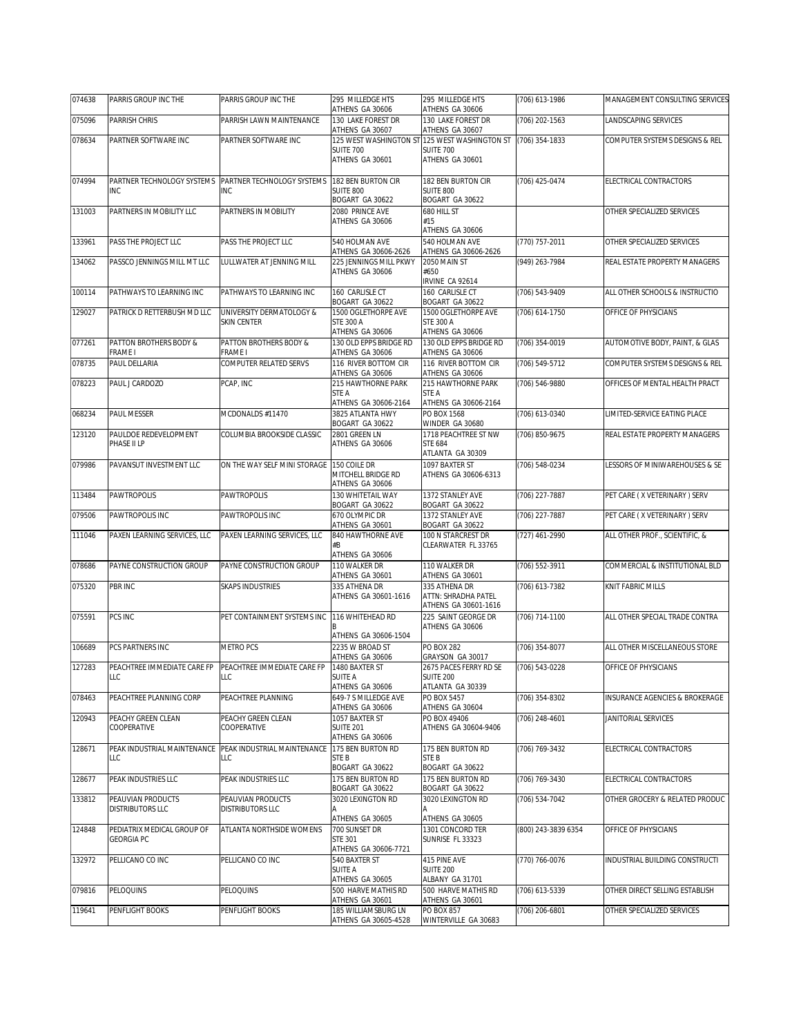| 074638 | PARRIS GROUP INC THE | PARRIS GROUP INC THE | 295 MILLEDGE HTS ATHENS GA 30606 | 295 MILLEDGE HTS ATHENS GA 30606 | (706) 613-1986 | MANAGEMENT CONSULTING SERVICES |
|---|---|---|---|---|---|---|
| 075096 | PARRISH CHRIS | PARRISH LAWN MAINTENANCE | 130 LAKE FOREST DR ATHENS GA 30607 | 130 LAKE FOREST DR ATHENS GA 30607 | (706) 202-1563 | LANDSCAPING SERVICES |
| 078634 | PARTNER SOFTWARE INC | PARTNER SOFTWARE INC | 125 WEST WASHINGTON ST SUITE 700 ATHENS GA 30601 | 125 WEST WASHINGTON ST SUITE 700 ATHENS GA 30601 | (706) 354-1833 | COMPUTER SYSTEMS DESIGNS & REL |
| 074994 | PARTNER TECHNOLOGY SYSTEMS INC | PARTNER TECHNOLOGY SYSTEMS INC | 182 BEN BURTON CIR SUITE 800 BOGART GA 30622 | 182 BEN BURTON CIR SUITE 800 BOGART GA 30622 | (706) 425-0474 | ELECTRICAL CONTRACTORS |
| 131003 | PARTNERS IN MOBILITY LLC | PARTNERS IN MOBILITY | 2080 PRINCE AVE ATHENS GA 30606 | 680 HILL ST #15 ATHENS GA 30606 | | OTHER SPECIALIZED SERVICES |
| 133961 | PASS THE PROJECT LLC | PASS THE PROJECT LLC | 540 HOLMAN AVE ATHENS GA 30606-2626 | 540 HOLMAN AVE ATHENS GA 30606-2626 | (770) 757-2011 | OTHER SPECIALIZED SERVICES |
| 134062 | PASSCO JENNINGS MILL MT LLC | LULLWATER AT JENNING MILL | 225 JENNINGS MILL PKWY ATHENS GA 30606 | 2050 MAIN ST #650 IRVINE CA 92614 | (949) 263-7984 | REAL ESTATE PROPERTY MANAGERS |
| 100114 | PATHWAYS TO LEARNING INC | PATHWAYS TO LEARNING INC | 160 CARLISLE CT BOGART GA 30622 | 160 CARLISLE CT BOGART GA 30622 | (706) 543-9409 | ALL OTHER SCHOOLS & INSTRUCTIO |
| 129027 | PATRICK D RETTERBUSH MD LLC | UNIVERSITY DERMATOLOGY & SKIN CENTER | 1500 OGLETHORPE AVE STE 300 A ATHENS GA 30606 | 1500 OGLETHORPE AVE STE 300 A ATHENS GA 30606 | (706) 614-1750 | OFFICE OF PHYSICIANS |
| 077261 | PATTON BROTHERS BODY & FRAME I | PATTON BROTHERS BODY & FRAME I | 130 OLD EPPS BRIDGE RD ATHENS GA 30606 | 130 OLD EPPS BRIDGE RD ATHENS GA 30606 | (706) 354-0019 | AUTOMOTIVE BODY, PAINT, & GLAS |
| 078735 | PAUL DELLARIA | COMPUTER RELATED SERVS | 116 RIVER BOTTOM CIR ATHENS GA 30606 | 116 RIVER BOTTOM CIR ATHENS GA 30606 | (706) 549-5712 | COMPUTER SYSTEMS DESIGNS & REL |
| 078223 | PAUL J CARDOZO | PCAP, INC | 215 HAWTHORNE PARK STE A ATHENS GA 30606-2164 | 215 HAWTHORNE PARK STE A ATHENS GA 30606-2164 | (706) 546-9880 | OFFICES OF MENTAL HEALTH PRACT |
| 068234 | PAUL MESSER | MCDONALDS #11470 | 3825 ATLANTA HWY BOGART GA 30622 | PO BOX 1568 WINDER GA 30680 | (706) 613-0340 | LIMITED-SERVICE EATING PLACE |
| 123120 | PAULDOE REDEVELOPMENT PHASE II LP | COLUMBIA BROOKSIDE CLASSIC | 2801 GREEN LN ATHENS GA 30606 | 1718 PEACHTREE ST NW STE 684 ATLANTA GA 30309 | (706) 850-9675 | REAL ESTATE PROPERTY MANAGERS |
| 079986 | PAVANSUT INVESTMENT LLC | ON THE WAY SELF MINI STORAGE | 150 COILE DR MITCHELL BRIDGE RD ATHENS GA 30606 | 1097 BAXTER ST ATHENS GA 30606-6313 | (706) 548-0234 | LESSORS OF MINIWAREHOUSES & SE |
| 113484 | PAWTROPOLIS | PAWTROPOLIS | 130 WHITETAIL WAY BOGART GA 30622 | 1372 STANLEY AVE BOGART GA 30622 | (706) 227-7887 | PET CARE ( X VETERINARY ) SERV |
| 079506 | PAWTROPOLIS INC | PAWTROPOLIS INC | 670 OLYMPIC DR ATHENS GA 30601 | 1372 STANLEY AVE BOGART GA 30622 | (706) 227-7887 | PET CARE ( X VETERINARY ) SERV |
| 111046 | PAXEN LEARNING SERVICES, LLC | PAXEN LEARNING SERVICES, LLC | 840 HAWTHORNE AVE #B ATHENS GA 30606 | 100 N STARCREST DR CLEARWATER FL 33765 | (727) 461-2990 | ALL OTHER PROF., SCIENTIFIC, & |
| 078686 | PAYNE CONSTRUCTION GROUP | PAYNE CONSTRUCTION GROUP | 110 WALKER DR ATHENS GA 30601 | 110 WALKER DR ATHENS GA 30601 | (706) 552-3911 | COMMERCIAL & INSTITUTIONAL BLD |
| 075320 | PBR INC | SKAPS INDUSTRIES | 335 ATHENA DR ATHENS GA 30601-1616 | 335 ATHENA DR ATTN: SHRADHA PATEL ATHENS GA 30601-1616 | (706) 613-7382 | KNIT FABRIC MILLS |
| 075591 | PCS INC | PET CONTAINMENT SYSTEMS INC | 116 WHITEHEAD RD B ATHENS GA 30606-1504 | 225 SAINT GEORGE DR ATHENS GA 30606 | (706) 714-1100 | ALL OTHER SPECIAL TRADE CONTRA |
| 106689 | PCS PARTNERS INC | METRO PCS | 2235 W BROAD ST ATHENS GA 30606 | PO BOX 282 GRAYSON GA 30017 | (706) 354-8077 | ALL OTHER MISCELLANEOUS STORE |
| 127283 | PEACHTREE IMMEDIATE CARE FP LLC | PEACHTREE IMMEDIATE CARE FP LLC | 1480 BAXTER ST SUITE A ATHENS GA 30606 | 2675 PACES FERRY RD SE SUITE 200 ATLANTA GA 30339 | (706) 543-0228 | OFFICE OF PHYSICIANS |
| 078463 | PEACHTREE PLANNING CORP | PEACHTREE PLANNING | 649-7 S MILLEDGE AVE ATHENS GA 30606 | PO BOX 5457 ATHENS GA 30604 | (706) 354-8302 | INSURANCE AGENCIES & BROKERAGE |
| 120943 | PEACHY GREEN CLEAN COOPERATIVE | PEACHY GREEN CLEAN COOPERATIVE | 1057 BAXTER ST SUITE 201 ATHENS GA 30606 | PO BOX 49406 ATHENS GA 30604-9406 | (706) 248-4601 | JANITORIAL SERVICES |
| 128671 | PEAK INDUSTRIAL MAINTENANCE LLC | PEAK INDUSTRIAL MAINTENANCE LLC | 175 BEN BURTON RD STE B BOGART GA 30622 | 175 BEN BURTON RD STE B BOGART GA 30622 | (706) 769-3432 | ELECTRICAL CONTRACTORS |
| 128677 | PEAK INDUSTRIES LLC | PEAK INDUSTRIES LLC | 175 BEN BURTON RD BOGART GA 30622 | 175 BEN BURTON RD BOGART GA 30622 | (706) 769-3430 | ELECTRICAL CONTRACTORS |
| 133812 | PEAUVIAN PRODUCTS DISTRIBUTORS LLC | PEAUVIAN PRODUCTS DISTRIBUTORS LLC | 3020 LEXINGTON RD A ATHENS GA 30605 | 3020 LEXINGTON RD A ATHENS GA 30605 | (706) 534-7042 | OTHER GROCERY & RELATED PRODUC |
| 124848 | PEDIATRIX MEDICAL GROUP OF GEORGIA PC | ATLANTA NORTHSIDE WOMENS | 700 SUNSET DR STE 301 ATHENS GA 30606-7721 | 1301 CONCORD TER SUNRISE FL 33323 | (800) 243-3839 6354 | OFFICE OF PHYSICIANS |
| 132972 | PELLICANO CO INC | PELLICANO CO INC | 540 BAXTER ST SUITE A ATHENS GA 30605 | 415 PINE AVE SUITE 200 ALBANY GA 31701 | (770) 766-0076 | INDUSTRIAL BUILDING CONSTRUCTI |
| 079816 | PELOQUINS | PELOQUINS | 500 HARVE MATHIS RD ATHENS GA 30601 | 500 HARVE MATHIS RD ATHENS GA 30601 | (706) 613-5339 | OTHER DIRECT SELLING ESTABLISH |
| 119641 | PENFLIGHT BOOKS | PENFLIGHT BOOKS | 185 WILLIAMSBURG LN ATHENS GA 30605-4528 | PO BOX 857 WINTERVILLE GA 30683 | (706) 206-6801 | OTHER SPECIALIZED SERVICES |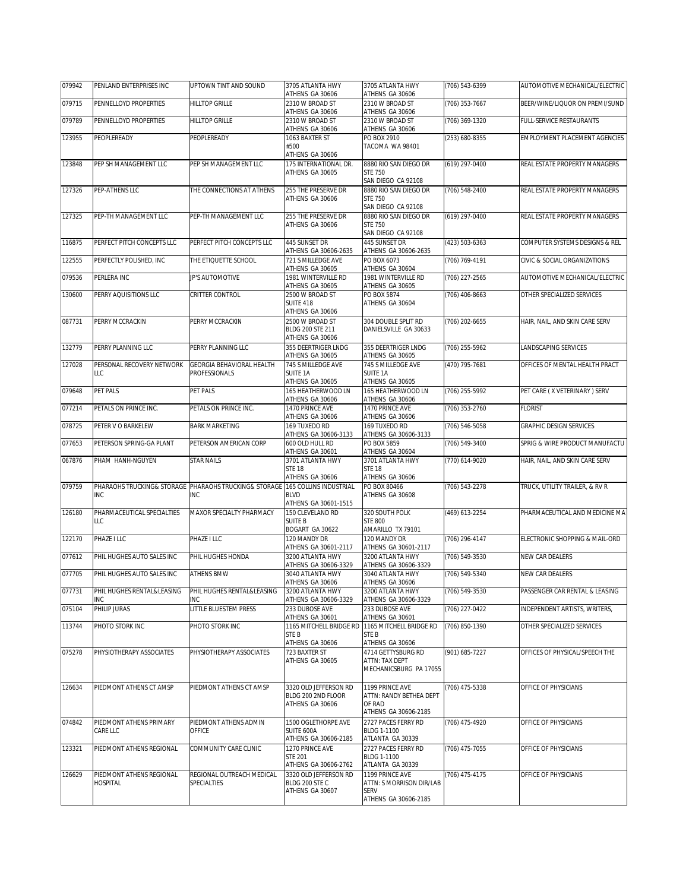| 079942 | PENLAND ENTERPRISES INC | UPTOWN TINT AND SOUND | 3705 ATLANTA HWY ATHENS GA 30606 | 3705 ATLANTA HWY ATHENS GA 30606 | (706) 543-6399 | AUTOMOTIVE MECHANICAL/ELECTRIC |
|---|---|---|---|---|---|---|
| 079715 | PENNELLOYD PROPERTIES | HILLTOP GRILLE | 2310 W BROAD ST ATHENS GA 30606 | 2310 W BROAD ST ATHENS GA 30606 | (706) 353-7667 | BEER/WINE/LIQUOR ON PREMI/SUND |
| 079789 | PENNELLOYD PROPERTIES | HILLTOP GRILLE | 2310 W BROAD ST ATHENS GA 30606 | 2310 W BROAD ST ATHENS GA 30606 | (706) 369-1320 | FULL-SERVICE RESTAURANTS |
| 123955 | PEOPLEREADY | PEOPLEREADY | 1063 BAXTER ST #500 ATHENS GA 30606 | PO BOX 2910 TACOMA WA 98401 | (253) 680-8355 | EMPLOYMENT PLACEMENT AGENCIES |
| 123848 | PEP SH MANAGEMENT LLC | PEP SH MANAGEMENT LLC | 175 INTERNATIONAL DR. ATHENS GA 30605 | 8880 RIO SAN DIEGO DR STE 750 SAN DIEGO CA 92108 | (619) 297-0400 | REAL ESTATE PROPERTY MANAGERS |
| 127326 | PEP-ATHENS LLC | THE CONNECTIONS AT ATHENS | 255 THE PRESERVE DR ATHENS GA 30606 | 8880 RIO SAN DIEGO DR STE 750 SAN DIEGO CA 92108 | (706) 548-2400 | REAL ESTATE PROPERTY MANAGERS |
| 127325 | PEP-TH MANAGEMENT LLC | PEP-TH MANAGEMENT LLC | 255 THE PRESERVE DR ATHENS GA 30606 | 8880 RIO SAN DIEGO DR STE 750 SAN DIEGO CA 92108 | (619) 297-0400 | REAL ESTATE PROPERTY MANAGERS |
| 116875 | PERFECT PITCH CONCEPTS LLC | PERFECT PITCH CONCEPTS LLC | 445 SUNSET DR ATHENS GA 30606-2635 | 445 SUNSET DR ATHENS GA 30606-2635 | (423) 503-6363 | COMPUTER SYSTEMS DESIGNS & REL |
| 122555 | PERFECTLY POLISHED, INC | THE ETIQUETTE SCHOOL | 721 S MILLEDGE AVE ATHENS GA 30605 | PO BOX 6073 ATHENS GA 30604 | (706) 769-4191 | CIVIC & SOCIAL ORGANIZATIONS |
| 079536 | PERLERA INC | JP'S AUTOMOTIVE | 1981 WINTERVILLE RD ATHENS GA 30605 | 1981 WINTERVILLE RD ATHENS GA 30605 | (706) 227-2565 | AUTOMOTIVE MECHANICAL/ELECTRIC |
| 130600 | PERRY AQUISITIONS LLC | CRITTER CONTROL | 2500 W BROAD ST SUITE 418 ATHENS GA 30606 | PO BOX 5874 ATHENS GA 30604 | (706) 406-8663 | OTHER SPECIALIZED SERVICES |
| 087731 | PERRY MCCRACKIN | PERRY MCCRACKIN | 2500 W BROAD ST BLDG 200 STE 211 ATHENS GA 30606 | 304 DOUBLE SPLIT RD DANIELSVILLE GA 30633 | (706) 202-6655 | HAIR, NAIL, AND SKIN CARE SERV |
| 132779 | PERRY PLANNING LLC | PERRY PLANNING LLC | 355 DEERTRIGER LNDG ATHENS GA 30605 | 355 DEERTRIGER LNDG ATHENS GA 30605 | (706) 255-5962 | LANDSCAPING SERVICES |
| 127028 | PERSONAL RECOVERY NETWORK LLC | GEORGIA BEHAVIORAL HEALTH PROFESSIONALS | 745 S MILLEDGE AVE SUITE 1A ATHENS GA 30605 | 745 S MILLEDGE AVE SUITE 1A ATHENS GA 30605 | (470) 795-7681 | OFFICES OF MENTAL HEALTH PRACT |
| 079648 | PET PALS | PET PALS | 165 HEATHERWOOD LN ATHENS GA 30606 | 165 HEATHERWOOD LN ATHENS GA 30606 | (706) 255-5992 | PET CARE ( X VETERINARY ) SERV |
| 077214 | PETALS ON PRINCE INC. | PETALS ON PRINCE INC. | 1470 PRINCE AVE ATHENS GA 30606 | 1470 PRINCE AVE ATHENS GA 30606 | (706) 353-2760 | FLORIST |
| 078725 | PETER V O BARKELEW | BARK MARKETING | 169 TUXEDO RD ATHENS GA 30606-3133 | 169 TUXEDO RD ATHENS GA 30606-3133 | (706) 546-5058 | GRAPHIC DESIGN SERVICES |
| 077653 | PETERSON SPRING-GA PLANT | PETERSON AMERICAN CORP | 600 OLD HULL RD ATHENS GA 30601 | PO BOX 5859 ATHENS GA 30604 | (706) 549-3400 | SPRIG & WIRE PRODUCT MANUFACTU |
| 067876 | PHAM HANH-NGUYEN | STAR NAILS | 3701 ATLANTA HWY STE 18 ATHENS GA 30606 | 3701 ATLANTA HWY STE 18 ATHENS GA 30606 | (770) 614-9020 | HAIR, NAIL, AND SKIN CARE SERV |
| 079759 | PHARAOHS TRUCKING& STORAGE INC | PHARAOHS TRUCKING& STORAGE INC | 165 COLLINS INDUSTRIAL BLVD ATHENS GA 30601-1515 | PO BOX 80466 ATHENS GA 30608 | (706) 543-2278 | TRUCK, UTILITY TRAILER, & RV R |
| 126180 | PHARMACEUTICAL SPECIALTIES LLC | MAXOR SPECIALTY PHARMACY | 150 CLEVELAND RD SUITE B BOGART GA 30622 | 320 SOUTH POLK STE 800 AMARILLO TX 79101 | (469) 613-2254 | PHARMACEUTICAL AND MEDICINE MA |
| 122170 | PHAZE I LLC | PHAZE I LLC | 120 MANDY DR ATHENS GA 30601-2117 | 120 MANDY DR ATHENS GA 30601-2117 | (706) 296-4147 | ELECTRONIC SHOPPING & MAIL-ORD |
| 077612 | PHIL HUGHES AUTO SALES INC | PHIL HUGHES HONDA | 3200 ATLANTA HWY ATHENS GA 30606-3329 | 3200 ATLANTA HWY ATHENS GA 30606-3329 | (706) 549-3530 | NEW CAR DEALERS |
| 077705 | PHIL HUGHES AUTO SALES INC | ATHENS BMW | 3040 ATLANTA HWY ATHENS GA 30606 | 3040 ATLANTA HWY ATHENS GA 30606 | (706) 549-5340 | NEW CAR DEALERS |
| 077731 | PHIL HUGHES RENTAL&LEASING INC | PHIL HUGHES RENTAL&LEASING INC | 3200 ATLANTA HWY ATHENS GA 30606-3329 | 3200 ATLANTA HWY ATHENS GA 30606-3329 | (706) 549-3530 | PASSENGER CAR RENTAL & LEASING |
| 075104 | PHILIP JURAS | LITTLE BLUESTEM PRESS | 233 DUBOSE AVE ATHENS GA 30601 | 233 DUBOSE AVE ATHENS GA 30601 | (706) 227-0422 | INDEPENDENT ARTISTS, WRITERS, |
| 113744 | PHOTO STORK INC | PHOTO STORK INC | 1165 MITCHELL BRIDGE RD STE B ATHENS GA 30606 | 1165 MITCHELL BRIDGE RD STE B ATHENS GA 30606 | (706) 850-1390 | OTHER SPECIALIZED SERVICES |
| 075278 | PHYSIOTHERAPY ASSOCIATES | PHYSIOTHERAPY ASSOCIATES | 723 BAXTER ST ATHENS GA 30605 | 4714 GETTYSBURG RD ATTN: TAX DEPT MECHANICSBURG PA 17055 | (901) 685-7227 | OFFICES OF PHYSICAL/SPEECH THE |
| 126634 | PIEDMONT ATHENS CT AMSP | PIEDMONT ATHENS CT AMSP | 3320 OLD JEFFERSON RD BLDG 200 2ND FLOOR ATHENS GA 30606 | 1199 PRINCE AVE ATTN: RANDY BETHEA DEPT OF RAD ATHENS GA 30606-2185 | (706) 475-5338 | OFFICE OF PHYSICIANS |
| 074842 | PIEDMONT ATHENS PRIMARY CARE LLC | PIEDMONT ATHENS ADMIN OFFICE | 1500 OGLETHORPE AVE SUITE 600A ATHENS GA 30606-2185 | 2727 PACES FERRY RD BLDG 1-1100 ATLANTA GA 30339 | (706) 475-4920 | OFFICE OF PHYSICIANS |
| 123321 | PIEDMONT ATHENS REGIONAL | COMMUNITY CARE CLINIC | 1270 PRINCE AVE STE 201 ATHENS GA 30606-2762 | 2727 PACES FERRY RD BLDG 1-1100 ATLANTA GA 30339 | (706) 475-7055 | OFFICE OF PHYSICIANS |
| 126629 | PIEDMONT ATHENS REGIONAL HOSPITAL | REGIONAL OUTREACH MEDICAL SPECIALTIES | 3320 OLD JEFFERSON RD BLDG 200 STE C ATHENS GA 30607 | 1199 PRINCE AVE ATTN: S MORRISON DIR/LAB SERV ATHENS GA 30606-2185 | (706) 475-4175 | OFFICE OF PHYSICIANS |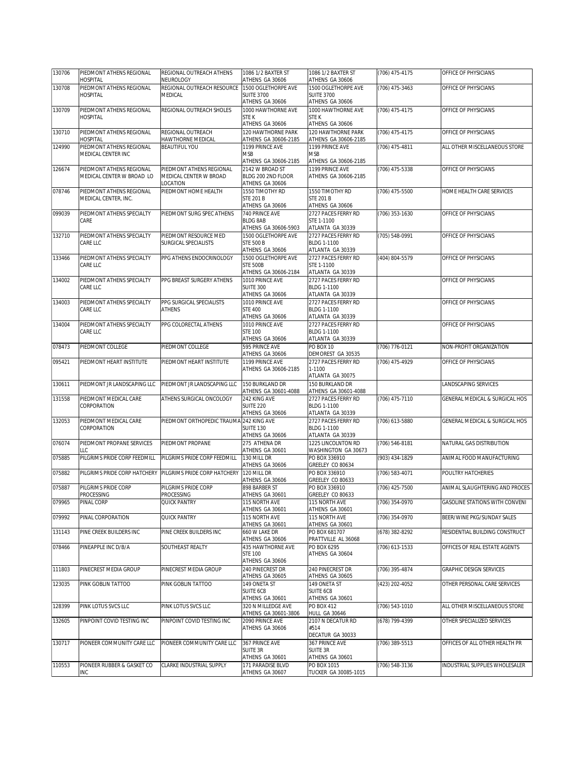| 130706 | PIEDMONT ATHENS REGIONAL HOSPITAL | REGIONAL OUTREACH ATHENS NEUROLOGY | 1086 1/2 BAXTER ST ATHENS GA 30606 | 1086 1/2 BAXTER ST ATHENS GA 30606 | (706) 475-4175 | OFFICE OF PHYSICIANS |
|---|---|---|---|---|---|---|
| 130708 | PIEDMONT ATHENS REGIONAL HOSPITAL | REGIONAL OUTREACH RESOURCE MEDICAL | 1500 OGLETHORPE AVE SUITE 3700 ATHENS GA 30606 | 1500 OGLETHORPE AVE SUITE 3700 ATHENS GA 30606 | (706) 475-3463 | OFFICE OF PHYSICIANS |
| 130709 | PIEDMONT ATHENS REGIONAL HOSPITAL | REGIONAL OUTREACH SHOLES | 1000 HAWTHORNE AVE STE K ATHENS GA 30606 | 1000 HAWTHORNE AVE STE K ATHENS GA 30606 | (706) 475-4175 | OFFICE OF PHYSICIANS |
| 130710 | PIEDMONT ATHENS REGIONAL HOSPITAL | REGIONAL OUTREACH HAWTHORNE MEDICAL | 120 HAWTHORNE PARK ATHENS GA 30606-2185 | 120 HAWTHORNE PARK ATHENS GA 30606-2185 | (706) 475-4175 | OFFICE OF PHYSICIANS |
| 124990 | PIEDMONT ATHENS REGIONAL MEDICAL CENTER INC | BEAUTIFUL YOU | 1199 PRINCE AVE MSB ATHENS GA 30606-2185 | 1199 PRINCE AVE MSB ATHENS GA 30606-2185 | (706) 475-4811 | ALL OTHER MISCELLANEOUS STORE |
| 126674 | PIEDMONT ATHENS REGIONAL MEDICAL CENTER W BROAD LO | PIEDMONT ATHENS REGIONAL MEDICAL CENTER W BROAD LOCATION | 2142 W BROAD ST BLDG 200 2ND FLOOR ATHENS GA 30606 | 1199 PRINCE AVE ATHENS GA 30606-2185 | (706) 475-5338 | OFFICE OF PHYSICIANS |
| 078746 | PIEDMONT ATHENS REGIONAL MEDICAL CENTER, INC. | PIEDMONT HOME HEALTH | 1550 TIMOTHY RD STE 201 B ATHENS GA 30606 | 1550 TIMOTHY RD STE 201 B ATHENS GA 30606 | (706) 475-5500 | HOME HEALTH CARE SERVICES |
| 099039 | PIEDMONT ATHENS SPECIALTY CARE | PIEDMONT SURG SPEC ATHENS | 740 PRINCE AVE BLDG 8AB ATHENS GA 30606-5903 | 2727 PACES FERRY RD STE 1-1100 ATLANTA GA 30339 | (706) 353-1630 | OFFICE OF PHYSICIANS |
| 132710 | PIEDMONT ATHENS SPECIALTY CARE LLC | PIEDMONT RESOURCE MED SURGICAL SPECIALISTS | 1500 OGLETHORPE AVE STE 500 B ATHENS GA 30606 | 2727 PACES FERRY RD BLDG 1-1100 ATLANTA GA 30339 | (705) 548-0991 | OFFICE OF PHYSICIANS |
| 133466 | PIEDMONT ATHENS SPECIALTY CARE LLC | PPG ATHENS ENDOCRINOLOGY | 1500 OGLETHORPE AVE STE 500B ATHENS GA 30606-2184 | 2727 PACES FERRY RD STE 1-1100 ATLANTA GA 30339 | (404) 804-5579 | OFFICE OF PHYSICIANS |
| 134002 | PIEDMONT ATHENS SPECIALTY CARE LLC | PPG BREAST SURGERY ATHENS | 1010 PRINCE AVE SUITE 300 ATHENS GA 30606 | 2727 PACES FERRY RD BLDG 1-1100 ATLANTA GA 30339 | | OFFICE OF PHYSICIANS |
| 134003 | PIEDMONT ATHENS SPECIALTY CARE LLC | PPG SURGICAL SPECIALISTS ATHENS | 1010 PRINCE AVE STE 400 ATHENS GA 30606 | 2727 PACES FERRY RD BLDG 1-1100 ATLANTA GA 30339 | | OFFICE OF PHYSICIANS |
| 134004 | PIEDMONT ATHENS SPECIALTY CARE LLC | PPG COLORECTAL ATHENS | 1010 PRINCE AVE STE 100 ATHENS GA 30606 | 2727 PACES FERRY RD BLDG 1-1100 ATLANTA GA 30339 | | OFFICE OF PHYSICIANS |
| 078473 | PIEDMONT COLLEGE | PIEDMONT COLLEGE | 595 PRINCE AVE ATHENS GA 30606 | PO BOX 10 DEMOREST GA 30535 | (706) 776-0121 | NON-PROFIT ORGANIZATION |
| 095421 | PIEDMONT HEART INSTITUTE | PIEDMONT HEART INSTITUTE | 1199 PRINCE AVE ATHENS GA 30606-2185 | 2727 PACES FERRY RD 1-1100 ATLANTA GA 30075 | (706) 475-4929 | OFFICE OF PHYSICIANS |
| 130611 | PIEDMONT JR LANDSCAPING LLC | PIEDMONT JR LANDSCAPING LLC | 150 BURKLAND DR ATHENS GA 30601-4088 | 150 BURKLAND DR ATHENS GA 30601-4088 | | LANDSCAPING SERVICES |
| 131558 | PIEDMONT MEDICAL CARE CORPORATION | ATHENS SURGICAL ONCOLOGY | 242 KING AVE SUITE 220 ATHENS GA 30606 | 2727 PACES FERRY RD BLDG 1-1100 ATLANTA GA 30339 | (706) 475-7110 | GENERAL MEDICAL & SURGICAL HOS |
| 132053 | PIEDMONT MEDICAL CARE CORPORATION | PIEDMONT ORTHOPEDIC TRAUMA | 242 KING AVE SUITE 130 ATHENS GA 30606 | 2727 PACES FERRY RD BLDG 1-1100 ATLANTA GA 30339 | (706) 613-5880 | GENERAL MEDICAL & SURGICAL HOS |
| 076074 | PIEDMONT PROPANE SERVICES LLC | PIEDMONT PROPANE | 275 ATHENA DR ATHENS GA 30601 | 1225 LINCOLNTON RD WASHINGTON GA 30673 | (706) 546-8181 | NATURAL GAS DISTRIBUTION |
| 075885 | PILGRIMS PRIDE CORP FEEDMILL | PILGRIMS PRIDE CORP FEEDMILL | 130 MILL DR ATHENS GA 30606 | PO BOX 336910 GREELEY CO 80634 | (903) 434-1829 | ANIMAL FOOD MANUFACTURING |
| 075882 | PILGRIMS PRIDE CORP HATCHERY | PILGRIMS PRIDE CORP HATCHERY | 120 MILL DR ATHENS GA 30606 | PO BOX 336910 GREELEY CO 80633 | (706) 583-4071 | POULTRY HATCHERIES |
| 075887 | PILGRIMS PRIDE CORP PROCESSING | PILGRIMS PRIDE CORP PROCESSING | 898 BARBER ST ATHENS GA 30601 | PO BOX 336910 GREELEY CO 80633 | (706) 425-7500 | ANIMAL SLAUGHTERING AND PROCES |
| 079965 | PINAL CORP | QUICK PANTRY | 115 NORTH AVE ATHENS GA 30601 | 115 NORTH AVE ATHENS GA 30601 | (706) 354-0970 | GASOLINE STATIONS WITH CONVENI |
| 079992 | PINAL CORPORATION | QUICK PANTRY | 115 NORTH AVE ATHENS GA 30601 | 115 NORTH AVE ATHENS GA 30601 | (706) 354-0970 | BEER/WINE PKG/SUNDAY SALES |
| 131143 | PINE CREEK BUILDERS INC | PINE CREEK BUILDERS INC | 660 W LAKE DR ATHENS GA 30606 | PO BOX 681707 PRATTVILLE AL 36068 | (678) 382-8292 | RESIDENTIAL BUILDING CONSTRUCT |
| 078466 | PINEAPPLE INC D/B/A | SOUTHEAST REALTY | 435 HAWTHORNE AVE STE 100 ATHENS GA 30606 | PO BOX 6295 ATHENS GA 30604 | (706) 613-1533 | OFFICES OF REAL ESTATE AGENTS |
| 111803 | PINECREST MEDIA GROUP | PINECREST MEDIA GROUP | 240 PINECREST DR ATHENS GA 30605 | 240 PINECREST DR ATHENS GA 30605 | (706) 395-4874 | GRAPHIC DESIGN SERVICES |
| 123035 | PINK GOBLIN TATTOO | PINK GOBLIN TATTOO | 149 ONETA ST SUITE 6C8 ATHENS GA 30601 | 149 ONETA ST SUITE 6C8 ATHENS GA 30601 | (423) 202-4052 | OTHER PERSONAL CARE SERVICES |
| 128399 | PINK LOTUS SVCS LLC | PINK LOTUS SVCS LLC | 320 N MILLEDGE AVE ATHENS GA 30601-3806 | PO BOX 412 HULL GA 30646 | (706) 543-1010 | ALL OTHER MISCELLANEOUS STORE |
| 132605 | PINPOINT COVID TESTING INC | PINPOINT COVID TESTING INC | 2090 PRINCE AVE ATHENS GA 30606 | 2107 N DECATUR RD #514 DECATUR GA 30033 | (678) 799-4399 | OTHER SPECIALIZED SERVICES |
| 130717 | PIONEER COMMUNITY CARE LLC | PIONEER COMMUNITY CARE LLC | 367 PRINCE AVE SUITE 3R ATHENS GA 30601 | 367 PRINCE AVE SUITE 3R ATHENS GA 30601 | (706) 389-5513 | OFFICES OF ALL OTHER HEALTH PR |
| 110553 | PIONEER RUBBER & GASKET CO INC | CLARKE INDUSTRIAL SUPPLY | 171 PARADISE BLVD ATHENS GA 30607 | PO BOX 1015 TUCKER GA 30085-1015 | (706) 548-3136 | INDUSTRIAL SUPPLIES WHOLESALER |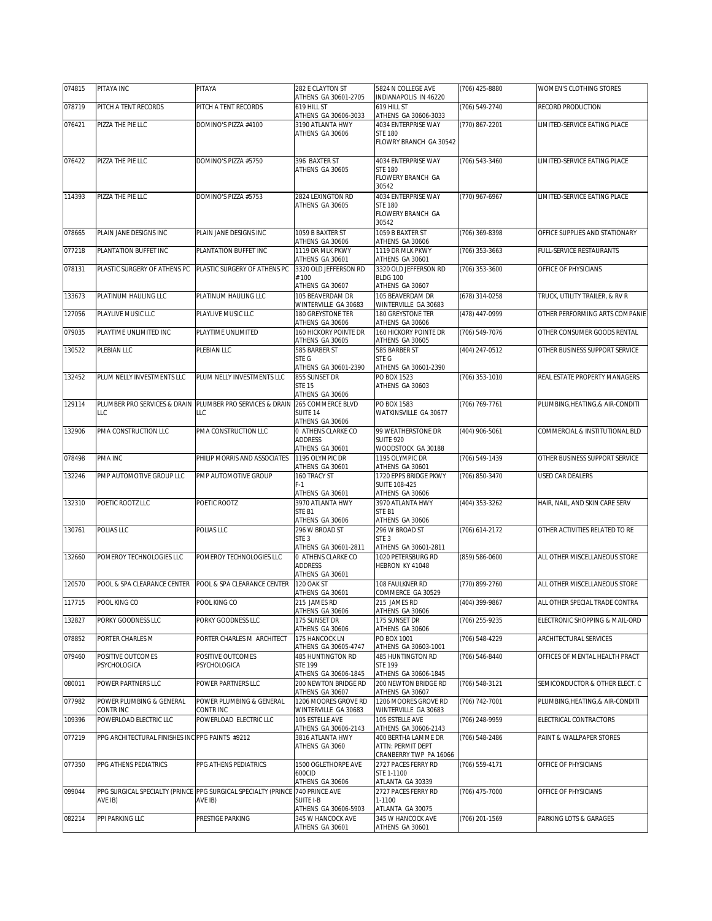| 074815 | PITAYA INC | PITAYA | 282 E CLAYTON ST ATHENS GA 30601-2705 | 5824 N COLLEGE AVE INDIANAPOLIS IN 46220 | (706) 425-8880 | WOMEN'S CLOTHING STORES |
|---|---|---|---|---|---|---|
| 078719 | PITCH A TENT RECORDS | PITCH A TENT RECORDS | 619 HILL ST ATHENS GA 30606-3033 | 619 HILL ST ATHENS GA 30606-3033 | (706) 549-2740 | RECORD PRODUCTION |
| 076421 | PIZZA THE PIE LLC | DOMINO'S PIZZA #4100 | 3190 ATLANTA HWY ATHENS GA 30606 | 4034 ENTERPRISE WAY STE 180 FLOWRY BRANCH GA 30542 | (770) 867-2201 | LIMITED-SERVICE EATING PLACE |
| 076422 | PIZZA THE PIE LLC | DOMINO'S PIZZA #5750 | 396 BAXTER ST ATHENS GA 30605 | 4034 ENTERPRISE WAY STE 180 FLOWERY BRANCH GA 30542 | (706) 543-3460 | LIMITED-SERVICE EATING PLACE |
| 114393 | PIZZA THE PIE LLC | DOMINO'S PIZZA #5753 | 2824 LEXINGTON RD ATHENS GA 30605 | 4034 ENTERPRISE WAY STE 180 FLOWERY BRANCH GA 30542 | (770) 967-6967 | LIMITED-SERVICE EATING PLACE |
| 078665 | PLAIN JANE DESIGNS INC | PLAIN JANE DESIGNS INC | 1059 B BAXTER ST ATHENS GA 30606 | 1059 B BAXTER ST ATHENS GA 30606 | (706) 369-8398 | OFFICE SUPPLIES AND STATIONARY |
| 077218 | PLANTATION BUFFET INC | PLANTATION BUFFET INC | 1119 DR MLK PKWY ATHENS GA 30601 | 1119 DR MLK PKWY ATHENS GA 30601 | (706) 353-3663 | FULL-SERVICE RESTAURANTS |
| 078131 | PLASTIC SURGERY OF ATHENS PC | PLASTIC SURGERY OF ATHENS PC | 3320 OLD JEFFERSON RD # 100 ATHENS GA 30607 | 3320 OLD JEFFERSON RD BLDG 100 ATHENS GA 30607 | (706) 353-3600 | OFFICE OF PHYSICIANS |
| 133673 | PLATINUM HAULING LLC | PLATINUM HAULING LLC | 105 BEAVERDAM DR WINTERVILLE GA 30683 | 105 BEAVERDAM DR WINTERVILLE GA 30683 | (678) 314-0258 | TRUCK, UTILITY TRAILER, & RV R |
| 127056 | PLAYLIVE MUSIC LLC | PLAYLIVE MUSIC LLC | 180 GREYSTONE TER ATHENS GA 30606 | 180 GREYSTONE TER ATHENS GA 30606 | (478) 447-0999 | OTHER PERFORMING ARTS COMPANIE |
| 079035 | PLAYTIME UNLIMITED INC | PLAYTIME UNLIMITED | 160 HICKORY POINTE DR ATHENS GA 30605 | 160 HICKORY POINTE DR ATHENS GA 30605 | (706) 549-7076 | OTHER CONSUMER GOODS RENTAL |
| 130522 | PLEBIAN LLC | PLEBIAN LLC | 585 BARBER ST STE G ATHENS GA 30601-2390 | 585 BARBER ST STE G ATHENS GA 30601-2390 | (404) 247-0512 | OTHER BUSINESS SUPPORT SERVICE |
| 132452 | PLUM NELLY INVESTMENTS LLC | PLUM NELLY INVESTMENTS LLC | 855 SUNSET DR STE 15 ATHENS GA 30606 | PO BOX 1523 ATHENS GA 30603 | (706) 353-1010 | REAL ESTATE PROPERTY MANAGERS |
| 129114 | PLUMBER PRO SERVICES & DRAIN LLC | PLUMBER PRO SERVICES & DRAIN LLC | 265 COMMERCE BLVD SUITE 14 ATHENS GA 30606 | PO BOX 1583 WATKINSVILLE GA 30677 | (706) 769-7761 | PLUMBING,HEATING,& AIR-CONDITI |
| 132906 | PMA CONSTRUCTION LLC | PMA CONSTRUCTION LLC | 0 ATHENS CLARKE CO ADDRESS ATHENS GA 30601 | 99 WEATHERSTONE DR SUITE 920 WOODSTOCK GA 30188 | (404) 906-5061 | COMMERCIAL & INSTITUTIONAL BLD |
| 078498 | PMA INC | PHILIP MORRIS AND ASSOCIATES | 1195 OLYMPIC DR ATHENS GA 30601 | 1195 OLYMPIC DR ATHENS GA 30601 | (706) 549-1439 | OTHER BUSINESS SUPPORT SERVICE |
| 132246 | PMP AUTOMOTIVE GROUP LLC | PMP AUTOMOTIVE GROUP | 160 TRACY ST F-1 ATHENS GA 30601 | 1720 EPPS BRIDGE PKWY SUITE 108-425 ATHENS GA 30606 | (706) 850-3470 | USED CAR DEALERS |
| 132310 | POETIC ROOTZ LLC | POETIC ROOTZ | 3970 ATLANTA HWY STE B1 ATHENS GA 30606 | 3970 ATLANTA HWY STE B1 ATHENS GA 30606 | (404) 353-3262 | HAIR, NAIL, AND SKIN CARE SERV |
| 130761 | POLIAS LLC | POLIAS LLC | 296 W BROAD ST STE 3 ATHENS GA 30601-2811 | 296 W BROAD ST STE 3 ATHENS GA 30601-2811 | (706) 614-2172 | OTHER ACTIVITIES RELATED TO RE |
| 132660 | POMEROY TECHNOLOGIES LLC | POMEROY TECHNOLOGIES LLC | 0 ATHENS CLARKE CO ADDRESS ATHENS GA 30601 | 1020 PETERSBURG RD HEBRON KY 41048 | (859) 586-0600 | ALL OTHER MISCELLANEOUS STORE |
| 120570 | POOL & SPA CLEARANCE CENTER | POOL & SPA CLEARANCE CENTER | 120 OAK ST ATHENS GA 30601 | 108 FAULKNER RD COMMERCE GA 30529 | (770) 899-2760 | ALL OTHER MISCELLANEOUS STORE |
| 117715 | POOL KING CO | POOL KING CO | 215 JAMES RD ATHENS GA 30606 | 215 JAMES RD ATHENS GA 30606 | (404) 399-9867 | ALL OTHER SPECIAL TRADE CONTRA |
| 132827 | PORKY GOODNESS LLC | PORKY GOODNESS LLC | 175 SUNSET DR ATHENS GA 30606 | 175 SUNSET DR ATHENS GA 30606 | (706) 255-9235 | ELECTRONIC SHOPPING & MAIL-ORD |
| 078852 | PORTER CHARLES M | PORTER CHARLES M ARCHITECT | 175 HANCOCK LN ATHENS GA 30605-4747 | PO BOX 1001 ATHENS GA 30603-1001 | (706) 548-4229 | ARCHITECTURAL SERVICES |
| 079460 | POSITIVE OUTCOMES PSYCHOLOGICA | POSITIVE OUTCOMES PSYCHOLOGICA | 485 HUNTINGTON RD STE 199 ATHENS GA 30606-1845 | 485 HUNTINGTON RD STE 199 ATHENS GA 30606-1845 | (706) 546-8440 | OFFICES OF MENTAL HEALTH PRACT |
| 080011 | POWER PARTNERS LLC | POWER PARTNERS LLC | 200 NEWTON BRIDGE RD ATHENS GA 30607 | 200 NEWTON BRIDGE RD ATHENS GA 30607 | (706) 548-3121 | SEMICONDUCTOR & OTHER ELECT. C |
| 077982 | POWER PLUMBING & GENERAL CONTR INC | POWER PLUMBING & GENERAL CONTR INC | 1206 MOORES GROVE RD WINTERVILLE GA 30683 | 1206 MOORES GROVE RD WINTERVILLE GA 30683 | (706) 742-7001 | PLUMBING,HEATING,& AIR-CONDITI |
| 109396 | POWERLOAD ELECTRIC LLC | POWERLOAD ELECTRIC LLC | 105 ESTELLE AVE ATHENS GA 30606-2143 | 105 ESTELLE AVE ATHENS GA 30606-2143 | (706) 248-9959 | ELECTRICAL CONTRACTORS |
| 077219 | PPG ARCHITECTURAL FINISHES INC | PPG PAINTS #9212 | 3816 ATLANTA HWY ATHENS GA 3060 | 400 BERTHA LAMME DR ATTN: PERMIT DEPT CRANBERRY TWP PA 16066 | (706) 548-2486 | PAINT & WALLPAPER STORES |
| 077350 | PPG ATHENS PEDIATRICS | PPG ATHENS PEDIATRICS | 1500 OGLETHORPE AVE 600CID ATHENS GA 30606 | 2727 PACES FERRY RD STE 1-1100 ATLANTA GA 30339 | (706) 559-4171 | OFFICE OF PHYSICIANS |
| 099044 | PPG SURGICAL SPECIALTY (PRINCE AVE IB) | PPG SURGICAL SPECIALTY (PRINCE AVE IB) | 740 PRINCE AVE SUITE I-B ATHENS GA 30606-5903 | 2727 PACES FERRY RD 1-1100 ATLANTA GA 30075 | (706) 475-7000 | OFFICE OF PHYSICIANS |
| 082214 | PPI PARKING LLC | PRESTIGE PARKING | 345 W HANCOCK AVE ATHENS GA 30601 | 345 W HANCOCK AVE ATHENS GA 30601 | (706) 201-1569 | PARKING LOTS & GARAGES |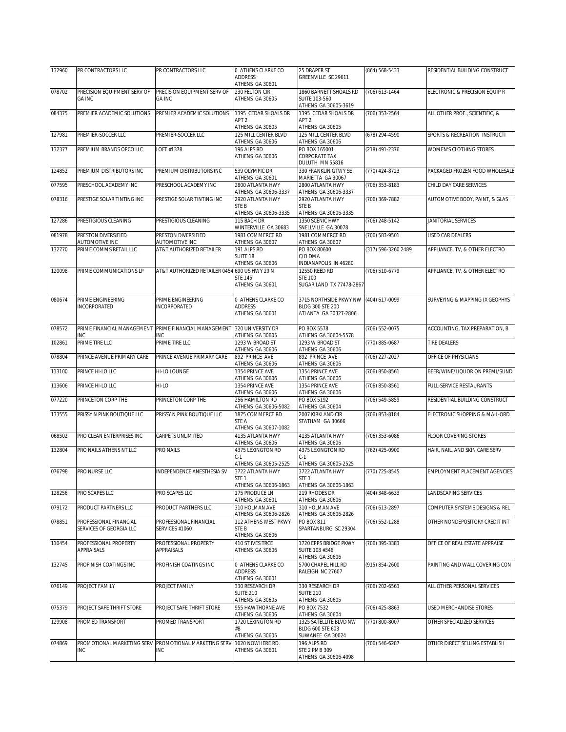| 132960 | PR CONTRACTORS LLC | PR CONTRACTORS LLC | 0 ATHENS CLARKE CO ADDRESS ATHENS GA 30601 | 25 DRAPER ST GREENVILLE SC 29611 | (864) 568-5433 | RESIDENTIAL BUILDING CONSTRUCT |
|---|---|---|---|---|---|---|
| 078702 | PRECISION EQUIPMENT SERV OF GA INC | PRECISION EQUIPMENT SERV OF GA INC | 230 FELTON CIR ATHENS GA 30605 | 1860 BARNETT SHOALS RD SUITE 103-560 ATHENS GA 30605-3619 | (706) 613-1464 | ELECTRONIC & PRECISION EQUIP R |
| 084375 | PREMIER ACADEMIC SOLUTIONS | PREMIER ACADEMIC SOLUTIONS | 1395 CEDAR SHOALS DR APT 2 ATHENS GA 30605 | 1395 CEDAR SHOALS DR APT 2 ATHENS GA 30605 | (706) 353-2564 | ALL OTHER PROF., SCIENTIFIC, & |
| 127981 | PREMIER-SOCCER LLC | PREMIER-SOCCER LLC | 125 MILL CENTER BLVD ATHENS GA 30606 | 125 MILL CENTER BLVD ATHENS GA 30606 | (678) 294-4590 | SPORTS & RECREATION INSTRUCTI |
| 132377 | PREMIUM BRANDS OPCO LLC | LOFT #1378 | 196 ALPS RD ATHENS GA 30606 | PO BOX 165001 CORPORATE TAX DULUTH MN 55816 | (218) 491-2376 | WOMEN'S CLOTHING STORES |
| 124852 | PREMIUM DISTRIBUTORS INC | PREMIUM DISTRIBUTORS INC | 539 OLYMPIC DR ATHENS GA 30601 | 330 FRANKLIN GTWY SE MARIETTA GA 30067 | (770) 424-8723 | PACKAGED FROZEN FOOD WHOLESALE |
| 077595 | PRESCHOOL ACADEMY INC | PRESCHOOL ACADEMY INC | 2800 ATLANTA HWY ATHENS GA 30606-3337 | 2800 ATLANTA HWY ATHENS GA 30606-3337 | (706) 353-8183 | CHILD DAY CARE SERVICES |
| 078316 | PRESTIGE SOLAR TINTING INC | PRESTIGE SOLAR TINTING INC | 2920 ATLANTA HWY STE B ATHENS GA 30606-3335 | 2920 ATLANTA HWY STE B ATHENS GA 30606-3335 | (706) 369-7882 | AUTOMOTIVE BODY, PAINT, & GLAS |
| 127286 | PRESTIGIOUS CLEANING | PRESTIGIOUS CLEANING | 115 BACH DR WINTERVILLE GA 30683 | 1350 SCENIC HWY SNELLVILLE GA 30078 | (706) 248-5142 | JANITORIAL SERVICES |
| 081978 | PRESTON DIVERSIFIED AUTOMOTIVE INC | PRESTON DIVERSIFIED AUTOMOTIVE INC | 1981 COMMERCE RD ATHENS GA 30607 | 1981 COMMERCE RD ATHENS GA 30607 | (706) 583-9501 | USED CAR DEALERS |
| 132770 | PRIME COMMS RETAIL LLC | AT&T AUTHORIZED RETAILER | 191 ALPS RD SUITE 18 ATHENS GA 30606 | PO BOX 80600 C/O DMA INDIANAPOLIS IN 46280 | (317) 596-3260 2489 | APPLIANCE, TV, & OTHER ELECTRO |
| 120098 | PRIME COMMUNICATIONS LP | AT&T AUTHORIZED RETAILER 0454 | 690 US HWY 29 N STE 145 ATHENS GA 30601 | 12550 REED RD STE 100 SUGAR LAND TX 77478-2867 | (706) 510-6779 | APPLIANCE, TV, & OTHER ELECTRO |
| 080674 | PRIME ENGINEERING INCORPORATED | PRIME ENGINEERING INCORPORATED | 0 ATHENS CLARKE CO ADDRESS ATHENS GA 30601 | 3715 NORTHSIDE PKWY NW BLDG 300 STE 200 ATLANTA GA 30327-2806 | (404) 617-0099 | SURVEYING & MAPPING (X GEOPHYS |
| 078572 | PRIME FINANCIAL MANAGEMENT INC | PRIME FINANCIAL MANAGEMENT INC | 320 UNIVERSITY DR ATHENS GA 30605 | PO BOX 5578 ATHENS GA 30604-5578 | (706) 552-0075 | ACCOUNTING, TAX PREPARATION, B |
| 102861 | PRIME TIRE LLC | PRIME TIRE LLC | 1293 W BROAD ST ATHENS GA 30606 | 1293 W BROAD ST ATHENS GA 30606 | (770) 885-0687 | TIRE DEALERS |
| 078804 | PRINCE AVENUE PRIMARY CARE | PRINCE AVENUE PRIMARY CARE | 892 PRINCE AVE ATHENS GA 30606 | 892 PRINCE AVE ATHENS GA 30606 | (706) 227-2027 | OFFICE OF PHYSICIANS |
| 113100 | PRINCE HI-LO LLC | HI-LO LOUNGE | 1354 PRINCE AVE ATHENS GA 30606 | 1354 PRINCE AVE ATHENS GA 30606 | (706) 850-8561 | BEER/WINE/LIQUOR ON PREMI/SUND |
| 113606 | PRINCE HI-LO LLC | HI-LO | 1354 PRINCE AVE ATHENS GA 30606 | 1354 PRINCE AVE ATHENS GA 30606 | (706) 850-8561 | FULL-SERVICE RESTAURANTS |
| 077220 | PRINCETON CORP THE | PRINCETON CORP THE | 256 HAMILTON RD ATHENS GA 30606-5082 | PO BOX 5192 ATHENS GA 30604 | (706) 549-5859 | RESIDENTIAL BUILDING CONSTRUCT |
| 133555 | PRISSY N PINK BOUTIQUE LLC | PRISSY N PINK BOUTIQUE LLC | 1875 COMMERCE RD STE A ATHENS GA 30607-1082 | 2007 KIRKLAND CIR STATHAM GA 30666 | (706) 853-8184 | ELECTRONIC SHOPPING & MAIL-ORD |
| 068502 | PRO CLEAN ENTERPRISES INC | CARPETS UNLIMITED | 4135 ATLANTA HWY ATHENS GA 30606 | 4135 ATLANTA HWY ATHENS GA 30606 | (706) 353-6086 | FLOOR COVERING STORES |
| 132804 | PRO NAILS ATHENS NT LLC | PRO NAILS | 4375 LEXINGTON RD C-1 ATHENS GA 30605-2525 | 4375 LEXINGTON RD C-1 ATHENS GA 30605-2525 | (762) 425-0900 | HAIR, NAIL, AND SKIN CARE SERV |
| 076798 | PRO NURSE LLC | INDEPENDENCE ANESTHESIA SV | 3722 ATLANTA HWY STE 1 ATHENS GA 30606-1863 | 3722 ATLANTA HWY STE 1 ATHENS GA 30606-1863 | (770) 725-8545 | EMPLOYMENT PLACEMENT AGENCIES |
| 128256 | PRO SCAPES LLC | PRO SCAPES LLC | 175 PRODUCE LN ATHENS GA 30601 | 219 RHODES DR ATHENS GA 30606 | (404) 348-6633 | LANDSCAPING SERVICES |
| 079172 | PRODUCT PARTNERS LLC | PRODUCT PARTNERS LLC | 310 HOLMAN AVE ATHENS GA 30606-2826 | 310 HOLMAN AVE ATHENS GA 30606-2826 | (706) 613-2897 | COMPUTER SYSTEMS DESIGNS & REL |
| 078851 | PROFESSIONAL FINANCIAL SERVICES OF GEORGIA LLC | PROFESSIONAL FINANCIAL SERVICES #1060 | 112 ATHENS WEST PKWY STE B ATHENS GA 30606 | PO BOX 811 SPARTANBURG SC 29304 | (706) 552-1288 | OTHER NONDEPOSITORY CREDIT INT |
| 110454 | PROFESSIONAL PROPERTY APPRAISALS | PROFESSIONAL PROPERTY APPRAISALS | 410 ST IVES TRCE ATHENS GA 30606 | 1720 EPPS BRIDGE PKWY SUITE 108 #346 ATHENS GA 30606 | (706) 395-3383 | OFFICE OF REAL ESTATE APPRAISE |
| 132745 | PROFINISH COATINGS INC | PROFINISH COATINGS INC | 0 ATHENS CLARKE CO ADDRESS ATHENS GA 30601 | 5700 CHAPEL HILL RD RALEIGH NC 27607 | (915) 854-2600 | PAINTING AND WALL COVERING CON |
| 076149 | PROJECT FAMILY | PROJECT FAMILY | 330 RESEARCH DR SUITE 210 ATHENS GA 30605 | 330 RESEARCH DR SUITE 210 ATHENS GA 30605 | (706) 202-6563 | ALL OTHER PERSONAL SERVICES |
| 075379 | PROJECT SAFE THRIFT STORE | PROJECT SAFE THRIFT STORE | 955 HAWTHORNE AVE ATHENS GA 30606 | PO BOX 7532 ATHENS GA 30604 | (706) 425-8863 | USED MERCHANDISE STORES |
| 129908 | PROMED TRANSPORT | PROMED TRANSPORT | 1720 LEXINGTON RD #B ATHENS GA 30605 | 1325 SATELLITE BLVD NW BLDG 600 STE 603 SUWANEE GA 30024 | (770) 800-8007 | OTHER SPECIALIZED SERVICES |
| 074869 | PROMOTIONAL MARKETING SERV INC | PROMOTIONAL MARKETING SERV INC | 1020 NOWHERE RD. ATHENS GA 30601 | 196 ALPS RD STE 2 PMB 309 ATHENS GA 30606-4098 | (706) 546-6287 | OTHER DIRECT SELLING ESTABLISH |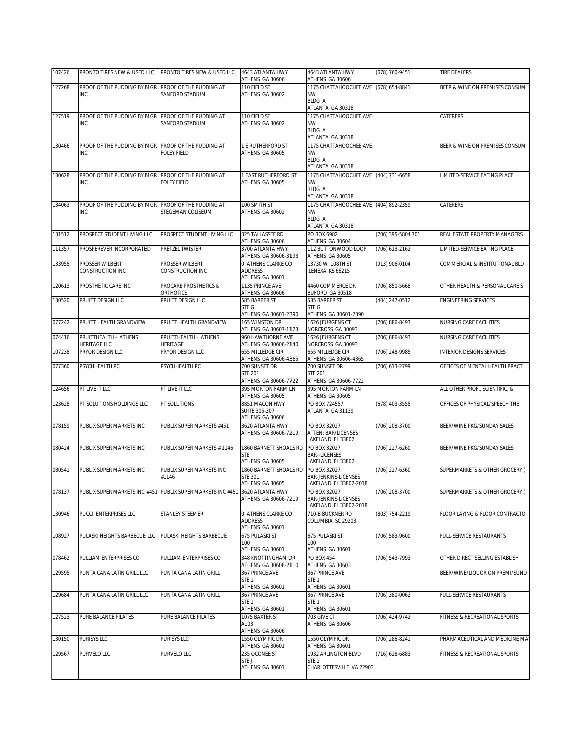| 107426 | PRONTO TIRES NEW & USED LLC | PRONTO TIRES NEW & USED LLC | 4643 ATLANTA HWY ATHENS GA 30606 | 4643 ATLANTA HWY ATHENS GA 30606 | (678) 760-9451 | TIRE DEALERS |
|---|---|---|---|---|---|---|
| 127268 | PROOF OF THE PUDDING BY MGR INC | PROOF OF THE PUDDING AT SANFORD STADIUM | 110 FIELD ST ATHENS GA 30602 | 1175 CHATTAHOOCHEE AVE NW BLDG A ATLANTA GA 30318 | (678) 654-8841 | BEER & WINE ON PREMISES CONSUM |
| 127519 | PROOF OF THE PUDDING BY MGR INC | PROOF OF THE PUDDING AT SANFORD STADIUM | 110 FIELD ST ATHENS GA 30602 | 1175 CHATTAHOOCHEE AVE NW BLDG A ATLANTA GA 30318 | | CATERERS |
| 130466 | PROOF OF THE PUDDING BY MGR INC | PROOF OF THE PUDDING AT FOLEY FIELD | 1 E RUTHERFORD ST ATHENS GA 30605 | 1175 CHATTAHOOCHEE AVE NW BLDG A ATLANTA GA 30318 | | BEER & WINE ON PREMISES CONSUM |
| 130628 | PROOF OF THE PUDDING BY MGR INC | PROOF OF THE PUDDING AT FOLEY FIELD | 1 EAST RUTHERFORD ST ATHENS GA 30605 | 1175 CHATTAHOOCHEE AVE NW BLDG A ATLANTA GA 30318 | (404) 731-6658 | LIMITED-SERVICE EATING PLACE |
| 134063 | PROOF OF THE PUDDING BY MGR INC | PROOF OF THE PUDDING AT STEGEMAN COLISEUM | 100 SMITH ST ATHENS GA 30602 | 1175 CHATTAHOOCHEE AVE NW BLDG A ATLANTA GA 30318 | (404) 892-2359 | CATERERS |
| 131512 | PROSPECT STUDENT LIVING LLC | PROSPECT STUDENT LIVING LLC | 325 TALLASSEE RD ATHENS GA 30606 | PO BOX 6982 ATHENS GA 30604 | (706) 395-5804 701 | REAL ESTATE PROPERTY MANAGERS |
| 111357 | PROSPEREVER INCORPORATED | PRETZEL TWISTER | 3700 ATLANTA HWY ATHENS GA 30606-3193 | 112 BUTTONWOOD LOOP ATHENS GA 30605 | (706) 613-2162 | LIMITED-SERVICE EATING PLACE |
| 133955 | PROSSER WILBERT CONSTRUCTION INC | PROSSER WILBERT CONSTRUCTION INC | 0 ATHENS CLARKE CO ADDRESS ATHENS GA 30601 | 13730 W 108TH ST LENEXA KS 66215 | (913) 906-0104 | COMMERCIAL & INSTITUTIONAL BLD |
| 120613 | PROSTHETIC CARE INC | PROCARE PROSTHETICS & ORTHOTICS | 1135 PRINCE AVE ATHENS GA 30606 | 4460 COMMERCE DR BUFORD GA 30518 | (706) 850-5668 | OTHER HEALTH & PERSONAL CARE S |
| 130520 | PRUITT DESIGN LLC | PRUITT DESIGN LLC | 585 BARBER ST STE G ATHENS GA 30601-2390 | 585 BARBER ST STE G ATHENS GA 30601-2390 | (404) 247-0512 | ENGINEERING SERVICES |
| 077242 | PRUITT HEALTH GRANDVIEW | PRUITT HEALTH GRANDVIEW | 165 WINSTON DR ATHENS GA 30607-1123 | 1626 JEURGENS CT NORCROSS GA 30093 | (706) 886-8493 | NURSING CARE FACILITIES |
| 074416 | PRUITTHEALTH - ATHENS HERITAGE LLC | PRUITTHEALTH - ATHENS HERITAGE | 960 HAWTHORNE AVE ATHENS GA 30606-2140 | 1626 JEURGENS CT NORCROSS GA 30093 | (706) 886-8493 | NURSING CARE FACILITIES |
| 107238 | PRYOR DESIGN LLC | PRYOR DESIGN LLC | 655 MILLEDGE CIR ATHENS GA 30606-4365 | 655 MILLEDGE CIR ATHENS GA 30606-4365 | (706) 248-9985 | INTERIOR DESIGNS SERVICES |
| 077360 | PSYCHHEALTH PC | PSYCHHEALTH PC | 700 SUNSET DR STE 201 ATHENS GA 30606-7722 | 700 SUNSET DR STE 201 ATHENS GA 30606-7722 | (706) 613-2799 | OFFICES OF MENTAL HEALTH PRACT |
| 124656 | PT LIVE IT LLC | PT LIVE IT LLC | 395 MORTON FARM LN ATHENS GA 30605 | 395 MORTON FARM LN ATHENS GA 30605 | | ALL OTHER PROF., SCIENTIFIC, & |
| 123628 | PT SOLUTIONS HOLDINGS LLC | PT SOLUTIONS | 8851 MACON HWY SUITE 305-307 ATHENS GA 30606 | PO BOX 724557 ATLANTA GA 31139 | (678) 403-3555 | OFFICES OF PHYSICAL/SPEECH THE |
| 078159 | PUBLIX SUPER MARKETS INC | PUBLIX SUPER MARKETS #451 | 3620 ATLANTA HWY ATHENS GA 30606-7219 | PO BOX 32027 ATTEN: BAR/LICENSES LAKELAND FL 33802 | (706) 208-3700 | BEER/WINE PKG/SUNDAY SALES |
| 080424 | PUBLIX SUPER MARKETS INC | PUBLIX SUPER MARKETS # 1146 | 1860 BARNETT SHOALS RD STE ATHENS GA 30605 | PO BOX 32027 BAR--LICENSES LAKELAND FL 33802 | (706) 227-6260 | BEER/WINE PKG/SUNDAY SALES |
| 080541 | PUBLIX SUPER MARKETS INC | PUBLIX SUPER MARKETS INC #1146 | 1860 BARNETT SHOALS RD STE 301 ATHENS GA 30605 | PO BOX 32027 BAR-JENKINS-LICENSES LAKELAND FL 33802-2018 | (706) 227-6360 | SUPERMARKETS & OTHER GROCERY ( |
| 078137 | PUBLIX SUPER MARKETS INC #451 | PUBLIX SUPER MARKETS INC #451 | 3620 ATLANTA HWY ATHENS GA 30606-7219 | PO BOX 32027 BAR-JENKINS-LICENSES LAKELAND FL 33802-2018 | (706) 208-3700 | SUPERMARKETS & OTHER GROCERY ( |
| 130946 | PUCCI ENTERPRISES LLC | STANLEY STEEMER | 0 ATHENS CLARKE CO ADDRESS ATHENS GA 30601 | 710-B BUCKNER RD COLUMBIA SC 29203 | (803) 754-2219 | FLOOR LAYING & FLOOR CONTRACTO |
| 108927 | PULASKI HEIGHTS BARBECUE LLC | PULASKI HEIGHTS BARBECUE | 675 PULASKI ST 100 ATHENS GA 30601 | 675 PULASKI ST 100 ATHENS GA 30601 | (706) 583-9600 | FULL-SERVICE RESTAURANTS |
| 078462 | PULLIAM ENTERPRISES CO | PULLIAM ENTERPRISES CO | 348 KNOTTINGHAM DR ATHENS GA 30606-2110 | PO BOX 454 ATHENS GA 30603 | (706) 543-7993 | OTHER DIRECT SELLING ESTABLISH |
| 129595 | PUNTA CANA LATIN GRILL LLC | PUNTA CANA LATIN GRILL | 367 PRINCE AVE STE 1 ATHENS GA 30601 | 367 PRINCE AVE STE 1 ATHENS GA 30601 | | BEER/WINE/LIQUOR ON PREMI/SUND |
| 129684 | PUNTA CANA LATIN GRILL LLC | PUNTA CANA LATIN GRILL | 367 PRINCE AVE STE 1 ATHENS GA 30601 | 367 PRINCE AVE STE 1 ATHENS GA 30601 | (706) 380-0062 | FULL-SERVICE RESTAURANTS |
| 127523 | PURE BALANCE PILATES | PURE BALANCE PILATES | 1075 BAXTER ST A103 ATHENS GA 30606 | 703 GIVE CT ATHENS GA 30606 | (706) 424-9742 | FITNESS & RECREATIONAL SPORTS |
| 130150 | PURISYS LLC | PURISYS LLC | 1550 OLYMPIC DR ATHENS GA 30601 | 1550 OLYMPIC DR ATHENS GA 30601 | (706) 286-8241 | PHARMACEUTICAL AND MEDICINE MA |
| 129567 | PURVELO LLC | PURVELO LLC | 235 OCONEE ST STE J ATHENS GA 30601 | 1932 ARLINGTON BLVD STE 2 CHARLOTTESVILLE VA 22903 | (716) 628-6883 | FITNESS & RECREATIONAL SPORTS |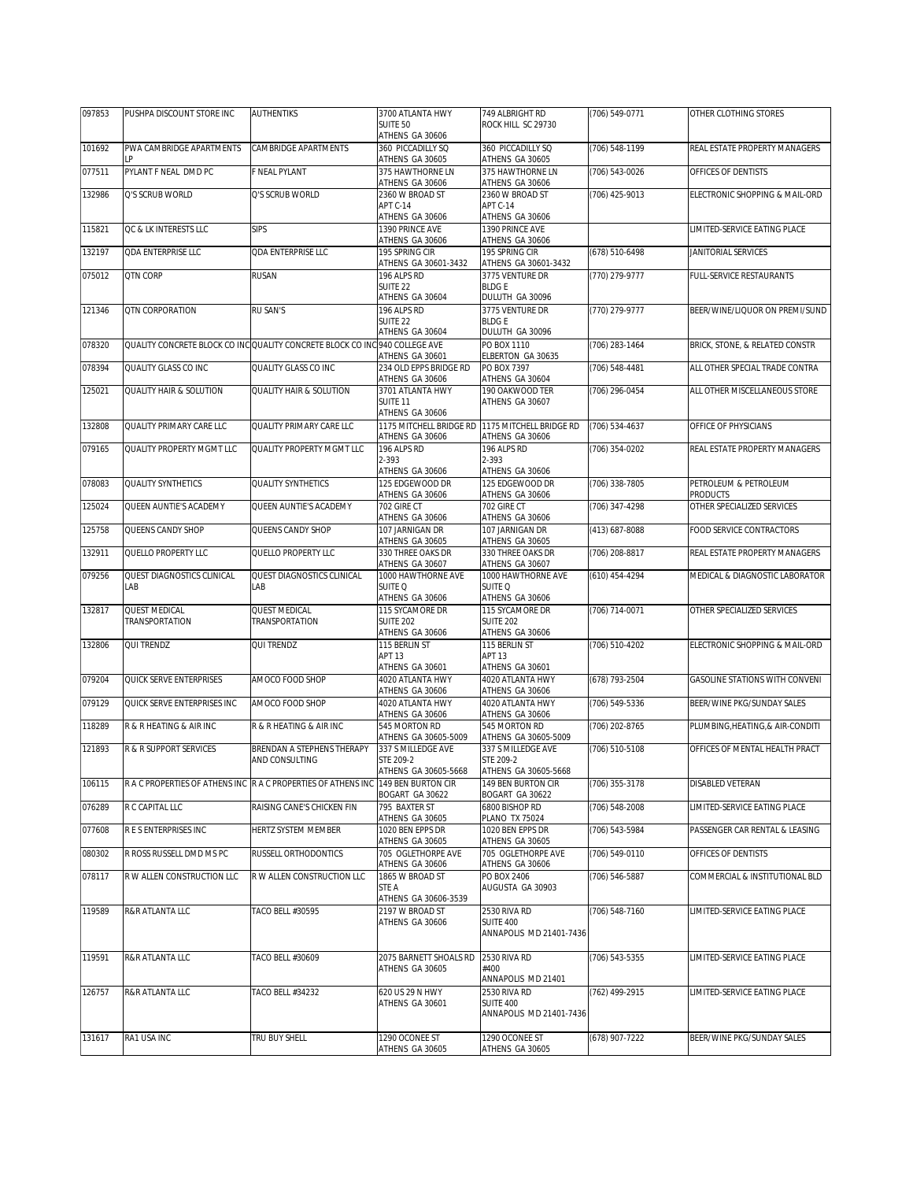| 097853 | PUSHPA DISCOUNT STORE INC | AUTHENTIKS | 3700 ATLANTA HWY SUITE 50 ATHENS GA 30606 | 749 ALBRIGHT RD ROCK HILL SC 29730 | (706) 549-0771 | OTHER CLOTHING STORES |
|---|---|---|---|---|---|---|
| 101692 | PWA CAMBRIDGE APARTMENTS LP | CAMBRIDGE APARTMENTS | 360 PICCADILLY SQ ATHENS GA 30605 | 360 PICCADILLY SQ ATHENS GA 30605 | (706) 548-1199 | REAL ESTATE PROPERTY MANAGERS |
| 077511 | PYLANT F NEAL DMD PC | F NEAL PYLANT | 375 HAWTHORNE LN ATHENS GA 30606 | 375 HAWTHORNE LN ATHENS GA 30606 | (706) 543-0026 | OFFICES OF DENTISTS |
| 132986 | Q'S SCRUB WORLD | Q'S SCRUB WORLD | 2360 W BROAD ST APT C-14 ATHENS GA 30606 | 2360 W BROAD ST APT C-14 ATHENS GA 30606 | (706) 425-9013 | ELECTRONIC SHOPPING & MAIL-ORD |
| 115821 | QC & LK INTERESTS LLC | SIPS | 1390 PRINCE AVE ATHENS GA 30606 | 1390 PRINCE AVE ATHENS GA 30606 | | LIMITED-SERVICE EATING PLACE |
| 132197 | QDA ENTERPRISE LLC | QDA ENTERPRISE LLC | 195 SPRING CIR ATHENS GA 30601-3432 | 195 SPRING CIR ATHENS GA 30601-3432 | (678) 510-6498 | JANITORIAL SERVICES |
| 075012 | QTN CORP | RUSAN | 196 ALPS RD SUITE 22 ATHENS GA 30604 | 3775 VENTURE DR BLDG E DULUTH GA 30096 | (770) 279-9777 | FULL-SERVICE RESTAURANTS |
| 121346 | QTN CORPORATION | RU SAN'S | 196 ALPS RD SUITE 22 ATHENS GA 30604 | 3775 VENTURE DR BLDG E DULUTH GA 30096 | (770) 279-9777 | BEER/WINE/LIQUOR ON PREMI/SUND |
| 078320 | QUALITY CONCRETE BLOCK CO INC | QUALITY CONCRETE BLOCK CO INC | 940 COLLEGE AVE ATHENS GA 30601 | PO BOX 1110 ELBERTON GA 30635 | (706) 283-1464 | BRICK, STONE, & RELATED CONSTR |
| 078394 | QUALITY GLASS CO INC | QUALITY GLASS CO INC | 234 OLD EPPS BRIDGE RD ATHENS GA 30606 | PO BOX 7397 ATHENS GA 30604 | (706) 548-4481 | ALL OTHER SPECIAL TRADE CONTRA |
| 125021 | QUALITY HAIR & SOLUTION | QUALITY HAIR & SOLUTION | 3701 ATLANTA HWY SUITE 11 ATHENS GA 30606 | 190 OAKWOOD TER ATHENS GA 30607 | (706) 296-0454 | ALL OTHER MISCELLANEOUS STORE |
| 132808 | QUALITY PRIMARY CARE LLC | QUALITY PRIMARY CARE LLC | 1175 MITCHELL BRIDGE RD ATHENS GA 30606 | 1175 MITCHELL BRIDGE RD ATHENS GA 30606 | (706) 534-4637 | OFFICE OF PHYSICIANS |
| 079165 | QUALITY PROPERTY MGMT LLC | QUALITY PROPERTY MGMT LLC | 196 ALPS RD 2-393 ATHENS GA 30606 | 196 ALPS RD 2-393 ATHENS GA 30606 | (706) 354-0202 | REAL ESTATE PROPERTY MANAGERS |
| 078083 | QUALITY SYNTHETICS | QUALITY SYNTHETICS | 125 EDGEWOOD DR ATHENS GA 30606 | 125 EDGEWOOD DR ATHENS GA 30606 | (706) 338-7805 | PETROLEUM & PETROLEUM PRODUCTS |
| 125024 | QUEEN AUNTIE'S ACADEMY | QUEEN AUNTIE'S ACADEMY | 702 GIRE CT ATHENS GA 30606 | 702 GIRE CT ATHENS GA 30606 | (706) 347-4298 | OTHER SPECIALIZED SERVICES |
| 125758 | QUEENS CANDY SHOP | QUEENS CANDY SHOP | 107 JARNIGAN DR ATHENS GA 30605 | 107 JARNIGAN DR ATHENS GA 30605 | (413) 687-8088 | FOOD SERVICE CONTRACTORS |
| 132911 | QUELLO PROPERTY LLC | QUELLO PROPERTY LLC | 330 THREE OAKS DR ATHENS GA 30607 | 330 THREE OAKS DR ATHENS GA 30607 | (706) 208-8817 | REAL ESTATE PROPERTY MANAGERS |
| 079256 | QUEST DIAGNOSTICS CLINICAL LAB | QUEST DIAGNOSTICS CLINICAL LAB | 1000 HAWTHORNE AVE SUITE Q ATHENS GA 30606 | 1000 HAWTHORNE AVE SUITE Q ATHENS GA 30606 | (610) 454-4294 | MEDICAL & DIAGNOSTIC LABORATOR |
| 132817 | QUEST MEDICAL TRANSPORTATION | QUEST MEDICAL TRANSPORTATION | 115 SYCAMORE DR SUITE 202 ATHENS GA 30606 | 115 SYCAMORE DR SUITE 202 ATHENS GA 30606 | (706) 714-0071 | OTHER SPECIALIZED SERVICES |
| 132806 | QUI TRENDZ | QUI TRENDZ | 115 BERLIN ST APT 13 ATHENS GA 30601 | 115 BERLIN ST APT 13 ATHENS GA 30601 | (706) 510-4202 | ELECTRONIC SHOPPING & MAIL-ORD |
| 079204 | QUICK SERVE ENTERPRISES | AMOCO FOOD SHOP | 4020 ATLANTA HWY ATHENS GA 30606 | 4020 ATLANTA HWY ATHENS GA 30606 | (678) 793-2504 | GASOLINE STATIONS WITH CONVENI |
| 079129 | QUICK SERVE ENTERPRISES INC | AMOCO FOOD SHOP | 4020 ATLANTA HWY ATHENS GA 30606 | 4020 ATLANTA HWY ATHENS GA 30606 | (706) 549-5336 | BEER/WINE PKG/SUNDAY SALES |
| 118289 | R & R HEATING & AIR INC | R & R HEATING & AIR INC | 545 MORTON RD ATHENS GA 30605-5009 | 545 MORTON RD ATHENS GA 30605-5009 | (706) 202-8765 | PLUMBING,HEATING,& AIR-CONDITI |
| 121893 | R & R SUPPORT SERVICES | BRENDAN A STEPHENS THERAPY AND CONSULTING | 337 S MILLEDGE AVE STE 209-2 ATHENS GA 30605-5668 | 337 S MILLEDGE AVE STE 209-2 ATHENS GA 30605-5668 | (706) 510-5108 | OFFICES OF MENTAL HEALTH PRACT |
| 106115 | R A C PROPERTIES OF ATHENS INC | R A C PROPERTIES OF ATHENS INC | 149 BEN BURTON CIR BOGART GA 30622 | 149 BEN BURTON CIR BOGART GA 30622 | (706) 355-3178 | DISABLED VETERAN |
| 076289 | R C CAPITAL LLC | RAISING CANE'S CHICKEN FIN | 795 BAXTER ST ATHENS GA 30605 | 6800 BISHOP RD PLANO TX 75024 | (706) 548-2008 | LIMITED-SERVICE EATING PLACE |
| 077608 | R E S ENTERPRISES INC | HERTZ SYSTEM MEMBER | 1020 BEN EPPS DR ATHENS GA 30605 | 1020 BEN EPPS DR ATHENS GA 30605 | (706) 543-5984 | PASSENGER CAR RENTAL & LEASING |
| 080302 | R ROSS RUSSELL DMD MS PC | RUSSELL ORTHODONTICS | 705 OGLETHORPE AVE ATHENS GA 30606 | 705 OGLETHORPE AVE ATHENS GA 30606 | (706) 549-0110 | OFFICES OF DENTISTS |
| 078117 | R W ALLEN CONSTRUCTION LLC | R W ALLEN CONSTRUCTION LLC | 1865 W BROAD ST STE A ATHENS GA 30606-3539 | PO BOX 2406 AUGUSTA GA 30903 | (706) 546-5887 | COMMERCIAL & INSTITUTIONAL BLD |
| 119589 | R&R ATLANTA LLC | TACO BELL #30595 | 2197 W BROAD ST ATHENS GA 30606 | 2530 RIVA RD SUITE 400 ANNAPOLIS MD 21401-7436 | (706) 548-7160 | LIMITED-SERVICE EATING PLACE |
| 119591 | R&R ATLANTA LLC | TACO BELL #30609 | 2075 BARNETT SHOALS RD ATHENS GA 30605 | 2530 RIVA RD #400 ANNAPOLIS MD 21401 | (706) 543-5355 | LIMITED-SERVICE EATING PLACE |
| 126757 | R&R ATLANTA LLC | TACO BELL #34232 | 620 US 29 N HWY ATHENS GA 30601 | 2530 RIVA RD SUITE 400 ANNAPOLIS MD 21401-7436 | (762) 499-2915 | LIMITED-SERVICE EATING PLACE |
| 131617 | RA1 USA INC | TRU BUY SHELL | 1290 OCONEE ST ATHENS GA 30605 | 1290 OCONEE ST ATHENS GA 30605 | (678) 907-7222 | BEER/WINE PKG/SUNDAY SALES |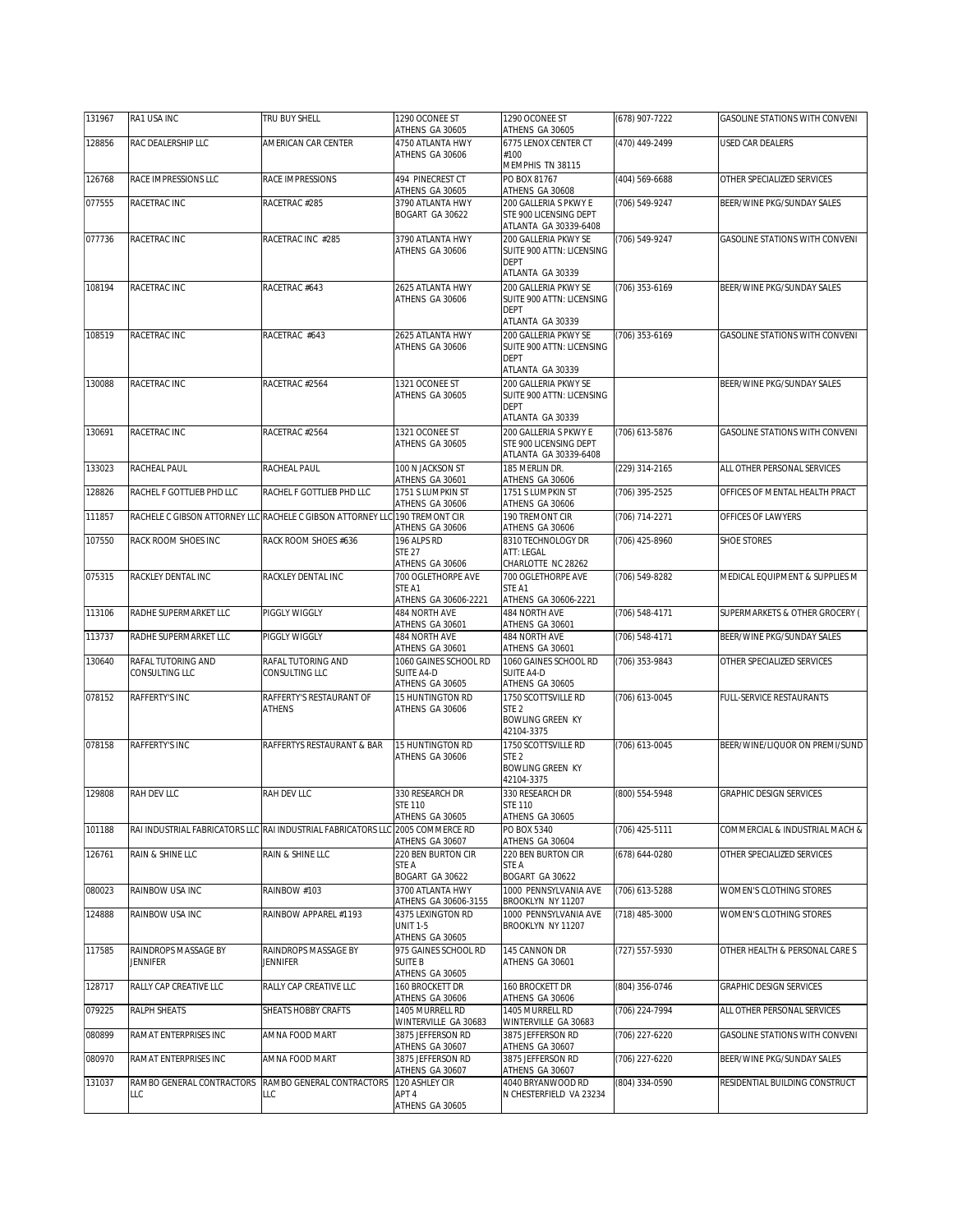| 131967 | RA1 USA INC | TRU BUY SHELL | 1290 OCONEE ST ATHENS GA 30605 | 1290 OCONEE ST ATHENS GA 30605 | (678) 907-7222 | GASOLINE STATIONS WITH CONVENI |
|---|---|---|---|---|---|---|
| 128856 | RAC DEALERSHIP LLC | AMERICAN CAR CENTER | 4750 ATLANTA HWY ATHENS GA 30606 | 6775 LENOX CENTER CT #100 MEMPHIS TN 38115 | (470) 449-2499 | USED CAR DEALERS |
| 126768 | RACE IMPRESSIONS LLC | RACE IMPRESSIONS | 494 PINECREST CT ATHENS GA 30605 | PO BOX 81767 ATHENS GA 30608 | (404) 569-6688 | OTHER SPECIALIZED SERVICES |
| 077555 | RACETRAC INC | RACETRAC #285 | 3790 ATLANTA HWY BOGART GA 30622 | 200 GALLERIA S PKWY E STE 900 LICENSING DEPT ATLANTA GA 30339-6408 | (706) 549-9247 | BEER/WINE PKG/SUNDAY SALES |
| 077736 | RACETRAC INC | RACETRAC INC #285 | 3790 ATLANTA HWY ATHENS GA 30606 | 200 GALLERIA PKWY SE SUITE 900 ATTN: LICENSING DEPT ATLANTA GA 30339 | (706) 549-9247 | GASOLINE STATIONS WITH CONVENI |
| 108194 | RACETRAC INC | RACETRAC #643 | 2625 ATLANTA HWY ATHENS GA 30606 | 200 GALLERIA PKWY SE SUITE 900 ATTN: LICENSING DEPT ATLANTA GA 30339 | (706) 353-6169 | BEER/WINE PKG/SUNDAY SALES |
| 108519 | RACETRAC INC | RACETRAC #643 | 2625 ATLANTA HWY ATHENS GA 30606 | 200 GALLERIA PKWY SE SUITE 900 ATTN: LICENSING DEPT ATLANTA GA 30339 | (706) 353-6169 | GASOLINE STATIONS WITH CONVENI |
| 130088 | RACETRAC INC | RACETRAC #2564 | 1321 OCONEE ST ATHENS GA 30605 | 200 GALLERIA PKWY SE SUITE 900 ATTN: LICENSING DEPT ATLANTA GA 30339 | | BEER/WINE PKG/SUNDAY SALES |
| 130691 | RACETRAC INC | RACETRAC #2564 | 1321 OCONEE ST ATHENS GA 30605 | 200 GALLERIA S PKWY E STE 900 LICENSING DEPT ATLANTA GA 30339-6408 | (706) 613-5876 | GASOLINE STATIONS WITH CONVENI |
| 133023 | RACHEAL PAUL | RACHEAL PAUL | 100 N JACKSON ST ATHENS GA 30601 | 185 MERLIN DR. ATHENS GA 30606 | (229) 314-2165 | ALL OTHER PERSONAL SERVICES |
| 128826 | RACHEL F GOTTLIEB PHD LLC | RACHEL F GOTTLIEB PHD LLC | 1751 S LUMPKIN ST ATHENS GA 30606 | 1751 S LUMPKIN ST ATHENS GA 30606 | (706) 395-2525 | OFFICES OF MENTAL HEALTH PRACT |
| 111857 | RACHELE C GIBSON ATTORNEY LLC | RACHELE C GIBSON ATTORNEY LLC | 190 TREMONT CIR ATHENS GA 30606 | 190 TREMONT CIR ATHENS GA 30606 | (706) 714-2271 | OFFICES OF LAWYERS |
| 107550 | RACK ROOM SHOES INC | RACK ROOM SHOES #636 | 196 ALPS RD STE 27 ATHENS GA 30606 | 8310 TECHNOLOGY DR ATT: LEGAL CHARLOTTE NC 28262 | (706) 425-8960 | SHOE STORES |
| 075315 | RACKLEY DENTAL INC | RACKLEY DENTAL INC | 700 OGLETHORPE AVE STE A1 ATHENS GA 30606-2221 | 700 OGLETHORPE AVE STE A1 ATHENS GA 30606-2221 | (706) 549-8282 | MEDICAL EQUIPMENT & SUPPLIES M |
| 113106 | RADHE SUPERMARKET LLC | PIGGLY WIGGLY | 484 NORTH AVE ATHENS GA 30601 | 484 NORTH AVE ATHENS GA 30601 | (706) 548-4171 | SUPERMARKETS & OTHER GROCERY ( |
| 113737 | RADHE SUPERMARKET LLC | PIGGLY WIGGLY | 484 NORTH AVE ATHENS GA 30601 | 484 NORTH AVE ATHENS GA 30601 | (706) 548-4171 | BEER/WINE PKG/SUNDAY SALES |
| 130640 | RAFAL TUTORING AND CONSULTING LLC | RAFAL TUTORING AND CONSULTING LLC | 1060 GAINES SCHOOL RD SUITE A4-D ATHENS GA 30605 | 1060 GAINES SCHOOL RD SUITE A4-D ATHENS GA 30605 | (706) 353-9843 | OTHER SPECIALIZED SERVICES |
| 078152 | RAFFERTY'S INC | RAFFERTY'S RESTAURANT OF ATHENS | 15 HUNTINGTON RD ATHENS GA 30606 | 1750 SCOTTSVILLE RD STE 2 BOWLING GREEN KY 42104-3375 | (706) 613-0045 | FULL-SERVICE RESTAURANTS |
| 078158 | RAFFERTY'S INC | RAFFERTYS RESTAURANT & BAR | 15 HUNTINGTON RD ATHENS GA 30606 | 1750 SCOTTSVILLE RD STE 2 BOWLING GREEN KY 42104-3375 | (706) 613-0045 | BEER/WINE/LIQUOR ON PREMI/SUND |
| 129808 | RAH DEV LLC | RAH DEV LLC | 330 RESEARCH DR STE 110 ATHENS GA 30605 | 330 RESEARCH DR STE 110 ATHENS GA 30605 | (800) 554-5948 | GRAPHIC DESIGN SERVICES |
| 101188 | RAI INDUSTRIAL FABRICATORS LLC | RAI INDUSTRIAL FABRICATORS LLC | 2005 COMMERCE RD ATHENS GA 30607 | PO BOX 5340 ATHENS GA 30604 | (706) 425-5111 | COMMERCIAL & INDUSTRIAL MACH & |
| 126761 | RAIN & SHINE LLC | RAIN & SHINE LLC | 220 BEN BURTON CIR STE A BOGART GA 30622 | 220 BEN BURTON CIR STE A BOGART GA 30622 | (678) 644-0280 | OTHER SPECIALIZED SERVICES |
| 080023 | RAINBOW USA INC | RAINBOW #103 | 3700 ATLANTA HWY ATHENS GA 30606-3155 | 1000 PENNSYLVANIA AVE BROOKLYN NY 11207 | (706) 613-5288 | WOMEN'S CLOTHING STORES |
| 124888 | RAINBOW USA INC | RAINBOW APPAREL #1193 | 4375 LEXINGTON RD UNIT 1-5 ATHENS GA 30605 | 1000 PENNSYLVANIA AVE BROOKLYN NY 11207 | (718) 485-3000 | WOMEN'S CLOTHING STORES |
| 117585 | RAINDROPS MASSAGE BY JENNIFER | RAINDROPS MASSAGE BY JENNIFER | 975 GAINES SCHOOL RD SUITE B ATHENS GA 30605 | 145 CANNON DR ATHENS GA 30601 | (727) 557-5930 | OTHER HEALTH & PERSONAL CARE S |
| 128717 | RALLY CAP CREATIVE LLC | RALLY CAP CREATIVE LLC | 160 BROCKETT DR ATHENS GA 30606 | 160 BROCKETT DR ATHENS GA 30606 | (804) 356-0746 | GRAPHIC DESIGN SERVICES |
| 079225 | RALPH SHEATS | SHEATS HOBBY CRAFTS | 1405 MURRELL RD WINTERVILLE GA 30683 | 1405 MURRELL RD WINTERVILLE GA 30683 | (706) 224-7994 | ALL OTHER PERSONAL SERVICES |
| 080899 | RAMAT ENTERPRISES INC | AMNA FOOD MART | 3875 JEFFERSON RD ATHENS GA 30607 | 3875 JEFFERSON RD ATHENS GA 30607 | (706) 227-6220 | GASOLINE STATIONS WITH CONVENI |
| 080970 | RAMAT ENTERPRISES INC | AMNA FOOD MART | 3875 JEFFERSON RD ATHENS GA 30607 | 3875 JEFFERSON RD ATHENS GA 30607 | (706) 227-6220 | BEER/WINE PKG/SUNDAY SALES |
| 131037 | RAMBO GENERAL CONTRACTORS LLC | RAMBO GENERAL CONTRACTORS LLC | 120 ASHLEY CIR APT 4 ATHENS GA 30605 | 4040 BRYANWOOD RD N CHESTERFIELD VA 23234 | (804) 334-0590 | RESIDENTIAL BUILDING CONSTRUCT |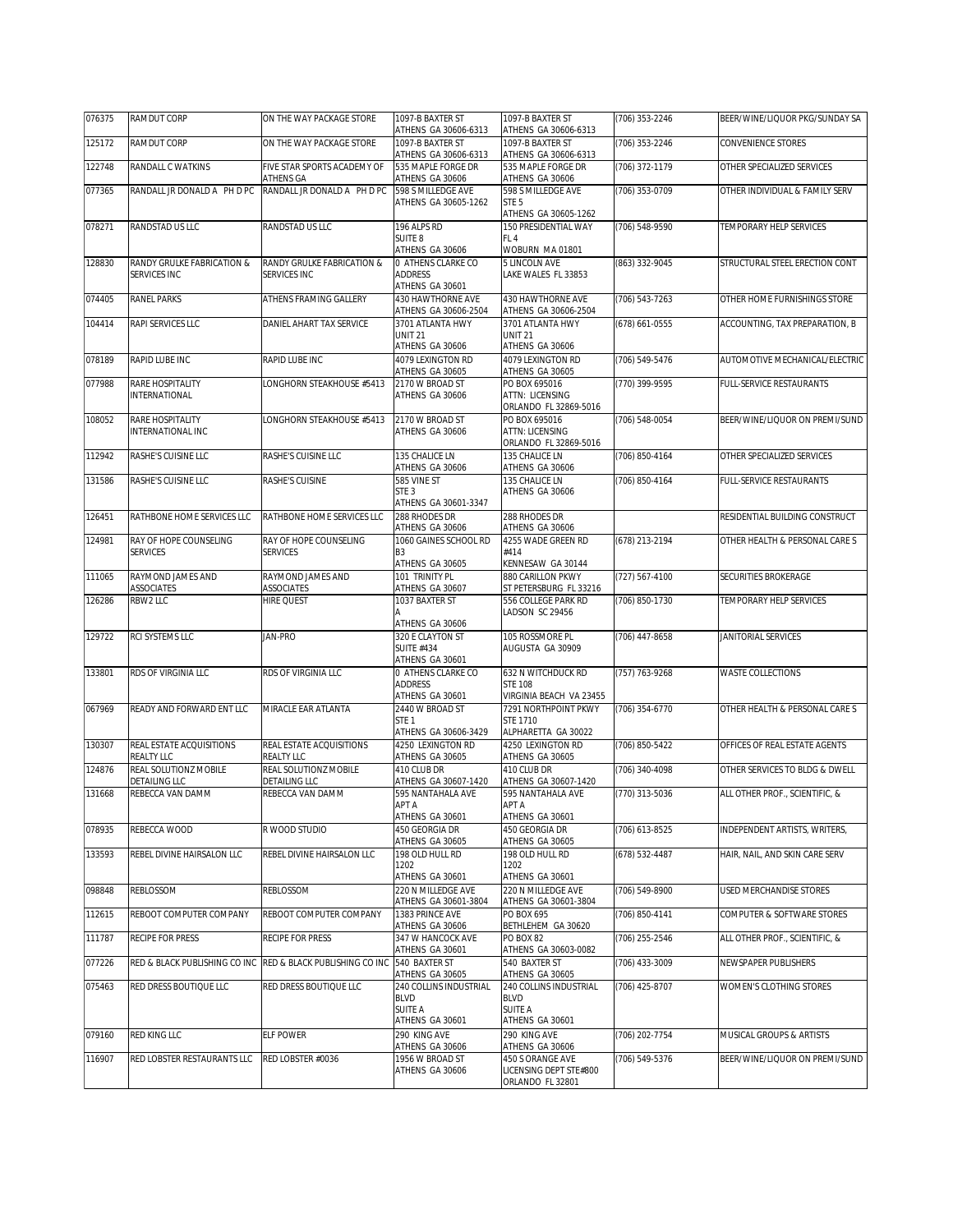| 076375 | RAMDUT CORP | ON THE WAY PACKAGE STORE | 1097-B BAXTER ST ATHENS GA 30606-6313 | 1097-B BAXTER ST ATHENS GA 30606-6313 | (706) 353-2246 | BEER/WINE/LIQUOR PKG/SUNDAY SA |
|---|---|---|---|---|---|---|
| 125172 | RAMDUT CORP | ON THE WAY PACKAGE STORE | 1097-B BAXTER ST ATHENS GA 30606-6313 | 1097-B BAXTER ST ATHENS GA 30606-6313 | (706) 353-2246 | CONVENIENCE STORES |
| 122748 | RANDALL C WATKINS | FIVE STAR SPORTS ACADEMY OF ATHENS GA | 535 MAPLE FORGE DR ATHENS GA 30606 | 535 MAPLE FORGE DR ATHENS GA 30606 | (706) 372-1179 | OTHER SPECIALIZED SERVICES |
| 077365 | RANDALL JR DONALD A PH D PC | RANDALL JR DONALD A PH D PC | 598 S MILLEDGE AVE ATHENS GA 30605-1262 | 598 S MILLEDGE AVE STE 5 ATHENS GA 30605-1262 | (706) 353-0709 | OTHER INDIVIDUAL & FAMILY SERV |
| 078271 | RANDSTAD US LLC | RANDSTAD US LLC | 196 ALPS RD SUITE 8 ATHENS GA 30606 | 150 PRESIDENTIAL WAY FL 4 WOBURN MA 01801 | (706) 548-9590 | TEMPORARY HELP SERVICES |
| 128830 | RANDY GRULKE FABRICATION & SERVICES INC | RANDY GRULKE FABRICATION & SERVICES INC | 0 ATHENS CLARKE CO ADDRESS ATHENS GA 30601 | 5 LINCOLN AVE LAKE WALES FL 33853 | (863) 332-9045 | STRUCTURAL STEEL ERECTION CONT |
| 074405 | RANEL PARKS | ATHENS FRAMING GALLERY | 430 HAWTHORNE AVE ATHENS GA 30606-2504 | 430 HAWTHORNE AVE ATHENS GA 30606-2504 | (706) 543-7263 | OTHER HOME FURNISHINGS STORE |
| 104414 | RAPI SERVICES LLC | DANIEL AHART TAX SERVICE | 3701 ATLANTA HWY UNIT 21 ATHENS GA 30606 | 3701 ATLANTA HWY UNIT 21 ATHENS GA 30606 | (678) 661-0555 | ACCOUNTING, TAX PREPARATION, B |
| 078189 | RAPID LUBE INC | RAPID LUBE INC | 4079 LEXINGTON RD ATHENS GA 30605 | 4079 LEXINGTON RD ATHENS GA 30605 | (706) 549-5476 | AUTOMOTIVE MECHANICAL/ELECTRIC |
| 077988 | RARE HOSPITALITY INTERNATIONAL | LONGHORN STEAKHOUSE #5413 | 2170 W BROAD ST ATHENS GA 30606 | PO BOX 695016 ATTN: LICENSING ORLANDO FL 32869-5016 | (770) 399-9595 | FULL-SERVICE RESTAURANTS |
| 108052 | RARE HOSPITALITY INTERNATIONAL INC | LONGHORN STEAKHOUSE #5413 | 2170 W BROAD ST ATHENS GA 30606 | PO BOX 695016 ATTN: LICENSING ORLANDO FL 32869-5016 | (706) 548-0054 | BEER/WINE/LIQUOR ON PREMI/SUND |
| 112942 | RASHE'S CUISINE LLC | RASHE'S CUISINE LLC | 135 CHALICE LN ATHENS GA 30606 | 135 CHALICE LN ATHENS GA 30606 | (706) 850-4164 | OTHER SPECIALIZED SERVICES |
| 131586 | RASHE'S CUISINE LLC | RASHE'S CUISINE | 585 VINE ST STE 3 ATHENS GA 30601-3347 | 135 CHALICE LN ATHENS GA 30606 | (706) 850-4164 | FULL-SERVICE RESTAURANTS |
| 126451 | RATHBONE HOME SERVICES LLC | RATHBONE HOME SERVICES LLC | 288 RHODES DR ATHENS GA 30606 | 288 RHODES DR ATHENS GA 30606 | | RESIDENTIAL BUILDING CONSTRUCT |
| 124981 | RAY OF HOPE COUNSELING SERVICES | RAY OF HOPE COUNSELING SERVICES | 1060 GAINES SCHOOL RD B3 ATHENS GA 30605 | 4255 WADE GREEN RD #414 KENNESAW GA 30144 | (678) 213-2194 | OTHER HEALTH & PERSONAL CARE S |
| 111065 | RAYMOND JAMES AND ASSOCIATES | RAYMOND JAMES AND ASSOCIATES | 101 TRINITY PL ATHENS GA 30607 | 880 CARILLON PKWY ST PETERSBURG FL 33216 | (727) 567-4100 | SECURITIES BROKERAGE |
| 126286 | RBW2 LLC | HIRE QUEST | 1037 BAXTER ST A ATHENS GA 30606 | 556 COLLEGE PARK RD LADSON SC 29456 | (706) 850-1730 | TEMPORARY HELP SERVICES |
| 129722 | RCI SYSTEMS LLC | JAN-PRO | 320 E CLAYTON ST SUITE #434 ATHENS GA 30601 | 105 ROSSMORE PL AUGUSTA GA 30909 | (706) 447-8658 | JANITORIAL SERVICES |
| 133801 | RDS OF VIRGINIA LLC | RDS OF VIRGINIA LLC | 0 ATHENS CLARKE CO ADDRESS ATHENS GA 30601 | 632 N WITCHDUCK RD STE 108 VIRGINIA BEACH VA 23455 | (757) 763-9268 | WASTE COLLECTIONS |
| 067969 | READY AND FORWARD ENT LLC | MIRACLE EAR ATLANTA | 2440 W BROAD ST STE 1 ATHENS GA 30606-3429 | 7291 NORTHPOINT PKWY STE 1710 ALPHARETTA GA 30022 | (706) 354-6770 | OTHER HEALTH & PERSONAL CARE S |
| 130307 | REAL ESTATE ACQUISITIONS REALTY LLC | REAL ESTATE ACQUISITIONS REALTY LLC | 4250 LEXINGTON RD ATHENS GA 30605 | 4250 LEXINGTON RD ATHENS GA 30605 | (706) 850-5422 | OFFICES OF REAL ESTATE AGENTS |
| 124876 | REAL SOLUTIONZ MOBILE DETAILING LLC | REAL SOLUTIONZ MOBILE DETAILING LLC | 410 CLUB DR ATHENS GA 30607-1420 | 410 CLUB DR ATHENS GA 30607-1420 | (706) 340-4098 | OTHER SERVICES TO BLDG & DWELL |
| 131668 | REBECCA VAN DAMM | REBECCA VAN DAMM | 595 NANTAHALA AVE APT A ATHENS GA 30601 | 595 NANTAHALA AVE APT A ATHENS GA 30601 | (770) 313-5036 | ALL OTHER PROF., SCIENTIFIC, & |
| 078935 | REBECCA WOOD | R WOOD STUDIO | 450 GEORGIA DR ATHENS GA 30605 | 450 GEORGIA DR ATHENS GA 30605 | (706) 613-8525 | INDEPENDENT ARTISTS, WRITERS, |
| 133593 | REBEL DIVINE HAIRSALON LLC | REBEL DIVINE HAIRSALON LLC | 198 OLD HULL RD 1202 ATHENS GA 30601 | 198 OLD HULL RD 1202 ATHENS GA 30601 | (678) 532-4487 | HAIR, NAIL, AND SKIN CARE SERV |
| 098848 | REBLOSSOM | REBLOSSOM | 220 N MILLEDGE AVE ATHENS GA 30601-3804 | 220 N MILLEDGE AVE ATHENS GA 30601-3804 | (706) 549-8900 | USED MERCHANDISE STORES |
| 112615 | REBOOT COMPUTER COMPANY | REBOOT COMPUTER COMPANY | 1383 PRINCE AVE ATHENS GA 30606 | PO BOX 695 BETHLEHEM GA 30620 | (706) 850-4141 | COMPUTER & SOFTWARE STORES |
| 111787 | RECIPE FOR PRESS | RECIPE FOR PRESS | 347 W HANCOCK AVE ATHENS GA 30601 | PO BOX 82 ATHENS GA 30603-0082 | (706) 255-2546 | ALL OTHER PROF., SCIENTIFIC, & |
| 077226 | RED & BLACK PUBLISHING CO INC | RED & BLACK PUBLISHING CO INC | 540 BAXTER ST ATHENS GA 30605 | 540 BAXTER ST ATHENS GA 30605 | (706) 433-3009 | NEWSPAPER PUBLISHERS |
| 075463 | RED DRESS BOUTIQUE LLC | RED DRESS BOUTIQUE LLC | 240 COLLINS INDUSTRIAL BLVD SUITE A ATHENS GA 30601 | 240 COLLINS INDUSTRIAL BLVD SUITE A ATHENS GA 30601 | (706) 425-8707 | WOMEN'S CLOTHING STORES |
| 079160 | RED KING LLC | ELF POWER | 290 KING AVE ATHENS GA 30606 | 290 KING AVE ATHENS GA 30606 | (706) 202-7754 | MUSICAL GROUPS & ARTISTS |
| 116907 | RED LOBSTER RESTAURANTS LLC | RED LOBSTER #0036 | 1956 W BROAD ST ATHENS GA 30606 | 450 S ORANGE AVE LICENSING DEPT STE#800 ORLANDO FL 32801 | (706) 549-5376 | BEER/WINE/LIQUOR ON PREMI/SUND |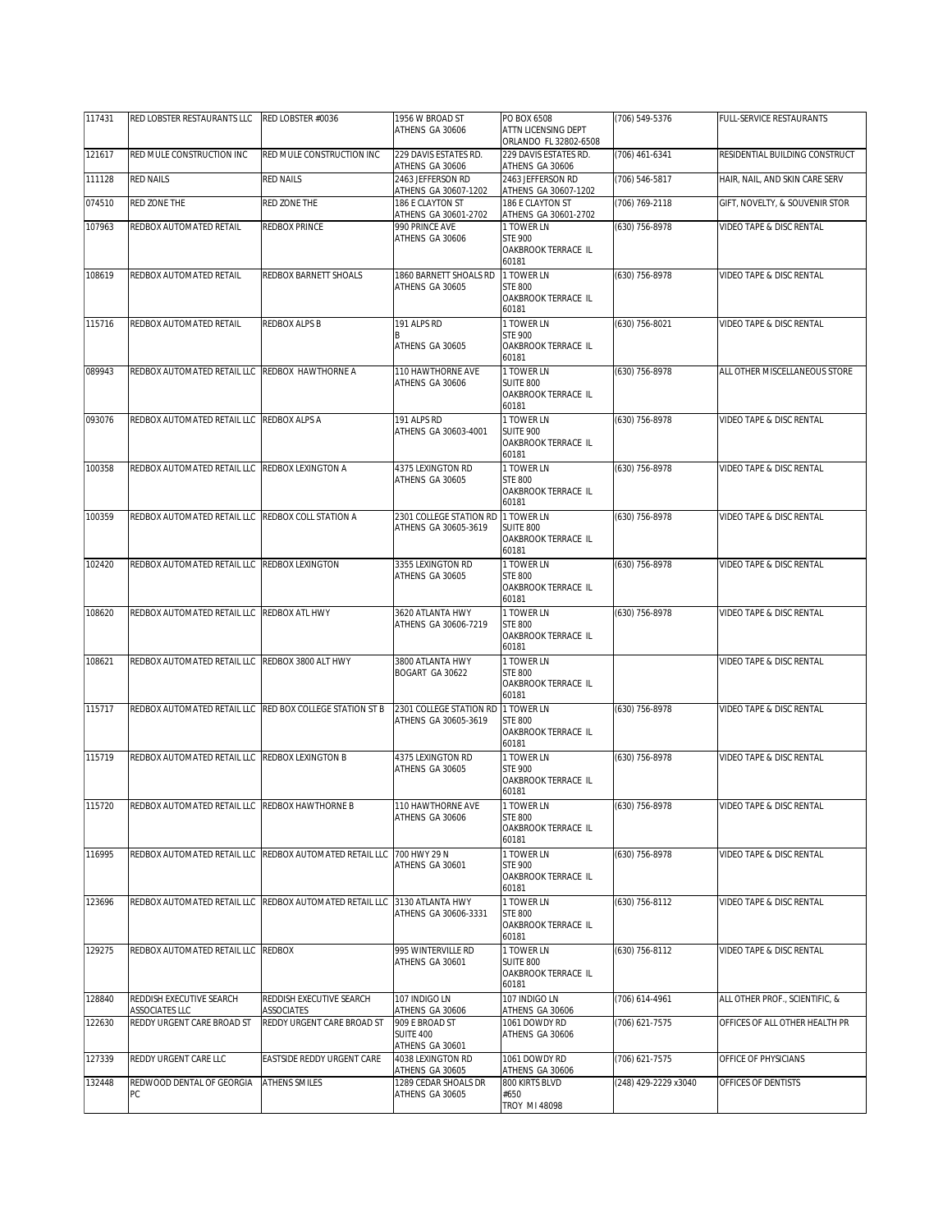| 117431 | RED LOBSTER RESTAURANTS LLC | RED LOBSTER #0036 | 1956 W BROAD ST ATHENS GA 30606 | PO BOX 6508 ATTN LICENSING DEPT ORLANDO FL 32802-6508 | (706) 549-5376 | FULL-SERVICE RESTAURANTS |
|---|---|---|---|---|---|---|
| 121617 | RED MULE CONSTRUCTION INC | RED MULE CONSTRUCTION INC | 229 DAVIS ESTATES RD. ATHENS GA 30606 | 229 DAVIS ESTATES RD. ATHENS GA 30606 | (706) 461-6341 | RESIDENTIAL BUILDING CONSTRUCT |
| 111128 | RED NAILS | RED NAILS | 2463 JEFFERSON RD ATHENS GA 30607-1202 | 2463 JEFFERSON RD ATHENS GA 30607-1202 | (706) 546-5817 | HAIR, NAIL, AND SKIN CARE SERV |
| 074510 | RED ZONE THE | RED ZONE THE | 186 E CLAYTON ST ATHENS GA 30601-2702 | 186 E CLAYTON ST ATHENS GA 30601-2702 | (706) 769-2118 | GIFT, NOVELTY, & SOUVENIR STOR |
| 107963 | REDBOX AUTOMATED RETAIL | REDBOX PRINCE | 990 PRINCE AVE ATHENS GA 30606 | 1 TOWER LN STE 900 OAKBROOK TERRACE IL 60181 | (630) 756-8978 | VIDEO TAPE & DISC RENTAL |
| 108619 | REDBOX AUTOMATED RETAIL | REDBOX BARNETT SHOALS | 1860 BARNETT SHOALS RD ATHENS GA 30605 | 1 TOWER LN STE 800 OAKBROOK TERRACE IL 60181 | (630) 756-8978 | VIDEO TAPE & DISC RENTAL |
| 115716 | REDBOX AUTOMATED RETAIL | REDBOX ALPS B | 191 ALPS RD B ATHENS GA 30605 | 1 TOWER LN STE 900 OAKBROOK TERRACE IL 60181 | (630) 756-8021 | VIDEO TAPE & DISC RENTAL |
| 089943 | REDBOX AUTOMATED RETAIL LLC | REDBOX HAWTHORNE A | 110 HAWTHORNE AVE ATHENS GA 30606 | 1 TOWER LN SUITE 800 OAKBROOK TERRACE IL 60181 | (630) 756-8978 | ALL OTHER MISCELLANEOUS STORE |
| 093076 | REDBOX AUTOMATED RETAIL LLC | REDBOX ALPS A | 191 ALPS RD ATHENS GA 30603-4001 | 1 TOWER LN SUITE 900 OAKBROOK TERRACE IL 60181 | (630) 756-8978 | VIDEO TAPE & DISC RENTAL |
| 100358 | REDBOX AUTOMATED RETAIL LLC | REDBOX LEXINGTON A | 4375 LEXINGTON RD ATHENS GA 30605 | 1 TOWER LN STE 800 OAKBROOK TERRACE IL 60181 | (630) 756-8978 | VIDEO TAPE & DISC RENTAL |
| 100359 | REDBOX AUTOMATED RETAIL LLC | REDBOX COLL STATION A | 2301 COLLEGE STATION RD ATHENS GA 30605-3619 | 1 TOWER LN SUITE 800 OAKBROOK TERRACE IL 60181 | (630) 756-8978 | VIDEO TAPE & DISC RENTAL |
| 102420 | REDBOX AUTOMATED RETAIL LLC | REDBOX LEXINGTON | 3355 LEXINGTON RD ATHENS GA 30605 | 1 TOWER LN STE 800 OAKBROOK TERRACE IL 60181 | (630) 756-8978 | VIDEO TAPE & DISC RENTAL |
| 108620 | REDBOX AUTOMATED RETAIL LLC | REDBOX ATL HWY | 3620 ATLANTA HWY ATHENS GA 30606-7219 | 1 TOWER LN STE 800 OAKBROOK TERRACE IL 60181 | (630) 756-8978 | VIDEO TAPE & DISC RENTAL |
| 108621 | REDBOX AUTOMATED RETAIL LLC | REDBOX 3800 ALT HWY | 3800 ATLANTA HWY BOGART GA 30622 | 1 TOWER LN STE 800 OAKBROOK TERRACE IL 60181 | | VIDEO TAPE & DISC RENTAL |
| 115717 | REDBOX AUTOMATED RETAIL LLC | RED BOX COLLEGE STATION ST B | 2301 COLLEGE STATION RD ATHENS GA 30605-3619 | 1 TOWER LN STE 800 OAKBROOK TERRACE IL 60181 | (630) 756-8978 | VIDEO TAPE & DISC RENTAL |
| 115719 | REDBOX AUTOMATED RETAIL LLC | REDBOX LEXINGTON B | 4375 LEXINGTON RD ATHENS GA 30605 | 1 TOWER LN STE 900 OAKBROOK TERRACE IL 60181 | (630) 756-8978 | VIDEO TAPE & DISC RENTAL |
| 115720 | REDBOX AUTOMATED RETAIL LLC | REDBOX HAWTHORNE B | 110 HAWTHORNE AVE ATHENS GA 30606 | 1 TOWER LN STE 800 OAKBROOK TERRACE IL 60181 | (630) 756-8978 | VIDEO TAPE & DISC RENTAL |
| 116995 | REDBOX AUTOMATED RETAIL LLC | REDBOX AUTOMATED RETAIL LLC | 700 HWY 29 N ATHENS GA 30601 | 1 TOWER LN STE 900 OAKBROOK TERRACE IL 60181 | (630) 756-8978 | VIDEO TAPE & DISC RENTAL |
| 123696 | REDBOX AUTOMATED RETAIL LLC | REDBOX AUTOMATED RETAIL LLC | 3130 ATLANTA HWY ATHENS GA 30606-3331 | 1 TOWER LN STE 800 OAKBROOK TERRACE IL 60181 | (630) 756-8112 | VIDEO TAPE & DISC RENTAL |
| 129275 | REDBOX AUTOMATED RETAIL LLC | REDBOX | 995 WINTERVILLE RD ATHENS GA 30601 | 1 TOWER LN SUITE 800 OAKBROOK TERRACE IL 60181 | (630) 756-8112 | VIDEO TAPE & DISC RENTAL |
| 128840 | REDDISH EXECUTIVE SEARCH ASSOCIATES LLC | REDDISH EXECUTIVE SEARCH ASSOCIATES | 107 INDIGO LN ATHENS GA 30606 | 107 INDIGO LN ATHENS GA 30606 | (706) 614-4961 | ALL OTHER PROF., SCIENTIFIC, & |
| 122630 | REDDY URGENT CARE BROAD ST | REDDY URGENT CARE BROAD ST | 909 E BROAD ST SUITE 400 ATHENS GA 30601 | 1061 DOWDY RD ATHENS GA 30606 | (706) 621-7575 | OFFICES OF ALL OTHER HEALTH PR |
| 127339 | REDDY URGENT CARE LLC | EASTSIDE REDDY URGENT CARE | 4038 LEXINGTON RD ATHENS GA 30605 | 1061 DOWDY RD ATHENS GA 30606 | (706) 621-7575 | OFFICE OF PHYSICIANS |
| 132448 | REDWOOD DENTAL OF GEORGIA PC | ATHENS SMILES | 1289 CEDAR SHOALS DR ATHENS GA 30605 | 800 KIRTS BLVD #650 TROY MI 48098 | (248) 429-2229 x3040 | OFFICES OF DENTISTS |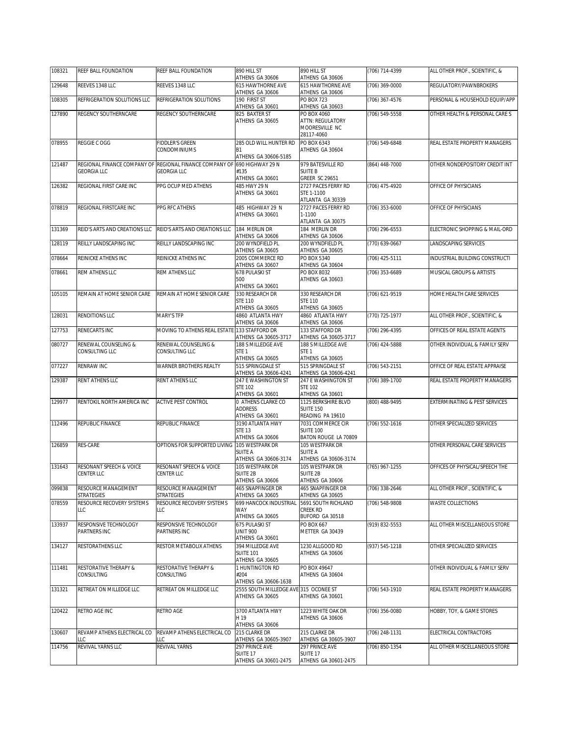| 108321 | REEF BALL FOUNDATION | REEF BALL FOUNDATION | 890 HILL ST ATHENS GA 30606 | 890 HILL ST ATHENS GA 30606 | (706) 714-4399 | ALL OTHER PROF., SCIENTIFIC, & |
|---|---|---|---|---|---|---|
| 129648 | REEVES 1348 LLC | REEVES 1348 LLC | 615 HAWTHORNE AVE ATHENS GA 30606 | 615 HAWTHORNE AVE ATHENS GA 30606 | (706) 369-0000 | REGULATORY/PAWNBROKERS |
| 108305 | REFRIGERATION SOLUTIONS LLC | REFRIGERATION SOLUTIONS | 190 FIRST ST ATHENS GA 30601 | PO BOX 723 ATHENS GA 30603 | (706) 367-4576 | PERSONAL & HOUSEHOLD EQUIP/APP |
| 127890 | REGENCY SOUTHERNCARE | REGENCY SOUTHERNCARE | 825 BAXTER ST ATHENS GA 30605 | PO BOX 4060 ATTN: REGULATORY MOORESVILLE NC 28117-4060 | (706) 549-5558 | OTHER HEALTH & PERSONAL CARE S |
| 078955 | REGGIE C OGG | FIDDLER'S GREEN CONDOMINIUMS | 285 OLD WILL HUNTER RD B1 ATHENS GA 30606-5185 | PO BOX 6343 ATHENS GA 30604 | (706) 549-6848 | REAL ESTATE PROPERTY MANAGERS |
| 121487 | REGIONAL FINANCE COMPANY OF GEORGIA LLC | REGIONAL FINANCE COMPANY OF GEORGIA LLC | 690 HIGHWAY 29 N #135 ATHENS GA 30601 | 979 BATESVILLE RD SUITE B GREER SC 29651 | (864) 448-7000 | OTHER NONDEPOSITORY CREDIT INT |
| 126382 | REGIONAL FIRST CARE INC | PPG OCUP MED ATHENS | 485 HWY 29 N ATHENS GA 30601 | 2727 PACES FERRY RD STE 1-1100 ATLANTA GA 30339 | (706) 475-4920 | OFFICE OF PHYSICIANS |
| 078819 | REGIONAL FIRSTCARE INC | PPG RFC ATHENS | 485 HIGHWAY 29 N ATHENS GA 30601 | 2727 PACES FERRY RD 1-1100 ATLANTA GA 30075 | (706) 353-6000 | OFFICE OF PHYSICIANS |
| 131369 | REID'S ARTS AND CREATIONS LLC | REID'S ARTS AND CREATIONS LLC | 184 MERLIN DR ATHENS GA 30606 | 184 MERLIN DR ATHENS GA 30606 | (706) 296-6553 | ELECTRONIC SHOPPING & MAIL-ORD |
| 128119 | REILLY LANDSCAPING INC | REILLY LANDSCAPING INC | 200 WYNDFIELD PL ATHENS GA 30605 | 200 WYNDFIELD PL ATHENS GA 30605 | (770) 639-0667 | LANDSCAPING SERVICES |
| 078664 | REINICKE ATHENS INC | REINICKE ATHENS INC | 2005 COMMERCE RD ATHENS GA 30607 | PO BOX 5340 ATHENS GA 30604 | (706) 425-5111 | INDUSTRIAL BUILDING CONSTRUCTI |
| 078661 | REM ATHENS LLC | REM ATHENS LLC | 678 PULASKI ST 500 ATHENS GA 30601 | PO BOX 8032 ATHENS GA 30603 | (706) 353-6689 | MUSICAL GROUPS & ARTISTS |
| 105105 | REMAIN AT HOME SENIOR CARE | REMAIN AT HOME SENIOR CARE | 330 RESEARCH DR STE 110 ATHENS GA 30605 | 330 RESEARCH DR STE 110 ATHENS GA 30605 | (706) 621-9519 | HOME HEALTH CARE SERVICES |
| 128031 | RENDITIONS LLC | MARY'S TFP | 4860 ATLANTA HWY ATHENS GA 30606 | 4860 ATLANTA HWY ATHENS GA 30606 | (770) 725-1977 | ALL OTHER PROF., SCIENTIFIC, & |
| 127753 | RENECARTS INC | MOVING TO ATHENS REAL ESTATE | 133 STAFFORD DR ATHENS GA 30605-3717 | 133 STAFFORD DR ATHENS GA 30605-3717 | (706) 296-4395 | OFFICES OF REAL ESTATE AGENTS |
| 080727 | RENEWAL COUNSELING & CONSULTING LLC | RENEWAL COUNSELING & CONSULTING LLC | 188 S MILLEDGE AVE STE 1 ATHENS GA 30605 | 188 S MILLEDGE AVE STE 1 ATHENS GA 30605 | (706) 424-5888 | OTHER INDIVIDUAL & FAMILY SERV |
| 077227 | RENRAW INC | WARNER BROTHERS REALTY | 515 SPRINGDALE ST ATHENS GA 30606-4241 | 515 SPRINGDALE ST ATHENS GA 30606-4241 | (706) 543-2151 | OFFICE OF REAL ESTATE APPRAISE |
| 129387 | RENT ATHENS LLC | RENT ATHENS LLC | 247 E WASHINGTON ST STE 102 ATHENS GA 30601 | 247 E WASHINGTON ST STE 102 ATHENS GA 30601 | (706) 389-1700 | REAL ESTATE PROPERTY MANAGERS |
| 129977 | RENTOKIL NORTH AMERICA INC | ACTIVE PEST CONTROL | 0 ATHENS CLARKE CO ADDRESS ATHENS GA 30601 | 1125 BERKSHIRE BLVD SUITE 150 READING PA 19610 | (800) 488-9495 | EXTERMINATING & PEST SERVICES |
| 112496 | REPUBLIC FINANCE | REPUBLIC FINANCE | 3190 ATLANTA HWY STE 13 ATHENS GA 30606 | 7031 COMMERCE CIR SUITE 100 BATON ROUGE LA 70809 | (706) 552-1616 | OTHER SPECIALIZED SERVICES |
| 126859 | RES-CARE | OPTIONS FOR SUPPORTED LIVING | 105 WESTPARK DR SUITE A ATHENS GA 30606-3174 | 105 WESTPARK DR SUITE A ATHENS GA 30606-3174 | | OTHER PERSONAL CARE SERVICES |
| 131643 | RESONANT SPEECH & VOICE CENTER LLC | RESONANT SPEECH & VOICE CENTER LLC | 105 WESTPARK DR SUITE 2B ATHENS GA 30606 | 105 WESTPARK DR SUITE 2B ATHENS GA 30606 | (765) 967-1255 | OFFICES OF PHYSICAL/SPEECH THE |
| 099838 | RESOURCE MANAGEMENT STRATEGIES | RESOURCE MANAGEMENT STRATEGIES | 465 SNAPFINGER DR ATHENS GA 30605 | 465 SNAPFINGER DR ATHENS GA 30605 | (706) 338-2646 | ALL OTHER PROF., SCIENTIFIC, & |
| 078559 | RESOURCE RECOVERY SYSTEMS LLC | RESOURCE RECOVERY SYSTEMS LLC | 699 HANCOCK INDUSTRIAL WAY ATHENS GA 30605 | 5691 SOUTH RICHLAND CREEK RD BUFORD GA 30518 | (706) 548-9808 | WASTE COLLECTIONS |
| 133937 | RESPONSIVE TECHNOLOGY PARTNERS INC | RESPONSIVE TECHNOLOGY PARTNERS INC | 675 PULASKI ST UNIT 900 ATHENS GA 30601 | PO BOX 667 METTER GA 30439 | (919) 832-5553 | ALL OTHER MISCELLANEOUS STORE |
| 134127 | RESTORATHENS LLC | RESTOR METABOLIX ATHENS | 394 MILLEDGE AVE SUITE 101 ATHENS GA 30605 | 1230 ALLGOOD RD ATHENS GA 30606 | (937) 545-1218 | OTHER SPECIALIZED SERVICES |
| 111481 | RESTORATIVE THERAPY & CONSULTING | RESTORATIVE THERAPY & CONSULTING | 1 HUNTINGTON RD #204 ATHENS GA 30606-1638 | PO BOX 49647 ATHENS GA 30604 | | OTHER INDIVIDUAL & FAMILY SERV |
| 131321 | RETREAT ON MILLEDGE LLC | RETREAT ON MILLEDGE LLC | 2555 SOUTH MILLEDGE AVE ATHENS GA 30605 | 315 OCONEE ST ATHENS GA 30601 | (706) 543-1910 | REAL ESTATE PROPERTY MANAGERS |
| 120422 | RETRO AGE INC | RETRO AGE | 3700 ATLANTA HWY H 19 ATHENS GA 30606 | 1223 WHITE OAK DR ATHENS GA 30606 | (706) 356-0080 | HOBBY, TOY, & GAME STORES |
| 130607 | REVAMP ATHENS ELECTRICAL CO LLC | REVAMP ATHENS ELECTRICAL CO LLC | 215 CLARKE DR ATHENS GA 30605-3907 | 215 CLARKE DR ATHENS GA 30605-3907 | (706) 248-1131 | ELECTRICAL CONTRACTORS |
| 114756 | REVIVAL YARNS LLC | REVIVAL YARNS | 297 PRINCE AVE SUITE 17 ATHENS GA 30601-2475 | 297 PRINCE AVE SUITE 17 ATHENS GA 30601-2475 | (706) 850-1354 | ALL OTHER MISCELLANEOUS STORE |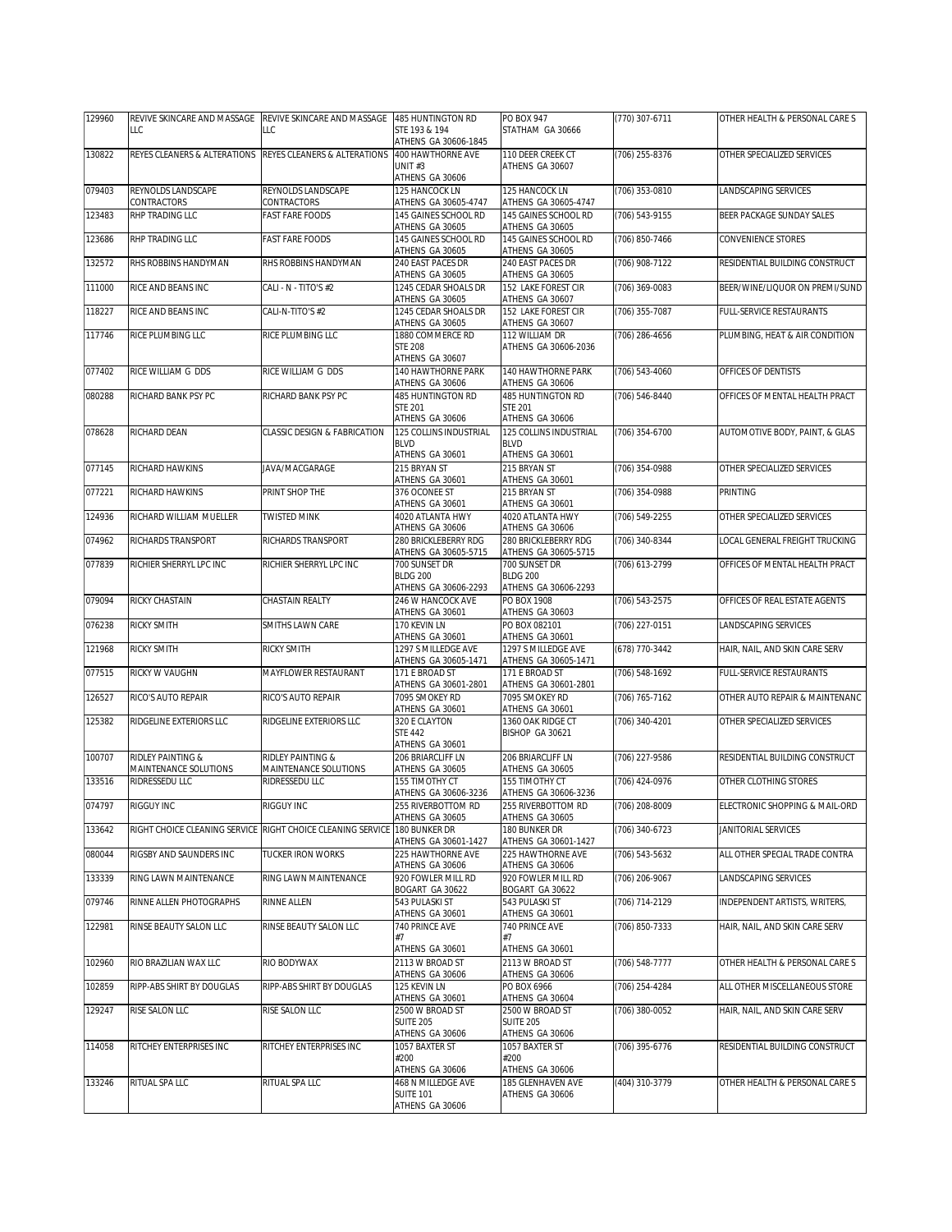| | | | | | | |
|---|---|---|---|---|---|---|
| 129960 | REVIVE SKINCARE AND MASSAGE LLC | REVIVE SKINCARE AND MASSAGE LLC | 485 HUNTINGTON RD STE 193 & 194 ATHENS GA 30606-1845 | PO BOX 947 STATHAM GA 30666 | (770) 307-6711 | OTHER HEALTH & PERSONAL CARE S |
| 130822 | REYES CLEANERS & ALTERATIONS | REYES CLEANERS & ALTERATIONS | 400 HAWTHORNE AVE UNIT #3 ATHENS GA 30606 | 110 DEER CREEK CT ATHENS GA 30607 | (706) 255-8376 | OTHER SPECIALIZED SERVICES |
| 079403 | REYNOLDS LANDSCAPE CONTRACTORS | REYNOLDS LANDSCAPE CONTRACTORS | 125 HANCOCK LN ATHENS GA 30605-4747 | 125 HANCOCK LN ATHENS GA 30605-4747 | (706) 353-0810 | LANDSCAPING SERVICES |
| 123483 | RHP TRADING LLC | FAST FARE FOODS | 145 GAINES SCHOOL RD ATHENS GA 30605 | 145 GAINES SCHOOL RD ATHENS GA 30605 | (706) 543-9155 | BEER PACKAGE SUNDAY SALES |
| 123686 | RHP TRADING LLC | FAST FARE FOODS | 145 GAINES SCHOOL RD ATHENS GA 30605 | 145 GAINES SCHOOL RD ATHENS GA 30605 | (706) 850-7466 | CONVENIENCE STORES |
| 132572 | RHS ROBBINS HANDYMAN | RHS ROBBINS HANDYMAN | 240 EAST PACES DR ATHENS GA 30605 | 240 EAST PACES DR ATHENS GA 30605 | (706) 908-7122 | RESIDENTIAL BUILDING CONSTRUCT |
| 111000 | RICE AND BEANS INC | CALI - N - TITO'S #2 | 1245 CEDAR SHOALS DR ATHENS GA 30605 | 152 LAKE FOREST CIR ATHENS GA 30607 | (706) 369-0083 | BEER/WINE/LIQUOR ON PREMI/SUND |
| 118227 | RICE AND BEANS INC | CALI-N-TITO'S #2 | 1245 CEDAR SHOALS DR ATHENS GA 30605 | 152 LAKE FOREST CIR ATHENS GA 30607 | (706) 355-7087 | FULL-SERVICE RESTAURANTS |
| 117746 | RICE PLUMBING LLC | RICE PLUMBING LLC | 1880 COMMERCE RD STE 208 ATHENS GA 30607 | 112 WILLIAM DR ATHENS GA 30606-2036 | (706) 286-4656 | PLUMBING, HEAT & AIR CONDITION |
| 077402 | RICE WILLIAM G DDS | RICE WILLIAM G DDS | 140 HAWTHORNE PARK ATHENS GA 30606 | 140 HAWTHORNE PARK ATHENS GA 30606 | (706) 543-4060 | OFFICES OF DENTISTS |
| 080288 | RICHARD BANK PSY PC | RICHARD BANK PSY PC | 485 HUNTINGTON RD STE 201 ATHENS GA 30606 | 485 HUNTINGTON RD STE 201 ATHENS GA 30606 | (706) 546-8440 | OFFICES OF MENTAL HEALTH PRACT |
| 078628 | RICHARD DEAN | CLASSIC DESIGN & FABRICATION | 125 COLLINS INDUSTRIAL BLVD ATHENS GA 30601 | 125 COLLINS INDUSTRIAL BLVD ATHENS GA 30601 | (706) 354-6700 | AUTOMOTIVE BODY, PAINT, & GLAS |
| 077145 | RICHARD HAWKINS | JAVA/MACGARAGE | 215 BRYAN ST ATHENS GA 30601 | 215 BRYAN ST ATHENS GA 30601 | (706) 354-0988 | OTHER SPECIALIZED SERVICES |
| 077221 | RICHARD HAWKINS | PRINT SHOP THE | 376 OCONEE ST ATHENS GA 30601 | 215 BRYAN ST ATHENS GA 30601 | (706) 354-0988 | PRINTING |
| 124936 | RICHARD WILLIAM MUELLER | TWISTED MINK | 4020 ATLANTA HWY ATHENS GA 30606 | 4020 ATLANTA HWY ATHENS GA 30606 | (706) 549-2255 | OTHER SPECIALIZED SERVICES |
| 074962 | RICHARDS TRANSPORT | RICHARDS TRANSPORT | 280 BRICKLEBERRY RDG ATHENS GA 30605-5715 | 280 BRICKLEBERRY RDG ATHENS GA 30605-5715 | (706) 340-8344 | LOCAL GENERAL FREIGHT TRUCKING |
| 077839 | RICHIER SHERRYL LPC INC | RICHIER SHERRYL LPC INC | 700 SUNSET DR BLDG 200 ATHENS GA 30606-2293 | 700 SUNSET DR BLDG 200 ATHENS GA 30606-2293 | (706) 613-2799 | OFFICES OF MENTAL HEALTH PRACT |
| 079094 | RICKY CHASTAIN | CHASTAIN REALTY | 246 W HANCOCK AVE ATHENS GA 30601 | PO BOX 1908 ATHENS GA 30603 | (706) 543-2575 | OFFICES OF REAL ESTATE AGENTS |
| 076238 | RICKY SMITH | SMITHS LAWN CARE | 170 KEVIN LN ATHENS GA 30601 | PO BOX 082101 ATHENS GA 30601 | (706) 227-0151 | LANDSCAPING SERVICES |
| 121968 | RICKY SMITH | RICKY SMITH | 1297 S MILLEDGE AVE ATHENS GA 30605-1471 | 1297 S MILLEDGE AVE ATHENS GA 30605-1471 | (678) 770-3442 | HAIR, NAIL, AND SKIN CARE SERV |
| 077515 | RICKY W VAUGHN | MAYFLOWER RESTAURANT | 171 E BROAD ST ATHENS GA 30601-2801 | 171 E BROAD ST ATHENS GA 30601-2801 | (706) 548-1692 | FULL-SERVICE RESTAURANTS |
| 126527 | RICO'S AUTO REPAIR | RICO'S AUTO REPAIR | 7095 SMOKEY RD ATHENS GA 30601 | 7095 SMOKEY RD ATHENS GA 30601 | (706) 765-7162 | OTHER AUTO REPAIR & MAINTENANC |
| 125382 | RIDGELINE EXTERIORS LLC | RIDGELINE EXTERIORS LLC | 320 E CLAYTON STE 442 ATHENS GA 30601 | 1360 OAK RIDGE CT BISHOP GA 30621 | (706) 340-4201 | OTHER SPECIALIZED SERVICES |
| 100707 | RIDLEY PAINTING & MAINTENANCE SOLUTIONS | RIDLEY PAINTING & MAINTENANCE SOLUTIONS | 206 BRIARCLIFF LN ATHENS GA 30605 | 206 BRIARCLIFF LN ATHENS GA 30605 | (706) 227-9586 | RESIDENTIAL BUILDING CONSTRUCT |
| 133516 | RIDRESSEDU LLC | RIDRESSEDU LLC | 155 TIMOTHY CT ATHENS GA 30606-3236 | 155 TIMOTHY CT ATHENS GA 30606-3236 | (706) 424-0976 | OTHER CLOTHING STORES |
| 074797 | RIGGUY INC | RIGGUY INC | 255 RIVERBOTTOM RD ATHENS GA 30605 | 255 RIVERBOTTOM RD ATHENS GA 30605 | (706) 208-8009 | ELECTRONIC SHOPPING & MAIL-ORD |
| 133642 | RIGHT CHOICE CLEANING SERVICE | RIGHT CHOICE CLEANING SERVICE | 180 BUNKER DR ATHENS GA 30601-1427 | 180 BUNKER DR ATHENS GA 30601-1427 | (706) 340-6723 | JANITORIAL SERVICES |
| 080044 | RIGSBY AND SAUNDERS INC | TUCKER IRON WORKS | 225 HAWTHORNE AVE ATHENS GA 30606 | 225 HAWTHORNE AVE ATHENS GA 30606 | (706) 543-5632 | ALL OTHER SPECIAL TRADE CONTRA |
| 133339 | RING LAWN MAINTENANCE | RING LAWN MAINTENANCE | 920 FOWLER MILL RD BOGART GA 30622 | 920 FOWLER MILL RD BOGART GA 30622 | (706) 206-9067 | LANDSCAPING SERVICES |
| 079746 | RINNE ALLEN PHOTOGRAPHS | RINNE ALLEN | 543 PULASKI ST ATHENS GA 30601 | 543 PULASKI ST ATHENS GA 30601 | (706) 714-2129 | INDEPENDENT ARTISTS, WRITERS, |
| 122981 | RINSE BEAUTY SALON LLC | RINSE BEAUTY SALON LLC | 740 PRINCE AVE #7 ATHENS GA 30601 | 740 PRINCE AVE #7 ATHENS GA 30601 | (706) 850-7333 | HAIR, NAIL, AND SKIN CARE SERV |
| 102960 | RIO BRAZILIAN WAX LLC | RIO BODYWAX | 2113 W BROAD ST ATHENS GA 30606 | 2113 W BROAD ST ATHENS GA 30606 | (706) 548-7777 | OTHER HEALTH & PERSONAL CARE S |
| 102859 | RIPP-ABS SHIRT BY DOUGLAS | RIPP-ABS SHIRT BY DOUGLAS | 125 KEVIN LN ATHENS GA 30601 | PO BOX 6966 ATHENS GA 30604 | (706) 254-4284 | ALL OTHER MISCELLANEOUS STORE |
| 129247 | RISE SALON LLC | RISE SALON LLC | 2500 W BROAD ST SUITE 205 ATHENS GA 30606 | 2500 W BROAD ST SUITE 205 ATHENS GA 30606 | (706) 380-0052 | HAIR, NAIL, AND SKIN CARE SERV |
| 114058 | RITCHEY ENTERPRISES INC | RITCHEY ENTERPRISES INC | 1057 BAXTER ST #200 ATHENS GA 30606 | 1057 BAXTER ST #200 ATHENS GA 30606 | (706) 395-6776 | RESIDENTIAL BUILDING CONSTRUCT |
| 133246 | RITUAL SPA LLC | RITUAL SPA LLC | 468 N MILLEDGE AVE SUITE 101 ATHENS GA 30606 | 185 GLENHAVEN AVE ATHENS GA 30606 | (404) 310-3779 | OTHER HEALTH & PERSONAL CARE S |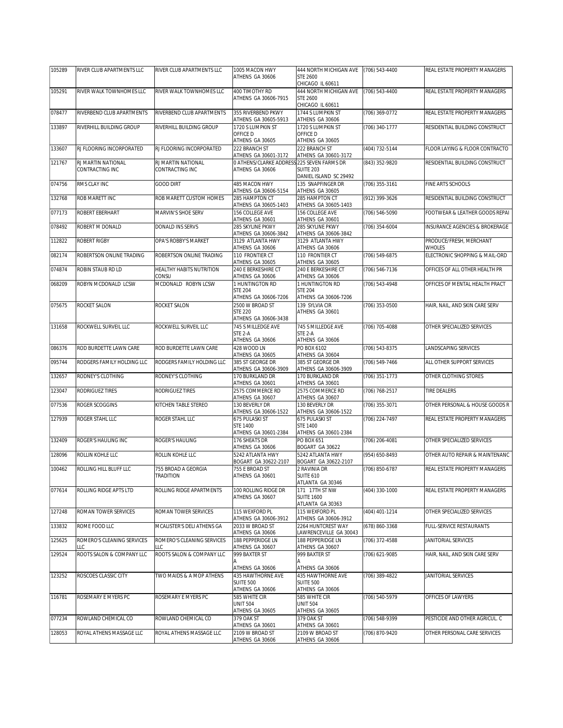| 105289 | RIVER CLUB APARTMENTS LLC | RIVER CLUB APARTMENTS LLC | 1005 MACON HWY<br>ATHENS GA 30606 | 444 NORTH MICHIGAN AVE<br>STE 2600<br>CHICAGO IL 60611 | (706) 543-4400 | REAL ESTATE PROPERTY MANAGERS |
|---|---|---|---|---|---|---|
| 105291 | RIVER WALK TOWNHOMES LLC | RIVER WALK TOWNHOMES LLC | 400 TIMOTHY RD<br>ATHENS GA 30606-7915 | 444 NORTH MICHIGAN AVE<br>STE 2600<br>CHICAGO IL 60611 | (706) 543-4400 | REAL ESTATE PROPERTY MANAGERS |
| 078477 | RIVERBEND CLUB APARTMENTS | RIVERBEND CLUB APARTMENTS | 355 RIVERBEND PKWY<br>ATHENS GA 30605-5913 | 1744 S LUMPKIN ST<br>ATHENS GA 30606 | (706) 369-0772 | REAL ESTATE PROPERTY MANAGERS |
| 133897 | RIVERHILL BUILDING GROUP | RIVERHILL BUILDING GROUP | 1720 S LUMPKIN ST<br>OFFICE D<br>ATHENS GA 30605 | 1720 S LUMPKIN ST<br>OFFICE D<br>ATHENS GA 30605 | (706) 340-1777 | RESIDENTIAL BUILDING CONSTRUCT |
| 133607 | RJ FLOORING INCORPORATED | RJ FLOORING INCORPORATED | 222 BRANCH ST<br>ATHENS GA 30601-3172 | 222 BRANCH ST<br>ATHENS GA 30601-3172 | (404) 732-5144 | FLOOR LAYING & FLOOR CONTRACTO |
| 121767 | RJ MARTIN NATIONAL CONTRACTING INC | RJ MARTIN NATIONAL CONTRACTING INC | 0 ATHENS/CLARKE ADDRESS<br>ATHENS GA 30606 | 225 SEVEN FARMS DR<br>SUITE 203<br>DANIEL ISLAND SC 29492 | (843) 352-9820 | RESIDENTIAL BUILDING CONSTRUCT |
| 074756 | RMS CLAY INC | GOOD DIRT | 485 MACON HWY<br>ATHENS GA 30606-5154 | 135 SNAPFINGER DR<br>ATHENS GA 30605 | (706) 355-3161 | FINE ARTS SCHOOLS |
| 132768 | ROB MARETT INC | ROB MARETT CUSTOM HOMES | 285 HAMPTON CT<br>ATHENS GA 30605-1403 | 285 HAMPTON CT<br>ATHENS GA 30605-1403 | (912) 399-3626 | RESIDENTIAL BUILDING CONSTRUCT |
| 077173 | ROBERT EBERHART | MARVIN'S SHOE SERV | 156 COLLEGE AVE<br>ATHENS GA 30601 | 156 COLLEGE AVE<br>ATHENS GA 30601 | (706) 546-5090 | FOOTWEAR & LEATHER GOODS REPAI |
| 078492 | ROBERT M DONALD | DONALD INS SERVS | 285 SKYLINE PKWY<br>ATHENS GA 30606-3842 | 285 SKYLINE PKWY<br>ATHENS GA 30606-3842 | (706) 354-6004 | INSURANCE AGENCIES & BROKERAGE |
| 112822 | ROBERT RIGBY | OPA'S ROBBY'S MARKET | 3129 ATLANTA HWY<br>ATHENS GA 30606 | 3129 ATLANTA HWY<br>ATHENS GA 30606 | | PRODUCE/FRESH, MERCHANT WHOLES |
| 082174 | ROBERTSON ONLINE TRADING | ROBERTSON ONLINE TRADING | 110 FRONTIER CT<br>ATHENS GA 30605 | 110 FRONTIER CT<br>ATHENS GA 30605 | (706) 549-6875 | ELECTRONIC SHOPPING & MAIL-ORD |
| 074874 | ROBIN STAUB RD LD | HEALTHY HABITS NUTRITION CONSU | 240 E BERKESHIRE CT<br>ATHENS GA 30606 | 240 E BERKESHIRE CT<br>ATHENS GA 30606 | (706) 546-7136 | OFFICES OF ALL OTHER HEALTH PR |
| 068209 | ROBYN MCDONALD LCSW | MCDONALD ROBYN LCSW | 1 HUNTINGTON RD<br>STE 204<br>ATHENS GA 30606-7206 | 1 HUNTINGTON RD<br>STE 204<br>ATHENS GA 30606-7206 | (706) 543-4948 | OFFICES OF MENTAL HEALTH PRACT |
| 075675 | ROCKET SALON | ROCKET SALON | 2500 W BROAD ST<br>STE 220<br>ATHENS GA 30606-3438 | 139 SYLVIA CIR<br>ATHENS GA 30601 | (706) 353-0500 | HAIR, NAIL, AND SKIN CARE SERV |
| 131658 | ROCKWELL SURVEIL LLC | ROCKWELL SURVEIL LLC | 745 S MILLEDGE AVE<br>STE 2-A<br>ATHENS GA 30606 | 745 S MILLEDGE AVE<br>STE 2-A<br>ATHENS GA 30606 | (706) 705-4088 | OTHER SPECIALIZED SERVICES |
| 086376 | ROD BURDETTE LAWN CARE | ROD BURDETTE LAWN CARE | 428 WOOD LN<br>ATHENS GA 30605 | PO BOX 6102<br>ATHENS GA 30604 | (706) 543-8375 | LANDSCAPING SERVICES |
| 095744 | RODGERS FAMILY HOLDING LLC | RODGERS FAMILY HOLDING LLC | 385 ST GEORGE DR<br>ATHENS GA 30606-3909 | 385 ST GEORGE DR<br>ATHENS GA 30606-3909 | (706) 549-7466 | ALL OTHER SUPPORT SERVICES |
| 132657 | RODNEY'S CLOTHING | RODNEY'S CLOTHING | 170 BURKLAND DR<br>ATHENS GA 30601 | 170 BURKLAND DR<br>ATHENS GA 30601 | (706) 351-1773 | OTHER CLOTHING STORES |
| 123047 | RODRIGUEZ TIRES | RODRIGUEZ TIRES | 2575 COMMERCE RD<br>ATHENS GA 30607 | 2575 COMMERCE RD<br>ATHENS GA 30607 | (706) 768-2517 | TIRE DEALERS |
| 077536 | ROGER SCOGGINS | KITCHEN TABLE STEREO | 130 BEVERLY DR<br>ATHENS GA 30606-1522 | 130 BEVERLY DR<br>ATHENS GA 30606-1522 | (706) 355-3071 | OTHER PERSONAL & HOUSE GOODS R |
| 127939 | ROGER STAHL LLC | ROGER STAHL LLC | 675 PULASKI ST<br>STE 1400<br>ATHENS GA 30601-2384 | 675 PULASKI ST<br>STE 1400<br>ATHENS GA 30601-2384 | (706) 224-7497 | REAL ESTATE PROPERTY MANAGERS |
| 132409 | ROGER'S HAULING INC | ROGER'S HAULING | 176 SHEATS DR<br>ATHENS GA 30606 | PO BOX 651<br>BOGART GA 30622 | (706) 206-4081 | OTHER SPECIALIZED SERVICES |
| 128096 | ROLLIN KOHLE LLC | ROLLIN KOHLE LLC | 5242 ATLANTA HWY<br>BOGART GA 30622-2107 | 5242 ATLANTA HWY<br>BOGART GA 30622-2107 | (954) 650-8493 | OTHER AUTO REPAIR & MAINTENANC |
| 100462 | ROLLING HILL BLUFF LLC | 755 BROAD A GEORGIA TRADITION | 755 E BROAD ST<br>ATHENS GA 30601 | 2 RAVINIA DR<br>SUITE 610<br>ATLANTA GA 30346 | (706) 850-6787 | REAL ESTATE PROPERTY MANAGERS |
| 077614 | ROLLING RIDGE APTS LTD | ROLLING RIDGE APARTMENTS | 100 ROLLING RIDGE DR<br>ATHENS GA 30607 | 171 17TH ST NW<br>SUITE 1600<br>ATLANTA GA 30363 | (404) 330-1000 | REAL ESTATE PROPERTY MANAGERS |
| 127248 | ROMAN TOWER SERVICES | ROMAN TOWER SERVICES | 115 WEXFORD PL<br>ATHENS GA 30606-3912 | 115 WEXFORD PL<br>ATHENS GA 30606-3912 | (404) 401-1214 | OTHER SPECIALIZED SERVICES |
| 133832 | ROME FOOD LLC | MCALISTER'S DELI ATHENS GA | 2033 W BROAD ST<br>ATHENS GA 30606 | 2264 HUNTCREST WAY<br>LAWRENCEVILLE GA 30043 | (678) 860-3368 | FULL-SERVICE RESTAURANTS |
| 125625 | ROMERO'S CLEANING SERVICES LLC | ROMERO'S CLEANING SERVICES LLC | 188 PEPPERIDGE LN<br>ATHENS GA 30607 | 188 PEPPERIDGE LN<br>ATHENS GA 30607 | (706) 372-4588 | JANITORIAL SERVICES |
| 129524 | ROOTS SALON & COMPANY LLC | ROOTS SALON & COMPANY LLC | 999 BAXTER ST<br>A<br>ATHENS GA 30606 | 999 BAXTER ST<br>A<br>ATHENS GA 30606 | (706) 621-9085 | HAIR, NAIL, AND SKIN CARE SERV |
| 123252 | ROSCOES CLASSIC CITY | TWO MAIDS & A MOP ATHENS | 435 HAWTHORNE AVE<br>SUITE 500<br>ATHENS GA 30606 | 435 HAWTHORNE AVE<br>SUITE 500<br>ATHENS GA 30606 | (706) 389-4822 | JANITORIAL SERVICES |
| 116781 | ROSEMARY E MYERS PC | ROSEMARY E MYERS PC | 585 WHITE CIR<br>UNIT 504<br>ATHENS GA 30605 | 585 WHITE CIR<br>UNIT 504<br>ATHENS GA 30605 | (706) 540-5979 | OFFICES OF LAWYERS |
| 077234 | ROWLAND CHEMICAL CO | ROWLAND CHEMICAL CO | 379 OAK ST<br>ATHENS GA 30601 | 379 OAK ST<br>ATHENS GA 30601 | (706) 548-9399 | PESTICIDE AND OTHER AGRICUL. C |
| 128053 | ROYAL ATHENS MASSAGE LLC | ROYAL ATHENS MASSAGE LLC | 2109 W BROAD ST<br>ATHENS GA 30606 | 2109 W BROAD ST<br>ATHENS GA 30606 | (706) 870-9420 | OTHER PERSONAL CARE SERVICES |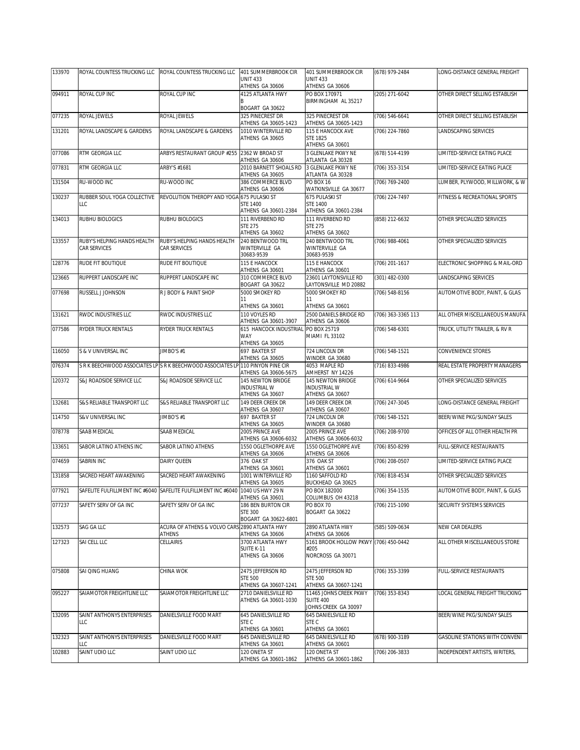| 133970 | ROYAL COUNTESS TRUCKING LLC | ROYAL COUNTESS TRUCKING LLC | 401 SUMMERBROOK CIR UNIT 433 ATHENS GA 30606 | 401 SUMMERBROOK CIR UNIT 433 ATHENS GA 30606 | (678) 979-2484 | LONG-DISTANCE GENERAL FREIGHT |
|---|---|---|---|---|---|---|
| 094911 | ROYAL CUP INC | ROYAL CUP INC | 4125 ATLANTA HWY B BOGART GA 30622 | PO BOX 170971 BIRMINGHAM AL 35217 | (205) 271-6042 | OTHER DIRECT SELLING ESTABLISH |
| 077235 | ROYAL JEWELS | ROYAL JEWELS | 325 PINECREST DR ATHENS GA 30605-1423 | 325 PINECREST DR ATHENS GA 30605-1423 | (706) 546-6641 | OTHER DIRECT SELLING ESTABLISH |
| 131201 | ROYAL LANDSCAPE & GARDENS | ROYAL LANDSCAPE & GARDENS | 1010 WINTERVILLE RD ATHENS GA 30605 | 115 E HANCOCK AVE STE 1825 ATHENS GA 30601 | (706) 224-7860 | LANDSCAPING SERVICES |
| 077086 | RTM GEORGIA LLC | ARBYS RESTAURANT GROUP #255 | 2362 W BROAD ST ATHENS GA 30606 | 3 GLENLAKE PKWY NE ATLANTA GA 30328 | (678) 514-4199 | LIMITED-SERVICE EATING PLACE |
| 077831 | RTM GEORGIA LLC | ARBY'S #1681 | 2010 BARNETT SHOALS RD ATHENS GA 30605 | 3 GLENLAKE PKWY NE ATLANTA GA 30328 | (706) 353-3154 | LIMITED-SERVICE EATING PLACE |
| 131504 | RU-WOOD INC | RU-WOOD INC | 386 COMMERCE BLVD ATHENS GA 30606 | PO BOX 16 WATKINSVILLE GA 30677 | (706) 769-2400 | LUMBER, PLYWOOD, MILLWORK, & W |
| 130237 | RUBBER SOUL YOGA COLLECTIVE LLC | REVOLUTION THEROPY AND YOGA | 675 PULASKI ST STE 1400 ATHENS GA 30601-2384 | 675 PULASKI ST STE 1400 ATHENS GA 30601-2384 | (706) 224-7497 | FITNESS & RECREATIONAL SPORTS |
| 134013 | RUBHU BIOLOGICS | RUBHU BIOLOGICS | 111 RIVERBEND RD STE 275 ATHENS GA 30602 | 111 RIVERBEND RD STE 275 ATHENS GA 30602 | (858) 212-6632 | OTHER SPECIALIZED SERVICES |
| 133557 | RUBY'S HELPING HANDS HEALTH CAR SERVICES | RUBY'S HELPING HANDS HEALTH CAR SERVICES | 240 BENTWOOD TRL WINTERVILLE GA 30683-9539 | 240 BENTWOOD TRL WINTERVILLE GA 30683-9539 | (706) 988-4061 | OTHER SPECIALIZED SERVICES |
| 128776 | RUDE FIT BOUTIQUE | RUDE FIT BOUTIQUE | 115 E HANCOCK ATHENS GA 30601 | 115 E HANCOCK ATHENS GA 30601 | (706) 201-1617 | ELECTRONIC SHOPPING & MAIL-ORD |
| 123665 | RUPPERT LANDSCAPE INC | RUPPERT LANDSCAPE INC | 310 COMMERCE BLVD BOGART GA 30622 | 23601 LAYTONSVILLE RD LAYTONSVILLE MD 20882 | (301) 482-0300 | LANDSCAPING SERVICES |
| 077698 | RUSSELL J JOHNSON | R J BODY & PAINT SHOP | 5000 SMOKEY RD 11 ATHENS GA 30601 | 5000 SMOKEY RD 11 ATHENS GA 30601 | (706) 548-8156 | AUTOMOTIVE BODY, PAINT, & GLAS |
| 131621 | RWDC INDUSTRIES LLC | RWDC INDUSTRIES LLC | 110 VOYLES RD ATHENS GA 30601-3907 | 2500 DANIELS BRIDGE RD ATHENS GA 30606 | (706) 363-3365 113 | ALL OTHER MISCELLANEOUS MANUFA |
| 077586 | RYDER TRUCK RENTALS | RYDER TRUCK RENTALS | 615 HANCOCK INDUSTRIAL WAY ATHENS GA 30605 | PO BOX 25719 MIAMI FL 33102 | (706) 548-6301 | TRUCK, UTILITY TRAILER, & RV R |
| 116050 | S & V UNIVERSAL INC | JIMBO'S #1 | 697 BAXTER ST ATHENS GA 30605 | 724 LINCOLN DR WINDER GA 30680 | (706) 548-1521 | CONVENIENCE STORES |
| 076374 | S R K BEECHWOOD ASSOCIATES LP | S R K BEECHWOOD ASSOCIATES LP | 110 PINYON PINE CIR ATHENS GA 30606-5675 | 4053 MAPLE RD AMHERST NY 14226 | (716) 833-4986 | REAL ESTATE PROPERTY MANAGERS |
| 120372 | S&J ROADSIDE SERVICE LLC | S&J ROADSIDE SERVICE LLC | 145 NEWTON BRIDGE INDUSTRIAL W ATHENS GA 30607 | 145 NEWTON BRIDGE INDUSTRIAL W ATHENS GA 30607 | (706) 614-9664 | OTHER SPECIALIZED SERVICES |
| 132681 | S&S RELIABLE TRANSPORT LLC | S&S RELIABLE TRANSPORT LLC | 149 DEER CREEK DR ATHENS GA 30607 | 149 DEER CREEK DR ATHENS GA 30607 | (706) 247-3045 | LONG-DISTANCE GENERAL FREIGHT |
| 114750 | S&V UNIVERSAL INC | JIMBO'S #1 | 697 BAXTER ST ATHENS GA 30605 | 724 LINCOLN DR WINDER GA 30680 | (706) 548-1521 | BEER/WINE PKG/SUNDAY SALES |
| 078778 | SAAB MEDICAL | SAAB MEDICAL | 2005 PRINCE AVE ATHENS GA 30606-6032 | 2005 PRINCE AVE ATHENS GA 30606-6032 | (706) 208-9700 | OFFICES OF ALL OTHER HEALTH PR |
| 133651 | SABOR LATINO ATHENS INC | SABOR LATINO ATHENS | 1550 OGLETHORPE AVE ATHENS GA 30606 | 1550 OGLETHORPE AVE ATHENS GA 30606 | (706) 850-8299 | FULL-SERVICE RESTAURANTS |
| 074659 | SABRIN INC | DAIRY QUEEN | 376 OAK ST ATHENS GA 30601 | 376 OAK ST ATHENS GA 30601 | (706) 208-0507 | LIMITED-SERVICE EATING PLACE |
| 131858 | SACRED HEART AWAKENING | SACRED HEART AWAKENING | 1001 WINTERVILLE RD ATHENS GA 30605 | 1160 SAFFOLD RD BUCKHEAD GA 30625 | (706) 818-4534 | OTHER SPECIALIZED SERVICES |
| 077921 | SAFELITE FULFILLMENT INC #6040 | SAFELITE FULFILLMENT INC #6040 | 1040 US HWY 29 N ATHENS GA 30601 | PO BOX 182000 COLUMBUS OH 43218 | (706) 354-1535 | AUTOMOTIVE BODY, PAINT, & GLAS |
| 077237 | SAFETY SERV OF GA INC | SAFETY SERV OF GA INC | 186 BEN BURTON CIR STE 300 BOGART GA 30622-6801 | PO BOX 70 BOGART GA 30622 | (706) 215-1090 | SECURITY SYSTEMS SERVICES |
| 132573 | SAG GA LLC | ACURA OF ATHENS & VOLVO CARS ATHENS | 2890 ATLANTA HWY ATHENS GA 30606 | 2890 ATLANTA HWY ATHENS GA 30606 | (585) 509-0634 | NEW CAR DEALERS |
| 127323 | SAI CELL LLC | CELLAIRIS | 3700 ATLANTA HWY SUITE K-11 ATHENS GA 30606 | 5161 BROOK HOLLOW PKWY #205 NORCROSS GA 30071 | (706) 450-0442 | ALL OTHER MISCELLANEOUS STORE |
| 075808 | SAI QING HUANG | CHINA WOK | 2475 JEFFERSON RD STE 500 ATHENS GA 30607-1241 | 2475 JEFFERSON RD STE 500 ATHENS GA 30607-1241 | (706) 353-3399 | FULL-SERVICE RESTAURANTS |
| 095227 | SAIAMOTOR FREIGHTLINE LLC | SAIAMOTOR FREIGHTLINE LLC | 2710 DANIELSVILLE RD ATHENS GA 30601-1030 | 11465 JOHNS CREEK PKWY SUITE 400 JOHNS CREEK GA 30097 | (706) 353-8343 | LOCAL GENERAL FREIGHT TRUCKING |
| 132095 | SAINT ANTHONYS ENTERPRISES LLC | DANIELSVILLE FOOD MART | 645 DANIELSVILLE RD STE C ATHENS GA 30601 | 645 DANIELSVILLE RD STE C ATHENS GA 30601 | | BEER/WINE PKG/SUNDAY SALES |
| 132323 | SAINT ANTHONYS ENTERPRISES LLC | DANIELSVILLE FOOD MART | 645 DANIELSVILLE RD ATHENS GA 30601 | 645 DANIELSVILLE RD ATHENS GA 30601 | (678) 900-3189 | GASOLINE STATIONS WITH CONVENI |
| 102883 | SAINT UDIO LLC | SAINT UDIO LLC | 120 ONETA ST ATHENS GA 30601-1862 | 120 ONETA ST ATHENS GA 30601-1862 | (706) 206-3833 | INDEPENDENT ARTISTS, WRITERS, |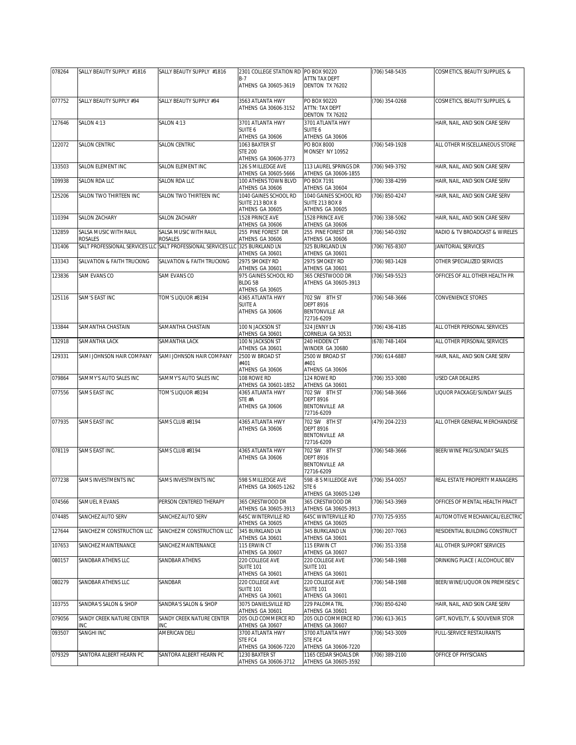| | | | | | | |
|---|---|---|---|---|---|---|
| 078264 | SALLY BEAUTY SUPPLY #1816 | SALLY BEAUTY SUPPLY #1816 | 2301 COLLEGE STATION RD B-7 ATHENS GA 30605-3619 | PO BOX 90220 ATTN TAX DEPT DENTON TX 76202 | (706) 548-5435 | COSMETICS, BEAUTY SUPPLIES, & |
| 077752 | SALLY BEAUTY SUPPLY #94 | SALLY BEAUTY SUPPLY #94 | 3563 ATLANTA HWY ATHENS GA 30606-3152 | PO BOX 90220 ATTN: TAX DEPT DENTON TX 76202 | (706) 354-0268 | COSMETICS, BEAUTY SUPPLIES, & |
| 127646 | SALON 4:13 | SALON 4:13 | 3701 ATLANTA HWY SUITE 6 ATHENS GA 30606 | 3701 ATLANTA HWY SUITE 6 ATHENS GA 30606 | | HAIR, NAIL, AND SKIN CARE SERV |
| 122072 | SALON CENTRIC | SALON CENTRIC | 1063 BAXTER ST STE 200 ATHENS GA 30606-3773 | PO BOX 8000 MONSEY NY 10952 | (706) 549-1928 | ALL OTHER MISCELLANEOUS STORE |
| 133503 | SALON ELEMENT INC | SALON ELEMENT INC | 126 S MILLEDGE AVE ATHENS GA 30605-5666 | 113 LAUREL SPRINGS DR ATHENS GA 30606-1855 | (706) 949-3792 | HAIR, NAIL, AND SKIN CARE SERV |
| 109938 | SALON RDA LLC | SALON RDA LLC | 100 ATHENS TOWN BLVD ATHENS GA 30606 | PO BOX 7191 ATHENS GA 30604 | (706) 338-4299 | HAIR, NAIL, AND SKIN CARE SERV |
| 125206 | SALON TWO THIRTEEN INC | SALON TWO THIRTEEN INC | 1040 GAINES SCHOOL RD SUITE 213 BOX 8 ATHENS GA 30605 | 1040 GAINES SCHOOL RD SUITE 213 BOX 8 ATHENS GA 30605 | (706) 850-4247 | HAIR, NAIL, AND SKIN CARE SERV |
| 110394 | SALON ZACHARY | SALON ZACHARY | 1528 PRINCE AVE ATHENS GA 30606 | 1528 PRINCE AVE ATHENS GA 30606 | (706) 338-5062 | HAIR, NAIL, AND SKIN CARE SERV |
| 132859 | SALSA MUSIC WITH RAUL ROSALES | SALSA MUSIC WITH RAUL ROSALES | 255 PINE FOREST DR ATHENS GA 30606 | 255 PINE FOREST DR ATHENS GA 30606 | (706) 540-0392 | RADIO & TV BROADCAST & WIRELES |
| 131406 | SALT PROFESSIONAL SERVICES LLC | SALT PROFESSIONAL SERVICES LLC | 325 BURKLAND LN ATHENS GA 30601 | 325 BURKLAND LN ATHENS GA 30601 | (706) 765-8307 | JANITORIAL SERVICES |
| 133343 | SALVATION & FAITH TRUCKING | SALVATION & FAITH TRUCKING | 2975 SMOKEY RD ATHENS GA 30601 | 2975 SMOKEY RD ATHENS GA 30601 | (706) 983-1428 | OTHER SPECIALIZED SERVICES |
| 123836 | SAM EVANS CO | SAM EVANS CO | 975 GAINES SCHOOL RD BLDG 5B ATHENS GA 30605 | 365 CRESTWOOD DR ATHENS GA 30605-3913 | (706) 549-5523 | OFFICES OF ALL OTHER HEALTH PR |
| 125116 | SAM'S EAST INC | TOM'S LIQUOR #8194 | 4365 ATLANTA HWY SUITE A ATHENS GA 30606 | 702 SW 8TH ST DEPT 8916 BENTONVILLE AR 72716-6209 | (706) 548-3666 | CONVENIENCE STORES |
| 133844 | SAMANTHA CHASTAIN | SAMANTHA CHASTAIN | 100 N JACKSON ST ATHENS GA 30601 | 324 JENNY LN CORNELIA GA 30531 | (706) 436-4185 | ALL OTHER PERSONAL SERVICES |
| 132918 | SAMANTHA LACK | SAMANTHA LACK | 100 N JACKSON ST ATHENS GA 30601 | 240 HIDDEN CT WINDER GA 30680 | (678) 748-1404 | ALL OTHER PERSONAL SERVICES |
| 129331 | SAMI JOHNSON HAIR COMPANY | SAMI JOHNSON HAIR COMPANY | 2500 W BROAD ST #401 ATHENS GA 30606 | 2500 W BROAD ST #401 ATHENS GA 30606 | (706) 614-6887 | HAIR, NAIL, AND SKIN CARE SERV |
| 079864 | SAMMY'S AUTO SALES INC | SAMMY'S AUTO SALES INC | 108 ROWE RD ATHENS GA 30601-1852 | 124 ROWE RD ATHENS GA 30601 | (706) 353-3080 | USED CAR DEALERS |
| 077556 | SAMS EAST INC | TOM'S LIQUOR #8194 | 4365 ATLANTA HWY STE #A ATHENS GA 30606 | 702 SW 8TH ST DEPT 8916 BENTONVILLE AR 72716-6209 | (706) 548-3666 | LIQUOR PACKAGE/SUNDAY SALES |
| 077935 | SAMS EAST INC | SAMS CLUB #8194 | 4365 ATLANTA HWY ATHENS GA 30606 | 702 SW 8TH ST DEPT 8916 BENTONVILLE AR 72716-6209 | (479) 204-2233 | ALL OTHER GENERAL MERCHANDISE |
| 078119 | SAMS EAST INC. | SAMS CLUB #8194 | 4365 ATLANTA HWY ATHENS GA 30606 | 702 SW 8TH ST DEPT 8916 BENTONVILLE AR 72716-6209 | (706) 548-3666 | BEER/WINE PKG/SUNDAY SALES |
| 077238 | SAMS INVESTMENTS INC | SAMS INVESTMENTS INC | 598 S MILLEDGE AVE ATHENS GA 30605-1262 | 598 -B S MILLEDGE AVE STE 6 ATHENS GA 30605-1249 | (706) 354-0057 | REAL ESTATE PROPERTY MANAGERS |
| 074566 | SAMUEL R EVANS | PERSON CENTERED THERAPY | 365 CRESTWOOD DR ATHENS GA 30605-3913 | 365 CRESTWOOD DR ATHENS GA 30605-3913 | (706) 543-3969 | OFFICES OF MENTAL HEALTH PRACT |
| 074485 | SANCHEZ AUTO SERV | SANCHEZ AUTO SERV | 645C WINTERVILLE RD ATHENS GA 30605 | 645C WINTERVILLE RD ATHENS GA 30605 | (770) 725-9355 | AUTOMOTIVE MECHANICAL/ELECTRIC |
| 127644 | SANCHEZ M CONSTRUCTION LLC | SANCHEZ M CONSTRUCTION LLC | 345 BURKLAND LN ATHENS GA 30601 | 345 BURKLAND LN ATHENS GA 30601 | (706) 207-7063 | RESIDENTIAL BUILDING CONSTRUCT |
| 107653 | SANCHEZ MAINTENANCE | SANCHEZ MAINTENANCE | 115 ERWIN CT ATHENS GA 30607 | 115 ERWIN CT ATHENS GA 30607 | (706) 351-3358 | ALL OTHER SUPPORT SERVICES |
| 080157 | SANDBAR ATHENS LLC | SANDBAR ATHENS | 220 COLLEGE AVE SUITE 101 ATHENS GA 30601 | 220 COLLEGE AVE SUITE 101 ATHENS GA 30601 | (706) 548-1988 | DRINKING PLACE ( ALCOHOLIC BEV |
| 080279 | SANDBAR ATHENS LLC | SANDBAR | 220 COLLEGE AVE SUITE 101 ATHENS GA 30601 | 220 COLLEGE AVE SUITE 101 ATHENS GA 30601 | (706) 548-1988 | BEER/WINE/LIQUOR ON PREMISES/C |
| 103755 | SANDRA'S SALON & SHOP | SANDRA'S SALON & SHOP | 3075 DANIELSVILLE RD ATHENS GA 30601 | 229 PALOMA TRL ATHENS GA 30601 | (706) 850-6240 | HAIR, NAIL, AND SKIN CARE SERV |
| 079056 | SANDY CREEK NATURE CENTER INC | SANDY CREEK NATURE CENTER INC | 205 OLD COMMERCE RD ATHENS GA 30607 | 205 OLD COMMERCE RD ATHENS GA 30607 | (706) 613-3615 | GIFT, NOVELTY, & SOUVENIR STOR |
| 093507 | SANGHI INC | AMERICAN DELI | 3700 ATLANTA HWY STE FC4 ATHENS GA 30606-7220 | 3700 ATLANTA HWY STE FC4 ATHENS GA 30606-7220 | (706) 543-3009 | FULL-SERVICE RESTAURANTS |
| 079329 | SANTORA ALBERT HEARN PC | SANTORA ALBERT HEARN PC | 1230 BAXTER ST ATHENS GA 30606-3712 | 1165 CEDAR SHOALS DR ATHENS GA 30605-3592 | (706) 389-2100 | OFFICE OF PHYSICIANS |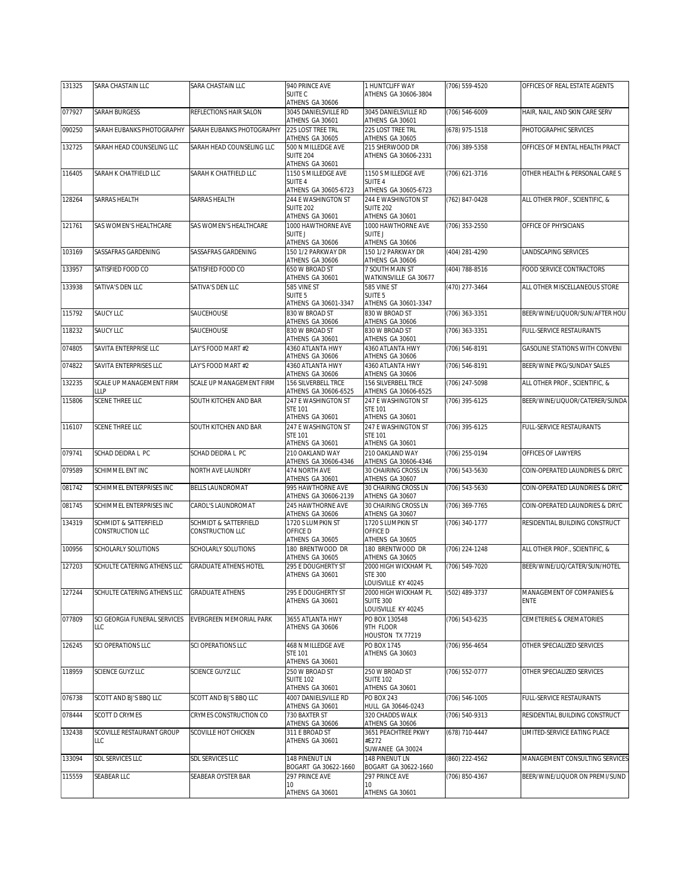| 131325 | SARA CHASTAIN LLC | SARA CHASTAIN LLC | 940 PRINCE AVE SUITE C ATHENS GA 30606 | 1 HUNTCLIFF WAY ATHENS GA 30606-3804 | (706) 559-4520 | OFFICES OF REAL ESTATE AGENTS |
|---|---|---|---|---|---|---|
| 077927 | SARAH BURGESS | REFLECTIONS HAIR SALON | 3045 DANIELSVILLE RD ATHENS GA 30601 | 3045 DANIELSVILLE RD ATHENS GA 30601 | (706) 546-6009 | HAIR, NAIL, AND SKIN CARE SERV |
| 090250 | SARAH EUBANKS PHOTOGRAPHY | SARAH EUBANKS PHOTOGRAPHY | 225 LOST TREE TRL ATHENS GA 30605 | 225 LOST TREE TRL ATHENS GA 30605 | (678) 975-1518 | PHOTOGRAPHIC SERVICES |
| 132725 | SARAH HEAD COUNSELING LLC | SARAH HEAD COUNSELING LLC | 500 N MILLEDGE AVE SUITE 204 ATHENS GA 30601 | 215 SHERWOOD DR ATHENS GA 30606-2331 | (706) 389-5358 | OFFICES OF MENTAL HEALTH PRACT |
| 116405 | SARAH K CHATFIELD LLC | SARAH K CHATFIELD LLC | 1150 S MILLEDGE AVE SUITE 4 ATHENS GA 30605-6723 | 1150 S MILLEDGE AVE SUITE 4 ATHENS GA 30605-6723 | (706) 621-3716 | OTHER HEALTH & PERSONAL CARE S |
| 128264 | SARRAS HEALTH | SARRAS HEALTH | 244 E WASHINGTON ST SUITE 202 ATHENS GA 30601 | 244 E WASHINGTON ST SUITE 202 ATHENS GA 30601 | (762) 847-0428 | ALL OTHER PROF., SCIENTIFIC, & |
| 121761 | SAS WOMEN'S HEALTHCARE | SAS WOMEN'S HEALTHCARE | 1000 HAWTHORNE AVE SUITE J ATHENS GA 30606 | 1000 HAWTHORNE AVE SUITE J ATHENS GA 30606 | (706) 353-2550 | OFFICE OF PHYSICIANS |
| 103169 | SASSAFRAS GARDENING | SASSAFRAS GARDENING | 150 1/2 PARKWAY DR ATHENS GA 30606 | 150 1/2 PARKWAY DR ATHENS GA 30606 | (404) 281-4290 | LANDSCAPING SERVICES |
| 133957 | SATISFIED FOOD CO | SATISFIED FOOD CO | 650 W BROAD ST ATHENS GA 30601 | 7 SOUTH MAIN ST WATKINSVILLE GA 30677 | (404) 788-8516 | FOOD SERVICE CONTRACTORS |
| 133938 | SATIVA'S DEN LLC | SATIVA'S DEN LLC | 585 VINE ST SUITE 5 ATHENS GA 30601-3347 | 585 VINE ST SUITE 5 ATHENS GA 30601-3347 | (470) 277-3464 | ALL OTHER MISCELLANEOUS STORE |
| 115792 | SAUCY LLC | SAUCEHOUSE | 830 W BROAD ST ATHENS GA 30606 | 830 W BROAD ST ATHENS GA 30606 | (706) 363-3351 | BEER/WINE/LIQUOR/SUN/AFTER HOU |
| 118232 | SAUCY LLC | SAUCEHOUSE | 830 W BROAD ST ATHENS GA 30601 | 830 W BROAD ST ATHENS GA 30601 | (706) 363-3351 | FULL-SERVICE RESTAURANTS |
| 074805 | SAVITA ENTERPRISE LLC | LAY'S FOOD MART #2 | 4360 ATLANTA HWY ATHENS GA 30606 | 4360 ATLANTA HWY ATHENS GA 30606 | (706) 546-8191 | GASOLINE STATIONS WITH CONVENI |
| 074822 | SAVITA ENTERPRISES LLC | LAY'S FOOD MART #2 | 4360 ATLANTA HWY ATHENS GA 30606 | 4360 ATLANTA HWY ATHENS GA 30606 | (706) 546-8191 | BEER/WINE PKG/SUNDAY SALES |
| 132235 | SCALE UP MANAGEMENT FIRM LLLP | SCALE UP MANAGEMENT FIRM | 156 SILVERBELL TRCE ATHENS GA 30606-6525 | 156 SILVERBELL TRCE ATHENS GA 30606-6525 | (706) 247-5098 | ALL OTHER PROF., SCIENTIFIC, & |
| 115806 | SCENE THREE LLC | SOUTH KITCHEN AND BAR | 247 E WASHINGTON ST STE 101 ATHENS GA 30601 | 247 E WASHINGTON ST STE 101 ATHENS GA 30601 | (706) 395-6125 | BEER/WINE/LIQUOR/CATERER/SUNDA |
| 116107 | SCENE THREE LLC | SOUTH KITCHEN AND BAR | 247 E WASHINGTON ST STE 101 ATHENS GA 30601 | 247 E WASHINGTON ST STE 101 ATHENS GA 30601 | (706) 395-6125 | FULL-SERVICE RESTAURANTS |
| 079741 | SCHAD DEIDRA L PC | SCHAD DEIDRA L PC | 210 OAKLAND WAY ATHENS GA 30606-4346 | 210 OAKLAND WAY ATHENS GA 30606-4346 | (706) 255-0194 | OFFICES OF LAWYERS |
| 079589 | SCHIMMEL ENT INC | NORTH AVE LAUNDRY | 474 NORTH AVE ATHENS GA 30601 | 30 CHAIRING CROSS LN ATHENS GA 30607 | (706) 543-5630 | COIN-OPERATED LAUNDRIES & DRYC |
| 081742 | SCHIMMEL ENTERPRISES INC | BELLS LAUNDROMAT | 995 HAWTHORNE AVE ATHENS GA 30606-2139 | 30 CHAIRING CROSS LN ATHENS GA 30607 | (706) 543-5630 | COIN-OPERATED LAUNDRIES & DRYC |
| 081745 | SCHIMMEL ENTERPRISES INC | CAROL'S LAUNDROMAT | 245 HAWTHORNE AVE ATHENS GA 30606 | 30 CHAIRING CROSS LN ATHENS GA 30607 | (706) 369-7765 | COIN-OPERATED LAUNDRIES & DRYC |
| 134319 | SCHMIDT & SATTERFIELD CONSTRUCTION LLC | SCHMIDT & SATTERFIELD CONSTRUCTION LLC | 1720 S LUMPKIN ST OFFICE D ATHENS GA 30605 | 1720 S LUMPKIN ST OFFICE D ATHENS GA 30605 | (706) 340-1777 | RESIDENTIAL BUILDING CONSTRUCT |
| 100956 | SCHOLARLY SOLUTIONS | SCHOLARLY SOLUTIONS | 180 BRENTWOOD DR ATHENS GA 30605 | 180 BRENTWOOD DR ATHENS GA 30605 | (706) 224-1248 | ALL OTHER PROF., SCIENTIFIC, & |
| 127203 | SCHULTE CATERING ATHENS LLC | GRADUATE ATHENS HOTEL | 295 E DOUGHERTY ST ATHENS GA 30601 | 2000 HIGH WICKHAM PL STE 300 LOUISVILLE KY 40245 | (706) 549-7020 | BEER/WINE/LIQ/CATER/SUN/HOTEL |
| 127244 | SCHULTE CATERING ATHENS LLC | GRADUATE ATHENS | 295 E DOUGHERTY ST ATHENS GA 30601 | 2000 HIGH WICKHAM PL SUITE 300 LOUISVILLE KY 40245 | (502) 489-3737 | MANAGEMENT OF COMPANIES & ENTE |
| 077809 | SCI GEORGIA FUNERAL SERVICES LLC | EVERGREEN MEMORIAL PARK | 3655 ATLANTA HWY ATHENS GA 30606 | PO BOX 130548 9TH FLOOR HOUSTON TX 77219 | (706) 543-6235 | CEMETERIES & CREMATORIES |
| 126245 | SCI OPERATIONS LLC | SCI OPERATIONS LLC | 468 N MILLEDGE AVE STE 101 ATHENS GA 30601 | PO BOX 1745 ATHENS GA 30603 | (706) 956-4654 | OTHER SPECIALIZED SERVICES |
| 118959 | SCIENCE GUYZ LLC | SCIENCE GUYZ LLC | 250 W BROAD ST SUITE 102 ATHENS GA 30601 | 250 W BROAD ST SUITE 102 ATHENS GA 30601 | (706) 552-0777 | OTHER SPECIALIZED SERVICES |
| 076738 | SCOTT AND BJ'S BBQ LLC | SCOTT AND BJ'S BBQ LLC | 4007 DANIELSVILLE RD ATHENS GA 30601 | PO BOX 243 HULL GA 30646-0243 | (706) 546-1005 | FULL-SERVICE RESTAURANTS |
| 078444 | SCOTT D CRYMES | CRYMES CONSTRUCTION CO | 730 BAXTER ST ATHENS GA 30606 | 320 CHADDS WALK ATHENS GA 30606 | (706) 540-9313 | RESIDENTIAL BUILDING CONSTRUCT |
| 132438 | SCOVILLE RESTAURANT GROUP LLC | SCOVILLE HOT CHICKEN | 311 E BROAD ST ATHENS GA 30601 | 3651 PEACHTREE PKWY #E272 SUWANEE GA 30024 | (678) 710-4447 | LIMITED-SERVICE EATING PLACE |
| 133094 | SDL SERVICES LLC | SDL SERVICES LLC | 148 PINENUT LN BOGART GA 30622-1660 | 148 PINENUT LN BOGART GA 30622-1660 | (860) 222-4562 | MANAGEMENT CONSULTING SERVICES |
| 115559 | SEABEAR LLC | SEABEAR OYSTER BAR | 297 PRINCE AVE 10 ATHENS GA 30601 | 297 PRINCE AVE 10 ATHENS GA 30601 | (706) 850-4367 | BEER/WINE/LIQUOR ON PREMI/SUND |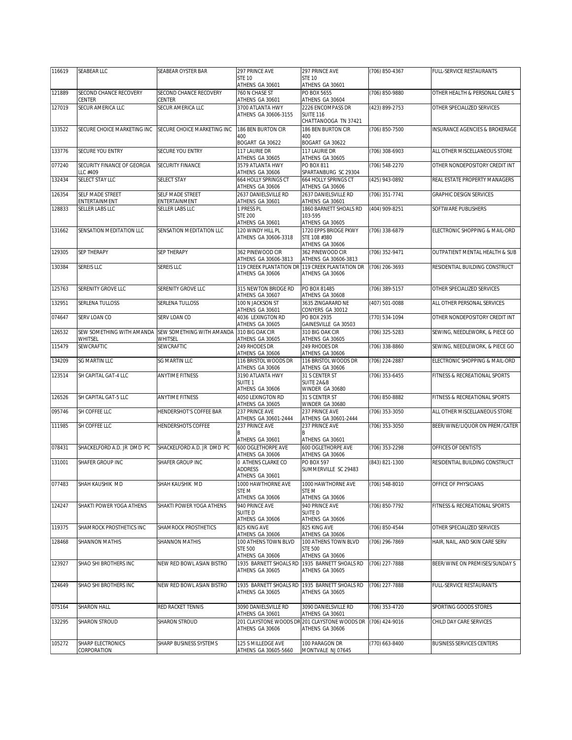| 116619 | SEABEAR LLC | SEABEAR OYSTER BAR | 297 PRINCE AVE STE 10 ATHENS GA 30601 | 297 PRINCE AVE STE 10 ATHENS GA 30601 | (706) 850-4367 | FULL-SERVICE RESTAURANTS |
|---|---|---|---|---|---|---|
| 121889 | SECOND CHANCE RECOVERY CENTER | SECOND CHANCE RECOVERY CENTER | 760 N CHASE ST ATHENS GA 30601 | PO BOX 5655 ATHENS GA 30604 | (706) 850-9880 | OTHER HEALTH & PERSONAL CARE S |
| 127019 | SECUR AMERICA LLC | SECUR AMERICA LLC | 3700 ATLANTA HWY ATHENS GA 30606-3155 | 2226 ENCOMPASS DR SUITE 116 CHATTANOOGA TN 37421 | (423) 899-2753 | OTHER SPECIALIZED SERVICES |
| 133522 | SECURE CHOICE MARKETING INC | SECURE CHOICE MARKETING INC | 186 BEN BURTON CIR 400 BOGART GA 30622 | 186 BEN BURTON CIR 400 BOGART GA 30622 | (706) 850-7500 | INSURANCE AGENCIES & BROKERAGE |
| 133776 | SECURE YOU ENTRY | SECURE YOU ENTRY | 117 LAURIE DR ATHENS GA 30605 | 117 LAURIE DR ATHENS GA 30605 | (706) 308-6903 | ALL OTHER MISCELLANEOUS STORE |
| 077240 | SECURITY FINANCE OF GEORGIA LLC #409 | SECURITY FINANCE | 3579 ATLANTA HWY ATHENS GA 30606 | PO BOX 811 SPARTANBURG SC 29304 | (706) 548-2270 | OTHER NONDEPOSITORY CREDIT INT |
| 132434 | SELECT STAY LLC | SELECT STAY | 664 HOLLY SPRINGS CT ATHENS GA 30606 | 664 HOLLY SPRINGS CT ATHENS GA 30606 | (425) 943-0892 | REAL ESTATE PROPERTY MANAGERS |
| 126354 | SELF MADE STREET ENTERTAINMENT | SELF MADE STREET ENTERTAINMENT | 2637 DANIELSVILLE RD ATHENS GA 30601 | 2637 DANIELSVILLE RD ATHENS GA 30601 | (706) 351-7741 | GRAPHIC DESIGN SERVICES |
| 128833 | SELLER LABS LLC | SELLER LABS LLC | 1 PRESS PL STE 200 ATHENS GA 30601 | 1860 BARNETT SHOALS RD 103-595 ATHENS GA 30605 | (404) 909-8251 | SOFTWARE PUBLISHERS |
| 131662 | SENSATION MEDITATION LLC | SENSATION MEDITATION LLC | 120 WINDY HILL PL ATHENS GA 30606-3318 | 1720 EPPS BRIDGE PKWY STE 108 #380 ATHENS GA 30606 | (706) 338-6879 | ELECTRONIC SHOPPING & MAIL-ORD |
| 129305 | SEP THERAPY | SEP THERAPY | 362 PINEWOOD CIR ATHENS GA 30606-3813 | 362 PINEWOOD CIR ATHENS GA 30606-3813 | (706) 352-9471 | OUTPATIENT MENTAL HEALTH & SUB |
| 130384 | SEREIS LLC | SEREIS LLC | 119 CREEK PLANTATION DR ATHENS GA 30606 | 119 CREEK PLANTATION DR ATHENS GA 30606 | (706) 206-3693 | RESIDENTIAL BUILDING CONSTRUCT |
| 125763 | SERENITY GROVE LLC | SERENITY GROVE LLC | 315 NEWTON BRIDGE RD ATHENS GA 30607 | PO BOX 81485 ATHENS GA 30608 | (706) 389-5157 | OTHER SPECIALIZED SERVICES |
| 132951 | SERLENA TULLOSS | SERLENA TULLOSS | 100 N JACKSON ST ATHENS GA 30601 | 3635 ZINGARARD NE CONYERS GA 30012 | (407) 501-0088 | ALL OTHER PERSONAL SERVICES |
| 074647 | SERV LOAN CO | SERV LOAN CO | 4036 LEXINGTON RD ATHENS GA 30605 | PO BOX 2935 GAINESVILLE GA 30503 | (770) 534-1094 | OTHER NONDEPOSITORY CREDIT INT |
| 126532 | SEW SOMETHING WITH AMANDA WHITSEL | SEW SOMETHING WITH AMANDA WHITSEL | 310 BIG OAK CIR ATHENS GA 30605 | 310 BIG OAK CIR ATHENS GA 30605 | (706) 325-5283 | SEWING, NEEDLEWORK, & PIECE GO |
| 115479 | SEWCRAFTIC | SEWCRAFTIC | 249 RHODES DR ATHENS GA 30606 | 249 RHODES DR ATHENS GA 30606 | (706) 338-8860 | SEWING, NEEDLEWORK, & PIECE GO |
| 134209 | SG MARTIN LLC | SG MARTIN LLC | 116 BRISTOL WOODS DR ATHENS GA 30606 | 116 BRISTOL WOODS DR ATHENS GA 30606 | (706) 224-2887 | ELECTRONIC SHOPPING & MAIL-ORD |
| 123514 | SH CAPITAL GAT-4 LLC | ANYTIME FITNESS | 3190 ATLANTA HWY SUITE 1 ATHENS GA 30606 | 31 S CENTER ST SUITE 2A&B WINDER GA 30680 | (706) 353-6455 | FITNESS & RECREATIONAL SPORTS |
| 126526 | SH CAPITAL GAT-5 LLC | ANYTIME FITNESS | 4050 LEXINGTON RD ATHENS GA 30605 | 31 S CENTER ST WINDER GA 30680 | (706) 850-8882 | FITNESS & RECREATIONAL SPORTS |
| 095746 | SH COFFEE LLC | HENDERSHOT'S COFFEE BAR | 237 PRINCE AVE ATHENS GA 30601-2444 | 237 PRINCE AVE ATHENS GA 30601-2444 | (706) 353-3050 | ALL OTHER MISCELLANEOUS STORE |
| 111985 | SH COFFEE LLC | HENDERSHOTS COFFEE | 237 PRINCE AVE B ATHENS GA 30601 | 237 PRINCE AVE B ATHENS GA 30601 | (706) 353-3050 | BEER/WINE/LIQUOR ON PREM/CATER |
| 078431 | SHACKELFORD A.D. JR DMD PC | SHACKELFORD A.D. JR DMD PC | 600 OGLETHORPE AVE ATHENS GA 30606 | 600 OGLETHORPE AVE ATHENS GA 30606 | (706) 353-2298 | OFFICES OF DENTISTS |
| 131001 | SHAFER GROUP INC | SHAFER GROUP INC | 0 ATHENS CLARKE CO ADDRESS ATHENS GA 30601 | PO BOX 597 SUMMERVILLE SC 29483 | (843) 821-1300 | RESIDENTIAL BUILDING CONSTRUCT |
| 077483 | SHAH KAUSHIK MD | SHAH KAUSHIK MD | 1000 HAWTHORNE AVE STE M ATHENS GA 30606 | 1000 HAWTHORNE AVE STE M ATHENS GA 30606 | (706) 548-8010 | OFFICE OF PHYSICIANS |
| 124247 | SHAKTI POWER YOGA ATHENS | SHAKTI POWER YOGA ATHENS | 940 PRINCE AVE SUITE D ATHENS GA 30606 | 940 PRINCE AVE SUITE D ATHENS GA 30606 | (706) 850-7792 | FITNESS & RECREATIONAL SPORTS |
| 119375 | SHAMROCK PROSTHETICS INC | SHAMROCK PROSTHETICS | 825 KING AVE ATHENS GA 30606 | 825 KING AVE ATHENS GA 30606 | (706) 850-4544 | OTHER SPECIALIZED SERVICES |
| 128468 | SHANNON MATHIS | SHANNON MATHIS | 100 ATHENS TOWN BLVD STE 500 ATHENS GA 30606 | 100 ATHENS TOWN BLVD STE 500 ATHENS GA 30606 | (706) 296-7869 | HAIR, NAIL, AND SKIN CARE SERV |
| 123927 | SHAO SHI BROTHERS INC | NEW RED BOWL ASIAN BISTRO | 1935 BARNETT SHOALS RD ATHENS GA 30605 | 1935 BARNETT SHOALS RD ATHENS GA 30605 | (706) 227-7888 | BEER/WINE ON PREMISES/SUNDAY S |
| 124649 | SHAO SHI BROTHERS INC | NEW RED BOWL ASIAN BISTRO | 1935 BARNETT SHOALS RD ATHENS GA 30605 | 1935 BARNETT SHOALS RD ATHENS GA 30605 | (706) 227-7888 | FULL-SERVICE RESTAURANTS |
| 075164 | SHARON HALL | RED RACKET TENNIS | 3090 DANIELSVILLE RD ATHENS GA 30601 | 3090 DANIELSVILLE RD ATHENS GA 30601 | (706) 353-4720 | SPORTING GOODS STORES |
| 132295 | SHARON STROUD | SHARON STROUD | 201 CLAYSTONE WOODS DR ATHENS GA 30606 | 201 CLAYSTONE WOODS DR ATHENS GA 30606 | (706) 424-9016 | CHILD DAY CARE SERVICES |
| 105272 | SHARP ELECTRONICS CORPORATION | SHARP BUSINESS SYSTEMS | 125 S MILLEDGE AVE ATHENS GA 30605-5660 | 100 PARAGON DR MONTVALE NJ 07645 | (770) 663-8400 | BUSINESS SERVICES CENTERS |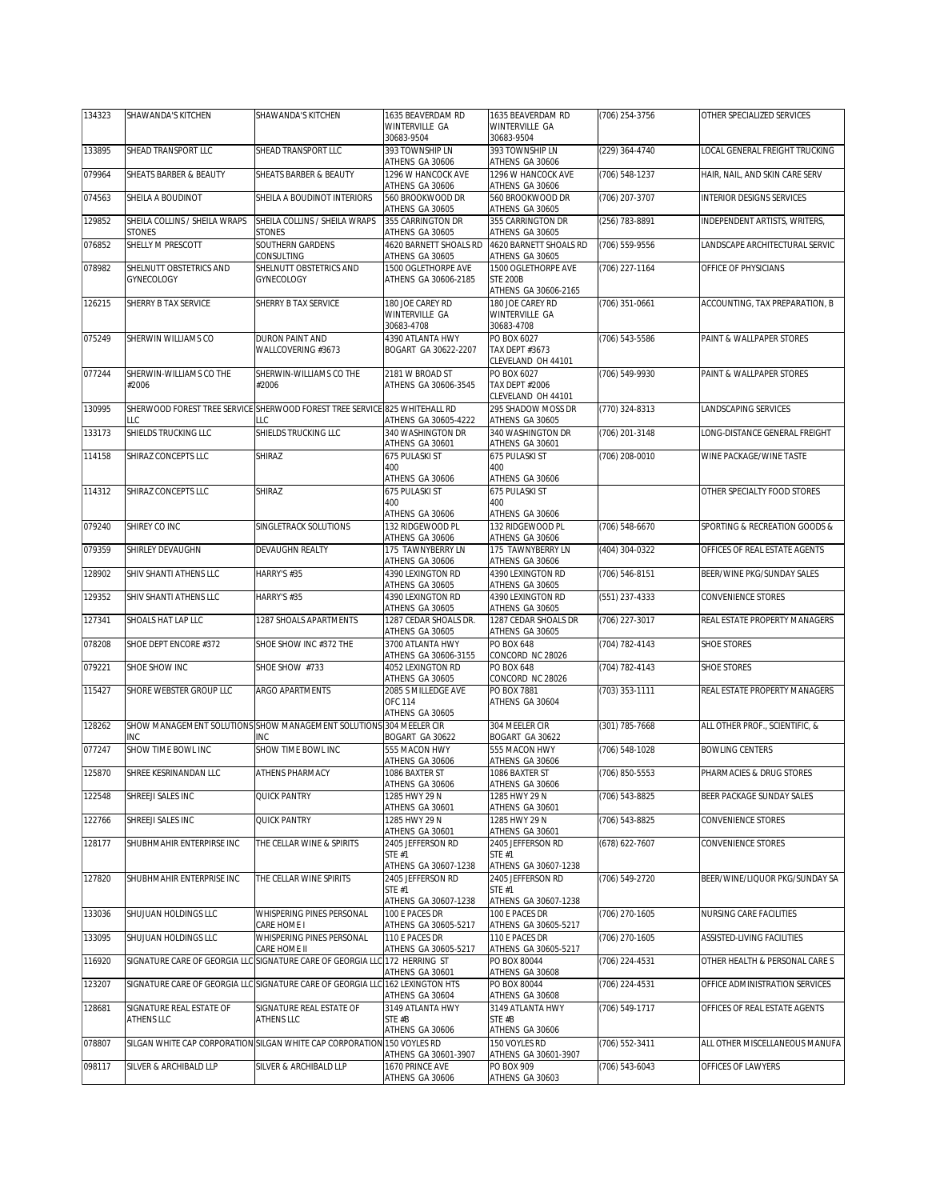| 134323 | SHAWANDA'S KITCHEN | SHAWANDA'S KITCHEN | 1635 BEAVERDAM RD WINTERVILLE GA 30683-9504 | 1635 BEAVERDAM RD WINTERVILLE GA 30683-9504 | (706) 254-3756 | OTHER SPECIALIZED SERVICES |
|---|---|---|---|---|---|---|
| 133895 | SHEAD TRANSPORT LLC | SHEAD TRANSPORT LLC | 393 TOWNSHIP LN ATHENS GA 30606 | 393 TOWNSHIP LN ATHENS GA 30606 | (229) 364-4740 | LOCAL GENERAL FREIGHT TRUCKING |
| 079964 | SHEATS BARBER & BEAUTY | SHEATS BARBER & BEAUTY | 1296 W HANCOCK AVE ATHENS GA 30606 | 1296 W HANCOCK AVE ATHENS GA 30606 | (706) 548-1237 | HAIR, NAIL, AND SKIN CARE SERV |
| 074563 | SHEILA A BOUDINOT | SHEILA A BOUDINOT INTERIORS | 560 BROOKWOOD DR ATHENS GA 30605 | 560 BROOKWOOD DR ATHENS GA 30605 | (706) 207-3707 | INTERIOR DESIGNS SERVICES |
| 129852 | SHEILA COLLINS / SHEILA WRAPS STONES | SHEILA COLLINS / SHEILA WRAPS STONES | 355 CARRINGTON DR ATHENS GA 30605 | 355 CARRINGTON DR ATHENS GA 30605 | (256) 783-8891 | INDEPENDENT ARTISTS, WRITERS, |
| 076852 | SHELLY M PRESCOTT | SOUTHERN GARDENS CONSULTING | 4620 BARNETT SHOALS RD ATHENS GA 30605 | 4620 BARNETT SHOALS RD ATHENS GA 30605 | (706) 559-9556 | LANDSCAPE ARCHITECTURAL SERVIC |
| 078982 | SHELNUTT OBSTETRICS AND GYNECOLOGY | SHELNUTT OBSTETRICS AND GYNECOLOGY | 1500 OGLETHORPE AVE ATHENS GA 30606-2185 | 1500 OGLETHORPE AVE STE 200B ATHENS GA 30606-2165 | (706) 227-1164 | OFFICE OF PHYSICIANS |
| 126215 | SHERRY B TAX SERVICE | SHERRY B TAX SERVICE | 180 JOE CAREY RD WINTERVILLE GA 30683-4708 | 180 JOE CAREY RD WINTERVILLE GA 30683-4708 | (706) 351-0661 | ACCOUNTING, TAX PREPARATION, B |
| 075249 | SHERWIN WILLIAMS CO | DURON PAINT AND WALLCOVERING #3673 | 4390 ATLANTA HWY BOGART GA 30622-2207 | PO BOX 6027 TAX DEPT #3673 CLEVELAND OH 44101 | (706) 543-5586 | PAINT & WALLPAPER STORES |
| 077244 | SHERWIN-WILLIAMS CO THE #2006 | SHERWIN-WILLIAMS CO THE #2006 | 2181 W BROAD ST ATHENS GA 30606-3545 | PO BOX 6027 TAX DEPT #2006 CLEVELAND OH 44101 | (706) 549-9930 | PAINT & WALLPAPER STORES |
| 130995 | SHERWOOD FOREST TREE SERVICE LLC | SHERWOOD FOREST TREE SERVICE LLC | 825 WHITEHALL RD ATHENS GA 30605-4222 | 295 SHADOW MOSS DR ATHENS GA 30605 | (770) 324-8313 | LANDSCAPING SERVICES |
| 133173 | SHIELDS TRUCKING LLC | SHIELDS TRUCKING LLC | 340 WASHINGTON DR ATHENS GA 30601 | 340 WASHINGTON DR ATHENS GA 30601 | (706) 201-3148 | LONG-DISTANCE GENERAL FREIGHT |
| 114158 | SHIRAZ CONCEPTS LLC | SHIRAZ | 675 PULASKI ST 400 ATHENS GA 30606 | 675 PULASKI ST 400 ATHENS GA 30606 | (706) 208-0010 | WINE PACKAGE/WINE TASTE |
| 114312 | SHIRAZ CONCEPTS LLC | SHIRAZ | 675 PULASKI ST 400 ATHENS GA 30606 | 675 PULASKI ST 400 ATHENS GA 30606 | | OTHER SPECIALTY FOOD STORES |
| 079240 | SHIREY CO INC | SINGLETRACK SOLUTIONS | 132 RIDGEWOOD PL ATHENS GA 30606 | 132 RIDGEWOOD PL ATHENS GA 30606 | (706) 548-6670 | SPORTING & RECREATION GOODS & |
| 079359 | SHIRLEY DEVAUGHN | DEVAUGHN REALTY | 175 TAWNYBERRY LN ATHENS GA 30606 | 175 TAWNYBERRY LN ATHENS GA 30606 | (404) 304-0322 | OFFICES OF REAL ESTATE AGENTS |
| 128902 | SHIV SHANTI ATHENS LLC | HARRY'S #35 | 4390 LEXINGTON RD ATHENS GA 30605 | 4390 LEXINGTON RD ATHENS GA 30605 | (706) 546-8151 | BEER/WINE PKG/SUNDAY SALES |
| 129352 | SHIV SHANTI ATHENS LLC | HARRY'S #35 | 4390 LEXINGTON RD ATHENS GA 30605 | 4390 LEXINGTON RD ATHENS GA 30605 | (551) 237-4333 | CONVENIENCE STORES |
| 127341 | SHOALS HAT LAP LLC | 1287 SHOALS APARTMENTS | 1287 CEDAR SHOALS DR. ATHENS GA 30605 | 1287 CEDAR SHOALS DR ATHENS GA 30605 | (706) 227-3017 | REAL ESTATE PROPERTY MANAGERS |
| 078208 | SHOE DEPT ENCORE #372 | SHOE SHOW INC #372 THE | 3700 ATLANTA HWY ATHENS GA 30606-3155 | PO BOX 648 CONCORD NC 28026 | (704) 782-4143 | SHOE STORES |
| 079221 | SHOE SHOW INC | SHOE SHOW #733 | 4052 LEXINGTON RD ATHENS GA 30605 | PO BOX 648 CONCORD NC 28026 | (704) 782-4143 | SHOE STORES |
| 115427 | SHORE WEBSTER GROUP LLC | ARGO APARTMENTS | 2085 S MILLEDGE AVE OFC 114 ATHENS GA 30605 | PO BOX 7881 ATHENS GA 30604 | (703) 353-1111 | REAL ESTATE PROPERTY MANAGERS |
| 128262 | SHOW MANAGEMENT SOLUTIONS INC | SHOW MANAGEMENT SOLUTIONS INC | 304 MEELER CIR BOGART GA 30622 | 304 MEELER CIR BOGART GA 30622 | (301) 785-7668 | ALL OTHER PROF., SCIENTIFIC, & |
| 077247 | SHOW TIME BOWL INC | SHOW TIME BOWL INC | 555 MACON HWY ATHENS GA 30606 | 555 MACON HWY ATHENS GA 30606 | (706) 548-1028 | BOWLING CENTERS |
| 125870 | SHREE KESRINANDAN LLC | ATHENS PHARMACY | 1086 BAXTER ST ATHENS GA 30606 | 1086 BAXTER ST ATHENS GA 30606 | (706) 850-5553 | PHARMACIES & DRUG STORES |
| 122548 | SHREEJI SALES INC | QUICK PANTRY | 1285 HWY 29 N ATHENS GA 30601 | 1285 HWY 29 N ATHENS GA 30601 | (706) 543-8825 | BEER PACKAGE SUNDAY SALES |
| 122766 | SHREEJI SALES INC | QUICK PANTRY | 1285 HWY 29 N ATHENS GA 30601 | 1285 HWY 29 N ATHENS GA 30601 | (706) 543-8825 | CONVENIENCE STORES |
| 128177 | SHUBHMAHIR ENTERPIRSE INC | THE CELLAR WINE & SPIRITS | 2405 JEFFERSON RD STE #1 ATHENS GA 30607-1238 | 2405 JEFFERSON RD STE #1 ATHENS GA 30607-1238 | (678) 622-7607 | CONVENIENCE STORES |
| 127820 | SHUBHMAHIR ENTERPRISE INC | THE CELLAR WINE SPIRITS | 2405 JEFFERSON RD STE #1 ATHENS GA 30607-1238 | 2405 JEFFERSON RD STE #1 ATHENS GA 30607-1238 | (706) 549-2720 | BEER/WINE/LIQUOR PKG/SUNDAY SA |
| 133036 | SHUJUAN HOLDINGS LLC | WHISPERING PINES PERSONAL CARE HOME I | 100 E PACES DR ATHENS GA 30605-5217 | 100 E PACES DR ATHENS GA 30605-5217 | (706) 270-1605 | NURSING CARE FACILITIES |
| 133095 | SHUJUAN HOLDINGS LLC | WHISPERING PINES PERSONAL CARE HOME II | 110 E PACES DR ATHENS GA 30605-5217 | 110 E PACES DR ATHENS GA 30605-5217 | (706) 270-1605 | ASSISTED-LIVING FACILITIES |
| 116920 | SIGNATURE CARE OF GEORGIA LLC | SIGNATURE CARE OF GEORGIA LLC | 172 HERRING ST ATHENS GA 30601 | PO BOX 80044 ATHENS GA 30608 | (706) 224-4531 | OTHER HEALTH & PERSONAL CARE S |
| 123207 | SIGNATURE CARE OF GEORGIA LLC | SIGNATURE CARE OF GEORGIA LLC | 162 LEXINGTON HTS ATHENS GA 30604 | PO BOX 80044 ATHENS GA 30608 | (706) 224-4531 | OFFICE ADMINISTRATION SERVICES |
| 128681 | SIGNATURE REAL ESTATE OF ATHENS LLC | SIGNATURE REAL ESTATE OF ATHENS LLC | 3149 ATLANTA HWY STE #B ATHENS GA 30606 | 3149 ATLANTA HWY STE #B ATHENS GA 30606 | (706) 549-1717 | OFFICES OF REAL ESTATE AGENTS |
| 078807 | SILGAN WHITE CAP CORPORATION | SILGAN WHITE CAP CORPORATION | 150 VOYLES RD ATHENS GA 30601-3907 | 150 VOYLES RD ATHENS GA 30601-3907 | (706) 552-3411 | ALL OTHER MISCELLANEOUS MANUFA |
| 098117 | SILVER & ARCHIBALD LLP | SILVER & ARCHIBALD LLP | 1670 PRINCE AVE ATHENS GA 30606 | PO BOX 909 ATHENS GA 30603 | (706) 543-6043 | OFFICES OF LAWYERS |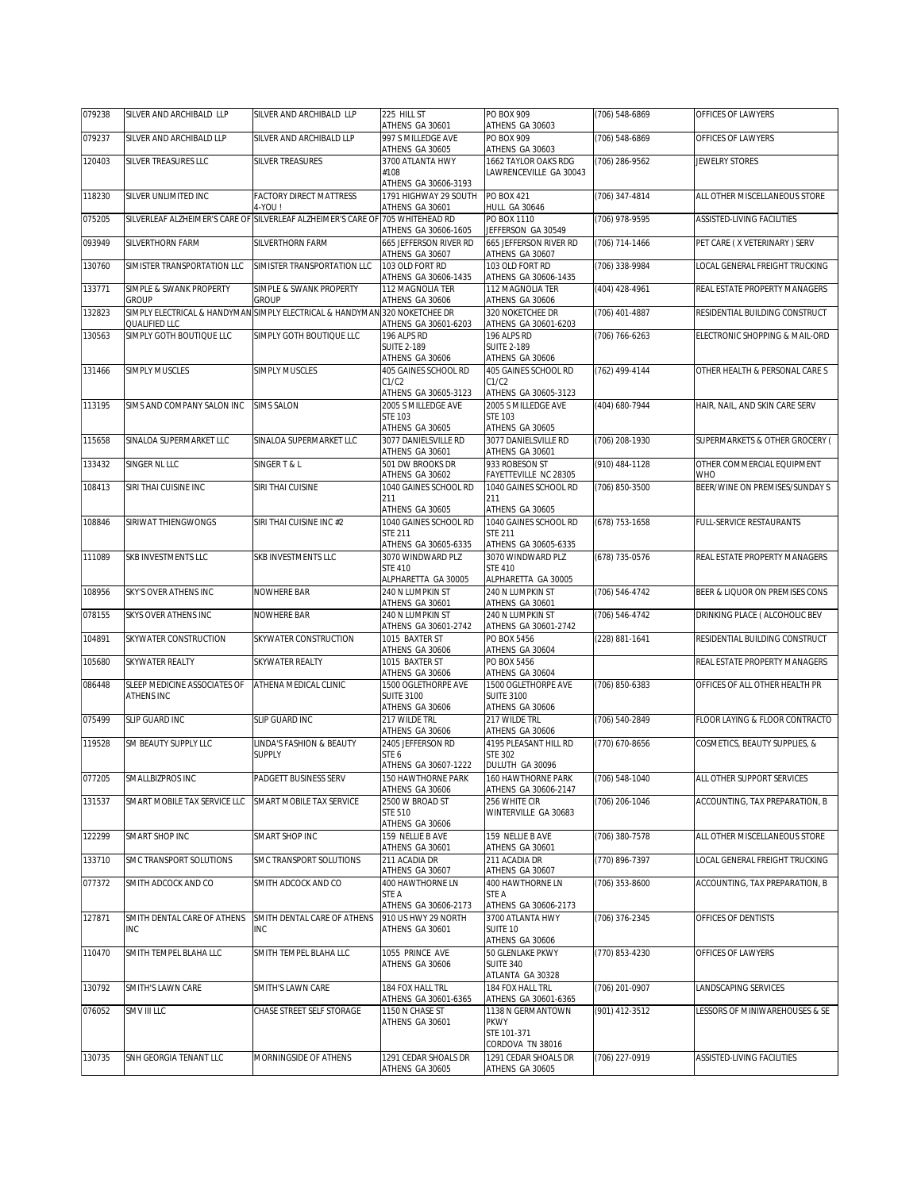| 079238 | SILVER AND ARCHIBALD LLP | SILVER AND ARCHIBALD LLP | 225 HILL ST ATHENS GA 30601 | PO BOX 909 ATHENS GA 30603 | (706) 548-6869 | OFFICES OF LAWYERS |
|---|---|---|---|---|---|---|
| 079237 | SILVER AND ARCHIBALD LLP | SILVER AND ARCHIBALD LLP | 997 S MILLEDGE AVE ATHENS GA 30605 | PO BOX 909 ATHENS GA 30603 | (706) 548-6869 | OFFICES OF LAWYERS |
| 120403 | SILVER TREASURES LLC | SILVER TREASURES | 3700 ATLANTA HWY #108 ATHENS GA 30606-3193 | 1662 TAYLOR OAKS RDG LAWRENCEVILLE GA 30043 | (706) 286-9562 | JEWELRY STORES |
| 118230 | SILVER UNLIMITED INC | FACTORY DIRECT MATTRESS 4-YOU ! | 1791 HIGHWAY 29 SOUTH ATHENS GA 30601 | PO BOX 421 HULL GA 30646 | (706) 347-4814 | ALL OTHER MISCELLANEOUS STORE |
| 075205 | SILVERLEAF ALZHEIMER'S CARE OF | SILVERLEAF ALZHEIMER'S CARE OF | 705 WHITEHEAD RD ATHENS GA 30606-1605 | PO BOX 1110 JEFFERSON GA 30549 | (706) 978-9595 | ASSISTED-LIVING FACILITIES |
| 093949 | SILVERTHORN FARM | SILVERTHORN FARM | 665 JEFFERSON RIVER RD ATHENS GA 30607 | 665 JEFFERSON RIVER RD ATHENS GA 30607 | (706) 714-1466 | PET CARE ( X VETERINARY ) SERV |
| 130760 | SIMISTER TRANSPORTATION LLC | SIMISTER TRANSPORTATION LLC | 103 OLD FORT RD ATHENS GA 30606-1435 | 103 OLD FORT RD ATHENS GA 30606-1435 | (706) 338-9984 | LOCAL GENERAL FREIGHT TRUCKING |
| 133771 | SIMPLE & SWANK PROPERTY GROUP | SIMPLE & SWANK PROPERTY GROUP | 112 MAGNOLIA TER ATHENS GA 30606 | 112 MAGNOLIA TER ATHENS GA 30606 | (404) 428-4961 | REAL ESTATE PROPERTY MANAGERS |
| 132823 | SIMPLY ELECTRICAL & HANDYMAN QUALIFIED LLC | SIMPLY ELECTRICAL & HANDYMAN | 320 NOKETCHEE DR ATHENS GA 30601-6203 | 320 NOKETCHEE DR ATHENS GA 30601-6203 | (706) 401-4887 | RESIDENTIAL BUILDING CONSTRUCT |
| 130563 | SIMPLY GOTH BOUTIQUE LLC | SIMPLY GOTH BOUTIQUE LLC | 196 ALPS RD SUITE 2-189 ATHENS GA 30606 | 196 ALPS RD SUITE 2-189 ATHENS GA 30606 | (706) 766-6263 | ELECTRONIC SHOPPING & MAIL-ORD |
| 131466 | SIMPLY MUSCLES | SIMPLY MUSCLES | 405 GAINES SCHOOL RD C1/C2 ATHENS GA 30605-3123 | 405 GAINES SCHOOL RD C1/C2 ATHENS GA 30605-3123 | (762) 499-4144 | OTHER HEALTH & PERSONAL CARE S |
| 113195 | SIMS AND COMPANY SALON INC | SIMS SALON | 2005 S MILLEDGE AVE STE 103 ATHENS GA 30605 | 2005 S MILLEDGE AVE STE 103 ATHENS GA 30605 | (404) 680-7944 | HAIR, NAIL, AND SKIN CARE SERV |
| 115658 | SINALOA SUPERMARKET LLC | SINALOA SUPERMARKET LLC | 3077 DANIELSVILLE RD ATHENS GA 30601 | 3077 DANIELSVILLE RD ATHENS GA 30601 | (706) 208-1930 | SUPERMARKETS & OTHER GROCERY ( |
| 133432 | SINGER NL LLC | SINGER T & L | 501 DW BROOKS DR ATHENS GA 30602 | 933 ROBESON ST FAYETTEVILLE NC 28305 | (910) 484-1128 | OTHER COMMERCIAL EQUIPMENT WHO |
| 108413 | SIRI THAI CUISINE INC | SIRI THAI CUISINE | 1040 GAINES SCHOOL RD 211 ATHENS GA 30605 | 1040 GAINES SCHOOL RD 211 ATHENS GA 30605 | (706) 850-3500 | BEER/WINE ON PREMISES/SUNDAY S |
| 108846 | SIRIWAT THIENGWONGS | SIRI THAI CUISINE INC #2 | 1040 GAINES SCHOOL RD STE 211 ATHENS GA 30605-6335 | 1040 GAINES SCHOOL RD STE 211 ATHENS GA 30605-6335 | (678) 753-1658 | FULL-SERVICE RESTAURANTS |
| 111089 | SKB INVESTMENTS LLC | SKB INVESTMENTS LLC | 3070 WINDWARD PLZ STE 410 ALPHARETTA GA 30005 | 3070 WINDWARD PLZ STE 410 ALPHARETTA GA 30005 | (678) 735-0576 | REAL ESTATE PROPERTY MANAGERS |
| 108956 | SKY'S OVER ATHENS INC | NOWHERE BAR | 240 N LUMPKIN ST ATHENS GA 30601 | 240 N LUMPKIN ST ATHENS GA 30601 | (706) 546-4742 | BEER & LIQUOR ON PREMISES CONS |
| 078155 | SKYS OVER ATHENS INC | NOWHERE BAR | 240 N LUMPKIN ST ATHENS GA 30601-2742 | 240 N LUMPKIN ST ATHENS GA 30601-2742 | (706) 546-4742 | DRINKING PLACE ( ALCOHOLIC BEV |
| 104891 | SKYWATER CONSTRUCTION | SKYWATER CONSTRUCTION | 1015 BAXTER ST ATHENS GA 30606 | PO BOX 5456 ATHENS GA 30604 | (228) 881-1641 | RESIDENTIAL BUILDING CONSTRUCT |
| 105680 | SKYWATER REALTY | SKYWATER REALTY | 1015 BAXTER ST ATHENS GA 30606 | PO BOX 5456 ATHENS GA 30604 | | REAL ESTATE PROPERTY MANAGERS |
| 086448 | SLEEP MEDICINE ASSOCIATES OF ATHENS INC | ATHENA MEDICAL CLINIC | 1500 OGLETHORPE AVE SUITE 3100 ATHENS GA 30606 | 1500 OGLETHORPE AVE SUITE 3100 ATHENS GA 30606 | (706) 850-6383 | OFFICES OF ALL OTHER HEALTH PR |
| 075499 | SLIP GUARD INC | SLIP GUARD INC | 217 WILDE TRL ATHENS GA 30606 | 217 WILDE TRL ATHENS GA 30606 | (706) 540-2849 | FLOOR LAYING & FLOOR CONTRACTO |
| 119528 | SM BEAUTY SUPPLY LLC | LINDA'S FASHION & BEAUTY SUPPLY | 2405 JEFFERSON RD STE 6 ATHENS GA 30607-1222 | 4195 PLEASANT HILL RD STE 302 DULUTH GA 30096 | (770) 670-8656 | COSMETICS, BEAUTY SUPPLIES, & |
| 077205 | SMALLBIZPROS INC | PADGETT BUSINESS SERV | 150 HAWTHORNE PARK ATHENS GA 30606 | 160 HAWTHORNE PARK ATHENS GA 30606-2147 | (706) 548-1040 | ALL OTHER SUPPORT SERVICES |
| 131537 | SMART MOBILE TAX SERVICE LLC | SMART MOBILE TAX SERVICE | 2500 W BROAD ST STE 510 ATHENS GA 30606 | 256 WHITE CIR WINTERVILLE GA 30683 | (706) 206-1046 | ACCOUNTING, TAX PREPARATION, B |
| 122299 | SMART SHOP INC | SMART SHOP INC | 159 NELLIE B AVE ATHENS GA 30601 | 159 NELLIE B AVE ATHENS GA 30601 | (706) 380-7578 | ALL OTHER MISCELLANEOUS STORE |
| 133710 | SMC TRANSPORT SOLUTIONS | SMC TRANSPORT SOLUTIONS | 211 ACADIA DR ATHENS GA 30607 | 211 ACADIA DR ATHENS GA 30607 | (770) 896-7397 | LOCAL GENERAL FREIGHT TRUCKING |
| 077372 | SMITH ADCOCK AND CO | SMITH ADCOCK AND CO | 400 HAWTHORNE LN STE A ATHENS GA 30606-2173 | 400 HAWTHORNE LN STE A ATHENS GA 30606-2173 | (706) 353-8600 | ACCOUNTING, TAX PREPARATION, B |
| 127871 | SMITH DENTAL CARE OF ATHENS INC | SMITH DENTAL CARE OF ATHENS INC | 910 US HWY 29 NORTH ATHENS GA 30601 | 3700 ATLANTA HWY SUITE 10 ATHENS GA 30606 | (706) 376-2345 | OFFICES OF DENTISTS |
| 110470 | SMITH TEMPEL BLAHA LLC | SMITH TEMPEL BLAHA LLC | 1055 PRINCE AVE ATHENS GA 30606 | 50 GLENLAKE PKWY SUITE 340 ATLANTA GA 30328 | (770) 853-4230 | OFFICES OF LAWYERS |
| 130792 | SMITH'S LAWN CARE | SMITH'S LAWN CARE | 184 FOX HALL TRL ATHENS GA 30601-6365 | 184 FOX HALL TRL ATHENS GA 30601-6365 | (706) 201-0907 | LANDSCAPING SERVICES |
| 076052 | SMV III LLC | CHASE STREET SELF STORAGE | 1150 N CHASE ST ATHENS GA 30601 | 1138 N GERMANTOWN PKWY STE 101-371 CORDOVA TN 38016 | (901) 412-3512 | LESSORS OF MINIWAREHOUSES & SE |
| 130735 | SNH GEORGIA TENANT LLC | MORNINGSIDE OF ATHENS | 1291 CEDAR SHOALS DR ATHENS GA 30605 | 1291 CEDAR SHOALS DR ATHENS GA 30605 | (706) 227-0919 | ASSISTED-LIVING FACILITIES |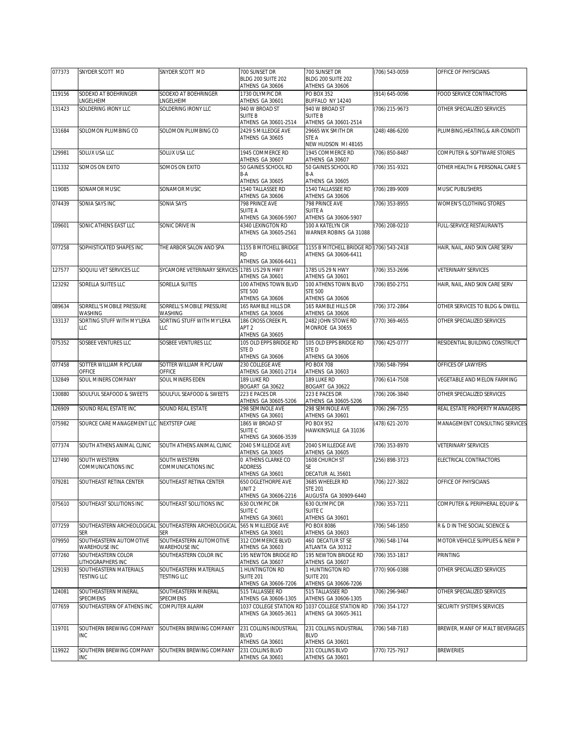| 077373 | SNYDER SCOTT MD | SNYDER SCOTT MD | 700 SUNSET DR BLDG 200 SUITE 202 ATHENS GA 30606 | 700 SUNSET DR BLDG 200 SUITE 202 ATHENS GA 30606 | (706) 543-0059 | OFFICE OF PHYSICIANS |
|---|---|---|---|---|---|---|
| 119156 | SODEXO AT BOEHRINGER LNGELHEIM | SODEXO AT BOEHRINGER LNGELHEIM | 1730 OLYMPIC DR ATHENS GA 30601 | PO BOX 352 BUFFALO NY 14240 | (914) 645-0096 | FOOD SERVICE CONTRACTORS |
| 131423 | SOLDERING IRONY LLC | SOLDERING IRONY LLC | 940 W BROAD ST SUITE B ATHENS GA 30601-2514 | 940 W BROAD ST SUITE B ATHENS GA 30601-2514 | (706) 215-9673 | OTHER SPECIALIZED SERVICES |
| 131684 | SOLOMON PLUMBING CO | SOLOMON PLUMBING CO | 2429 S MILLEDGE AVE ATHENS GA 30605 | 29665 WK SMITH DR STE A NEW HUDSON MI 48165 | (248) 486-6200 | PLUMBING,HEATING,& AIR-CONDITI |
| 129981 | SOLUX USA LLC | SOLUX USA LLC | 1945 COMMERCE RD ATHENS GA 30607 | 1945 COMMERCE RD ATHENS GA 30607 | (706) 850-8487 | COMPUTER & SOFTWARE STORES |
| 111332 | SOMOS ON EXITO | SOMOS ON EXITO | 50 GAINES SCHOOL RD 8-A ATHENS GA 30605 | 50 GAINES SCHOOL RD 8-A ATHENS GA 30605 | (706) 351-9321 | OTHER HEALTH & PERSONAL CARE S |
| 119085 | SONAMOR MUSIC | SONAMOR MUSIC | 1540 TALLASSEE RD ATHENS GA 30606 | 1540 TALLASSEE RD ATHENS GA 30606 | (706) 289-9009 | MUSIC PUBLISHERS |
| 074439 | SONIA SAYS INC | SONIA SAYS | 798 PRINCE AVE SUITE A ATHENS GA 30606-5907 | 798 PRINCE AVE SUITE A ATHENS GA 30606-5907 | (706) 353-8955 | WOMEN'S CLOTHING STORES |
| 109601 | SONIC ATHENS EAST LLC | SONIC DRIVE IN | 4340 LEXINGTON RD ATHENS GA 30605-2561 | 100 A KATELYN CIR WARNER ROBINS GA 31088 | (706) 208-0210 | FULL-SERVICE RESTAURANTS |
| 077258 | SOPHISTICATED SHAPES INC | THE ARBOR SALON AND SPA | 1155 B MITCHELL BRIDGE RD ATHENS GA 30606-6411 | 1155 B MITCHELL BRIDGE RD ATHENS GA 30606-6411 | (706) 543-2418 | HAIR, NAIL, AND SKIN CARE SERV |
| 127577 | SOQUILI VET SERVICES LLC | SYCAMORE VETERINARY SERVICES | 1785 US 29 N HWY ATHENS GA 30601 | 1785 US 29 N HWY ATHENS GA 30601 | (706) 353-2696 | VETERINARY SERVICES |
| 123292 | SORELLA SUITES LLC | SORELLA SUITES | 100 ATHENS TOWN BLVD STE 500 ATHENS GA 30606 | 100 ATHENS TOWN BLVD STE 500 ATHENS GA 30606 | (706) 850-2751 | HAIR, NAIL, AND SKIN CARE SERV |
| 089634 | SORRELL'S MOBILE PRESSURE WASHING | SORRELL'S MOBILE PRESSURE WASHING | 165 RAMBLE HILLS DR ATHENS GA 30606 | 165 RAMBLE HILLS DR ATHENS GA 30606 | (706) 372-2864 | OTHER SERVICES TO BLDG & DWELL |
| 133137 | SORTING STUFF WITH MY'LEKA LLC | SORTING STUFF WITH MY'LEKA LLC | 186 CROSS CREEK PL APT 2 ATHENS GA 30605 | 2482 JOHN STOWE RD MONROE GA 30655 | (770) 369-4655 | OTHER SPECIALIZED SERVICES |
| 075352 | SOSBEE VENTURES LLC | SOSBEE VENTURES LLC | 105 OLD EPPS BRIDGE RD STE D ATHENS GA 30606 | 105 OLD EPPS BRIDGE RD STE D ATHENS GA 30606 | (706) 425-0777 | RESIDENTIAL BUILDING CONSTRUCT |
| 077458 | SOTTER WILLIAM R PC/LAW OFFICE | SOTTER WILLIAM R PC/LAW OFFICE | 230 COLLEGE AVE ATHENS GA 30601-2714 | PO BOX 708 ATHENS GA 30603 | (706) 548-7994 | OFFICES OF LAWYERS |
| 132849 | SOUL MINERS COMPANY | SOUL MINERS EDEN | 189 LUKE RD BOGART GA 30622 | 189 LUKE RD BOGART GA 30622 | (706) 614-7508 | VEGETABLE AND MELON FARMING |
| 130880 | SOULFUL SEAFOOD & SWEETS | SOULFUL SEAFOOD & SWEETS | 223 E PACES DR ATHENS GA 30605-5206 | 223 E PACES DR ATHENS GA 30605-5206 | (706) 206-3840 | OTHER SPECIALIZED SERVICES |
| 126909 | SOUND REAL ESTATE INC | SOUND REAL ESTATE | 298 SEMINOLE AVE ATHENS GA 30601 | 298 SEMINOLE AVE ATHENS GA 30601 | (706) 296-7255 | REAL ESTATE PROPERTY MANAGERS |
| 075982 | SOURCE CARE MANAGEMENT LLC | NEXTSTEP CARE | 1865 W BROAD ST SUITE C ATHENS GA 30606-3539 | PO BOX 952 HAWKINSVILLE GA 31036 | (478) 621-2070 | MANAGEMENT CONSULTING SERVICES |
| 077374 | SOUTH ATHENS ANIMAL CLINIC | SOUTH ATHENS ANIMAL CLINIC | 2040 S MILLEDGE AVE ATHENS GA 30605 | 2040 S MILLEDGE AVE ATHENS GA 30605 | (706) 353-8970 | VETERINARY SERVICES |
| 127490 | SOUTH WESTERN COMMUNICATIONS INC | SOUTH WESTERN COMMUNICATIONS INC | 0 ATHENS CLARKE CO ADDRESS ATHENS GA 30601 | 1608 CHURCH ST SE DECATUR AL 35601 | (256) 898-3723 | ELECTRICAL CONTRACTORS |
| 079281 | SOUTHEAST RETINA CENTER | SOUTHEAST RETINA CENTER | 650 OGLETHORPE AVE UNIT 2 ATHENS GA 30606-2216 | 3685 WHEELER RD STE 201 AUGUSTA GA 30909-6440 | (706) 227-3822 | OFFICE OF PHYSICIANS |
| 075610 | SOUTHEAST SOLUTIONS INC | SOUTHEAST SOLUTIONS INC | 630 OLYMPIC DR SUITE C ATHENS GA 30601 | 630 OLYMPIC DR SUITE C ATHENS GA 30601 | (706) 353-7211 | COMPUTER & PERIPHERAL EQUIP & |
| 077259 | SOUTHEASTERN ARCHEOLOGICAL SER | SOUTHEASTERN ARCHEOLOGICAL SER | 565 N MILLEDGE AVE ATHENS GA 30601 | PO BOX 8086 ATHENS GA 30603 | (706) 546-1850 | R & D IN THE SOCIAL SCIENCE & |
| 079950 | SOUTHEASTERN AUTOMOTIVE WAREHOUSE INC | SOUTHEASTERN AUTOMOTIVE WAREHOUSE INC | 312 COMMERCE BLVD ATHENS GA 30603 | 460 DECATUR ST SE ATLANTA GA 30312 | (706) 548-1744 | MOTOR VEHICLE SUPPLIES & NEW P |
| 077260 | SOUTHEASTERN COLOR LITHOGRAPHERS INC | SOUTHEASTERN COLOR INC | 195 NEWTON BRIDGE RD ATHENS GA 30607 | 195 NEWTON BRIDGE RD ATHENS GA 30607 | (706) 353-1817 | PRINTING |
| 129193 | SOUTHEASTERN MATERIALS TESTING LLC | SOUTHEASTERN MATERIALS TESTING LLC | 1 HUNTINGTON RD SUITE 201 ATHENS GA 30606-7206 | 1 HUNTINGTON RD SUITE 201 ATHENS GA 30606-7206 | (770) 906-0388 | OTHER SPECIALIZED SERVICES |
| 124081 | SOUTHEASTERN MINERAL SPECIMENS | SOUTHEASTERN MINERAL SPECIMENS | 515 TALLASSEE RD ATHENS GA 30606-1305 | 515 TALLASSEE RD ATHENS GA 30606-1305 | (706) 296-9467 | OTHER SPECIALIZED SERVICES |
| 077659 | SOUTHEASTERN OF ATHENS INC | COMPUTER ALARM | 1037 COLLEGE STATION RD ATHENS GA 30605-3611 | 1037 COLLEGE STATION RD ATHENS GA 30605-3611 | (706) 354-1727 | SECURITY SYSTEMS SERVICES |
| 119701 | SOUTHERN BREWING COMPANY INC | SOUTHERN BREWING COMPANY | 231 COLLINS INDUSTRIAL BLVD ATHENS GA 30601 | 231 COLLINS INDUSTRIAL BLVD ATHENS GA 30601 | (706) 548-7183 | BREWER, MANF OF MALT BEVERAGES |
| 119922 | SOUTHERN BREWING COMPANY INC | SOUTHERN BREWING COMPANY | 231 COLLINS BLVD ATHENS GA 30601 | 231 COLLINS BLVD ATHENS GA 30601 | (770) 725-7917 | BREWERIES |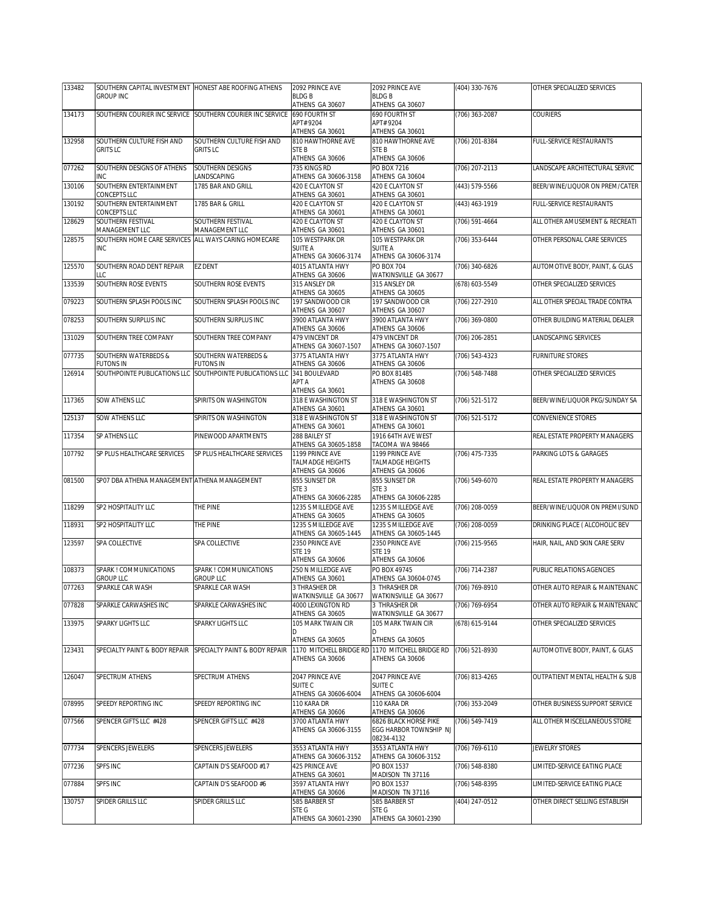| 133482 | SOUTHERN CAPITAL INVESTMENT GROUP INC | HONEST ABE ROOFING ATHENS | 2092 PRINCE AVE BLDG B ATHENS GA 30607 | 2092 PRINCE AVE BLDG B ATHENS GA 30607 | (404) 330-7676 | OTHER SPECIALIZED SERVICES |
|---|---|---|---|---|---|---|
| 134173 | SOUTHERN COURIER INC SERVICE | SOUTHERN COURIER INC SERVICE | 690 FOURTH ST APT# 9204 ATHENS GA 30601 | 690 FOURTH ST APT# 9204 ATHENS GA 30601 | (706) 363-2087 | COURIERS |
| 132958 | SOUTHERN CULTURE FISH AND GRITS LC | SOUTHERN CULTURE FISH AND GRITS LC | 810 HAWTHORNE AVE STE B ATHENS GA 30606 | 810 HAWTHORNE AVE STE B ATHENS GA 30606 | (706) 201-8384 | FULL-SERVICE RESTAURANTS |
| 077262 | SOUTHERN DESIGNS OF ATHENS INC | SOUTHERN DESIGNS LANDSCAPING | 735 KINGS RD ATHENS GA 30606-3158 | PO BOX 7216 ATHENS GA 30604 | (706) 207-2113 | LANDSCAPE ARCHITECTURAL SERVIC |
| 130106 | SOUTHERN ENTERTAINMENT CONCEPTS LLC | 1785 BAR AND GRILL | 420 E CLAYTON ST ATHENS GA 30601 | 420 E CLAYTON ST ATHENS GA 30601 | (443) 579-5566 | BEER/WINE/LIQUOR ON PREM/CATER |
| 130192 | SOUTHERN ENTERTAINMENT CONCEPTS LLC | 1785 BAR & GRILL | 420 E CLAYTON ST ATHENS GA 30601 | 420 E CLAYTON ST ATHENS GA 30601 | (443) 463-1919 | FULL-SERVICE RESTAURANTS |
| 128629 | SOUTHERN FESTIVAL MANAGEMENT LLC | SOUTHERN FESTIVAL MANAGEMENT LLC | 420 E CLAYTON ST ATHENS GA 30601 | 420 E CLAYTON ST ATHENS GA 30601 | (706) 591-4664 | ALL OTHER AMUSEMENT & RECREATI |
| 128575 | SOUTHERN HOME CARE SERVICES INC | ALL WAYS CARING HOMECARE | 105 WESTPARK DR SUITE A ATHENS GA 30606-3174 | 105 WESTPARK DR SUITE A ATHENS GA 30606-3174 | (706) 353-6444 | OTHER PERSONAL CARE SERVICES |
| 125570 | SOUTHERN ROAD DENT REPAIR LLC | EZ DENT | 4015 ATLANTA HWY ATHENS GA 30606 | PO BOX 704 WATKINSVILLE GA 30677 | (706) 340-6826 | AUTOMOTIVE BODY, PAINT, & GLAS |
| 133539 | SOUTHERN ROSE EVENTS | SOUTHERN ROSE EVENTS | 315 ANSLEY DR ATHENS GA 30605 | 315 ANSLEY DR ATHENS GA 30605 | (678) 603-5549 | OTHER SPECIALIZED SERVICES |
| 079223 | SOUTHERN SPLASH POOLS INC | SOUTHERN SPLASH POOLS INC | 197 SANDWOOD CIR ATHENS GA 30607 | 197 SANDWOOD CIR ATHENS GA 30607 | (706) 227-2910 | ALL OTHER SPECIAL TRADE CONTRA |
| 078253 | SOUTHERN SURPLUS INC | SOUTHERN SURPLUS INC | 3900 ATLANTA HWY ATHENS GA 30606 | 3900 ATLANTA HWY ATHENS GA 30606 | (706) 369-0800 | OTHER BUILDING MATERIAL DEALER |
| 131029 | SOUTHERN TREE COMPANY | SOUTHERN TREE COMPANY | 479 VINCENT DR ATHENS GA 30607-1507 | 479 VINCENT DR ATHENS GA 30607-1507 | (706) 206-2851 | LANDSCAPING SERVICES |
| 077735 | SOUTHERN WATERBEDS & FUTONS IN | SOUTHERN WATERBEDS & FUTONS IN | 3775 ATLANTA HWY ATHENS GA 30606 | 3775 ATLANTA HWY ATHENS GA 30606 | (706) 543-4323 | FURNITURE STORES |
| 126914 | SOUTHPOINTE PUBLICATIONS LLC | SOUTHPOINTE PUBLICATIONS LLC | 341 BOULEVARD APT A ATHENS GA 30601 | PO BOX 81485 ATHENS GA 30608 | (706) 548-7488 | OTHER SPECIALIZED SERVICES |
| 117365 | SOW ATHENS LLC | SPIRITS ON WASHINGTON | 318 E WASHINGTON ST ATHENS GA 30601 | 318 E WASHINGTON ST ATHENS GA 30601 | (706) 521-5172 | BEER/WINE/LIQUOR PKG/SUNDAY SA |
| 125137 | SOW ATHENS LLC | SPIRITS ON WASHINGTON | 318 E WASHINGTON ST ATHENS GA 30601 | 318 E WASHINGTON ST ATHENS GA 30601 | (706) 521-5172 | CONVENIENCE STORES |
| 117354 | SP ATHENS LLC | PINEWOOD APARTMENTS | 288 BAILEY ST ATHENS GA 30605-1858 | 1916 64TH AVE WEST TACOMA WA 98466 | | REAL ESTATE PROPERTY MANAGERS |
| 107792 | SP PLUS HEALTHCARE SERVICES | SP PLUS HEALTHCARE SERVICES | 1199 PRINCE AVE TALMADGE HEIGHTS ATHENS GA 30606 | 1199 PRINCE AVE TALMADGE HEIGHTS ATHENS GA 30606 | (706) 475-7335 | PARKING LOTS & GARAGES |
| 081500 | SP07 DBA ATHENA MANAGEMENT | ATHENA MANAGEMENT | 855 SUNSET DR STE 3 ATHENS GA 30606-2285 | 855 SUNSET DR STE 3 ATHENS GA 30606-2285 | (706) 549-6070 | REAL ESTATE PROPERTY MANAGERS |
| 118299 | SP2 HOSPITALITY LLC | THE PINE | 1235 S MILLEDGE AVE ATHENS GA 30605 | 1235 S MILLEDGE AVE ATHENS GA 30605 | (706) 208-0059 | BEER/WINE/LIQUOR ON PREMI/SUND |
| 118931 | SP2 HOSPITALITY LLC | THE PINE | 1235 S MILLEDGE AVE ATHENS GA 30605-1445 | 1235 S MILLEDGE AVE ATHENS GA 30605-1445 | (706) 208-0059 | DRINKING PLACE ( ALCOHOLIC BEV |
| 123597 | SPA COLLECTIVE | SPA COLLECTIVE | 2350 PRINCE AVE STE 19 ATHENS GA 30606 | 2350 PRINCE AVE STE 19 ATHENS GA 30606 | (706) 215-9565 | HAIR, NAIL, AND SKIN CARE SERV |
| 108373 | SPARK ! COMMUNICATIONS GROUP LLC | SPARK ! COMMUNICATIONS GROUP LLC | 250 N MILLEDGE AVE ATHENS GA 30601 | PO BOX 49745 ATHENS GA 30604-0745 | (706) 714-2387 | PUBLIC RELATIONS AGENCIES |
| 077263 | SPARKLE CAR WASH | SPARKLE CAR WASH | 3 THRASHER DR WATKINSVILLE GA 30677 | 3 THRASHER DR WATKINSVILLE GA 30677 | (706) 769-8910 | OTHER AUTO REPAIR & MAINTENANC |
| 077828 | SPARKLE CARWASHES INC | SPARKLE CARWASHES INC | 4000 LEXINGTON RD ATHENS GA 30605 | 3 THRASHER DR WATKINSVILLE GA 30677 | (706) 769-6954 | OTHER AUTO REPAIR & MAINTENANC |
| 133975 | SPARKY LIGHTS LLC | SPARKY LIGHTS LLC | 105 MARK TWAIN CIR D ATHENS GA 30605 | 105 MARK TWAIN CIR D ATHENS GA 30605 | (678) 615-9144 | OTHER SPECIALIZED SERVICES |
| 123431 | SPECIALTY PAINT & BODY REPAIR | SPECIALTY PAINT & BODY REPAIR | 1170 MITCHELL BRIDGE RD ATHENS GA 30606 | 1170 MITCHELL BRIDGE RD ATHENS GA 30606 | (706) 521-8930 | AUTOMOTIVE BODY, PAINT, & GLAS |
| 126047 | SPECTRUM ATHENS | SPECTRUM ATHENS | 2047 PRINCE AVE SUITE C ATHENS GA 30606-6004 | 2047 PRINCE AVE SUITE C ATHENS GA 30606-6004 | (706) 813-4265 | OUTPATIENT MENTAL HEALTH & SUB |
| 078995 | SPEEDY REPORTING INC | SPEEDY REPORTING INC | 110 KARA DR ATHENS GA 30606 | 110 KARA DR ATHENS GA 30606 | (706) 353-2049 | OTHER BUSINESS SUPPORT SERVICE |
| 077566 | SPENCER GIFTS LLC #428 | SPENCER GIFTS LLC #428 | 3700 ATLANTA HWY ATHENS GA 30606-3155 | 6826 BLACK HORSE PIKE EGG HARBOR TOWNSHIP NJ 08234-4132 | (706) 549-7419 | ALL OTHER MISCELLANEOUS STORE |
| 077734 | SPENCERS JEWELERS | SPENCERS JEWELERS | 3553 ATLANTA HWY ATHENS GA 30606-3152 | 3553 ATLANTA HWY ATHENS GA 30606-3152 | (706) 769-6110 | JEWELRY STORES |
| 077236 | SPFS INC | CAPTAIN D'S SEAFOOD #17 | 425 PRINCE AVE ATHENS GA 30601 | PO BOX 1537 MADISON TN 37116 | (706) 548-8380 | LIMITED-SERVICE EATING PLACE |
| 077884 | SPFS INC | CAPTAIN D'S SEAFOOD #6 | 3597 ATLANTA HWY ATHENS GA 30606 | PO BOX 1537 MADISON TN 37116 | (706) 548-8395 | LIMITED-SERVICE EATING PLACE |
| 130757 | SPIDER GRILLS LLC | SPIDER GRILLS LLC | 585 BARBER ST STE G ATHENS GA 30601-2390 | 585 BARBER ST STE G ATHENS GA 30601-2390 | (404) 247-0512 | OTHER DIRECT SELLING ESTABLISH |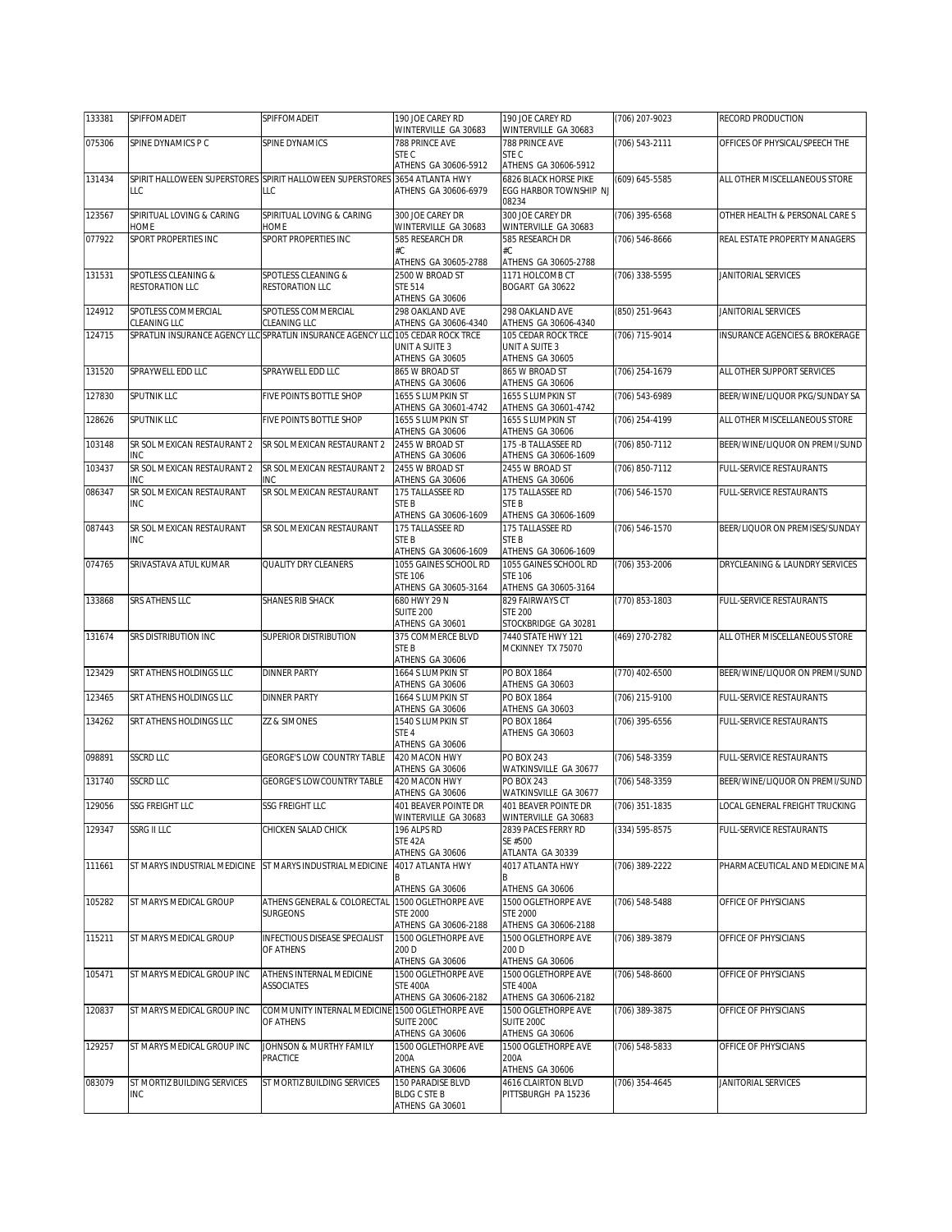| 133381 | SPIFFOMADEIT | SPIFFOMADEIT | 190 JOE CAREY RD WINTERVILLE GA 30683 | 190 JOE CAREY RD WINTERVILLE GA 30683 | (706) 207-9023 | RECORD PRODUCTION |
|---|---|---|---|---|---|---|
| 075306 | SPINE DYNAMICS P C | SPINE DYNAMICS | 788 PRINCE AVE STE C ATHENS GA 30606-5912 | 788 PRINCE AVE STE C ATHENS GA 30606-5912 | (706) 543-2111 | OFFICES OF PHYSICAL/SPEECH THE |
| 131434 | SPIRIT HALLOWEEN SUPERSTORES LLC | SPIRIT HALLOWEEN SUPERSTORES LLC | 3654 ATLANTA HWY ATHENS GA 30606-6979 | 6826 BLACK HORSE PIKE EGG HARBOR TOWNSHIP NJ 08234 | (609) 645-5585 | ALL OTHER MISCELLANEOUS STORE |
| 123567 | SPIRITUAL LOVING & CARING HOME | SPIRITUAL LOVING & CARING HOME | 300 JOE CAREY DR WINTERVILLE GA 30683 | 300 JOE CAREY DR WINTERVILLE GA 30683 | (706) 395-6568 | OTHER HEALTH & PERSONAL CARE S |
| 077922 | SPORT PROPERTIES INC | SPORT PROPERTIES INC | 585 RESEARCH DR #C ATHENS GA 30605-2788 | 585 RESEARCH DR #C ATHENS GA 30605-2788 | (706) 546-8666 | REAL ESTATE PROPERTY MANAGERS |
| 131531 | SPOTLESS CLEANING & RESTORATION LLC | SPOTLESS CLEANING & RESTORATION LLC | 2500 W BROAD ST STE 514 ATHENS GA 30606 | 1171 HOLCOMB CT BOGART GA 30622 | (706) 338-5595 | JANITORIAL SERVICES |
| 124912 | SPOTLESS COMMERCIAL CLEANING LLC | SPOTLESS COMMERCIAL CLEANING LLC | 298 OAKLAND AVE ATHENS GA 30606-4340 | 298 OAKLAND AVE ATHENS GA 30606-4340 | (850) 251-9643 | JANITORIAL SERVICES |
| 124715 | SPRATLIN INSURANCE AGENCY LLC | SPRATLIN INSURANCE AGENCY LLC | 105 CEDAR ROCK TRCE UNIT A SUITE 3 ATHENS GA 30605 | 105 CEDAR ROCK TRCE UNIT A SUITE 3 ATHENS GA 30605 | (706) 715-9014 | INSURANCE AGENCIES & BROKERAGE |
| 131520 | SPRAYWELL EDD LLC | SPRAYWELL EDD LLC | 865 W BROAD ST ATHENS GA 30606 | 865 W BROAD ST ATHENS GA 30606 | (706) 254-1679 | ALL OTHER SUPPORT SERVICES |
| 127830 | SPUTNIK LLC | FIVE POINTS BOTTLE SHOP | 1655 S LUMPKIN ST ATHENS GA 30601-4742 | 1655 S LUMPKIN ST ATHENS GA 30601-4742 | (706) 543-6989 | BEER/WINE/LIQUOR PKG/SUNDAY SA |
| 128626 | SPUTNIK LLC | FIVE POINTS BOTTLE SHOP | 1655 S LUMPKIN ST ATHENS GA 30606 | 1655 S LUMPKIN ST ATHENS GA 30606 | (706) 254-4199 | ALL OTHER MISCELLANEOUS STORE |
| 103148 | SR SOL MEXICAN RESTAURANT 2 INC | SR SOL MEXICAN RESTAURANT 2 | 2455 W BROAD ST ATHENS GA 30606 | 175 -B TALLASSEE RD ATHENS GA 30606-1609 | (706) 850-7112 | BEER/WINE/LIQUOR ON PREMI/SUND |
| 103437 | SR SOL MEXICAN RESTAURANT 2 INC | SR SOL MEXICAN RESTAURANT 2 INC | 2455 W BROAD ST ATHENS GA 30606 | 2455 W BROAD ST ATHENS GA 30606 | (706) 850-7112 | FULL-SERVICE RESTAURANTS |
| 086347 | SR SOL MEXICAN RESTAURANT INC | SR SOL MEXICAN RESTAURANT | 175 TALLASSEE RD STE B ATHENS GA 30606-1609 | 175 TALLASSEE RD STE B ATHENS GA 30606-1609 | (706) 546-1570 | FULL-SERVICE RESTAURANTS |
| 087443 | SR SOL MEXICAN RESTAURANT INC | SR SOL MEXICAN RESTAURANT | 175 TALLASSEE RD STE B ATHENS GA 30606-1609 | 175 TALLASSEE RD STE B ATHENS GA 30606-1609 | (706) 546-1570 | BEER/LIQUOR ON PREMISES/SUNDAY |
| 074765 | SRIVASTAVA ATUL KUMAR | QUALITY DRY CLEANERS | 1055 GAINES SCHOOL RD STE 106 ATHENS GA 30605-3164 | 1055 GAINES SCHOOL RD STE 106 ATHENS GA 30605-3164 | (706) 353-2006 | DRYCLEANING & LAUNDRY SERVICES |
| 133868 | SRS ATHENS LLC | SHANES RIB SHACK | 680 HWY 29 N SUITE 200 ATHENS GA 30601 | 829 FAIRWAYS CT STE 200 STOCKBRIDGE GA 30281 | (770) 853-1803 | FULL-SERVICE RESTAURANTS |
| 131674 | SRS DISTRIBUTION INC | SUPERIOR DISTRIBUTION | 375 COMMERCE BLVD STE B ATHENS GA 30606 | 7440 STATE HWY 121 MCKINNEY TX 75070 | (469) 270-2782 | ALL OTHER MISCELLANEOUS STORE |
| 123429 | SRT ATHENS HOLDINGS LLC | DINNER PARTY | 1664 S LUMPKIN ST ATHENS GA 30606 | PO BOX 1864 ATHENS GA 30603 | (770) 402-6500 | BEER/WINE/LIQUOR ON PREMI/SUND |
| 123465 | SRT ATHENS HOLDINGS LLC | DINNER PARTY | 1664 S LUMPKIN ST ATHENS GA 30606 | PO BOX 1864 ATHENS GA 30603 | (706) 215-9100 | FULL-SERVICE RESTAURANTS |
| 134262 | SRT ATHENS HOLDINGS LLC | ZZ & SIMONES | 1540 S LUMPKIN ST STE 4 ATHENS GA 30606 | PO BOX 1864 ATHENS GA 30603 | (706) 395-6556 | FULL-SERVICE RESTAURANTS |
| 098891 | SSCRD LLC | GEORGE'S LOW COUNTRY TABLE | 420 MACON HWY ATHENS GA 30606 | PO BOX 243 WATKINSVILLE GA 30677 | (706) 548-3359 | FULL-SERVICE RESTAURANTS |
| 131740 | SSCRD LLC | GEORGE'S LOWCOUNTRY TABLE | 420 MACON HWY ATHENS GA 30606 | PO BOX 243 WATKINSVILLE GA 30677 | (706) 548-3359 | BEER/WINE/LIQUOR ON PREMI/SUND |
| 129056 | SSG FREIGHT LLC | SSG FREIGHT LLC | 401 BEAVER POINTE DR WINTERVILLE GA 30683 | 401 BEAVER POINTE DR WINTERVILLE GA 30683 | (706) 351-1835 | LOCAL GENERAL FREIGHT TRUCKING |
| 129347 | SSRG II LLC | CHICKEN SALAD CHICK | 196 ALPS RD STE 42A ATHENS GA 30606 | 2839 PACES FERRY RD SE #500 ATLANTA GA 30339 | (334) 595-8575 | FULL-SERVICE RESTAURANTS |
| 111661 | ST MARYS INDUSTRIAL MEDICINE | ST MARYS INDUSTRIAL MEDICINE | 4017 ATLANTA HWY B ATHENS GA 30606 | 4017 ATLANTA HWY B ATHENS GA 30606 | (706) 389-2222 | PHARMACEUTICAL AND MEDICINE MA |
| 105282 | ST MARYS MEDICAL GROUP | ATHENS GENERAL & COLORECTAL SURGEONS | 1500 OGLETHORPE AVE STE 2000 ATHENS GA 30606-2188 | 1500 OGLETHORPE AVE STE 2000 ATHENS GA 30606-2188 | (706) 548-5488 | OFFICE OF PHYSICIANS |
| 115211 | ST MARYS MEDICAL GROUP | INFECTIOUS DISEASE SPECIALIST OF ATHENS | 1500 OGLETHORPE AVE 200 D ATHENS GA 30606 | 1500 OGLETHORPE AVE 200 D ATHENS GA 30606 | (706) 389-3879 | OFFICE OF PHYSICIANS |
| 105471 | ST MARYS MEDICAL GROUP INC | ATHENS INTERNAL MEDICINE ASSOCIATES | 1500 OGLETHORPE AVE STE 400A ATHENS GA 30606-2182 | 1500 OGLETHORPE AVE STE 400A ATHENS GA 30606-2182 | (706) 548-8600 | OFFICE OF PHYSICIANS |
| 120837 | ST MARYS MEDICAL GROUP INC | COMMUNITY INTERNAL MEDICINE OF ATHENS | 1500 OGLETHORPE AVE SUITE 200C ATHENS GA 30606 | 1500 OGLETHORPE AVE SUITE 200C ATHENS GA 30606 | (706) 389-3875 | OFFICE OF PHYSICIANS |
| 129257 | ST MARYS MEDICAL GROUP INC | JOHNSON & MURTHY FAMILY PRACTICE | 1500 OGLETHORPE AVE 200A ATHENS GA 30606 | 1500 OGLETHORPE AVE 200A ATHENS GA 30606 | (706) 548-5833 | OFFICE OF PHYSICIANS |
| 083079 | ST MORTIZ BUILDING SERVICES INC | ST MORTIZ BUILDING SERVICES | 150 PARADISE BLVD BLDG C STE B ATHENS GA 30601 | 4616 CLAIRTON BLVD PITTSBURGH PA 15236 | (706) 354-4645 | JANITORIAL SERVICES |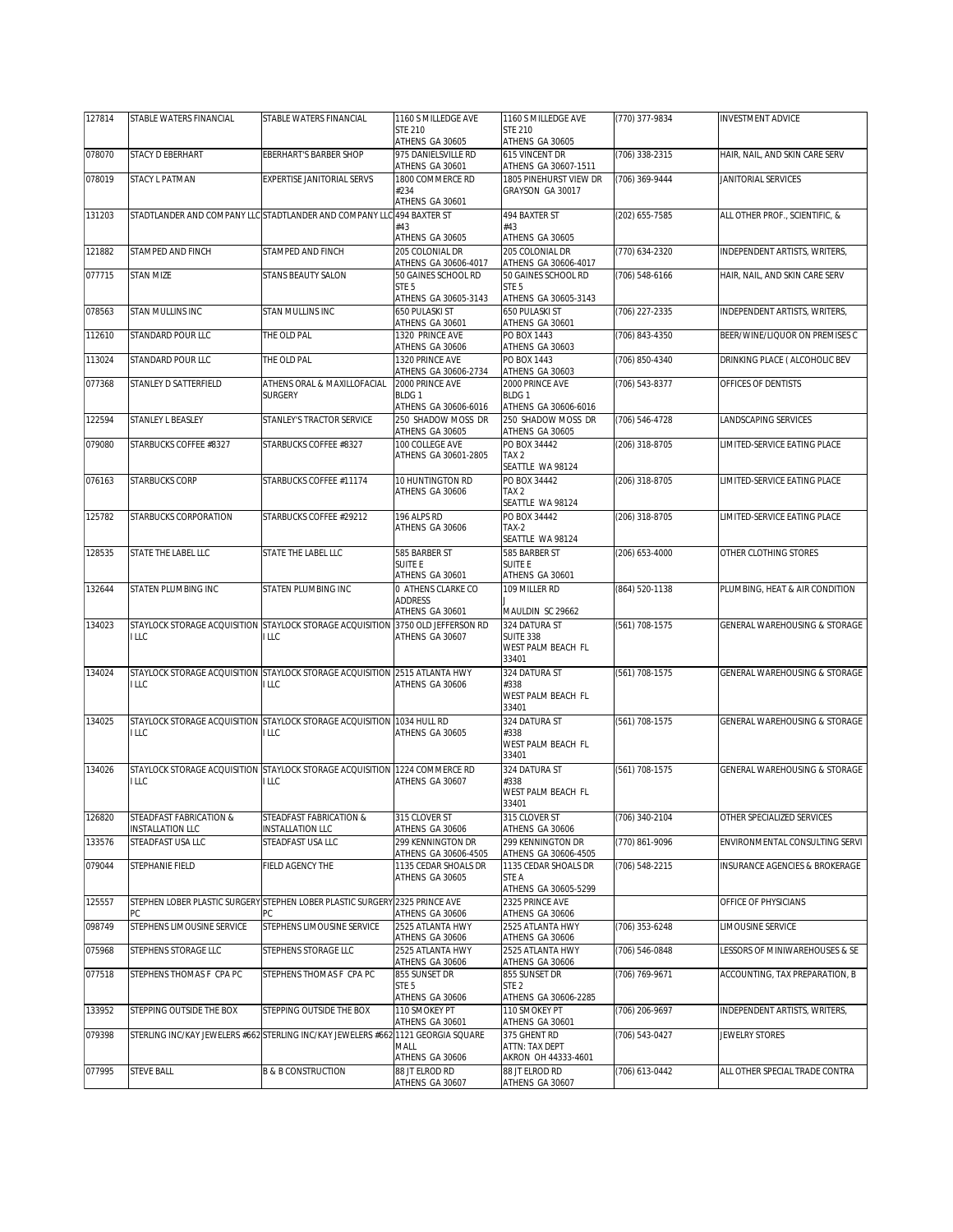| 127814 | STABLE WATERS FINANCIAL | STABLE WATERS FINANCIAL | 1160 S MILLEDGE AVE STE 210 ATHENS GA 30605 | 1160 S MILLEDGE AVE STE 210 ATHENS GA 30605 | (770) 377-9834 | INVESTMENT ADVICE |
|---|---|---|---|---|---|---|
| 078070 | STACY D EBERHART | EBERHART'S BARBER SHOP | 975 DANIELSVILLE RD ATHENS GA 30601 | 615 VINCENT DR ATHENS GA 30607-1511 | (706) 338-2315 | HAIR, NAIL, AND SKIN CARE SERV |
| 078019 | STACY L PATMAN | EXPERTISE JANITORIAL SERVS | 1800 COMMERCE RD #234 ATHENS GA 30601 | 1805 PINEHURST VIEW DR GRAYSON GA 30017 | (706) 369-9444 | JANITORIAL SERVICES |
| 131203 | STADTLANDER AND COMPANY LLC | STADTLANDER AND COMPANY LLC | 494 BAXTER ST #43 ATHENS GA 30605 | 494 BAXTER ST #43 ATHENS GA 30605 | (202) 655-7585 | ALL OTHER PROF., SCIENTIFIC, & |
| 121882 | STAMPED AND FINCH | STAMPED AND FINCH | 205 COLONIAL DR ATHENS GA 30606-4017 | 205 COLONIAL DR ATHENS GA 30606-4017 | (770) 634-2320 | INDEPENDENT ARTISTS, WRITERS, |
| 077715 | STAN MIZE | STANS BEAUTY SALON | 50 GAINES SCHOOL RD STE 5 ATHENS GA 30605-3143 | 50 GAINES SCHOOL RD STE 5 ATHENS GA 30605-3143 | (706) 548-6166 | HAIR, NAIL, AND SKIN CARE SERV |
| 078563 | STAN MULLINS INC | STAN MULLINS INC | 650 PULASKI ST ATHENS GA 30601 | 650 PULASKI ST ATHENS GA 30601 | (706) 227-2335 | INDEPENDENT ARTISTS, WRITERS, |
| 112610 | STANDARD POUR LLC | THE OLD PAL | 1320 PRINCE AVE ATHENS GA 30606 | PO BOX 1443 ATHENS GA 30603 | (706) 843-4350 | BEER/WINE/LIQUOR ON PREMISES C |
| 113024 | STANDARD POUR LLC | THE OLD PAL | 1320 PRINCE AVE ATHENS GA 30606-2734 | PO BOX 1443 ATHENS GA 30603 | (706) 850-4340 | DRINKING PLACE ( ALCOHOLIC BEV |
| 077368 | STANLEY D SATTERFIELD | ATHENS ORAL & MAXILLOFACIAL SURGERY | 2000 PRINCE AVE BLDG 1 ATHENS GA 30606-6016 | 2000 PRINCE AVE BLDG 1 ATHENS GA 30606-6016 | (706) 543-8377 | OFFICES OF DENTISTS |
| 122594 | STANLEY L BEASLEY | STANLEY'S TRACTOR SERVICE | 250 SHADOW MOSS DR ATHENS GA 30605 | 250 SHADOW MOSS DR ATHENS GA 30605 | (706) 546-4728 | LANDSCAPING SERVICES |
| 079080 | STARBUCKS COFFEE #8327 | STARBUCKS COFFEE #8327 | 100 COLLEGE AVE ATHENS GA 30601-2805 | PO BOX 34442 TAX 2 SEATTLE WA 98124 | (206) 318-8705 | LIMITED-SERVICE EATING PLACE |
| 076163 | STARBUCKS CORP | STARBUCKS COFFEE #11174 | 10 HUNTINGTON RD ATHENS GA 30606 | PO BOX 34442 TAX 2 SEATTLE WA 98124 | (206) 318-8705 | LIMITED-SERVICE EATING PLACE |
| 125782 | STARBUCKS CORPORATION | STARBUCKS COFFEE #29212 | 196 ALPS RD ATHENS GA 30606 | PO BOX 34442 TAX-2 SEATTLE WA 98124 | (206) 318-8705 | LIMITED-SERVICE EATING PLACE |
| 128535 | STATE THE LABEL LLC | STATE THE LABEL LLC | 585 BARBER ST SUITE E ATHENS GA 30601 | 585 BARBER ST SUITE E ATHENS GA 30601 | (206) 653-4000 | OTHER CLOTHING STORES |
| 132644 | STATEN PLUMBING INC | STATEN PLUMBING INC | 0 ATHENS CLARKE CO ADDRESS ATHENS GA 30601 | 109 MILLER RD J MAULDIN SC 29662 | (864) 520-1138 | PLUMBING, HEAT & AIR CONDITION |
| 134023 | STAYLOCK STORAGE ACQUISITION I LLC | STAYLOCK STORAGE ACQUISITION I LLC | 3750 OLD JEFFERSON RD ATHENS GA 30607 | 324 DATURA ST SUITE 338 WEST PALM BEACH FL 33401 | (561) 708-1575 | GENERAL WAREHOUSING & STORAGE |
| 134024 | STAYLOCK STORAGE ACQUISITION I LLC | STAYLOCK STORAGE ACQUISITION I LLC | 2515 ATLANTA HWY ATHENS GA 30606 | 324 DATURA ST #338 WEST PALM BEACH FL 33401 | (561) 708-1575 | GENERAL WAREHOUSING & STORAGE |
| 134025 | STAYLOCK STORAGE ACQUISITION I LLC | STAYLOCK STORAGE ACQUISITION I LLC | 1034 HULL RD ATHENS GA 30605 | 324 DATURA ST #338 WEST PALM BEACH FL 33401 | (561) 708-1575 | GENERAL WAREHOUSING & STORAGE |
| 134026 | STAYLOCK STORAGE ACQUISITION I LLC | STAYLOCK STORAGE ACQUISITION I LLC | 1224 COMMERCE RD ATHENS GA 30607 | 324 DATURA ST #338 WEST PALM BEACH FL 33401 | (561) 708-1575 | GENERAL WAREHOUSING & STORAGE |
| 126820 | STEADFAST FABRICATION & INSTALLATION LLC | STEADFAST FABRICATION & INSTALLATION LLC | 315 CLOVER ST ATHENS GA 30606 | 315 CLOVER ST ATHENS GA 30606 | (706) 340-2104 | OTHER SPECIALIZED SERVICES |
| 133576 | STEADFAST USA LLC | STEADFAST USA LLC | 299 KENNINGTON DR ATHENS GA 30606-4505 | 299 KENNINGTON DR ATHENS GA 30606-4505 | (770) 861-9096 | ENVIRONMENTAL CONSULTING SERVI |
| 079044 | STEPHANIE FIELD | FIELD AGENCY THE | 1135 CEDAR SHOALS DR ATHENS GA 30605 | 1135 CEDAR SHOALS DR STE A ATHENS GA 30605-5299 | (706) 548-2215 | INSURANCE AGENCIES & BROKERAGE |
| 125557 | STEPHEN LOBER PLASTIC SURGERY PC | STEPHEN LOBER PLASTIC SURGERY PC | 2325 PRINCE AVE ATHENS GA 30606 | 2325 PRINCE AVE ATHENS GA 30606 | | OFFICE OF PHYSICIANS |
| 098749 | STEPHENS LIMOUSINE SERVICE | STEPHENS LIMOUSINE SERVICE | 2525 ATLANTA HWY ATHENS GA 30606 | 2525 ATLANTA HWY ATHENS GA 30606 | (706) 353-6248 | LIMOUSINE SERVICE |
| 075968 | STEPHENS STORAGE LLC | STEPHENS STORAGE LLC | 2525 ATLANTA HWY ATHENS GA 30606 | 2525 ATLANTA HWY ATHENS GA 30606 | (706) 546-0848 | LESSORS OF MINIWAREHOUSES & SE |
| 077518 | STEPHENS THOMAS F CPA PC | STEPHENS THOMAS F CPA PC | 855 SUNSET DR STE 5 ATHENS GA 30606 | 855 SUNSET DR STE 2 ATHENS GA 30606-2285 | (706) 769-9671 | ACCOUNTING, TAX PREPARATION, B |
| 133952 | STEPPING OUTSIDE THE BOX | STEPPING OUTSIDE THE BOX | 110 SMOKEY PT ATHENS GA 30601 | 110 SMOKEY PT ATHENS GA 30601 | (706) 206-9697 | INDEPENDENT ARTISTS, WRITERS, |
| 079398 | STERLING INC/KAY JEWELERS #662 | STERLING INC/KAY JEWELERS #662 | 1121 GEORGIA SQUARE MALL ATHENS GA 30606 | 375 GHENT RD ATTN: TAX DEPT AKRON OH 44333-4601 | (706) 543-0427 | JEWELRY STORES |
| 077995 | STEVE BALL | B & B CONSTRUCTION | 88 JT ELROD RD ATHENS GA 30607 | 88 JT ELROD RD ATHENS GA 30607 | (706) 613-0442 | ALL OTHER SPECIAL TRADE CONTRA |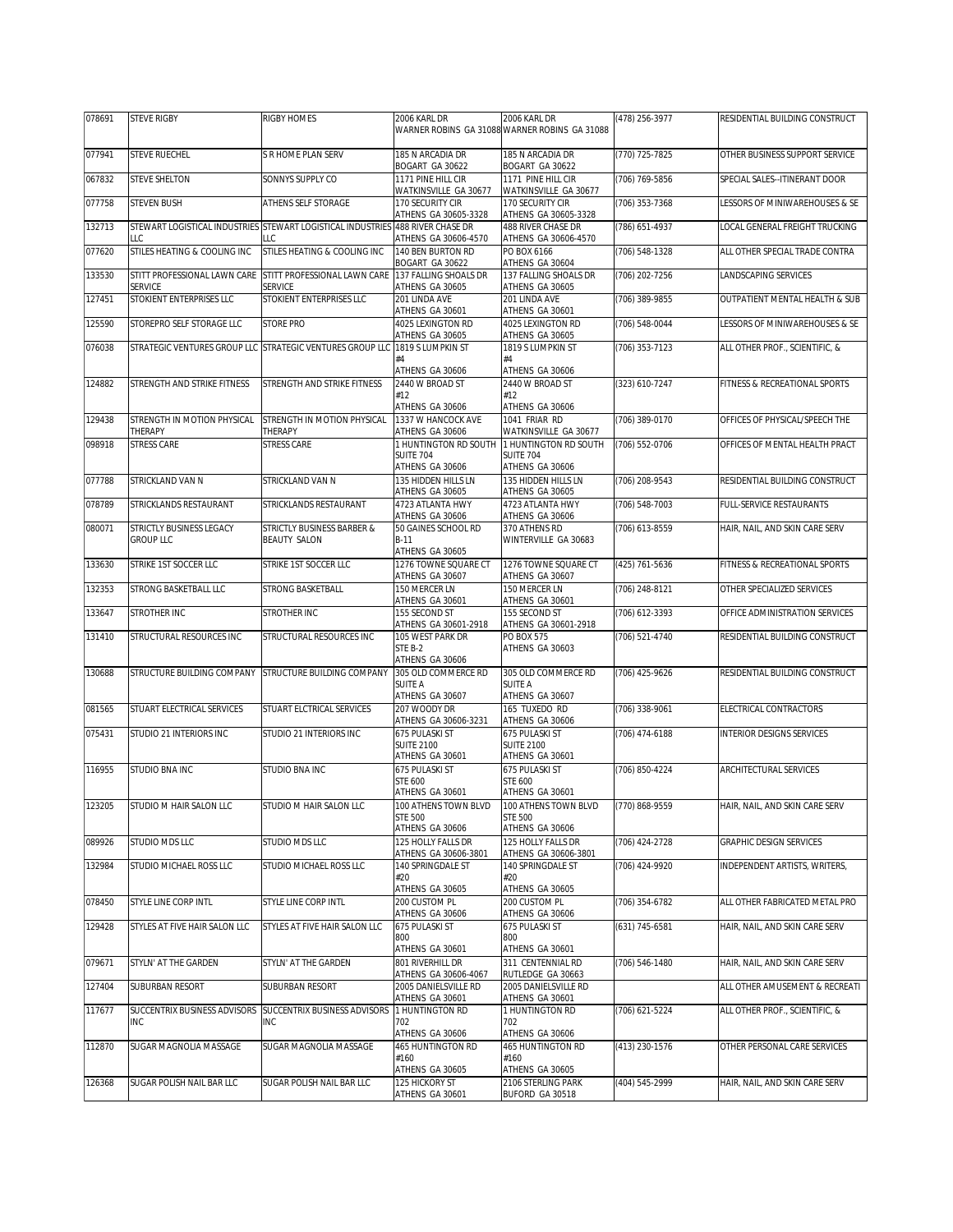| 078691 | STEVE RIGBY | RIGBY HOMES | 2006 KARL DR WARNER ROBINS GA 31088 | 2006 KARL DR WARNER ROBINS GA 31088 | (478) 256-3977 | RESIDENTIAL BUILDING CONSTRUCT |
|---|---|---|---|---|---|---|
| 077941 | STEVE RUECHEL | S R HOME PLAN SERV | 185 N ARCADIA DR BOGART GA 30622 | 185 N ARCADIA DR BOGART GA 30622 | (770) 725-7825 | OTHER BUSINESS SUPPORT SERVICE |
| 067832 | STEVE SHELTON | SONNYS SUPPLY CO | 1171 PINE HILL CIR WATKINSVILLE GA 30677 | 1171 PINE HILL CIR WATKINSVILLE GA 30677 | (706) 769-5856 | SPECIAL SALES--ITINERANT DOOR |
| 077758 | STEVEN BUSH | ATHENS SELF STORAGE | 170 SECURITY CIR ATHENS GA 30605-3328 | 170 SECURITY CIR ATHENS GA 30605-3328 | (706) 353-7368 | LESSORS OF MINIWAREHOUSES & SE |
| 132713 | STEWART LOGISTICAL INDUSTRIES LLC | STEWART LOGISTICAL INDUSTRIES LLC | 488 RIVER CHASE DR ATHENS GA 30606-4570 | 488 RIVER CHASE DR ATHENS GA 30606-4570 | (786) 651-4937 | LOCAL GENERAL FREIGHT TRUCKING |
| 077620 | STILES HEATING & COOLING INC | STILES HEATING & COOLING INC | 140 BEN BURTON RD BOGART GA 30622 | PO BOX 6166 ATHENS GA 30604 | (706) 548-1328 | ALL OTHER SPECIAL TRADE CONTRA |
| 133530 | STITT PROFESSIONAL LAWN CARE SERVICE | STITT PROFESSIONAL LAWN CARE SERVICE | 137 FALLING SHOALS DR ATHENS GA 30605 | 137 FALLING SHOALS DR ATHENS GA 30605 | (706) 202-7256 | LANDSCAPING SERVICES |
| 127451 | STOKIENT ENTERPRISES LLC | STOKIENT ENTERPRISES LLC | 201 LINDA AVE ATHENS GA 30601 | 201 LINDA AVE ATHENS GA 30601 | (706) 389-9855 | OUTPATIENT MENTAL HEALTH & SUB |
| 125590 | STOREPRO SELF STORAGE LLC | STORE PRO | 4025 LEXINGTON RD ATHENS GA 30605 | 4025 LEXINGTON RD ATHENS GA 30605 | (706) 548-0044 | LESSORS OF MINIWAREHOUSES & SE |
| 076038 | STRATEGIC VENTURES GROUP LLC | STRATEGIC VENTURES GROUP LLC | 1819 S LUMPKIN ST #4 ATHENS GA 30606 | 1819 S LUMPKIN ST #4 ATHENS GA 30606 | (706) 353-7123 | ALL OTHER PROF., SCIENTIFIC, & |
| 124882 | STRENGTH AND STRIKE FITNESS | STRENGTH AND STRIKE FITNESS | 2440 W BROAD ST #12 ATHENS GA 30606 | 2440 W BROAD ST #12 ATHENS GA 30606 | (323) 610-7247 | FITNESS & RECREATIONAL SPORTS |
| 129438 | STRENGTH IN MOTION PHYSICAL THERAPY | STRENGTH IN MOTION PHYSICAL THERAPY | 1337 W HANCOCK AVE ATHENS GA 30606 | 1041 FRIAR RD WATKINSVILLE GA 30677 | (706) 389-0170 | OFFICES OF PHYSICAL/SPEECH THE |
| 098918 | STRESS CARE | STRESS CARE | 1 HUNTINGTON RD SOUTH SUITE 704 ATHENS GA 30606 | 1 HUNTINGTON RD SOUTH SUITE 704 ATHENS GA 30606 | (706) 552-0706 | OFFICES OF MENTAL HEALTH PRACT |
| 077788 | STRICKLAND VAN N | STRICKLAND VAN N | 135 HIDDEN HILLS LN ATHENS GA 30605 | 135 HIDDEN HILLS LN ATHENS GA 30605 | (706) 208-9543 | RESIDENTIAL BUILDING CONSTRUCT |
| 078789 | STRICKLANDS RESTAURANT | STRICKLANDS RESTAURANT | 4723 ATLANTA HWY ATHENS GA 30606 | 4723 ATLANTA HWY ATHENS GA 30606 | (706) 548-7003 | FULL-SERVICE RESTAURANTS |
| 080071 | STRICTLY BUSINESS LEGACY GROUP LLC | STRICTLY BUSINESS BARBER & BEAUTY SALON | 50 GAINES SCHOOL RD B-11 ATHENS GA 30605 | 370 ATHENS RD WINTERVILLE GA 30683 | (706) 613-8559 | HAIR, NAIL, AND SKIN CARE SERV |
| 133630 | STRIKE 1ST SOCCER LLC | STRIKE 1ST SOCCER LLC | 1276 TOWNE SQUARE CT ATHENS GA 30607 | 1276 TOWNE SQUARE CT ATHENS GA 30607 | (425) 761-5636 | FITNESS & RECREATIONAL SPORTS |
| 132353 | STRONG BASKETBALL LLC | STRONG BASKETBALL | 150 MERCER LN ATHENS GA 30601 | 150 MERCER LN ATHENS GA 30601 | (706) 248-8121 | OTHER SPECIALIZED SERVICES |
| 133647 | STROTHER INC | STROTHER INC | 155 SECOND ST ATHENS GA 30601-2918 | 155 SECOND ST ATHENS GA 30601-2918 | (706) 612-3393 | OFFICE ADMINISTRATION SERVICES |
| 131410 | STRUCTURAL RESOURCES INC | STRUCTURAL RESOURCES INC | 105 WEST PARK DR STE B-2 ATHENS GA 30606 | PO BOX 575 ATHENS GA 30603 | (706) 521-4740 | RESIDENTIAL BUILDING CONSTRUCT |
| 130688 | STRUCTURE BUILDING COMPANY | STRUCTURE BUILDING COMPANY | 305 OLD COMMERCE RD SUITE A ATHENS GA 30607 | 305 OLD COMMERCE RD SUITE A ATHENS GA 30607 | (706) 425-9626 | RESIDENTIAL BUILDING CONSTRUCT |
| 081565 | STUART ELECTRICAL SERVICES | STUART ELCTRICAL SERVICES | 207 WOODY DR ATHENS GA 30606-3231 | 165 TUXEDO RD ATHENS GA 30606 | (706) 338-9061 | ELECTRICAL CONTRACTORS |
| 075431 | STUDIO 21 INTERIORS INC | STUDIO 21 INTERIORS INC | 675 PULASKI ST SUITE 2100 ATHENS GA 30601 | 675 PULASKI ST SUITE 2100 ATHENS GA 30601 | (706) 474-6188 | INTERIOR DESIGNS SERVICES |
| 116955 | STUDIO BNA INC | STUDIO BNA INC | 675 PULASKI ST STE 600 ATHENS GA 30601 | 675 PULASKI ST STE 600 ATHENS GA 30601 | (706) 850-4224 | ARCHITECTURAL SERVICES |
| 123205 | STUDIO M HAIR SALON LLC | STUDIO M HAIR SALON LLC | 100 ATHENS TOWN BLVD STE 500 ATHENS GA 30606 | 100 ATHENS TOWN BLVD STE 500 ATHENS GA 30606 | (770) 868-9559 | HAIR, NAIL, AND SKIN CARE SERV |
| 089926 | STUDIO MDS LLC | STUDIO MDS LLC | 125 HOLLY FALLS DR ATHENS GA 30606-3801 | 125 HOLLY FALLS DR ATHENS GA 30606-3801 | (706) 424-2728 | GRAPHIC DESIGN SERVICES |
| 132984 | STUDIO MICHAEL ROSS LLC | STUDIO MICHAEL ROSS LLC | 140 SPRINGDALE ST #20 ATHENS GA 30605 | 140 SPRINGDALE ST #20 ATHENS GA 30605 | (706) 424-9920 | INDEPENDENT ARTISTS, WRITERS, |
| 078450 | STYLE LINE CORP INTL | STYLE LINE CORP INTL | 200 CUSTOM PL ATHENS GA 30606 | 200 CUSTOM PL ATHENS GA 30606 | (706) 354-6782 | ALL OTHER FABRICATED METAL PRO |
| 129428 | STYLES AT FIVE HAIR SALON LLC | STYLES AT FIVE HAIR SALON LLC | 675 PULASKI ST 800 ATHENS GA 30601 | 675 PULASKI ST 800 ATHENS GA 30601 | (631) 745-6581 | HAIR, NAIL, AND SKIN CARE SERV |
| 079671 | STYLN' AT THE GARDEN | STYLN' AT THE GARDEN | 801 RIVERHILL DR ATHENS GA 30606-4067 | 311 CENTENNIAL RD RUTLEDGE GA 30663 | (706) 546-1480 | HAIR, NAIL, AND SKIN CARE SERV |
| 127404 | SUBURBAN RESORT | SUBURBAN RESORT | 2005 DANIELSVILLE RD ATHENS GA 30601 | 2005 DANIELSVILLE RD ATHENS GA 30601 | | ALL OTHER AMUSEMENT & RECREATI |
| 117677 | SUCCENTRIX BUSINESS ADVISORS INC | SUCCENTRIX BUSINESS ADVISORS INC | 1 HUNTINGTON RD 702 ATHENS GA 30606 | 1 HUNTINGTON RD 702 ATHENS GA 30606 | (706) 621-5224 | ALL OTHER PROF., SCIENTIFIC, & |
| 112870 | SUGAR MAGNOLIA MASSAGE | SUGAR MAGNOLIA MASSAGE | 465 HUNTINGTON RD #160 ATHENS GA 30605 | 465 HUNTINGTON RD #160 ATHENS GA 30605 | (413) 230-1576 | OTHER PERSONAL CARE SERVICES |
| 126368 | SUGAR POLISH NAIL BAR LLC | SUGAR POLISH NAIL BAR LLC | 125 HICKORY ST ATHENS GA 30601 | 2106 STERLING PARK BUFORD GA 30518 | (404) 545-2999 | HAIR, NAIL, AND SKIN CARE SERV |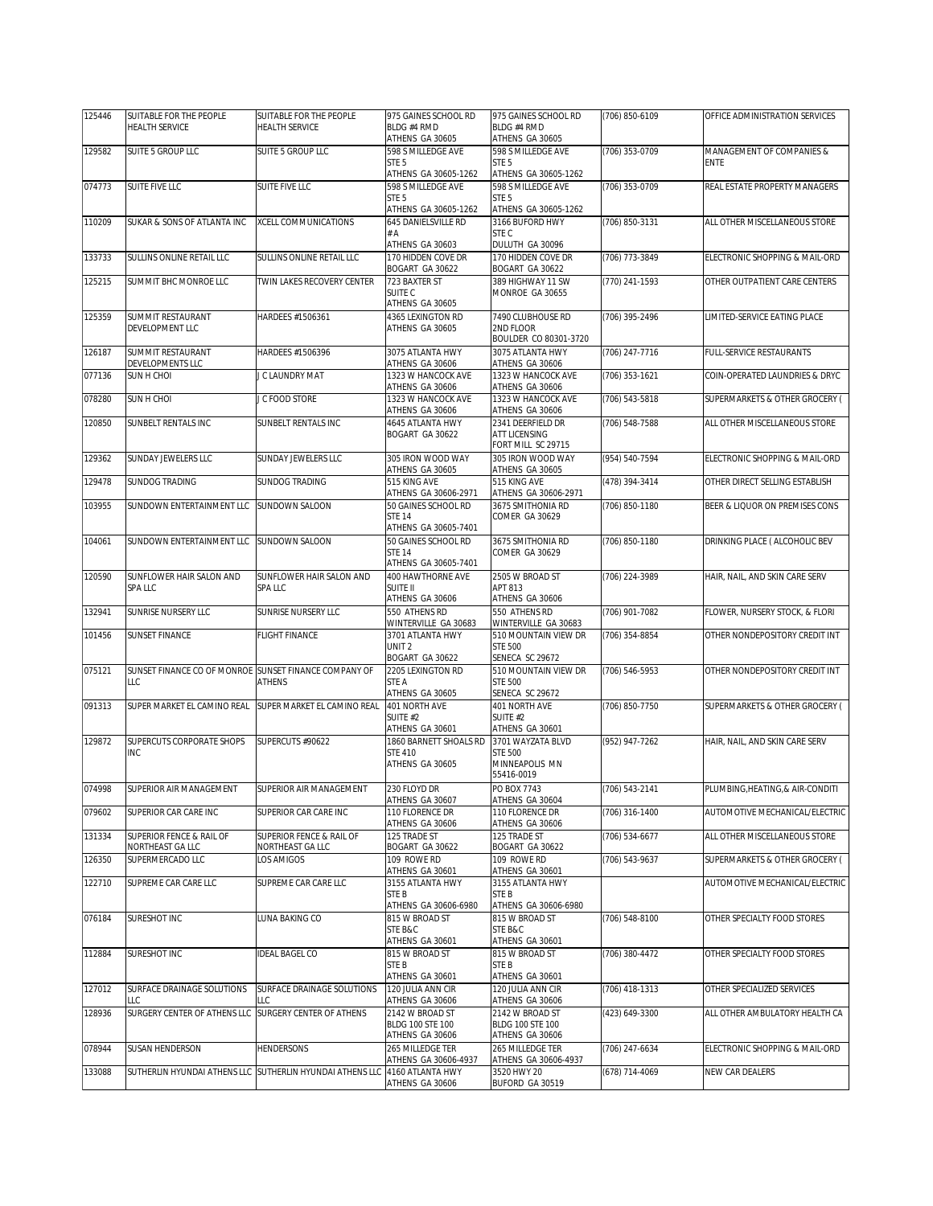| | | | | | | |
|---|---|---|---|---|---|---|
| 125446 | SUITABLE FOR THE PEOPLE HEALTH SERVICE | SUITABLE FOR THE PEOPLE HEALTH SERVICE | 975 GAINES SCHOOL RD BLDG #4 RMD ATHENS GA 30605 | 975 GAINES SCHOOL RD BLDG #4 RMD ATHENS GA 30605 | (706) 850-6109 | OFFICE ADMINISTRATION SERVICES |
| 129582 | SUITE 5 GROUP LLC | SUITE 5 GROUP LLC | 598 S MILLEDGE AVE STE 5 ATHENS GA 30605-1262 | 598 S MILLEDGE AVE STE 5 ATHENS GA 30605-1262 | (706) 353-0709 | MANAGEMENT OF COMPANIES & ENTE |
| 074773 | SUITE FIVE LLC | SUITE FIVE LLC | 598 S MILLEDGE AVE STE 5 ATHENS GA 30605-1262 | 598 S MILLEDGE AVE STE 5 ATHENS GA 30605-1262 | (706) 353-0709 | REAL ESTATE PROPERTY MANAGERS |
| 110209 | SUKAR & SONS OF ATLANTA INC | XCELL COMMUNICATIONS | 645 DANIELSVILLE RD # A ATHENS GA 30603 | 3166 BUFORD HWY STE C DULUTH GA 30096 | (706) 850-3131 | ALL OTHER MISCELLANEOUS STORE |
| 133733 | SULLINS ONLINE RETAIL LLC | SULLINS ONLINE RETAIL LLC | 170 HIDDEN COVE DR BOGART GA 30622 | 170 HIDDEN COVE DR BOGART GA 30622 | (706) 773-3849 | ELECTRONIC SHOPPING & MAIL-ORD |
| 125215 | SUMMIT BHC MONROE LLC | TWIN LAKES RECOVERY CENTER | 723 BAXTER ST SUITE C ATHENS GA 30605 | 389 HIGHWAY 11 SW MONROE GA 30655 | (770) 241-1593 | OTHER OUTPATIENT CARE CENTERS |
| 125359 | SUMMIT RESTAURANT DEVELOPMENT LLC | HARDEES #1506361 | 4365 LEXINGTON RD ATHENS GA 30605 | 7490 CLUBHOUSE RD 2ND FLOOR BOULDER CO 80301-3720 | (706) 395-2496 | LIMITED-SERVICE EATING PLACE |
| 126187 | SUMMIT RESTAURANT DEVELOPMENTS LLC | HARDEES #1506396 | 3075 ATLANTA HWY ATHENS GA 30606 | 3075 ATLANTA HWY ATHENS GA 30606 | (706) 247-7716 | FULL-SERVICE RESTAURANTS |
| 077136 | SUN H CHOI | J C LAUNDRY MAT | 1323 W HANCOCK AVE ATHENS GA 30606 | 1323 W HANCOCK AVE ATHENS GA 30606 | (706) 353-1621 | COIN-OPERATED LAUNDRIES & DRYC |
| 078280 | SUN H CHOI | J C FOOD STORE | 1323 W HANCOCK AVE ATHENS GA 30606 | 1323 W HANCOCK AVE ATHENS GA 30606 | (706) 543-5818 | SUPERMARKETS & OTHER GROCERY ( |
| 120850 | SUNBELT RENTALS INC | SUNBELT RENTALS INC | 4645 ATLANTA HWY BOGART GA 30622 | 2341 DEERFIELD DR ATT LICENSING FORT MILL SC 29715 | (706) 548-7588 | ALL OTHER MISCELLANEOUS STORE |
| 129362 | SUNDAY JEWELERS LLC | SUNDAY JEWELERS LLC | 305 IRON WOOD WAY ATHENS GA 30605 | 305 IRON WOOD WAY ATHENS GA 30605 | (954) 540-7594 | ELECTRONIC SHOPPING & MAIL-ORD |
| 129478 | SUNDOG TRADING | SUNDOG TRADING | 515 KING AVE ATHENS GA 30606-2971 | 515 KING AVE ATHENS GA 30606-2971 | (478) 394-3414 | OTHER DIRECT SELLING ESTABLISH |
| 103955 | SUNDOWN ENTERTAINMENT LLC | SUNDOWN SALOON | 50 GAINES SCHOOL RD STE 14 ATHENS GA 30605-7401 | 3675 SMITHONIA RD COMER GA 30629 | (706) 850-1180 | BEER & LIQUOR ON PREMISES CONS |
| 104061 | SUNDOWN ENTERTAINMENT LLC | SUNDOWN SALOON | 50 GAINES SCHOOL RD STE 14 ATHENS GA 30605-7401 | 3675 SMITHONIA RD COMER GA 30629 | (706) 850-1180 | DRINKING PLACE ( ALCOHOLIC BEV |
| 120590 | SUNFLOWER HAIR SALON AND SPA LLC | SUNFLOWER HAIR SALON AND SPA LLC | 400 HAWTHORNE AVE SUITE II ATHENS GA 30606 | 2505 W BROAD ST APT 813 ATHENS GA 30606 | (706) 224-3989 | HAIR, NAIL, AND SKIN CARE SERV |
| 132941 | SUNRISE NURSERY LLC | SUNRISE NURSERY LLC | 550 ATHENS RD WINTERVILLE GA 30683 | 550 ATHENS RD WINTERVILLE GA 30683 | (706) 901-7082 | FLOWER, NURSERY STOCK, & FLORI |
| 101456 | SUNSET FINANCE | FLIGHT FINANCE | 3701 ATLANTA HWY UNIT 2 BOGART GA 30622 | 510 MOUNTAIN VIEW DR STE 500 SENECA SC 29672 | (706) 354-8854 | OTHER NONDEPOSITORY CREDIT INT |
| 075121 | SUNSET FINANCE CO OF MONROE LLC | SUNSET FINANCE COMPANY OF ATHENS | 2205 LEXINGTON RD STE A ATHENS GA 30605 | 510 MOUNTAIN VIEW DR STE 500 SENECA SC 29672 | (706) 546-5953 | OTHER NONDEPOSITORY CREDIT INT |
| 091313 | SUPER MARKET EL CAMINO REAL | SUPER MARKET EL CAMINO REAL | 401 NORTH AVE SUITE #2 ATHENS GA 30601 | 401 NORTH AVE SUITE #2 ATHENS GA 30601 | (706) 850-7750 | SUPERMARKETS & OTHER GROCERY ( |
| 129872 | SUPERCUTS CORPORATE SHOPS INC | SUPERCUTS #90622 | 1860 BARNETT SHOALS RD STE 410 ATHENS GA 30605 | 3701 WAYZATA BLVD STE 500 MINNEAPOLIS MN 55416-0019 | (952) 947-7262 | HAIR, NAIL, AND SKIN CARE SERV |
| 074998 | SUPERIOR AIR MANAGEMENT | SUPERIOR AIR MANAGEMENT | 230 FLOYD DR ATHENS GA 30607 | PO BOX 7743 ATHENS GA 30604 | (706) 543-2141 | PLUMBING,HEATING,& AIR-CONDITI |
| 079602 | SUPERIOR CAR CARE INC | SUPERIOR CAR CARE INC | 110 FLORENCE DR ATHENS GA 30606 | 110 FLORENCE DR ATHENS GA 30606 | (706) 316-1400 | AUTOMOTIVE MECHANICAL/ELECTRIC |
| 131334 | SUPERIOR FENCE & RAIL OF NORTHEAST GA LLC | SUPERIOR FENCE & RAIL OF NORTHEAST GA LLC | 125 TRADE ST BOGART GA 30622 | 125 TRADE ST BOGART GA 30622 | (706) 534-6677 | ALL OTHER MISCELLANEOUS STORE |
| 126350 | SUPERMERCADO LLC | LOS AMIGOS | 109 ROWE RD ATHENS GA 30601 | 109 ROWE RD ATHENS GA 30601 | (706) 543-9637 | SUPERMARKETS & OTHER GROCERY ( |
| 122710 | SUPREME CAR CARE LLC | SUPREME CAR CARE LLC | 3155 ATLANTA HWY STE B ATHENS GA 30606-6980 | 3155 ATLANTA HWY STE B ATHENS GA 30606-6980 | | AUTOMOTIVE MECHANICAL/ELECTRIC |
| 076184 | SURESHOT INC | LUNA BAKING CO | 815 W BROAD ST STE B&C ATHENS GA 30601 | 815 W BROAD ST STE B&C ATHENS GA 30601 | (706) 548-8100 | OTHER SPECIALTY FOOD STORES |
| 112884 | SURESHOT INC | IDEAL BAGEL CO | 815 W BROAD ST STE B ATHENS GA 30601 | 815 W BROAD ST STE B ATHENS GA 30601 | (706) 380-4472 | OTHER SPECIALTY FOOD STORES |
| 127012 | SURFACE DRAINAGE SOLUTIONS LLC | SURFACE DRAINAGE SOLUTIONS LLC | 120 JULIA ANN CIR ATHENS GA 30606 | 120 JULIA ANN CIR ATHENS GA 30606 | (706) 418-1313 | OTHER SPECIALIZED SERVICES |
| 128936 | SURGERY CENTER OF ATHENS LLC | SURGERY CENTER OF ATHENS | 2142 W BROAD ST BLDG 100 STE 100 ATHENS GA 30606 | 2142 W BROAD ST BLDG 100 STE 100 ATHENS GA 30606 | (423) 649-3300 | ALL OTHER AMBULATORY HEALTH CA |
| 078944 | SUSAN HENDERSON | HENDERSONS | 265 MILLEDGE TER ATHENS GA 30606-4937 | 265 MILLEDGE TER ATHENS GA 30606-4937 | (706) 247-6634 | ELECTRONIC SHOPPING & MAIL-ORD |
| 133088 | SUTHERLIN HYUNDAI ATHENS LLC | SUTHERLIN HYUNDAI ATHENS LLC | 4160 ATLANTA HWY ATHENS GA 30606 | 3520 HWY 20 BUFORD GA 30519 | (678) 714-4069 | NEW CAR DEALERS |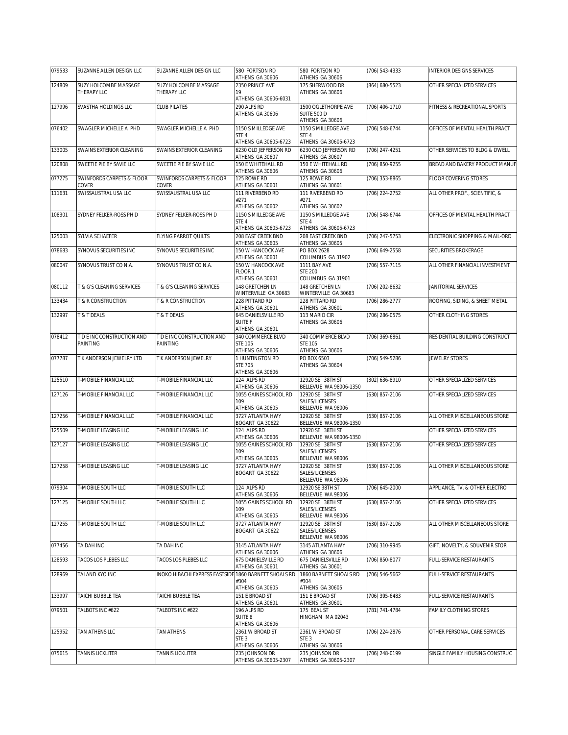| 079533 | SUZANNE ALLEN DESIGN LLC | SUZANNE ALLEN DESIGN LLC | 580 FORTSON RD ATHENS GA 30606 | 580 FORTSON RD ATHENS GA 30606 | (706) 543-4333 | INTERIOR DESIGNS SERVICES |
|---|---|---|---|---|---|---|
| 124809 | SUZY HOLCOMBE MASSAGE THERAPY LLC | SUZY HOLCOMBE MASSAGE THERAPY LLC | 2350 PRINCE AVE 19 ATHENS GA 30606-6031 | 175 SHERWOOD DR ATHENS GA 30606 | (864) 680-5523 | OTHER SPECIALIZED SERVICES |
| 127996 | SVASTHA HOLDINGS LLC | CLUB PILATES | 290 ALPS RD ATHENS GA 30606 | 1500 OGLETHORPE AVE SUITE 500 D ATHENS GA 30606 | (706) 406-1710 | FITNESS & RECREATIONAL SPORTS |
| 076402 | SWAGLER MICHELLE A PHD | SWAGLER MICHELLE A PHD | 1150 S MILLEDGE AVE STE 4 ATHENS GA 30605-6723 | 1150 S MILLEDGE AVE STE 4 ATHENS GA 30605-6723 | (706) 548-6744 | OFFICES OF MENTAL HEALTH PRACT |
| 133005 | SWAINS EXTERIOR CLEANING | SWAINS EXTERIOR CLEANING | 6230 OLD JEFFERSON RD ATHENS GA 30607 | 6230 OLD JEFFERSON RD ATHENS GA 30607 | (706) 247-4251 | OTHER SERVICES TO BLDG & DWELL |
| 120808 | SWEETIE PIE BY SAVIE LLC | SWEETIE PIE BY SAVIE LLC | 150 E WHITEHALL RD ATHENS GA 30606 | 150 E WHITEHALL RD ATHENS GA 30606 | (706) 850-9255 | BREAD AND BAKERY PRODUCT MANUF |
| 077275 | SWINFORDS CARPETS & FLOOR COVER | SWINFORDS CARPETS & FLOOR COVER | 125 ROWE RD ATHENS GA 30601 | 125 ROWE RD ATHENS GA 30601 | (706) 353-8865 | FLOOR COVERING STORES |
| 111631 | SWISSAUSTRAL USA LLC | SWISSAUSTRAL USA LLC | 111 RIVERBEND RD #271 ATHENS GA 30602 | 111 RIVERBEND RD #271 ATHENS GA 30602 | (706) 224-2752 | ALL OTHER PROF., SCIENTIFIC, & |
| 108301 | SYDNEY FELKER-ROSS PH D | SYDNEY FELKER-ROSS PH D | 1150 S MILLEDGE AVE STE 4 ATHENS GA 30605-6723 | 1150 S MILLEDGE AVE STE 4 ATHENS GA 30605-6723 | (706) 548-6744 | OFFICES OF MENTAL HEALTH PRACT |
| 125003 | SYLVIA SCHAEFER | FLYING PARROT QUILTS | 208 EAST CREEK BND ATHENS GA 30605 | 208 EAST CREEK BND ATHENS GA 30605 | (706) 247-5753 | ELECTRONIC SHOPPING & MAIL-ORD |
| 078683 | SYNOVUS SECURITIES INC | SYNOVUS SECURITIES INC | 150 W HANCOCK AVE ATHENS GA 30601 | PO BOX 2628 COLUMBUS GA 31902 | (706) 649-2558 | SECURITIES BROKERAGE |
| 080047 | SYNOVUS TRUST CO N.A. | SYNOVUS TRUST CO N.A. | 150 W HANCOCK AVE FLOOR 1 ATHENS GA 30601 | 1111 BAY AVE STE 200 COLUMBUS GA 31901 | (706) 557-7115 | ALL OTHER FINANCIAL INVESTMENT |
| 080112 | T & G'S CLEANING SERVICES | T & G'S CLEANING SERVICES | 148 GRETCHEN LN WINTERVILLE GA 30683 | 148 GRETCHEN LN WINTERVILLE GA 30683 | (706) 202-8632 | JANITORIAL SERVICES |
| 133434 | T & R CONSTRUCTION | T & R CONSTRUCTION | 228 PITTARD RD ATHENS GA 30601 | 228 PITTARD RD ATHENS GA 30601 | (706) 286-2777 | ROOFING, SIDING, & SHEET METAL |
| 132997 | T & T DEALS | T & T DEALS | 645 DANIELSVILLE RD SUITE F ATHENS GA 30601 | 113 MARIO CIR ATHENS GA 30606 | (706) 286-0575 | OTHER CLOTHING STORES |
| 078412 | T D E INC CONSTRUCTION AND PAINTING | T D E INC CONSTRUCTION AND PAINTING | 340 COMMERCE BLVD STE 105 ATHENS GA 30606 | 340 COMMERCE BLVD STE 105 ATHENS GA 30606 | (706) 369-6861 | RESIDENTIAL BUILDING CONSTRUCT |
| 077787 | T K ANDERSON JEWELRY LTD | T K ANDERSON JEWELRY | 1 HUNTINGTON RD STE 705 ATHENS GA 30606 | PO BOX 6503 ATHENS GA 30604 | (706) 549-5286 | JEWELRY STORES |
| 125510 | T-MOBILE FINANCIAL LLC | T-MOBILE FINANCIAL LLC | 124 ALPS RD ATHENS GA 30606 | 12920 SE 38TH ST BELLEVUE WA 98006-1350 | (302) 636-8910 | OTHER SPECIALIZED SERVICES |
| 127126 | T-MOBILE FINANCIAL LLC | T-MOBILE FINANCIAL LLC | 1055 GAINES SCHOOL RD 109 ATHENS GA 30605 | 12920 SE 38TH ST SALES/LICENSES BELLEVUE WA 98006 | (630) 857-2106 | OTHER SPECIALIZED SERVICES |
| 127256 | T-MOBILE FINANCIAL LLC | T-MOBILE FINANCIAL LLC | 3727 ATLANTA HWY BOGART GA 30622 | 12920 SE 38TH ST BELLEVUE WA 98006-1350 | (630) 857-2106 | ALL OTHER MISCELLANEOUS STORE |
| 125509 | T-MOBILE LEASING LLC | T-MOBILE LEASING LLC | 124 ALPS RD ATHENS GA 30606 | 12920 SE 38TH ST BELLEVUE WA 98006-1350 | | OTHER SPECIALIZED SERVICES |
| 127127 | T-MOBILE LEASING LLC | T-MOBILE LEASING LLC | 1055 GAINES SCHOOL RD 109 ATHENS GA 30605 | 12920 SE 38TH ST SALES/LICENSES BELLEVUE WA 98006 | (630) 857-2106 | OTHER SPECIALIZED SERVICES |
| 127258 | T-MOBILE LEASING LLC | T-MOBILE LEASING LLC | 3727 ATLANTA HWY BOGART GA 30622 | 12920 SE 38TH ST SALES/LICENSES BELLEVUE WA 98006 | (630) 857-2106 | ALL OTHER MISCELLANEOUS STORE |
| 079304 | T-MOBILE SOUTH LLC | T-MOBILE SOUTH LLC | 124 ALPS RD ATHENS GA 30606 | 12920 SE 38TH ST BELLEVUE WA 98006 | (706) 645-2000 | APPLIANCE, TV, & OTHER ELECTRO |
| 127125 | T-MOBILE SOUTH LLC | T-MOBILE SOUTH LLC | 1055 GAINES SCHOOL RD 109 ATHENS GA 30605 | 12920 SE 38TH ST SALES/LICENSES BELLEVUE WA 98006 | (630) 857-2106 | OTHER SPECIALIZED SERVICES |
| 127255 | T-MOBILE SOUTH LLC | T-MOBILE SOUTH LLC | 3727 ATLANTA HWY BOGART GA 30622 | 12920 SE 38TH ST SALES/LICENSES BELLEVUE WA 98006 | (630) 857-2106 | ALL OTHER MISCELLANEOUS STORE |
| 077456 | TA DAH INC | TA DAH INC | 3145 ATLANTA HWY ATHENS GA 30606 | 3145 ATLANTA HWY ATHENS GA 30606 | (706) 310-9945 | GIFT, NOVELTY, & SOUVENIR STOR |
| 128593 | TACOS LOS PLEBES LLC | TACOS LOS PLEBES LLC | 675 DANIELSVILLE RD ATHENS GA 30601 | 675 DANIELSVILLE RD ATHENS GA 30601 | (706) 850-8077 | FULL-SERVICE RESTAURANTS |
| 128969 | TAI AND KYO INC | INOKO HIBACHI EXPRESS EASTSIDE | 1860 BARNETT SHOALS RD #304 ATHENS GA 30605 | 1860 BARNETT SHOALS RD #304 ATHENS GA 30605 | (706) 546-5662 | FULL-SERVICE RESTAURANTS |
| 133997 | TAICHI BUBBLE TEA | TAICHI BUBBLE TEA | 151 E BROAD ST ATHENS GA 30601 | 151 E BROAD ST ATHENS GA 30601 | (706) 395-6483 | FULL-SERVICE RESTAURANTS |
| 079501 | TALBOTS INC #622 | TALBOTS INC #622 | 196 ALPS RD SUITE 8 ATHENS GA 30606 | 175 BEAL ST HINGHAM MA 02043 | (781) 741-4784 | FAMILY CLOTHING STORES |
| 125952 | TAN ATHENS LLC | TAN ATHENS | 2361 W BROAD ST STE 3 ATHENS GA 30606 | 2361 W BROAD ST STE 3 ATHENS GA 30606 | (706) 224-2876 | OTHER PERSONAL CARE SERVICES |
| 075615 | TANNIS LICKLITER | TANNIS LICKLITER | 235 JOHNSON DR ATHENS GA 30605-2307 | 235 JOHNSON DR ATHENS GA 30605-2307 | (706) 248-0199 | SINGLE FAMILY HOUSING CONSTRUC |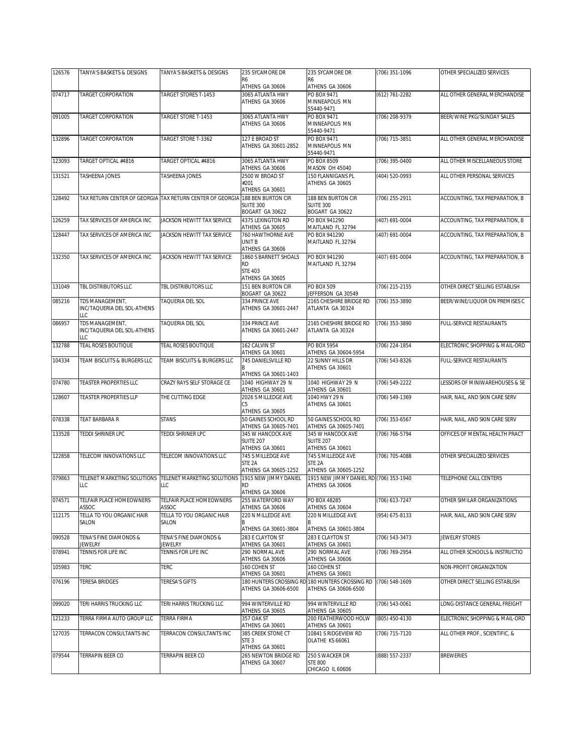| 126576 | TANYA'S BASKETS & DESIGNS | TANYA'S BASKETS & DESIGNS | 235 SYCAMORE DR R6 ATHENS GA 30606 | 235 SYCAMORE DR R6 ATHENS GA 30606 | (706) 351-1096 | OTHER SPECIALIZED SERVICES |
|---|---|---|---|---|---|---|
| 074717 | TARGET CORPORATION | TARGET STORES T-1453 | 3065 ATLANTA HWY ATHENS GA 30606 | PO BOX 9471 MINNEAPOLIS MN 55440-9471 | (612) 761-2282 | ALL OTHER GENERAL MERCHANDISE |
| 091005 | TARGET CORPORATION | TARGET STORE T-1453 | 3065 ATLANTA HWY ATHENS GA 30606 | PO BOX 9471 MINNEAPOLIS MN 55440-9471 | (706) 208-9379 | BEER/WINE PKG/SUNDAY SALES |
| 132896 | TARGET CORPORATION | TARGET STORE T-3362 | 127 E BROAD ST ATHENS GA 30601-2852 | PO BOX 9471 MINNEAPOLIS MN 55440-9471 | (706) 715-3851 | ALL OTHER GENERAL MERCHANDISE |
| 123093 | TARGET OPTICAL #4816 | TARGET OPTICAL #4816 | 3065 ATLANTA HWY ATHENS GA 30606 | PO BOX 8509 MASON OH 45040 | (706) 395-0400 | ALL OTHER MISCELLANEOUS STORE |
| 131521 | TASHEENA JONES | TASHEENA JONES | 2500 W BROAD ST #201 ATHENS GA 30601 | 150 FLANNIGANS PL ATHENS GA 30605 | (404) 520-0993 | ALL OTHER PERSONAL SERVICES |
| 128492 | TAX RETURN CENTER OF GEORGIA | TAX RETURN CENTER OF GEORGIA | 188 BEN BURTON CIR SUITE 300 BOGART GA 30622 | 188 BEN BURTON CIR SUITE 300 BOGART GA 30622 | (706) 255-2911 | ACCOUNTING, TAX PREPARATION, B |
| 126259 | TAX SERVICES OF AMERICA INC | JACKSON HEWITT TAX SERVICE | 4375 LEXINGTON RD ATHENS GA 30605 | PO BOX 941290 MAITLAND FL 32794 | (407) 691-0004 | ACCOUNTING, TAX PREPARATION, B |
| 128447 | TAX SERVICES OF AMERICA INC | JACKSON HEWITT TAX SERVICE | 760 HAWTHORNE AVE UNIT B ATHENS GA 30606 | PO BOX 941290 MAITLAND FL 32794 | (407) 691-0004 | ACCOUNTING, TAX PREPARATION, B |
| 132350 | TAX SERVICES OF AMERICA INC | JACKSON HEWITT TAX SERVICE | 1860 S BARNETT SHOALS RD STE 403 ATHENS GA 30605 | PO BOX 941290 MAITLAND FL 32794 | (407) 691-0004 | ACCOUNTING, TAX PREPARATION, B |
| 131049 | TBL DISTRIBUTORS LLC | TBL DISTRIBUTORS LLC | 151 BEN BURTON CIR BOGART GA 30622 | PO BOX 509 JEFFERSON GA 30549 | (706) 215-2155 | OTHER DIRECT SELLING ESTABLISH |
| 085216 | TDS MANAGEMENT, INC/TAQUERIA DEL SOL-ATHENS LLC | TAQUERIA DEL SOL | 334 PRINCE AVE ATHENS GA 30601-2447 | 2165 CHESHIRE BRIDGE RD ATLANTA GA 30324 | (706) 353-3890 | BEER/WINE/LIQUOR ON PREMISES C |
| 086957 | TDS MANAGEMENT, INC/TAQUERIA DEL SOL-ATHENS LLC | TAQUERIA DEL SOL | 334 PRINCE AVE ATHENS GA 30601-2447 | 2165 CHESHIRE BRIDGE RD ATLANTA GA 30324 | (706) 353-3890 | FULL-SERVICE RESTAURANTS |
| 132788 | TEAL ROSES BOUTIQUE | TEAL ROSES BOUTIQUE | 162 CALVIN ST ATHENS GA 30601 | PO BOX 5954 ATHENS GA 30604-5954 | (706) 224-1854 | ELECTRONIC SHOPPING & MAIL-ORD |
| 104334 | TEAM BISCUITS & BURGERS LLC | TEAM BISCUITS & BURGERS LLC | 745 DANIELSVILLE RD B ATHENS GA 30601-1403 | 22 SUNNY HILLS DR ATHENS GA 30601 | (706) 543-8326 | FULL-SERVICE RESTAURANTS |
| 074780 | TEASTER PROPERTIES LLC | CRAZY RAYS SELF STORAGE CE | 1040 HIGHWAY 29 N ATHENS GA 30601 | 1040 HIGHWAY 29 N ATHENS GA 30601 | (706) 549-2222 | LESSORS OF MINIWAREHOUSES & SE |
| 128607 | TEASTER PROPERTIES LLP | THE CUTTING EDGE | 2026 S MILLEDGE AVE C5 ATHENS GA 30605 | 1040 HWY 29 N ATHENS GA 30601 | (706) 549-1369 | HAIR, NAIL, AND SKIN CARE SERV |
| 078338 | TEAT BARBARA R | STANS | 50 GAINES SCHOOL RD ATHENS GA 30605-7401 | 50 GAINES SCHOOL RD ATHENS GA 30605-7401 | (706) 353-6567 | HAIR, NAIL, AND SKIN CARE SERV |
| 133528 | TEDDI SHRINER LPC | TEDDI SHRINER LPC | 345 W HANCOCK AVE SUITE 207 ATHENS GA 30601 | 345 W HANCOCK AVE SUITE 207 ATHENS GA 30601 | (706) 766-5794 | OFFICES OF MENTAL HEALTH PRACT |
| 122858 | TELECOM INNOVATIONS LLC | TELECOM INNOVATIONS LLC | 745 S MILLEDGE AVE STE 2A ATHENS GA 30605-1252 | 745 S MILLEDGE AVE STE 2A ATHENS GA 30605-1252 | (706) 705-4088 | OTHER SPECIALIZED SERVICES |
| 079863 | TELENET MARKETING SOLUTIONS LLC | TELENET MARKETING SOLUTIONS LLC | 1915 NEW JIMMY DANIEL RD ATHENS GA 30606 | 1915 NEW JIMMY DANIEL RD ATHENS GA 30606 | (706) 353-1940 | TELEPHONE CALL CENTERS |
| 074571 | TELFAIR PLACE HOMEOWNERS ASSOC | TELFAIR PLACE HOMEOWNERS ASSOC | 255 WATERFORD WAY ATHENS GA 30606 | PO BOX 48285 ATHENS GA 30604 | (706) 613-7247 | OTHER SIMILAR ORGANIZATIONS |
| 112175 | TELLA TO YOU ORGANIC HAIR SALON | TELLA TO YOU ORGANIC HAIR SALON | 220 N MILLEDGE AVE B ATHENS GA 30601-3804 | 220 N MILLEDGE AVE B ATHENS GA 30601-3804 | (954) 675-8133 | HAIR, NAIL, AND SKIN CARE SERV |
| 090528 | TENA'S FINE DIAMONDS & JEWELRY | TENA'S FINE DIAMONDS & JEWELRY | 283 E CLAYTON ST ATHENS GA 30601 | 283 E CLAYTON ST ATHENS GA 30601 | (706) 543-3473 | JEWELRY STORES |
| 078941 | TENNIS FOR LIFE INC | TENNIS FOR LIFE INC | 290 NORMAL AVE ATHENS GA 30606 | 290 NORMAL AVE ATHENS GA 30606 | (706) 769-2954 | ALL OTHER SCHOOLS & INSTRUCTIO |
| 105983 | TERC | TERC | 160 COHEN ST ATHENS GA 30601 | 160 COHEN ST ATHENS GA 30601 | | NON-PROFIT ORGANIZATION |
| 076196 | TERESA BRIDGES | TERESA'S GIFTS | 180 HUNTERS CROSSING RD ATHENS GA 30606-6500 | 180 HUNTERS CROSSING RD ATHENS GA 30606-6500 | (706) 548-1609 | OTHER DIRECT SELLING ESTABLISH |
| 099020 | TERI HARRIS TRUCKING LLC | TERI HARRIS TRUCKING LLC | 994 WINTERVILLE RD ATHENS GA 30605 | 994 WINTERVILLE RD ATHENS GA 30605 | (706) 543-0061 | LONG-DISTANCE GENERAL FREIGHT |
| 121233 | TERRA FIRMA AUTO GROUP LLC | TERRA FIRMA | 357 OAK ST ATHENS GA 30601 | 200 FEATHERWOOD HOLW ATHENS GA 30601 | (805) 450-4130 | ELECTRONIC SHOPPING & MAIL-ORD |
| 127035 | TERRACON CONSULTANTS INC | TERRACON CONSULTANTS INC | 385 CREEK STONE CT STE 3 ATHENS GA 30601 | 10841 S RIDGEVIEW RD OLATHE KS 66061 | (706) 715-7120 | ALL OTHER PROF., SCIENTIFIC, & |
| 079544 | TERRAPIN BEER CO | TERRAPIN BEER CO | 265 NEWTON BRIDGE RD ATHENS GA 30607 | 250 S WACKER DR STE 800 CHICAGO IL 60606 | (888) 557-2337 | BREWERIES |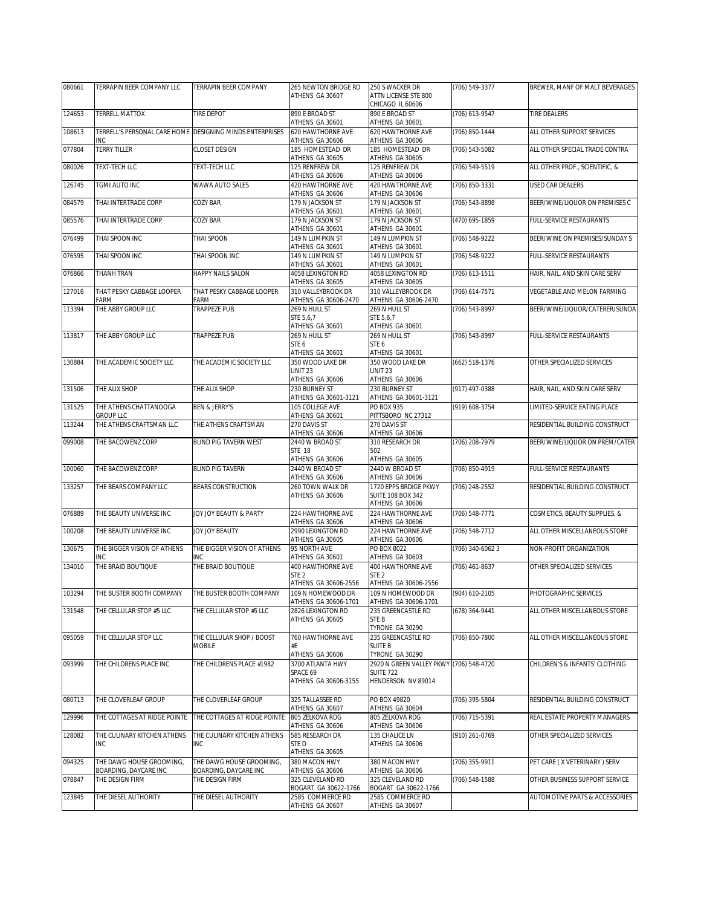| 080661 | TERRAPIN BEER COMPANY LLC | TERRAPIN BEER COMPANY | 265 NEWTON BRIDGE RD ATHENS GA 30607 | 250 S WACKER DR ATTN LICENSE STE 800 CHICAGO IL 60606 | (706) 549-3377 | BREWER, MANF OF MALT BEVERAGES |
|---|---|---|---|---|---|---|
| 124653 | TERRELL MATTOX | TIRE DEPOT | 890 E BROAD ST ATHENS GA 30601 | 890 E BROAD ST ATHENS GA 30601 | (706) 613-9547 | TIRE DEALERS |
| 108613 | TERRELL'S PERSONAL CARE HOME INC | DESIGNING MINDS ENTERPRISES | 620 HAWTHORNE AVE ATHENS GA 30606 | 620 HAWTHORNE AVE ATHENS GA 30606 | (706) 850-1444 | ALL OTHER SUPPORT SERVICES |
| 077804 | TERRY TILLER | CLOSET DESIGN | 185 HOMESTEAD DR ATHENS GA 30605 | 185 HOMESTEAD DR ATHENS GA 30605 | (706) 543-5082 | ALL OTHER SPECIAL TRADE CONTRA |
| 080026 | TEXT-TECH LLC | TEXT-TECH LLC | 125 RENFREW DR ATHENS GA 30606 | 125 RENFREW DR ATHENS GA 30606 | (706) 549-5519 | ALL OTHER PROF., SCIENTIFIC, & |
| 126745 | TGMI AUTO INC | WAWA AUTO SALES | 420 HAWTHORNE AVE ATHENS GA 30606 | 420 HAWTHORNE AVE ATHENS GA 30606 | (706) 850-3331 | USED CAR DEALERS |
| 084579 | THAI INTERTRADE CORP | COZY BAR | 179 N JACKSON ST ATHENS GA 30601 | 179 N JACKSON ST ATHENS GA 30601 | (706) 543-8898 | BEER/WINE/LIQUOR ON PREMISES C |
| 085576 | THAI INTERTRADE CORP | COZY BAR | 179 N JACKSON ST ATHENS GA 30601 | 179 N JACKSON ST ATHENS GA 30601 | (470) 695-1859 | FULL-SERVICE RESTAURANTS |
| 076499 | THAI SPOON INC | THAI SPOON | 149 N LUMPKIN ST ATHENS GA 30601 | 149 N LUMPKIN ST ATHENS GA 30601 | (706) 548-9222 | BEER/WINE ON PREMISES/SUNDAY S |
| 076595 | THAI SPOON INC | THAI SPOON INC | 149 N LUMPKIN ST ATHENS GA 30601 | 149 N LUMPKIN ST ATHENS GA 30601 | (706) 548-9222 | FULL-SERVICE RESTAURANTS |
| 076866 | THANH TRAN | HAPPY NAILS SALON | 4058 LEXINGTON RD ATHENS GA 30605 | 4058 LEXINGTON RD ATHENS GA 30605 | (706) 613-1511 | HAIR, NAIL, AND SKIN CARE SERV |
| 127016 | THAT PESKY CABBAGE LOOPER FARM | THAT PESKY CABBAGE LOOPER FARM | 310 VALLEYBROOK DR ATHENS GA 30606-2470 | 310 VALLEYBROOK DR ATHENS GA 30606-2470 | (706) 614-7571 | VEGETABLE AND MELON FARMING |
| 113394 | THE ABBY GROUP LLC | TRAPPEZE PUB | 269 N HULL ST STE 5,6,7 ATHENS GA 30601 | 269 N HULL ST STE 5,6,7 ATHENS GA 30601 | (706) 543-8997 | BEER/WINE/LIQUOR/CATERER/SUNDA |
| 113817 | THE ABBY GROUP LLC | TRAPPEZE PUB | 269 N HULL ST STE 6 ATHENS GA 30601 | 269 N HULL ST STE 6 ATHENS GA 30601 | (706) 543-8997 | FULL-SERVICE RESTAURANTS |
| 130884 | THE ACADEMIC SOCIETY LLC | THE ACADEMIC SOCIETY LLC | 350 WOOD LAKE DR UNIT 23 ATHENS GA 30606 | 350 WOOD LAKE DR UNIT 23 ATHENS GA 30606 | (662) 518-1376 | OTHER SPECIALIZED SERVICES |
| 131506 | THE ALIX SHOP | THE ALIX SHOP | 230 BURNEY ST ATHENS GA 30601-3121 | 230 BURNEY ST ATHENS GA 30601-3121 | (917) 497-0388 | HAIR, NAIL, AND SKIN CARE SERV |
| 131525 | THE ATHENS CHATTANOOGA GROUP LLC | BEN & JERRY'S | 105 COLLEGE AVE ATHENS GA 30601 | PO BOX 935 PITTSBORO NC 27312 | (919) 608-3754 | LIMITED-SERVICE EATING PLACE |
| 113244 | THE ATHENS CRAFTSMAN LLC | THE ATHENS CRAFTSMAN | 270 DAVIS ST ATHENS GA 30606 | 270 DAVIS ST ATHENS GA 30606 | | RESIDENTIAL BUILDING CONSTRUCT |
| 099008 | THE BACOWENZ CORP | BLIND PIG TAVERN WEST | 2440 W BROAD ST STE 18 ATHENS GA 30606 | 310 RESEARCH DR 502 ATHENS GA 30605 | (706) 208-7979 | BEER/WINE/LIQUOR ON PREM/CATER |
| 100060 | THE BACOWENZ CORP | BLIND PIG TAVERN | 2440 W BROAD ST ATHENS GA 30606 | 2440 W BROAD ST ATHENS GA 30606 | (706) 850-4919 | FULL-SERVICE RESTAURANTS |
| 133257 | THE BEARS COMPANY LLC | BEARS CONSTRUCTION | 260 TOWN WALK DR ATHENS GA 30606 | 1720 EPPS BRDIGE PKWY SUITE 108 BOX 342 ATHENS GA 30606 | (706) 248-2552 | RESIDENTIAL BUILDING CONSTRUCT |
| 076889 | THE BEAUTY UNIVERSE INC | JOY JOY BEAUTY & PARTY | 224 HAWTHORNE AVE ATHENS GA 30606 | 224 HAWTHORNE AVE ATHENS GA 30606 | (706) 548-7771 | COSMETICS, BEAUTY SUPPLIES, & |
| 100208 | THE BEAUTY UNIVERSE INC | JOY JOY BEAUTY | 2990 LEXINGTON RD ATHENS GA 30605 | 224 HAWTHORNE AVE ATHENS GA 30606 | (706) 548-7712 | ALL OTHER MISCELLANEOUS STORE |
| 130675 | THE BIGGER VISION OF ATHENS INC | THE BIGGER VISION OF ATHENS INC | 95 NORTH AVE ATHENS GA 30601 | PO BOX 8022 ATHENS GA 30603 | (706) 340-6062 3 | NON-PROFIT ORGANIZATION |
| 134010 | THE BRAID BOUTIQUE | THE BRAID BOUTIQUE | 400 HAWTHORNE AVE STE 2 ATHENS GA 30606-2556 | 400 HAWTHORNE AVE STE 2 ATHENS GA 30606-2556 | (706) 461-8637 | OTHER SPECIALIZED SERVICES |
| 103294 | THE BUSTER BOOTH COMPANY | THE BUSTER BOOTH COMPANY | 109 N HOMEWOOD DR ATHENS GA 30606-1701 | 109 N HOMEWOOD DR ATHENS GA 30606-1701 | (904) 610-2105 | PHOTOGRAPHIC SERVICES |
| 131548 | THE CELLULAR STOP #5 LLC | THE CELLULAR STOP #5 LLC | 2826 LEXINGTON RD ATHENS GA 30605 | 235 GREENCASTLE RD STE B TYRONE GA 30290 | (678) 364-9441 | ALL OTHER MISCELLANEOUS STORE |
| 095059 | THE CELLULAR STOP LLC | THE CELLULAR SHOP / BOOST MOBILE | 760 HAWTHORNE AVE #E ATHENS GA 30606 | 235 GREENCASTLE RD SUITE B TYRONE GA 30290 | (706) 850-7800 | ALL OTHER MISCELLANEOUS STORE |
| 093999 | THE CHILDRENS PLACE INC | THE CHILDRENS PLACE #1982 | 3700 ATLANTA HWY SPACE 69 ATHENS GA 30606-3155 | 2920 N GREEN VALLEY PKWY SUITE 722 HENDERSON NV 89014 | (706) 548-4720 | CHILDREN'S & INFANTS' CLOTHING |
| 080713 | THE CLOVERLEAF GROUP | THE CLOVERLEAF GROUP | 325 TALLASSEE RD ATHENS GA 30607 | PO BOX 49820 ATHENS GA 30604 | (706) 395-5804 | RESIDENTIAL BUILDING CONSTRUCT |
| 129996 | THE COTTAGES AT RIDGE POINTE | THE COTTAGES AT RIDGE POINTE | 805 ZELKOVA RDG ATHENS GA 30606 | 805 ZELKOVA RDG ATHENS GA 30606 | (706) 715-5391 | REAL ESTATE PROPERTY MANAGERS |
| 128082 | THE CULINARY KITCHEN ATHENS INC | THE CULINARY KITCHEN ATHENS INC | 585 RESEARCH DR STE D ATHENS GA 30605 | 135 CHALICE LN ATHENS GA 30606 | (910) 261-0769 | OTHER SPECIALIZED SERVICES |
| 094325 | THE DAWG HOUSE GROOMING, BOARDING, DAYCARE INC | THE DAWG HOUSE GROOMING, BOARDING, DAYCARE INC | 380 MACON HWY ATHENS GA 30606 | 380 MACON HWY ATHENS GA 30606 | (706) 355-9911 | PET CARE ( X VETERINARY ) SERV |
| 078847 | THE DESIGN FIRM | THE DESIGN FIRM | 325 CLEVELAND RD BOGART GA 30622-1766 | 325 CLEVELAND RD BOGART GA 30622-1766 | (706) 548-1588 | OTHER BUSINESS SUPPORT SERVICE |
| 123845 | THE DIESEL AUTHORITY | THE DIESEL AUTHORITY | 2585 COMMERCE RD ATHENS GA 30607 | 2585 COMMERCE RD ATHENS GA 30607 | | AUTOMOTIVE PARTS & ACCESSORIES |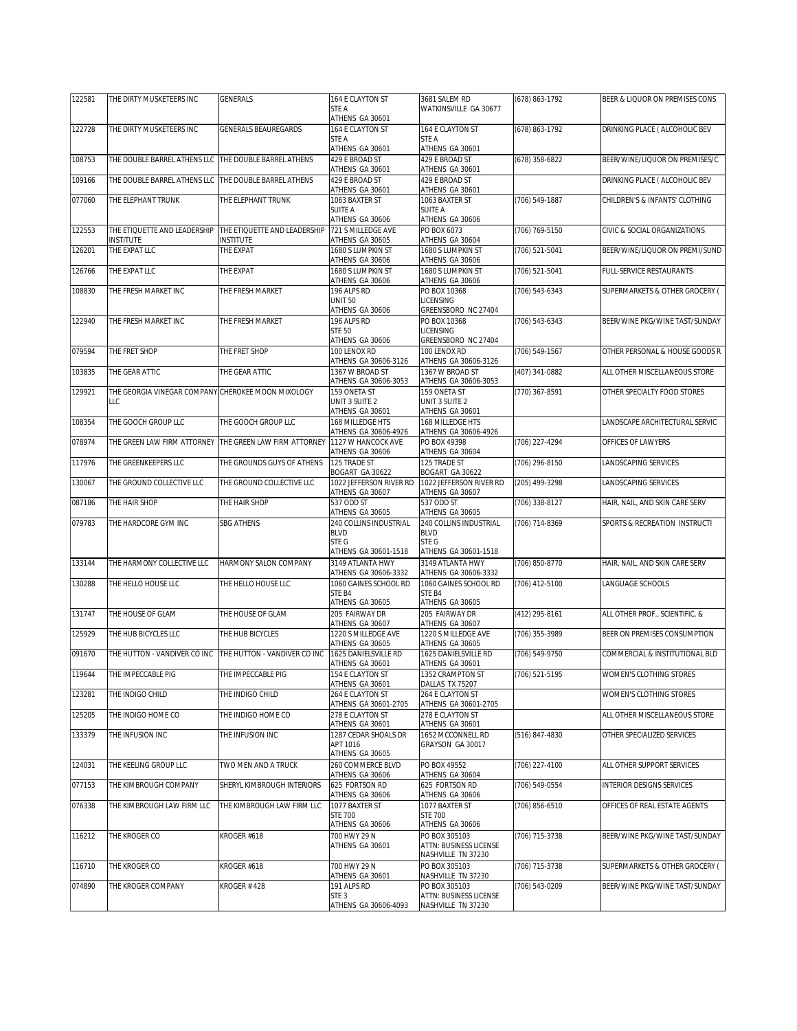| 122581 | THE DIRTY MUSKETEERS INC | GENERALS | 164 E CLAYTON ST STE A ATHENS GA 30601 | 3681 SALEM RD WATKINSVILLE GA 30677 | (678) 863-1792 | BEER & LIQUOR ON PREMISES CONS |
|---|---|---|---|---|---|---|
| 122728 | THE DIRTY MUSKETEERS INC | GENERALS BEAUREGARDS | 164 E CLAYTON ST STE A ATHENS GA 30601 | 164 E CLAYTON ST STE A ATHENS GA 30601 | (678) 863-1792 | DRINKING PLACE ( ALCOHOLIC BEV |
| 108753 | THE DOUBLE BARREL ATHENS LLC | THE DOUBLE BARREL ATHENS | 429 E BROAD ST ATHENS GA 30601 | 429 E BROAD ST ATHENS GA 30601 | (678) 358-6822 | BEER/WINE/LIQUOR ON PREMISES/C |
| 109166 | THE DOUBLE BARREL ATHENS LLC | THE DOUBLE BARREL ATHENS | 429 E BROAD ST ATHENS GA 30601 | 429 E BROAD ST ATHENS GA 30601 | | DRINKING PLACE ( ALCOHOLIC BEV |
| 077060 | THE ELEPHANT TRUNK | THE ELEPHANT TRUNK | 1063 BAXTER ST SUITE A ATHENS GA 30606 | 1063 BAXTER ST SUITE A ATHENS GA 30606 | (706) 549-1887 | CHILDREN'S & INFANTS' CLOTHING |
| 122553 | THE ETIQUETTE AND LEADERSHIP INSTITUTE | THE ETIQUETTE AND LEADERSHIP INSTITUTE | 721 S MILLEDGE AVE ATHENS GA 30605 | PO BOX 6073 ATHENS GA 30604 | (706) 769-5150 | CIVIC & SOCIAL ORGANIZATIONS |
| 126201 | THE EXPAT LLC | THE EXPAT | 1680 S LUMPKIN ST ATHENS GA 30606 | 1680 S LUMPKIN ST ATHENS GA 30606 | (706) 521-5041 | BEER/WINE/LIQUOR ON PREMI/SUND |
| 126766 | THE EXPAT LLC | THE EXPAT | 1680 S LUMPKIN ST ATHENS GA 30606 | 1680 S LUMPKIN ST ATHENS GA 30606 | (706) 521-5041 | FULL-SERVICE RESTAURANTS |
| 108830 | THE FRESH MARKET INC | THE FRESH MARKET | 196 ALPS RD UNIT 50 ATHENS GA 30606 | PO BOX 10368 LICENSING GREENSBORO NC 27404 | (706) 543-6343 | SUPERMARKETS & OTHER GROCERY ( |
| 122940 | THE FRESH MARKET INC | THE FRESH MARKET | 196 ALPS RD STE 50 ATHENS GA 30606 | PO BOX 10368 LICENSING GREENSBORO NC 27404 | (706) 543-6343 | BEER/WINE PKG/WINE TAST/SUNDAY |
| 079594 | THE FRET SHOP | THE FRET SHOP | 100 LENOX RD ATHENS GA 30606-3126 | 100 LENOX RD ATHENS GA 30606-3126 | (706) 549-1567 | OTHER PERSONAL & HOUSE GOODS R |
| 103835 | THE GEAR ATTIC | THE GEAR ATTIC | 1367 W BROAD ST ATHENS GA 30606-3053 | 1367 W BROAD ST ATHENS GA 30606-3053 | (407) 341-0882 | ALL OTHER MISCELLANEOUS STORE |
| 129921 | THE GEORGIA VINEGAR COMPANY LLC | CHEROKEE MOON MIXOLOGY | 159 ONETA ST UNIT 3 SUITE 2 ATHENS GA 30601 | 159 ONETA ST UNIT 3 SUITE 2 ATHENS GA 30601 | (770) 367-8591 | OTHER SPECIALTY FOOD STORES |
| 108354 | THE GOOCH GROUP LLC | THE GOOCH GROUP LLC | 168 MILLEDGE HTS ATHENS GA 30606-4926 | 168 MILLEDGE HTS ATHENS GA 30606-4926 | | LANDSCAPE ARCHITECTURAL SERVIC |
| 078974 | THE GREEN LAW FIRM ATTORNEY | THE GREEN LAW FIRM ATTORNEY | 1127 W HANCOCK AVE ATHENS GA 30606 | PO BOX 49398 ATHENS GA 30604 | (706) 227-4294 | OFFICES OF LAWYERS |
| 117976 | THE GREENKEEPERS LLC | THE GROUNDS GUYS OF ATHENS | 125 TRADE ST BOGART GA 30622 | 125 TRADE ST BOGART GA 30622 | (706) 296-8150 | LANDSCAPING SERVICES |
| 130067 | THE GROUND COLLECTIVE LLC | THE GROUND COLLECTIVE LLC | 1022 JEFFERSON RIVER RD ATHENS GA 30607 | 1022 JEFFERSON RIVER RD ATHENS GA 30607 | (205) 499-3298 | LANDSCAPING SERVICES |
| 087186 | THE HAIR SHOP | THE HAIR SHOP | 537 ODD ST ATHENS GA 30605 | 537 ODD ST ATHENS GA 30605 | (706) 338-8127 | HAIR, NAIL, AND SKIN CARE SERV |
| 079783 | THE HARDCORE GYM INC | SBG ATHENS | 240 COLLINS INDUSTRIAL BLVD STE G ATHENS GA 30601-1518 | 240 COLLINS INDUSTRIAL BLVD STE G ATHENS GA 30601-1518 | (706) 714-8369 | SPORTS & RECREATION INSTRUCTI |
| 133144 | THE HARMONY COLLECTIVE LLC | HARMONY SALON COMPANY | 3149 ATLANTA HWY ATHENS GA 30606-3332 | 3149 ATLANTA HWY ATHENS GA 30606-3332 | (706) 850-8770 | HAIR, NAIL, AND SKIN CARE SERV |
| 130288 | THE HELLO HOUSE LLC | THE HELLO HOUSE LLC | 1060 GAINES SCHOOL RD STE B4 ATHENS GA 30605 | 1060 GAINES SCHOOL RD STE B4 ATHENS GA 30605 | (706) 412-5100 | LANGUAGE SCHOOLS |
| 131747 | THE HOUSE OF GLAM | THE HOUSE OF GLAM | 205 FAIRWAY DR ATHENS GA 30607 | 205 FAIRWAY DR ATHENS GA 30607 | (412) 295-8161 | ALL OTHER PROF., SCIENTIFIC, & |
| 125929 | THE HUB BICYCLES LLC | THE HUB BICYCLES | 1220 S MILLEDGE AVE ATHENS GA 30605 | 1220 S MILLEDGE AVE ATHENS GA 30605 | (706) 355-3989 | BEER ON PREMISES CONSUMPTION |
| 091670 | THE HUTTON - VANDIVER CO INC | THE HUTTON - VANDIVER CO INC | 1625 DANIELSVILLE RD ATHENS GA 30601 | 1625 DANIELSVILLE RD ATHENS GA 30601 | (706) 549-9750 | COMMERCIAL & INSTITUTIONAL BLD |
| 119644 | THE IMPECCABLE PIG | THE IMPECCABLE PIG | 154 E CLAYTON ST ATHENS GA 30601 | 1352 CRAMPTON ST DALLAS TX 75207 | (706) 521-5195 | WOMEN'S CLOTHING STORES |
| 123281 | THE INDIGO CHILD | THE INDIGO CHILD | 264 E CLAYTON ST ATHENS GA 30601-2705 | 264 E CLAYTON ST ATHENS GA 30601-2705 | | WOMEN'S CLOTHING STORES |
| 125205 | THE INDIGO HOME CO | THE INDIGO HOME CO | 278 E CLAYTON ST ATHENS GA 30601 | 278 E CLAYTON ST ATHENS GA 30601 | | ALL OTHER MISCELLANEOUS STORE |
| 133379 | THE INFUSION INC | THE INFUSION INC | 1287 CEDAR SHOALS DR APT 1016 ATHENS GA 30605 | 1652 MCCONNELL RD GRAYSON GA 30017 | (516) 847-4830 | OTHER SPECIALIZED SERVICES |
| 124031 | THE KEELING GROUP LLC | TWO MEN AND A TRUCK | 260 COMMERCE BLVD ATHENS GA 30606 | PO BOX 49552 ATHENS GA 30604 | (706) 227-4100 | ALL OTHER SUPPORT SERVICES |
| 077153 | THE KIMBROUGH COMPANY | SHERYL KIMBROUGH INTERIORS | 625 FORTSON RD ATHENS GA 30606 | 625 FORTSON RD ATHENS GA 30606 | (706) 549-0554 | INTERIOR DESIGNS SERVICES |
| 076338 | THE KIMBROUGH LAW FIRM LLC | THE KIMBROUGH LAW FIRM LLC | 1077 BAXTER ST STE 700 ATHENS GA 30606 | 1077 BAXTER ST STE 700 ATHENS GA 30606 | (706) 856-6510 | OFFICES OF REAL ESTATE AGENTS |
| 116212 | THE KROGER CO | KROGER #618 | 700 HWY 29 N ATHENS GA 30601 | PO BOX 305103 ATTN: BUSINESS LICENSE NASHVILLE TN 37230 | (706) 715-3738 | BEER/WINE PKG/WINE TAST/SUNDAY |
| 116710 | THE KROGER CO | KROGER #618 | 700 HWY 29 N ATHENS GA 30601 | PO BOX 305103 NASHVILLE TN 37230 | (706) 715-3738 | SUPERMARKETS & OTHER GROCERY ( |
| 074890 | THE KROGER COMPANY | KROGER # 428 | 191 ALPS RD STE 3 ATHENS GA 30606-4093 | PO BOX 305103 ATTN: BUSINESS LICENSE NASHVILLE TN 37230 | (706) 543-0209 | BEER/WINE PKG/WINE TAST/SUNDAY |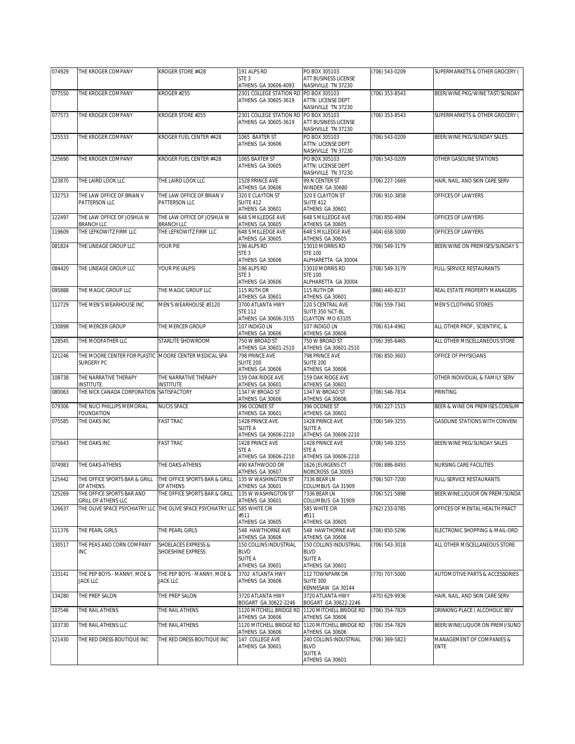| 074929 | THE KROGER COMPANY | KROGER STORE #428 | 191 ALPS RD<br>STE 3<br>ATHENS GA 30606-4093 | PO BOX 305103<br>ATT BUSINESS LICENSE<br>NASHVILLE TN 37230 | (706) 543-0209 | SUPERMARKETS & OTHER GROCERY ( |
|---|---|---|---|---|---|---|
| 077550 | THE KROGER COMPANY | KROGER #255 | 2301 COLLEGE STATION RD<br>ATHENS GA 30605-3619 | PO BOX 305103<br>ATTN: LICENSE DEPT<br>NASHVILLE TN 37230 | (706) 353-8543 | BEER/WINE PKG/WINE TAST/SUNDAY |
| 077573 | THE KROGER COMPANY | KROGER STORE #255 | 2301 COLLEGE STATION RD<br>ATHENS GA 30605-3619 | PO BOX 305103<br>ATT BUSINESS LICENSE<br>NASHVILLE TN 37230 | (706) 353-8543 | SUPERMARKETS & OTHER GROCERY ( |
| 125533 | THE KROGER COMPANY | KROGER FUEL CENTER #428 | 1065 BAXTER ST<br>ATHENS GA 30606 | PO BOX 305103<br>ATTN: LICENSE DEPT<br>NASHVILLE TN 37230 | (706) 543-0209 | BEER/WINE PKG/SUNDAY SALES |
| 125690 | THE KROGER COMPANY | KROGER FUEL CENTER #428 | 1065 BAXTER ST<br>ATHENS GA 30605 | PO BOX 305103<br>ATTN: LICENSE DEPT<br>NASHVILLE TN 37230 | (706) 543-0209 | OTHER GASOLINE STATIONS |
| 123870 | THE LAIRD LOOK LLC | THE LAIRD LOOK LLC | 1528 PRINCE AVE<br>ATHENS GA 30606 | 99 N CENTER ST<br>WINDER GA 30680 | (706) 227-1669 | HAIR, NAIL, AND SKIN CARE SERV |
| 132753 | THE LAW OFFICE OF BRIAN V PATTERSON LLC | THE LAW OFFICE OF BRIAN V PATTERSON LLC | 320 E CLAYTON ST<br>SUITE 412<br>ATHENS GA 30601 | 320 E CLAYTON ST<br>SUITE 412<br>ATHENS GA 30601 | (706) 910-3858 | OFFICES OF LAWYERS |
| 122497 | THE LAW OFFICE OF JOSHUA W BRANCH LLC | THE LAW OFFICE OF JOSHUA W BRANCH LLC | 648 S MILLEDGE AVE<br>ATHENS GA 30605 | 648 S MILLEDGE AVE<br>ATHENS GA 30605 | (706) 850-4994 | OFFICES OF LAWYERS |
| 119609 | THE LEFKOWITZ FIRM LLC | THE LEFKOWITZ FIRM LLC | 648 S MILLEDGE AVE<br>ATHENS GA 30605 | 648 S MILLEDGE AVE<br>ATHENS GA 30605 | (404) 658-5000 | OFFICES OF LAWYERS |
| 081824 | THE LINEAGE GROUP LLC | YOUR PIE | 196 ALPS RD<br>STE 3<br>ATHENS GA 30606 | 13010 MORRIS RD<br>STE 100<br>ALPHARETTA GA 30004 | (706) 549-3179 | BEER/WINE ON PREMISES/SUNDAY S |
| 084420 | THE LINEAGE GROUP LLC | YOUR PIE (ALPS) | 196 ALPS RD<br>STE 3<br>ATHENS GA 30606 | 13010 MORRIS RD<br>STE 100<br>ALPHARETTA GA 30004 | (706) 549-3179 | FULL-SERVICE RESTAURANTS |
| 095888 | THE MAGIC GROUP LLC | THE MAGIC GROUP LLC | 115 RUTH DR<br>ATHENS GA 30601 | 115 RUTH DR<br>ATHENS GA 30601 | (866) 440-8237 | REAL ESTATE PROPERTY MANAGERS |
| 112729 | THE MEN'S WEARHOUSE INC | MEN'S WEARHOUSE #3120 | 3700 ATLANTA HWY<br>STE 112<br>ATHENS GA 30606-3155 | 120 S CENTRAL AVE<br>SUITE 350 %CT-BL<br>CLAYTON MO 63105 | (706) 559-7341 | MEN'S CLOTHING STORES |
| 130898 | THE MERCER GROUP | THE MERCER GROUP | 107 INDIGO LN<br>ATHENS GA 30606 | 107 INDIGO LN<br>ATHENS GA 30606 | (706) 614-4961 | ALL OTHER PROF., SCIENTIFIC, & |
| 128545 | THE MODFATHER LLC | STARLITE SHOWROOM | 750 W BROAD ST<br>ATHENS GA 30601-2510 | 750 W BROAD ST<br>ATHENS GA 30601-2510 | (706) 395-6465 | ALL OTHER MISCELLANEOUS STORE |
| 121246 | THE MOORE CENTER FOR PLASTIC SURGERY PC | MOORE CENTER MEDICAL SPA | 798 PRINCE AVE<br>SUITE 200<br>ATHENS GA 30606 | 798 PRINCE AVE<br>SUITE 200<br>ATHENS GA 30606 | (706) 850-3603 | OFFICE OF PHYSICIANS |
| 108738 | THE NARRATIVE THERAPY INSTITUTE | THE NARRATIVE THERAPY INSTITUTE | 159 OAK RIDGE AVE<br>ATHENS GA 30601 | 159 OAK RIDGE AVE<br>ATHENS GA 30601 | | OTHER INDIVIDUAL & FAMILY SERV |
| 080063 | THE NICK CANADA CORPORATION | SATISFACTORY | 1347 W BROAD ST<br>ATHENS GA 30606 | 1347 W BROAD ST<br>ATHENS GA 30606 | (706) 546-7814 | PRINTING |
| 079306 | THE NUCI PHILLIPS MEMORIAL FOUNDATION | NUCIS SPACE | 396 OCONEE ST<br>ATHENS GA 30601 | 396 OCONEE ST<br>ATHENS GA 30601 | (706) 227-1515 | BEER & WINE ON PREMISES CONSUM |
| 075585 | THE OAKS INC | FAST TRAC | 1428 PRINCE AVE<br>SUITE A<br>ATHENS GA 30606-2210 | 1428 PRINCE AVE<br>SUITE A<br>ATHENS GA 30606-2210 | (706) 549-3255 | GASOLINE STATIONS WITH CONVENI |
| 075643 | THE OAKS INC | FAST TRAC | 1428 PRINCE AVE<br>STE A<br>ATHENS GA 30606-2210 | 1428 PRINCE AVE<br>STE A<br>ATHENS GA 30606-2210 | (706) 549-3255 | BEER/WINE PKG/SUNDAY SALES |
| 074983 | THE OAKS-ATHENS | THE OAKS-ATHENS | 490 KATHWOOD DR<br>ATHENS GA 30607 | 1626 JEURGENS CT<br>NORCROSS GA 30093 | (706) 886-8493 | NURSING CARE FACILITIES |
| 125442 | THE OFFICE SPORTS BAR & GRILL OF ATHENS | THE OFFICE SPORTS BAR & GRILL OF ATHENS | 135 W WASHINGTON ST<br>ATHENS GA 30601 | 7336 BEAR LN<br>COLUMBUS GA 31909 | (706) 507-7200 | FULL-SERVICE RESTAURANTS |
| 125269 | THE OFFICE SPORTS BAR AND GRILL OF ATHENS LLC | THE OFFICE SPORTS BAR & GRILL | 135 W WASHINGTON ST<br>ATHENS GA 30601 | 7336 BEAR LN<br>COLUMBUS GA 31909 | (706) 521-5898 | BEER,WINE,LIQUOR ON PREM/SUNDA |
| 126637 | THE OLIVE SPACE PSYCHIATRY LLC | THE OLIVE SPACE PSYCHIATRY LLC | 585 WHITE CIR<br>#511<br>ATHENS GA 30605 | 585 WHITE CIR<br>#511<br>ATHENS GA 30605 | (762) 233-0785 | OFFICES OF MENTAL HEALTH PRACT |
| 111376 | THE PEARL GIRLS | THE PEARL GIRLS | 548 HAWTHORNE AVE<br>ATHENS GA 30606 | 548 HAWTHORNE AVE<br>ATHENS GA 30606 | (706) 850-5296 | ELECTRONIC SHOPPING & MAIL-ORD |
| 130517 | THE PEAS AND CORN COMPANY INC | SHOELACES EXPRESS & SHOESHINE EXPRESS | 150 COLLINS INDUSTRIAL BLVD<br>SUITE A<br>ATHENS GA 30601 | 150 COLLINS INDUSTRIAL BLVD<br>SUITE A<br>ATHENS GA 30601 | (706) 543-3018 | ALL OTHER MISCELLANEOUS STORE |
| 133141 | THE PEP BOYS - MANNY, MOE & JACK LLC | THE PEP BOYS - MANNY, MOE & JACK LLC | 3702 ATLANTA HWY<br>ATHENS GA 30606 | 112 TOWNPARK DR<br>SUITE 300<br>KENNESAW GA 30144 | (770) 707-5000 | AUTOMOTIVE PARTS & ACCESSORIES |
| 134280 | THE PREP SALON | THE PREP SALON | 3720 ATLANTA HWY<br>BOGART GA 30622-2246 | 3720 ATLANTA HWY<br>BOGART GA 30622-2246 | (470) 629-9936 | HAIR, NAIL, AND SKIN CARE SERV |
| 107546 | THE RAIL ATHENS | THE RAIL ATHENS | 1120 MITCHELL BRIDGE RD<br>ATHENS GA 30606 | 1120 MITCHELL BRIDGE RD<br>ATHENS GA 30606 | (706) 354-7829 | DRINKING PLACE ( ALCOHOLIC BEV |
| 103730 | THE RAIL ATHENS LLC | THE RAIL ATHENS | 1120 MITCHELL BRIDGE RD<br>ATHENS GA 30606 | 1120 MITCHELL BRIDGE RD<br>ATHENS GA 30606 | (706) 354-7829 | BEER/WINE/LIQUOR ON PREMI/SUND |
| 121430 | THE RED DRESS BOUTIQUE INC | THE RED DRESS BOUTIQUE INC | 147 COLLEGE AVE<br>ATHENS GA 30601 | 240 COLLINS INDUSTRIAL BLVD<br>SUITE A<br>ATHENS GA 30601 | (706) 369-5823 | MANAGEMENT OF COMPANIES & ENTE |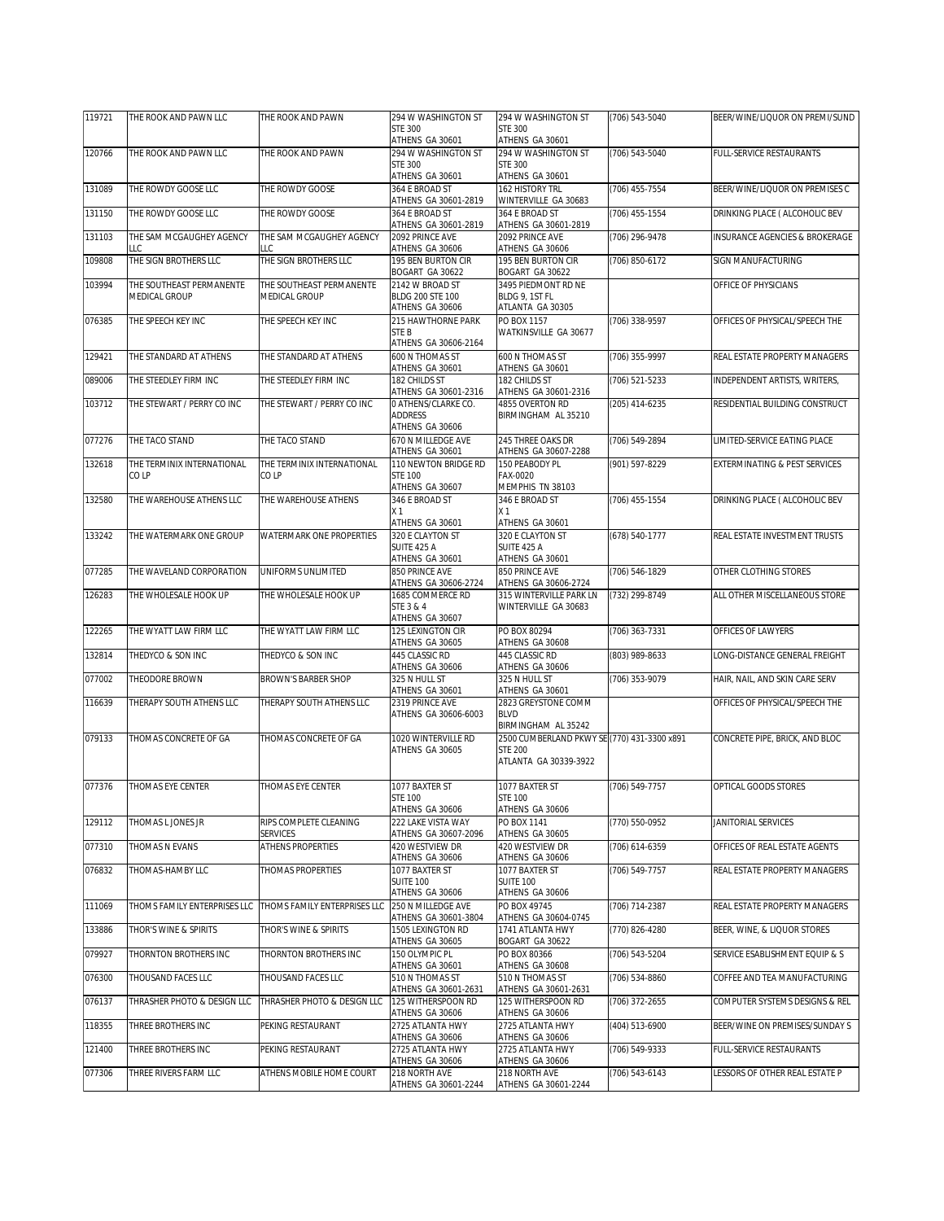| | | | | | | |
|---|---|---|---|---|---|---|
| 119721 | THE ROOK AND PAWN LLC | THE ROOK AND PAWN | 294 W WASHINGTON ST STE 300 ATHENS GA 30601 | 294 W WASHINGTON ST STE 300 ATHENS GA 30601 | (706) 543-5040 | BEER/WINE/LIQUOR ON PREMI/SUND |
| 120766 | THE ROOK AND PAWN LLC | THE ROOK AND PAWN | 294 W WASHINGTON ST STE 300 ATHENS GA 30601 | 294 W WASHINGTON ST STE 300 ATHENS GA 30601 | (706) 543-5040 | FULL-SERVICE RESTAURANTS |
| 131089 | THE ROWDY GOOSE LLC | THE ROWDY GOOSE | 364 E BROAD ST ATHENS GA 30601-2819 | 162 HISTORY TRL WINTERVILLE GA 30683 | (706) 455-7554 | BEER/WINE/LIQUOR ON PREMISES C |
| 131150 | THE ROWDY GOOSE LLC | THE ROWDY GOOSE | 364 E BROAD ST ATHENS GA 30601-2819 | 364 E BROAD ST ATHENS GA 30601-2819 | (706) 455-1554 | DRINKING PLACE ( ALCOHOLIC BEV |
| 131103 | THE SAM MCGAUGHEY AGENCY LLC | THE SAM MCGAUGHEY AGENCY LLC | 2092 PRINCE AVE ATHENS GA 30606 | 2092 PRINCE AVE ATHENS GA 30606 | (706) 296-9478 | INSURANCE AGENCIES & BROKERAGE |
| 109808 | THE SIGN BROTHERS LLC | THE SIGN BROTHERS LLC | 195 BEN BURTON CIR BOGART GA 30622 | 195 BEN BURTON CIR BOGART GA 30622 | (706) 850-6172 | SIGN MANUFACTURING |
| 103994 | THE SOUTHEAST PERMANENTE MEDICAL GROUP | THE SOUTHEAST PERMANENTE MEDICAL GROUP | 2142 W BROAD ST BLDG 200 STE 100 ATHENS GA 30606 | 3495 PIEDMONT RD NE BLDG 9, 1ST FL ATLANTA GA 30305 | | OFFICE OF PHYSICIANS |
| 076385 | THE SPEECH KEY INC | THE SPEECH KEY INC | 215 HAWTHORNE PARK STE B ATHENS GA 30606-2164 | PO BOX 1157 WATKINSVILLE GA 30677 | (706) 338-9597 | OFFICES OF PHYSICAL/SPEECH THE |
| 129421 | THE STANDARD AT ATHENS | THE STANDARD AT ATHENS | 600 N THOMAS ST ATHENS GA 30601 | 600 N THOMAS ST ATHENS GA 30601 | (706) 355-9997 | REAL ESTATE PROPERTY MANAGERS |
| 089006 | THE STEEDLEY FIRM INC | THE STEEDLEY FIRM INC | 182 CHILDS ST ATHENS GA 30601-2316 | 182 CHILDS ST ATHENS GA 30601-2316 | (706) 521-5233 | INDEPENDENT ARTISTS, WRITERS, |
| 103712 | THE STEWART / PERRY CO INC | THE STEWART / PERRY CO INC | 0 ATHENS/CLARKE CO. ADDRESS ATHENS GA 30606 | 4855 OVERTON RD BIRMINGHAM AL 35210 | (205) 414-6235 | RESIDENTIAL BUILDING CONSTRUCT |
| 077276 | THE TACO STAND | THE TACO STAND | 670 N MILLEDGE AVE ATHENS GA 30601 | 245 THREE OAKS DR ATHENS GA 30607-2288 | (706) 549-2894 | LIMITED-SERVICE EATING PLACE |
| 132618 | THE TERMINIX INTERNATIONAL CO LP | THE TERMINIX INTERNATIONAL CO LP | 110 NEWTON BRIDGE RD STE 100 ATHENS GA 30607 | 150 PEABODY PL FAX-0020 MEMPHIS TN 38103 | (901) 597-8229 | EXTERMINATING & PEST SERVICES |
| 132580 | THE WAREHOUSE ATHENS LLC | THE WAREHOUSE ATHENS | 346 E BROAD ST X 1 ATHENS GA 30601 | 346 E BROAD ST X 1 ATHENS GA 30601 | (706) 455-1554 | DRINKING PLACE ( ALCOHOLIC BEV |
| 133242 | THE WATERMARK ONE GROUP | WATERMARK ONE PROPERTIES | 320 E CLAYTON ST SUITE 425 A ATHENS GA 30601 | 320 E CLAYTON ST SUITE 425 A ATHENS GA 30601 | (678) 540-1777 | REAL ESTATE INVESTMENT TRUSTS |
| 077285 | THE WAVELAND CORPORATION | UNIFORMS UNLIMITED | 850 PRINCE AVE ATHENS GA 30606-2724 | 850 PRINCE AVE ATHENS GA 30606-2724 | (706) 546-1829 | OTHER CLOTHING STORES |
| 126283 | THE WHOLESALE HOOK UP | THE WHOLESALE HOOK UP | 1685 COMMERCE RD STE 3 & 4 ATHENS GA 30607 | 315 WINTERVILLE PARK LN WINTERVILLE GA 30683 | (732) 299-8749 | ALL OTHER MISCELLANEOUS STORE |
| 122265 | THE WYATT LAW FIRM LLC | THE WYATT LAW FIRM LLC | 125 LEXINGTON CIR ATHENS GA 30605 | PO BOX 80294 ATHENS GA 30608 | (706) 363-7331 | OFFICES OF LAWYERS |
| 132814 | THEDYCO & SON INC | THEDYCO & SON INC | 445 CLASSIC RD ATHENS GA 30606 | 445 CLASSIC RD ATHENS GA 30606 | (803) 989-8633 | LONG-DISTANCE GENERAL FREIGHT |
| 077002 | THEODORE BROWN | BROWN'S BARBER SHOP | 325 N HULL ST ATHENS GA 30601 | 325 N HULL ST ATHENS GA 30601 | (706) 353-9079 | HAIR, NAIL, AND SKIN CARE SERV |
| 116639 | THERAPY SOUTH ATHENS LLC | THERAPY SOUTH ATHENS LLC | 2319 PRINCE AVE ATHENS GA 30606-6003 | 2823 GREYSTONE COMM BLVD BIRMINGHAM AL 35242 | | OFFICES OF PHYSICAL/SPEECH THE |
| 079133 | THOMAS CONCRETE OF GA | THOMAS CONCRETE OF GA | 1020 WINTERVILLE RD ATHENS GA 30605 | 2500 CUMBERLAND PKWY SE STE 200 ATLANTA GA 30339-3922 | (770) 431-3300 x891 | CONCRETE PIPE, BRICK, AND BLOC |
| 077376 | THOMAS EYE CENTER | THOMAS EYE CENTER | 1077 BAXTER ST STE 100 ATHENS GA 30606 | 1077 BAXTER ST STE 100 ATHENS GA 30606 | (706) 549-7757 | OPTICAL GOODS STORES |
| 129112 | THOMAS L JONES JR | RIPS COMPLETE CLEANING SERVICES | 222 LAKE VISTA WAY ATHENS GA 30607-2096 | PO BOX 1141 ATHENS GA 30605 | (770) 550-0952 | JANITORIAL SERVICES |
| 077310 | THOMAS N EVANS | ATHENS PROPERTIES | 420 WESTVIEW DR ATHENS GA 30606 | 420 WESTVIEW DR ATHENS GA 30606 | (706) 614-6359 | OFFICES OF REAL ESTATE AGENTS |
| 076832 | THOMAS-HAMBY LLC | THOMAS PROPERTIES | 1077 BAXTER ST SUITE 100 ATHENS GA 30606 | 1077 BAXTER ST SUITE 100 ATHENS GA 30606 | (706) 549-7757 | REAL ESTATE PROPERTY MANAGERS |
| 111069 | THOMS FAMILY ENTERPRISES LLC | THOMS FAMILY ENTERPRISES LLC | 250 N MILLEDGE AVE ATHENS GA 30601-3804 | PO BOX 49745 ATHENS GA 30604-0745 | (706) 714-2387 | REAL ESTATE PROPERTY MANAGERS |
| 133886 | THOR'S WINE & SPIRITS | THOR'S WINE & SPIRITS | 1505 LEXINGTON RD ATHENS GA 30605 | 1741 ATLANTA HWY BOGART GA 30622 | (770) 826-4280 | BEER, WINE, & LIQUOR STORES |
| 079927 | THORNTON BROTHERS INC | THORNTON BROTHERS INC | 150 OLYMPIC PL ATHENS GA 30601 | PO BOX 80366 ATHENS GA 30608 | (706) 543-5204 | SERVICE ESABLISHMENT EQUIP & S |
| 076300 | THOUSAND FACES LLC | THOUSAND FACES LLC | 510 N THOMAS ST ATHENS GA 30601-2631 | 510 N THOMAS ST ATHENS GA 30601-2631 | (706) 534-8860 | COFFEE AND TEA MANUFACTURING |
| 076137 | THRASHER PHOTO & DESIGN LLC | THRASHER PHOTO & DESIGN LLC | 125 WITHERSPOON RD ATHENS GA 30606 | 125 WITHERSPOON RD ATHENS GA 30606 | (706) 372-2655 | COMPUTER SYSTEMS DESIGNS & REL |
| 118355 | THREE BROTHERS INC | PEKING RESTAURANT | 2725 ATLANTA HWY ATHENS GA 30606 | 2725 ATLANTA HWY ATHENS GA 30606 | (404) 513-6900 | BEER/WINE ON PREMISES/SUNDAY S |
| 121400 | THREE BROTHERS INC | PEKING RESTAURANT | 2725 ATLANTA HWY ATHENS GA 30606 | 2725 ATLANTA HWY ATHENS GA 30606 | (706) 549-9333 | FULL-SERVICE RESTAURANTS |
| 077306 | THREE RIVERS FARM LLC | ATHENS MOBILE HOME COURT | 218 NORTH AVE ATHENS GA 30601-2244 | 218 NORTH AVE ATHENS GA 30601-2244 | (706) 543-6143 | LESSORS OF OTHER REAL ESTATE P |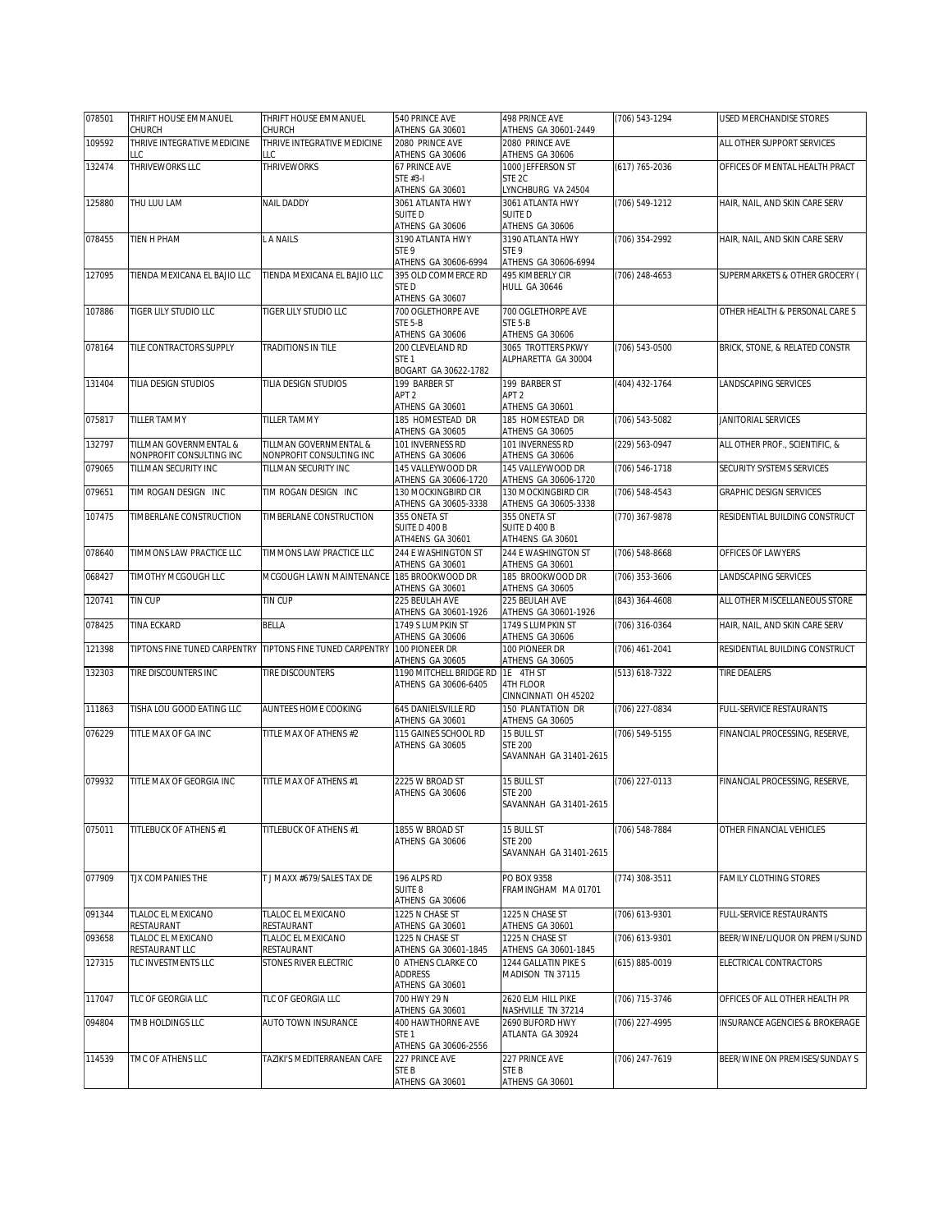| 078501 | THRIFT HOUSE EMMANUEL CHURCH | THRIFT HOUSE EMMANUEL CHURCH | 540 PRINCE AVE ATHENS GA 30601 | 498 PRINCE AVE ATHENS GA 30601-2449 | (706) 543-1294 | USED MERCHANDISE STORES |
|---|---|---|---|---|---|---|
| 109592 | THRIVE INTEGRATIVE MEDICINE LLC | THRIVE INTEGRATIVE MEDICINE LLC | 2080 PRINCE AVE ATHENS GA 30606 | 2080 PRINCE AVE ATHENS GA 30606 | | ALL OTHER SUPPORT SERVICES |
| 132474 | THRIVEWORKS LLC | THRIVEWORKS | 67 PRINCE AVE STE #3-I ATHENS GA 30601 | 1000 JEFFERSON ST STE 2C LYNCHBURG VA 24504 | (617) 765-2036 | OFFICES OF MENTAL HEALTH PRACT |
| 125880 | THU LUU LAM | NAIL DADDY | 3061 ATLANTA HWY SUITE D ATHENS GA 30606 | 3061 ATLANTA HWY SUITE D ATHENS GA 30606 | (706) 549-1212 | HAIR, NAIL, AND SKIN CARE SERV |
| 078455 | TIEN H PHAM | L A NAILS | 3190 ATLANTA HWY STE 9 ATHENS GA 30606-6994 | 3190 ATLANTA HWY STE 9 ATHENS GA 30606-6994 | (706) 354-2992 | HAIR, NAIL, AND SKIN CARE SERV |
| 127095 | TIENDA MEXICANA EL BAJIO LLC | TIENDA MEXICANA EL BAJIO LLC | 395 OLD COMMERCE RD STE D ATHENS GA 30607 | 495 KIMBERLY CIR HULL GA 30646 | (706) 248-4653 | SUPERMARKETS & OTHER GROCERY ( |
| 107886 | TIGER LILY STUDIO LLC | TIGER LILY STUDIO LLC | 700 OGLETHORPE AVE STE 5-B ATHENS GA 30606 | 700 OGLETHORPE AVE STE 5-B ATHENS GA 30606 | | OTHER HEALTH & PERSONAL CARE S |
| 078164 | TILE CONTRACTORS SUPPLY | TRADITIONS IN TILE | 200 CLEVELAND RD STE 1 BOGART GA 30622-1782 | 3065 TROTTERS PKWY ALPHARETTA GA 30004 | (706) 543-0500 | BRICK, STONE, & RELATED CONSTR |
| 131404 | TILIA DESIGN STUDIOS | TILIA DESIGN STUDIOS | 199 BARBER ST APT 2 ATHENS GA 30601 | 199 BARBER ST APT 2 ATHENS GA 30601 | (404) 432-1764 | LANDSCAPING SERVICES |
| 075817 | TILLER TAMMY | TILLER TAMMY | 185 HOMESTEAD DR ATHENS GA 30605 | 185 HOMESTEAD DR ATHENS GA 30605 | (706) 543-5082 | JANITORIAL SERVICES |
| 132797 | TILLMAN GOVERNMENTAL & NONPROFIT CONSULTING INC | TILLMAN GOVERNMENTAL & NONPROFIT CONSULTING INC | 101 INVERNESS RD ATHENS GA 30606 | 101 INVERNESS RD ATHENS GA 30606 | (229) 563-0947 | ALL OTHER PROF., SCIENTIFIC, & |
| 079065 | TILLMAN SECURITY INC | TILLMAN SECURITY INC | 145 VALLEYWOOD DR ATHENS GA 30606-1720 | 145 VALLEYWOOD DR ATHENS GA 30606-1720 | (706) 546-1718 | SECURITY SYSTEMS SERVICES |
| 079651 | TIM ROGAN DESIGN INC | TIM ROGAN DESIGN INC | 130 MOCKINGBIRD CIR ATHENS GA 30605-3338 | 130 MOCKINGBIRD CIR ATHENS GA 30605-3338 | (706) 548-4543 | GRAPHIC DESIGN SERVICES |
| 107475 | TIMBERLANE CONSTRUCTION | TIMBERLANE CONSTRUCTION | 355 ONETA ST SUITE D 400 B ATH4ENS GA 30601 | 355 ONETA ST SUITE D 400 B ATH4ENS GA 30601 | (770) 367-9878 | RESIDENTIAL BUILDING CONSTRUCT |
| 078640 | TIMMONS LAW PRACTICE LLC | TIMMONS LAW PRACTICE LLC | 244 E WASHINGTON ST ATHENS GA 30601 | 244 E WASHINGTON ST ATHENS GA 30601 | (706) 548-8668 | OFFICES OF LAWYERS |
| 068427 | TIMOTHY MCGOUGH LLC | MCGOUGH LAWN MAINTENANCE | 185 BROOKWOOD DR ATHENS GA 30601 | 185 BROOKWOOD DR ATHENS GA 30605 | (706) 353-3606 | LANDSCAPING SERVICES |
| 120741 | TIN CUP | TIN CUP | 225 BEULAH AVE ATHENS GA 30601-1926 | 225 BEULAH AVE ATHENS GA 30601-1926 | (843) 364-4608 | ALL OTHER MISCELLANEOUS STORE |
| 078425 | TINA ECKARD | BELLA | 1749 S LUMPKIN ST ATHENS GA 30606 | 1749 S LUMPKIN ST ATHENS GA 30606 | (706) 316-0364 | HAIR, NAIL, AND SKIN CARE SERV |
| 121398 | TIPTONS FINE TUNED CARPENTRY | TIPTONS FINE TUNED CARPENTRY | 100 PIONEER DR ATHENS GA 30605 | 100 PIONEER DR ATHENS GA 30605 | (706) 461-2041 | RESIDENTIAL BUILDING CONSTRUCT |
| 132303 | TIRE DISCOUNTERS INC | TIRE DISCOUNTERS | 1190 MITCHELL BRIDGE RD ATHENS GA 30606-6405 | 1E 4TH ST 4TH FLOOR CINNCINNATI OH 45202 | (513) 618-7322 | TIRE DEALERS |
| 111863 | TISHA LOU GOOD EATING LLC | AUNTEES HOME COOKING | 645 DANIELSVILLE RD ATHENS GA 30601 | 150 PLANTATION DR ATHENS GA 30605 | (706) 227-0834 | FULL-SERVICE RESTAURANTS |
| 076229 | TITLE MAX OF GA INC | TITLE MAX OF ATHENS #2 | 115 GAINES SCHOOL RD ATHENS GA 30605 | 15 BULL ST STE 200 SAVANNAH GA 31401-2615 | (706) 549-5155 | FINANCIAL PROCESSING, RESERVE, |
| 079932 | TITLE MAX OF GEORGIA INC | TITLE MAX OF ATHENS #1 | 2225 W BROAD ST ATHENS GA 30606 | 15 BULL ST STE 200 SAVANNAH GA 31401-2615 | (706) 227-0113 | FINANCIAL PROCESSING, RESERVE, |
| 075011 | TITLEBUCK OF ATHENS #1 | TITLEBUCK OF ATHENS #1 | 1855 W BROAD ST ATHENS GA 30606 | 15 BULL ST STE 200 SAVANNAH GA 31401-2615 | (706) 548-7884 | OTHER FINANCIAL VEHICLES |
| 077909 | TJX COMPANIES THE | T J MAXX #679/SALES TAX DE | 196 ALPS RD SUITE 8 ATHENS GA 30606 | PO BOX 9358 FRAMINGHAM MA 01701 | (774) 308-3511 | FAMILY CLOTHING STORES |
| 091344 | TLALOC EL MEXICANO RESTAURANT | TLALOC EL MEXICANO RESTAURANT | 1225 N CHASE ST ATHENS GA 30601 | 1225 N CHASE ST ATHENS GA 30601 | (706) 613-9301 | FULL-SERVICE RESTAURANTS |
| 093658 | TLALOC EL MEXICANO RESTAURANT LLC | TLALOC EL MEXICANO RESTAURANT | 1225 N CHASE ST ATHENS GA 30601-1845 | 1225 N CHASE ST ATHENS GA 30601-1845 | (706) 613-9301 | BEER/WINE/LIQUOR ON PREMI/SUND |
| 127315 | TLC INVESTMENTS LLC | STONES RIVER ELECTRIC | 0 ATHENS CLARKE CO ADDRESS ATHENS GA 30601 | 1244 GALLATIN PIKE S MADISON TN 37115 | (615) 885-0019 | ELECTRICAL CONTRACTORS |
| 117047 | TLC OF GEORGIA LLC | TLC OF GEORGIA LLC | 700 HWY 29 N ATHENS GA 30601 | 2620 ELM HILL PIKE NASHVILLE TN 37214 | (706) 715-3746 | OFFICES OF ALL OTHER HEALTH PR |
| 094804 | TMB HOLDINGS LLC | AUTO TOWN INSURANCE | 400 HAWTHORNE AVE STE 1 ATHENS GA 30606-2556 | 2690 BUFORD HWY ATLANTA GA 30924 | (706) 227-4995 | INSURANCE AGENCIES & BROKERAGE |
| 114539 | TMC OF ATHENS LLC | TAZIKI'S MEDITERRANEAN CAFE | 227 PRINCE AVE STE B ATHENS GA 30601 | 227 PRINCE AVE STE B ATHENS GA 30601 | (706) 247-7619 | BEER/WINE ON PREMISES/SUNDAY S |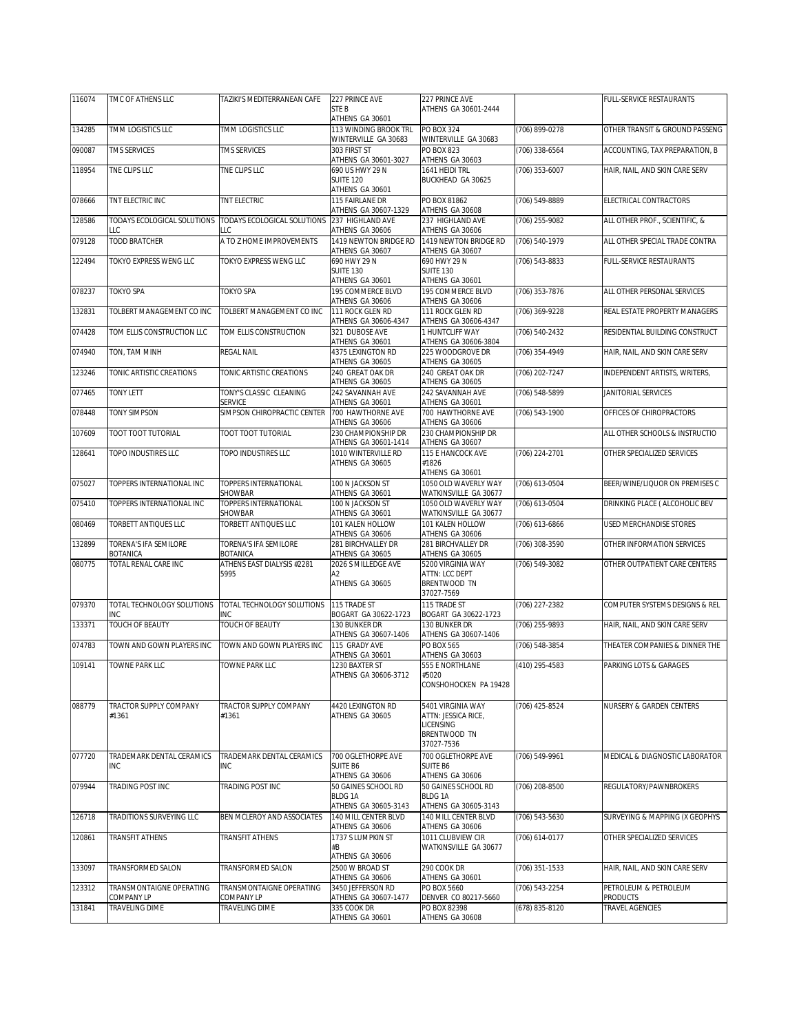| 116074 | TMC OF ATHENS LLC | TAZIKI'S MEDITERRANEAN CAFE | 227 PRINCE AVE STE B ATHENS GA 30601 | 227 PRINCE AVE ATHENS GA 30601-2444 | | FULL-SERVICE RESTAURANTS |
|---|---|---|---|---|---|---|
| 134285 | TMM LOGISTICS LLC | TMM LOGISTICS LLC | 113 WINDING BROOK TRL WINTERVILLE GA 30683 | PO BOX 324 WINTERVILLE GA 30683 | (706) 899-0278 | OTHER TRANSIT & GROUND PASSENG |
| 090087 | TMS SERVICES | TMS SERVICES | 303 FIRST ST ATHENS GA 30601-3027 | PO BOX 823 ATHENS GA 30603 | (706) 338-6564 | ACCOUNTING, TAX PREPARATION, B |
| 118954 | TNE CLIPS LLC | TNE CLIPS LLC | 690 US HWY 29 N SUITE 120 ATHENS GA 30601 | 1641 HEIDI TRL BUCKHEAD GA 30625 | (706) 353-6007 | HAIR, NAIL, AND SKIN CARE SERV |
| 078666 | TNT ELECTRIC INC | TNT ELECTRIC | 115 FAIRLANE DR ATHENS GA 30607-1329 | PO BOX 81862 ATHENS GA 30608 | (706) 549-8889 | ELECTRICAL CONTRACTORS |
| 128586 | TODAYS ECOLOGICAL SOLUTIONS LLC | TODAYS ECOLOGICAL SOLUTIONS LLC | 237 HIGHLAND AVE ATHENS GA 30606 | 237 HIGHLAND AVE ATHENS GA 30606 | (706) 255-9082 | ALL OTHER PROF., SCIENTIFIC, & |
| 079128 | TODD BRATCHER | A TO Z HOME IMPROVEMENTS | 1419 NEWTON BRIDGE RD ATHENS GA 30607 | 1419 NEWTON BRIDGE RD ATHENS GA 30607 | (706) 540-1979 | ALL OTHER SPECIAL TRADE CONTRA |
| 122494 | TOKYO EXPRESS WENG LLC | TOKYO EXPRESS WENG LLC | 690 HWY 29 N SUITE 130 ATHENS GA 30601 | 690 HWY 29 N SUITE 130 ATHENS GA 30601 | (706) 543-8833 | FULL-SERVICE RESTAURANTS |
| 078237 | TOKYO SPA | TOKYO SPA | 195 COMMERCE BLVD ATHENS GA 30606 | 195 COMMERCE BLVD ATHENS GA 30606 | (706) 353-7876 | ALL OTHER PERSONAL SERVICES |
| 132831 | TOLBERT MANAGEMENT CO INC | TOLBERT MANAGEMENT CO INC | 111 ROCK GLEN RD ATHENS GA 30606-4347 | 111 ROCK GLEN RD ATHENS GA 30606-4347 | (706) 369-9228 | REAL ESTATE PROPERTY MANAGERS |
| 074428 | TOM ELLIS CONSTRUCTION LLC | TOM ELLIS CONSTRUCTION | 321 DUBOSE AVE ATHENS GA 30601 | 1 HUNTCLIFF WAY ATHENS GA 30606-3804 | (706) 540-2432 | RESIDENTIAL BUILDING CONSTRUCT |
| 074940 | TON, TAM MINH | REGAL NAIL | 4375 LEXINGTON RD ATHENS GA 30605 | 225 WOODGROVE DR ATHENS GA 30605 | (706) 354-4949 | HAIR, NAIL, AND SKIN CARE SERV |
| 123246 | TONIC ARTISTIC CREATIONS | TONIC ARTISTIC CREATIONS | 240 GREAT OAK DR ATHENS GA 30605 | 240 GREAT OAK DR ATHENS GA 30605 | (706) 202-7247 | INDEPENDENT ARTISTS, WRITERS, |
| 077465 | TONY LETT | TONY'S CLASSIC CLEANING SERVICE | 242 SAVANNAH AVE ATHENS GA 30601 | 242 SAVANNAH AVE ATHENS GA 30601 | (706) 548-5899 | JANITORIAL SERVICES |
| 078448 | TONY SIMPSON | SIMPSON CHIROPRACTIC CENTER | 700 HAWTHORNE AVE ATHENS GA 30606 | 700 HAWTHORNE AVE ATHENS GA 30606 | (706) 543-1900 | OFFICES OF CHIROPRACTORS |
| 107609 | TOOT TOOT TUTORIAL | TOOT TOOT TUTORIAL | 230 CHAMPIONSHIP DR ATHENS GA 30601-1414 | 230 CHAMPIONSHIP DR ATHENS GA 30607 | | ALL OTHER SCHOOLS & INSTRUCTIO |
| 128641 | TOPO INDUSTIRES LLC | TOPO INDUSTIRES LLC | 1010 WINTERVILLE RD ATHENS GA 30605 | 115 E HANCOCK AVE #1826 ATHENS GA 30601 | (706) 224-2701 | OTHER SPECIALIZED SERVICES |
| 075027 | TOPPERS INTERNATIONAL INC | TOPPERS INTERNATIONAL SHOWBAR | 100 N JACKSON ST ATHENS GA 30601 | 1050 OLD WAVERLY WAY WATKINSVILLE GA 30677 | (706) 613-0504 | BEER/WINE/LIQUOR ON PREMISES C |
| 075410 | TOPPERS INTERNATIONAL INC | TOPPERS INTERNATIONAL SHOWBAR | 100 N JACKSON ST ATHENS GA 30601 | 1050 OLD WAVERLY WAY WATKINSVILLE GA 30677 | (706) 613-0504 | DRINKING PLACE ( ALCOHOLIC BEV |
| 080469 | TORBETT ANTIQUES LLC | TORBETT ANTIQUES LLC | 101 KALEN HOLLOW ATHENS GA 30606 | 101 KALEN HOLLOW ATHENS GA 30606 | (706) 613-6866 | USED MERCHANDISE STORES |
| 132899 | TORENA'S IFA SEMILORE BOTANICA | TORENA'S IFA SEMILORE BOTANICA | 281 BIRCHVALLEY DR ATHENS GA 30605 | 281 BIRCHVALLEY DR ATHENS GA 30605 | (706) 308-3590 | OTHER INFORMATION SERVICES |
| 080775 | TOTAL RENAL CARE INC | ATHENS EAST DIALYSIS #2281 5995 | 2026 S MILLEDGE AVE A2 ATHENS GA 30605 | 5200 VIRGINIA WAY ATTN: LCC DEPT BRENTWOOD TN 37027-7569 | (706) 549-3082 | OTHER OUTPATIENT CARE CENTERS |
| 079370 | TOTAL TECHNOLOGY SOLUTIONS INC | TOTAL TECHNOLOGY SOLUTIONS INC | 115 TRADE ST BOGART GA 30622-1723 | 115 TRADE ST BOGART GA 30622-1723 | (706) 227-2382 | COMPUTER SYSTEMS DESIGNS & REL |
| 133371 | TOUCH OF BEAUTY | TOUCH OF BEAUTY | 130 BUNKER DR ATHENS GA 30607-1406 | 130 BUNKER DR ATHENS GA 30607-1406 | (706) 255-9893 | HAIR, NAIL, AND SKIN CARE SERV |
| 074783 | TOWN AND GOWN PLAYERS INC | TOWN AND GOWN PLAYERS INC | 115 GRADY AVE ATHENS GA 30601 | PO BOX 565 ATHENS GA 30603 | (706) 548-3854 | THEATER COMPANIES & DINNER THE |
| 109141 | TOWNE PARK LLC | TOWNE PARK LLC | 1230 BAXTER ST ATHENS GA 30606-3712 | 555 E NORTHLANE #5020 CONSHOHOCKEN PA 19428 | (410) 295-4583 | PARKING LOTS & GARAGES |
| 088779 | TRACTOR SUPPLY COMPANY #1361 | TRACTOR SUPPLY COMPANY #1361 | 4420 LEXINGTON RD ATHENS GA 30605 | 5401 VIRGINIA WAY ATTN: JESSICA RICE, LICENSING BRENTWOOD TN 37027-7536 | (706) 425-8524 | NURSERY & GARDEN CENTERS |
| 077720 | TRADEMARK DENTAL CERAMICS INC | TRADEMARK DENTAL CERAMICS INC | 700 OGLETHORPE AVE SUITE B6 ATHENS GA 30606 | 700 OGLETHORPE AVE SUITE B6 ATHENS GA 30606 | (706) 549-9961 | MEDICAL & DIAGNOSTIC LABORATOR |
| 079944 | TRADING POST INC | TRADING POST INC | 50 GAINES SCHOOL RD BLDG 1A ATHENS GA 30605-3143 | 50 GAINES SCHOOL RD BLDG 1A ATHENS GA 30605-3143 | (706) 208-8500 | REGULATORY/PAWNBROKERS |
| 126718 | TRADITIONS SURVEYING LLC | BEN MCLEROY AND ASSOCIATES | 140 MILL CENTER BLVD ATHENS GA 30606 | 140 MILL CENTER BLVD ATHENS GA 30606 | (706) 543-5630 | SURVEYING & MAPPING (X GEOPHYS |
| 120861 | TRANSFIT ATHENS | TRANSFIT ATHENS | 1737 S LUMPKIN ST #B ATHENS GA 30606 | 1011 CLUBVIEW CIR WATKINSVILLE GA 30677 | (706) 614-0177 | OTHER SPECIALIZED SERVICES |
| 133097 | TRANSFORMED SALON | TRANSFORMED SALON | 2500 W BROAD ST ATHENS GA 30606 | 290 COOK DR ATHENS GA 30601 | (706) 351-1533 | HAIR, NAIL, AND SKIN CARE SERV |
| 123312 | TRANSMONTAIGNE OPERATING COMPANY LP | TRANSMONTAIGNE OPERATING COMPANY LP | 3450 JEFFERSON RD ATHENS GA 30607-1477 | PO BOX 5660 DENVER CO 80217-5660 | (706) 543-2254 | PETROLEUM & PETROLEUM PRODUCTS |
| 131841 | TRAVELING DIME | TRAVELING DIME | 335 COOK DR ATHENS GA 30601 | PO BOX 82398 ATHENS GA 30608 | (678) 835-8120 | TRAVEL AGENCIES |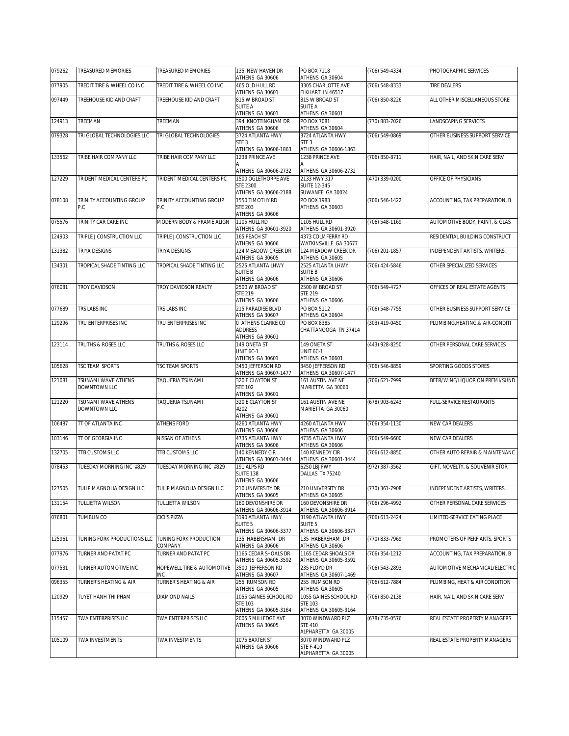| 079262 | TREASURED MEMORIES | TREASURED MEMORIES | 135 NEW HAVEN DR ATHENS GA 30606 | PO BOX 7118 ATHENS GA 30604 | (706) 549-4334 | PHOTOGRAPHIC SERVICES |
|---|---|---|---|---|---|---|
| 077905 | TREDIT TIRE & WHEEL CO INC | TREDIT TIRE & WHEEL CO INC | 465 OLD HULL RD ATHENS GA 30601 | 3305 CHARLOTTE AVE ELKHART IN 46517 | (706) 548-8333 | TIRE DEALERS |
| 097449 | TREEHOUSE KID AND CRAFT | TREEHOUSE KID AND CRAFT | 815 W BROAD ST SUITE A ATHENS GA 30601 | 815 W BROAD ST SUITE A ATHENS GA 30601 | (706) 850-8226 | ALL OTHER MISCELLANEOUS STORE |
| 124913 | TREEMAN | TREEMAN | 394 KNOTTINGHAM DR ATHENS GA 30606 | PO BOX 7081 ATHENS GA 30604 | (770) 883-7026 | LANDSCAPING SERVICES |
| 079328 | TRI GLOBAL TECHNOLOGIES LLC | TRI GLOBAL TECHNOLOGIES | 3724 ATLANTA HWY STE 3 ATHENS GA 30606-1863 | 3724 ATLANTA HWY STE 3 ATHENS GA 30606-1863 | (706) 549-0869 | OTHER BUSINESS SUPPORT SERVICE |
| 133562 | TRIBE HAIR COMPANY LLC | TRIBE HAIR COMPANY LLC | 1238 PRINCE AVE A ATHENS GA 30606-2732 | 1238 PRINCE AVE A ATHENS GA 30606-2732 | (706) 850-8711 | HAIR, NAIL, AND SKIN CARE SERV |
| 127229 | TRIDENT MEDICAL CENTERS PC | TRIDENT MEDICAL CENTERS PC | 1500 OGLETHORPE AVE STE 2300 ATHENS GA 30606-2188 | 2133 HWY 317 SUITE 12-345 SUWANEE GA 30024 | (470) 339-0200 | OFFICE OF PHYSICIANS |
| 078108 | TRINITY ACCOUNTING GROUP P.C | TRINITY ACCOUNTING GROUP P.C | 1550 TIMOTHY RD STE 203 ATHENS GA 30606 | PO BOX 1983 ATHENS GA 30603 | (706) 546-1422 | ACCOUNTING, TAX PREPARATION, B |
| 075576 | TRINITY CAR CARE INC | MODERN BODY & FRAME ALIGN | 1105 HULL RD ATHENS GA 30601-3920 | 1105 HULL RD ATHENS GA 30601-3920 | (706) 548-1169 | AUTOMOTIVE BODY, PAINT, & GLAS |
| 124903 | TRIPLE J CONSTRUCTION LLC | TRIPLE J CONSTRUCTION LLC | 165 PEACH ST ATHENS GA 30606 | 4373 COLMFERRY RD WATKINSVILLE GA 30677 | | RESIDENTIAL BUILDING CONSTRUCT |
| 131382 | TRIYA DESIGNS | TRIYA DESIGNS | 124 MEADOW CREEK DR ATHENS GA 30605 | 124 MEADOW CREEK DR ATHENS GA 30605 | (706) 201-1857 | INDEPENDENT ARTISTS, WRITERS, |
| 134301 | TROPICAL SHADE TINTING LLC | TROPICAL SHADE TINTING LLC | 2525 ATLANTA LHWY SUITE B ATHENS GA 30606 | 2525 ATLANTA LHWY SUITE B ATHENS GA 30606 | (706) 424-5846 | OTHER SPECIALIZED SERVICES |
| 076081 | TROY DAVIDSON | TROY DAVIDSON REALTY | 2500 W BROAD ST STE 219 ATHENS GA 30606 | 2500 W BROAD ST STE 219 ATHENS GA 30606 | (706) 549-4727 | OFFICES OF REAL ESTATE AGENTS |
| 077689 | TRS LABS INC | TRS LABS INC | 215 PARADISE BLVD ATHENS GA 30607 | PO BOX 5112 ATHENS GA 30604 | (706) 548-7755 | OTHER BUSINESS SUPPORT SERVICE |
| 129296 | TRU ENTERPRISES INC | TRU ENTERPRISES INC | 0 ATHENS CLARKE CO ADDRESS ATHENS GA 30601 | PO BOX 8385 CHATTANOOGA TN 37414 | (303) 419-0450 | PLUMBING,HEATING,& AIR-CONDITI |
| 123114 | TRUTHS & ROSES LLC | TRUTHS & ROSES LLC | 149 ONETA ST UNIT 6C-1 ATHENS GA 30601 | 149 ONETA ST UNIT 6C-1 ATHENS GA 30601 | (443) 928-8250 | OTHER PERSONAL CARE SERVICES |
| 105628 | TSC TEAM SPORTS | TSC TEAM SPORTS | 3450 JEFFERSON RD ATHENS GA 30607-1477 | 3450 JEFFERSON RD ATHENS GA 30607-1477 | (706) 546-8859 | SPORTING GOODS STORES |
| 121081 | TSUNAMI WAVE ATHENS DOWNTOWN LLC | TAQUERIA TSUNAMI | 320 E CLAYTON ST STE 102 ATHENS GA 30601 | 161 AUSTIN AVE NE MARIETTA GA 30060 | (706) 621-7999 | BEER/WINE/LIQUOR ON PREMI/SUND |
| 121220 | TSUNAMI WAVE ATHENS DOWNTOWN LLC | TAQUERIA TSUNAMI | 320 E CLAYTON ST #202 ATHENS GA 30601 | 161 AUSTIN AVE NE MARIETTA GA 30060 | (678) 903-6243 | FULL-SERVICE RESTAURANTS |
| 106487 | TT OF ATLANTA INC | ATHENS FORD | 4260 ATLANTA HWY ATHENS GA 30606 | 4260 ATLANTA HWY ATHENS GA 30606 | (706) 354-1130 | NEW CAR DEALERS |
| 103146 | TT OF GEORGIA INC | NISSAN OF ATHENS | 4735 ATLANTA HWY ATHENS GA 30606 | 4735 ATLANTA HWY ATHENS GA 30606 | (706) 549-6600 | NEW CAR DEALERS |
| 132705 | TTB CUSTOMS LLC | TTB CUSTOMS LLC | 140 KENNEDY CIR ATHENS GA 30601-3444 | 140 KENNEDY CIR ATHENS GA 30601-3444 | (706) 612-8850 | OTHER AUTO REPAIR & MAINTENANC |
| 078453 | TUESDAY MORNING INC #329 | TUESDAY MORNING INC #329 | 191 ALPS RD SUITE 138 ATHENS GA 30606 | 6250 LBJ FWY DALLAS TX 75240 | (972) 387-3562 | GIFT, NOVELTY, & SOUVENIR STOR |
| 127505 | TULIP MAGNOLIA DESIGN LLC | TULIP MAGNOLIA DESIGN LLC | 210 UNIVERSITY DR ATHENS GA 30605 | 210 UNIVERSITY DR ATHENS GA 30605 | (770) 361-7908 | INDEPENDENT ARTISTS, WRITERS, |
| 131154 | TULLIETTA WILSON | TULLIETTA WILSON | 160 DEVONSHIRE DR ATHENS GA 30606-3914 | 160 DEVONSHIRE DR ATHENS GA 30606-3914 | (706) 296-4992 | OTHER PERSONAL CARE SERVICES |
| 076801 | TUMBLIN CO | CICI'S PIZZA | 3190 ATLANTA HWY SUITE 5 ATHENS GA 30606-3377 | 3190 ATLANTA HWY SUITE 5 ATHENS GA 30606-3377 | (706) 613-2424 | LIMITED-SERVICE EATING PLACE |
| 125961 | TUNING FORK PRODUCTIONS LLC | TUNING FORK PRODUCTION COMPANY | 135 HABERSHAM DR ATHENS GA 30606 | 135 HABERSHAM DR ATHENS GA 30606 | (770) 833-7969 | PROMOTERS OF PERF ARTS, SPORTS |
| 077976 | TURNER AND PATAT PC | TURNER AND PATAT PC | 1165 CEDAR SHOALS DR ATHENS GA 30605-3592 | 1165 CEDAR SHOALS DR ATHENS GA 30605-3592 | (706) 354-1212 | ACCOUNTING, TAX PREPARATION, B |
| 077531 | TURNER AUTOMOTIVE INC | HOPEWELL TIRE & AUTOMOTIVE INC | 3500 JEFFERSON RD ATHENS GA 30607 | 235 FLOYD DR ATHENS GA 30607-1469 | (706) 543-2893 | AUTOMOTIVE MECHANICAL/ELECTRIC |
| 096355 | TURNER'S HEATING & AIR | TURNER'S HEATING & AIR | 255 RUMSON RD ATHENS GA 30605 | 255 RUMSON RD ATHENS GA 30605 | (706) 612-7884 | PLUMBING, HEAT & AIR CONDITION |
| 120929 | TUYET HANH THI PHAM | DIAMOND NAILS | 1055 GAINES SCHOOL RD STE 103 ATHENS GA 30605-3164 | 1055 GAINES SCHOOL RD STE 103 ATHENS GA 30605-3164 | (706) 850-2138 | HAIR, NAIL, AND SKIN CARE SERV |
| 115457 | TWA ENTERPRISES LLC | TWA ENTERPRISES LLC | 2005 S MILLEDGE AVE ATHENS GA 30605 | 3070 WINDWARD PLZ STE 410 ALPHARETTA GA 30005 | (678) 735-0576 | REAL ESTATE PROPERTY MANAGERS |
| 105109 | TWA INVESTMENTS | TWA INVESTMENTS | 1075 BAXTER ST ATHENS GA 30606 | 3070 WINDWARD PLZ STE F-410 ALPHARETTA GA 30005 | | REAL ESTATE PROPERTY MANAGERS |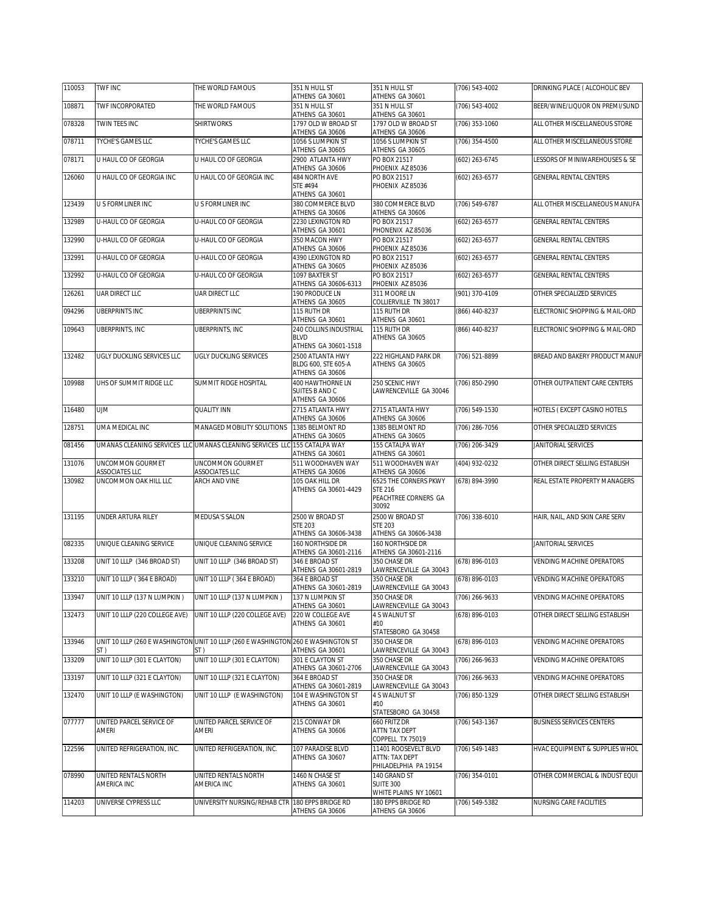| 110053 | TWF INC | THE WORLD FAMOUS | 351 N HULL ST ATHENS GA 30601 | 351 N HULL ST ATHENS GA 30601 | (706) 543-4002 | DRINKING PLACE ( ALCOHOLIC BEV |
|---|---|---|---|---|---|---|
| 108871 | TWF INCORPORATED | THE WORLD FAMOUS | 351 N HULL ST ATHENS GA 30601 | 351 N HULL ST ATHENS GA 30601 | (706) 543-4002 | BEER/WINE/LIQUOR ON PREMI/SUND |
| 078328 | TWIN TEES INC | SHIRTWORKS | 1797 OLD W BROAD ST ATHENS GA 30606 | 1797 OLD W BROAD ST ATHENS GA 30606 | (706) 353-1060 | ALL OTHER MISCELLANEOUS STORE |
| 078711 | TYCHE'S GAMES LLC | TYCHE'S GAMES LLC | 1056 S LUMPKIN ST ATHENS GA 30605 | 1056 S LUMPKIN ST ATHENS GA 30605 | (706) 354-4500 | ALL OTHER MISCELLANEOUS STORE |
| 078171 | U HAUL CO OF GEORGIA | U HAUL CO OF GEORGIA | 2900 ATLANTA HWY ATHENS GA 30606 | PO BOX 21517 PHOENIX AZ 85036 | (602) 263-6745 | LESSORS OF MINIWAREHOUSES & SE |
| 126060 | U HAUL CO OF GEORGIA INC | U HAUL CO OF GEORGIA INC | 484 NORTH AVE STE #494 ATHENS GA 30601 | PO BOX 21517 PHOENIX AZ 85036 | (602) 263-6577 | GENERAL RENTAL CENTERS |
| 123439 | U S FORMLINER INC | U S FORMLINER INC | 380 COMMERCE BLVD ATHENS GA 30606 | 380 COMMERCE BLVD ATHENS GA 30606 | (706) 549-6787 | ALL OTHER MISCELLANEOUS MANUFA |
| 132989 | U-HAUL CO OF GEORGIA | U-HAUL CO OF GEORGIA | 2230 LEXINGTON RD ATHENS GA 30601 | PO BOX 21517 PHONENIX AZ 85036 | (602) 263-6577 | GENERAL RENTAL CENTERS |
| 132990 | U-HAUL CO OF GEORGIA | U-HAUL CO OF GEORGIA | 350 MACON HWY ATHENS GA 30606 | PO BOX 21517 PHOENIX AZ 85036 | (602) 263-6577 | GENERAL RENTAL CENTERS |
| 132991 | U-HAUL CO OF GEORGIA | U-HAUL CO OF GEORGIA | 4390 LEXINGTON RD ATHENS GA 30605 | PO BOX 21517 PHOENIX AZ 85036 | (602) 263-6577 | GENERAL RENTAL CENTERS |
| 132992 | U-HAUL CO OF GEORGIA | U-HAUL CO OF GEORGIA | 1097 BAXTER ST ATHENS GA 30606-6313 | PO BOX 21517 PHOENIX AZ 85036 | (602) 263-6577 | GENERAL RENTAL CENTERS |
| 126261 | UAR DIRECT LLC | UAR DIRECT LLC | 190 PRODUCE LN ATHENS GA 30605 | 311 MOORE LN COLLIERVILLE TN 38017 | (901) 370-4109 | OTHER SPECIALIZED SERVICES |
| 094296 | UBERPRINTS INC | UBERPRINTS INC | 115 RUTH DR ATHENS GA 30601 | 115 RUTH DR ATHENS GA 30601 | (866) 440-8237 | ELECTRONIC SHOPPING & MAIL-ORD |
| 109643 | UBERPRINTS, INC | UBERPRINTS, INC | 240 COLLINS INDUSTRIAL BLVD ATHENS GA 30601-1518 | 115 RUTH DR ATHENS GA 30605 | (866) 440-8237 | ELECTRONIC SHOPPING & MAIL-ORD |
| 132482 | UGLY DUCKLING SERVICES LLC | UGLY DUCKLING SERVICES | 2500 ATLANTA HWY BLDG 600, STE 605-A ATHENS GA 30606 | 222 HIGHLAND PARK DR ATHENS GA 30605 | (706) 521-8899 | BREAD AND BAKERY PRODUCT MANUF |
| 109988 | UHS OF SUMMIT RIDGE LLC | SUMMIT RIDGE HOSPITAL | 400 HAWTHORNE LN SUITES B AND C ATHENS GA 30606 | 250 SCENIC HWY LAWRENCEVILLE GA 30046 | (706) 850-2990 | OTHER OUTPATIENT CARE CENTERS |
| 116480 | UJM | QUALITY INN | 2715 ATLANTA HWY ATHENS GA 30606 | 2715 ATLANTA HWY ATHENS GA 30606 | (706) 549-1530 | HOTELS ( EXCEPT CASINO HOTELS |
| 128751 | UMA MEDICAL INC | MANAGED MOBILITY SOLUTIONS | 1385 BELMONT RD ATHENS GA 30605 | 1385 BELMONT RD ATHENS GA 30605 | (706) 286-7056 | OTHER SPECIALIZED SERVICES |
| 081456 | UMANAS CLEANING SERVICES LLC | UMANAS CLEANING SERVICES LLC | 155 CATALPA WAY ATHENS GA 30601 | 155 CATALPA WAY ATHENS GA 30601 | (706) 206-3429 | JANITORIAL SERVICES |
| 131076 | UNCOMMON GOURMET ASSOCIATES LLC | UNCOMMON GOURMET ASSOCIATES LLC | 511 WOODHAVEN WAY ATHENS GA 30606 | 511 WOODHAVEN WAY ATHENS GA 30606 | (404) 932-0232 | OTHER DIRECT SELLING ESTABLISH |
| 130982 | UNCOMMON OAK HILL LLC | ARCH AND VINE | 105 OAK HILL DR ATHENS GA 30601-4429 | 6525 THE CORNERS PKWY STE 216 PEACHTREE CORNERS GA 30092 | (678) 894-3990 | REAL ESTATE PROPERTY MANAGERS |
| 131195 | UNDER ARTURA RILEY | MEDUSA'S SALON | 2500 W BROAD ST STE 203 ATHENS GA 30606-3438 | 2500 W BROAD ST STE 203 ATHENS GA 30606-3438 | (706) 338-6010 | HAIR, NAIL, AND SKIN CARE SERV |
| 082335 | UNIQUE CLEANING SERVICE | UNIQUE CLEANING SERVICE | 160 NORTHSIDE DR ATHENS GA 30601-2116 | 160 NORTHSIDE DR ATHENS GA 30601-2116 | | JANITORIAL SERVICES |
| 133208 | UNIT 10 LLLP (346 BROAD ST) | UNIT 10 LLLP (346 BROAD ST) | 346 E BROAD ST ATHENS GA 30601-2819 | 350 CHASE DR LAWRENCEVILLE GA 30043 | (678) 896-0103 | VENDING MACHINE OPERATORS |
| 133210 | UNIT 10 LLLP ( 364 E BROAD) | UNIT 10 LLLP ( 364 E BROAD) | 364 E BROAD ST ATHENS GA 30601-2819 | 350 CHASE DR LAWRENCEVILLE GA 30043 | (678) 896-0103 | VENDING MACHINE OPERATORS |
| 133947 | UNIT 10 LLLP (137 N LUMPKIN ) | UNIT 10 LLLP (137 N LUMPKIN ) | 137 N LUMPKIN ST ATHENS GA 30601 | 350 CHASE DR LAWRENCEVILLE GA 30043 | (706) 266-9633 | VENDING MACHINE OPERATORS |
| 132473 | UNIT 10 LLLP (220 COLLEGE AVE) | UNIT 10 LLLP (220 COLLEGE AVE) | 220 W COLLEGE AVE ATHENS GA 30601 | 4 S WALNUT ST #10 STATESBORO GA 30458 | (678) 896-0103 | OTHER DIRECT SELLING ESTABLISH |
| 133946 | UNIT 10 LLLP (260 E WASHINGTON ST ) | UNIT 10 LLLP (260 E WASHINGTON ST ) | 260 E WASHINGTON ST ATHENS GA 30601 | 350 CHASE DR LAWRENCEVILLE GA 30043 | (678) 896-0103 | VENDING MACHINE OPERATORS |
| 133209 | UNIT 10 LLLP (301 E CLAYTON) | UNIT 10 LLLP (301 E CLAYTON) | 301 E CLAYTON ST ATHENS GA 30601-2706 | 350 CHASE DR LAWRENCEVILLE GA 30043 | (706) 266-9633 | VENDING MACHINE OPERATORS |
| 133197 | UNIT 10 LLLP (321 E CLAYTON) | UNIT 10 LLLP (321 E CLAYTON) | 364 E BROAD ST ATHENS GA 30601-2819 | 350 CHASE DR LAWRENCEVILLE GA 30043 | (706) 266-9633 | VENDING MACHINE OPERATORS |
| 132470 | UNIT 10 LLLP (E WASHINGTON) | UNIT 10 LLLP (E WASHINGTON) | 104 E WASHINGTON ST ATHENS GA 30601 | 4 S WALNUT ST #10 STATESBORO GA 30458 | (706) 850-1329 | OTHER DIRECT SELLING ESTABLISH |
| 077777 | UNITED PARCEL SERVICE OF AMERI | UNITED PARCEL SERVICE OF AMERI | 215 CONWAY DR ATHENS GA 30606 | 660 FRITZ DR ATTN TAX DEPT COPPELL TX 75019 | (706) 543-1367 | BUSINESS SERVICES CENTERS |
| 122596 | UNITED REFRIGERATION, INC. | UNITED REFRIGERATION, INC. | 107 PARADISE BLVD ATHENS GA 30607 | 11401 ROOSEVELT BLVD ATTN: TAX DEPT PHILADELPHIA PA 19154 | (706) 549-1483 | HVAC EQUIPMENT & SUPPLIES WHOL |
| 078990 | UNITED RENTALS NORTH AMERICA INC | UNITED RENTALS NORTH AMERICA INC | 1460 N CHASE ST ATHENS GA 30601 | 140 GRAND ST SUITE 300 WHITE PLAINS NY 10601 | (706) 354-0101 | OTHER COMMERCIAL & INDUST EQUI |
| 114203 | UNIVERSE CYPRESS LLC | UNIVERSITY NURSING/REHAB CTR | 180 EPPS BRIDGE RD ATHENS GA 30606 | 180 EPPS BRIDGE RD ATHENS GA 30606 | (706) 549-5382 | NURSING CARE FACILITIES |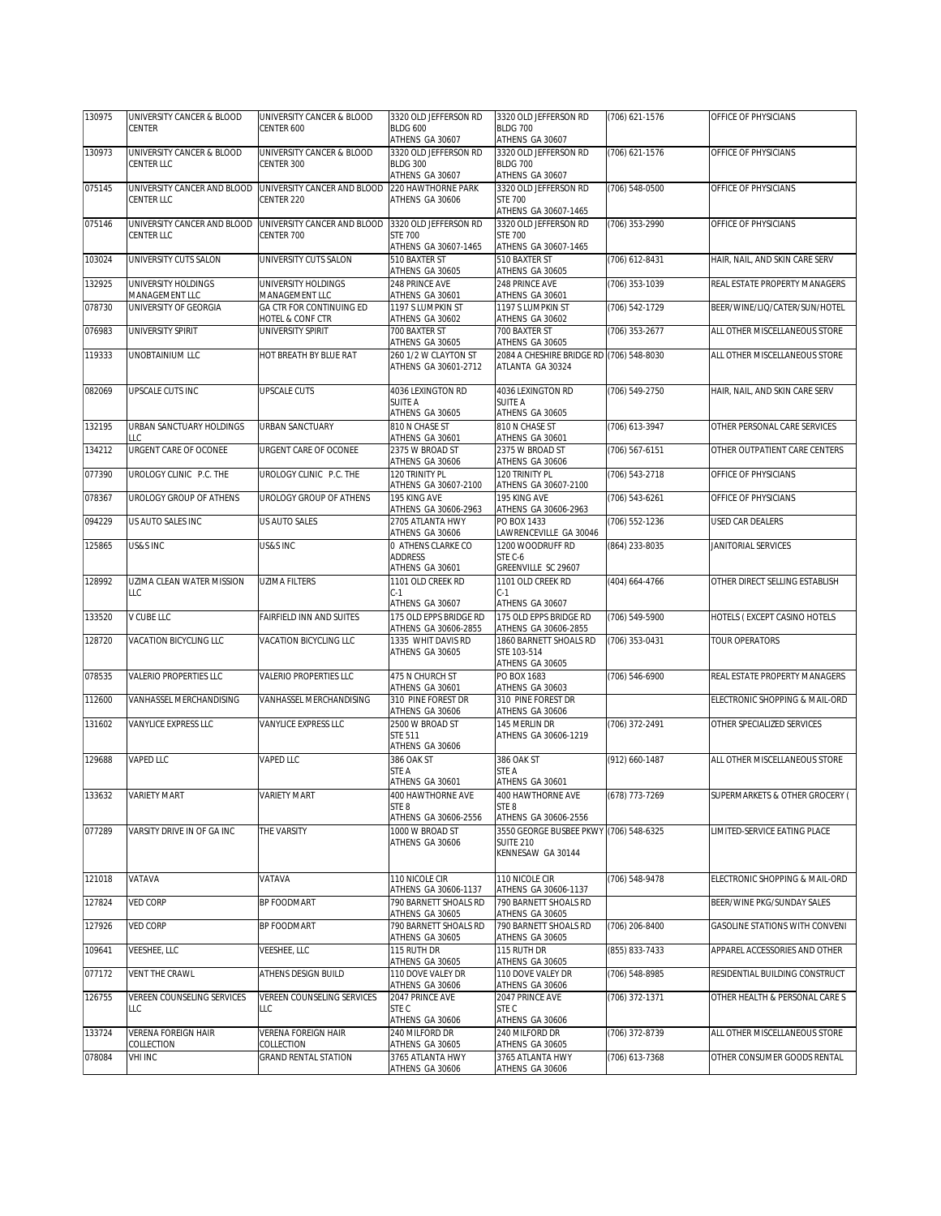| | | | | | | |
|---|---|---|---|---|---|---|
| 130975 | UNIVERSITY CANCER & BLOOD CENTER | UNIVERSITY CANCER & BLOOD CENTER 600 | 3320 OLD JEFFERSON RD BLDG 600 ATHENS GA 30607 | 3320 OLD JEFFERSON RD BLDG 700 ATHENS GA 30607 | (706) 621-1576 | OFFICE OF PHYSICIANS |
| 130973 | UNIVERSITY CANCER & BLOOD CENTER LLC | UNIVERSITY CANCER & BLOOD CENTER 300 | 3320 OLD JEFFERSON RD BLDG 300 ATHENS GA 30607 | 3320 OLD JEFFERSON RD BLDG 700 ATHENS GA 30607 | (706) 621-1576 | OFFICE OF PHYSICIANS |
| 075145 | UNIVERSITY CANCER AND BLOOD CENTER LLC | UNIVERSITY CANCER AND BLOOD CENTER 220 | 220 HAWTHORNE PARK ATHENS GA 30606 | 3320 OLD JEFFERSON RD STE 700 ATHENS GA 30607-1465 | (706) 548-0500 | OFFICE OF PHYSICIANS |
| 075146 | UNIVERSITY CANCER AND BLOOD CENTER LLC | UNIVERSITY CANCER AND BLOOD CENTER 700 | 3320 OLD JEFFERSON RD STE 700 ATHENS GA 30607-1465 | 3320 OLD JEFFERSON RD STE 700 ATHENS GA 30607-1465 | (706) 353-2990 | OFFICE OF PHYSICIANS |
| 103024 | UNIVERSITY CUTS SALON | UNIVERSITY CUTS SALON | 510 BAXTER ST ATHENS GA 30605 | 510 BAXTER ST ATHENS GA 30605 | (706) 612-8431 | HAIR, NAIL, AND SKIN CARE SERV |
| 132925 | UNIVERSITY HOLDINGS MANAGEMENT LLC | UNIVERSITY HOLDINGS MANAGEMENT LLC | 248 PRINCE AVE ATHENS GA 30601 | 248 PRINCE AVE ATHENS GA 30601 | (706) 353-1039 | REAL ESTATE PROPERTY MANAGERS |
| 078730 | UNIVERSITY OF GEORGIA | GA CTR FOR CONTINUING ED HOTEL & CONF CTR | 1197 S LUMPKIN ST ATHENS GA 30602 | 1197 S LUMPKIN ST ATHENS GA 30602 | (706) 542-1729 | BEER/WINE/LIQ/CATER/SUN/HOTEL |
| 076983 | UNIVERSITY SPIRIT | UNIVERSITY SPIRIT | 700 BAXTER ST ATHENS GA 30605 | 700 BAXTER ST ATHENS GA 30605 | (706) 353-2677 | ALL OTHER MISCELLANEOUS STORE |
| 119333 | UNOBTAINIUM LLC | HOT BREATH BY BLUE RAT | 260 1/2 W CLAYTON ST ATHENS GA 30601-2712 | 2084 A CHESHIRE BRIDGE RD ATLANTA GA 30324 | (706) 548-8030 | ALL OTHER MISCELLANEOUS STORE |
| 082069 | UPSCALE CUTS INC | UPSCALE CUTS | 4036 LEXINGTON RD SUITE A ATHENS GA 30605 | 4036 LEXINGTON RD SUITE A ATHENS GA 30605 | (706) 549-2750 | HAIR, NAIL, AND SKIN CARE SERV |
| 132195 | URBAN SANCTUARY HOLDINGS LLC | URBAN SANCTUARY | 810 N CHASE ST ATHENS GA 30601 | 810 N CHASE ST ATHENS GA 30601 | (706) 613-3947 | OTHER PERSONAL CARE SERVICES |
| 134212 | URGENT CARE OF OCONEE | URGENT CARE OF OCONEE | 2375 W BROAD ST ATHENS GA 30606 | 2375 W BROAD ST ATHENS GA 30606 | (706) 567-6151 | OTHER OUTPATIENT CARE CENTERS |
| 077390 | UROLOGY CLINIC P.C. THE | UROLOGY CLINIC P.C. THE | 120 TRINITY PL ATHENS GA 30607-2100 | 120 TRINITY PL ATHENS GA 30607-2100 | (706) 543-2718 | OFFICE OF PHYSICIANS |
| 078367 | UROLOGY GROUP OF ATHENS | UROLOGY GROUP OF ATHENS | 195 KING AVE ATHENS GA 30606-2963 | 195 KING AVE ATHENS GA 30606-2963 | (706) 543-6261 | OFFICE OF PHYSICIANS |
| 094229 | US AUTO SALES INC | US AUTO SALES | 2705 ATLANTA HWY ATHENS GA 30606 | PO BOX 1433 LAWRENCEVILLE GA 30046 | (706) 552-1236 | USED CAR DEALERS |
| 125865 | US&S INC | US&S INC | 0 ATHENS CLARKE CO ADDRESS ATHENS GA 30601 | 1200 WOODRUFF RD STE C-6 GREENVILLE SC 29607 | (864) 233-8035 | JANITORIAL SERVICES |
| 128992 | UZIMA CLEAN WATER MISSION LLC | UZIMA FILTERS | 1101 OLD CREEK RD C-1 ATHENS GA 30607 | 1101 OLD CREEK RD C-1 ATHENS GA 30607 | (404) 664-4766 | OTHER DIRECT SELLING ESTABLISH |
| 133520 | V CUBE LLC | FAIRFIELD INN AND SUITES | 175 OLD EPPS BRIDGE RD ATHENS GA 30606-2855 | 175 OLD EPPS BRIDGE RD ATHENS GA 30606-2855 | (706) 549-5900 | HOTELS ( EXCEPT CASINO HOTELS |
| 128720 | VACATION BICYCLING LLC | VACATION BICYCLING LLC | 1335 WHIT DAVIS RD ATHENS GA 30605 | 1860 BARNETT SHOALS RD STE 103-514 ATHENS GA 30605 | (706) 353-0431 | TOUR OPERATORS |
| 078535 | VALERIO PROPERTIES LLC | VALERIO PROPERTIES LLC | 475 N CHURCH ST ATHENS GA 30601 | PO BOX 1683 ATHENS GA 30603 | (706) 546-6900 | REAL ESTATE PROPERTY MANAGERS |
| 112600 | VANHASSEL MERCHANDISING | VANHASSEL MERCHANDISING | 310 PINE FOREST DR ATHENS GA 30606 | 310 PINE FOREST DR ATHENS GA 30606 | | ELECTRONIC SHOPPING & MAIL-ORD |
| 131602 | VANYLICE EXPRESS LLC | VANYLICE EXPRESS LLC | 2500 W BROAD ST STE 511 ATHENS GA 30606 | 145 MERLIN DR ATHENS GA 30606-1219 | (706) 372-2491 | OTHER SPECIALIZED SERVICES |
| 129688 | VAPED LLC | VAPED LLC | 386 OAK ST STE A ATHENS GA 30601 | 386 OAK ST STE A ATHENS GA 30601 | (912) 660-1487 | ALL OTHER MISCELLANEOUS STORE |
| 133632 | VARIETY MART | VARIETY MART | 400 HAWTHORNE AVE STE 8 ATHENS GA 30606-2556 | 400 HAWTHORNE AVE STE 8 ATHENS GA 30606-2556 | (678) 773-7269 | SUPERMARKETS & OTHER GROCERY ( |
| 077289 | VARSITY DRIVE IN OF GA INC | THE VARSITY | 1000 W BROAD ST ATHENS GA 30606 | 3550 GEORGE BUSBEE PKWY SUITE 210 KENNESAW GA 30144 | (706) 548-6325 | LIMITED-SERVICE EATING PLACE |
| 121018 | VATAVA | VATAVA | 110 NICOLE CIR ATHENS GA 30606-1137 | 110 NICOLE CIR ATHENS GA 30606-1137 | (706) 548-9478 | ELECTRONIC SHOPPING & MAIL-ORD |
| 127824 | VED CORP | BP FOODMART | 790 BARNETT SHOALS RD ATHENS GA 30605 | 790 BARNETT SHOALS RD ATHENS GA 30605 | | BEER/WINE PKG/SUNDAY SALES |
| 127926 | VED CORP | BP FOODMART | 790 BARNETT SHOALS RD ATHENS GA 30605 | 790 BARNETT SHOALS RD ATHENS GA 30605 | (706) 206-8400 | GASOLINE STATIONS WITH CONVENI |
| 109641 | VEESHEE, LLC | VEESHEE, LLC | 115 RUTH DR ATHENS GA 30605 | 115 RUTH DR ATHENS GA 30605 | (855) 833-7433 | APPAREL ACCESSORIES AND OTHER |
| 077172 | VENT THE CRAWL | ATHENS DESIGN BUILD | 110 DOVE VALEY DR ATHENS GA 30606 | 110 DOVE VALEY DR ATHENS GA 30606 | (706) 548-8985 | RESIDENTIAL BUILDING CONSTRUCT |
| 126755 | VEREEN COUNSELING SERVICES LLC | VEREEN COUNSELING SERVICES LLC | 2047 PRINCE AVE STE C ATHENS GA 30606 | 2047 PRINCE AVE STE C ATHENS GA 30606 | (706) 372-1371 | OTHER HEALTH & PERSONAL CARE S |
| 133724 | VERENA FOREIGN HAIR COLLECTION | VERENA FOREIGN HAIR COLLECTION | 240 MILFORD DR ATHENS GA 30605 | 240 MILFORD DR ATHENS GA 30605 | (706) 372-8739 | ALL OTHER MISCELLANEOUS STORE |
| 078084 | VHI INC | GRAND RENTAL STATION | 3765 ATLANTA HWY ATHENS GA 30606 | 3765 ATLANTA HWY ATHENS GA 30606 | (706) 613-7368 | OTHER CONSUMER GOODS RENTAL |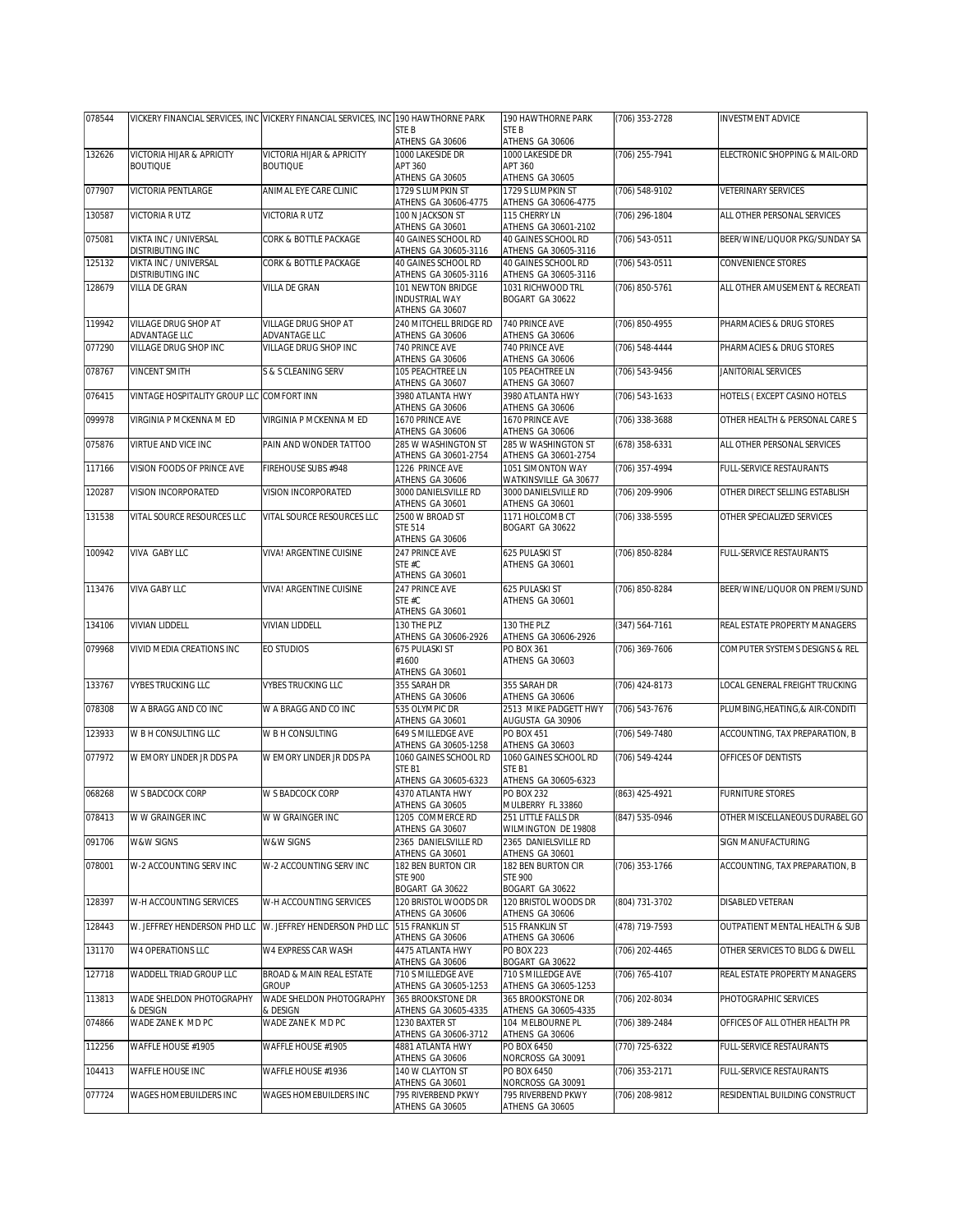| 078544 | VICKERY FINANCIAL SERVICES, INC | VICKERY FINANCIAL SERVICES, INC | 190 HAWTHORNE PARK STE B ATHENS GA 30606 | 190 HAWTHORNE PARK STE B ATHENS GA 30606 | (706) 353-2728 | INVESTMENT ADVICE |
|---|---|---|---|---|---|---|
| 132626 | VICTORIA HIJAR & APRICITY BOUTIQUE | VICTORIA HIJAR & APRICITY BOUTIQUE | 1000 LAKESIDE DR APT 360 ATHENS GA 30605 | 1000 LAKESIDE DR APT 360 ATHENS GA 30605 | (706) 255-7941 | ELECTRONIC SHOPPING & MAIL-ORD |
| 077907 | VICTORIA PENTLARGE | ANIMAL EYE CARE CLINIC | 1729 S LUMPKIN ST ATHENS GA 30606-4775 | 1729 S LUMPKIN ST ATHENS GA 30606-4775 | (706) 548-9102 | VETERINARY SERVICES |
| 130587 | VICTORIA R UTZ | VICTORIA R UTZ | 100 N JACKSON ST ATHENS GA 30601 | 115 CHERRY LN ATHENS GA 30601-2102 | (706) 296-1804 | ALL OTHER PERSONAL SERVICES |
| 075081 | VIKTA INC / UNIVERSAL DISTRIBUTING INC | CORK & BOTTLE PACKAGE | 40 GAINES SCHOOL RD ATHENS GA 30605-3116 | 40 GAINES SCHOOL RD ATHENS GA 30605-3116 | (706) 543-0511 | BEER/WINE/LIQUOR PKG/SUNDAY SA |
| 125132 | VIKTA INC / UNIVERSAL DISTRIBUTING INC | CORK & BOTTLE PACKAGE | 40 GAINES SCHOOL RD ATHENS GA 30605-3116 | 40 GAINES SCHOOL RD ATHENS GA 30605-3116 | (706) 543-0511 | CONVENIENCE STORES |
| 128679 | VILLA DE GRAN | VILLA DE GRAN | 101 NEWTON BRIDGE INDUSTRIAL WAY ATHENS GA 30607 | 1031 RICHWOOD TRL BOGART GA 30622 | (706) 850-5761 | ALL OTHER AMUSEMENT & RECREATI |
| 119942 | VILLAGE DRUG SHOP AT ADVANTAGE LLC | VILLAGE DRUG SHOP AT ADVANTAGE LLC | 240 MITCHELL BRIDGE RD ATHENS GA 30606 | 740 PRINCE AVE ATHENS GA 30606 | (706) 850-4955 | PHARMACIES & DRUG STORES |
| 077290 | VILLAGE DRUG SHOP INC | VILLAGE DRUG SHOP INC | 740 PRINCE AVE ATHENS GA 30606 | 740 PRINCE AVE ATHENS GA 30606 | (706) 548-4444 | PHARMACIES & DRUG STORES |
| 078767 | VINCENT SMITH | S & S CLEANING SERV | 105 PEACHTREE LN ATHENS GA 30607 | 105 PEACHTREE LN ATHENS GA 30607 | (706) 543-9456 | JANITORIAL SERVICES |
| 076415 | VINTAGE HOSPITALITY GROUP LLC | COMFORT INN | 3980 ATLANTA HWY ATHENS GA 30606 | 3980 ATLANTA HWY ATHENS GA 30606 | (706) 543-1633 | HOTELS ( EXCEPT CASINO HOTELS |
| 099978 | VIRGINIA P MCKENNA M ED | VIRGINIA P MCKENNA M ED | 1670 PRINCE AVE ATHENS GA 30606 | 1670 PRINCE AVE ATHENS GA 30606 | (706) 338-3688 | OTHER HEALTH & PERSONAL CARE S |
| 075876 | VIRTUE AND VICE INC | PAIN AND WONDER TATTOO | 285 W WASHINGTON ST ATHENS GA 30601-2754 | 285 W WASHINGTON ST ATHENS GA 30601-2754 | (678) 358-6331 | ALL OTHER PERSONAL SERVICES |
| 117166 | VISION FOODS OF PRINCE AVE | FIREHOUSE SUBS #948 | 1226 PRINCE AVE ATHENS GA 30606 | 1051 SIMONTON WAY WATKINSVILLE GA 30677 | (706) 357-4994 | FULL-SERVICE RESTAURANTS |
| 120287 | VISION INCORPORATED | VISION INCORPORATED | 3000 DANIELSVILLE RD ATHENS GA 30601 | 3000 DANIELSVILLE RD ATHENS GA 30601 | (706) 209-9906 | OTHER DIRECT SELLING ESTABLISH |
| 131538 | VITAL SOURCE RESOURCES LLC | VITAL SOURCE RESOURCES LLC | 2500 W BROAD ST STE 514 ATHENS GA 30606 | 1171 HOLCOMB CT BOGART GA 30622 | (706) 338-5595 | OTHER SPECIALIZED SERVICES |
| 100942 | VIVA GABY LLC | VIVA! ARGENTINE CUISINE | 247 PRINCE AVE STE #C ATHENS GA 30601 | 625 PULASKI ST ATHENS GA 30601 | (706) 850-8284 | FULL-SERVICE RESTAURANTS |
| 113476 | VIVA GABY LLC | VIVA! ARGENTINE CUISINE | 247 PRINCE AVE STE #C ATHENS GA 30601 | 625 PULASKI ST ATHENS GA 30601 | (706) 850-8284 | BEER/WINE/LIQUOR ON PREMI/SUND |
| 134106 | VIVIAN LIDDELL | VIVIAN LIDDELL | 130 THE PLZ ATHENS GA 30606-2926 | 130 THE PLZ ATHENS GA 30606-2926 | (347) 564-7161 | REAL ESTATE PROPERTY MANAGERS |
| 079968 | VIVID MEDIA CREATIONS INC | EO STUDIOS | 675 PULASKI ST #1600 ATHENS GA 30601 | PO BOX 361 ATHENS GA 30603 | (706) 369-7606 | COMPUTER SYSTEMS DESIGNS & REL |
| 133767 | VYBES TRUCKING LLC | VYBES TRUCKING LLC | 355 SARAH DR ATHENS GA 30606 | 355 SARAH DR ATHENS GA 30606 | (706) 424-8173 | LOCAL GENERAL FREIGHT TRUCKING |
| 078308 | W A BRAGG AND CO INC | W A BRAGG AND CO INC | 535 OLYMPIC DR ATHENS GA 30601 | 2513 MIKE PADGETT HWY AUGUSTA GA 30906 | (706) 543-7676 | PLUMBING,HEATING,& AIR-CONDITI |
| 123933 | W B H CONSULTING LLC | W B H CONSULTING | 649 S MILLEDGE AVE ATHENS GA 30605-1258 | PO BOX 451 ATHENS GA 30603 | (706) 549-7480 | ACCOUNTING, TAX PREPARATION, B |
| 077972 | W EMORY LINDER JR DDS PA | W EMORY LINDER JR DDS PA | 1060 GAINES SCHOOL RD STE B1 ATHENS GA 30605-6323 | 1060 GAINES SCHOOL RD STE B1 ATHENS GA 30605-6323 | (706) 549-4244 | OFFICES OF DENTISTS |
| 068268 | W S BADCOCK CORP | W S BADCOCK CORP | 4370 ATLANTA HWY ATHENS GA 30605 | PO BOX 232 MULBERRY FL 33860 | (863) 425-4921 | FURNITURE STORES |
| 078413 | W W GRAINGER INC | W W GRAINGER INC | 1205 COMMERCE RD ATHENS GA 30607 | 251 LITTLE FALLS DR WILMINGTON DE 19808 | (847) 535-0946 | OTHER MISCELLANEOUS DURABEL GO |
| 091706 | W&W SIGNS | W&W SIGNS | 2365 DANIELSVILLE RD ATHENS GA 30601 | 2365 DANIELSVILLE RD ATHENS GA 30601 | | SIGN MANUFACTURING |
| 078001 | W-2 ACCOUNTING SERV INC | W-2 ACCOUNTING SERV INC | 182 BEN BURTON CIR STE 900 BOGART GA 30622 | 182 BEN BURTON CIR STE 900 BOGART GA 30622 | (706) 353-1766 | ACCOUNTING, TAX PREPARATION, B |
| 128397 | W-H ACCOUNTING SERVICES | W-H ACCOUNTING SERVICES | 120 BRISTOL WOODS DR ATHENS GA 30606 | 120 BRISTOL WOODS DR ATHENS GA 30606 | (804) 731-3702 | DISABLED VETERAN |
| 128443 | W. JEFFREY HENDERSON PHD LLC | W. JEFFREY HENDERSON PHD LLC | 515 FRANKLIN ST ATHENS GA 30606 | 515 FRANKLIN ST ATHENS GA 30606 | (478) 719-7593 | OUTPATIENT MENTAL HEALTH & SUB |
| 131170 | W4 OPERATIONS LLC | W4 EXPRESS CAR WASH | 4475 ATLANTA HWY ATHENS GA 30606 | PO BOX 223 BOGART GA 30622 | (706) 202-4465 | OTHER SERVICES TO BLDG & DWELL |
| 127718 | WADDELL TRIAD GROUP LLC | BROAD & MAIN REAL ESTATE GROUP | 710 S MILLEDGE AVE ATHENS GA 30605-1253 | 710 S MILLEDGE AVE ATHENS GA 30605-1253 | (706) 765-4107 | REAL ESTATE PROPERTY MANAGERS |
| 113813 | WADE SHELDON PHOTOGRAPHY & DESIGN | WADE SHELDON PHOTOGRAPHY & DESIGN | 365 BROOKSTONE DR ATHENS GA 30605-4335 | 365 BROOKSTONE DR ATHENS GA 30605-4335 | (706) 202-8034 | PHOTOGRAPHIC SERVICES |
| 074866 | WADE ZANE K MD PC | WADE ZANE K MD PC | 1230 BAXTER ST ATHENS GA 30606-3712 | 104 MELBOURNE PL ATHENS GA 30606 | (706) 389-2484 | OFFICES OF ALL OTHER HEALTH PR |
| 112256 | WAFFLE HOUSE #1905 | WAFFLE HOUSE #1905 | 4881 ATLANTA HWY ATHENS GA 30606 | PO BOX 6450 NORCROSS GA 30091 | (770) 725-6322 | FULL-SERVICE RESTAURANTS |
| 104413 | WAFFLE HOUSE INC | WAFFLE HOUSE #1936 | 140 W CLAYTON ST ATHENS GA 30601 | PO BOX 6450 NORCROSS GA 30091 | (706) 353-2171 | FULL-SERVICE RESTAURANTS |
| 077724 | WAGES HOMEBUILDERS INC | WAGES HOMEBUILDERS INC | 795 RIVERBEND PKWY ATHENS GA 30605 | 795 RIVERBEND PKWY ATHENS GA 30605 | (706) 208-9812 | RESIDENTIAL BUILDING CONSTRUCT |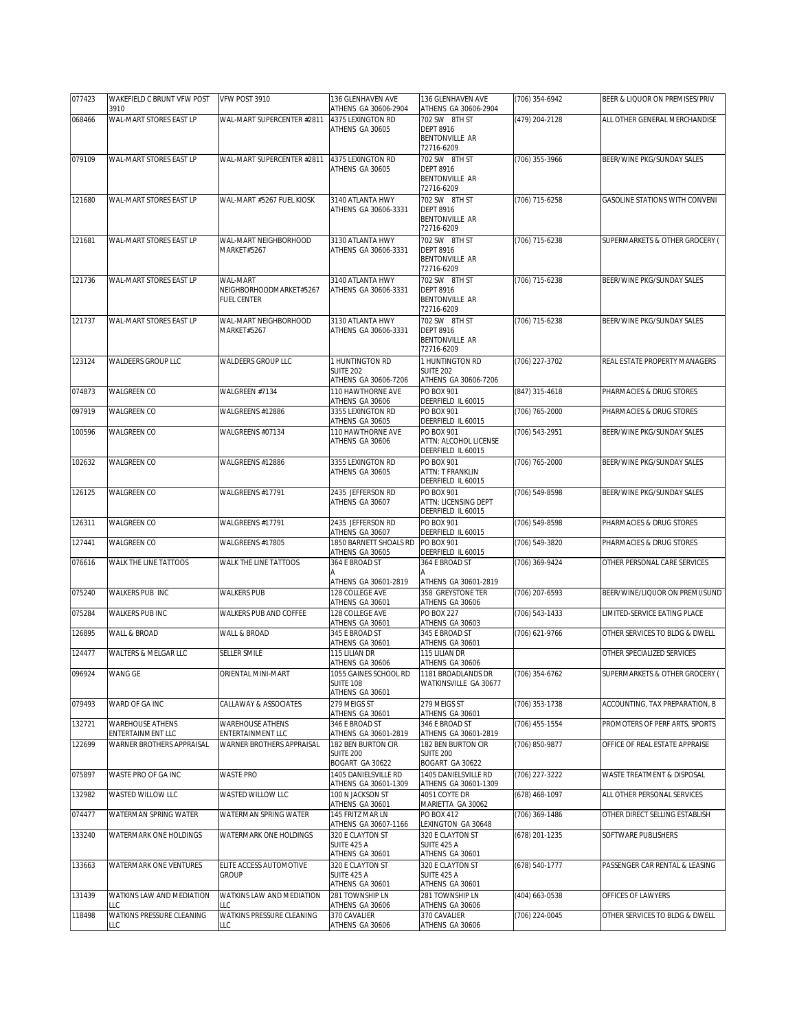| | | | | | | |
|---|---|---|---|---|---|---|
| 077423 | WAKEFIELD C BRUNT VFW POST 3910 | VFW POST 3910 | 136 GLENHAVEN AVE ATHENS GA 30606-2904 | 136 GLENHAVEN AVE ATHENS GA 30606-2904 | (706) 354-6942 | BEER & LIQUOR ON PREMISES/PRIV |
| 068466 | WAL-MART STORES EAST LP | WAL-MART SUPERCENTER #2811 | 4375 LEXINGTON RD ATHENS GA 30605 | 702 SW 8TH ST DEPT 8916 BENTONVILLE AR 72716-6209 | (479) 204-2128 | ALL OTHER GENERAL MERCHANDISE |
| 079109 | WAL-MART STORES EAST LP | WAL-MART SUPERCENTER #2811 | 4375 LEXINGTON RD ATHENS GA 30605 | 702 SW 8TH ST DEPT 8916 BENTONVILLE AR 72716-6209 | (706) 355-3966 | BEER/WINE PKG/SUNDAY SALES |
| 121680 | WAL-MART STORES EAST LP | WAL-MART #5267 FUEL KIOSK | 3140 ATLANTA HWY ATHENS GA 30606-3331 | 702 SW 8TH ST DEPT 8916 BENTONVILLE AR 72716-6209 | (706) 715-6258 | GASOLINE STATIONS WITH CONVENI |
| 121681 | WAL-MART STORES EAST LP | WAL-MART NEIGHBORHOOD MARKET#5267 | 3130 ATLANTA HWY ATHENS GA 30606-3331 | 702 SW 8TH ST DEPT 8916 BENTONVILLE AR 72716-6209 | (706) 715-6238 | SUPERMARKETS & OTHER GROCERY ( |
| 121736 | WAL-MART STORES EAST LP | WAL-MART NEIGHBORHOODMARKET#5267 FUEL CENTER | 3140 ATLANTA HWY ATHENS GA 30606-3331 | 702 SW 8TH ST DEPT 8916 BENTONVILLE AR 72716-6209 | (706) 715-6238 | BEER/WINE PKG/SUNDAY SALES |
| 121737 | WAL-MART STORES EAST LP | WAL-MART NEIGHBORHOOD MARKET#5267 | 3130 ATLANTA HWY ATHENS GA 30606-3331 | 702 SW 8TH ST DEPT 8916 BENTONVILLE AR 72716-6209 | (706) 715-6238 | BEER/WINE PKG/SUNDAY SALES |
| 123124 | WALDEERS GROUP LLC | WALDEERS GROUP LLC | 1 HUNTINGTON RD SUITE 202 ATHENS GA 30606-7206 | 1 HUNTINGTON RD SUITE 202 ATHENS GA 30606-7206 | (706) 227-3702 | REAL ESTATE PROPERTY MANAGERS |
| 074873 | WALGREEN CO | WALGREEN #7134 | 110 HAWTHORNE AVE ATHENS GA 30606 | PO BOX 901 DEERFIELD IL 60015 | (847) 315-4618 | PHARMACIES & DRUG STORES |
| 097919 | WALGREEN CO | WALGREENS #12886 | 3355 LEXINGTON RD ATHENS GA 30605 | PO BOX 901 DEERFIELD IL 60015 | (706) 765-2000 | PHARMACIES & DRUG STORES |
| 100596 | WALGREEN CO | WALGREENS #07134 | 110 HAWTHORNE AVE ATHENS GA 30606 | PO BOX 901 ATTN: ALCOHOL LICENSE DEERFIELD IL 60015 | (706) 543-2951 | BEER/WINE PKG/SUNDAY SALES |
| 102632 | WALGREEN CO | WALGREENS #12886 | 3355 LEXINGTON RD ATHENS GA 30605 | PO BOX 901 ATTN: T FRANKLIN DEERFIELD IL 60015 | (706) 765-2000 | BEER/WINE PKG/SUNDAY SALES |
| 126125 | WALGREEN CO | WALGREENS #17791 | 2435 JEFFERSON RD ATHENS GA 30607 | PO BOX 901 ATTN: LICENSING DEPT DEERFIELD IL 60015 | (706) 549-8598 | BEER/WINE PKG/SUNDAY SALES |
| 126311 | WALGREEN CO | WALGREENS #17791 | 2435 JEFFERSON RD ATHENS GA 30607 | PO BOX 901 DEERFIELD IL 60015 | (706) 549-8598 | PHARMACIES & DRUG STORES |
| 127441 | WALGREEN CO | WALGREENS #17805 | 1850 BARNETT SHOALS RD ATHENS GA 30605 | PO BOX 901 DEERFIELD IL 60015 | (706) 549-3820 | PHARMACIES & DRUG STORES |
| 076616 | WALK THE LINE TATTOOS | WALK THE LINE TATTOOS | 364 E BROAD ST A ATHENS GA 30601-2819 | 364 E BROAD ST A ATHENS GA 30601-2819 | (706) 369-9424 | OTHER PERSONAL CARE SERVICES |
| 075240 | WALKERS PUB INC | WALKERS PUB | 128 COLLEGE AVE ATHENS GA 30601 | 358 GREYSTONE TER ATHENS GA 30606 | (706) 207-6593 | BEER/WINE/LIQUOR ON PREMI/SUND |
| 075284 | WALKERS PUB INC | WALKERS PUB AND COFFEE | 128 COLLEGE AVE ATHENS GA 30601 | PO BOX 227 ATHENS GA 30603 | (706) 543-1433 | LIMITED-SERVICE EATING PLACE |
| 126895 | WALL & BROAD | WALL & BROAD | 345 E BROAD ST ATHENS GA 30601 | 345 E BROAD ST ATHENS GA 30601 | (706) 621-9766 | OTHER SERVICES TO BLDG & DWELL |
| 124477 | WALTERS & MELGAR LLC | SELLER SMILE | 115 LILIAN DR ATHENS GA 30606 | 115 LILIAN DR ATHENS GA 30606 | | OTHER SPECIALIZED SERVICES |
| 096924 | WANG GE | ORIENTAL MINI-MART | 1055 GAINES SCHOOL RD SUITE 108 ATHENS GA 30601 | 1181 BROADLANDS DR WATKINSVILLE GA 30677 | (706) 354-6762 | SUPERMARKETS & OTHER GROCERY ( |
| 079493 | WARD OF GA INC | CALLAWAY & ASSOCIATES | 279 MEIGS ST ATHENS GA 30601 | 279 MEIGS ST ATHENS GA 30601 | (706) 353-1738 | ACCOUNTING, TAX PREPARATION, B |
| 132721 | WAREHOUSE ATHENS ENTERTAINMENT LLC | WAREHOUSE ATHENS ENTERTAINMENT LLC | 346 E BROAD ST ATHENS GA 30601-2819 | 346 E BROAD ST ATHENS GA 30601-2819 | (706) 455-1554 | PROMOTERS OF PERF ARTS, SPORTS |
| 122699 | WARNER BROTHERS APPRAISAL | WARNER BROTHERS APPRAISAL | 182 BEN BURTON CIR SUITE 200 BOGART GA 30622 | 182 BEN BURTON CIR SUITE 200 BOGART GA 30622 | (706) 850-9877 | OFFICE OF REAL ESTATE APPRAISE |
| 075897 | WASTE PRO OF GA INC | WASTE PRO | 1405 DANIELSVILLE RD ATHENS GA 30601-1309 | 1405 DANIELSVILLE RD ATHENS GA 30601-1309 | (706) 227-3222 | WASTE TREATMENT & DISPOSAL |
| 132982 | WASTED WILLOW LLC | WASTED WILLOW LLC | 100 N JACKSON ST ATHENS GA 30601 | 4051 COYTE DR MARIETTA GA 30062 | (678) 468-1097 | ALL OTHER PERSONAL SERVICES |
| 074477 | WATERMAN SPRING WATER | WATERMAN SPRING WATER | 145 FRITZ MAR LN ATHENS GA 30607-1166 | PO BOX 412 LEXINGTON GA 30648 | (706) 369-1486 | OTHER DIRECT SELLING ESTABLISH |
| 133240 | WATERMARK ONE HOLDINGS | WATERMARK ONE HOLDINGS | 320 E CLAYTON ST SUITE 425 A ATHENS GA 30601 | 320 E CLAYTON ST SUITE 425 A ATHENS GA 30601 | (678) 201-1235 | SOFTWARE PUBLISHERS |
| 133663 | WATERMARK ONE VENTURES | ELITE ACCESS AUTOMOTIVE GROUP | 320 E CLAYTON ST SUITE 425 A ATHENS GA 30601 | 320 E CLAYTON ST SUITE 425 A ATHENS GA 30601 | (678) 540-1777 | PASSENGER CAR RENTAL & LEASING |
| 131439 | WATKINS LAW AND MEDIATION LLC | WATKINS LAW AND MEDIATION LLC | 281 TOWNSHIP LN ATHENS GA 30606 | 281 TOWNSHIP LN ATHENS GA 30606 | (404) 663-0538 | OFFICES OF LAWYERS |
| 118498 | WATKINS PRESSURE CLEANING LLC | WATKINS PRESSURE CLEANING LLC | 370 CAVALIER ATHENS GA 30606 | 370 CAVALIER ATHENS GA 30606 | (706) 224-0045 | OTHER SERVICES TO BLDG & DWELL |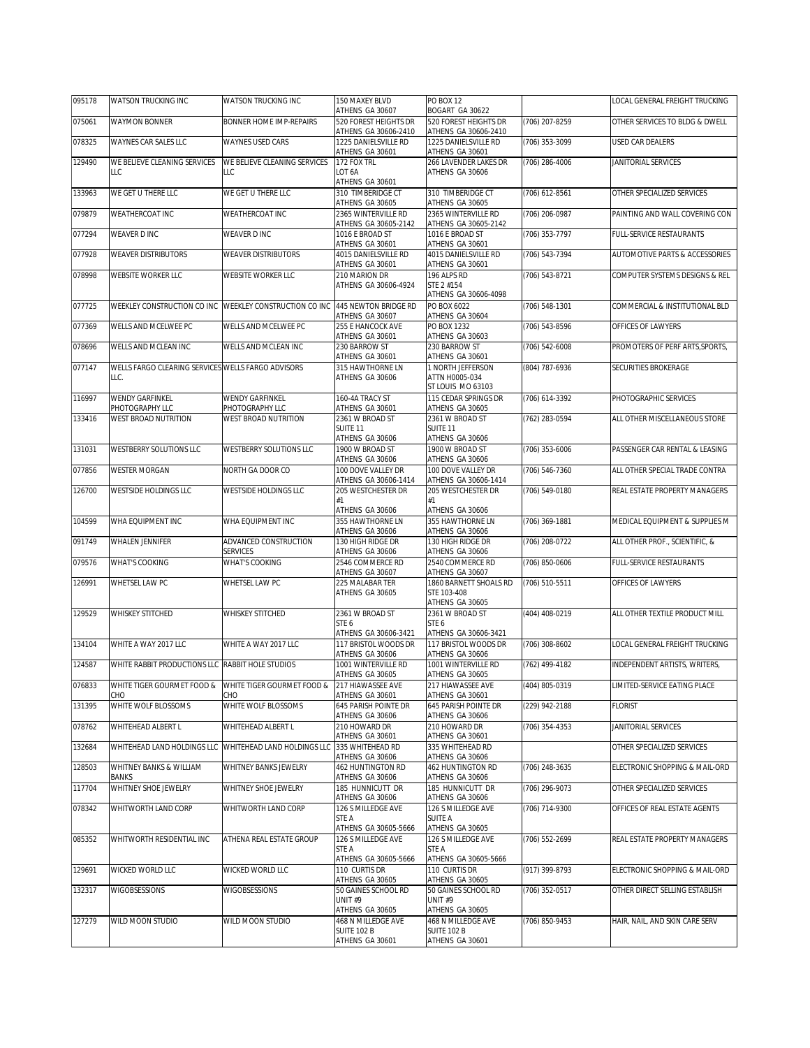| 095178 | WATSON TRUCKING INC | WATSON TRUCKING INC | 150 MAXEY BLVD<br>ATHENS GA 30607 | PO BOX 12<br>BOGART GA 30622 | | LOCAL GENERAL FREIGHT TRUCKING |
|---|---|---|---|---|---|---|
| 075061 | WAYMON BONNER | BONNER HOME IMP-REPAIRS | 520 FOREST HEIGHTS DR<br>ATHENS GA 30606-2410 | 520 FOREST HEIGHTS DR<br>ATHENS GA 30606-2410 | (706) 207-8259 | OTHER SERVICES TO BLDG & DWELL |
| 078325 | WAYNES CAR SALES LLC | WAYNES USED CARS | 1225 DANIELSVILLE RD<br>ATHENS GA 30601 | 1225 DANIELSVILLE RD<br>ATHENS GA 30601 | (706) 353-3099 | USED CAR DEALERS |
| 129490 | WE BELIEVE CLEANING SERVICES LLC | WE BELIEVE CLEANING SERVICES LLC | 172 FOX TRL<br>LOT 6A<br>ATHENS GA 30601 | 266 LAVENDER LAKES DR<br>ATHENS GA 30606 | (706) 286-4006 | JANITORIAL SERVICES |
| 133963 | WE GET U THERE LLC | WE GET U THERE LLC | 310 TIMBERIDGE CT<br>ATHENS GA 30605 | 310 TIMBERIDGE CT<br>ATHENS GA 30605 | (706) 612-8561 | OTHER SPECIALIZED SERVICES |
| 079879 | WEATHERCOAT INC | WEATHERCOAT INC | 2365 WINTERVILLE RD<br>ATHENS GA 30605-2142 | 2365 WINTERVILLE RD<br>ATHENS GA 30605-2142 | (706) 206-0987 | PAINTING AND WALL COVERING CON |
| 077294 | WEAVER D INC | WEAVER D INC | 1016 E BROAD ST<br>ATHENS GA 30601 | 1016 E BROAD ST<br>ATHENS GA 30601 | (706) 353-7797 | FULL-SERVICE RESTAURANTS |
| 077928 | WEAVER DISTRIBUTORS | WEAVER DISTRIBUTORS | 4015 DANIELSVILLE RD<br>ATHENS GA 30601 | 4015 DANIELSVILLE RD<br>ATHENS GA 30601 | (706) 543-7394 | AUTOMOTIVE PARTS & ACCESSORIES |
| 078998 | WEBSITE WORKER LLC | WEBSITE WORKER LLC | 210 MARION DR<br>ATHENS GA 30606-4924 | 196 ALPS RD<br>STE 2 #154<br>ATHENS GA 30606-4098 | (706) 543-8721 | COMPUTER SYSTEMS DESIGNS & REL |
| 077725 | WEEKLEY CONSTRUCTION CO INC | WEEKLEY CONSTRUCTION CO INC | 445 NEWTON BRIDGE RD<br>ATHENS GA 30607 | PO BOX 6022<br>ATHENS GA 30604 | (706) 548-1301 | COMMERCIAL & INSTITUTIONAL BLD |
| 077369 | WELLS AND MCELWEE PC | WELLS AND MCELWEE PC | 255 E HANCOCK AVE<br>ATHENS GA 30601 | PO BOX 1232<br>ATHENS GA 30603 | (706) 543-8596 | OFFICES OF LAWYERS |
| 078696 | WELLS AND MCLEAN INC | WELLS AND MCLEAN INC | 230 BARROW ST<br>ATHENS GA 30601 | 230 BARROW ST<br>ATHENS GA 30601 | (706) 542-6008 | PROMOTERS OF PERF ARTS,SPORTS, |
| 077147 | WELLS FARGO CLEARING SERVICES LLC. | WELLS FARGO ADVISORS | 315 HAWTHORNE LN<br>ATHENS GA 30606 | 1 NORTH JEFFERSON<br>ATTN H0005-034<br>ST LOUIS MO 63103 | (804) 787-6936 | SECURITIES BROKERAGE |
| 116997 | WENDY GARFINKEL PHOTOGRAPHY LLC | WENDY GARFINKEL PHOTOGRAPHY LLC | 160-4A TRACY ST<br>ATHENS GA 30601 | 115 CEDAR SPRINGS DR<br>ATHENS GA 30605 | (706) 614-3392 | PHOTOGRAPHIC SERVICES |
| 133416 | WEST BROAD NUTRITION | WEST BROAD NUTRITION | 2361 W BROAD ST<br>SUITE 11<br>ATHENS GA 30606 | 2361 W BROAD ST<br>SUITE 11<br>ATHENS GA 30606 | (762) 283-0594 | ALL OTHER MISCELLANEOUS STORE |
| 131031 | WESTBERRY SOLUTIONS LLC | WESTBERRY SOLUTIONS LLC | 1900 W BROAD ST<br>ATHENS GA 30606 | 1900 W BROAD ST<br>ATHENS GA 30606 | (706) 353-6006 | PASSENGER CAR RENTAL & LEASING |
| 077856 | WESTER MORGAN | NORTH GA DOOR CO | 100 DOVE VALLEY DR<br>ATHENS GA 30606-1414 | 100 DOVE VALLEY DR<br>ATHENS GA 30606-1414 | (706) 546-7360 | ALL OTHER SPECIAL TRADE CONTRA |
| 126700 | WESTSIDE HOLDINGS LLC | WESTSIDE HOLDINGS LLC | 205 WESTCHESTER DR<br>#1<br>ATHENS GA 30606 | 205 WESTCHESTER DR<br>#1<br>ATHENS GA 30606 | (706) 549-0180 | REAL ESTATE PROPERTY MANAGERS |
| 104599 | WHA EQUIPMENT INC | WHA EQUIPMENT INC | 355 HAWTHORNE LN<br>ATHENS GA 30606 | 355 HAWTHORNE LN<br>ATHENS GA 30606 | (706) 369-1881 | MEDICAL EQUIPMENT & SUPPLIES M |
| 091749 | WHALEN JENNIFER | ADVANCED CONSTRUCTION SERVICES | 130 HIGH RIDGE DR<br>ATHENS GA 30606 | 130 HIGH RIDGE DR<br>ATHENS GA 30606 | (706) 208-0722 | ALL OTHER PROF., SCIENTIFIC, & |
| 079576 | WHAT'S COOKING | WHAT'S COOKING | 2546 COMMERCE RD<br>ATHENS GA 30607 | 2540 COMMERCE RD<br>ATHENS GA 30607 | (706) 850-0606 | FULL-SERVICE RESTAURANTS |
| 126991 | WHETSEL LAW PC | WHETSEL LAW PC | 225 MALABAR TER<br>ATHENS GA 30605 | 1860 BARNETT SHOALS RD<br>STE 103-408<br>ATHENS GA 30605 | (706) 510-5511 | OFFICES OF LAWYERS |
| 129529 | WHISKEY STITCHED | WHISKEY STITCHED | 2361 W BROAD ST<br>STE 6<br>ATHENS GA 30606-3421 | 2361 W BROAD ST<br>STE 6<br>ATHENS GA 30606-3421 | (404) 408-0219 | ALL OTHER TEXTILE PRODUCT MILL |
| 134104 | WHITE A WAY 2017 LLC | WHITE A WAY 2017 LLC | 117 BRISTOL WOODS DR<br>ATHENS GA 30606 | 117 BRISTOL WOODS DR<br>ATHENS GA 30606 | (706) 308-8602 | LOCAL GENERAL FREIGHT TRUCKING |
| 124587 | WHITE RABBIT PRODUCTIONS LLC | RABBIT HOLE STUDIOS | 1001 WINTERVILLE RD<br>ATHENS GA 30605 | 1001 WINTERVILLE RD<br>ATHENS GA 30605 | (762) 499-4182 | INDEPENDENT ARTISTS, WRITERS, |
| 076833 | WHITE TIGER GOURMET FOOD & CHO | WHITE TIGER GOURMET FOOD & CHO | 217 HIAWASSEE AVE<br>ATHENS GA 30601 | 217 HIAWASSEE AVE<br>ATHENS GA 30601 | (404) 805-0319 | LIMITED-SERVICE EATING PLACE |
| 131395 | WHITE WOLF BLOSSOMS | WHITE WOLF BLOSSOMS | 645 PARISH POINTE DR<br>ATHENS GA 30606 | 645 PARISH POINTE DR<br>ATHENS GA 30606 | (229) 942-2188 | FLORIST |
| 078762 | WHITEHEAD ALBERT L | WHITEHEAD ALBERT L | 210 HOWARD DR<br>ATHENS GA 30601 | 210 HOWARD DR<br>ATHENS GA 30601 | (706) 354-4353 | JANITORIAL SERVICES |
| 132684 | WHITEHEAD LAND HOLDINGS LLC | WHITEHEAD LAND HOLDINGS LLC | 335 WHITEHEAD RD<br>ATHENS GA 30606 | 335 WHITEHEAD RD<br>ATHENS GA 30606 | | OTHER SPECIALIZED SERVICES |
| 128503 | WHITNEY BANKS & WILLIAM BANKS | WHITNEY BANKS JEWELRY | 462 HUNTINGTON RD<br>ATHENS GA 30606 | 462 HUNTINGTON RD<br>ATHENS GA 30606 | (706) 248-3635 | ELECTRONIC SHOPPING & MAIL-ORD |
| 117704 | WHITNEY SHOE JEWELRY | WHITNEY SHOE JEWELRY | 185 HUNNICUTT DR<br>ATHENS GA 30606 | 185 HUNNICUTT DR<br>ATHENS GA 30606 | (706) 296-9073 | OTHER SPECIALIZED SERVICES |
| 078342 | WHITWORTH LAND CORP | WHITWORTH LAND CORP | 126 S MILLEDGE AVE<br>STE A<br>ATHENS GA 30605-5666 | 126 S MILLEDGE AVE<br>SUITE A<br>ATHENS GA 30605 | (706) 714-9300 | OFFICES OF REAL ESTATE AGENTS |
| 085352 | WHITWORTH RESIDENTIAL INC | ATHENA REAL ESTATE GROUP | 126 S MILLEDGE AVE<br>STE A<br>ATHENS GA 30605-5666 | 126 S MILLEDGE AVE<br>STE A<br>ATHENS GA 30605-5666 | (706) 552-2699 | REAL ESTATE PROPERTY MANAGERS |
| 129691 | WICKED WORLD LLC | WICKED WORLD LLC | 110 CURTIS DR<br>ATHENS GA 30605 | 110 CURTIS DR<br>ATHENS GA 30605 | (917) 399-8793 | ELECTRONIC SHOPPING & MAIL-ORD |
| 132317 | WIGOBSESSIONS | WIGOBSESSIONS | 50 GAINES SCHOOL RD<br>UNIT #9<br>ATHENS GA 30605 | 50 GAINES SCHOOL RD<br>UNIT #9<br>ATHENS GA 30605 | (706) 352-0517 | OTHER DIRECT SELLING ESTABLISH |
| 127279 | WILD MOON STUDIO | WILD MOON STUDIO | 468 N MILLEDGE AVE<br>SUITE 102 B<br>ATHENS GA 30601 | 468 N MILLEDGE AVE<br>SUITE 102 B<br>ATHENS GA 30601 | (706) 850-9453 | HAIR, NAIL, AND SKIN CARE SERV |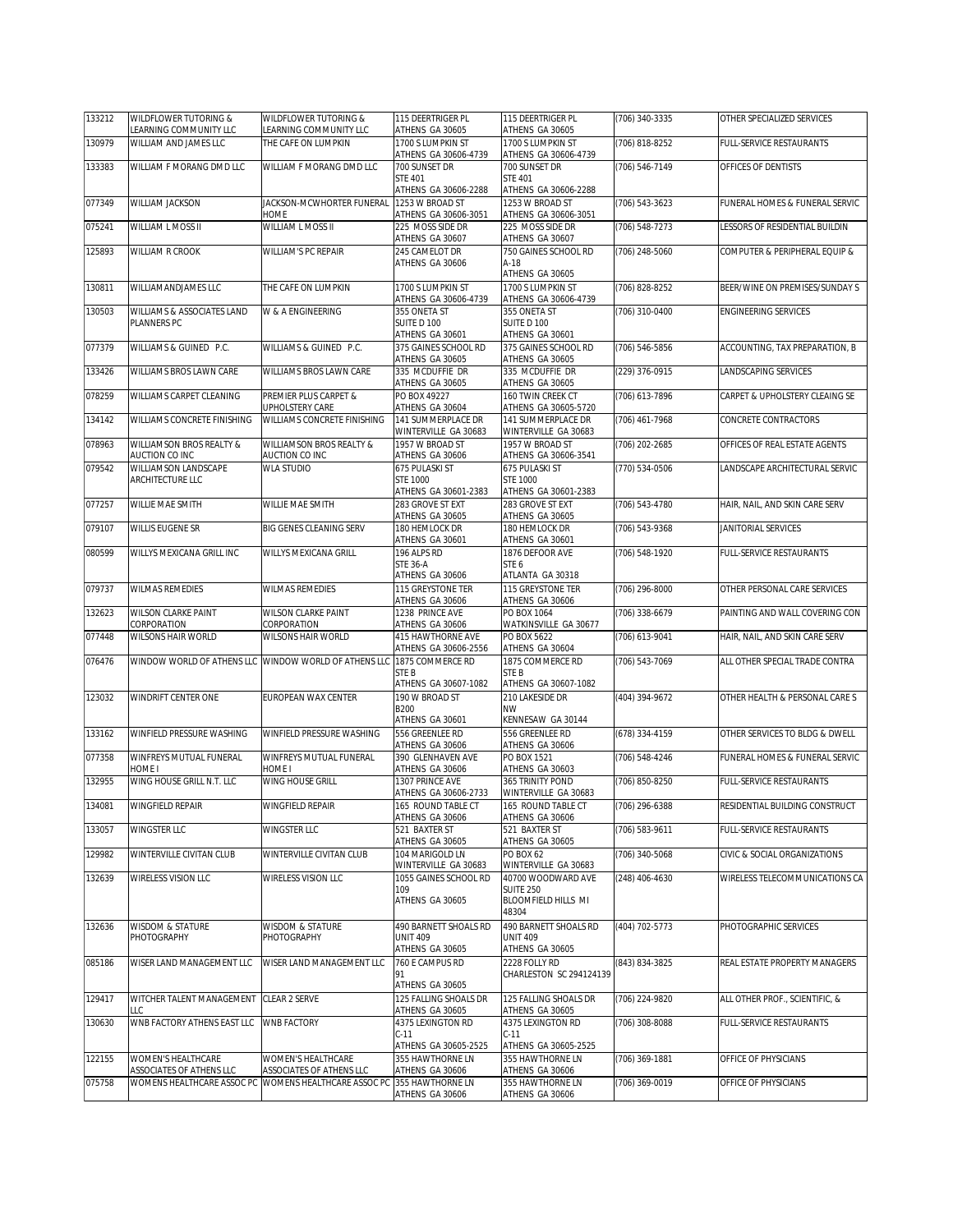| | | | | | | |
|---|---|---|---|---|---|---|
| 133212 | WILDFLOWER TUTORING & LEARNING COMMUNITY LLC | WILDFLOWER TUTORING & LEARNING COMMUNITY LLC | 115 DEERTRIGER PL ATHENS GA 30605 | 115 DEERTRIGER PL ATHENS GA 30605 | (706) 340-3335 | OTHER SPECIALIZED SERVICES |
| 130979 | WILLIAM AND JAMES LLC | THE CAFE ON LUMPKIN | 1700 S LUMPKIN ST ATHENS GA 30606-4739 | 1700 S LUMPKIN ST ATHENS GA 30606-4739 | (706) 818-8252 | FULL-SERVICE RESTAURANTS |
| 133383 | WILLIAM F MORANG DMD LLC | WILLIAM F MORANG DMD LLC | 700 SUNSET DR STE 401 ATHENS GA 30606-2288 | 700 SUNSET DR STE 401 ATHENS GA 30606-2288 | (706) 546-7149 | OFFICES OF DENTISTS |
| 077349 | WILLIAM JACKSON | JACKSON-MCWHORTER FUNERAL HOME | 1253 W BROAD ST ATHENS GA 30606-3051 | 1253 W BROAD ST ATHENS GA 30606-3051 | (706) 543-3623 | FUNERAL HOMES & FUNERAL SERVIC |
| 075241 | WILLIAM L MOSS II | WILLIAM L MOSS II | 225 MOSS SIDE DR ATHENS GA 30607 | 225 MOSS SIDE DR ATHENS GA 30607 | (706) 548-7273 | LESSORS OF RESIDENTIAL BUILDIN |
| 125893 | WILLIAM R CROOK | WILLIAM'S PC REPAIR | 245 CAMELOT DR ATHENS GA 30606 | 750 GAINES SCHOOL RD A-18 ATHENS GA 30605 | (706) 248-5060 | COMPUTER & PERIPHERAL EQUIP & |
| 130811 | WILLIAMANDJAMES LLC | THE CAFE ON LUMPKIN | 1700 S LUMPKIN ST ATHENS GA 30606-4739 | 1700 S LUMPKIN ST ATHENS GA 30606-4739 | (706) 828-8252 | BEER/WINE ON PREMISES/SUNDAY S |
| 130503 | WILLIAMS & ASSOCIATES LAND PLANNERS PC | W & A ENGINEERING | 355 ONETA ST SUITE D 100 ATHENS GA 30601 | 355 ONETA ST SUITE D 100 ATHENS GA 30601 | (706) 310-0400 | ENGINEERING SERVICES |
| 077379 | WILLIAMS & GUINED P.C. | WILLIAMS & GUINED P.C. | 375 GAINES SCHOOL RD ATHENS GA 30605 | 375 GAINES SCHOOL RD ATHENS GA 30605 | (706) 546-5856 | ACCOUNTING, TAX PREPARATION, B |
| 133426 | WILLIAMS BROS LAWN CARE | WILLIAMS BROS LAWN CARE | 335 MCDUFFIE DR ATHENS GA 30605 | 335 MCDUFFIE DR ATHENS GA 30605 | (229) 376-0915 | LANDSCAPING SERVICES |
| 078259 | WILLIAMS CARPET CLEANING | PREMIER PLUS CARPET & UPHOLSTERY CARE | PO BOX 49227 ATHENS GA 30604 | 160 TWIN CREEK CT ATHENS GA 30605-5720 | (706) 613-7896 | CARPET & UPHOLSTERY CLEAING SE |
| 134142 | WILLIAMS CONCRETE FINISHING | WILLIAMS CONCRETE FINISHING | 141 SUMMERPLACE DR WINTERVILLE GA 30683 | 141 SUMMERPLACE DR WINTERVILLE GA 30683 | (706) 461-7968 | CONCRETE CONTRACTORS |
| 078963 | WILLIAMSON BROS REALTY & AUCTION CO INC | WILLIAMSON BROS REALTY & AUCTION CO INC | 1957 W BROAD ST ATHENS GA 30606 | 1957 W BROAD ST ATHENS GA 30606-3541 | (706) 202-2685 | OFFICES OF REAL ESTATE AGENTS |
| 079542 | WILLIAMSON LANDSCAPE ARCHITECTURE LLC | WLA STUDIO | 675 PULASKI ST STE 1000 ATHENS GA 30601-2383 | 675 PULASKI ST STE 1000 ATHENS GA 30601-2383 | (770) 534-0506 | LANDSCAPE ARCHITECTURAL SERVIC |
| 077257 | WILLIE MAE SMITH | WILLIE MAE SMITH | 283 GROVE ST EXT ATHENS GA 30605 | 283 GROVE ST EXT ATHENS GA 30605 | (706) 543-4780 | HAIR, NAIL, AND SKIN CARE SERV |
| 079107 | WILLIS EUGENE SR | BIG GENES CLEANING SERV | 180 HEMLOCK DR ATHENS GA 30601 | 180 HEMLOCK DR ATHENS GA 30601 | (706) 543-9368 | JANITORIAL SERVICES |
| 080599 | WILLYS MEXICANA GRILL INC | WILLYS MEXICANA GRILL | 196 ALPS RD STE 36-A ATHENS GA 30606 | 1876 DEFOOR AVE STE 6 ATLANTA GA 30318 | (706) 548-1920 | FULL-SERVICE RESTAURANTS |
| 079737 | WILMAS REMEDIES | WILMAS REMEDIES | 115 GREYSTONE TER ATHENS GA 30606 | 115 GREYSTONE TER ATHENS GA 30606 | (706) 296-8000 | OTHER PERSONAL CARE SERVICES |
| 132623 | WILSON CLARKE PAINT CORPORATION | WILSON CLARKE PAINT CORPORATION | 1238 PRINCE AVE ATHENS GA 30606 | PO BOX 1064 WATKINSVILLE GA 30677 | (706) 338-6679 | PAINTING AND WALL COVERING CON |
| 077448 | WILSONS HAIR WORLD | WILSONS HAIR WORLD | 415 HAWTHORNE AVE ATHENS GA 30606-2556 | PO BOX 5622 ATHENS GA 30604 | (706) 613-9041 | HAIR, NAIL, AND SKIN CARE SERV |
| 076476 | WINDOW WORLD OF ATHENS LLC | WINDOW WORLD OF ATHENS LLC | 1875 COMMERCE RD STE B ATHENS GA 30607-1082 | 1875 COMMERCE RD STE B ATHENS GA 30607-1082 | (706) 543-7069 | ALL OTHER SPECIAL TRADE CONTRA |
| 123032 | WINDRIFT CENTER ONE | EUROPEAN WAX CENTER | 190 W BROAD ST B200 ATHENS GA 30601 | 210 LAKESIDE DR NW KENNESAW GA 30144 | (404) 394-9672 | OTHER HEALTH & PERSONAL CARE S |
| 133162 | WINFIELD PRESSURE WASHING | WINFIELD PRESSURE WASHING | 556 GREENLEE RD ATHENS GA 30606 | 556 GREENLEE RD ATHENS GA 30606 | (678) 334-4159 | OTHER SERVICES TO BLDG & DWELL |
| 077358 | WINFREYS MUTUAL FUNERAL HOME I | WINFREYS MUTUAL FUNERAL HOME I | 390 GLENHAVEN AVE ATHENS GA 30606 | PO BOX 1521 ATHENS GA 30603 | (706) 548-4246 | FUNERAL HOMES & FUNERAL SERVIC |
| 132955 | WING HOUSE GRILL N.T. LLC | WING HOUSE GRILL | 1307 PRINCE AVE ATHENS GA 30606-2733 | 365 TRINITY POND WINTERVILLE GA 30683 | (706) 850-8250 | FULL-SERVICE RESTAURANTS |
| 134081 | WINGFIELD REPAIR | WINGFIELD REPAIR | 165 ROUND TABLE CT ATHENS GA 30606 | 165 ROUND TABLE CT ATHENS GA 30606 | (706) 296-6388 | RESIDENTIAL BUILDING CONSTRUCT |
| 133057 | WINGSTER LLC | WINGSTER LLC | 521 BAXTER ST ATHENS GA 30605 | 521 BAXTER ST ATHENS GA 30605 | (706) 583-9611 | FULL-SERVICE RESTAURANTS |
| 129982 | WINTERVILLE CIVITAN CLUB | WINTERVILLE CIVITAN CLUB | 104 MARIGOLD LN WINTERVILLE GA 30683 | PO BOX 62 WINTERVILLE GA 30683 | (706) 340-5068 | CIVIC & SOCIAL ORGANIZATIONS |
| 132639 | WIRELESS VISION LLC | WIRELESS VISION LLC | 1055 GAINES SCHOOL RD 109 ATHENS GA 30605 | 40700 WOODWARD AVE SUITE 250 BLOOMFIELD HILLS MI 48304 | (248) 406-4630 | WIRELESS TELECOMMUNICATIONS CA |
| 132636 | WISDOM & STATURE PHOTOGRAPHY | WISDOM & STATURE PHOTOGRAPHY | 490 BARNETT SHOALS RD UNIT 409 ATHENS GA 30605 | 490 BARNETT SHOALS RD UNIT 409 ATHENS GA 30605 | (404) 702-5773 | PHOTOGRAPHIC SERVICES |
| 085186 | WISER LAND MANAGEMENT LLC | WISER LAND MANAGEMENT LLC | 760 E CAMPUS RD 91 ATHENS GA 30605 | 2228 FOLLY RD CHARLESTON SC 294124139 | (843) 834-3825 | REAL ESTATE PROPERTY MANAGERS |
| 129417 | WITCHER TALENT MANAGEMENT LLC | CLEAR 2 SERVE | 125 FALLING SHOALS DR ATHENS GA 30605 | 125 FALLING SHOALS DR ATHENS GA 30605 | (706) 224-9820 | ALL OTHER PROF., SCIENTIFIC, & |
| 130630 | WNB FACTORY ATHENS EAST LLC | WNB FACTORY | 4375 LEXINGTON RD C-11 ATHENS GA 30605-2525 | 4375 LEXINGTON RD C-11 ATHENS GA 30605-2525 | (706) 308-8088 | FULL-SERVICE RESTAURANTS |
| 122155 | WOMEN'S HEALTHCARE ASSOCIATES OF ATHENS LLC | WOMEN'S HEALTHCARE ASSOCIATES OF ATHENS LLC | 355 HAWTHORNE LN ATHENS GA 30606 | 355 HAWTHORNE LN ATHENS GA 30606 | (706) 369-1881 | OFFICE OF PHYSICIANS |
| 075758 | WOMENS HEALTHCARE ASSOC PC | WOMENS HEALTHCARE ASSOC PC | 355 HAWTHORNE LN ATHENS GA 30606 | 355 HAWTHORNE LN ATHENS GA 30606 | (706) 369-0019 | OFFICE OF PHYSICIANS |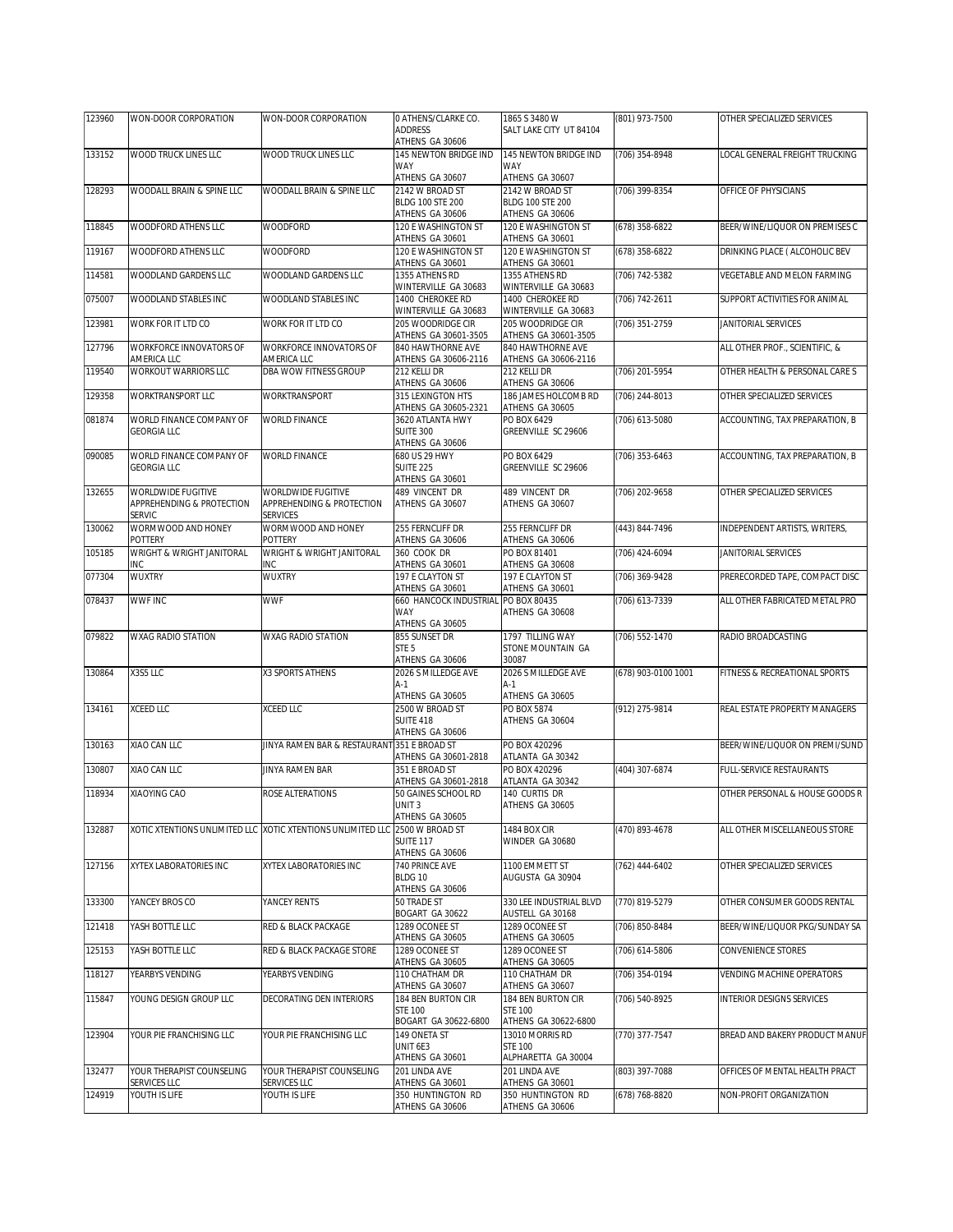| | | | | | | |
|---|---|---|---|---|---|---|
| 123960 | WON-DOOR CORPORATION | WON-DOOR CORPORATION | 0 ATHENS/CLARKE CO. ADDRESS ATHENS GA 30606 | 1865 S 3480 W SALT LAKE CITY UT 84104 | (801) 973-7500 | OTHER SPECIALIZED SERVICES |
| 133152 | WOOD TRUCK LINES LLC | WOOD TRUCK LINES LLC | 145 NEWTON BRIDGE IND WAY ATHENS GA 30607 | 145 NEWTON BRIDGE IND WAY ATHENS GA 30607 | (706) 354-8948 | LOCAL GENERAL FREIGHT TRUCKING |
| 128293 | WOODALL BRAIN & SPINE LLC | WOODALL BRAIN & SPINE LLC | 2142 W BROAD ST BLDG 100 STE 200 ATHENS GA 30606 | 2142 W BROAD ST BLDG 100 STE 200 ATHENS GA 30606 | (706) 399-8354 | OFFICE OF PHYSICIANS |
| 118845 | WOODFORD ATHENS LLC | WOODFORD | 120 E WASHINGTON ST ATHENS GA 30601 | 120 E WASHINGTON ST ATHENS GA 30601 | (678) 358-6822 | BEER/WINE/LIQUOR ON PREMISES C |
| 119167 | WOODFORD ATHENS LLC | WOODFORD | 120 E WASHINGTON ST ATHENS GA 30601 | 120 E WASHINGTON ST ATHENS GA 30601 | (678) 358-6822 | DRINKING PLACE ( ALCOHOLIC BEV |
| 114581 | WOODLAND GARDENS LLC | WOODLAND GARDENS LLC | 1355 ATHENS RD WINTERVILLE GA 30683 | 1355 ATHENS RD WINTERVILLE GA 30683 | (706) 742-5382 | VEGETABLE AND MELON FARMING |
| 075007 | WOODLAND STABLES INC | WOODLAND STABLES INC | 1400 CHEROKEE RD WINTERVILLE GA 30683 | 1400 CHEROKEE RD WINTERVILLE GA 30683 | (706) 742-2611 | SUPPORT ACTIVITIES FOR ANIMAL |
| 123981 | WORK FOR IT LTD CO | WORK FOR IT LTD CO | 205 WOODRIDGE CIR ATHENS GA 30601-3505 | 205 WOODRIDGE CIR ATHENS GA 30601-3505 | (706) 351-2759 | JANITORIAL SERVICES |
| 127796 | WORKFORCE INNOVATORS OF AMERICA LLC | WORKFORCE INNOVATORS OF AMERICA LLC | 840 HAWTHORNE AVE ATHENS GA 30606-2116 | 840 HAWTHORNE AVE ATHENS GA 30606-2116 | | ALL OTHER PROF., SCIENTIFIC, & |
| 119540 | WORKOUT WARRIORS LLC | DBA WOW FITNESS GROUP | 212 KELLI DR ATHENS GA 30606 | 212 KELLI DR ATHENS GA 30606 | (706) 201-5954 | OTHER HEALTH & PERSONAL CARE S |
| 129358 | WORKTRANSPORT LLC | WORKTRANSPORT | 315 LEXINGTON HTS ATHENS GA 30605-2321 | 186 JAMES HOLCOMB RD ATHENS GA 30605 | (706) 244-8013 | OTHER SPECIALIZED SERVICES |
| 081874 | WORLD FINANCE COMPANY OF GEORGIA LLC | WORLD FINANCE | 3620 ATLANTA HWY SUITE 300 ATHENS GA 30606 | PO BOX 6429 GREENVILLE SC 29606 | (706) 613-5080 | ACCOUNTING, TAX PREPARATION, B |
| 090085 | WORLD FINANCE COMPANY OF GEORGIA LLC | WORLD FINANCE | 680 US 29 HWY SUITE 225 ATHENS GA 30601 | PO BOX 6429 GREENVILLE SC 29606 | (706) 353-6463 | ACCOUNTING, TAX PREPARATION, B |
| 132655 | WORLDWIDE FUGITIVE APPREHENDING & PROTECTION SERVIC | WORLDWIDE FUGITIVE APPREHENDING & PROTECTION SERVICES | 489 VINCENT DR ATHENS GA 30607 | 489 VINCENT DR ATHENS GA 30607 | (706) 202-9658 | OTHER SPECIALIZED SERVICES |
| 130062 | WORMWOOD AND HONEY POTTERY | WORMWOOD AND HONEY POTTERY | 255 FERNCLIFF DR ATHENS GA 30606 | 255 FERNCLIFF DR ATHENS GA 30606 | (443) 844-7496 | INDEPENDENT ARTISTS, WRITERS, |
| 105185 | WRIGHT & WRIGHT JANITORAL INC | WRIGHT & WRIGHT JANITORAL INC | 360 COOK DR ATHENS GA 30601 | PO BOX 81401 ATHENS GA 30608 | (706) 424-6094 | JANITORIAL SERVICES |
| 077304 | WUXTRY | WUXTRY | 197 E CLAYTON ST ATHENS GA 30601 | 197 E CLAYTON ST ATHENS GA 30601 | (706) 369-9428 | PRERECORDED TAPE, COMPACT DISC |
| 078437 | WWF INC | WWF | 660 HANCOCK INDUSTRIAL WAY ATHENS GA 30605 | PO BOX 80435 ATHENS GA 30608 | (706) 613-7339 | ALL OTHER FABRICATED METAL PRO |
| 079822 | WXAG RADIO STATION | WXAG RADIO STATION | 855 SUNSET DR STE 5 ATHENS GA 30606 | 1797 TILLING WAY STONE MOUNTAIN GA 30087 | (706) 552-1470 | RADIO BROADCASTING |
| 130864 | X3S5 LLC | X3 SPORTS ATHENS | 2026 S MILLEDGE AVE A-1 ATHENS GA 30605 | 2026 S MILLEDGE AVE A-1 ATHENS GA 30605 | (678) 903-0100 1001 | FITNESS & RECREATIONAL SPORTS |
| 134161 | XCEED LLC | XCEED LLC | 2500 W BROAD ST SUITE 418 ATHENS GA 30606 | PO BOX 5874 ATHENS GA 30604 | (912) 275-9814 | REAL ESTATE PROPERTY MANAGERS |
| 130163 | XIAO CAN LLC | JINYA RAMEN BAR & RESTAURANT | 351 E BROAD ST ATHENS GA 30601-2818 | PO BOX 420296 ATLANTA GA 30342 | | BEER/WINE/LIQUOR ON PREMI/SUND |
| 130807 | XIAO CAN LLC | JINYA RAMEN BAR | 351 E BROAD ST ATHENS GA 30601-2818 | PO BOX 420296 ATLANTA GA 30342 | (404) 307-6874 | FULL-SERVICE RESTAURANTS |
| 118934 | XIAOYING CAO | ROSE ALTERATIONS | 50 GAINES SCHOOL RD UNIT 3 ATHENS GA 30605 | 140 CURTIS DR ATHENS GA 30605 | | OTHER PERSONAL & HOUSE GOODS R |
| 132887 | XOTIC XTENTIONS UNLIMITED LLC | XOTIC XTENTIONS UNLIMITED LLC | 2500 W BROAD ST SUITE 117 ATHENS GA 30606 | 1484 BOX CIR WINDER GA 30680 | (470) 893-4678 | ALL OTHER MISCELLANEOUS STORE |
| 127156 | XYTEX LABORATORIES INC | XYTEX LABORATORIES INC | 740 PRINCE AVE BLDG 10 ATHENS GA 30606 | 1100 EMMETT ST AUGUSTA GA 30904 | (762) 444-6402 | OTHER SPECIALIZED SERVICES |
| 133300 | YANCEY BROS CO | YANCEY RENTS | 50 TRADE ST BOGART GA 30622 | 330 LEE INDUSTRIAL BLVD AUSTELL GA 30168 | (770) 819-5279 | OTHER CONSUMER GOODS RENTAL |
| 121418 | YASH BOTTLE LLC | RED & BLACK PACKAGE | 1289 OCONEE ST ATHENS GA 30605 | 1289 OCONEE ST ATHENS GA 30605 | (706) 850-8484 | BEER/WINE/LIQUOR PKG/SUNDAY SA |
| 125153 | YASH BOTTLE LLC | RED & BLACK PACKAGE STORE | 1289 OCONEE ST ATHENS GA 30605 | 1289 OCONEE ST ATHENS GA 30605 | (706) 614-5806 | CONVENIENCE STORES |
| 118127 | YEARBYS VENDING | YEARBYS VENDING | 110 CHATHAM DR ATHENS GA 30607 | 110 CHATHAM DR ATHENS GA 30607 | (706) 354-0194 | VENDING MACHINE OPERATORS |
| 115847 | YOUNG DESIGN GROUP LLC | DECORATING DEN INTERIORS | 184 BEN BURTON CIR STE 100 BOGART GA 30622-6800 | 184 BEN BURTON CIR STE 100 ATHENS GA 30622-6800 | (706) 540-8925 | INTERIOR DESIGNS SERVICES |
| 123904 | YOUR PIE FRANCHISING LLC | YOUR PIE FRANCHISING LLC | 149 ONETA ST UNIT 6E3 ATHENS GA 30601 | 13010 MORRIS RD STE 100 ALPHARETTA GA 30004 | (770) 377-7547 | BREAD AND BAKERY PRODUCT MANUF |
| 132477 | YOUR THERAPIST COUNSELING SERVICES LLC | YOUR THERAPIST COUNSELING SERVICES LLC | 201 LINDA AVE ATHENS GA 30601 | 201 LINDA AVE ATHENS GA 30601 | (803) 397-7088 | OFFICES OF MENTAL HEALTH PRACT |
| 124919 | YOUTH IS LIFE | YOUTH IS LIFE | 350 HUNTINGTON RD ATHENS GA 30606 | 350 HUNTINGTON RD ATHENS GA 30606 | (678) 768-8820 | NON-PROFIT ORGANIZATION |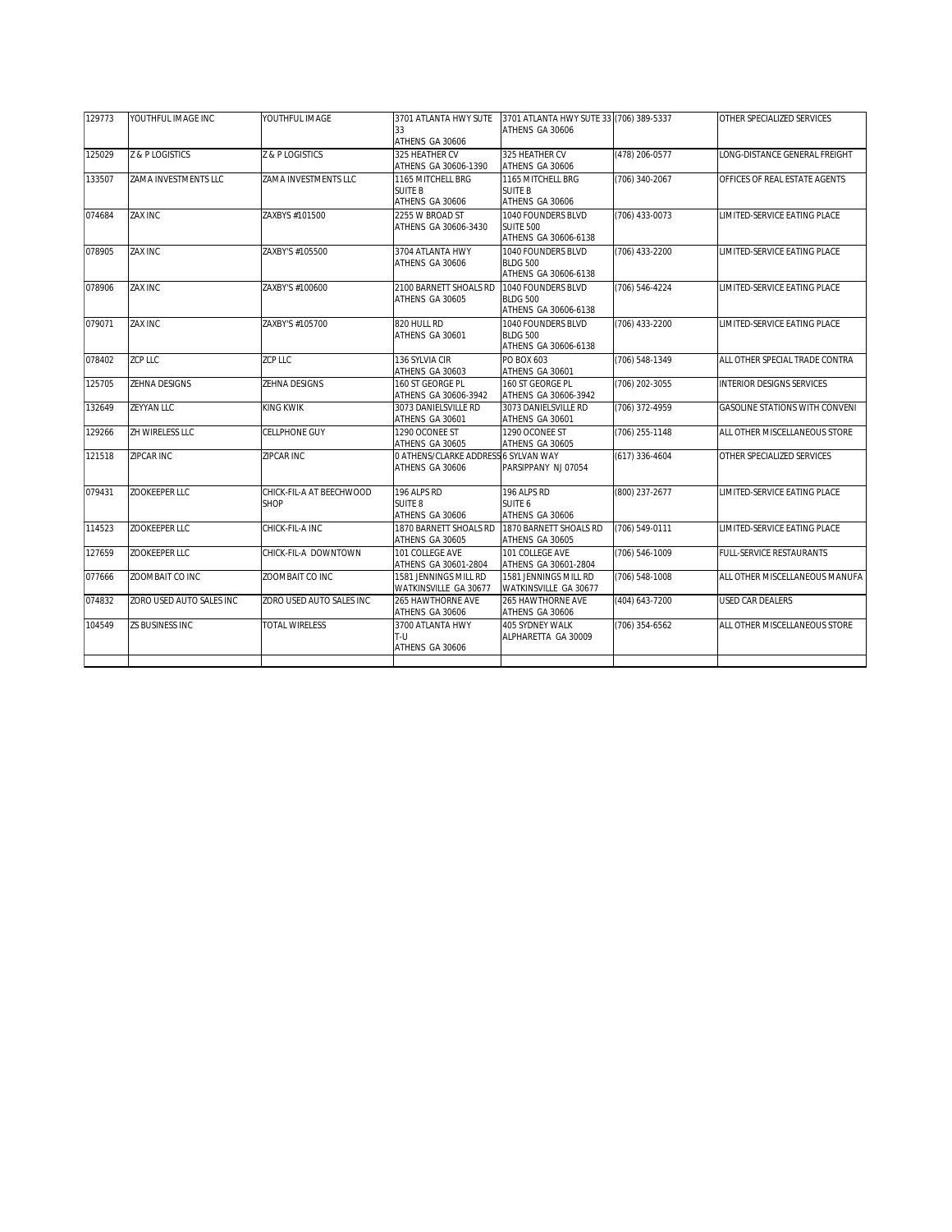| | | | | | | |
|---|---|---|---|---|---|---|
| 129773 | YOUTHFUL IMAGE INC | YOUTHFUL IMAGE | 3701 ATLANTA HWY SUTE 33<br>ATHENS GA 30606 | 3701 ATLANTA HWY SUTE 33<br>ATHENS GA 30606 | (706) 389-5337 | OTHER SPECIALIZED SERVICES |
| 125029 | Z & P LOGISTICS | Z & P LOGISTICS | 325 HEATHER CV<br>ATHENS GA 30606-1390 | 325 HEATHER CV<br>ATHENS GA 30606 | (478) 206-0577 | LONG-DISTANCE GENERAL FREIGHT |
| 133507 | ZAMA INVESTMENTS LLC | ZAMA INVESTMENTS LLC | 1165 MITCHELL BRG<br>SUITE B<br>ATHENS GA 30606 | 1165 MITCHELL BRG<br>SUITE B<br>ATHENS GA 30606 | (706) 340-2067 | OFFICES OF REAL ESTATE AGENTS |
| 074684 | ZAX INC | ZAXBYS #101500 | 2255 W BROAD ST<br>ATHENS GA 30606-3430 | 1040 FOUNDERS BLVD<br>SUITE 500<br>ATHENS GA 30606-6138 | (706) 433-0073 | LIMITED-SERVICE EATING PLACE |
| 078905 | ZAX INC | ZAXBY'S #105500 | 3704 ATLANTA HWY<br>ATHENS GA 30606 | 1040 FOUNDERS BLVD<br>BLDG 500<br>ATHENS GA 30606-6138 | (706) 433-2200 | LIMITED-SERVICE EATING PLACE |
| 078906 | ZAX INC | ZAXBY'S #100600 | 2100 BARNETT SHOALS RD<br>ATHENS GA 30605 | 1040 FOUNDERS BLVD<br>BLDG 500<br>ATHENS GA 30606-6138 | (706) 546-4224 | LIMITED-SERVICE EATING PLACE |
| 079071 | ZAX INC | ZAXBY'S #105700 | 820 HULL RD<br>ATHENS GA 30601 | 1040 FOUNDERS BLVD<br>BLDG 500<br>ATHENS GA 30606-6138 | (706) 433-2200 | LIMITED-SERVICE EATING PLACE |
| 078402 | ZCP LLC | ZCP LLC | 136 SYLVIA CIR<br>ATHENS GA 30603 | PO BOX 603<br>ATHENS GA 30601 | (706) 548-1349 | ALL OTHER SPECIAL TRADE CONTRA |
| 125705 | ZEHNA DESIGNS | ZEHNA DESIGNS | 160 ST GEORGE PL<br>ATHENS GA 30606-3942 | 160 ST GEORGE PL<br>ATHENS GA 30606-3942 | (706) 202-3055 | INTERIOR DESIGNS SERVICES |
| 132649 | ZEYYAN LLC | KING KWIK | 3073 DANIELSVILLE RD<br>ATHENS GA 30601 | 3073 DANIELSVILLE RD<br>ATHENS GA 30601 | (706) 372-4959 | GASOLINE STATIONS WITH CONVENI |
| 129266 | ZH WIRELESS LLC | CELLPHONE GUY | 1290 OCONEE ST<br>ATHENS GA 30605 | 1290 OCONEE ST<br>ATHENS GA 30605 | (706) 255-1148 | ALL OTHER MISCELLANEOUS STORE |
| 121518 | ZIPCAR INC | ZIPCAR INC | 0 ATHENS/CLARKE ADDRESS<br>ATHENS GA 30606 | 6 SYLVAN WAY<br>PARSIPPANY NJ 07054 | (617) 336-4604 | OTHER SPECIALIZED SERVICES |
| 079431 | ZOOKEEPER LLC | CHICK-FIL-A AT BEECHWOOD SHOP | 196 ALPS RD<br>SUITE 8<br>ATHENS GA 30606 | 196 ALPS RD<br>SUITE 6<br>ATHENS GA 30606 | (800) 237-2677 | LIMITED-SERVICE EATING PLACE |
| 114523 | ZOOKEEPER LLC | CHICK-FIL-A INC | 1870 BARNETT SHOALS RD<br>ATHENS GA 30605 | 1870 BARNETT SHOALS RD<br>ATHENS GA 30605 | (706) 549-0111 | LIMITED-SERVICE EATING PLACE |
| 127659 | ZOOKEEPER LLC | CHICK-FIL-A DOWNTOWN | 101 COLLEGE AVE<br>ATHENS GA 30601-2804 | 101 COLLEGE AVE<br>ATHENS GA 30601-2804 | (706) 546-1009 | FULL-SERVICE RESTAURANTS |
| 077666 | ZOOMBAIT CO INC | ZOOMBAIT CO INC | 1581 JENNINGS MILL RD<br>WATKINSVILLE GA 30677 | 1581 JENNINGS MILL RD<br>WATKINSVILLE GA 30677 | (706) 548-1008 | ALL OTHER MISCELLANEOUS MANUFA |
| 074832 | ZORO USED AUTO SALES INC | ZORO USED AUTO SALES INC | 265 HAWTHORNE AVE<br>ATHENS GA 30606 | 265 HAWTHORNE AVE<br>ATHENS GA 30606 | (404) 643-7200 | USED CAR DEALERS |
| 104549 | ZS BUSINESS INC | TOTAL WIRELESS | 3700 ATLANTA HWY<br>T-U<br>ATHENS GA 30606 | 405 SYDNEY WALK<br>ALPHARETTA GA 30009 | (706) 354-6562 | ALL OTHER MISCELLANEOUS STORE |
| | | | | | | |